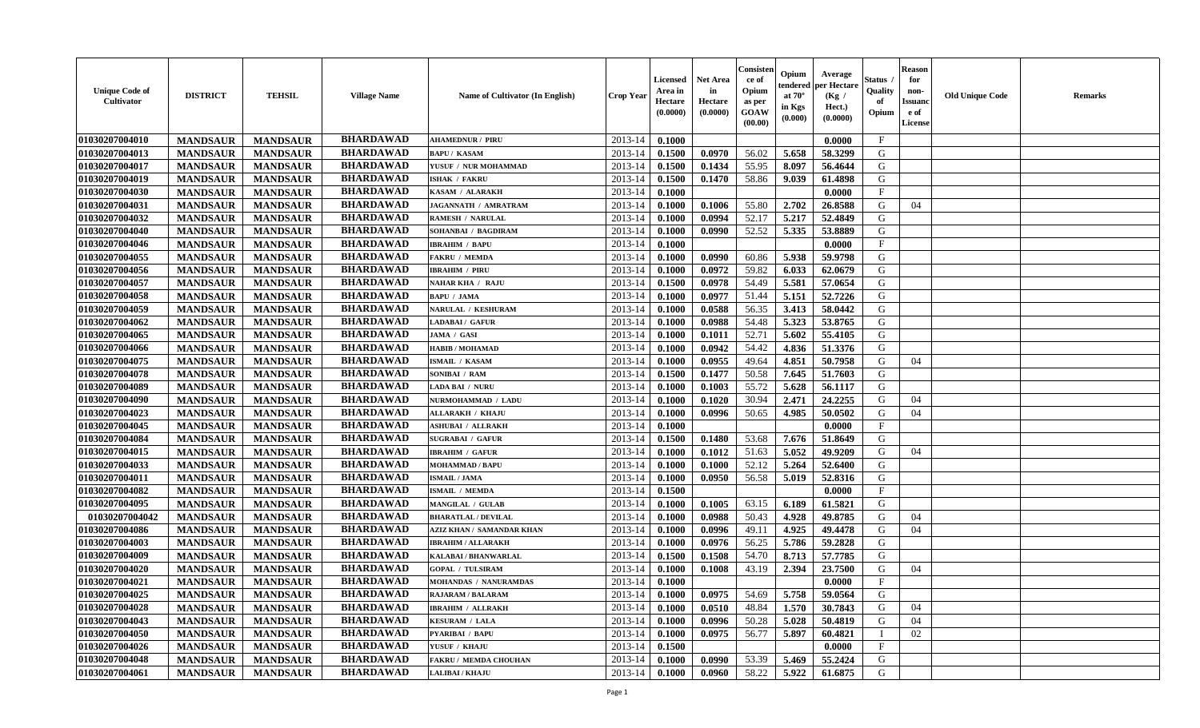| Unique Code of Cultivator | DISTRICT | TEHSIL | Village Name | Name of Cultivator (In English) | Crop Year | Licensed Area in Hectare (0.0000) | Net Area in Hectare (0.0000) | Consistence of Opium as per GOAW (00.00) | Opium tendered at 70° in Kgs (0.000) | Average per Hectare (Kg / Hect.) (0.0000) | Status / Quality of Opium | Reason for non-Issuance of License | Old Unique Code | Remarks |
|---|---|---|---|---|---|---|---|---|---|---|---|---|---|---|
| 01030207004010 | MANDSAUR | MANDSAUR | BHARDAWAD | AHAMEDNUR / PIRU | 2013-14 | 0.1000 | | | | 0.0000 | F | | | |
| 01030207004013 | MANDSAUR | MANDSAUR | BHARDAWAD | BAPU / KASAM | 2013-14 | 0.1500 | 0.0970 | 56.02 | 5.658 | 58.3299 | G | | | |
| 01030207004017 | MANDSAUR | MANDSAUR | BHARDAWAD | YUSUF / NUR MOHAMMAD | 2013-14 | 0.1500 | 0.1434 | 55.95 | 8.097 | 56.4644 | G | | | |
| 01030207004019 | MANDSAUR | MANDSAUR | BHARDAWAD | ISHAK / FAKRU | 2013-14 | 0.1500 | 0.1470 | 58.86 | 9.039 | 61.4898 | G | | | |
| 01030207004030 | MANDSAUR | MANDSAUR | BHARDAWAD | KASAM / ALARAKH | 2013-14 | 0.1000 | | | | 0.0000 | F | | | |
| 01030207004031 | MANDSAUR | MANDSAUR | BHARDAWAD | JAGANNATH / AMRATRAM | 2013-14 | 0.1000 | 0.1006 | 55.80 | 2.702 | 26.8588 | G | 04 | | |
| 01030207004032 | MANDSAUR | MANDSAUR | BHARDAWAD | RAMESH / NARULAL | 2013-14 | 0.1000 | 0.0994 | 52.17 | 5.217 | 52.4849 | G | | | |
| 01030207004040 | MANDSAUR | MANDSAUR | BHARDAWAD | SOHANBAI / BAGDIRAM | 2013-14 | 0.1000 | 0.0990 | 52.52 | 5.335 | 53.8889 | G | | | |
| 01030207004046 | MANDSAUR | MANDSAUR | BHARDAWAD | IBRAHIM / BAPU | 2013-14 | 0.1000 | | | | 0.0000 | F | | | |
| 01030207004055 | MANDSAUR | MANDSAUR | BHARDAWAD | FAKRU / MEMDA | 2013-14 | 0.1000 | 0.0990 | 60.86 | 5.938 | 59.9798 | G | | | |
| 01030207004056 | MANDSAUR | MANDSAUR | BHARDAWAD | IBRAHIM / PIRU | 2013-14 | 0.1000 | 0.0972 | 59.82 | 6.033 | 62.0679 | G | | | |
| 01030207004057 | MANDSAUR | MANDSAUR | BHARDAWAD | NAHAR KHA / RAJU | 2013-14 | 0.1500 | 0.0978 | 54.49 | 5.581 | 57.0654 | G | | | |
| 01030207004058 | MANDSAUR | MANDSAUR | BHARDAWAD | BAPU / JAMA | 2013-14 | 0.1000 | 0.0977 | 51.44 | 5.151 | 52.7226 | G | | | |
| 01030207004059 | MANDSAUR | MANDSAUR | BHARDAWAD | NARULAL / KESHURAM | 2013-14 | 0.1000 | 0.0588 | 56.35 | 3.413 | 58.0442 | G | | | |
| 01030207004062 | MANDSAUR | MANDSAUR | BHARDAWAD | LADABAI / GAFUR | 2013-14 | 0.1000 | 0.0988 | 54.48 | 5.323 | 53.8765 | G | | | |
| 01030207004065 | MANDSAUR | MANDSAUR | BHARDAWAD | JAMA / GASI | 2013-14 | 0.1000 | 0.1011 | 52.71 | 5.602 | 55.4105 | G | | | |
| 01030207004066 | MANDSAUR | MANDSAUR | BHARDAWAD | HABIB / MOHAMAD | 2013-14 | 0.1000 | 0.0942 | 54.42 | 4.836 | 51.3376 | G | | | |
| 01030207004075 | MANDSAUR | MANDSAUR | BHARDAWAD | ISMAIL / KASAM | 2013-14 | 0.1000 | 0.0955 | 49.64 | 4.851 | 50.7958 | G | 04 | | |
| 01030207004078 | MANDSAUR | MANDSAUR | BHARDAWAD | SONIBAI / RAM | 2013-14 | 0.1500 | 0.1477 | 50.58 | 7.645 | 51.7603 | G | | | |
| 01030207004089 | MANDSAUR | MANDSAUR | BHARDAWAD | LADA BAI / NURU | 2013-14 | 0.1000 | 0.1003 | 55.72 | 5.628 | 56.1117 | G | | | |
| 01030207004090 | MANDSAUR | MANDSAUR | BHARDAWAD | NURMOHAMMAD / LADU | 2013-14 | 0.1000 | 0.1020 | 30.94 | 2.471 | 24.2255 | G | 04 | | |
| 01030207004023 | MANDSAUR | MANDSAUR | BHARDAWAD | ALLARAKH / KHAJU | 2013-14 | 0.1000 | 0.0996 | 50.65 | 4.985 | 50.0502 | G | 04 | | |
| 01030207004045 | MANDSAUR | MANDSAUR | BHARDAWAD | ASHUBAI / ALLRAKH | 2013-14 | 0.1000 | | | | 0.0000 | F | | | |
| 01030207004084 | MANDSAUR | MANDSAUR | BHARDAWAD | SUGRABAI / GAFUR | 2013-14 | 0.1500 | 0.1480 | 53.68 | 7.676 | 51.8649 | G | | | |
| 01030207004015 | MANDSAUR | MANDSAUR | BHARDAWAD | IBRAHIM / GAFUR | 2013-14 | 0.1000 | 0.1012 | 51.63 | 5.052 | 49.9209 | G | 04 | | |
| 01030207004033 | MANDSAUR | MANDSAUR | BHARDAWAD | MOHAMMAD / BAPU | 2013-14 | 0.1000 | 0.1000 | 52.12 | 5.264 | 52.6400 | G | | | |
| 01030207004011 | MANDSAUR | MANDSAUR | BHARDAWAD | ISMAIL / JAMA | 2013-14 | 0.1000 | 0.0950 | 56.58 | 5.019 | 52.8316 | G | | | |
| 01030207004082 | MANDSAUR | MANDSAUR | BHARDAWAD | ISMAIL / MEMDA | 2013-14 | 0.1500 | | | | 0.0000 | F | | | |
| 01030207004095 | MANDSAUR | MANDSAUR | BHARDAWAD | MANGILAL / GULAB | 2013-14 | 0.1000 | 0.1005 | 63.15 | 6.189 | 61.5821 | G | | | |
| 01030207004042 | MANDSAUR | MANDSAUR | BHARDAWAD | BHARATLAL / DEVILAL | 2013-14 | 0.1000 | 0.0988 | 50.43 | 4.928 | 49.8785 | G | 04 | | |
| 01030207004086 | MANDSAUR | MANDSAUR | BHARDAWAD | AZIZ KHAN / SAMANDAR KHAN | 2013-14 | 0.1000 | 0.0996 | 49.11 | 4.925 | 49.4478 | G | 04 | | |
| 01030207004003 | MANDSAUR | MANDSAUR | BHARDAWAD | IBRAHIM / ALLARAKH | 2013-14 | 0.1000 | 0.0976 | 56.25 | 5.786 | 59.2828 | G | | | |
| 01030207004009 | MANDSAUR | MANDSAUR | BHARDAWAD | KALABAI / BHANWARLAL | 2013-14 | 0.1500 | 0.1508 | 54.70 | 8.713 | 57.7785 | G | | | |
| 01030207004020 | MANDSAUR | MANDSAUR | BHARDAWAD | GOPAL / TULSIRAM | 2013-14 | 0.1000 | 0.1008 | 43.19 | 2.394 | 23.7500 | G | 04 | | |
| 01030207004021 | MANDSAUR | MANDSAUR | BHARDAWAD | MOHANDAS / NANURAMDAS | 2013-14 | 0.1000 | | | | 0.0000 | F | | | |
| 01030207004025 | MANDSAUR | MANDSAUR | BHARDAWAD | RAJARAM / BALARAM | 2013-14 | 0.1000 | 0.0975 | 54.69 | 5.758 | 59.0564 | G | | | |
| 01030207004028 | MANDSAUR | MANDSAUR | BHARDAWAD | IBRAHIM / ALLRAKH | 2013-14 | 0.1000 | 0.0510 | 48.84 | 1.570 | 30.7843 | G | 04 | | |
| 01030207004043 | MANDSAUR | MANDSAUR | BHARDAWAD | KESURAM / LALA | 2013-14 | 0.1000 | 0.0996 | 50.28 | 5.028 | 50.4819 | G | 04 | | |
| 01030207004050 | MANDSAUR | MANDSAUR | BHARDAWAD | PYARIBAI / BAPU | 2013-14 | 0.1000 | 0.0975 | 56.77 | 5.897 | 60.4821 | I | 02 | | |
| 01030207004026 | MANDSAUR | MANDSAUR | BHARDAWAD | YUSUF / KHAJU | 2013-14 | 0.1500 | | | | 0.0000 | F | | | |
| 01030207004048 | MANDSAUR | MANDSAUR | BHARDAWAD | FAKRU / MEMDA CHOUHAN | 2013-14 | 0.1000 | 0.0990 | 53.39 | 5.469 | 55.2424 | G | | | |
| 01030207004061 | MANDSAUR | MANDSAUR | BHARDAWAD | LALIBAI / KHAJU | 2013-14 | 0.1000 | 0.0960 | 58.22 | 5.922 | 61.6875 | G | | | |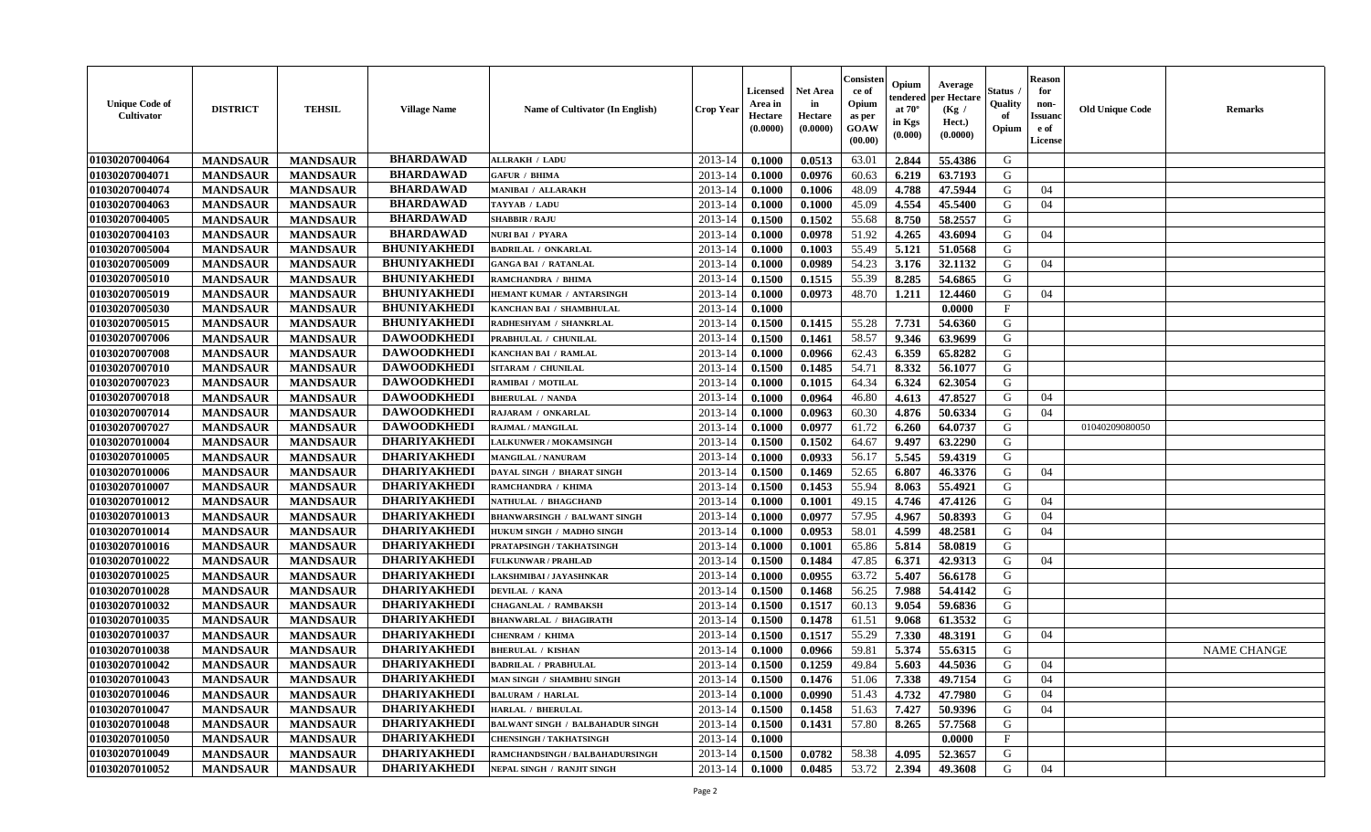| Unique Code of Cultivator | DISTRICT | TEHSIL | Village Name | Name of Cultivator (In English) | Crop Year | Licensed Area in Hectare (0.0000) | Net Area in Hectare (0.0000) | Consistence of Opium as per GOAW (00.00) | Opium tendered at 70° in Kgs (0.000) | Average per Hectare (Kg / Hect.) (0.0000) | Status / Quality of Opium | Reason for non-Issuance of License | Old Unique Code | Remarks |
|---|---|---|---|---|---|---|---|---|---|---|---|---|---|---|
| 01030207004064 | MANDSAUR | MANDSAUR | BHARDAWAD | ALLRAKH / LADU | 2013-14 | 0.1000 | 0.0513 | 63.01 | 2.844 | 55.4386 | G | | | |
| 01030207004071 | MANDSAUR | MANDSAUR | BHARDAWAD | GAFUR / BHIMA | 2013-14 | 0.1000 | 0.0976 | 60.63 | 6.219 | 63.7193 | G | | | |
| 01030207004074 | MANDSAUR | MANDSAUR | BHARDAWAD | MANIBAI / ALLARAKH | 2013-14 | 0.1000 | 0.1006 | 48.09 | 4.788 | 47.5944 | G | 04 | | |
| 01030207004063 | MANDSAUR | MANDSAUR | BHARDAWAD | TAYYAB / LADU | 2013-14 | 0.1000 | 0.1000 | 45.09 | 4.554 | 45.5400 | G | 04 | | |
| 01030207004005 | MANDSAUR | MANDSAUR | BHARDAWAD | SHABBIR / RAJU | 2013-14 | 0.1500 | 0.1502 | 55.68 | 8.750 | 58.2557 | G | | | |
| 01030207004103 | MANDSAUR | MANDSAUR | BHARDAWAD | NURI BAI / PYARA | 2013-14 | 0.1000 | 0.0978 | 51.92 | 4.265 | 43.6094 | G | 04 | | |
| 01030207005004 | MANDSAUR | MANDSAUR | BHUNIYAKHEDI | BADRILAL / ONKARLAL | 2013-14 | 0.1000 | 0.1003 | 55.49 | 5.121 | 51.0568 | G | | | |
| 01030207005009 | MANDSAUR | MANDSAUR | BHUNIYAKHEDI | GANGA BAI / RATANLAL | 2013-14 | 0.1000 | 0.0989 | 54.23 | 3.176 | 32.1132 | G | 04 | | |
| 01030207005010 | MANDSAUR | MANDSAUR | BHUNIYAKHEDI | RAMCHANDRA / BHIMA | 2013-14 | 0.1500 | 0.1515 | 55.39 | 8.285 | 54.6865 | G | | | |
| 01030207005019 | MANDSAUR | MANDSAUR | BHUNIYAKHEDI | HEMANT KUMAR / ANTARSINGH | 2013-14 | 0.1000 | 0.0973 | 48.70 | 1.211 | 12.4460 | G | 04 | | |
| 01030207005030 | MANDSAUR | MANDSAUR | BHUNIYAKHEDI | KANCHAN BAI / SHAMBHULAL | 2013-14 | 0.1000 | | | | 0.0000 | F | | | |
| 01030207005015 | MANDSAUR | MANDSAUR | BHUNIYAKHEDI | RADHESHYAM / SHANKRLAL | 2013-14 | 0.1500 | 0.1415 | 55.28 | 7.731 | 54.6360 | G | | | |
| 01030207007006 | MANDSAUR | MANDSAUR | DAWOODKHEDI | PRABHULAL / CHUNILAL | 2013-14 | 0.1500 | 0.1461 | 58.57 | 9.346 | 63.9699 | G | | | |
| 01030207007008 | MANDSAUR | MANDSAUR | DAWOODKHEDI | KANCHAN BAI / RAMLAL | 2013-14 | 0.1000 | 0.0966 | 62.43 | 6.359 | 65.8282 | G | | | |
| 01030207007010 | MANDSAUR | MANDSAUR | DAWOODKHEDI | SITARAM / CHUNILAL | 2013-14 | 0.1500 | 0.1485 | 54.71 | 8.332 | 56.1077 | G | | | |
| 01030207007023 | MANDSAUR | MANDSAUR | DAWOODKHEDI | RAMIBAI / MOTILAL | 2013-14 | 0.1000 | 0.1015 | 64.34 | 6.324 | 62.3054 | G | | | |
| 01030207007018 | MANDSAUR | MANDSAUR | DAWOODKHEDI | BHERULAL / NANDA | 2013-14 | 0.1000 | 0.0964 | 46.80 | 4.613 | 47.8527 | G | 04 | | |
| 01030207007014 | MANDSAUR | MANDSAUR | DAWOODKHEDI | RAJARAM / ONKARLAL | 2013-14 | 0.1000 | 0.0963 | 60.30 | 4.876 | 50.6334 | G | 04 | | |
| 01030207007027 | MANDSAUR | MANDSAUR | DAWOODKHEDI | RAJMAL / MANGILAL | 2013-14 | 0.1000 | 0.0977 | 61.72 | 6.260 | 64.0737 | G | | 01040209080050 | |
| 01030207010004 | MANDSAUR | MANDSAUR | DHARIYAKHEDI | LALKUNWER / MOKAMSINGH | 2013-14 | 0.1500 | 0.1502 | 64.67 | 9.497 | 63.2290 | G | | | |
| 01030207010005 | MANDSAUR | MANDSAUR | DHARIYAKHEDI | MANGILAL / NANURAM | 2013-14 | 0.1000 | 0.0933 | 56.17 | 5.545 | 59.4319 | G | | | |
| 01030207010006 | MANDSAUR | MANDSAUR | DHARIYAKHEDI | DAYAL SINGH / BHARAT SINGH | 2013-14 | 0.1500 | 0.1469 | 52.65 | 6.807 | 46.3376 | G | 04 | | |
| 01030207010007 | MANDSAUR | MANDSAUR | DHARIYAKHEDI | RAMCHANDRA / KHIMA | 2013-14 | 0.1500 | 0.1453 | 55.94 | 8.063 | 55.4921 | G | | | |
| 01030207010012 | MANDSAUR | MANDSAUR | DHARIYAKHEDI | NATHULAL / BHAGCHAND | 2013-14 | 0.1000 | 0.1001 | 49.15 | 4.746 | 47.4126 | G | 04 | | |
| 01030207010013 | MANDSAUR | MANDSAUR | DHARIYAKHEDI | BHANWARSINGH / BALWANT SINGH | 2013-14 | 0.1000 | 0.0977 | 57.95 | 4.967 | 50.8393 | G | 04 | | |
| 01030207010014 | MANDSAUR | MANDSAUR | DHARIYAKHEDI | HUKUM SINGH / MADHO SINGH | 2013-14 | 0.1000 | 0.0953 | 58.01 | 4.599 | 48.2581 | G | 04 | | |
| 01030207010016 | MANDSAUR | MANDSAUR | DHARIYAKHEDI | PRATAPSINGH / TAKHATSINGH | 2013-14 | 0.1000 | 0.1001 | 65.86 | 5.814 | 58.0819 | G | | | |
| 01030207010022 | MANDSAUR | MANDSAUR | DHARIYAKHEDI | FULKUNWAR / PRAHLAD | 2013-14 | 0.1500 | 0.1484 | 47.85 | 6.371 | 42.9313 | G | 04 | | |
| 01030207010025 | MANDSAUR | MANDSAUR | DHARIYAKHEDI | LAKSHMIBAI / JAYASHNKAR | 2013-14 | 0.1000 | 0.0955 | 63.72 | 5.407 | 56.6178 | G | | | |
| 01030207010028 | MANDSAUR | MANDSAUR | DHARIYAKHEDI | DEVILAL / KANA | 2013-14 | 0.1500 | 0.1468 | 56.25 | 7.988 | 54.4142 | G | | | |
| 01030207010032 | MANDSAUR | MANDSAUR | DHARIYAKHEDI | CHAGANLAL / RAMBAKSH | 2013-14 | 0.1500 | 0.1517 | 60.13 | 9.054 | 59.6836 | G | | | |
| 01030207010035 | MANDSAUR | MANDSAUR | DHARIYAKHEDI | BHANWARLAL / BHAGIRATH | 2013-14 | 0.1500 | 0.1478 | 61.51 | 9.068 | 61.3532 | G | | | |
| 01030207010037 | MANDSAUR | MANDSAUR | DHARIYAKHEDI | CHENRAM / KHIMA | 2013-14 | 0.1500 | 0.1517 | 55.29 | 7.330 | 48.3191 | G | 04 | | |
| 01030207010038 | MANDSAUR | MANDSAUR | DHARIYAKHEDI | BHERULAL / KISHAN | 2013-14 | 0.1000 | 0.0966 | 59.81 | 5.374 | 55.6315 | G | | | NAME CHANGE |
| 01030207010042 | MANDSAUR | MANDSAUR | DHARIYAKHEDI | BADRILAL / PRABHULAL | 2013-14 | 0.1500 | 0.1259 | 49.84 | 5.603 | 44.5036 | G | 04 | | |
| 01030207010043 | MANDSAUR | MANDSAUR | DHARIYAKHEDI | MAN SINGH / SHAMBHU SINGH | 2013-14 | 0.1500 | 0.1476 | 51.06 | 7.338 | 49.7154 | G | 04 | | |
| 01030207010046 | MANDSAUR | MANDSAUR | DHARIYAKHEDI | BALURAM / HARLAL | 2013-14 | 0.1000 | 0.0990 | 51.43 | 4.732 | 47.7980 | G | 04 | | |
| 01030207010047 | MANDSAUR | MANDSAUR | DHARIYAKHEDI | HARLAL / BHERULAL | 2013-14 | 0.1500 | 0.1458 | 51.63 | 7.427 | 50.9396 | G | 04 | | |
| 01030207010048 | MANDSAUR | MANDSAUR | DHARIYAKHEDI | BALWANT SINGH / BALBAHADUR SINGH | 2013-14 | 0.1500 | 0.1431 | 57.80 | 8.265 | 57.7568 | G | | | |
| 01030207010050 | MANDSAUR | MANDSAUR | DHARIYAKHEDI | CHENSINGH / TAKHATSINGH | 2013-14 | 0.1000 | | | | 0.0000 | F | | | |
| 01030207010049 | MANDSAUR | MANDSAUR | DHARIYAKHEDI | RAMCHANDSINGH / BALBAHADURSINGH | 2013-14 | 0.1500 | 0.0782 | 58.38 | 4.095 | 52.3657 | G | | | |
| 01030207010052 | MANDSAUR | MANDSAUR | DHARIYAKHEDI | NEPAL SINGH / RANJIT SINGH | 2013-14 | 0.1000 | 0.0485 | 53.72 | 2.394 | 49.3608 | G | 04 | | |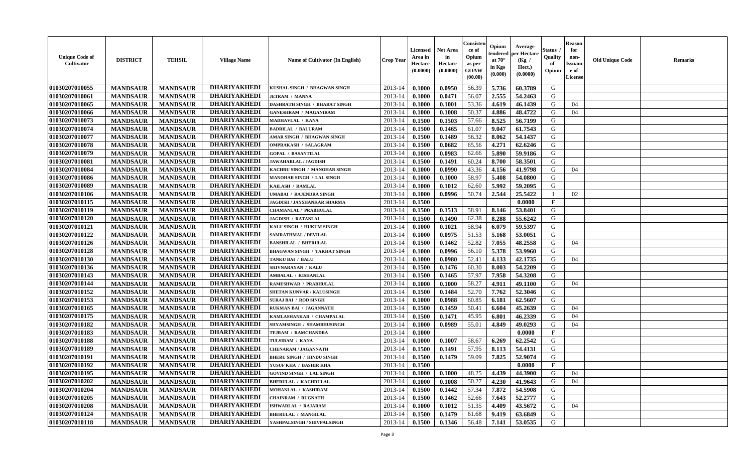| Unique Code of Cultivator | DISTRICT | TEHSIL | Village Name | Name of Cultivator (In English) | Crop Year | Licensed Area in Hectare (0.0000) | Net Area in Hectare (0.0000) | Consistence of Opium as per GOAW (00.00) | Opium tendered at 70° in Kgs (0.000) | Average per Hectare (Kg / Hect.) (0.0000) | Status / Quality of Opium | Reason for non-Issuance of License | Old Unique Code | Remarks |
|---|---|---|---|---|---|---|---|---|---|---|---|---|---|---|
| 01030207010055 | MANDSAUR | MANDSAUR | DHARIYAKHEDI | KUSHAL SINGH / BHAGWAN SINGH | 2013-14 | 0.1000 | 0.0950 | 56.39 | 5.736 | 60.3789 | G | | | |
| 01030207010061 | MANDSAUR | MANDSAUR | DHARIYAKHEDI | JETRAM / MANNA | 2013-14 | 0.1000 | 0.0471 | 56.07 | 2.555 | 54.2463 | G | | | |
| 01030207010065 | MANDSAUR | MANDSAUR | DHARIYAKHEDI | DASHRATH SINGH / BHARAT SINGH | 2013-14 | 0.1000 | 0.1001 | 53.36 | 4.619 | 46.1439 | G | 04 | | |
| 01030207010066 | MANDSAUR | MANDSAUR | DHARIYAKHEDI | GANESHRAM / MAGANIRAM | 2013-14 | 0.1000 | 0.1008 | 50.37 | 4.886 | 48.4722 | G | 04 | | |
| 01030207010073 | MANDSAUR | MANDSAUR | DHARIYAKHEDI | MADHAVLAL / KANA | 2013-14 | 0.1500 | 0.1503 | 57.66 | 8.525 | 56.7199 | G | | | |
| 01030207010074 | MANDSAUR | MANDSAUR | DHARIYAKHEDI | BADRILAL / BALURAM | 2013-14 | 0.1500 | 0.1465 | 61.07 | 9.047 | 61.7543 | G | | | |
| 01030207010077 | MANDSAUR | MANDSAUR | DHARIYAKHEDI | AMAR SINGH / BHAGWAN SINGH | 2013-14 | 0.1500 | 0.1489 | 56.32 | 8.062 | 54.1437 | G | | | |
| 01030207010078 | MANDSAUR | MANDSAUR | DHARIYAKHEDI | OMPRAKASH / SALAGRAM | 2013-14 | 0.1500 | 0.0682 | 65.56 | 4.271 | 62.6246 | G | | | |
| 01030207010079 | MANDSAUR | MANDSAUR | DHARIYAKHEDI | GOPAL / BASANTILAL | 2013-14 | 0.1000 | 0.0983 | 62.66 | 5.890 | 59.9186 | G | | | |
| 01030207010081 | MANDSAUR | MANDSAUR | DHARIYAKHEDI | JAWAHARLAL / JAGDISH | 2013-14 | 0.1500 | 0.1491 | 60.24 | 8.700 | 58.3501 | G | | | |
| 01030207010084 | MANDSAUR | MANDSAUR | DHARIYAKHEDI | KACHRU SINGH / MANOHAR SINGH | 2013-14 | 0.1000 | 0.0990 | 43.36 | 4.156 | 41.9798 | G | 04 | | |
| 01030207010086 | MANDSAUR | MANDSAUR | DHARIYAKHEDI | MANOHAR SINGH / LAL SINGH | 2013-14 | 0.1000 | 0.1000 | 58.97 | 5.408 | 54.0800 | G | | | |
| 01030207010089 | MANDSAUR | MANDSAUR | DHARIYAKHEDI | KAILASH / RAMLAL | 2013-14 | 0.1000 | 0.1012 | 62.60 | 5.992 | 59.2095 | G | | | |
| 01030207010106 | MANDSAUR | MANDSAUR | DHARIYAKHEDI | UMABAI / RAJENDRA SINGH | 2013-14 | 0.1000 | 0.0996 | 50.74 | 2.544 | 25.5422 | I | 02 | | |
| 01030207010115 | MANDSAUR | MANDSAUR | DHARIYAKHEDI | JAGDISH / JAYSHANKAR SHARMA | 2013-14 | 0.1500 | | | | 0.0000 | F | | | |
| 01030207010119 | MANDSAUR | MANDSAUR | DHARIYAKHEDI | CHAMANLAL / PRABHULAL | 2013-14 | 0.1500 | 0.1513 | 58.91 | 8.146 | 53.8401 | G | | | |
| 01030207010120 | MANDSAUR | MANDSAUR | DHARIYAKHEDI | JAGDISH / RATANLAL | 2013-14 | 0.1500 | 0.1490 | 62.38 | 8.288 | 55.6242 | G | | | |
| 01030207010121 | MANDSAUR | MANDSAUR | DHARIYAKHEDI | KALU SINGH / HUKUM SINGH | 2013-14 | 0.1000 | 0.1021 | 58.94 | 6.079 | 59.5397 | G | | | |
| 01030207010122 | MANDSAUR | MANDSAUR | DHARIYAKHEDI | SAMRATHMAL / DEVILAL | 2013-14 | 0.1000 | 0.0975 | 51.53 | 5.168 | 53.0051 | G | | | |
| 01030207010126 | MANDSAUR | MANDSAUR | DHARIYAKHEDI | BANSHILAL / BHERULAL | 2013-14 | 0.1500 | 0.1462 | 52.82 | 7.055 | 48.2558 | G | 04 | | |
| 01030207010128 | MANDSAUR | MANDSAUR | DHARIYAKHEDI | BHAGWAN SINGH / TAKHAT SINGH | 2013-14 | 0.1000 | 0.0996 | 56.10 | 5.378 | 53.9960 | G | | | |
| 01030207010130 | MANDSAUR | MANDSAUR | DHARIYAKHEDI | TANKU BAI / BALU | 2013-14 | 0.1000 | 0.0980 | 52.41 | 4.133 | 42.1735 | G | 04 | | |
| 01030207010136 | MANDSAUR | MANDSAUR | DHARIYAKHEDI | SHIVNARAYAN / KALU | 2013-14 | 0.1500 | 0.1476 | 60.30 | 8.003 | 54.2209 | G | | | |
| 01030207010143 | MANDSAUR | MANDSAUR | DHARIYAKHEDI | AMBALAL / KISHANLAL | 2013-14 | 0.1500 | 0.1465 | 57.97 | 7.958 | 54.3208 | G | | | |
| 01030207010144 | MANDSAUR | MANDSAUR | DHARIYAKHEDI | RAMESHWAR / PRABHULAL | 2013-14 | 0.1000 | 0.1000 | 58.27 | 4.911 | 49.1100 | G | 04 | | |
| 01030207010152 | MANDSAUR | MANDSAUR | DHARIYAKHEDI | SHETAN KUNVAR / KALUSINGH | 2013-14 | 0.1500 | 0.1484 | 52.70 | 7.762 | 52.3046 | G | | | |
| 01030207010153 | MANDSAUR | MANDSAUR | DHARIYAKHEDI | SURAJ BAI / ROD SINGH | 2013-14 | 0.1000 | 0.0988 | 60.85 | 6.181 | 62.5607 | G | | | |
| 01030207010165 | MANDSAUR | MANDSAUR | DHARIYAKHEDI | RUKMAN BAI / JAGANNATH | 2013-14 | 0.1500 | 0.1459 | 50.41 | 6.604 | 45.2639 | G | 04 | | |
| 01030207010175 | MANDSAUR | MANDSAUR | DHARIYAKHEDI | KAMLASHANKAR / CHAMPALAL | 2013-14 | 0.1500 | 0.1471 | 45.95 | 6.801 | 46.2339 | G | 04 | | |
| 01030207010182 | MANDSAUR | MANDSAUR | DHARIYAKHEDI | SHYAMSINGH / SHAMBHUSINGH | 2013-14 | 0.1000 | 0.0989 | 55.01 | 4.849 | 49.0293 | G | 04 | | |
| 01030207010183 | MANDSAUR | MANDSAUR | DHARIYAKHEDI | TEJRAM / RAMCHANDRA | 2013-14 | 0.1000 | | | | 0.0000 | F | | | |
| 01030207010188 | MANDSAUR | MANDSAUR | DHARIYAKHEDI | TULSIRAM / KANA | 2013-14 | 0.1000 | 0.1007 | 58.67 | 6.269 | 62.2542 | G | | | |
| 01030207010189 | MANDSAUR | MANDSAUR | DHARIYAKHEDI | CHENARAM / JAGANNATH | 2013-14 | 0.1500 | 0.1491 | 57.95 | 8.113 | 54.4131 | G | | | |
| 01030207010191 | MANDSAUR | MANDSAUR | DHARIYAKHEDI | BHERU SINGH / HINDU SINGH | 2013-14 | 0.1500 | 0.1479 | 59.09 | 7.825 | 52.9074 | G | | | |
| 01030207010192 | MANDSAUR | MANDSAUR | DHARIYAKHEDI | YUSUF KHA / BASHIR KHA | 2013-14 | 0.1500 | | | | 0.0000 | F | | | |
| 01030207010195 | MANDSAUR | MANDSAUR | DHARIYAKHEDI | GOVIND SINGH / LAL SINGH | 2013-14 | 0.1000 | 0.1000 | 48.25 | 4.439 | 44.3900 | G | 04 | | |
| 01030207010202 | MANDSAUR | MANDSAUR | DHARIYAKHEDI | BHERULAL / KACHRULAL | 2013-14 | 0.1000 | 0.1008 | 50.27 | 4.230 | 41.9643 | G | 04 | | |
| 01030207010204 | MANDSAUR | MANDSAUR | DHARIYAKHEDI | MOHANLAL / KASHIRAM | 2013-14 | 0.1500 | 0.1442 | 57.34 | 7.872 | 54.5908 | G | | | |
| 01030207010205 | MANDSAUR | MANDSAUR | DHARIYAKHEDI | CHAINRAM / RUGNATH | 2013-14 | 0.1500 | 0.1462 | 52.66 | 7.643 | 52.2777 | G | | | |
| 01030207010208 | MANDSAUR | MANDSAUR | DHARIYAKHEDI | ISHWARLAL / RAJARAM | 2013-14 | 0.1000 | 0.1012 | 51.35 | 4.409 | 43.5672 | G | 04 | | |
| 01030207010124 | MANDSAUR | MANDSAUR | DHARIYAKHEDI | BHERULAL / MANGILAL | 2013-14 | 0.1500 | 0.1479 | 61.68 | 9.419 | 63.6849 | G | | | |
| 01030207010118 | MANDSAUR | MANDSAUR | DHARIYAKHEDI | YASHPALSINGH / SHIVPALSINGH | 2013-14 | 0.1500 | 0.1346 | 56.48 | 7.141 | 53.0535 | G | | | |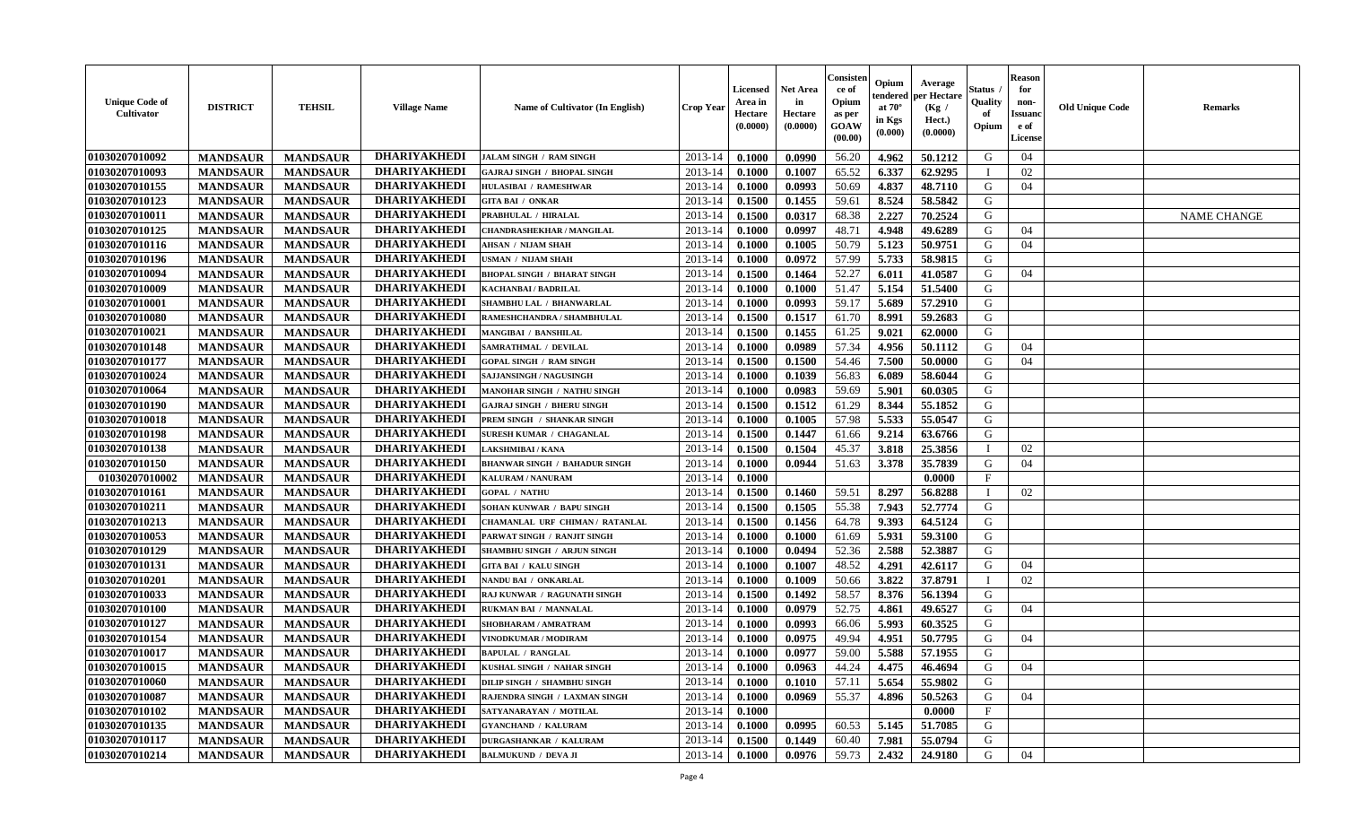| Unique Code of Cultivator | DISTRICT | TEHSIL | Village Name | Name of Cultivator (In English) | Crop Year | Licensed Area in Hectare (0.0000) | Net Area in Hectare (0.0000) | Consistence of Opium as per GOAW (00.00) | Opium tendered at 70° in Kgs (0.000) | Average per Hectare (Kg / Hect.) (0.0000) | Status / Quality of Opium | Reason for non-Issuance of License | Old Unique Code | Remarks |
|---|---|---|---|---|---|---|---|---|---|---|---|---|---|---|
| 01030207010092 | MANDSAUR | MANDSAUR | DHARIYAKHEDI | JALAM SINGH / RAM SINGH | 2013-14 | 0.1000 | 0.0990 | 56.20 | 4.962 | 50.1212 | G | 04 | | |
| 01030207010093 | MANDSAUR | MANDSAUR | DHARIYAKHEDI | GAJRAJ SINGH / BHOPAL SINGH | 2013-14 | 0.1000 | 0.1007 | 65.52 | 6.337 | 62.9295 | I | 02 | | |
| 01030207010155 | MANDSAUR | MANDSAUR | DHARIYAKHEDI | HULASIBAI / RAMESHWAR | 2013-14 | 0.1000 | 0.0993 | 50.69 | 4.837 | 48.7110 | G | 04 | | |
| 01030207010123 | MANDSAUR | MANDSAUR | DHARIYAKHEDI | GITA BAI / ONKAR | 2013-14 | 0.1500 | 0.1455 | 59.61 | 8.524 | 58.5842 | G | | | |
| 01030207010011 | MANDSAUR | MANDSAUR | DHARIYAKHEDI | PRABHULAL / HIRALAL | 2013-14 | 0.1500 | 0.0317 | 68.38 | 2.227 | 70.2524 | G | | | NAME CHANGE |
| 01030207010125 | MANDSAUR | MANDSAUR | DHARIYAKHEDI | CHANDRASHEKHAR / MANGILAL | 2013-14 | 0.1000 | 0.0997 | 48.71 | 4.948 | 49.6289 | G | 04 | | |
| 01030207010116 | MANDSAUR | MANDSAUR | DHARIYAKHEDI | AHSAN / NIJAM SHAH | 2013-14 | 0.1000 | 0.1005 | 50.79 | 5.123 | 50.9751 | G | 04 | | |
| 01030207010196 | MANDSAUR | MANDSAUR | DHARIYAKHEDI | USMAN / NIJAM SHAH | 2013-14 | 0.1000 | 0.0972 | 57.99 | 5.733 | 58.9815 | G | | | |
| 01030207010094 | MANDSAUR | MANDSAUR | DHARIYAKHEDI | BHOPAL SINGH / BHARAT SINGH | 2013-14 | 0.1500 | 0.1464 | 52.27 | 6.011 | 41.0587 | G | 04 | | |
| 01030207010009 | MANDSAUR | MANDSAUR | DHARIYAKHEDI | KACHANBAI / BADRILAL | 2013-14 | 0.1000 | 0.1000 | 51.47 | 5.154 | 51.5400 | G | | | |
| 01030207010001 | MANDSAUR | MANDSAUR | DHARIYAKHEDI | SHAMBHU LAL / BHANWARLAL | 2013-14 | 0.1000 | 0.0993 | 59.17 | 5.689 | 57.2910 | G | | | |
| 01030207010080 | MANDSAUR | MANDSAUR | DHARIYAKHEDI | RAMESHCHANDRA / SHAMBHULAL | 2013-14 | 0.1500 | 0.1517 | 61.70 | 8.991 | 59.2683 | G | | | |
| 01030207010021 | MANDSAUR | MANDSAUR | DHARIYAKHEDI | MANGIBAI / BANSHILAL | 2013-14 | 0.1500 | 0.1455 | 61.25 | 9.021 | 62.0000 | G | | | |
| 01030207010148 | MANDSAUR | MANDSAUR | DHARIYAKHEDI | SAMRATHMAL / DEVILAL | 2013-14 | 0.1000 | 0.0989 | 57.34 | 4.956 | 50.1112 | G | 04 | | |
| 01030207010177 | MANDSAUR | MANDSAUR | DHARIYAKHEDI | GOPAL SINGH / RAM SINGH | 2013-14 | 0.1500 | 0.1500 | 54.46 | 7.500 | 50.0000 | G | 04 | | |
| 01030207010024 | MANDSAUR | MANDSAUR | DHARIYAKHEDI | SAJJANSINGH / NAGUSINGH | 2013-14 | 0.1000 | 0.1039 | 56.83 | 6.089 | 58.6044 | G | | | |
| 01030207010064 | MANDSAUR | MANDSAUR | DHARIYAKHEDI | MANOHAR SINGH / NATHU SINGH | 2013-14 | 0.1000 | 0.0983 | 59.69 | 5.901 | 60.0305 | G | | | |
| 01030207010190 | MANDSAUR | MANDSAUR | DHARIYAKHEDI | GAJRAJ SINGH / BHERU SINGH | 2013-14 | 0.1500 | 0.1512 | 61.29 | 8.344 | 55.1852 | G | | | |
| 01030207010018 | MANDSAUR | MANDSAUR | DHARIYAKHEDI | PREM SINGH / SHANKAR SINGH | 2013-14 | 0.1000 | 0.1005 | 57.98 | 5.533 | 55.0547 | G | | | |
| 01030207010198 | MANDSAUR | MANDSAUR | DHARIYAKHEDI | SURESH KUMAR / CHAGANLAL | 2013-14 | 0.1500 | 0.1447 | 61.66 | 9.214 | 63.6766 | G | | | |
| 01030207010138 | MANDSAUR | MANDSAUR | DHARIYAKHEDI | LAKSHMIBAI / KANA | 2013-14 | 0.1500 | 0.1504 | 45.37 | 3.818 | 25.3856 | I | 02 | | |
| 01030207010150 | MANDSAUR | MANDSAUR | DHARIYAKHEDI | BHANWAR SINGH / BAHADUR SINGH | 2013-14 | 0.1000 | 0.0944 | 51.63 | 3.378 | 35.7839 | G | 04 | | |
| 01030207010002 | MANDSAUR | MANDSAUR | DHARIYAKHEDI | KALURAM / NANURAM | 2013-14 | 0.1000 | | | | 0.0000 | F | | | |
| 01030207010161 | MANDSAUR | MANDSAUR | DHARIYAKHEDI | GOPAL / NATHU | 2013-14 | 0.1500 | 0.1460 | 59.51 | 8.297 | 56.8288 | I | 02 | | |
| 01030207010211 | MANDSAUR | MANDSAUR | DHARIYAKHEDI | SOHAN KUNWAR / BAPU SINGH | 2013-14 | 0.1500 | 0.1505 | 55.38 | 7.943 | 52.7774 | G | | | |
| 01030207010213 | MANDSAUR | MANDSAUR | DHARIYAKHEDI | CHAMANLAL URF CHIMAN / RATANLAL | 2013-14 | 0.1500 | 0.1456 | 64.78 | 9.393 | 64.5124 | G | | | |
| 01030207010053 | MANDSAUR | MANDSAUR | DHARIYAKHEDI | PARWAT SINGH / RANJIT SINGH | 2013-14 | 0.1000 | 0.1000 | 61.69 | 5.931 | 59.3100 | G | | | |
| 01030207010129 | MANDSAUR | MANDSAUR | DHARIYAKHEDI | SHAMBHU SINGH / ARJUN SINGH | 2013-14 | 0.1000 | 0.0494 | 52.36 | 2.588 | 52.3887 | G | | | |
| 01030207010131 | MANDSAUR | MANDSAUR | DHARIYAKHEDI | GITA BAI / KALU SINGH | 2013-14 | 0.1000 | 0.1007 | 48.52 | 4.291 | 42.6117 | G | 04 | | |
| 01030207010201 | MANDSAUR | MANDSAUR | DHARIYAKHEDI | NANDU BAI / ONKARLAL | 2013-14 | 0.1000 | 0.1009 | 50.66 | 3.822 | 37.8791 | I | 02 | | |
| 01030207010033 | MANDSAUR | MANDSAUR | DHARIYAKHEDI | RAJ KUNWAR / RAGUNATH SINGH | 2013-14 | 0.1500 | 0.1492 | 58.57 | 8.376 | 56.1394 | G | | | |
| 01030207010100 | MANDSAUR | MANDSAUR | DHARIYAKHEDI | RUKMAN BAI / MANNALAL | 2013-14 | 0.1000 | 0.0979 | 52.75 | 4.861 | 49.6527 | G | 04 | | |
| 01030207010127 | MANDSAUR | MANDSAUR | DHARIYAKHEDI | SHOBHARAM / AMRATRAM | 2013-14 | 0.1000 | 0.0993 | 66.06 | 5.993 | 60.3525 | G | | | |
| 01030207010154 | MANDSAUR | MANDSAUR | DHARIYAKHEDI | VINODKUMAR / MODIRAM | 2013-14 | 0.1000 | 0.0975 | 49.94 | 4.951 | 50.7795 | G | 04 | | |
| 01030207010017 | MANDSAUR | MANDSAUR | DHARIYAKHEDI | BAPULAL / RANGLAL | 2013-14 | 0.1000 | 0.0977 | 59.00 | 5.588 | 57.1955 | G | | | |
| 01030207010015 | MANDSAUR | MANDSAUR | DHARIYAKHEDI | KUSHAL SINGH / NAHAR SINGH | 2013-14 | 0.1000 | 0.0963 | 44.24 | 4.475 | 46.4694 | G | 04 | | |
| 01030207010060 | MANDSAUR | MANDSAUR | DHARIYAKHEDI | DILIP SINGH / SHAMBHU SINGH | 2013-14 | 0.1000 | 0.1010 | 57.11 | 5.654 | 55.9802 | G | | | |
| 01030207010087 | MANDSAUR | MANDSAUR | DHARIYAKHEDI | RAJENDRA SINGH / LAXMAN SINGH | 2013-14 | 0.1000 | 0.0969 | 55.37 | 4.896 | 50.5263 | G | 04 | | |
| 01030207010102 | MANDSAUR | MANDSAUR | DHARIYAKHEDI | SATYANARAYAN / MOTILAL | 2013-14 | 0.1000 | | | | 0.0000 | F | | | |
| 01030207010135 | MANDSAUR | MANDSAUR | DHARIYAKHEDI | GYANCHAND / KALURAM | 2013-14 | 0.1000 | 0.0995 | 60.53 | 5.145 | 51.7085 | G | | | |
| 01030207010117 | MANDSAUR | MANDSAUR | DHARIYAKHEDI | DURGASHANKAR / KALURAM | 2013-14 | 0.1500 | 0.1449 | 60.40 | 7.981 | 55.0794 | G | | | |
| 01030207010214 | MANDSAUR | MANDSAUR | DHARIYAKHEDI | BALMUKUND / DEVA JI | 2013-14 | 0.1000 | 0.0976 | 59.73 | 2.432 | 24.9180 | G | 04 | | |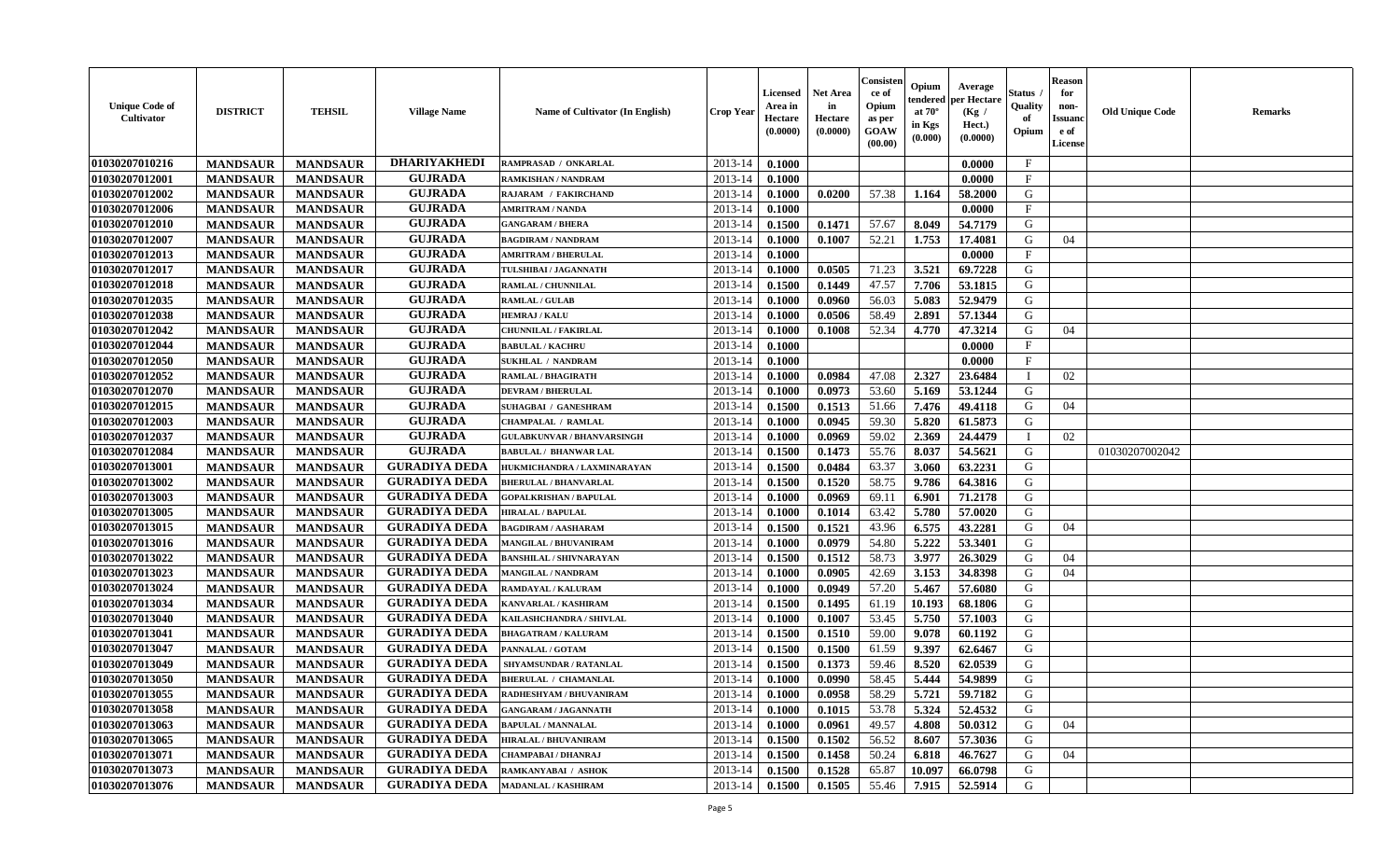| Unique Code of Cultivator | DISTRICT | TEHSIL | Village Name | Name of Cultivator (In English) | Crop Year | Licensed Area in Hectare (0.0000) | Net Area in Hectare (0.0000) | Consistence of Opium as per GOAW (00.00) | Opium tendered at 70° in Kgs (0.000) | Average per Hectare (Kg / Hect.) (0.0000) | Status / Quality of Opium | Reason for non-Issuance of License | Old Unique Code | Remarks |
|---|---|---|---|---|---|---|---|---|---|---|---|---|---|---|
| 01030207010216 | MANDSAUR | MANDSAUR | DHARIYAKHEDI | RAMPRASAD / ONKARLAL | 2013-14 | 0.1000 | | | | 0.0000 | F | | | |
| 01030207012001 | MANDSAUR | MANDSAUR | GUJRADA | RAMKISHAN / NANDRAM | 2013-14 | 0.1000 | | | | 0.0000 | F | | | |
| 01030207012002 | MANDSAUR | MANDSAUR | GUJRADA | RAJARAM / FAKIRCHAND | 2013-14 | 0.1000 | 0.0200 | 57.38 | 1.164 | 58.2000 | G | | | |
| 01030207012006 | MANDSAUR | MANDSAUR | GUJRADA | AMRITRAM / NANDA | 2013-14 | 0.1000 | | | | 0.0000 | F | | | |
| 01030207012010 | MANDSAUR | MANDSAUR | GUJRADA | GANGARAM / BHERA | 2013-14 | 0.1500 | 0.1471 | 57.67 | 8.049 | 54.7179 | G | | | |
| 01030207012007 | MANDSAUR | MANDSAUR | GUJRADA | BAGDIRAM / NANDRAM | 2013-14 | 0.1000 | 0.1007 | 52.21 | 1.753 | 17.4081 | G | 04 | | |
| 01030207012013 | MANDSAUR | MANDSAUR | GUJRADA | AMRITRAM / BHERULAL | 2013-14 | 0.1000 | | | | 0.0000 | F | | | |
| 01030207012017 | MANDSAUR | MANDSAUR | GUJRADA | TULSHIBAI / JAGANNATH | 2013-14 | 0.1000 | 0.0505 | 71.23 | 3.521 | 69.7228 | G | | | |
| 01030207012018 | MANDSAUR | MANDSAUR | GUJRADA | RAMLAL / CHUNNILAL | 2013-14 | 0.1500 | 0.1449 | 47.57 | 7.706 | 53.1815 | G | | | |
| 01030207012035 | MANDSAUR | MANDSAUR | GUJRADA | RAMLAL / GULAB | 2013-14 | 0.1000 | 0.0960 | 56.03 | 5.083 | 52.9479 | G | | | |
| 01030207012038 | MANDSAUR | MANDSAUR | GUJRADA | HEMRAJ / KALU | 2013-14 | 0.1000 | 0.0506 | 58.49 | 2.891 | 57.1344 | G | | | |
| 01030207012042 | MANDSAUR | MANDSAUR | GUJRADA | CHUNNILAL / FAKIRLAL | 2013-14 | 0.1000 | 0.1008 | 52.34 | 4.770 | 47.3214 | G | 04 | | |
| 01030207012044 | MANDSAUR | MANDSAUR | GUJRADA | BABULAL / KACHRU | 2013-14 | 0.1000 | | | | 0.0000 | F | | | |
| 01030207012050 | MANDSAUR | MANDSAUR | GUJRADA | SUKHLAL / NANDRAM | 2013-14 | 0.1000 | | | | 0.0000 | F | | | |
| 01030207012052 | MANDSAUR | MANDSAUR | GUJRADA | RAMLAL / BHAGIRATH | 2013-14 | 0.1000 | 0.0984 | 47.08 | 2.327 | 23.6484 | I | 02 | | |
| 01030207012070 | MANDSAUR | MANDSAUR | GUJRADA | DEVRAM / BHERULAL | 2013-14 | 0.1000 | 0.0973 | 53.60 | 5.169 | 53.1244 | G | | | |
| 01030207012015 | MANDSAUR | MANDSAUR | GUJRADA | SUHAGBAI / GANESHRAM | 2013-14 | 0.1500 | 0.1513 | 51.66 | 7.476 | 49.4118 | G | 04 | | |
| 01030207012003 | MANDSAUR | MANDSAUR | GUJRADA | CHAMPALAL / RAMLAL | 2013-14 | 0.1000 | 0.0945 | 59.30 | 5.820 | 61.5873 | G | | | |
| 01030207012037 | MANDSAUR | MANDSAUR | GUJRADA | GULABKUNVAR / BHANVARSINGH | 2013-14 | 0.1000 | 0.0969 | 59.02 | 2.369 | 24.4479 | I | 02 | | |
| 01030207012084 | MANDSAUR | MANDSAUR | GUJRADA | BABULAL / BHANWAR LAL | 2013-14 | 0.1500 | 0.1473 | 55.76 | 8.037 | 54.5621 | G | | 01030207002042 | |
| 01030207013001 | MANDSAUR | MANDSAUR | GURADIYA DEDA | HUKMICHANDRA / LAXMINARAYAN | 2013-14 | 0.1500 | 0.0484 | 63.37 | 3.060 | 63.2231 | G | | | |
| 01030207013002 | MANDSAUR | MANDSAUR | GURADIYA DEDA | BHERULAL / BHANVARLAL | 2013-14 | 0.1500 | 0.1520 | 58.75 | 9.786 | 64.3816 | G | | | |
| 01030207013003 | MANDSAUR | MANDSAUR | GURADIYA DEDA | GOPALKRISHAN / BAPULAL | 2013-14 | 0.1000 | 0.0969 | 69.11 | 6.901 | 71.2178 | G | | | |
| 01030207013005 | MANDSAUR | MANDSAUR | GURADIYA DEDA | HIRALAL / BAPULAL | 2013-14 | 0.1000 | 0.1014 | 63.42 | 5.780 | 57.0020 | G | | | |
| 01030207013015 | MANDSAUR | MANDSAUR | GURADIYA DEDA | BAGDIRAM / AASHARAM | 2013-14 | 0.1500 | 0.1521 | 43.96 | 6.575 | 43.2281 | G | 04 | | |
| 01030207013016 | MANDSAUR | MANDSAUR | GURADIYA DEDA | MANGILAL / BHUVANIRAM | 2013-14 | 0.1000 | 0.0979 | 54.80 | 5.222 | 53.3401 | G | | | |
| 01030207013022 | MANDSAUR | MANDSAUR | GURADIYA DEDA | BANSHILAL / SHIVNARAYAN | 2013-14 | 0.1500 | 0.1512 | 58.73 | 3.977 | 26.3029 | G | 04 | | |
| 01030207013023 | MANDSAUR | MANDSAUR | GURADIYA DEDA | MANGILAL / NANDRAM | 2013-14 | 0.1000 | 0.0905 | 42.69 | 3.153 | 34.8398 | G | 04 | | |
| 01030207013024 | MANDSAUR | MANDSAUR | GURADIYA DEDA | RAMDAYAL / KALURAM | 2013-14 | 0.1000 | 0.0949 | 57.20 | 5.467 | 57.6080 | G | | | |
| 01030207013034 | MANDSAUR | MANDSAUR | GURADIYA DEDA | KANVARLAL / KASHIRAM | 2013-14 | 0.1500 | 0.1495 | 61.19 | 10.193 | 68.1806 | G | | | |
| 01030207013040 | MANDSAUR | MANDSAUR | GURADIYA DEDA | KAILASHCHANDRA / SHIVLAL | 2013-14 | 0.1000 | 0.1007 | 53.45 | 5.750 | 57.1003 | G | | | |
| 01030207013041 | MANDSAUR | MANDSAUR | GURADIYA DEDA | BHAGATRAM / KALURAM | 2013-14 | 0.1500 | 0.1510 | 59.00 | 9.078 | 60.1192 | G | | | |
| 01030207013047 | MANDSAUR | MANDSAUR | GURADIYA DEDA | PANNALAL / GOTAM | 2013-14 | 0.1500 | 0.1500 | 61.59 | 9.397 | 62.6467 | G | | | |
| 01030207013049 | MANDSAUR | MANDSAUR | GURADIYA DEDA | SHYAMSUNDAR / RATANLAL | 2013-14 | 0.1500 | 0.1373 | 59.46 | 8.520 | 62.0539 | G | | | |
| 01030207013050 | MANDSAUR | MANDSAUR | GURADIYA DEDA | BHERULAL / CHAMANLAL | 2013-14 | 0.1000 | 0.0990 | 58.45 | 5.444 | 54.9899 | G | | | |
| 01030207013055 | MANDSAUR | MANDSAUR | GURADIYA DEDA | RADHESHYAM / BHUVANIRAM | 2013-14 | 0.1000 | 0.0958 | 58.29 | 5.721 | 59.7182 | G | | | |
| 01030207013058 | MANDSAUR | MANDSAUR | GURADIYA DEDA | GANGARAM / JAGANNATH | 2013-14 | 0.1000 | 0.1015 | 53.78 | 5.324 | 52.4532 | G | | | |
| 01030207013063 | MANDSAUR | MANDSAUR | GURADIYA DEDA | BAPULAL / MANNALAL | 2013-14 | 0.1000 | 0.0961 | 49.57 | 4.808 | 50.0312 | G | 04 | | |
| 01030207013065 | MANDSAUR | MANDSAUR | GURADIYA DEDA | HIRALAL / BHUVANIRAM | 2013-14 | 0.1500 | 0.1502 | 56.52 | 8.607 | 57.3036 | G | | | |
| 01030207013071 | MANDSAUR | MANDSAUR | GURADIYA DEDA | CHAMPABAI / DHANRAJ | 2013-14 | 0.1500 | 0.1458 | 50.24 | 6.818 | 46.7627 | G | 04 | | |
| 01030207013073 | MANDSAUR | MANDSAUR | GURADIYA DEDA | RAMKANYABAI / ASHOK | 2013-14 | 0.1500 | 0.1528 | 65.87 | 10.097 | 66.0798 | G | | | |
| 01030207013076 | MANDSAUR | MANDSAUR | GURADIYA DEDA | MADANLAL / KASHIRAM | 2013-14 | 0.1500 | 0.1505 | 55.46 | 7.915 | 52.5914 | G | | | |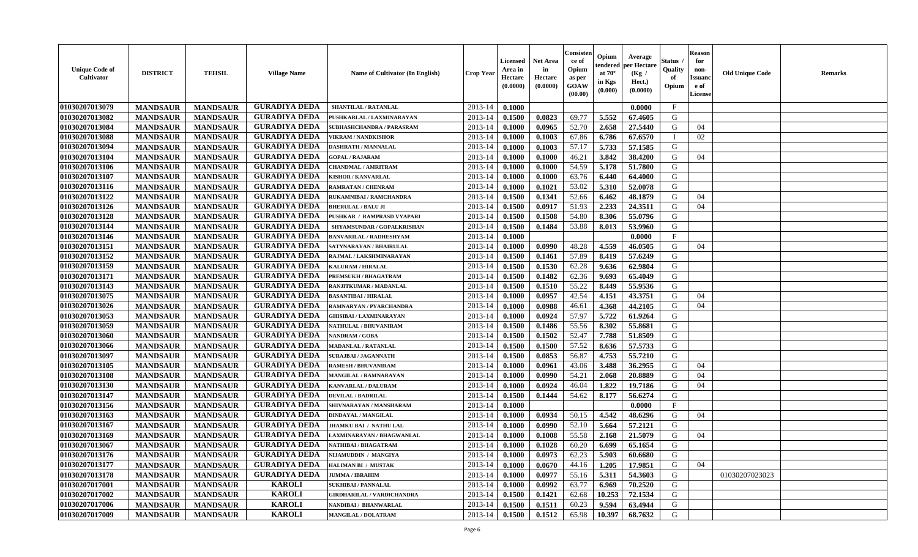| Unique Code of Cultivator | DISTRICT | TEHSIL | Village Name | Name of Cultivator (In English) | Crop Year | Licensed Area in Hectare (0.0000) | Net Area in Hectare (0.0000) | Consistence of Opium as per GOAW (00.00) | Opium tendered at 70° in Kgs (0.000) | Average per Hectare (Kg / Hect.) (0.0000) | Status / Quality of Opium | Reason for non-Issuance of License | Old Unique Code | Remarks |
|---|---|---|---|---|---|---|---|---|---|---|---|---|---|---|
| 01030207013079 | MANDSAUR | MANDSAUR | GURADIYA DEDA | SHANTILAL / RATANLAL | 2013-14 | 0.1000 | | | | 0.0000 | F | | | |
| 01030207013082 | MANDSAUR | MANDSAUR | GURADIYA DEDA | PUSHKARLAL / LAXMINARAYAN | 2013-14 | 0.1500 | 0.0823 | 69.77 | 5.552 | 67.4605 | G | | | |
| 01030207013084 | MANDSAUR | MANDSAUR | GURADIYA DEDA | SUBHASHCHANDRA / PARASRAM | 2013-14 | 0.1000 | 0.0965 | 52.70 | 2.658 | 27.5440 | G | 04 | | |
| 01030207013088 | MANDSAUR | MANDSAUR | GURADIYA DEDA | VIKRAM / NANDKISHOR | 2013-14 | 0.1000 | 0.1003 | 67.86 | 6.786 | 67.6570 | I | 02 | | |
| 01030207013094 | MANDSAUR | MANDSAUR | GURADIYA DEDA | DASHRATH / MANNALAL | 2013-14 | 0.1000 | 0.1003 | 57.17 | 5.733 | 57.1585 | G | | | |
| 01030207013104 | MANDSAUR | MANDSAUR | GURADIYA DEDA | GOPAL / RAJARAM | 2013-14 | 0.1000 | 0.1000 | 46.21 | 3.842 | 38.4200 | G | 04 | | |
| 01030207013106 | MANDSAUR | MANDSAUR | GURADIYA DEDA | CHANDMAL / AMRITRAM | 2013-14 | 0.1000 | 0.1000 | 54.59 | 5.178 | 51.7800 | G | | | |
| 01030207013107 | MANDSAUR | MANDSAUR | GURADIYA DEDA | KISHOR / KANVARLAL | 2013-14 | 0.1000 | 0.1000 | 63.76 | 6.440 | 64.4000 | G | | | |
| 01030207013116 | MANDSAUR | MANDSAUR | GURADIYA DEDA | RAMRATAN / CHENRAM | 2013-14 | 0.1000 | 0.1021 | 53.02 | 5.310 | 52.0078 | G | | | |
| 01030207013122 | MANDSAUR | MANDSAUR | GURADIYA DEDA | RUKAMNIBAI / RAMCHANDRA | 2013-14 | 0.1500 | 0.1341 | 52.66 | 6.462 | 48.1879 | G | 04 | | |
| 01030207013126 | MANDSAUR | MANDSAUR | GURADIYA DEDA | BHERULAL / BALU JI | 2013-14 | 0.1500 | 0.0917 | 51.93 | 2.233 | 24.3511 | G | 04 | | |
| 01030207013128 | MANDSAUR | MANDSAUR | GURADIYA DEDA | PUSHKAR / RAMPRASD VYAPARI | 2013-14 | 0.1500 | 0.1508 | 54.80 | 8.306 | 55.0796 | G | | | |
| 01030207013144 | MANDSAUR | MANDSAUR | GURADIYA DEDA | SHYAMSUNDAR / GOPALKRISHAN | 2013-14 | 0.1500 | 0.1484 | 53.88 | 8.013 | 53.9960 | G | | | |
| 01030207013146 | MANDSAUR | MANDSAUR | GURADIYA DEDA | BANVARILAL / RADHESHYAM | 2013-14 | 0.1000 | | | | 0.0000 | F | | | |
| 01030207013151 | MANDSAUR | MANDSAUR | GURADIYA DEDA | SATYNARAYAN / BHAIRULAL | 2013-14 | 0.1000 | 0.0990 | 48.28 | 4.559 | 46.0505 | G | 04 | | |
| 01030207013152 | MANDSAUR | MANDSAUR | GURADIYA DEDA | RAJMAL / LAKSHMINARAYAN | 2013-14 | 0.1500 | 0.1461 | 57.89 | 8.419 | 57.6249 | G | | | |
| 01030207013159 | MANDSAUR | MANDSAUR | GURADIYA DEDA | KALURAM / HIRALAL | 2013-14 | 0.1500 | 0.1530 | 62.28 | 9.636 | 62.9804 | G | | | |
| 01030207013171 | MANDSAUR | MANDSAUR | GURADIYA DEDA | PREMSUKH / BHAGATRAM | 2013-14 | 0.1500 | 0.1482 | 62.36 | 9.693 | 65.4049 | G | | | |
| 01030207013143 | MANDSAUR | MANDSAUR | GURADIYA DEDA | RANJITKUMAR / MADANLAL | 2013-14 | 0.1500 | 0.1510 | 55.22 | 8.449 | 55.9536 | G | | | |
| 01030207013075 | MANDSAUR | MANDSAUR | GURADIYA DEDA | BASANTIBAI / HIRALAL | 2013-14 | 0.1000 | 0.0957 | 42.54 | 4.151 | 43.3751 | G | 04 | | |
| 01030207013026 | MANDSAUR | MANDSAUR | GURADIYA DEDA | RAMNARYAN / PYARCHANDRA | 2013-14 | 0.1000 | 0.0988 | 46.61 | 4.368 | 44.2105 | G | 04 | | |
| 01030207013053 | MANDSAUR | MANDSAUR | GURADIYA DEDA | GHISIBAI / LAXMINARAYAN | 2013-14 | 0.1000 | 0.0924 | 57.97 | 5.722 | 61.9264 | G | | | |
| 01030207013059 | MANDSAUR | MANDSAUR | GURADIYA DEDA | NATHULAL / BHUVANIRAM | 2013-14 | 0.1500 | 0.1486 | 55.56 | 8.302 | 55.8681 | G | | | |
| 01030207013060 | MANDSAUR | MANDSAUR | GURADIYA DEDA | NANDRAM / GOBA | 2013-14 | 0.1500 | 0.1502 | 52.47 | 7.788 | 51.8509 | G | | | |
| 01030207013066 | MANDSAUR | MANDSAUR | GURADIYA DEDA | MADANLAL / RATANLAL | 2013-14 | 0.1500 | 0.1500 | 57.52 | 8.636 | 57.5733 | G | | | |
| 01030207013097 | MANDSAUR | MANDSAUR | GURADIYA DEDA | SURAJBAI / JAGANNATH | 2013-14 | 0.1500 | 0.0853 | 56.87 | 4.753 | 55.7210 | G | | | |
| 01030207013105 | MANDSAUR | MANDSAUR | GURADIYA DEDA | RAMESH / BHUVANIRAM | 2013-14 | 0.1000 | 0.0961 | 43.06 | 3.488 | 36.2955 | G | 04 | | |
| 01030207013108 | MANDSAUR | MANDSAUR | GURADIYA DEDA | MANGILAL / RAMNARAYAN | 2013-14 | 0.1000 | 0.0990 | 54.21 | 2.068 | 20.8889 | G | 04 | | |
| 01030207013130 | MANDSAUR | MANDSAUR | GURADIYA DEDA | KANVARLAL / DALURAM | 2013-14 | 0.1000 | 0.0924 | 46.04 | 1.822 | 19.7186 | G | 04 | | |
| 01030207013147 | MANDSAUR | MANDSAUR | GURADIYA DEDA | DEVILAL / BADRILAL | 2013-14 | 0.1500 | 0.1444 | 54.62 | 8.177 | 56.6274 | G | | | |
| 01030207013156 | MANDSAUR | MANDSAUR | GURADIYA DEDA | SHIVNARAYAN / MANSHARAM | 2013-14 | 0.1000 | | | | 0.0000 | F | | | |
| 01030207013163 | MANDSAUR | MANDSAUR | GURADIYA DEDA | DINDAYAL / MANGILAL | 2013-14 | 0.1000 | 0.0934 | 50.15 | 4.542 | 48.6296 | G | 04 | | |
| 01030207013167 | MANDSAUR | MANDSAUR | GURADIYA DEDA | JHAMKU BAI / NATHU LAL | 2013-14 | 0.1000 | 0.0990 | 52.10 | 5.664 | 57.2121 | G | | | |
| 01030207013169 | MANDSAUR | MANDSAUR | GURADIYA DEDA | LAXMINARAYAN / BHAGWANLAL | 2013-14 | 0.1000 | 0.1008 | 55.58 | 2.168 | 21.5079 | G | 04 | | |
| 01030207013067 | MANDSAUR | MANDSAUR | GURADIYA DEDA | NATHIBAI / BHAGATRAM | 2013-14 | 0.1000 | 0.1028 | 60.20 | 6.699 | 65.1654 | G | | | |
| 01030207013176 | MANDSAUR | MANDSAUR | GURADIYA DEDA | NIJAMUDDIN / MANGIYA | 2013-14 | 0.1000 | 0.0973 | 62.23 | 5.903 | 60.6680 | G | | | |
| 01030207013177 | MANDSAUR | MANDSAUR | GURADIYA DEDA | HALIMAN BI / MUSTAK | 2013-14 | 0.1000 | 0.0670 | 44.16 | 1.205 | 17.9851 | G | 04 | | |
| 01030207013178 | MANDSAUR | MANDSAUR | GURADIYA DEDA | JUMMA / IBRAHIM | 2013-14 | 0.1000 | 0.0977 | 55.16 | 5.311 | 54.3603 | G | | 01030207023023 | |
| 01030207017001 | MANDSAUR | MANDSAUR | KAROLI | SUKHIBAI / PANNALAL | 2013-14 | 0.1000 | 0.0992 | 63.77 | 6.969 | 70.2520 | G | | | |
| 01030207017002 | MANDSAUR | MANDSAUR | KAROLI | GIRDHARILAL / VARDICHANDRA | 2013-14 | 0.1500 | 0.1421 | 62.68 | 10.253 | 72.1534 | G | | | |
| 01030207017006 | MANDSAUR | MANDSAUR | KAROLI | NANDIBAI / BHANWARLAL | 2013-14 | 0.1500 | 0.1511 | 60.23 | 9.594 | 63.4944 | G | | | |
| 01030207017009 | MANDSAUR | MANDSAUR | KAROLI | MANGILAL / DOLATRAM | 2013-14 | 0.1500 | 0.1512 | 65.98 | 10.397 | 68.7632 | G | | | |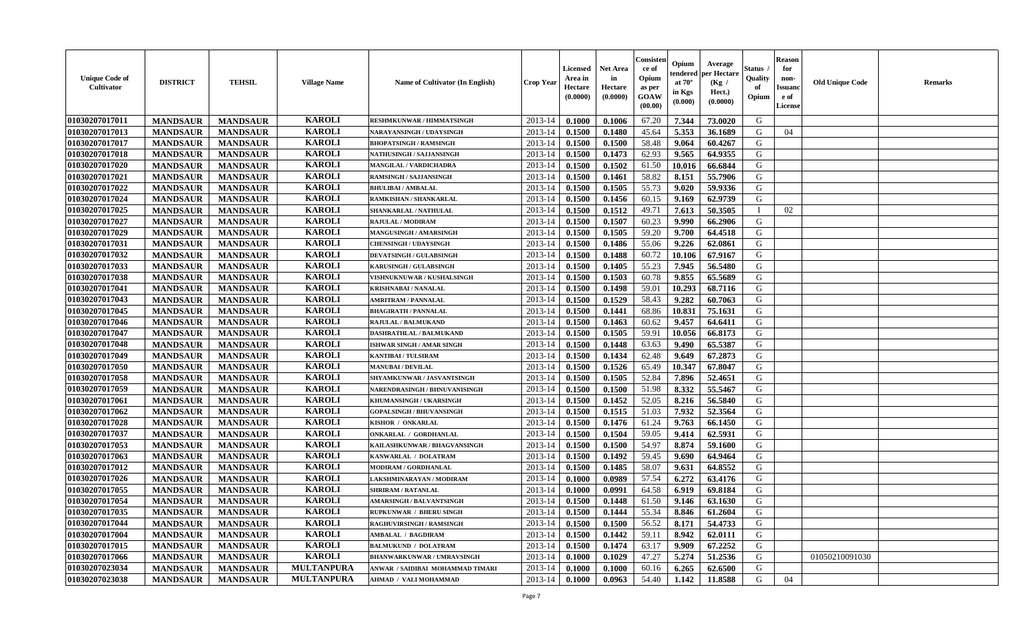| Unique Code of Cultivator | DISTRICT | TEHSIL | Village Name | Name of Cultivator (In English) | Crop Year | Licensed Area in Hectare (0.0000) | Net Area in Hectare (0.0000) | Consistence of Opium as per GOAW (00.00) | Opium tendered at 70° in Kgs (0.000) | Average per Hectare (Kg / Hect.) (0.0000) | Status / Quality of Opium | Reason for non-Issuance of License | Old Unique Code | Remarks |
|---|---|---|---|---|---|---|---|---|---|---|---|---|---|---|
| 01030207017011 | MANDSAUR | MANDSAUR | KAROLI | RESHMKUNWAR / HIMMATSINGH | 2013-14 | 0.1000 | 0.1006 | 67.20 | 7.344 | 73.0020 | G | | | |
| 01030207017013 | MANDSAUR | MANDSAUR | KAROLI | NARAYANSINGH / UDAYSINGH | 2013-14 | 0.1500 | 0.1480 | 45.64 | 5.353 | 36.1689 | G | 04 | | |
| 01030207017017 | MANDSAUR | MANDSAUR | KAROLI | BHOPATSINGH / RAMSINGH | 2013-14 | 0.1500 | 0.1500 | 58.48 | 9.064 | 60.4267 | G | | | |
| 01030207017018 | MANDSAUR | MANDSAUR | KAROLI | NATHUSINGH / SAJJANSINGH | 2013-14 | 0.1500 | 0.1473 | 62.93 | 9.565 | 64.9355 | G | | | |
| 01030207017020 | MANDSAUR | MANDSAUR | KAROLI | MANGILAL / VARDICHADRA | 2013-14 | 0.1500 | 0.1502 | 61.50 | 10.016 | 66.6844 | G | | | |
| 01030207017021 | MANDSAUR | MANDSAUR | KAROLI | RAMSINGH / SAJJANSINGH | 2013-14 | 0.1500 | 0.1461 | 58.82 | 8.151 | 55.7906 | G | | | |
| 01030207017022 | MANDSAUR | MANDSAUR | KAROLI | BHULIBAI / AMBALAL | 2013-14 | 0.1500 | 0.1505 | 55.73 | 9.020 | 59.9336 | G | | | |
| 01030207017024 | MANDSAUR | MANDSAUR | KAROLI | RAMKISHAN / SHANKARLAL | 2013-14 | 0.1500 | 0.1456 | 60.15 | 9.169 | 62.9739 | G | | | |
| 01030207017025 | MANDSAUR | MANDSAUR | KAROLI | SHANKARLAL / NATHULAL | 2013-14 | 0.1500 | 0.1512 | 49.71 | 7.613 | 50.3505 | I | 02 | | |
| 01030207017027 | MANDSAUR | MANDSAUR | KAROLI | RAJULAL / MODIRAM | 2013-14 | 0.1500 | 0.1507 | 60.23 | 9.990 | 66.2906 | G | | | |
| 01030207017029 | MANDSAUR | MANDSAUR | KAROLI | MANGUSINGH / AMARSINGH | 2013-14 | 0.1500 | 0.1505 | 59.20 | 9.700 | 64.4518 | G | | | |
| 01030207017031 | MANDSAUR | MANDSAUR | KAROLI | CHENSINGH / UDAYSINGH | 2013-14 | 0.1500 | 0.1486 | 55.06 | 9.226 | 62.0861 | G | | | |
| 01030207017032 | MANDSAUR | MANDSAUR | KAROLI | DEVATSINGH / GULABSINGH | 2013-14 | 0.1500 | 0.1488 | 60.72 | 10.106 | 67.9167 | G | | | |
| 01030207017033 | MANDSAUR | MANDSAUR | KAROLI | KARUSINGH / GULABSINGH | 2013-14 | 0.1500 | 0.1405 | 55.23 | 7.945 | 56.5480 | G | | | |
| 01030207017038 | MANDSAUR | MANDSAUR | KAROLI | VISHNUKNUWAR / KUSHALSINGH | 2013-14 | 0.1500 | 0.1503 | 60.78 | 9.855 | 65.5689 | G | | | |
| 01030207017041 | MANDSAUR | MANDSAUR | KAROLI | KRISHNABAI / NANALAL | 2013-14 | 0.1500 | 0.1498 | 59.01 | 10.293 | 68.7116 | G | | | |
| 01030207017043 | MANDSAUR | MANDSAUR | KAROLI | AMRITRAM / PANNALAL | 2013-14 | 0.1500 | 0.1529 | 58.43 | 9.282 | 60.7063 | G | | | |
| 01030207017045 | MANDSAUR | MANDSAUR | KAROLI | BHAGIRATH / PANNALAL | 2013-14 | 0.1500 | 0.1441 | 68.86 | 10.831 | 75.1631 | G | | | |
| 01030207017046 | MANDSAUR | MANDSAUR | KAROLI | RAJULAL / BALMUKAND | 2013-14 | 0.1500 | 0.1463 | 60.62 | 9.457 | 64.6411 | G | | | |
| 01030207017047 | MANDSAUR | MANDSAUR | KAROLI | DASHRATHLAL / BALMUKAND | 2013-14 | 0.1500 | 0.1505 | 59.91 | 10.056 | 66.8173 | G | | | |
| 01030207017048 | MANDSAUR | MANDSAUR | KAROLI | ISHWAR SINGH / AMAR SINGH | 2013-14 | 0.1500 | 0.1448 | 63.63 | 9.490 | 65.5387 | G | | | |
| 01030207017049 | MANDSAUR | MANDSAUR | KAROLI | KANTIBAI / TULSIRAM | 2013-14 | 0.1500 | 0.1434 | 62.48 | 9.649 | 67.2873 | G | | | |
| 01030207017050 | MANDSAUR | MANDSAUR | KAROLI | MANUBAI / DEVILAL | 2013-14 | 0.1500 | 0.1526 | 65.49 | 10.347 | 67.8047 | G | | | |
| 01030207017058 | MANDSAUR | MANDSAUR | KAROLI | SHYAMKUNWAR / JASVANTSINGH | 2013-14 | 0.1500 | 0.1505 | 52.84 | 7.896 | 52.4651 | G | | | |
| 01030207017059 | MANDSAUR | MANDSAUR | KAROLI | NARENDRASINGH / BHNUVANISINGH | 2013-14 | 0.1500 | 0.1500 | 51.98 | 8.332 | 55.5467 | G | | | |
| 01030207017061 | MANDSAUR | MANDSAUR | KAROLI | KHUMANSINGH / UKARSINGH | 2013-14 | 0.1500 | 0.1452 | 52.05 | 8.216 | 56.5840 | G | | | |
| 01030207017062 | MANDSAUR | MANDSAUR | KAROLI | GOPALSINGH / BHUVANSINGH | 2013-14 | 0.1500 | 0.1515 | 51.03 | 7.932 | 52.3564 | G | | | |
| 01030207017028 | MANDSAUR | MANDSAUR | KAROLI | KISHOR / ONKARLAL | 2013-14 | 0.1500 | 0.1476 | 61.24 | 9.763 | 66.1450 | G | | | |
| 01030207017037 | MANDSAUR | MANDSAUR | KAROLI | ONKARLAL / GORDHANLAL | 2013-14 | 0.1500 | 0.1504 | 59.05 | 9.414 | 62.5931 | G | | | |
| 01030207017053 | MANDSAUR | MANDSAUR | KAROLI | KAILASHKUNWAR / BHAGVANSINGH | 2013-14 | 0.1500 | 0.1500 | 54.97 | 8.874 | 59.1600 | G | | | |
| 01030207017063 | MANDSAUR | MANDSAUR | KAROLI | KANWARLAL / DOLATRAM | 2013-14 | 0.1500 | 0.1492 | 59.45 | 9.690 | 64.9464 | G | | | |
| 01030207017012 | MANDSAUR | MANDSAUR | KAROLI | MODIRAM / GORDHANLAL | 2013-14 | 0.1500 | 0.1485 | 58.07 | 9.631 | 64.8552 | G | | | |
| 01030207017026 | MANDSAUR | MANDSAUR | KAROLI | LAKSHMINARAYAN / MODIRAM | 2013-14 | 0.1000 | 0.0989 | 57.54 | 6.272 | 63.4176 | G | | | |
| 01030207017055 | MANDSAUR | MANDSAUR | KAROLI | SHRIRAM / RATANLAL | 2013-14 | 0.1000 | 0.0991 | 64.58 | 6.919 | 69.8184 | G | | | |
| 01030207017054 | MANDSAUR | MANDSAUR | KAROLI | AMARSINGH / BALVANTSINGH | 2013-14 | 0.1500 | 0.1448 | 61.50 | 9.146 | 63.1630 | G | | | |
| 01030207017035 | MANDSAUR | MANDSAUR | KAROLI | RUPKUNWAR / BHERU SINGH | 2013-14 | 0.1500 | 0.1444 | 55.34 | 8.846 | 61.2604 | G | | | |
| 01030207017044 | MANDSAUR | MANDSAUR | KAROLI | RAGHUVIRSINGH / RAMSINGH | 2013-14 | 0.1500 | 0.1500 | 56.52 | 8.171 | 54.4733 | G | | | |
| 01030207017004 | MANDSAUR | MANDSAUR | KAROLI | AMBALAL / BAGDIRAM | 2013-14 | 0.1500 | 0.1442 | 59.11 | 8.942 | 62.0111 | G | | | |
| 01030207017015 | MANDSAUR | MANDSAUR | KAROLI | BALMUKUND / DOLATRAM | 2013-14 | 0.1500 | 0.1474 | 63.17 | 9.909 | 67.2252 | G | | | |
| 01030207017066 | MANDSAUR | MANDSAUR | KAROLI | BHANWARKUNWAR / UMRAVSINGH | 2013-14 | 0.1000 | 0.1029 | 47.27 | 5.274 | 51.2536 | G | | 01050210091030 | |
| 01030207023034 | MANDSAUR | MANDSAUR | MULTANPURA | ANWAR / SAIDIBAI MOHAMMAD TIMARI | 2013-14 | 0.1000 | 0.1000 | 60.16 | 6.265 | 62.6500 | G | | | |
| 01030207023038 | MANDSAUR | MANDSAUR | MULTANPURA | AHMAD / VALI MOHAMMAD | 2013-14 | 0.1000 | 0.0963 | 54.40 | 1.142 | 11.8588 | G | 04 | | |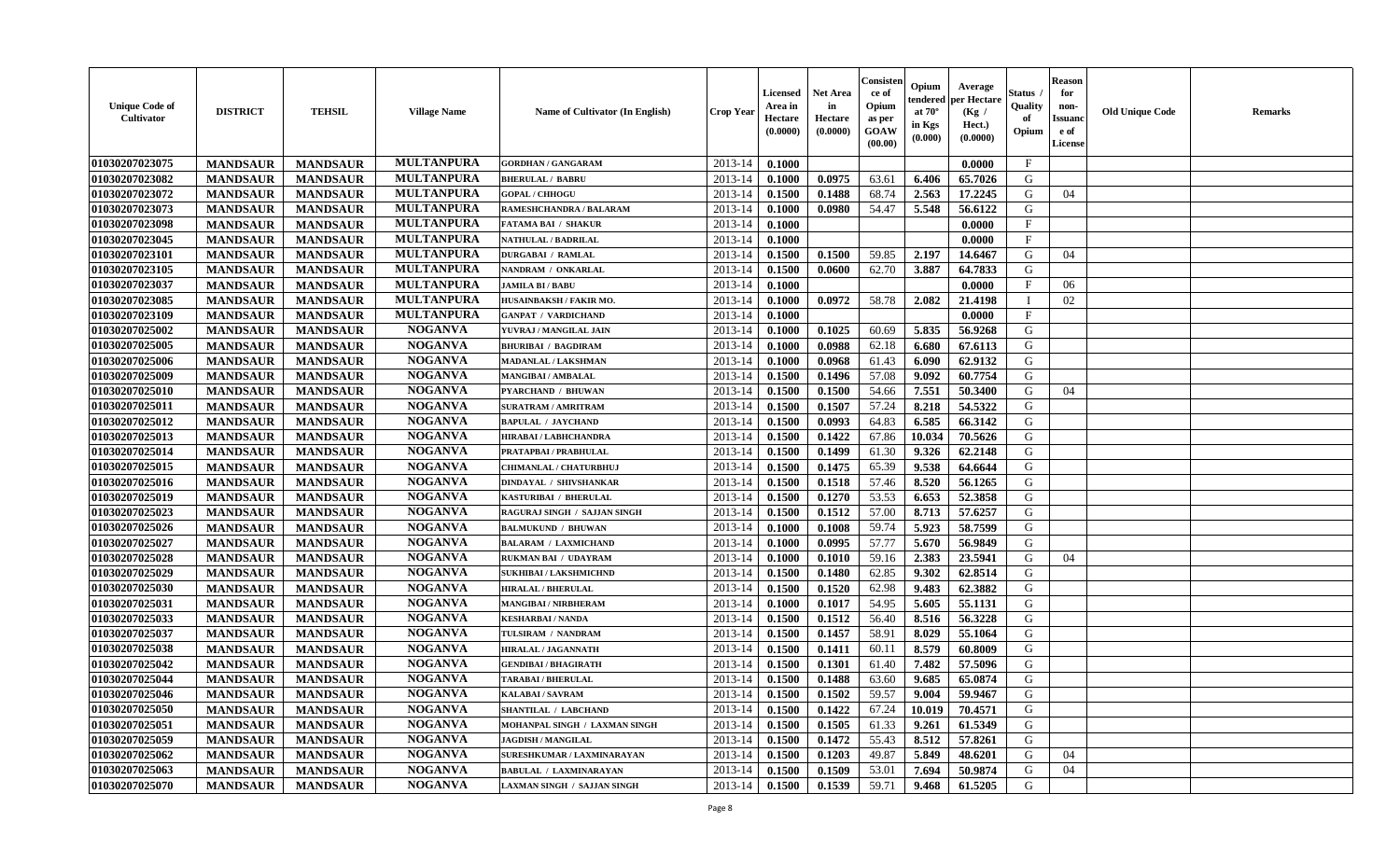| Unique Code of Cultivator | DISTRICT | TEHSIL | Village Name | Name of Cultivator (In English) | Crop Year | Licensed Area in Hectare (0.0000) | Net Area in Hectare (0.0000) | Consistence of Opium as per GOAW (00.00) | Opium tendered at 70° in Kgs (0.000) | Average per Hectare (Kg / Hect.) (0.0000) | Status / Quality of Opium | Reason for non-Issuance of License | Old Unique Code | Remarks |
|---|---|---|---|---|---|---|---|---|---|---|---|---|---|---|
| 01030207023075 | MANDSAUR | MANDSAUR | MULTANPURA | GORDHAN / GANGARAM | 2013-14 | 0.1000 | | | | 0.0000 | F | | | |
| 01030207023082 | MANDSAUR | MANDSAUR | MULTANPURA | BHERULAL / BABRU | 2013-14 | 0.1000 | 0.0975 | 63.61 | 6.406 | 65.7026 | G | | | |
| 01030207023072 | MANDSAUR | MANDSAUR | MULTANPURA | GOPAL / CHHOGU | 2013-14 | 0.1500 | 0.1488 | 68.74 | 2.563 | 17.2245 | G | 04 | | |
| 01030207023073 | MANDSAUR | MANDSAUR | MULTANPURA | RAMESHCHANDRA / BALARAM | 2013-14 | 0.1000 | 0.0980 | 54.47 | 5.548 | 56.6122 | G | | | |
| 01030207023098 | MANDSAUR | MANDSAUR | MULTANPURA | FATAMA BAI / SHAKUR | 2013-14 | 0.1000 | | | | 0.0000 | F | | | |
| 01030207023045 | MANDSAUR | MANDSAUR | MULTANPURA | NATHULAL / BADRILAL | 2013-14 | 0.1000 | | | | 0.0000 | F | | | |
| 01030207023101 | MANDSAUR | MANDSAUR | MULTANPURA | DURGABAI / RAMLAL | 2013-14 | 0.1500 | 0.1500 | 59.85 | 2.197 | 14.6467 | G | 04 | | |
| 01030207023105 | MANDSAUR | MANDSAUR | MULTANPURA | NANDRAM / ONKARLAL | 2013-14 | 0.1500 | 0.0600 | 62.70 | 3.887 | 64.7833 | G | | | |
| 01030207023037 | MANDSAUR | MANDSAUR | MULTANPURA | JAMILA BI / BABU | 2013-14 | 0.1000 | | | | 0.0000 | F | 06 | | |
| 01030207023085 | MANDSAUR | MANDSAUR | MULTANPURA | HUSAINBAKSH / FAKIR MO. | 2013-14 | 0.1000 | 0.0972 | 58.78 | 2.082 | 21.4198 | I | 02 | | |
| 01030207023109 | MANDSAUR | MANDSAUR | MULTANPURA | GANPAT / VARDICHAND | 2013-14 | 0.1000 | | | | 0.0000 | F | | | |
| 01030207025002 | MANDSAUR | MANDSAUR | NOGANVA | YUVRAJ / MANGILAL JAIN | 2013-14 | 0.1000 | 0.1025 | 60.69 | 5.835 | 56.9268 | G | | | |
| 01030207025005 | MANDSAUR | MANDSAUR | NOGANVA | BHURIBAI / BAGDIRAM | 2013-14 | 0.1000 | 0.0988 | 62.18 | 6.680 | 67.6113 | G | | | |
| 01030207025006 | MANDSAUR | MANDSAUR | NOGANVA | MADANLAL / LAKSHMAN | 2013-14 | 0.1000 | 0.0968 | 61.43 | 6.090 | 62.9132 | G | | | |
| 01030207025009 | MANDSAUR | MANDSAUR | NOGANVA | MANGIBAI / AMBALAL | 2013-14 | 0.1500 | 0.1496 | 57.08 | 9.092 | 60.7754 | G | | | |
| 01030207025010 | MANDSAUR | MANDSAUR | NOGANVA | PYARCHAND / BHUWAN | 2013-14 | 0.1500 | 0.1500 | 54.66 | 7.551 | 50.3400 | G | 04 | | |
| 01030207025011 | MANDSAUR | MANDSAUR | NOGANVA | SURATRAM / AMRITRAM | 2013-14 | 0.1500 | 0.1507 | 57.24 | 8.218 | 54.5322 | G | | | |
| 01030207025012 | MANDSAUR | MANDSAUR | NOGANVA | BAPULAL / JAYCHAND | 2013-14 | 0.1500 | 0.0993 | 64.83 | 6.585 | 66.3142 | G | | | |
| 01030207025013 | MANDSAUR | MANDSAUR | NOGANVA | HIRABAI / LABHCHANDRA | 2013-14 | 0.1500 | 0.1422 | 67.86 | 10.034 | 70.5626 | G | | | |
| 01030207025014 | MANDSAUR | MANDSAUR | NOGANVA | PRATAPBAI / PRABHULAL | 2013-14 | 0.1500 | 0.1499 | 61.30 | 9.326 | 62.2148 | G | | | |
| 01030207025015 | MANDSAUR | MANDSAUR | NOGANVA | CHIMANLAL / CHATURBHUJ | 2013-14 | 0.1500 | 0.1475 | 65.39 | 9.538 | 64.6644 | G | | | |
| 01030207025016 | MANDSAUR | MANDSAUR | NOGANVA | DINDAYAL / SHIVSHANKAR | 2013-14 | 0.1500 | 0.1518 | 57.46 | 8.520 | 56.1265 | G | | | |
| 01030207025019 | MANDSAUR | MANDSAUR | NOGANVA | KASTURIBAI / BHERULAL | 2013-14 | 0.1500 | 0.1270 | 53.53 | 6.653 | 52.3858 | G | | | |
| 01030207025023 | MANDSAUR | MANDSAUR | NOGANVA | RAGURAJ SINGH / SAJJAN SINGH | 2013-14 | 0.1500 | 0.1512 | 57.00 | 8.713 | 57.6257 | G | | | |
| 01030207025026 | MANDSAUR | MANDSAUR | NOGANVA | BALMUKUND / BHUWAN | 2013-14 | 0.1000 | 0.1008 | 59.74 | 5.923 | 58.7599 | G | | | |
| 01030207025027 | MANDSAUR | MANDSAUR | NOGANVA | BALARAM / LAXMICHAND | 2013-14 | 0.1000 | 0.0995 | 57.77 | 5.670 | 56.9849 | G | | | |
| 01030207025028 | MANDSAUR | MANDSAUR | NOGANVA | RUKMAN BAI / UDAYRAM | 2013-14 | 0.1000 | 0.1010 | 59.16 | 2.383 | 23.5941 | G | 04 | | |
| 01030207025029 | MANDSAUR | MANDSAUR | NOGANVA | SUKHIBAI / LAKSHMICHND | 2013-14 | 0.1500 | 0.1480 | 62.85 | 9.302 | 62.8514 | G | | | |
| 01030207025030 | MANDSAUR | MANDSAUR | NOGANVA | HIRALAL / BHERULAL | 2013-14 | 0.1500 | 0.1520 | 62.98 | 9.483 | 62.3882 | G | | | |
| 01030207025031 | MANDSAUR | MANDSAUR | NOGANVA | MANGIBAI / NIRBHERAM | 2013-14 | 0.1000 | 0.1017 | 54.95 | 5.605 | 55.1131 | G | | | |
| 01030207025033 | MANDSAUR | MANDSAUR | NOGANVA | KESHARBAI / NANDA | 2013-14 | 0.1500 | 0.1512 | 56.40 | 8.516 | 56.3228 | G | | | |
| 01030207025037 | MANDSAUR | MANDSAUR | NOGANVA | TULSIRAM / NANDRAM | 2013-14 | 0.1500 | 0.1457 | 58.91 | 8.029 | 55.1064 | G | | | |
| 01030207025038 | MANDSAUR | MANDSAUR | NOGANVA | HIRALAL / JAGANNATH | 2013-14 | 0.1500 | 0.1411 | 60.11 | 8.579 | 60.8009 | G | | | |
| 01030207025042 | MANDSAUR | MANDSAUR | NOGANVA | GENDIBAI / BHAGIRATH | 2013-14 | 0.1500 | 0.1301 | 61.40 | 7.482 | 57.5096 | G | | | |
| 01030207025044 | MANDSAUR | MANDSAUR | NOGANVA | TARABAI / BHERULAL | 2013-14 | 0.1500 | 0.1488 | 63.60 | 9.685 | 65.0874 | G | | | |
| 01030207025046 | MANDSAUR | MANDSAUR | NOGANVA | KALABAI / SAVRAM | 2013-14 | 0.1500 | 0.1502 | 59.57 | 9.004 | 59.9467 | G | | | |
| 01030207025050 | MANDSAUR | MANDSAUR | NOGANVA | SHANTILAL / LABCHAND | 2013-14 | 0.1500 | 0.1422 | 67.24 | 10.019 | 70.4571 | G | | | |
| 01030207025051 | MANDSAUR | MANDSAUR | NOGANVA | MOHANPAL SINGH / LAXMAN SINGH | 2013-14 | 0.1500 | 0.1505 | 61.33 | 9.261 | 61.5349 | G | | | |
| 01030207025059 | MANDSAUR | MANDSAUR | NOGANVA | JAGDISH / MANGILAL | 2013-14 | 0.1500 | 0.1472 | 55.43 | 8.512 | 57.8261 | G | | | |
| 01030207025062 | MANDSAUR | MANDSAUR | NOGANVA | SURESHKUMAR / LAXMINARAYAN | 2013-14 | 0.1500 | 0.1203 | 49.87 | 5.849 | 48.6201 | G | 04 | | |
| 01030207025063 | MANDSAUR | MANDSAUR | NOGANVA | BABULAL / LAXMINARAYAN | 2013-14 | 0.1500 | 0.1509 | 53.01 | 7.694 | 50.9874 | G | 04 | | |
| 01030207025070 | MANDSAUR | MANDSAUR | NOGANVA | LAXMAN SINGH / SAJJAN SINGH | 2013-14 | 0.1500 | 0.1539 | 59.71 | 9.468 | 61.5205 | G | | | |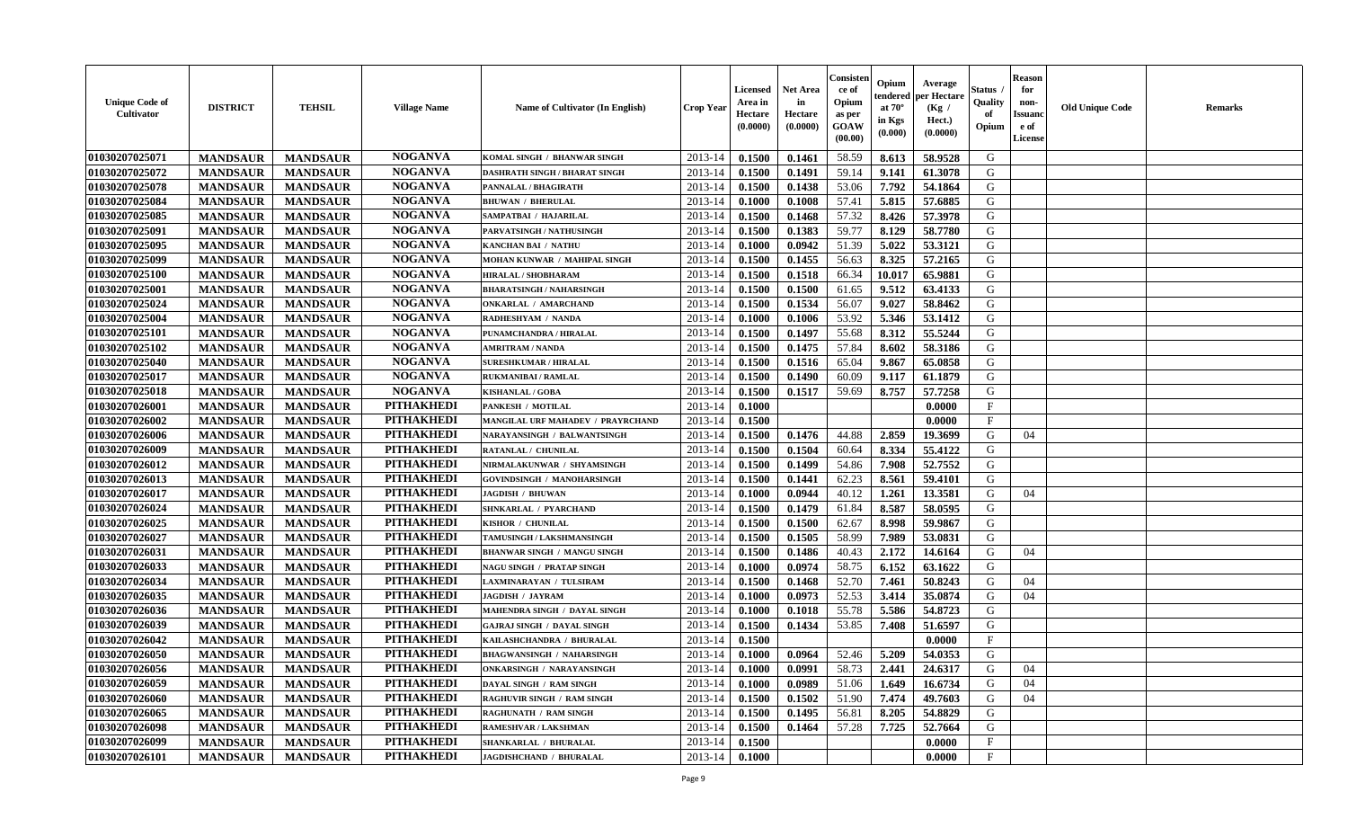| Unique Code of Cultivator | DISTRICT | TEHSIL | Village Name | Name of Cultivator (In English) | Crop Year | Licensed Area in Hectare (0.0000) | Net Area in Hectare (0.0000) | Consistence of Opium as per GOAW (00.00) | Opium tendered at 70° in Kgs (0.000) | Average per Hectare (Kg / Hect.) (0.0000) | Status / Quality of Opium | Reason for non-Issuance of License | Old Unique Code | Remarks |
|---|---|---|---|---|---|---|---|---|---|---|---|---|---|---|
| 01030207025071 | MANDSAUR | MANDSAUR | NOGANVA | KOMAL SINGH / BHANWAR SINGH | 2013-14 | 0.1500 | 0.1461 | 58.59 | 8.613 | 58.9528 | G | | | |
| 01030207025072 | MANDSAUR | MANDSAUR | NOGANVA | DASHRATH SINGH / BHARAT SINGH | 2013-14 | 0.1500 | 0.1491 | 59.14 | 9.141 | 61.3078 | G | | | |
| 01030207025078 | MANDSAUR | MANDSAUR | NOGANVA | PANNALAL / BHAGIRATH | 2013-14 | 0.1500 | 0.1438 | 53.06 | 7.792 | 54.1864 | G | | | |
| 01030207025084 | MANDSAUR | MANDSAUR | NOGANVA | BHUWAN / BHERULAL | 2013-14 | 0.1000 | 0.1008 | 57.41 | 5.815 | 57.6885 | G | | | |
| 01030207025085 | MANDSAUR | MANDSAUR | NOGANVA | SAMPATBAI / HAJARILAL | 2013-14 | 0.1500 | 0.1468 | 57.32 | 8.426 | 57.3978 | G | | | |
| 01030207025091 | MANDSAUR | MANDSAUR | NOGANVA | PARVATSINGH / NATHUSINGH | 2013-14 | 0.1500 | 0.1383 | 59.77 | 8.129 | 58.7780 | G | | | |
| 01030207025095 | MANDSAUR | MANDSAUR | NOGANVA | KANCHAN BAI / NATHU | 2013-14 | 0.1000 | 0.0942 | 51.39 | 5.022 | 53.3121 | G | | | |
| 01030207025099 | MANDSAUR | MANDSAUR | NOGANVA | MOHAN KUNWAR / MAHIPAL SINGH | 2013-14 | 0.1500 | 0.1455 | 56.63 | 8.325 | 57.2165 | G | | | |
| 01030207025100 | MANDSAUR | MANDSAUR | NOGANVA | HIRALAL / SHOBHARAM | 2013-14 | 0.1500 | 0.1518 | 66.34 | 10.017 | 65.9881 | G | | | |
| 01030207025001 | MANDSAUR | MANDSAUR | NOGANVA | BHARATSINGH / NAHARSINGH | 2013-14 | 0.1500 | 0.1500 | 61.65 | 9.512 | 63.4133 | G | | | |
| 01030207025024 | MANDSAUR | MANDSAUR | NOGANVA | ONKARLAL / AMARCHAND | 2013-14 | 0.1500 | 0.1534 | 56.07 | 9.027 | 58.8462 | G | | | |
| 01030207025004 | MANDSAUR | MANDSAUR | NOGANVA | RADHESHYAM / NANDA | 2013-14 | 0.1000 | 0.1006 | 53.92 | 5.346 | 53.1412 | G | | | |
| 01030207025101 | MANDSAUR | MANDSAUR | NOGANVA | PUNAMCHANDRA / HIRALAL | 2013-14 | 0.1500 | 0.1497 | 55.68 | 8.312 | 55.5244 | G | | | |
| 01030207025102 | MANDSAUR | MANDSAUR | NOGANVA | AMRITRAM / NANDA | 2013-14 | 0.1500 | 0.1475 | 57.84 | 8.602 | 58.3186 | G | | | |
| 01030207025040 | MANDSAUR | MANDSAUR | NOGANVA | SURESHKUMAR / HIRALAL | 2013-14 | 0.1500 | 0.1516 | 65.04 | 9.867 | 65.0858 | G | | | |
| 01030207025017 | MANDSAUR | MANDSAUR | NOGANVA | RUKMANIBAI / RAMLAL | 2013-14 | 0.1500 | 0.1490 | 60.09 | 9.117 | 61.1879 | G | | | |
| 01030207025018 | MANDSAUR | MANDSAUR | NOGANVA | KISHANLAL / GOBA | 2013-14 | 0.1500 | 0.1517 | 59.69 | 8.757 | 57.7258 | G | | | |
| 01030207026001 | MANDSAUR | MANDSAUR | PITHAKHEDI | PANKESH / MOTILAL | 2013-14 | 0.1000 | | | | 0.0000 | F | | | |
| 01030207026002 | MANDSAUR | MANDSAUR | PITHAKHEDI | MANGILAL URF MAHADEV / PRAYRCHAND | 2013-14 | 0.1500 | | | | 0.0000 | F | | | |
| 01030207026006 | MANDSAUR | MANDSAUR | PITHAKHEDI | NARAYANSINGH / BALWANTSINGH | 2013-14 | 0.1500 | 0.1476 | 44.88 | 2.859 | 19.3699 | G | 04 | | |
| 01030207026009 | MANDSAUR | MANDSAUR | PITHAKHEDI | RATANLAL / CHUNILAL | 2013-14 | 0.1500 | 0.1504 | 60.64 | 8.334 | 55.4122 | G | | | |
| 01030207026012 | MANDSAUR | MANDSAUR | PITHAKHEDI | NIRMALAKUNWAR / SHYAMSINGH | 2013-14 | 0.1500 | 0.1499 | 54.86 | 7.908 | 52.7552 | G | | | |
| 01030207026013 | MANDSAUR | MANDSAUR | PITHAKHEDI | GOVINDSINGH / MANOHARSINGH | 2013-14 | 0.1500 | 0.1441 | 62.23 | 8.561 | 59.4101 | G | | | |
| 01030207026017 | MANDSAUR | MANDSAUR | PITHAKHEDI | JAGDISH / BHUWAN | 2013-14 | 0.1000 | 0.0944 | 40.12 | 1.261 | 13.3581 | G | 04 | | |
| 01030207026024 | MANDSAUR | MANDSAUR | PITHAKHEDI | SHNKARLAL / PYARCHAND | 2013-14 | 0.1500 | 0.1479 | 61.84 | 8.587 | 58.0595 | G | | | |
| 01030207026025 | MANDSAUR | MANDSAUR | PITHAKHEDI | KISHOR / CHUNILAL | 2013-14 | 0.1500 | 0.1500 | 62.67 | 8.998 | 59.9867 | G | | | |
| 01030207026027 | MANDSAUR | MANDSAUR | PITHAKHEDI | TAMUSINGH / LAKSHMANSINGH | 2013-14 | 0.1500 | 0.1505 | 58.99 | 7.989 | 53.0831 | G | | | |
| 01030207026031 | MANDSAUR | MANDSAUR | PITHAKHEDI | BHANWAR SINGH / MANGU SINGH | 2013-14 | 0.1500 | 0.1486 | 40.43 | 2.172 | 14.6164 | G | 04 | | |
| 01030207026033 | MANDSAUR | MANDSAUR | PITHAKHEDI | NAGU SINGH / PRATAP SINGH | 2013-14 | 0.1000 | 0.0974 | 58.75 | 6.152 | 63.1622 | G | | | |
| 01030207026034 | MANDSAUR | MANDSAUR | PITHAKHEDI | LAXMINARAYAN / TULSIRAM | 2013-14 | 0.1500 | 0.1468 | 52.70 | 7.461 | 50.8243 | G | 04 | | |
| 01030207026035 | MANDSAUR | MANDSAUR | PITHAKHEDI | JAGDISH / JAYRAM | 2013-14 | 0.1000 | 0.0973 | 52.53 | 3.414 | 35.0874 | G | 04 | | |
| 01030207026036 | MANDSAUR | MANDSAUR | PITHAKHEDI | MAHENDRA SINGH / DAYAL SINGH | 2013-14 | 0.1000 | 0.1018 | 55.78 | 5.586 | 54.8723 | G | | | |
| 01030207026039 | MANDSAUR | MANDSAUR | PITHAKHEDI | GAJRAJ SINGH / DAYAL SINGH | 2013-14 | 0.1500 | 0.1434 | 53.85 | 7.408 | 51.6597 | G | | | |
| 01030207026042 | MANDSAUR | MANDSAUR | PITHAKHEDI | KAILASHCHANDRA / BHURALAL | 2013-14 | 0.1500 | | | | 0.0000 | F | | | |
| 01030207026050 | MANDSAUR | MANDSAUR | PITHAKHEDI | BHAGWANSINGH / NAHARSINGH | 2013-14 | 0.1000 | 0.0964 | 52.46 | 5.209 | 54.0353 | G | | | |
| 01030207026056 | MANDSAUR | MANDSAUR | PITHAKHEDI | ONKARSINGH / NARAYANSINGH | 2013-14 | 0.1000 | 0.0991 | 58.73 | 2.441 | 24.6317 | G | 04 | | |
| 01030207026059 | MANDSAUR | MANDSAUR | PITHAKHEDI | DAYAL SINGH / RAM SINGH | 2013-14 | 0.1000 | 0.0989 | 51.06 | 1.649 | 16.6734 | G | 04 | | |
| 01030207026060 | MANDSAUR | MANDSAUR | PITHAKHEDI | RAGHUVIR SINGH / RAM SINGH | 2013-14 | 0.1500 | 0.1502 | 51.90 | 7.474 | 49.7603 | G | 04 | | |
| 01030207026065 | MANDSAUR | MANDSAUR | PITHAKHEDI | RAGHUNATH / RAM SINGH | 2013-14 | 0.1500 | 0.1495 | 56.81 | 8.205 | 54.8829 | G | | | |
| 01030207026098 | MANDSAUR | MANDSAUR | PITHAKHEDI | RAMESHVAR / LAKSHMAN | 2013-14 | 0.1500 | 0.1464 | 57.28 | 7.725 | 52.7664 | G | | | |
| 01030207026099 | MANDSAUR | MANDSAUR | PITHAKHEDI | SHANKARLAL / BHURALAL | 2013-14 | 0.1500 | | | | 0.0000 | F | | | |
| 01030207026101 | MANDSAUR | MANDSAUR | PITHAKHEDI | JAGDISHCHAND / BHURALAL | 2013-14 | 0.1000 | | | | 0.0000 | F | | | |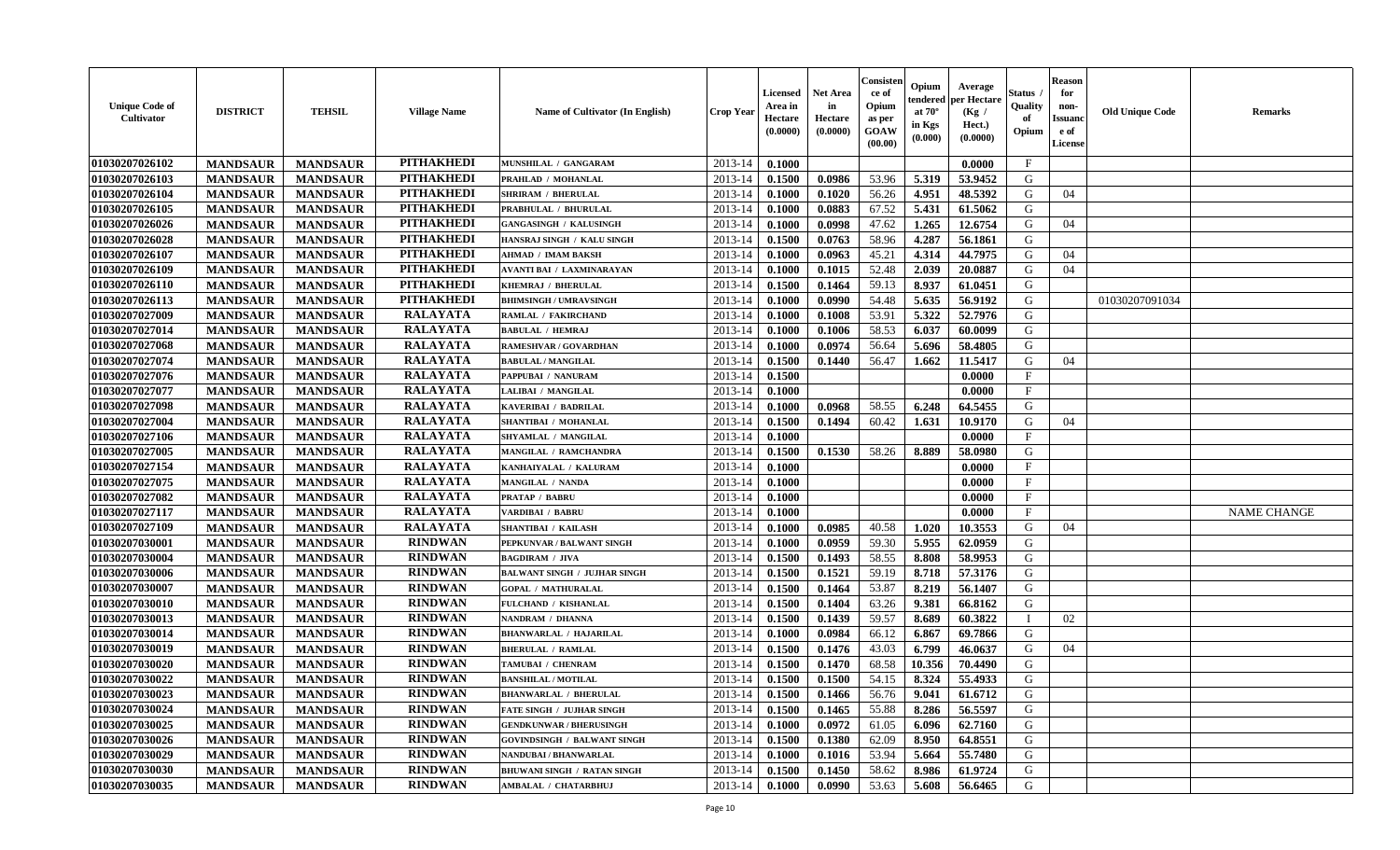| Unique Code of Cultivator | DISTRICT | TEHSIL | Village Name | Name of Cultivator (In English) | Crop Year | Licensed Area in Hectare (0.0000) | Net Area in Hectare (0.0000) | Consistence of Opium as per GOAW (00.00) | Opium tendered at 70° in Kgs (0.000) | Average per Hectare (Kg / Hect.) (0.0000) | Status / Quality of Opium | Reason for non-Issuance of License | Old Unique Code | Remarks |
|---|---|---|---|---|---|---|---|---|---|---|---|---|---|---|
| 01030207026102 | MANDSAUR | MANDSAUR | PITHAKHEDI | MUNSHILAL / GANGARAM | 2013-14 | 0.1000 | | | | 0.0000 | F | | | |
| 01030207026103 | MANDSAUR | MANDSAUR | PITHAKHEDI | PRAHLAD / MOHANLAL | 2013-14 | 0.1500 | 0.0986 | 53.96 | 5.319 | 53.9452 | G | | | |
| 01030207026104 | MANDSAUR | MANDSAUR | PITHAKHEDI | SHRIRAM / BHERULAL | 2013-14 | 0.1000 | 0.1020 | 56.26 | 4.951 | 48.5392 | G | 04 | | |
| 01030207026105 | MANDSAUR | MANDSAUR | PITHAKHEDI | PRABHULAL / BHURULAL | 2013-14 | 0.1000 | 0.0883 | 67.52 | 5.431 | 61.5062 | G | | | |
| 01030207026026 | MANDSAUR | MANDSAUR | PITHAKHEDI | GANGASINGH / KALUSINGH | 2013-14 | 0.1000 | 0.0998 | 47.62 | 1.265 | 12.6754 | G | 04 | | |
| 01030207026028 | MANDSAUR | MANDSAUR | PITHAKHEDI | HANSRAJ SINGH / KALU SINGH | 2013-14 | 0.1500 | 0.0763 | 58.96 | 4.287 | 56.1861 | G | | | |
| 01030207026107 | MANDSAUR | MANDSAUR | PITHAKHEDI | AHMAD / IMAM BAKSH | 2013-14 | 0.1000 | 0.0963 | 45.21 | 4.314 | 44.7975 | G | 04 | | |
| 01030207026109 | MANDSAUR | MANDSAUR | PITHAKHEDI | AVANTI BAI / LAXMINARAYAN | 2013-14 | 0.1000 | 0.1015 | 52.48 | 2.039 | 20.0887 | G | 04 | | |
| 01030207026110 | MANDSAUR | MANDSAUR | PITHAKHEDI | KHEMRAJ / BHERULAL | 2013-14 | 0.1500 | 0.1464 | 59.13 | 8.937 | 61.0451 | G | | | |
| 01030207026113 | MANDSAUR | MANDSAUR | PITHAKHEDI | BHIMSINGH / UMRAVSINGH | 2013-14 | 0.1000 | 0.0990 | 54.48 | 5.635 | 56.9192 | G | | 01030207091034 | |
| 01030207027009 | MANDSAUR | MANDSAUR | RALAYATA | RAMLAL / FAKIRCHAND | 2013-14 | 0.1000 | 0.1008 | 53.91 | 5.322 | 52.7976 | G | | | |
| 01030207027014 | MANDSAUR | MANDSAUR | RALAYATA | BABULAL / HEMRAJ | 2013-14 | 0.1000 | 0.1006 | 58.53 | 6.037 | 60.0099 | G | | | |
| 01030207027068 | MANDSAUR | MANDSAUR | RALAYATA | RAMESHVAR / GOVARDHAN | 2013-14 | 0.1000 | 0.0974 | 56.64 | 5.696 | 58.4805 | G | | | |
| 01030207027074 | MANDSAUR | MANDSAUR | RALAYATA | BABULAL / MANGILAL | 2013-14 | 0.1500 | 0.1440 | 56.47 | 1.662 | 11.5417 | G | 04 | | |
| 01030207027076 | MANDSAUR | MANDSAUR | RALAYATA | PAPPUBAI / NANURAM | 2013-14 | 0.1500 | | | | 0.0000 | F | | | |
| 01030207027077 | MANDSAUR | MANDSAUR | RALAYATA | LALIBAI / MANGILAL | 2013-14 | 0.1000 | | | | 0.0000 | F | | | |
| 01030207027098 | MANDSAUR | MANDSAUR | RALAYATA | KAVERIBAI / BADRILAL | 2013-14 | 0.1000 | 0.0968 | 58.55 | 6.248 | 64.5455 | G | | | |
| 01030207027004 | MANDSAUR | MANDSAUR | RALAYATA | SHANTIBAI / MOHANLAL | 2013-14 | 0.1500 | 0.1494 | 60.42 | 1.631 | 10.9170 | G | 04 | | |
| 01030207027106 | MANDSAUR | MANDSAUR | RALAYATA | SHYAMLAL / MANGILAL | 2013-14 | 0.1000 | | | | 0.0000 | F | | | |
| 01030207027005 | MANDSAUR | MANDSAUR | RALAYATA | MANGILAL / RAMCHANDRA | 2013-14 | 0.1500 | 0.1530 | 58.26 | 8.889 | 58.0980 | G | | | |
| 01030207027154 | MANDSAUR | MANDSAUR | RALAYATA | KANHAIYALAL / KALURAM | 2013-14 | 0.1000 | | | | 0.0000 | F | | | |
| 01030207027075 | MANDSAUR | MANDSAUR | RALAYATA | MANGILAL / NANDA | 2013-14 | 0.1000 | | | | 0.0000 | F | | | |
| 01030207027082 | MANDSAUR | MANDSAUR | RALAYATA | PRATAP / BABRU | 2013-14 | 0.1000 | | | | 0.0000 | F | | | |
| 01030207027117 | MANDSAUR | MANDSAUR | RALAYATA | VARDIBAI / BABRU | 2013-14 | 0.1000 | | | | 0.0000 | F | | | NAME CHANGE |
| 01030207027109 | MANDSAUR | MANDSAUR | RALAYATA | SHANTIBAI / KAILASH | 2013-14 | 0.1000 | 0.0985 | 40.58 | 1.020 | 10.3553 | G | 04 | | |
| 01030207030001 | MANDSAUR | MANDSAUR | RINDWAN | PEPKUNVAR / BALWANT SINGH | 2013-14 | 0.1000 | 0.0959 | 59.30 | 5.955 | 62.0959 | G | | | |
| 01030207030004 | MANDSAUR | MANDSAUR | RINDWAN | BAGDIRAM / JIVA | 2013-14 | 0.1500 | 0.1493 | 58.55 | 8.808 | 58.9953 | G | | | |
| 01030207030006 | MANDSAUR | MANDSAUR | RINDWAN | BALWANT SINGH / JUJHAR SINGH | 2013-14 | 0.1500 | 0.1521 | 59.19 | 8.718 | 57.3176 | G | | | |
| 01030207030007 | MANDSAUR | MANDSAUR | RINDWAN | GOPAL / MATHURALAL | 2013-14 | 0.1500 | 0.1464 | 53.87 | 8.219 | 56.1407 | G | | | |
| 01030207030010 | MANDSAUR | MANDSAUR | RINDWAN | FULCHAND / KISHANLAL | 2013-14 | 0.1500 | 0.1404 | 63.26 | 9.381 | 66.8162 | G | | | |
| 01030207030013 | MANDSAUR | MANDSAUR | RINDWAN | NANDRAM / DHANNA | 2013-14 | 0.1500 | 0.1439 | 59.57 | 8.689 | 60.3822 | I | 02 | | |
| 01030207030014 | MANDSAUR | MANDSAUR | RINDWAN | BHANWARLAL / HAJARILAL | 2013-14 | 0.1000 | 0.0984 | 66.12 | 6.867 | 69.7866 | G | | | |
| 01030207030019 | MANDSAUR | MANDSAUR | RINDWAN | BHERULAL / RAMLAL | 2013-14 | 0.1500 | 0.1476 | 43.03 | 6.799 | 46.0637 | G | 04 | | |
| 01030207030020 | MANDSAUR | MANDSAUR | RINDWAN | TAMUBAI / CHENRAM | 2013-14 | 0.1500 | 0.1470 | 68.58 | 10.356 | 70.4490 | G | | | |
| 01030207030022 | MANDSAUR | MANDSAUR | RINDWAN | BANSHILAL / MOTILAL | 2013-14 | 0.1500 | 0.1500 | 54.15 | 8.324 | 55.4933 | G | | | |
| 01030207030023 | MANDSAUR | MANDSAUR | RINDWAN | BHANWARLAL / BHERULAL | 2013-14 | 0.1500 | 0.1466 | 56.76 | 9.041 | 61.6712 | G | | | |
| 01030207030024 | MANDSAUR | MANDSAUR | RINDWAN | FATE SINGH / JUJHAR SINGH | 2013-14 | 0.1500 | 0.1465 | 55.88 | 8.286 | 56.5597 | G | | | |
| 01030207030025 | MANDSAUR | MANDSAUR | RINDWAN | GENDKUNWAR / BHERUSINGH | 2013-14 | 0.1000 | 0.0972 | 61.05 | 6.096 | 62.7160 | G | | | |
| 01030207030026 | MANDSAUR | MANDSAUR | RINDWAN | GOVINDSINGH / BALWANT SINGH | 2013-14 | 0.1500 | 0.1380 | 62.09 | 8.950 | 64.8551 | G | | | |
| 01030207030029 | MANDSAUR | MANDSAUR | RINDWAN | NANDUBAI / BHANWARLAL | 2013-14 | 0.1000 | 0.1016 | 53.94 | 5.664 | 55.7480 | G | | | |
| 01030207030030 | MANDSAUR | MANDSAUR | RINDWAN | BHUWANI SINGH / RATAN SINGH | 2013-14 | 0.1500 | 0.1450 | 58.62 | 8.986 | 61.9724 | G | | | |
| 01030207030035 | MANDSAUR | MANDSAUR | RINDWAN | AMBALAL / CHATARBHUJ | 2013-14 | 0.1000 | 0.0990 | 53.63 | 5.608 | 56.6465 | G | | | |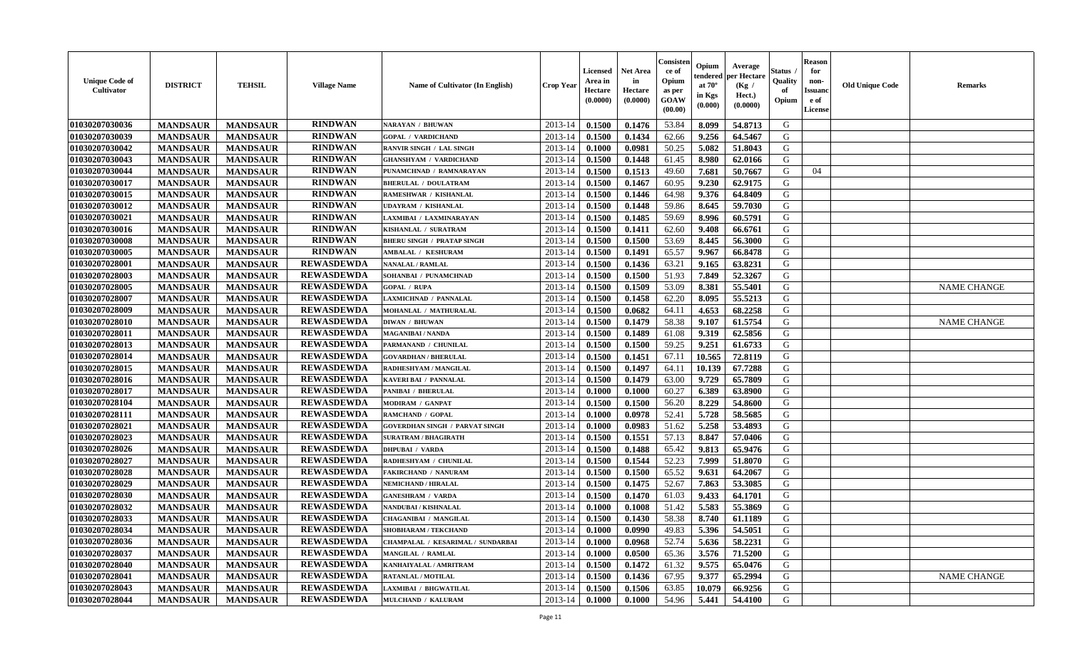| Unique Code of Cultivator | DISTRICT | TEHSIL | Village Name | Name of Cultivator (In English) | Crop Year | Licensed Area in Hectare (0.0000) | Net Area in Hectare (0.0000) | Consistence of Opium as per GOAW (00.00) | Opium tendered at 70° in Kgs (0.000) | Average per Hectare (Kg / Hect.) (0.0000) | Status / Quality of Opium | Reason for non-Issuance of License | Old Unique Code | Remarks |
|---|---|---|---|---|---|---|---|---|---|---|---|---|---|---|
| 01030207030036 | MANDSAUR | MANDSAUR | RINDWAN | NARAYAN / BHUWAN | 2013-14 | 0.1500 | 0.1476 | 53.84 | 8.099 | 54.8713 | G | | | |
| 01030207030039 | MANDSAUR | MANDSAUR | RINDWAN | GOPAL / VARDICHAND | 2013-14 | 0.1500 | 0.1434 | 62.66 | 9.256 | 64.5467 | G | | | |
| 01030207030042 | MANDSAUR | MANDSAUR | RINDWAN | RANVIR SINGH / LAL SINGH | 2013-14 | 0.1000 | 0.0981 | 50.25 | 5.082 | 51.8043 | G | | | |
| 01030207030043 | MANDSAUR | MANDSAUR | RINDWAN | GHANSHYAM / VARDICHAND | 2013-14 | 0.1500 | 0.1448 | 61.45 | 8.980 | 62.0166 | G | | | |
| 01030207030044 | MANDSAUR | MANDSAUR | RINDWAN | PUNAMCHNAD / RAMNARAYAN | 2013-14 | 0.1500 | 0.1513 | 49.60 | 7.681 | 50.7667 | G | 04 | | |
| 01030207030017 | MANDSAUR | MANDSAUR | RINDWAN | BHERULAL / DOULATRAM | 2013-14 | 0.1500 | 0.1467 | 60.95 | 9.230 | 62.9175 | G | | | |
| 01030207030015 | MANDSAUR | MANDSAUR | RINDWAN | RAMESHWAR / KISHANLAL | 2013-14 | 0.1500 | 0.1446 | 64.98 | 9.376 | 64.8409 | G | | | |
| 01030207030012 | MANDSAUR | MANDSAUR | RINDWAN | UDAYRAM / KISHANLAL | 2013-14 | 0.1500 | 0.1448 | 59.86 | 8.645 | 59.7030 | G | | | |
| 01030207030021 | MANDSAUR | MANDSAUR | RINDWAN | LAXMIBAI / LAXMINARAYAN | 2013-14 | 0.1500 | 0.1485 | 59.69 | 8.996 | 60.5791 | G | | | |
| 01030207030016 | MANDSAUR | MANDSAUR | RINDWAN | KISHANLAL / SURATRAM | 2013-14 | 0.1500 | 0.1411 | 62.60 | 9.408 | 66.6761 | G | | | |
| 01030207030008 | MANDSAUR | MANDSAUR | RINDWAN | BHERU SINGH / PRATAP SINGH | 2013-14 | 0.1500 | 0.1500 | 53.69 | 8.445 | 56.3000 | G | | | |
| 01030207030005 | MANDSAUR | MANDSAUR | RINDWAN | AMBALAL / KESHURAM | 2013-14 | 0.1500 | 0.1491 | 65.57 | 9.967 | 66.8478 | G | | | |
| 01030207028001 | MANDSAUR | MANDSAUR | REWASDEWDA | NANALAL / RAMLAL | 2013-14 | 0.1500 | 0.1436 | 63.21 | 9.165 | 63.8231 | G | | | |
| 01030207028003 | MANDSAUR | MANDSAUR | REWASDEWDA | SOHANBAI / PUNAMCHNAD | 2013-14 | 0.1500 | 0.1500 | 51.93 | 7.849 | 52.3267 | G | | | |
| 01030207028005 | MANDSAUR | MANDSAUR | REWASDEWDA | GOPAL / RUPA | 2013-14 | 0.1500 | 0.1509 | 53.09 | 8.381 | 55.5401 | G | | | NAME CHANGE |
| 01030207028007 | MANDSAUR | MANDSAUR | REWASDEWDA | LAXMICHNAD / PANNALAL | 2013-14 | 0.1500 | 0.1458 | 62.20 | 8.095 | 55.5213 | G | | | |
| 01030207028009 | MANDSAUR | MANDSAUR | REWASDEWDA | MOHANLAL / MATHURALAL | 2013-14 | 0.1500 | 0.0682 | 64.11 | 4.653 | 68.2258 | G | | | |
| 01030207028010 | MANDSAUR | MANDSAUR | REWASDEWDA | DIWAN / BHUWAN | 2013-14 | 0.1500 | 0.1479 | 58.38 | 9.107 | 61.5754 | G | | | NAME CHANGE |
| 01030207028011 | MANDSAUR | MANDSAUR | REWASDEWDA | MAGANIBAI / NANDA | 2013-14 | 0.1500 | 0.1489 | 61.08 | 9.319 | 62.5856 | G | | | |
| 01030207028013 | MANDSAUR | MANDSAUR | REWASDEWDA | PARMANAND / CHUNILAL | 2013-14 | 0.1500 | 0.1500 | 59.25 | 9.251 | 61.6733 | G | | | |
| 01030207028014 | MANDSAUR | MANDSAUR | REWASDEWDA | GOVARDHAN / BHERULAL | 2013-14 | 0.1500 | 0.1451 | 67.11 | 10.565 | 72.8119 | G | | | |
| 01030207028015 | MANDSAUR | MANDSAUR | REWASDEWDA | RADHESHYAM / MANGILAL | 2013-14 | 0.1500 | 0.1497 | 64.11 | 10.139 | 67.7288 | G | | | |
| 01030207028016 | MANDSAUR | MANDSAUR | REWASDEWDA | KAVERI BAI / PANNALAL | 2013-14 | 0.1500 | 0.1479 | 63.00 | 9.729 | 65.7809 | G | | | |
| 01030207028017 | MANDSAUR | MANDSAUR | REWASDEWDA | PANIBAI / BHERULAL | 2013-14 | 0.1000 | 0.1000 | 60.27 | 6.389 | 63.8900 | G | | | |
| 01030207028104 | MANDSAUR | MANDSAUR | REWASDEWDA | MODIRAM / GANPAT | 2013-14 | 0.1500 | 0.1500 | 56.20 | 8.229 | 54.8600 | G | | | |
| 01030207028111 | MANDSAUR | MANDSAUR | REWASDEWDA | RAMCHAND / GOPAL | 2013-14 | 0.1000 | 0.0978 | 52.41 | 5.728 | 58.5685 | G | | | |
| 01030207028021 | MANDSAUR | MANDSAUR | REWASDEWDA | GOVERDHAN SINGH / PARVAT SINGH | 2013-14 | 0.1000 | 0.0983 | 51.62 | 5.258 | 53.4893 | G | | | |
| 01030207028023 | MANDSAUR | MANDSAUR | REWASDEWDA | SURATRAM / BHAGIRATH | 2013-14 | 0.1500 | 0.1551 | 57.13 | 8.847 | 57.0406 | G | | | |
| 01030207028026 | MANDSAUR | MANDSAUR | REWASDEWDA | DHPUBAI / VARDA | 2013-14 | 0.1500 | 0.1488 | 65.42 | 9.813 | 65.9476 | G | | | |
| 01030207028027 | MANDSAUR | MANDSAUR | REWASDEWDA | RADHESHYAM / CHUNILAL | 2013-14 | 0.1500 | 0.1544 | 52.23 | 7.999 | 51.8070 | G | | | |
| 01030207028028 | MANDSAUR | MANDSAUR | REWASDEWDA | FAKIRCHAND / NANURAM | 2013-14 | 0.1500 | 0.1500 | 65.52 | 9.631 | 64.2067 | G | | | |
| 01030207028029 | MANDSAUR | MANDSAUR | REWASDEWDA | NEMICHAND / HIRALAL | 2013-14 | 0.1500 | 0.1475 | 52.67 | 7.863 | 53.3085 | G | | | |
| 01030207028030 | MANDSAUR | MANDSAUR | REWASDEWDA | GANESHRAM / VARDA | 2013-14 | 0.1500 | 0.1470 | 61.03 | 9.433 | 64.1701 | G | | | |
| 01030207028032 | MANDSAUR | MANDSAUR | REWASDEWDA | NANDUBAI / KISHNALAL | 2013-14 | 0.1000 | 0.1008 | 51.42 | 5.583 | 55.3869 | G | | | |
| 01030207028033 | MANDSAUR | MANDSAUR | REWASDEWDA | CHAGANIBAI / MANGILAL | 2013-14 | 0.1500 | 0.1430 | 58.38 | 8.740 | 61.1189 | G | | | |
| 01030207028034 | MANDSAUR | MANDSAUR | REWASDEWDA | SHOBHARAM / TEKCHAND | 2013-14 | 0.1000 | 0.0990 | 49.83 | 5.396 | 54.5051 | G | | | |
| 01030207028036 | MANDSAUR | MANDSAUR | REWASDEWDA | CHAMPALAL / KESARIMAL / SUNDARBAI | 2013-14 | 0.1000 | 0.0968 | 52.74 | 5.636 | 58.2231 | G | | | |
| 01030207028037 | MANDSAUR | MANDSAUR | REWASDEWDA | MANGILAL / RAMLAL | 2013-14 | 0.1000 | 0.0500 | 65.36 | 3.576 | 71.5200 | G | | | |
| 01030207028040 | MANDSAUR | MANDSAUR | REWASDEWDA | KANHAIYALAL / AMRITRAM | 2013-14 | 0.1500 | 0.1472 | 61.32 | 9.575 | 65.0476 | G | | | |
| 01030207028041 | MANDSAUR | MANDSAUR | REWASDEWDA | RATANLAL / MOTILAL | 2013-14 | 0.1500 | 0.1436 | 67.95 | 9.377 | 65.2994 | G | | | NAME CHANGE |
| 01030207028043 | MANDSAUR | MANDSAUR | REWASDEWDA | LAXMIBAI / BHGWATILAL | 2013-14 | 0.1500 | 0.1506 | 63.85 | 10.079 | 66.9256 | G | | | |
| 01030207028044 | MANDSAUR | MANDSAUR | REWASDEWDA | MULCHAND / KALURAM | 2013-14 | 0.1000 | 0.1000 | 54.96 | 5.441 | 54.4100 | G | | | |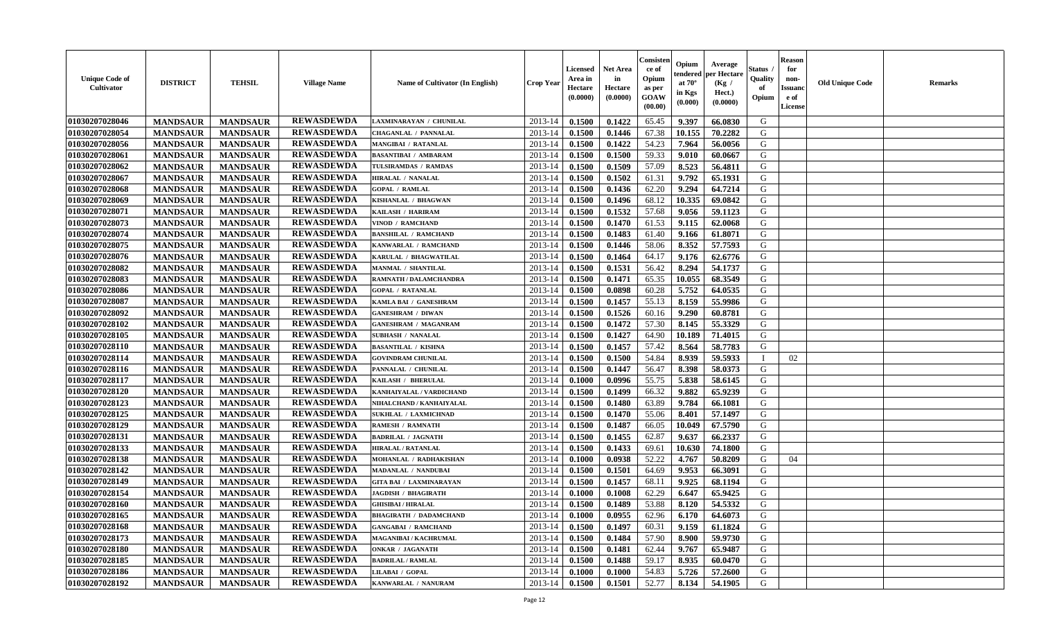| Unique Code of Cultivator | DISTRICT | TEHSIL | Village Name | Name of Cultivator (In English) | Crop Year | Licensed Area in Hectare (0.0000) | Net Area in Hectare (0.0000) | Consistence of Opium as per GOAW (00.00) | Opium tendered at 70° in Kgs (0.000) | Average per Hectare (Kg / Hect.) (0.0000) | Status / Quality of Opium | Reason for non-Issuance of License | Old Unique Code | Remarks |
|---|---|---|---|---|---|---|---|---|---|---|---|---|---|---|
| 01030207028046 | MANDSAUR | MANDSAUR | REWASDEWDA | LAXMINARAYAN / CHUNILAL | 2013-14 | 0.1500 | 0.1422 | 65.45 | 9.397 | 66.0830 | G | | | |
| 01030207028054 | MANDSAUR | MANDSAUR | REWASDEWDA | CHAGANLAL / PANNALAL | 2013-14 | 0.1500 | 0.1446 | 67.38 | 10.155 | 70.2282 | G | | | |
| 01030207028056 | MANDSAUR | MANDSAUR | REWASDEWDA | MANGIBAI / RATANLAL | 2013-14 | 0.1500 | 0.1422 | 54.23 | 7.964 | 56.0056 | G | | | |
| 01030207028061 | MANDSAUR | MANDSAUR | REWASDEWDA | BASANTIBAI / AMBARAM | 2013-14 | 0.1500 | 0.1500 | 59.33 | 9.010 | 60.0667 | G | | | |
| 01030207028062 | MANDSAUR | MANDSAUR | REWASDEWDA | TULSIRAMDAS / RAMDAS | 2013-14 | 0.1500 | 0.1509 | 57.09 | 8.523 | 56.4811 | G | | | |
| 01030207028067 | MANDSAUR | MANDSAUR | REWASDEWDA | HIRALAL / NANALAL | 2013-14 | 0.1500 | 0.1502 | 61.31 | 9.792 | 65.1931 | G | | | |
| 01030207028068 | MANDSAUR | MANDSAUR | REWASDEWDA | GOPAL / RAMLAL | 2013-14 | 0.1500 | 0.1436 | 62.20 | 9.294 | 64.7214 | G | | | |
| 01030207028069 | MANDSAUR | MANDSAUR | REWASDEWDA | KISHANLAL / BHAGWAN | 2013-14 | 0.1500 | 0.1496 | 68.12 | 10.335 | 69.0842 | G | | | |
| 01030207028071 | MANDSAUR | MANDSAUR | REWASDEWDA | KAILASH / HARIRAM | 2013-14 | 0.1500 | 0.1532 | 57.68 | 9.056 | 59.1123 | G | | | |
| 01030207028073 | MANDSAUR | MANDSAUR | REWASDEWDA | VINOD / RAMCHAND | 2013-14 | 0.1500 | 0.1470 | 61.53 | 9.115 | 62.0068 | G | | | |
| 01030207028074 | MANDSAUR | MANDSAUR | REWASDEWDA | BANSHILAL / RAMCHAND | 2013-14 | 0.1500 | 0.1483 | 61.40 | 9.166 | 61.8071 | G | | | |
| 01030207028075 | MANDSAUR | MANDSAUR | REWASDEWDA | KANWARLAL / RAMCHAND | 2013-14 | 0.1500 | 0.1446 | 58.06 | 8.352 | 57.7593 | G | | | |
| 01030207028076 | MANDSAUR | MANDSAUR | REWASDEWDA | KARULAL / BHAGWATILAL | 2013-14 | 0.1500 | 0.1464 | 64.17 | 9.176 | 62.6776 | G | | | |
| 01030207028082 | MANDSAUR | MANDSAUR | REWASDEWDA | MANMAL / SHANTILAL | 2013-14 | 0.1500 | 0.1531 | 56.42 | 8.294 | 54.1737 | G | | | |
| 01030207028083 | MANDSAUR | MANDSAUR | REWASDEWDA | RAMNATH / DALAMCHANDRA | 2013-14 | 0.1500 | 0.1471 | 65.35 | 10.055 | 68.3549 | G | | | |
| 01030207028086 | MANDSAUR | MANDSAUR | REWASDEWDA | GOPAL / RATANLAL | 2013-14 | 0.1500 | 0.0898 | 60.28 | 5.752 | 64.0535 | G | | | |
| 01030207028087 | MANDSAUR | MANDSAUR | REWASDEWDA | KAMLA BAI / GANESHRAM | 2013-14 | 0.1500 | 0.1457 | 55.13 | 8.159 | 55.9986 | G | | | |
| 01030207028092 | MANDSAUR | MANDSAUR | REWASDEWDA | GANESHRAM / DIWAN | 2013-14 | 0.1500 | 0.1526 | 60.16 | 9.290 | 60.8781 | G | | | |
| 01030207028102 | MANDSAUR | MANDSAUR | REWASDEWDA | GANESHRAM / MAGANRAM | 2013-14 | 0.1500 | 0.1472 | 57.30 | 8.145 | 55.3329 | G | | | |
| 01030207028105 | MANDSAUR | MANDSAUR | REWASDEWDA | SUBHASH / NANALAL | 2013-14 | 0.1500 | 0.1427 | 64.90 | 10.189 | 71.4015 | G | | | |
| 01030207028110 | MANDSAUR | MANDSAUR | REWASDEWDA | BASANTILAL / KISHNA | 2013-14 | 0.1500 | 0.1457 | 57.42 | 8.564 | 58.7783 | G | | | |
| 01030207028114 | MANDSAUR | MANDSAUR | REWASDEWDA | GOVINDRAM CHUNILAL | 2013-14 | 0.1500 | 0.1500 | 54.84 | 8.939 | 59.5933 | I | 02 | | |
| 01030207028116 | MANDSAUR | MANDSAUR | REWASDEWDA | PANNALAL / CHUNILAL | 2013-14 | 0.1500 | 0.1447 | 56.47 | 8.398 | 58.0373 | G | | | |
| 01030207028117 | MANDSAUR | MANDSAUR | REWASDEWDA | KAILASH / BHERULAL | 2013-14 | 0.1000 | 0.0996 | 55.75 | 5.838 | 58.6145 | G | | | |
| 01030207028120 | MANDSAUR | MANDSAUR | REWASDEWDA | KANHAIYALAL / VARDICHAND | 2013-14 | 0.1500 | 0.1499 | 66.32 | 9.882 | 65.9239 | G | | | |
| 01030207028123 | MANDSAUR | MANDSAUR | REWASDEWDA | NIHALCHAND / KANHAIYALAL | 2013-14 | 0.1500 | 0.1480 | 63.89 | 9.784 | 66.1081 | G | | | |
| 01030207028125 | MANDSAUR | MANDSAUR | REWASDEWDA | SUKHLAL / LAXMICHNAD | 2013-14 | 0.1500 | 0.1470 | 55.06 | 8.401 | 57.1497 | G | | | |
| 01030207028129 | MANDSAUR | MANDSAUR | REWASDEWDA | RAMESH / RAMNATH | 2013-14 | 0.1500 | 0.1487 | 66.05 | 10.049 | 67.5790 | G | | | |
| 01030207028131 | MANDSAUR | MANDSAUR | REWASDEWDA | BADRILAL / JAGNATH | 2013-14 | 0.1500 | 0.1455 | 62.87 | 9.637 | 66.2337 | G | | | |
| 01030207028133 | MANDSAUR | MANDSAUR | REWASDEWDA | HIRALAL / RATANLAL | 2013-14 | 0.1500 | 0.1433 | 69.61 | 10.630 | 74.1800 | G | | | |
| 01030207028138 | MANDSAUR | MANDSAUR | REWASDEWDA | MOHANLAL / RADHAKISHAN | 2013-14 | 0.1000 | 0.0938 | 52.22 | 4.767 | 50.8209 | G | 04 | | |
| 01030207028142 | MANDSAUR | MANDSAUR | REWASDEWDA | MADANLAL / NANDUBAI | 2013-14 | 0.1500 | 0.1501 | 64.69 | 9.953 | 66.3091 | G | | | |
| 01030207028149 | MANDSAUR | MANDSAUR | REWASDEWDA | GITA BAI / LAXMINARAYAN | 2013-14 | 0.1500 | 0.1457 | 68.11 | 9.925 | 68.1194 | G | | | |
| 01030207028154 | MANDSAUR | MANDSAUR | REWASDEWDA | JAGDISH / BHAGIRATH | 2013-14 | 0.1000 | 0.1008 | 62.29 | 6.647 | 65.9425 | G | | | |
| 01030207028160 | MANDSAUR | MANDSAUR | REWASDEWDA | GHISIBAI / HIRALAL | 2013-14 | 0.1500 | 0.1489 | 53.88 | 8.120 | 54.5332 | G | | | |
| 01030207028165 | MANDSAUR | MANDSAUR | REWASDEWDA | BHAGIRATH / DADAMCHAND | 2013-14 | 0.1000 | 0.0955 | 62.96 | 6.170 | 64.6073 | G | | | |
| 01030207028168 | MANDSAUR | MANDSAUR | REWASDEWDA | GANGABAI / RAMCHAND | 2013-14 | 0.1500 | 0.1497 | 60.31 | 9.159 | 61.1824 | G | | | |
| 01030207028173 | MANDSAUR | MANDSAUR | REWASDEWDA | MAGANIBAI / KACHRUMAL | 2013-14 | 0.1500 | 0.1484 | 57.90 | 8.900 | 59.9730 | G | | | |
| 01030207028180 | MANDSAUR | MANDSAUR | REWASDEWDA | ONKAR / JAGANATH | 2013-14 | 0.1500 | 0.1481 | 62.44 | 9.767 | 65.9487 | G | | | |
| 01030207028185 | MANDSAUR | MANDSAUR | REWASDEWDA | BADRILAL / RAMLAL | 2013-14 | 0.1500 | 0.1488 | 59.17 | 8.935 | 60.0470 | G | | | |
| 01030207028186 | MANDSAUR | MANDSAUR | REWASDEWDA | LILABAI / GOPAL | 2013-14 | 0.1000 | 0.1000 | 54.83 | 5.726 | 57.2600 | G | | | |
| 01030207028192 | MANDSAUR | MANDSAUR | REWASDEWDA | KANWARLAL / NANURAM | 2013-14 | 0.1500 | 0.1501 | 52.77 | 8.134 | 54.1905 | G | | | |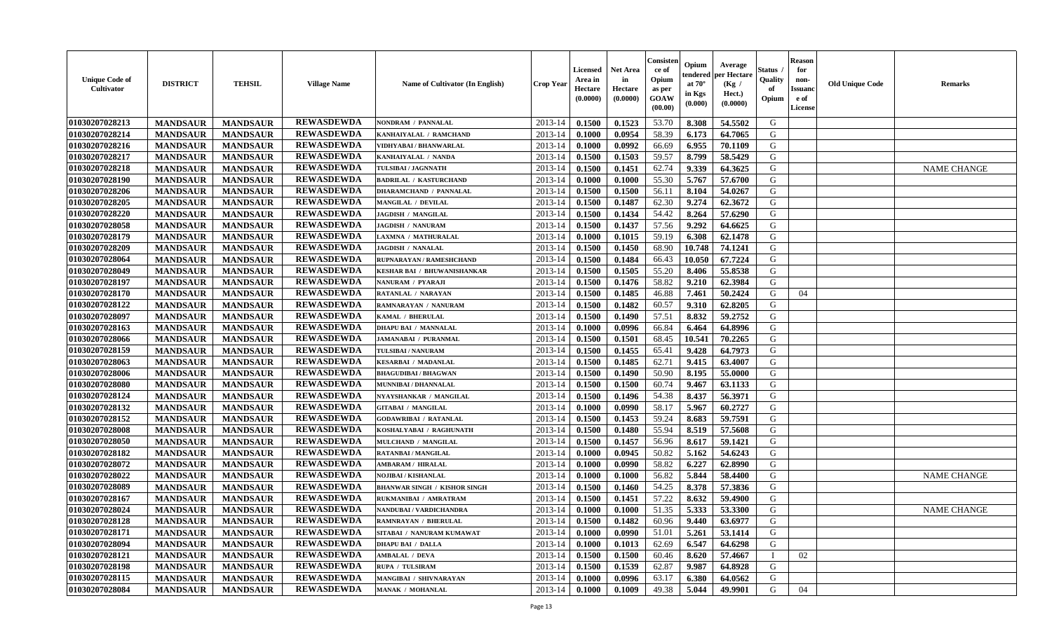| Unique Code of Cultivator | DISTRICT | TEHSIL | Village Name | Name of Cultivator (In English) | Crop Year | Licensed Area in Hectare (0.0000) | Net Area in Hectare (0.0000) | Consistence of Opium as per GOAW (00.00) | Opium tendered at 70° in Kgs (0.000) | Average per Hectare (Kg / Hect.) (0.0000) | Status / Quality of Opium | Reason for non-Issuance of License | Old Unique Code | Remarks |
|---|---|---|---|---|---|---|---|---|---|---|---|---|---|---|
| 01030207028213 | MANDSAUR | MANDSAUR | REWASDEWDA | NONDRAM / PANNALAL | 2013-14 | 0.1500 | 0.1523 | 53.70 | 8.308 | 54.5502 | G | | | |
| 01030207028214 | MANDSAUR | MANDSAUR | REWASDEWDA | KANHAIYALAL / RAMCHAND | 2013-14 | 0.1000 | 0.0954 | 58.39 | 6.173 | 64.7065 | G | | | |
| 01030207028216 | MANDSAUR | MANDSAUR | REWASDEWDA | VIDHYABAI / BHANWARLAL | 2013-14 | 0.1000 | 0.0992 | 66.69 | 6.955 | 70.1109 | G | | | |
| 01030207028217 | MANDSAUR | MANDSAUR | REWASDEWDA | KANHAIYALAL / NANDA | 2013-14 | 0.1500 | 0.1503 | 59.57 | 8.799 | 58.5429 | G | | | |
| 01030207028218 | MANDSAUR | MANDSAUR | REWASDEWDA | TULSIBAI / JAGNNATH | 2013-14 | 0.1500 | 0.1451 | 62.74 | 9.339 | 64.3625 | G | | | NAME CHANGE |
| 01030207028190 | MANDSAUR | MANDSAUR | REWASDEWDA | BADRILAL / KASTURCHAND | 2013-14 | 0.1000 | 0.1000 | 55.30 | 5.767 | 57.6700 | G | | | |
| 01030207028206 | MANDSAUR | MANDSAUR | REWASDEWDA | DHARAMCHAND / PANNALAL | 2013-14 | 0.1500 | 0.1500 | 56.11 | 8.104 | 54.0267 | G | | | |
| 01030207028205 | MANDSAUR | MANDSAUR | REWASDEWDA | MANGILAL / DEVILAL | 2013-14 | 0.1500 | 0.1487 | 62.30 | 9.274 | 62.3672 | G | | | |
| 01030207028220 | MANDSAUR | MANDSAUR | REWASDEWDA | JAGDISH / MANGILAL | 2013-14 | 0.1500 | 0.1434 | 54.42 | 8.264 | 57.6290 | G | | | |
| 01030207028058 | MANDSAUR | MANDSAUR | REWASDEWDA | JAGDISH / NANURAM | 2013-14 | 0.1500 | 0.1437 | 57.56 | 9.292 | 64.6625 | G | | | |
| 01030207028179 | MANDSAUR | MANDSAUR | REWASDEWDA | LAXMNA / MATHURALAL | 2013-14 | 0.1000 | 0.1015 | 59.19 | 6.308 | 62.1478 | G | | | |
| 01030207028209 | MANDSAUR | MANDSAUR | REWASDEWDA | JAGDISH / NANALAL | 2013-14 | 0.1500 | 0.1450 | 68.90 | 10.748 | 74.1241 | G | | | |
| 01030207028064 | MANDSAUR | MANDSAUR | REWASDEWDA | RUPNARAYAN / RAMESHCHAND | 2013-14 | 0.1500 | 0.1484 | 66.43 | 10.050 | 67.7224 | G | | | |
| 01030207028049 | MANDSAUR | MANDSAUR | REWASDEWDA | KESHAR BAI / BHUWANISHANKAR | 2013-14 | 0.1500 | 0.1505 | 55.20 | 8.406 | 55.8538 | G | | | |
| 01030207028197 | MANDSAUR | MANDSAUR | REWASDEWDA | NANURAM / PYARAJI | 2013-14 | 0.1500 | 0.1476 | 58.82 | 9.210 | 62.3984 | G | | | |
| 01030207028170 | MANDSAUR | MANDSAUR | REWASDEWDA | RATANLAL / NARAYAN | 2013-14 | 0.1500 | 0.1485 | 46.88 | 7.461 | 50.2424 | G | 04 | | |
| 01030207028122 | MANDSAUR | MANDSAUR | REWASDEWDA | RAMNARAYAN / NANURAM | 2013-14 | 0.1500 | 0.1482 | 60.57 | 9.310 | 62.8205 | G | | | |
| 01030207028097 | MANDSAUR | MANDSAUR | REWASDEWDA | KAMAL / BHERULAL | 2013-14 | 0.1500 | 0.1490 | 57.51 | 8.832 | 59.2752 | G | | | |
| 01030207028163 | MANDSAUR | MANDSAUR | REWASDEWDA | DHAPU BAI / MANNALAL | 2013-14 | 0.1000 | 0.0996 | 66.84 | 6.464 | 64.8996 | G | | | |
| 01030207028066 | MANDSAUR | MANDSAUR | REWASDEWDA | JAMANABAI / PURANMAL | 2013-14 | 0.1500 | 0.1501 | 68.45 | 10.541 | 70.2265 | G | | | |
| 01030207028159 | MANDSAUR | MANDSAUR | REWASDEWDA | TULSIBAI / NANURAM | 2013-14 | 0.1500 | 0.1455 | 65.41 | 9.428 | 64.7973 | G | | | |
| 01030207028063 | MANDSAUR | MANDSAUR | REWASDEWDA | KESARBAI / MADANLAL | 2013-14 | 0.1500 | 0.1485 | 62.71 | 9.415 | 63.4007 | G | | | |
| 01030207028006 | MANDSAUR | MANDSAUR | REWASDEWDA | BHAGUDIBAI / BHAGWAN | 2013-14 | 0.1500 | 0.1490 | 50.90 | 8.195 | 55.0000 | G | | | |
| 01030207028080 | MANDSAUR | MANDSAUR | REWASDEWDA | MUNNIBAI / DHANNALAL | 2013-14 | 0.1500 | 0.1500 | 60.74 | 9.467 | 63.1133 | G | | | |
| 01030207028124 | MANDSAUR | MANDSAUR | REWASDEWDA | NYAYSHANKAR / MANGILAL | 2013-14 | 0.1500 | 0.1496 | 54.38 | 8.437 | 56.3971 | G | | | |
| 01030207028132 | MANDSAUR | MANDSAUR | REWASDEWDA | GITABAI / MANGILAL | 2013-14 | 0.1000 | 0.0990 | 58.17 | 5.967 | 60.2727 | G | | | |
| 01030207028152 | MANDSAUR | MANDSAUR | REWASDEWDA | GODAWRIBAI / RATANLAL | 2013-14 | 0.1500 | 0.1453 | 59.24 | 8.683 | 59.7591 | G | | | |
| 01030207028008 | MANDSAUR | MANDSAUR | REWASDEWDA | KOSHALYABAI / RAGHUNATH | 2013-14 | 0.1500 | 0.1480 | 55.94 | 8.519 | 57.5608 | G | | | |
| 01030207028050 | MANDSAUR | MANDSAUR | REWASDEWDA | MULCHAND / MANGILAL | 2013-14 | 0.1500 | 0.1457 | 56.96 | 8.617 | 59.1421 | G | | | |
| 01030207028182 | MANDSAUR | MANDSAUR | REWASDEWDA | RATANBAI / MANGILAL | 2013-14 | 0.1000 | 0.0945 | 50.82 | 5.162 | 54.6243 | G | | | |
| 01030207028072 | MANDSAUR | MANDSAUR | REWASDEWDA | AMBARAM / HIRALAL | 2013-14 | 0.1000 | 0.0990 | 58.82 | 6.227 | 62.8990 | G | | | |
| 01030207028022 | MANDSAUR | MANDSAUR | REWASDEWDA | NOJIBAI / KISHANLAL | 2013-14 | 0.1000 | 0.1000 | 56.82 | 5.844 | 58.4400 | G | | | NAME CHANGE |
| 01030207028089 | MANDSAUR | MANDSAUR | REWASDEWDA | BHANWAR SINGH / KISHOR SINGH | 2013-14 | 0.1500 | 0.1460 | 54.25 | 8.378 | 57.3836 | G | | | |
| 01030207028167 | MANDSAUR | MANDSAUR | REWASDEWDA | RUKMANIBAI / AMRATRAM | 2013-14 | 0.1500 | 0.1451 | 57.22 | 8.632 | 59.4900 | G | | | |
| 01030207028024 | MANDSAUR | MANDSAUR | REWASDEWDA | NANDUBAI / VARDICHANDRA | 2013-14 | 0.1000 | 0.1000 | 51.35 | 5.333 | 53.3300 | G | | | NAME CHANGE |
| 01030207028128 | MANDSAUR | MANDSAUR | REWASDEWDA | RAMNRAYAN / BHERULAL | 2013-14 | 0.1500 | 0.1482 | 60.96 | 9.440 | 63.6977 | G | | | |
| 01030207028171 | MANDSAUR | MANDSAUR | REWASDEWDA | SITABAI / NANURAM KUMAWAT | 2013-14 | 0.1000 | 0.0990 | 51.01 | 5.261 | 53.1414 | G | | | |
| 01030207028094 | MANDSAUR | MANDSAUR | REWASDEWDA | DHAPU BAI / DALLA | 2013-14 | 0.1000 | 0.1013 | 62.69 | 6.547 | 64.6298 | G | | | |
| 01030207028121 | MANDSAUR | MANDSAUR | REWASDEWDA | AMBALAL / DEVA | 2013-14 | 0.1500 | 0.1500 | 60.46 | 8.620 | 57.4667 | I | 02 | | |
| 01030207028198 | MANDSAUR | MANDSAUR | REWASDEWDA | RUPA / TULSIRAM | 2013-14 | 0.1500 | 0.1539 | 62.87 | 9.987 | 64.8928 | G | | | |
| 01030207028115 | MANDSAUR | MANDSAUR | REWASDEWDA | MANGIBAI / SHIVNARAYAN | 2013-14 | 0.1000 | 0.0996 | 63.17 | 6.380 | 64.0562 | G | | | |
| 01030207028084 | MANDSAUR | MANDSAUR | REWASDEWDA | MANAK / MOHANLAL | 2013-14 | 0.1000 | 0.1009 | 49.38 | 5.044 | 49.9901 | G | 04 | | |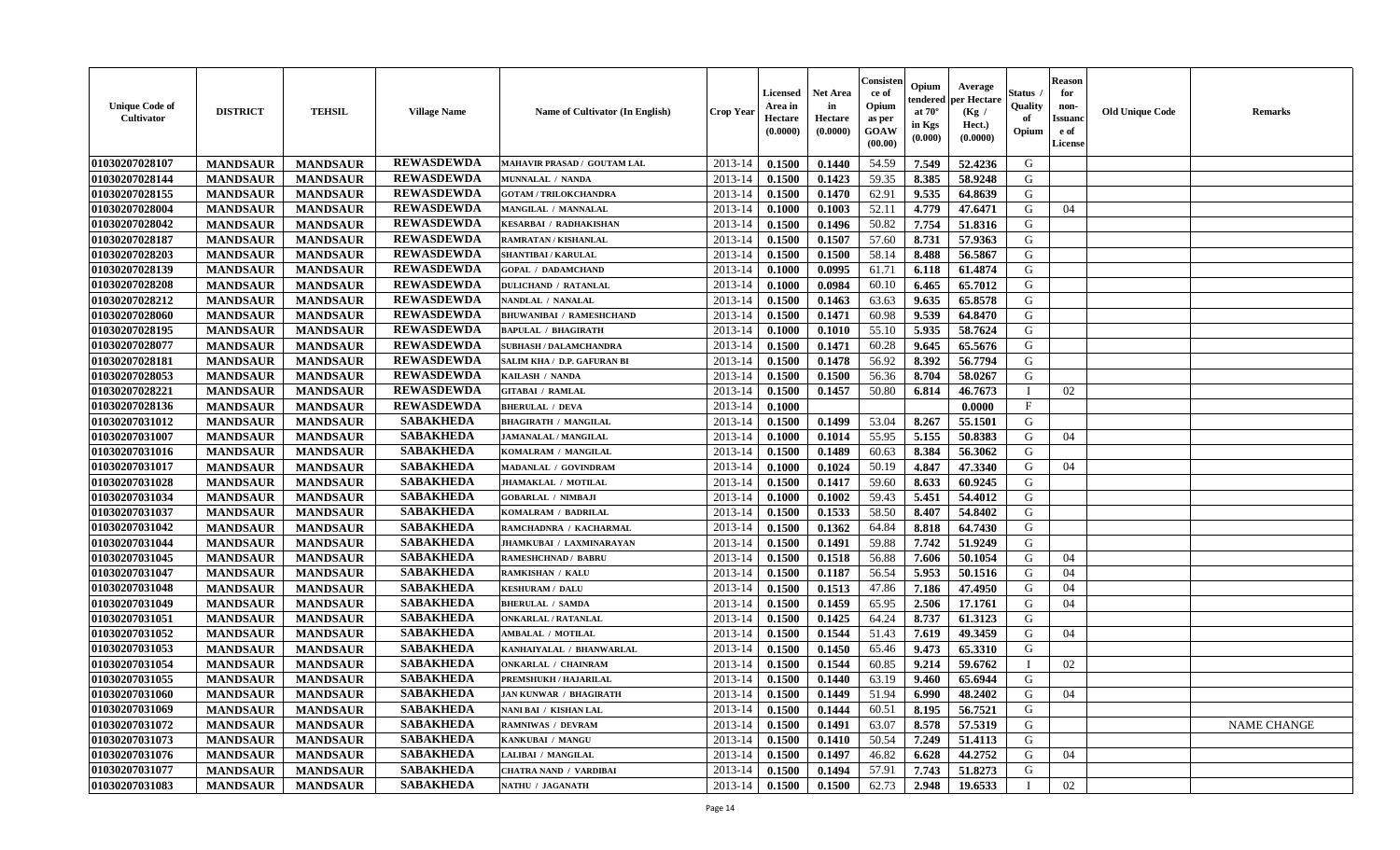| Unique Code of Cultivator | DISTRICT | TEHSIL | Village Name | Name of Cultivator (In English) | Crop Year | Licensed Area in Hectare (0.0000) | Net Area in Hectare (0.0000) | Consistence of Opium as per GOAW (00.00) | Opium tendered at 70° in Kgs (0.000) | Average per Hectare (Kg / Hect.) (0.0000) | Status / Quality of Opium | Reason for non-Issuance of License | Old Unique Code | Remarks |
|---|---|---|---|---|---|---|---|---|---|---|---|---|---|---|
| 01030207028107 | MANDSAUR | MANDSAUR | REWASDEWDA | MAHAVIR PRASAD / GOUTAM LAL | 2013-14 | 0.1500 | 0.1440 | 54.59 | 7.549 | 52.4236 | G | | | |
| 01030207028144 | MANDSAUR | MANDSAUR | REWASDEWDA | MUNNALAL / NANDA | 2013-14 | 0.1500 | 0.1423 | 59.35 | 8.385 | 58.9248 | G | | | |
| 01030207028155 | MANDSAUR | MANDSAUR | REWASDEWDA | GOTAM / TRILOKCHANDRA | 2013-14 | 0.1500 | 0.1470 | 62.91 | 9.535 | 64.8639 | G | | | |
| 01030207028004 | MANDSAUR | MANDSAUR | REWASDEWDA | MANGILAL / MANNALAL | 2013-14 | 0.1000 | 0.1003 | 52.11 | 4.779 | 47.6471 | G | 04 | | |
| 01030207028042 | MANDSAUR | MANDSAUR | REWASDEWDA | KESARBAI / RADHAKISHAN | 2013-14 | 0.1500 | 0.1496 | 50.82 | 7.754 | 51.8316 | G | | | |
| 01030207028187 | MANDSAUR | MANDSAUR | REWASDEWDA | RAMRATAN / KISHANLAL | 2013-14 | 0.1500 | 0.1507 | 57.60 | 8.731 | 57.9363 | G | | | |
| 01030207028203 | MANDSAUR | MANDSAUR | REWASDEWDA | SHANTIBAI / KARULAL | 2013-14 | 0.1500 | 0.1500 | 58.14 | 8.488 | 56.5867 | G | | | |
| 01030207028139 | MANDSAUR | MANDSAUR | REWASDEWDA | GOPAL / DADAMCHAND | 2013-14 | 0.1000 | 0.0995 | 61.71 | 6.118 | 61.4874 | G | | | |
| 01030207028208 | MANDSAUR | MANDSAUR | REWASDEWDA | DULICHAND / RATANLAL | 2013-14 | 0.1000 | 0.0984 | 60.10 | 6.465 | 65.7012 | G | | | |
| 01030207028212 | MANDSAUR | MANDSAUR | REWASDEWDA | NANDLAL / NANALAL | 2013-14 | 0.1500 | 0.1463 | 63.63 | 9.635 | 65.8578 | G | | | |
| 01030207028060 | MANDSAUR | MANDSAUR | REWASDEWDA | BHUWANIBAI / RAMESHCHAND | 2013-14 | 0.1500 | 0.1471 | 60.98 | 9.539 | 64.8470 | G | | | |
| 01030207028195 | MANDSAUR | MANDSAUR | REWASDEWDA | BAPULAL / BHAGIRATH | 2013-14 | 0.1000 | 0.1010 | 55.10 | 5.935 | 58.7624 | G | | | |
| 01030207028077 | MANDSAUR | MANDSAUR | REWASDEWDA | SUBHASH / DALAMCHANDRA | 2013-14 | 0.1500 | 0.1471 | 60.28 | 9.645 | 65.5676 | G | | | |
| 01030207028181 | MANDSAUR | MANDSAUR | REWASDEWDA | SALIM KHA / D.P. GAFURAN BI | 2013-14 | 0.1500 | 0.1478 | 56.92 | 8.392 | 56.7794 | G | | | |
| 01030207028053 | MANDSAUR | MANDSAUR | REWASDEWDA | KAILASH / NANDA | 2013-14 | 0.1500 | 0.1500 | 56.36 | 8.704 | 58.0267 | G | | | |
| 01030207028221 | MANDSAUR | MANDSAUR | REWASDEWDA | GITABAI / RAMLAL | 2013-14 | 0.1500 | 0.1457 | 50.80 | 6.814 | 46.7673 | I | 02 | | |
| 01030207028136 | MANDSAUR | MANDSAUR | REWASDEWDA | BHERULAL / DEVA | 2013-14 | 0.1000 | | | | 0.0000 | F | | | |
| 01030207031012 | MANDSAUR | MANDSAUR | SABAKHEDA | BHAGIRATH / MANGILAL | 2013-14 | 0.1500 | 0.1499 | 53.04 | 8.267 | 55.1501 | G | | | |
| 01030207031007 | MANDSAUR | MANDSAUR | SABAKHEDA | JAMANALAL / MANGILAL | 2013-14 | 0.1000 | 0.1014 | 55.95 | 5.155 | 50.8383 | G | 04 | | |
| 01030207031016 | MANDSAUR | MANDSAUR | SABAKHEDA | KOMALRAM / MANGILAL | 2013-14 | 0.1500 | 0.1489 | 60.63 | 8.384 | 56.3062 | G | | | |
| 01030207031017 | MANDSAUR | MANDSAUR | SABAKHEDA | MADANLAL / GOVINDRAM | 2013-14 | 0.1000 | 0.1024 | 50.19 | 4.847 | 47.3340 | G | 04 | | |
| 01030207031028 | MANDSAUR | MANDSAUR | SABAKHEDA | JHAMAKLAL / MOTILAL | 2013-14 | 0.1500 | 0.1417 | 59.60 | 8.633 | 60.9245 | G | | | |
| 01030207031034 | MANDSAUR | MANDSAUR | SABAKHEDA | GOBARLAL / NIMBAJI | 2013-14 | 0.1000 | 0.1002 | 59.43 | 5.451 | 54.4012 | G | | | |
| 01030207031037 | MANDSAUR | MANDSAUR | SABAKHEDA | KOMALRAM / BADRILAL | 2013-14 | 0.1500 | 0.1533 | 58.50 | 8.407 | 54.8402 | G | | | |
| 01030207031042 | MANDSAUR | MANDSAUR | SABAKHEDA | RAMCHADNRA / KACHARMAL | 2013-14 | 0.1500 | 0.1362 | 64.84 | 8.818 | 64.7430 | G | | | |
| 01030207031044 | MANDSAUR | MANDSAUR | SABAKHEDA | JHAMKUBAI / LAXMINARAYAN | 2013-14 | 0.1500 | 0.1491 | 59.88 | 7.742 | 51.9249 | G | | | |
| 01030207031045 | MANDSAUR | MANDSAUR | SABAKHEDA | RAMESHCHNAD / BABRU | 2013-14 | 0.1500 | 0.1518 | 56.88 | 7.606 | 50.1054 | G | 04 | | |
| 01030207031047 | MANDSAUR | MANDSAUR | SABAKHEDA | RAMKISHAN / KALU | 2013-14 | 0.1500 | 0.1187 | 56.54 | 5.953 | 50.1516 | G | 04 | | |
| 01030207031048 | MANDSAUR | MANDSAUR | SABAKHEDA | KESHURAM / DALU | 2013-14 | 0.1500 | 0.1513 | 47.86 | 7.186 | 47.4950 | G | 04 | | |
| 01030207031049 | MANDSAUR | MANDSAUR | SABAKHEDA | BHERULAL / SAMDA | 2013-14 | 0.1500 | 0.1459 | 65.95 | 2.506 | 17.1761 | G | 04 | | |
| 01030207031051 | MANDSAUR | MANDSAUR | SABAKHEDA | ONKARLAL / RATANLAL | 2013-14 | 0.1500 | 0.1425 | 64.24 | 8.737 | 61.3123 | G | | | |
| 01030207031052 | MANDSAUR | MANDSAUR | SABAKHEDA | AMBALAL / MOTILAL | 2013-14 | 0.1500 | 0.1544 | 51.43 | 7.619 | 49.3459 | G | 04 | | |
| 01030207031053 | MANDSAUR | MANDSAUR | SABAKHEDA | KANHAIYALAL / BHANWARLAL | 2013-14 | 0.1500 | 0.1450 | 65.46 | 9.473 | 65.3310 | G | | | |
| 01030207031054 | MANDSAUR | MANDSAUR | SABAKHEDA | ONKARLAL / CHAINRAM | 2013-14 | 0.1500 | 0.1544 | 60.85 | 9.214 | 59.6762 | I | 02 | | |
| 01030207031055 | MANDSAUR | MANDSAUR | SABAKHEDA | PREMSHUKH / HAJARILAL | 2013-14 | 0.1500 | 0.1440 | 63.19 | 9.460 | 65.6944 | G | | | |
| 01030207031060 | MANDSAUR | MANDSAUR | SABAKHEDA | JAN KUNWAR / BHAGIRATH | 2013-14 | 0.1500 | 0.1449 | 51.94 | 6.990 | 48.2402 | G | 04 | | |
| 01030207031069 | MANDSAUR | MANDSAUR | SABAKHEDA | NANI BAI / KISHAN LAL | 2013-14 | 0.1500 | 0.1444 | 60.51 | 8.195 | 56.7521 | G | | | |
| 01030207031072 | MANDSAUR | MANDSAUR | SABAKHEDA | RAMNIWAS / DEVRAM | 2013-14 | 0.1500 | 0.1491 | 63.07 | 8.578 | 57.5319 | G | | | NAME CHANGE |
| 01030207031073 | MANDSAUR | MANDSAUR | SABAKHEDA | KANKUBAI / MANGU | 2013-14 | 0.1500 | 0.1410 | 50.54 | 7.249 | 51.4113 | G | | | |
| 01030207031076 | MANDSAUR | MANDSAUR | SABAKHEDA | LALIBAI / MANGILAL | 2013-14 | 0.1500 | 0.1497 | 46.82 | 6.628 | 44.2752 | G | 04 | | |
| 01030207031077 | MANDSAUR | MANDSAUR | SABAKHEDA | CHATRA NAND / VARDIBAI | 2013-14 | 0.1500 | 0.1494 | 57.91 | 7.743 | 51.8273 | G | | | |
| 01030207031083 | MANDSAUR | MANDSAUR | SABAKHEDA | NATHU / JAGANATH | 2013-14 | 0.1500 | 0.1500 | 62.73 | 2.948 | 19.6533 | I | 02 | | |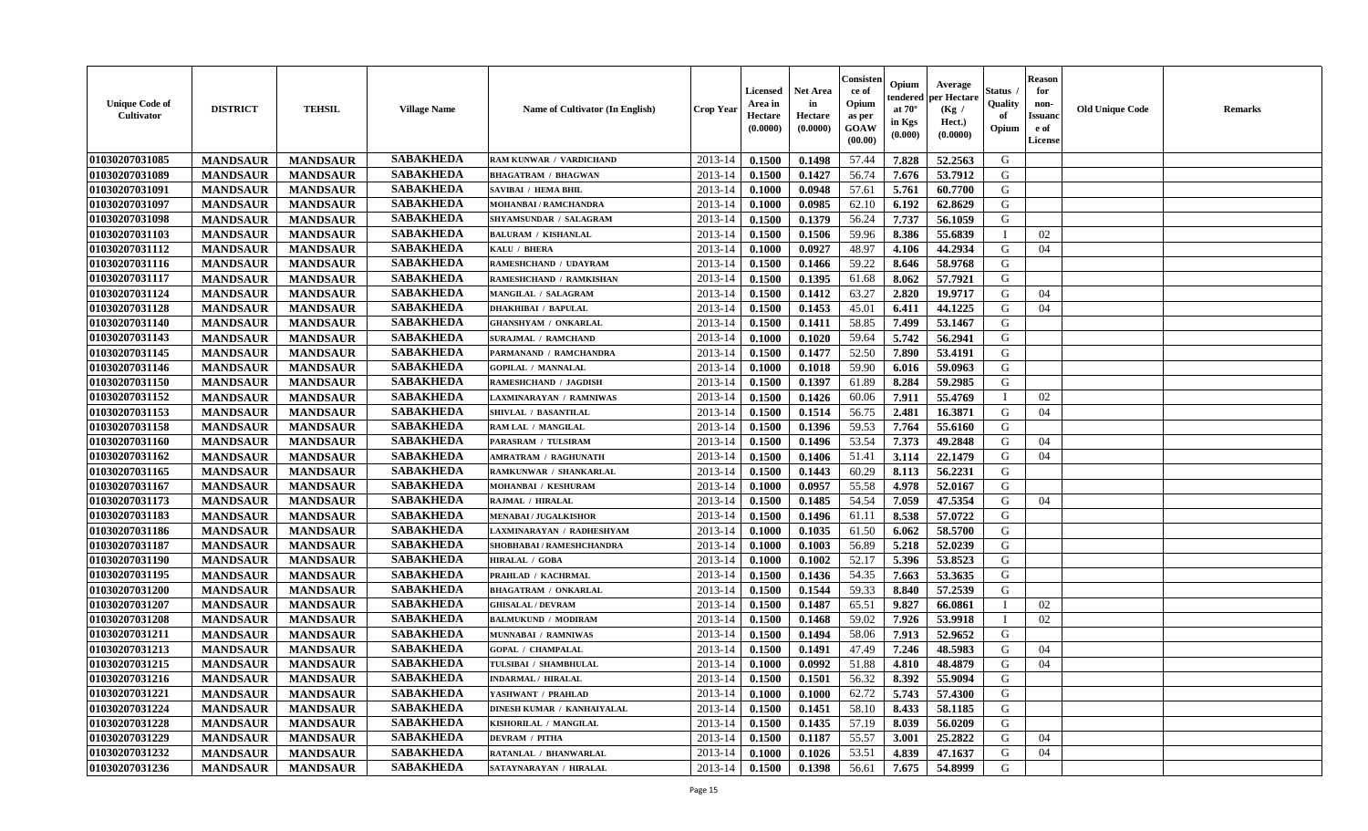| Unique Code of Cultivator | DISTRICT | TEHSIL | Village Name | Name of Cultivator (In English) | Crop Year | Licensed Area in Hectare (0.0000) | Net Area in Hectare (0.0000) | Consistence of Opium as per GOAW (00.00) | Opium tendered at 70° in Kgs (0.000) | Average per Hectare (Kg / Hect.) (0.0000) | Status / Quality of Opium | Reason for non-Issuance of License | Old Unique Code | Remarks |
|---|---|---|---|---|---|---|---|---|---|---|---|---|---|---|
| 01030207031085 | MANDSAUR | MANDSAUR | SABAKHEDA | RAM KUNWAR / VARDICHAND | 2013-14 | 0.1500 | 0.1498 | 57.44 | 7.828 | 52.2563 | G | | | |
| 01030207031089 | MANDSAUR | MANDSAUR | SABAKHEDA | BHAGATRAM / BHAGWAN | 2013-14 | 0.1500 | 0.1427 | 56.74 | 7.676 | 53.7912 | G | | | |
| 01030207031091 | MANDSAUR | MANDSAUR | SABAKHEDA | SAVIBAI / HEMA BHIL | 2013-14 | 0.1000 | 0.0948 | 57.61 | 5.761 | 60.7700 | G | | | |
| 01030207031097 | MANDSAUR | MANDSAUR | SABAKHEDA | MOHANBAI / RAMCHANDRA | 2013-14 | 0.1000 | 0.0985 | 62.10 | 6.192 | 62.8629 | G | | | |
| 01030207031098 | MANDSAUR | MANDSAUR | SABAKHEDA | SHYAMSUNDAR / SALAGRAM | 2013-14 | 0.1500 | 0.1379 | 56.24 | 7.737 | 56.1059 | G | | | |
| 01030207031103 | MANDSAUR | MANDSAUR | SABAKHEDA | BALURAM / KISHANLAL | 2013-14 | 0.1500 | 0.1506 | 59.96 | 8.386 | 55.6839 | I | 02 | | |
| 01030207031112 | MANDSAUR | MANDSAUR | SABAKHEDA | KALU / BHERA | 2013-14 | 0.1000 | 0.0927 | 48.97 | 4.106 | 44.2934 | G | 04 | | |
| 01030207031116 | MANDSAUR | MANDSAUR | SABAKHEDA | RAMESHCHAND / UDAYRAM | 2013-14 | 0.1500 | 0.1466 | 59.22 | 8.646 | 58.9768 | G | | | |
| 01030207031117 | MANDSAUR | MANDSAUR | SABAKHEDA | RAMESHCHAND / RAMKISHAN | 2013-14 | 0.1500 | 0.1395 | 61.68 | 8.062 | 57.7921 | G | | | |
| 01030207031124 | MANDSAUR | MANDSAUR | SABAKHEDA | MANGILAL / SALAGRAM | 2013-14 | 0.1500 | 0.1412 | 63.27 | 2.820 | 19.9717 | G | 04 | | |
| 01030207031128 | MANDSAUR | MANDSAUR | SABAKHEDA | DHAKHIBAI / BAPULAL | 2013-14 | 0.1500 | 0.1453 | 45.01 | 6.411 | 44.1225 | G | 04 | | |
| 01030207031140 | MANDSAUR | MANDSAUR | SABAKHEDA | GHANSHYAM / ONKARLAL | 2013-14 | 0.1500 | 0.1411 | 58.85 | 7.499 | 53.1467 | G | | | |
| 01030207031143 | MANDSAUR | MANDSAUR | SABAKHEDA | SURAJMAL / RAMCHAND | 2013-14 | 0.1000 | 0.1020 | 59.64 | 5.742 | 56.2941 | G | | | |
| 01030207031145 | MANDSAUR | MANDSAUR | SABAKHEDA | PARMANAND / RAMCHANDRA | 2013-14 | 0.1500 | 0.1477 | 52.50 | 7.890 | 53.4191 | G | | | |
| 01030207031146 | MANDSAUR | MANDSAUR | SABAKHEDA | GOPILAL / MANNALAL | 2013-14 | 0.1000 | 0.1018 | 59.90 | 6.016 | 59.0963 | G | | | |
| 01030207031150 | MANDSAUR | MANDSAUR | SABAKHEDA | RAMESHCHAND / JAGDISH | 2013-14 | 0.1500 | 0.1397 | 61.89 | 8.284 | 59.2985 | G | | | |
| 01030207031152 | MANDSAUR | MANDSAUR | SABAKHEDA | LAXMINARAYAN / RAMNIWAS | 2013-14 | 0.1500 | 0.1426 | 60.06 | 7.911 | 55.4769 | I | 02 | | |
| 01030207031153 | MANDSAUR | MANDSAUR | SABAKHEDA | SHIVLAL / BASANTILAL | 2013-14 | 0.1500 | 0.1514 | 56.75 | 2.481 | 16.3871 | G | 04 | | |
| 01030207031158 | MANDSAUR | MANDSAUR | SABAKHEDA | RAM LAL / MANGILAL | 2013-14 | 0.1500 | 0.1396 | 59.53 | 7.764 | 55.6160 | G | | | |
| 01030207031160 | MANDSAUR | MANDSAUR | SABAKHEDA | PARASRAM / TULSIRAM | 2013-14 | 0.1500 | 0.1496 | 53.54 | 7.373 | 49.2848 | G | 04 | | |
| 01030207031162 | MANDSAUR | MANDSAUR | SABAKHEDA | AMRATRAM / RAGHUNATH | 2013-14 | 0.1500 | 0.1406 | 51.41 | 3.114 | 22.1479 | G | 04 | | |
| 01030207031165 | MANDSAUR | MANDSAUR | SABAKHEDA | RAMKUNWAR / SHANKARLAL | 2013-14 | 0.1500 | 0.1443 | 60.29 | 8.113 | 56.2231 | G | | | |
| 01030207031167 | MANDSAUR | MANDSAUR | SABAKHEDA | MOHANBAI / KESHURAM | 2013-14 | 0.1000 | 0.0957 | 55.58 | 4.978 | 52.0167 | G | | | |
| 01030207031173 | MANDSAUR | MANDSAUR | SABAKHEDA | RAJMAL / HIRALAL | 2013-14 | 0.1500 | 0.1485 | 54.54 | 7.059 | 47.5354 | G | 04 | | |
| 01030207031183 | MANDSAUR | MANDSAUR | SABAKHEDA | MENABAI / JUGALKISHOR | 2013-14 | 0.1500 | 0.1496 | 61.11 | 8.538 | 57.0722 | G | | | |
| 01030207031186 | MANDSAUR | MANDSAUR | SABAKHEDA | LAXMINARAYAN / RADHESHYAM | 2013-14 | 0.1000 | 0.1035 | 61.50 | 6.062 | 58.5700 | G | | | |
| 01030207031187 | MANDSAUR | MANDSAUR | SABAKHEDA | SHOBHABAI / RAMESHCHANDRA | 2013-14 | 0.1000 | 0.1003 | 56.89 | 5.218 | 52.0239 | G | | | |
| 01030207031190 | MANDSAUR | MANDSAUR | SABAKHEDA | HIRALAL / GOBA | 2013-14 | 0.1000 | 0.1002 | 52.17 | 5.396 | 53.8523 | G | | | |
| 01030207031195 | MANDSAUR | MANDSAUR | SABAKHEDA | PRAHLAD / KACHRMAL | 2013-14 | 0.1500 | 0.1436 | 54.35 | 7.663 | 53.3635 | G | | | |
| 01030207031200 | MANDSAUR | MANDSAUR | SABAKHEDA | BHAGATRAM / ONKARLAL | 2013-14 | 0.1500 | 0.1544 | 59.33 | 8.840 | 57.2539 | G | | | |
| 01030207031207 | MANDSAUR | MANDSAUR | SABAKHEDA | GHISALAL / DEVRAM | 2013-14 | 0.1500 | 0.1487 | 65.51 | 9.827 | 66.0861 | I | 02 | | |
| 01030207031208 | MANDSAUR | MANDSAUR | SABAKHEDA | BALMUKUND / MODIRAM | 2013-14 | 0.1500 | 0.1468 | 59.02 | 7.926 | 53.9918 | I | 02 | | |
| 01030207031211 | MANDSAUR | MANDSAUR | SABAKHEDA | MUNNABAI / RAMNIWAS | 2013-14 | 0.1500 | 0.1494 | 58.06 | 7.913 | 52.9652 | G | | | |
| 01030207031213 | MANDSAUR | MANDSAUR | SABAKHEDA | GOPAL / CHAMPALAL | 2013-14 | 0.1500 | 0.1491 | 47.49 | 7.246 | 48.5983 | G | 04 | | |
| 01030207031215 | MANDSAUR | MANDSAUR | SABAKHEDA | TULSIBAI / SHAMBHULAL | 2013-14 | 0.1000 | 0.0992 | 51.88 | 4.810 | 48.4879 | G | 04 | | |
| 01030207031216 | MANDSAUR | MANDSAUR | SABAKHEDA | INDARMAL / HIRALAL | 2013-14 | 0.1500 | 0.1501 | 56.32 | 8.392 | 55.9094 | G | | | |
| 01030207031221 | MANDSAUR | MANDSAUR | SABAKHEDA | YASHWANT / PRAHLAD | 2013-14 | 0.1000 | 0.1000 | 62.72 | 5.743 | 57.4300 | G | | | |
| 01030207031224 | MANDSAUR | MANDSAUR | SABAKHEDA | DINESH KUMAR / KANHAIYALAL | 2013-14 | 0.1500 | 0.1451 | 58.10 | 8.433 | 58.1185 | G | | | |
| 01030207031228 | MANDSAUR | MANDSAUR | SABAKHEDA | KISHORILAL / MANGILAL | 2013-14 | 0.1500 | 0.1435 | 57.19 | 8.039 | 56.0209 | G | | | |
| 01030207031229 | MANDSAUR | MANDSAUR | SABAKHEDA | DEVRAM / PITHA | 2013-14 | 0.1500 | 0.1187 | 55.57 | 3.001 | 25.2822 | G | 04 | | |
| 01030207031232 | MANDSAUR | MANDSAUR | SABAKHEDA | RATANLAL / BHANWARLAL | 2013-14 | 0.1000 | 0.1026 | 53.51 | 4.839 | 47.1637 | G | 04 | | |
| 01030207031236 | MANDSAUR | MANDSAUR | SABAKHEDA | SATAYNARAYAN / HIRALAL | 2013-14 | 0.1500 | 0.1398 | 56.61 | 7.675 | 54.8999 | G | | | |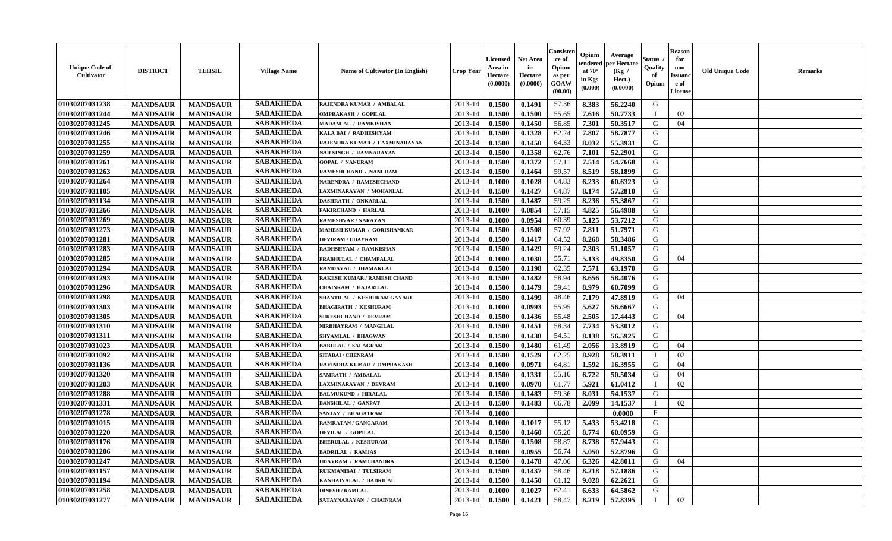| Unique Code of Cultivator | DISTRICT | TEHSIL | Village Name | Name of Cultivator (In English) | Crop Year | Licensed Area in Hectare (0.0000) | Net Area in Hectare (0.0000) | Consistence of Opium as per GOAW (00.00) | Opium tendered at 70° in Kgs (0.000) | Average per Hectare (Kg / Hect.) (0.0000) | Status / Quality of Opium | Reason for non-Issuance of License | Old Unique Code | Remarks |
|---|---|---|---|---|---|---|---|---|---|---|---|---|---|---|
| 01030207031238 | MANDSAUR | MANDSAUR | SABAKHEDA | RAJENDRA KUMAR / AMBALAL | 2013-14 | 0.1500 | 0.1491 | 57.36 | 8.383 | 56.2240 | G | | | |
| 01030207031244 | MANDSAUR | MANDSAUR | SABAKHEDA | OMPRAKASH / GOPILAL | 2013-14 | 0.1500 | 0.1500 | 55.65 | 7.616 | 50.7733 | I | 02 | | |
| 01030207031245 | MANDSAUR | MANDSAUR | SABAKHEDA | MADANLAL / RAMKISHAN | 2013-14 | 0.1500 | 0.1450 | 56.85 | 7.301 | 50.3517 | G | 04 | | |
| 01030207031246 | MANDSAUR | MANDSAUR | SABAKHEDA | KALA BAI / RADHESHYAM | 2013-14 | 0.1500 | 0.1328 | 62.24 | 7.807 | 58.7877 | G | | | |
| 01030207031255 | MANDSAUR | MANDSAUR | SABAKHEDA | RAJENDRA KUMAR / LAXMINARAYAN | 2013-14 | 0.1500 | 0.1450 | 64.33 | 8.032 | 55.3931 | G | | | |
| 01030207031259 | MANDSAUR | MANDSAUR | SABAKHEDA | NAR SINGH / RAMNARAYAN | 2013-14 | 0.1500 | 0.1358 | 62.76 | 7.101 | 52.2901 | G | | | |
| 01030207031261 | MANDSAUR | MANDSAUR | SABAKHEDA | GOPAL / NANURAM | 2013-14 | 0.1500 | 0.1372 | 57.11 | 7.514 | 54.7668 | G | | | |
| 01030207031263 | MANDSAUR | MANDSAUR | SABAKHEDA | RAMESHCHAND / NANURAM | 2013-14 | 0.1500 | 0.1464 | 59.57 | 8.519 | 58.1899 | G | | | |
| 01030207031264 | MANDSAUR | MANDSAUR | SABAKHEDA | NARENDRA / RAMESHCHAND | 2013-14 | 0.1000 | 0.1028 | 64.83 | 6.233 | 60.6323 | G | | | |
| 01030207031105 | MANDSAUR | MANDSAUR | SABAKHEDA | LAXMINARAYAN / MOHANLAL | 2013-14 | 0.1500 | 0.1427 | 64.87 | 8.174 | 57.2810 | G | | | |
| 01030207031134 | MANDSAUR | MANDSAUR | SABAKHEDA | DASHRATH / ONKARLAL | 2013-14 | 0.1500 | 0.1487 | 59.25 | 8.236 | 55.3867 | G | | | |
| 01030207031266 | MANDSAUR | MANDSAUR | SABAKHEDA | FAKIRCHAND / HARLAL | 2013-14 | 0.1000 | 0.0854 | 57.15 | 4.825 | 56.4988 | G | | | |
| 01030207031269 | MANDSAUR | MANDSAUR | SABAKHEDA | RAMESHVAR / NARAYAN | 2013-14 | 0.1000 | 0.0954 | 60.39 | 5.125 | 53.7212 | G | | | |
| 01030207031273 | MANDSAUR | MANDSAUR | SABAKHEDA | MAHESH KUMAR / GORISHANKAR | 2013-14 | 0.1500 | 0.1508 | 57.92 | 7.811 | 51.7971 | G | | | |
| 01030207031281 | MANDSAUR | MANDSAUR | SABAKHEDA | DEVIRAM / UDAYRAM | 2013-14 | 0.1500 | 0.1417 | 64.52 | 8.268 | 58.3486 | G | | | |
| 01030207031283 | MANDSAUR | MANDSAUR | SABAKHEDA | RADHSHYAM / RAMKISHAN | 2013-14 | 0.1500 | 0.1429 | 59.24 | 7.303 | 51.1057 | G | | | |
| 01030207031285 | MANDSAUR | MANDSAUR | SABAKHEDA | PRABHULAL / CHAMPALAL | 2013-14 | 0.1000 | 0.1030 | 55.71 | 5.133 | 49.8350 | G | 04 | | |
| 01030207031294 | MANDSAUR | MANDSAUR | SABAKHEDA | RAMDAYAL / JHAMAKLAL | 2013-14 | 0.1500 | 0.1198 | 62.35 | 7.571 | 63.1970 | G | | | |
| 01030207031293 | MANDSAUR | MANDSAUR | SABAKHEDA | RAKESH KUMAR / RAMESH CHAND | 2013-14 | 0.1500 | 0.1482 | 58.94 | 8.656 | 58.4076 | G | | | |
| 01030207031296 | MANDSAUR | MANDSAUR | SABAKHEDA | CHAINRAM / HAJARILAL | 2013-14 | 0.1500 | 0.1479 | 59.41 | 8.979 | 60.7099 | G | | | |
| 01030207031298 | MANDSAUR | MANDSAUR | SABAKHEDA | SHANTILAL / KESHURAM GAYARI | 2013-14 | 0.1500 | 0.1499 | 48.46 | 7.179 | 47.8919 | G | 04 | | |
| 01030207031303 | MANDSAUR | MANDSAUR | SABAKHEDA | BHAGIRATH / KESHURAM | 2013-14 | 0.1000 | 0.0993 | 55.95 | 5.627 | 56.6667 | G | | | |
| 01030207031305 | MANDSAUR | MANDSAUR | SABAKHEDA | SURESHCHAND / DEVRAM | 2013-14 | 0.1500 | 0.1436 | 55.48 | 2.505 | 17.4443 | G | 04 | | |
| 01030207031310 | MANDSAUR | MANDSAUR | SABAKHEDA | NIRBHAYRAM / MANGILAL | 2013-14 | 0.1500 | 0.1451 | 58.34 | 7.734 | 53.3012 | G | | | |
| 01030207031311 | MANDSAUR | MANDSAUR | SABAKHEDA | SHYAMLAL / BHAGWAN | 2013-14 | 0.1500 | 0.1438 | 54.51 | 8.138 | 56.5925 | G | | | |
| 01030207031023 | MANDSAUR | MANDSAUR | SABAKHEDA | BABULAL / SALAGRAM | 2013-14 | 0.1500 | 0.1480 | 61.49 | 2.056 | 13.8919 | G | 04 | | |
| 01030207031092 | MANDSAUR | MANDSAUR | SABAKHEDA | SITABAI / CHENRAM | 2013-14 | 0.1500 | 0.1529 | 62.25 | 8.928 | 58.3911 | I | 02 | | |
| 01030207031136 | MANDSAUR | MANDSAUR | SABAKHEDA | RAVINDRA KUMAR / OMPRAKASH | 2013-14 | 0.1000 | 0.0971 | 64.81 | 1.592 | 16.3955 | G | 04 | | |
| 01030207031320 | MANDSAUR | MANDSAUR | SABAKHEDA | SAMRATH / AMBALAL | 2013-14 | 0.1500 | 0.1331 | 55.16 | 6.722 | 50.5034 | G | 04 | | |
| 01030207031203 | MANDSAUR | MANDSAUR | SABAKHEDA | LAXMINARAYAN / DEVRAM | 2013-14 | 0.1000 | 0.0970 | 61.77 | 5.921 | 61.0412 | I | 02 | | |
| 01030207031288 | MANDSAUR | MANDSAUR | SABAKHEDA | BALMUKUND / HIRALAL | 2013-14 | 0.1500 | 0.1483 | 59.36 | 8.031 | 54.1537 | G | | | |
| 01030207031331 | MANDSAUR | MANDSAUR | SABAKHEDA | BANSHILAL / GANPAT | 2013-14 | 0.1500 | 0.1483 | 66.78 | 2.099 | 14.1537 | I | 02 | | |
| 01030207031278 | MANDSAUR | MANDSAUR | SABAKHEDA | SANJAY / BHAGATRAM | 2013-14 | 0.1000 | | | | 0.0000 | F | | | |
| 01030207031015 | MANDSAUR | MANDSAUR | SABAKHEDA | RAMRATAN / GANGARAM | 2013-14 | 0.1000 | 0.1017 | 55.12 | 5.433 | 53.4218 | G | | | |
| 01030207031220 | MANDSAUR | MANDSAUR | SABAKHEDA | DEVILAL / GOPILAL | 2013-14 | 0.1500 | 0.1460 | 65.20 | 8.774 | 60.0959 | G | | | |
| 01030207031176 | MANDSAUR | MANDSAUR | SABAKHEDA | BHERULAL / KESHURAM | 2013-14 | 0.1500 | 0.1508 | 58.87 | 8.738 | 57.9443 | G | | | |
| 01030207031206 | MANDSAUR | MANDSAUR | SABAKHEDA | BADRILAL / RAMJAS | 2013-14 | 0.1000 | 0.0955 | 56.74 | 5.050 | 52.8796 | G | | | |
| 01030207031247 | MANDSAUR | MANDSAUR | SABAKHEDA | UDAYRAM / RAMCHANDRA | 2013-14 | 0.1500 | 0.1478 | 47.06 | 6.326 | 42.8011 | G | 04 | | |
| 01030207031157 | MANDSAUR | MANDSAUR | SABAKHEDA | RUKMANIBAI / TULSIRAM | 2013-14 | 0.1500 | 0.1437 | 58.46 | 8.218 | 57.1886 | G | | | |
| 01030207031194 | MANDSAUR | MANDSAUR | SABAKHEDA | KANHAIYALAL / BADRILAL | 2013-14 | 0.1500 | 0.1450 | 61.12 | 9.028 | 62.2621 | G | | | |
| 01030207031258 | MANDSAUR | MANDSAUR | SABAKHEDA | DINESH / RAMLAL | 2013-14 | 0.1000 | 0.1027 | 62.41 | 6.633 | 64.5862 | G | | | |
| 01030207031277 | MANDSAUR | MANDSAUR | SABAKHEDA | SATAYNARAYAN / CHAINRAM | 2013-14 | 0.1500 | 0.1421 | 58.47 | 8.219 | 57.8395 | I | 02 | | |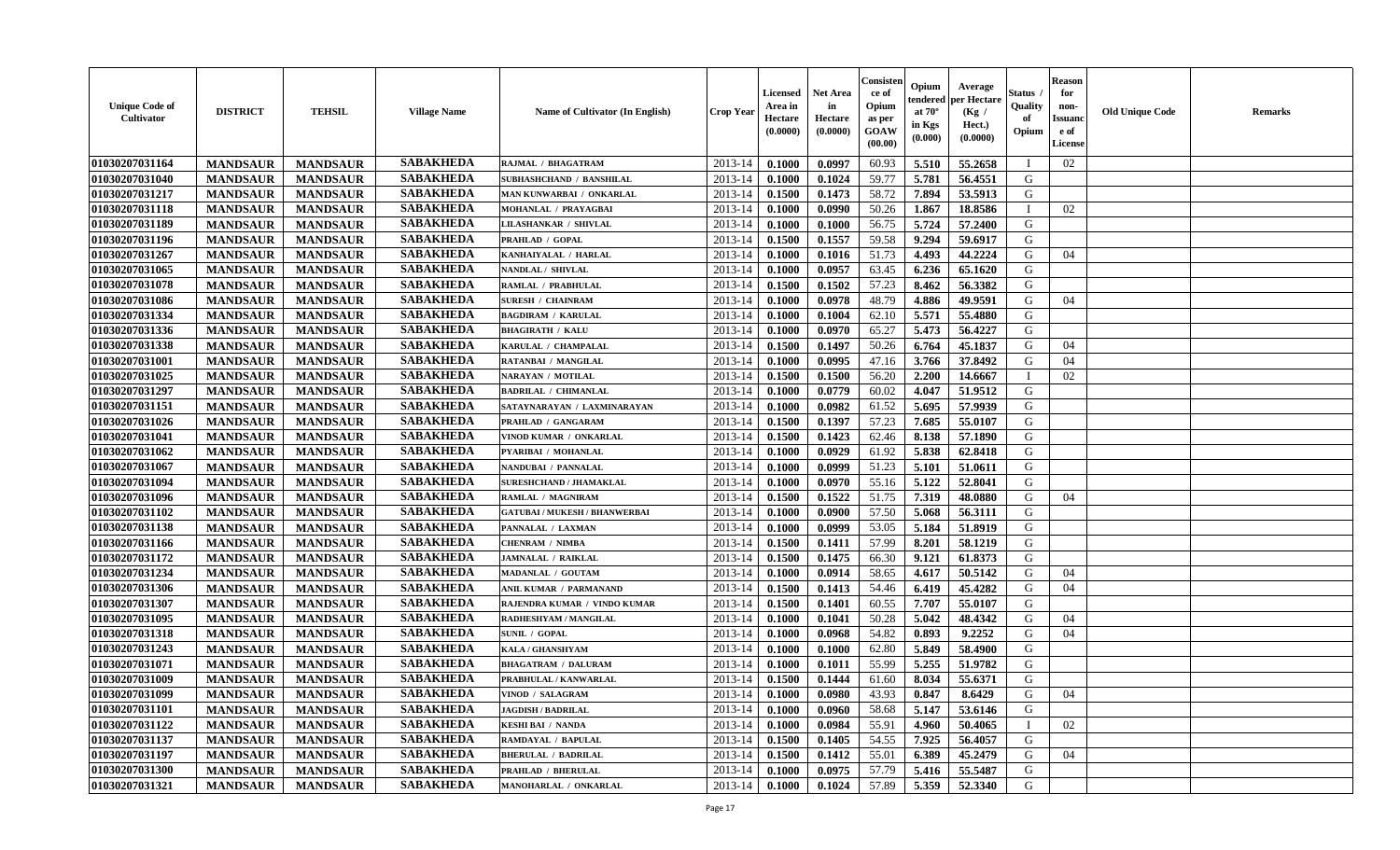| Unique Code of Cultivator | DISTRICT | TEHSIL | Village Name | Name of Cultivator (In English) | Crop Year | Licensed Area in Hectare (0.0000) | Net Area in Hectare (0.0000) | Consistence of Opium as per GOAW (00.00) | Opium tendered at 70° in Kgs (0.000) | Average per Hectare (Kg / Hect.) (0.0000) | Status / Quality of Opium | Reason for non-Issuance of License | Old Unique Code | Remarks |
|---|---|---|---|---|---|---|---|---|---|---|---|---|---|---|
| 01030207031164 | MANDSAUR | MANDSAUR | SABAKHEDA | RAJMAL / BHAGATRAM | 2013-14 | 0.1000 | 0.0997 | 60.93 | 5.510 | 55.2658 | I | 02 | | |
| 01030207031040 | MANDSAUR | MANDSAUR | SABAKHEDA | SUBHASHCHAND / BANSHILAL | 2013-14 | 0.1000 | 0.1024 | 59.77 | 5.781 | 56.4551 | G | | | |
| 01030207031217 | MANDSAUR | MANDSAUR | SABAKHEDA | MAN KUNWARBAI / ONKARLAL | 2013-14 | 0.1500 | 0.1473 | 58.72 | 7.894 | 53.5913 | G | | | |
| 01030207031118 | MANDSAUR | MANDSAUR | SABAKHEDA | MOHANLAL / PRAYAGBAI | 2013-14 | 0.1000 | 0.0990 | 50.26 | 1.867 | 18.8586 | I | 02 | | |
| 01030207031189 | MANDSAUR | MANDSAUR | SABAKHEDA | LILASHANKAR / SHIVLAL | 2013-14 | 0.1000 | 0.1000 | 56.75 | 5.724 | 57.2400 | G | | | |
| 01030207031196 | MANDSAUR | MANDSAUR | SABAKHEDA | PRAHLAD / GOPAL | 2013-14 | 0.1500 | 0.1557 | 59.58 | 9.294 | 59.6917 | G | | | |
| 01030207031267 | MANDSAUR | MANDSAUR | SABAKHEDA | KANHAIYALAL / HARLAL | 2013-14 | 0.1000 | 0.1016 | 51.73 | 4.493 | 44.2224 | G | 04 | | |
| 01030207031065 | MANDSAUR | MANDSAUR | SABAKHEDA | NANDLAL / SHIVLAL | 2013-14 | 0.1000 | 0.0957 | 63.45 | 6.236 | 65.1620 | G | | | |
| 01030207031078 | MANDSAUR | MANDSAUR | SABAKHEDA | RAMLAL / PRABHULAL | 2013-14 | 0.1500 | 0.1502 | 57.23 | 8.462 | 56.3382 | G | | | |
| 01030207031086 | MANDSAUR | MANDSAUR | SABAKHEDA | SURESH / CHAINRAM | 2013-14 | 0.1000 | 0.0978 | 48.79 | 4.886 | 49.9591 | G | 04 | | |
| 01030207031334 | MANDSAUR | MANDSAUR | SABAKHEDA | BAGDIRAM / KARULAL | 2013-14 | 0.1000 | 0.1004 | 62.10 | 5.571 | 55.4880 | G | | | |
| 01030207031336 | MANDSAUR | MANDSAUR | SABAKHEDA | BHAGIRATH / KALU | 2013-14 | 0.1000 | 0.0970 | 65.27 | 5.473 | 56.4227 | G | | | |
| 01030207031338 | MANDSAUR | MANDSAUR | SABAKHEDA | KARULAL / CHAMPALAL | 2013-14 | 0.1500 | 0.1497 | 50.26 | 6.764 | 45.1837 | G | 04 | | |
| 01030207031001 | MANDSAUR | MANDSAUR | SABAKHEDA | RATANBAI / MANGILAL | 2013-14 | 0.1000 | 0.0995 | 47.16 | 3.766 | 37.8492 | G | 04 | | |
| 01030207031025 | MANDSAUR | MANDSAUR | SABAKHEDA | NARAYAN / MOTILAL | 2013-14 | 0.1500 | 0.1500 | 56.20 | 2.200 | 14.6667 | I | 02 | | |
| 01030207031297 | MANDSAUR | MANDSAUR | SABAKHEDA | BADRILAL / CHIMANLAL | 2013-14 | 0.1000 | 0.0779 | 60.02 | 4.047 | 51.9512 | G | | | |
| 01030207031151 | MANDSAUR | MANDSAUR | SABAKHEDA | SATAYNARAYAN / LAXMINARAYAN | 2013-14 | 0.1000 | 0.0982 | 61.52 | 5.695 | 57.9939 | G | | | |
| 01030207031026 | MANDSAUR | MANDSAUR | SABAKHEDA | PRAHLAD / GANGARAM | 2013-14 | 0.1500 | 0.1397 | 57.23 | 7.685 | 55.0107 | G | | | |
| 01030207031041 | MANDSAUR | MANDSAUR | SABAKHEDA | VINOD KUMAR / ONKARLAL | 2013-14 | 0.1500 | 0.1423 | 62.46 | 8.138 | 57.1890 | G | | | |
| 01030207031062 | MANDSAUR | MANDSAUR | SABAKHEDA | PYARIBAI / MOHANLAL | 2013-14 | 0.1000 | 0.0929 | 61.92 | 5.838 | 62.8418 | G | | | |
| 01030207031067 | MANDSAUR | MANDSAUR | SABAKHEDA | NANDUBAI / PANNALAL | 2013-14 | 0.1000 | 0.0999 | 51.23 | 5.101 | 51.0611 | G | | | |
| 01030207031094 | MANDSAUR | MANDSAUR | SABAKHEDA | SURESHCHAND / JHAMAKLAL | 2013-14 | 0.1000 | 0.0970 | 55.16 | 5.122 | 52.8041 | G | | | |
| 01030207031096 | MANDSAUR | MANDSAUR | SABAKHEDA | RAMLAL / MAGNIRAM | 2013-14 | 0.1500 | 0.1522 | 51.75 | 7.319 | 48.0880 | G | 04 | | |
| 01030207031102 | MANDSAUR | MANDSAUR | SABAKHEDA | GATUBAI / MUKESH / BHANWERBAI | 2013-14 | 0.1000 | 0.0900 | 57.50 | 5.068 | 56.3111 | G | | | |
| 01030207031138 | MANDSAUR | MANDSAUR | SABAKHEDA | PANNALAL / LAXMAN | 2013-14 | 0.1000 | 0.0999 | 53.05 | 5.184 | 51.8919 | G | | | |
| 01030207031166 | MANDSAUR | MANDSAUR | SABAKHEDA | CHENRAM / NIMBA | 2013-14 | 0.1500 | 0.1411 | 57.99 | 8.201 | 58.1219 | G | | | |
| 01030207031172 | MANDSAUR | MANDSAUR | SABAKHEDA | JAMNALAL / RAIKLAL | 2013-14 | 0.1500 | 0.1475 | 66.30 | 9.121 | 61.8373 | G | | | |
| 01030207031234 | MANDSAUR | MANDSAUR | SABAKHEDA | MADANLAL / GOUTAM | 2013-14 | 0.1000 | 0.0914 | 58.65 | 4.617 | 50.5142 | G | 04 | | |
| 01030207031306 | MANDSAUR | MANDSAUR | SABAKHEDA | ANIL KUMAR / PARMANAND | 2013-14 | 0.1500 | 0.1413 | 54.46 | 6.419 | 45.4282 | G | 04 | | |
| 01030207031307 | MANDSAUR | MANDSAUR | SABAKHEDA | RAJENDRA KUMAR / VINDO KUMAR | 2013-14 | 0.1500 | 0.1401 | 60.55 | 7.707 | 55.0107 | G | | | |
| 01030207031095 | MANDSAUR | MANDSAUR | SABAKHEDA | RADHESHYAM / MANGILAL | 2013-14 | 0.1000 | 0.1041 | 50.28 | 5.042 | 48.4342 | G | 04 | | |
| 01030207031318 | MANDSAUR | MANDSAUR | SABAKHEDA | SUNIL / GOPAL | 2013-14 | 0.1000 | 0.0968 | 54.82 | 0.893 | 9.2252 | G | 04 | | |
| 01030207031243 | MANDSAUR | MANDSAUR | SABAKHEDA | KALA / GHANSHYAM | 2013-14 | 0.1000 | 0.1000 | 62.80 | 5.849 | 58.4900 | G | | | |
| 01030207031071 | MANDSAUR | MANDSAUR | SABAKHEDA | BHAGATRAM / DALURAM | 2013-14 | 0.1000 | 0.1011 | 55.99 | 5.255 | 51.9782 | G | | | |
| 01030207031009 | MANDSAUR | MANDSAUR | SABAKHEDA | PRABHULAL / KANWARLAL | 2013-14 | 0.1500 | 0.1444 | 61.60 | 8.034 | 55.6371 | G | | | |
| 01030207031099 | MANDSAUR | MANDSAUR | SABAKHEDA | VINOD / SALAGRAM | 2013-14 | 0.1000 | 0.0980 | 43.93 | 0.847 | 8.6429 | G | 04 | | |
| 01030207031101 | MANDSAUR | MANDSAUR | SABAKHEDA | JAGDISH / BADRILAL | 2013-14 | 0.1000 | 0.0960 | 58.68 | 5.147 | 53.6146 | G | | | |
| 01030207031122 | MANDSAUR | MANDSAUR | SABAKHEDA | KESHI BAI / NANDA | 2013-14 | 0.1000 | 0.0984 | 55.91 | 4.960 | 50.4065 | I | 02 | | |
| 01030207031137 | MANDSAUR | MANDSAUR | SABAKHEDA | RAMDAYAL / BAPULAL | 2013-14 | 0.1500 | 0.1405 | 54.55 | 7.925 | 56.4057 | G | | | |
| 01030207031197 | MANDSAUR | MANDSAUR | SABAKHEDA | BHERULAL / BADRILAL | 2013-14 | 0.1500 | 0.1412 | 55.01 | 6.389 | 45.2479 | G | 04 | | |
| 01030207031300 | MANDSAUR | MANDSAUR | SABAKHEDA | PRAHLAD / BHERULAL | 2013-14 | 0.1000 | 0.0975 | 57.79 | 5.416 | 55.5487 | G | | | |
| 01030207031321 | MANDSAUR | MANDSAUR | SABAKHEDA | MANOHARLAL / ONKARLAL | 2013-14 | 0.1000 | 0.1024 | 57.89 | 5.359 | 52.3340 | G | | | |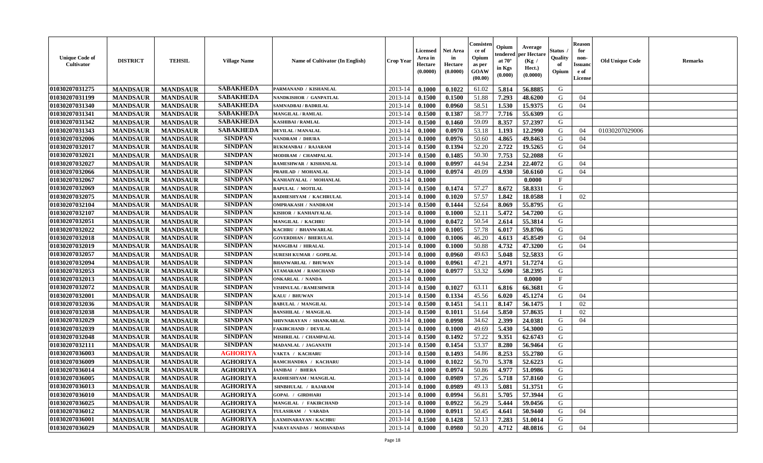| Unique Code of Cultivator | DISTRICT | TEHSIL | Village Name | Name of Cultivator (In English) | Crop Year | Licensed Area in Hectare (0.0000) | Net Area in Hectare (0.0000) | Consistence of Opium as per GOAW (00.00) | Opium tendered at 70° in Kgs (0.000) | Average per Hectare (Kg / Hect.) (0.0000) | Status / Quality of Opium | Reason for non-Issuance of License | Old Unique Code | Remarks |
|---|---|---|---|---|---|---|---|---|---|---|---|---|---|---|
| 01030207031275 | MANDSAUR | MANDSAUR | SABAKHEDA | PARMANAND / KISHANLAL | 2013-14 | 0.1000 | 0.1022 | 61.02 | 5.814 | 56.8885 | G | | | |
| 01030207031199 | MANDSAUR | MANDSAUR | SABAKHEDA | NANDKISHOR / GANPATLAL | 2013-14 | 0.1500 | 0.1500 | 51.88 | 7.293 | 48.6200 | G | 04 | | |
| 01030207031340 | MANDSAUR | MANDSAUR | SABAKHEDA | SAMNADBAI / BADRILAL | 2013-14 | 0.1000 | 0.0960 | 58.51 | 1.530 | 15.9375 | G | 04 | | |
| 01030207031341 | MANDSAUR | MANDSAUR | SABAKHEDA | MANGILAL / RAMLAL | 2013-14 | 0.1500 | 0.1387 | 58.77 | 7.716 | 55.6309 | G | | | |
| 01030207031342 | MANDSAUR | MANDSAUR | SABAKHEDA | KASHIBAI / RAMLAL | 2013-14 | 0.1500 | 0.1460 | 59.09 | 8.357 | 57.2397 | G | | | |
| 01030207031343 | MANDSAUR | MANDSAUR | SABAKHEDA | DEVILAL / MANALAL | 2013-14 | 0.1000 | 0.0970 | 53.18 | 1.193 | 12.2990 | G | 04 | 01030207029006 | |
| 01030207032006 | MANDSAUR | MANDSAUR | SINDPAN | NANDRAM / DHURA | 2013-14 | 0.1000 | 0.0976 | 50.60 | 4.865 | 49.8463 | G | 04 | | |
| 01030207032017 | MANDSAUR | MANDSAUR | SINDPAN | RUKMANBAI / RAJARAM | 2013-14 | 0.1500 | 0.1394 | 52.20 | 2.722 | 19.5265 | G | 04 | | |
| 01030207032021 | MANDSAUR | MANDSAUR | SINDPAN | MODIRAM / CHAMPALAL | 2013-14 | 0.1500 | 0.1485 | 50.30 | 7.753 | 52.2088 | G | | | |
| 01030207032027 | MANDSAUR | MANDSAUR | SINDPAN | RAMESHWAR / KISHANLAL | 2013-14 | 0.1000 | 0.0997 | 44.94 | 2.234 | 22.4072 | G | 04 | | |
| 01030207032066 | MANDSAUR | MANDSAUR | SINDPAN | PRAHLAD / MOHANLAL | 2013-14 | 0.1000 | 0.0974 | 49.09 | 4.930 | 50.6160 | G | 04 | | |
| 01030207032067 | MANDSAUR | MANDSAUR | SINDPAN | KANHAIYALAL / MOHANLAL | 2013-14 | 0.1000 | | | | 0.0000 | F | | | |
| 01030207032069 | MANDSAUR | MANDSAUR | SINDPAN | BAPULAL / MOTILAL | 2013-14 | 0.1500 | 0.1474 | 57.27 | 8.672 | 58.8331 | G | | | |
| 01030207032075 | MANDSAUR | MANDSAUR | SINDPAN | RADHESHYAM / KACHRULAL | 2013-14 | 0.1000 | 0.1020 | 57.57 | 1.842 | 18.0588 | I | 02 | | |
| 01030207032104 | MANDSAUR | MANDSAUR | SINDPAN | OMPRAKASH / NANDRAM | 2013-14 | 0.1500 | 0.1444 | 52.64 | 8.069 | 55.8795 | G | | | |
| 01030207032107 | MANDSAUR | MANDSAUR | SINDPAN | KISHOR / KANHAIYALAL | 2013-14 | 0.1000 | 0.1000 | 52.11 | 5.472 | 54.7200 | G | | | |
| 01030207032051 | MANDSAUR | MANDSAUR | SINDPAN | MANGILAL / KACHRU | 2013-14 | 0.1000 | 0.0472 | 50.54 | 2.614 | 55.3814 | G | | | |
| 01030207032022 | MANDSAUR | MANDSAUR | SINDPAN | KACHRU / BHANWARLAL | 2013-14 | 0.1000 | 0.1005 | 57.78 | 6.017 | 59.8706 | G | | | |
| 01030207032018 | MANDSAUR | MANDSAUR | SINDPAN | GOVERDHAN / BHERULAL | 2013-14 | 0.1000 | 0.1006 | 46.20 | 4.613 | 45.8549 | G | 04 | | |
| 01030207032019 | MANDSAUR | MANDSAUR | SINDPAN | MANGIBAI / HIRALAL | 2013-14 | 0.1000 | 0.1000 | 50.88 | 4.732 | 47.3200 | G | 04 | | |
| 01030207032057 | MANDSAUR | MANDSAUR | SINDPAN | SURESH KUMAR / GOPILAL | 2013-14 | 0.1000 | 0.0960 | 49.63 | 5.048 | 52.5833 | G | | | |
| 01030207032094 | MANDSAUR | MANDSAUR | SINDPAN | BHANWARLAL / BHUWAN | 2013-14 | 0.1000 | 0.0961 | 47.21 | 4.971 | 51.7274 | G | | | |
| 01030207032053 | MANDSAUR | MANDSAUR | SINDPAN | ATAMARAM / RAMCHAND | 2013-14 | 0.1000 | 0.0977 | 53.32 | 5.690 | 58.2395 | G | | | |
| 01030207032013 | MANDSAUR | MANDSAUR | SINDPAN | ONKARLAL / NANDA | 2013-14 | 0.1000 | | | | 0.0000 | F | | | |
| 01030207032072 | MANDSAUR | MANDSAUR | SINDPAN | VISHNULAL / RAMESHWER | 2013-14 | 0.1500 | 0.1027 | 63.11 | 6.816 | 66.3681 | G | | | |
| 01030207032001 | MANDSAUR | MANDSAUR | SINDPAN | KALU / BHUWAN | 2013-14 | 0.1500 | 0.1334 | 45.56 | 6.020 | 45.1274 | G | 04 | | |
| 01030207032036 | MANDSAUR | MANDSAUR | SINDPAN | BABULAL / MANGILAL | 2013-14 | 0.1500 | 0.1451 | 54.11 | 8.147 | 56.1475 | I | 02 | | |
| 01030207032038 | MANDSAUR | MANDSAUR | SINDPAN | BANSHILAL / MANGILAL | 2013-14 | 0.1500 | 0.1011 | 51.64 | 5.850 | 57.8635 | I | 02 | | |
| 01030207032029 | MANDSAUR | MANDSAUR | SINDPAN | SHIVNARAYAN / SHANKARLAL | 2013-14 | 0.1000 | 0.0998 | 34.62 | 2.399 | 24.0381 | G | 04 | | |
| 01030207032039 | MANDSAUR | MANDSAUR | SINDPAN | FAKIRCHAND / DEVILAL | 2013-14 | 0.1000 | 0.1000 | 49.69 | 5.430 | 54.3000 | G | | | |
| 01030207032048 | MANDSAUR | MANDSAUR | SINDPAN | MISHRILAL / CHAMPALAL | 2013-14 | 0.1500 | 0.1492 | 57.22 | 9.351 | 62.6743 | G | | | |
| 01030207032111 | MANDSAUR | MANDSAUR | SINDPAN | MADANLAL / JAGANATH | 2013-14 | 0.1500 | 0.1454 | 53.37 | 8.280 | 56.9464 | G | | | |
| 01030207036003 | MANDSAUR | MANDSAUR | AGHORIYA | VAKTA / KACHARU | 2013-14 | 0.1500 | 0.1493 | 54.86 | 8.253 | 55.2780 | G | | | |
| 01030207036009 | MANDSAUR | MANDSAUR | AGHORIYA | RAMCHANDRA / KACHARU | 2013-14 | 0.1000 | 0.1022 | 56.70 | 5.378 | 52.6223 | G | | | |
| 01030207036014 | MANDSAUR | MANDSAUR | AGHORIYA | JANIBAI / BHERA | 2013-14 | 0.1000 | 0.0974 | 50.86 | 4.977 | 51.0986 | G | | | |
| 01030207036005 | MANDSAUR | MANDSAUR | AGHORIYA | RADHESHYAM / MANGILAL | 2013-14 | 0.1000 | 0.0989 | 57.26 | 5.718 | 57.8160 | G | | | |
| 01030207036013 | MANDSAUR | MANDSAUR | AGHORIYA | SHNBHULAL / RAJARAM | 2013-14 | 0.1000 | 0.0989 | 49.13 | 5.081 | 51.3751 | G | | | |
| 01030207036010 | MANDSAUR | MANDSAUR | AGHORIYA | GOPAL / GIRDHARI | 2013-14 | 0.1000 | 0.0994 | 56.81 | 5.705 | 57.3944 | G | | | |
| 01030207036025 | MANDSAUR | MANDSAUR | AGHORIYA | MANGILAL / FAKIRCHAND | 2013-14 | 0.1000 | 0.0922 | 56.29 | 5.444 | 59.0456 | G | | | |
| 01030207036012 | MANDSAUR | MANDSAUR | AGHORIYA | TULASIRAM / VARADA | 2013-14 | 0.1000 | 0.0911 | 50.45 | 4.641 | 50.9440 | G | 04 | | |
| 01030207036001 | MANDSAUR | MANDSAUR | AGHORIYA | LAXMINARAYAN / KACHRU | 2013-14 | 0.1500 | 0.1428 | 52.13 | 7.283 | 51.0014 | G | | | |
| 01030207036029 | MANDSAUR | MANDSAUR | AGHORIYA | NARAYANADAS / MOHANADAS | 2013-14 | 0.1000 | 0.0980 | 50.20 | 4.712 | 48.0816 | G | 04 | | |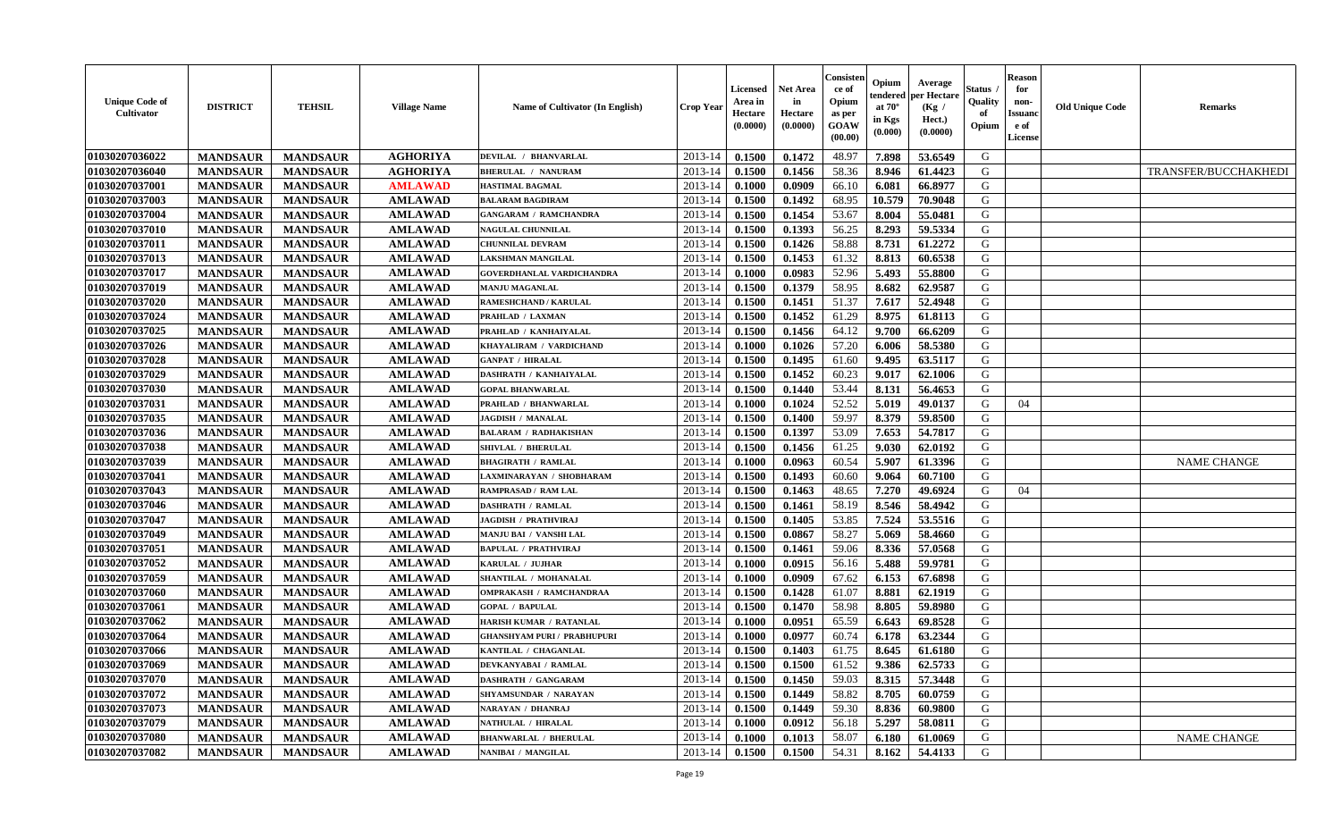| Unique Code of Cultivator | DISTRICT | TEHSIL | Village Name | Name of Cultivator (In English) | Crop Year | Licensed Area in Hectare (0.0000) | Net Area in Hectare (0.0000) | Consistence of Opium as per GOAW (00.00) | Opium tendered at 70° in Kgs (0.000) | Average per Hectare (Kg / Hect.) (0.0000) | Status / Quality of Opium | Reason for non-Issuance of License | Old Unique Code | Remarks |
|---|---|---|---|---|---|---|---|---|---|---|---|---|---|---|
| 01030207036022 | MANDSAUR | MANDSAUR | AGHORIYA | DEVILAL / BHANVARLAL | 2013-14 | 0.1500 | 0.1472 | 48.97 | 7.898 | 53.6549 | G | | | |
| 01030207036040 | MANDSAUR | MANDSAUR | AGHORIYA | BHERULAL / NANURAM | 2013-14 | 0.1500 | 0.1456 | 58.36 | 8.946 | 61.4423 | G | | | TRANSFER/BUCCHAKHEDI |
| 01030207037001 | MANDSAUR | MANDSAUR | AMLAWAD | HASTIMAL BAGMAL | 2013-14 | 0.1000 | 0.0909 | 66.10 | 6.081 | 66.8977 | G | | | |
| 01030207037003 | MANDSAUR | MANDSAUR | AMLAWAD | BALARAM BAGDIRAM | 2013-14 | 0.1500 | 0.1492 | 68.95 | 10.579 | 70.9048 | G | | | |
| 01030207037004 | MANDSAUR | MANDSAUR | AMLAWAD | GANGARAM / RAMCHANDRA | 2013-14 | 0.1500 | 0.1454 | 53.67 | 8.004 | 55.0481 | G | | | |
| 01030207037010 | MANDSAUR | MANDSAUR | AMLAWAD | NAGULAL CHUNNILAL | 2013-14 | 0.1500 | 0.1393 | 56.25 | 8.293 | 59.5334 | G | | | |
| 01030207037011 | MANDSAUR | MANDSAUR | AMLAWAD | CHUNNILAL DEVRAM | 2013-14 | 0.1500 | 0.1426 | 58.88 | 8.731 | 61.2272 | G | | | |
| 01030207037013 | MANDSAUR | MANDSAUR | AMLAWAD | LAKSHMAN MANGILAL | 2013-14 | 0.1500 | 0.1453 | 61.32 | 8.813 | 60.6538 | G | | | |
| 01030207037017 | MANDSAUR | MANDSAUR | AMLAWAD | GOVERDHANLAL VARDICHANDRA | 2013-14 | 0.1000 | 0.0983 | 52.96 | 5.493 | 55.8800 | G | | | |
| 01030207037019 | MANDSAUR | MANDSAUR | AMLAWAD | MANJU MAGANLAL | 2013-14 | 0.1500 | 0.1379 | 58.95 | 8.682 | 62.9587 | G | | | |
| 01030207037020 | MANDSAUR | MANDSAUR | AMLAWAD | RAMESHCHAND / KARULAL | 2013-14 | 0.1500 | 0.1451 | 51.37 | 7.617 | 52.4948 | G | | | |
| 01030207037024 | MANDSAUR | MANDSAUR | AMLAWAD | PRAHLAD / LAXMAN | 2013-14 | 0.1500 | 0.1452 | 61.29 | 8.975 | 61.8113 | G | | | |
| 01030207037025 | MANDSAUR | MANDSAUR | AMLAWAD | PRAHLAD / KANHAIYALAL | 2013-14 | 0.1500 | 0.1456 | 64.12 | 9.700 | 66.6209 | G | | | |
| 01030207037026 | MANDSAUR | MANDSAUR | AMLAWAD | KHAYALIRAM / VARDICHAND | 2013-14 | 0.1000 | 0.1026 | 57.20 | 6.006 | 58.5380 | G | | | |
| 01030207037028 | MANDSAUR | MANDSAUR | AMLAWAD | GANPAT / HIRALAL | 2013-14 | 0.1500 | 0.1495 | 61.60 | 9.495 | 63.5117 | G | | | |
| 01030207037029 | MANDSAUR | MANDSAUR | AMLAWAD | DASHRATH / KANHAIYALAL | 2013-14 | 0.1500 | 0.1452 | 60.23 | 9.017 | 62.1006 | G | | | |
| 01030207037030 | MANDSAUR | MANDSAUR | AMLAWAD | GOPAL BHANWARLAL | 2013-14 | 0.1500 | 0.1440 | 53.44 | 8.131 | 56.4653 | G | | | |
| 01030207037031 | MANDSAUR | MANDSAUR | AMLAWAD | PRAHLAD / BHANWARLAL | 2013-14 | 0.1000 | 0.1024 | 52.52 | 5.019 | 49.0137 | G | 04 | | |
| 01030207037035 | MANDSAUR | MANDSAUR | AMLAWAD | JAGDISH / MANALAL | 2013-14 | 0.1500 | 0.1400 | 59.97 | 8.379 | 59.8500 | G | | | |
| 01030207037036 | MANDSAUR | MANDSAUR | AMLAWAD | BALARAM / RADHAKISHAN | 2013-14 | 0.1500 | 0.1397 | 53.09 | 7.653 | 54.7817 | G | | | |
| 01030207037038 | MANDSAUR | MANDSAUR | AMLAWAD | SHIVLAL / BHERULAL | 2013-14 | 0.1500 | 0.1456 | 61.25 | 9.030 | 62.0192 | G | | | |
| 01030207037039 | MANDSAUR | MANDSAUR | AMLAWAD | BHAGIRATH / RAMLAL | 2013-14 | 0.1000 | 0.0963 | 60.54 | 5.907 | 61.3396 | G | | | NAME CHANGE |
| 01030207037041 | MANDSAUR | MANDSAUR | AMLAWAD | LAXMINARAYAN / SHOBHARAM | 2013-14 | 0.1500 | 0.1493 | 60.60 | 9.064 | 60.7100 | G | | | |
| 01030207037043 | MANDSAUR | MANDSAUR | AMLAWAD | RAMPRASAD / RAM LAL | 2013-14 | 0.1500 | 0.1463 | 48.65 | 7.270 | 49.6924 | G | 04 | | |
| 01030207037046 | MANDSAUR | MANDSAUR | AMLAWAD | DASHRATH / RAMLAL | 2013-14 | 0.1500 | 0.1461 | 58.19 | 8.546 | 58.4942 | G | | | |
| 01030207037047 | MANDSAUR | MANDSAUR | AMLAWAD | JAGDISH / PRATHVIRAJ | 2013-14 | 0.1500 | 0.1405 | 53.85 | 7.524 | 53.5516 | G | | | |
| 01030207037049 | MANDSAUR | MANDSAUR | AMLAWAD | MANJU BAI / VANSHI LAL | 2013-14 | 0.1500 | 0.0867 | 58.27 | 5.069 | 58.4660 | G | | | |
| 01030207037051 | MANDSAUR | MANDSAUR | AMLAWAD | BAPULAL / PRATHVIRAJ | 2013-14 | 0.1500 | 0.1461 | 59.06 | 8.336 | 57.0568 | G | | | |
| 01030207037052 | MANDSAUR | MANDSAUR | AMLAWAD | KARULAL / JUJHAR | 2013-14 | 0.1000 | 0.0915 | 56.16 | 5.488 | 59.9781 | G | | | |
| 01030207037059 | MANDSAUR | MANDSAUR | AMLAWAD | SHANTILAL / MOHANALAL | 2013-14 | 0.1000 | 0.0909 | 67.62 | 6.153 | 67.6898 | G | | | |
| 01030207037060 | MANDSAUR | MANDSAUR | AMLAWAD | OMPRAKASH / RAMCHANDRAA | 2013-14 | 0.1500 | 0.1428 | 61.07 | 8.881 | 62.1919 | G | | | |
| 01030207037061 | MANDSAUR | MANDSAUR | AMLAWAD | GOPAL / BAPULAL | 2013-14 | 0.1500 | 0.1470 | 58.98 | 8.805 | 59.8980 | G | | | |
| 01030207037062 | MANDSAUR | MANDSAUR | AMLAWAD | HARISH KUMAR / RATANLAL | 2013-14 | 0.1000 | 0.0951 | 65.59 | 6.643 | 69.8528 | G | | | |
| 01030207037064 | MANDSAUR | MANDSAUR | AMLAWAD | GHANSHYAM PURI / PRABHUPURI | 2013-14 | 0.1000 | 0.0977 | 60.74 | 6.178 | 63.2344 | G | | | |
| 01030207037066 | MANDSAUR | MANDSAUR | AMLAWAD | KANTILAL / CHAGANLAL | 2013-14 | 0.1500 | 0.1403 | 61.75 | 8.645 | 61.6180 | G | | | |
| 01030207037069 | MANDSAUR | MANDSAUR | AMLAWAD | DEVKANYABAI / RAMLAL | 2013-14 | 0.1500 | 0.1500 | 61.52 | 9.386 | 62.5733 | G | | | |
| 01030207037070 | MANDSAUR | MANDSAUR | AMLAWAD | DASHRATH / GANGARAM | 2013-14 | 0.1500 | 0.1450 | 59.03 | 8.315 | 57.3448 | G | | | |
| 01030207037072 | MANDSAUR | MANDSAUR | AMLAWAD | SHYAMSUNDAR / NARAYAN | 2013-14 | 0.1500 | 0.1449 | 58.82 | 8.705 | 60.0759 | G | | | |
| 01030207037073 | MANDSAUR | MANDSAUR | AMLAWAD | NARAYAN / DHANRAJ | 2013-14 | 0.1500 | 0.1449 | 59.30 | 8.836 | 60.9800 | G | | | |
| 01030207037079 | MANDSAUR | MANDSAUR | AMLAWAD | NATHULAL / HIRALAL | 2013-14 | 0.1000 | 0.0912 | 56.18 | 5.297 | 58.0811 | G | | | |
| 01030207037080 | MANDSAUR | MANDSAUR | AMLAWAD | BHANWARLAL / BHERULAL | 2013-14 | 0.1000 | 0.1013 | 58.07 | 6.180 | 61.0069 | G | | | NAME CHANGE |
| 01030207037082 | MANDSAUR | MANDSAUR | AMLAWAD | NANIBAI / MANGILAL | 2013-14 | 0.1500 | 0.1500 | 54.31 | 8.162 | 54.4133 | G | | | |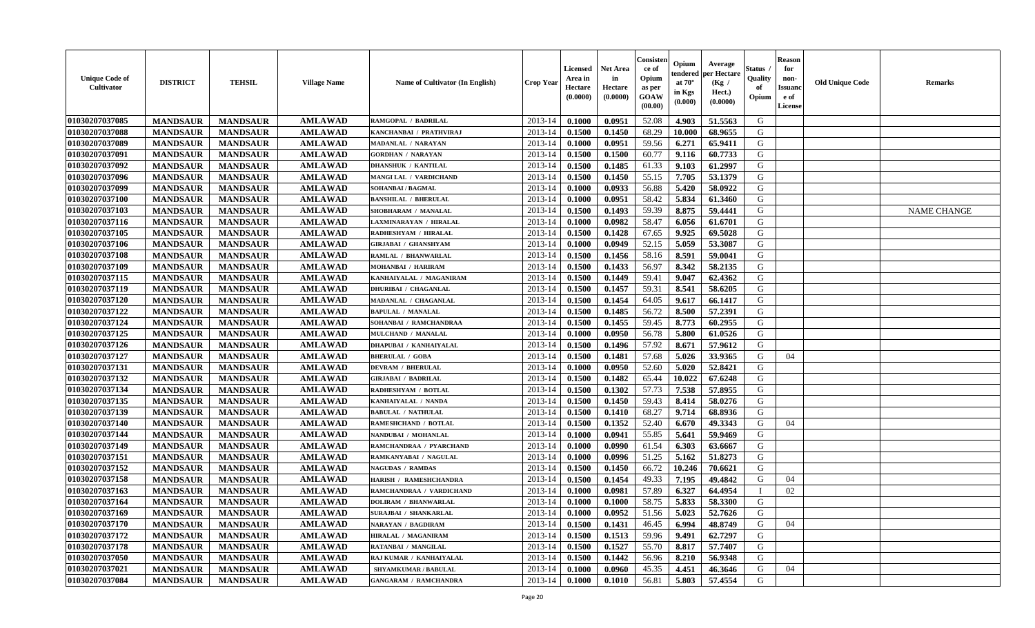| Unique Code of Cultivator | DISTRICT | TEHSIL | Village Name | Name of Cultivator (In English) | Crop Year | Licensed Area in Hectare (0.0000) | Net Area in Hectare (0.0000) | Consistence of Opium as per GOAW (00.00) | Opium tendered at 70° in Kgs (0.000) | Average per Hectare (Kg / Hect.) (0.0000) | Status / Quality of Opium | Reason for non-Issuance of License | Old Unique Code | Remarks |
|---|---|---|---|---|---|---|---|---|---|---|---|---|---|---|
| 01030207037085 | MANDSAUR | MANDSAUR | AMLAWAD | RAMGOPAL / BADRILAL | 2013-14 | 0.1000 | 0.0951 | 52.08 | 4.903 | 51.5563 | G | | | |
| 01030207037088 | MANDSAUR | MANDSAUR | AMLAWAD | KANCHANBAI / PRATHVIRAJ | 2013-14 | 0.1500 | 0.1450 | 68.29 | 10.000 | 68.9655 | G | | | |
| 01030207037089 | MANDSAUR | MANDSAUR | AMLAWAD | MADANLAL / NARAYAN | 2013-14 | 0.1000 | 0.0951 | 59.56 | 6.271 | 65.9411 | G | | | |
| 01030207037091 | MANDSAUR | MANDSAUR | AMLAWAD | GORDHAN / NARAYAN | 2013-14 | 0.1500 | 0.1500 | 60.77 | 9.116 | 60.7733 | G | | | |
| 01030207037092 | MANDSAUR | MANDSAUR | AMLAWAD | DHANSHUK / KANTILAL | 2013-14 | 0.1500 | 0.1485 | 61.33 | 9.103 | 61.2997 | G | | | |
| 01030207037096 | MANDSAUR | MANDSAUR | AMLAWAD | MANGI LAL / VARDICHAND | 2013-14 | 0.1500 | 0.1450 | 55.15 | 7.705 | 53.1379 | G | | | |
| 01030207037099 | MANDSAUR | MANDSAUR | AMLAWAD | SOHANBAI / BAGMAL | 2013-14 | 0.1000 | 0.0933 | 56.88 | 5.420 | 58.0922 | G | | | |
| 01030207037100 | MANDSAUR | MANDSAUR | AMLAWAD | BANSHILAL / BHERULAL | 2013-14 | 0.1000 | 0.0951 | 58.42 | 5.834 | 61.3460 | G | | | |
| 01030207037103 | MANDSAUR | MANDSAUR | AMLAWAD | SHOBHARAM / MANALAL | 2013-14 | 0.1500 | 0.1493 | 59.39 | 8.875 | 59.4441 | G | | | NAME CHANGE |
| 01030207037116 | MANDSAUR | MANDSAUR | AMLAWAD | LAXMINARAYAN / HIRALAL | 2013-14 | 0.1000 | 0.0982 | 58.47 | 6.056 | 61.6701 | G | | | |
| 01030207037105 | MANDSAUR | MANDSAUR | AMLAWAD | RADHESHYAM / HIRALAL | 2013-14 | 0.1500 | 0.1428 | 67.65 | 9.925 | 69.5028 | G | | | |
| 01030207037106 | MANDSAUR | MANDSAUR | AMLAWAD | GIRJABAI / GHANSHYAM | 2013-14 | 0.1000 | 0.0949 | 52.15 | 5.059 | 53.3087 | G | | | |
| 01030207037108 | MANDSAUR | MANDSAUR | AMLAWAD | RAMLAL / BHANWARLAL | 2013-14 | 0.1500 | 0.1456 | 58.16 | 8.591 | 59.0041 | G | | | |
| 01030207037109 | MANDSAUR | MANDSAUR | AMLAWAD | MOHANBAI / HARIRAM | 2013-14 | 0.1500 | 0.1433 | 56.97 | 8.342 | 58.2135 | G | | | |
| 01030207037115 | MANDSAUR | MANDSAUR | AMLAWAD | KANHAIYALAL / MAGANIRAM | 2013-14 | 0.1500 | 0.1449 | 59.41 | 9.047 | 62.4362 | G | | | |
| 01030207037119 | MANDSAUR | MANDSAUR | AMLAWAD | DHURIBAI / CHAGANLAL | 2013-14 | 0.1500 | 0.1457 | 59.31 | 8.541 | 58.6205 | G | | | |
| 01030207037120 | MANDSAUR | MANDSAUR | AMLAWAD | MADANLAL / CHAGANLAL | 2013-14 | 0.1500 | 0.1454 | 64.05 | 9.617 | 66.1417 | G | | | |
| 01030207037122 | MANDSAUR | MANDSAUR | AMLAWAD | BAPULAL / MANALAL | 2013-14 | 0.1500 | 0.1485 | 56.72 | 8.500 | 57.2391 | G | | | |
| 01030207037124 | MANDSAUR | MANDSAUR | AMLAWAD | SOHANBAI / RAMCHANDRAA | 2013-14 | 0.1500 | 0.1455 | 59.45 | 8.773 | 60.2955 | G | | | |
| 01030207037125 | MANDSAUR | MANDSAUR | AMLAWAD | MULCHAND / MANALAL | 2013-14 | 0.1000 | 0.0950 | 56.78 | 5.800 | 61.0526 | G | | | |
| 01030207037126 | MANDSAUR | MANDSAUR | AMLAWAD | DHAPUBAI / KANHAIYALAL | 2013-14 | 0.1500 | 0.1496 | 57.92 | 8.671 | 57.9612 | G | | | |
| 01030207037127 | MANDSAUR | MANDSAUR | AMLAWAD | BHERULAL / GOBA | 2013-14 | 0.1500 | 0.1481 | 57.68 | 5.026 | 33.9365 | G | 04 | | |
| 01030207037131 | MANDSAUR | MANDSAUR | AMLAWAD | DEVRAM / BHERULAL | 2013-14 | 0.1000 | 0.0950 | 52.60 | 5.020 | 52.8421 | G | | | |
| 01030207037132 | MANDSAUR | MANDSAUR | AMLAWAD | GIRJABAI / BADRILAL | 2013-14 | 0.1500 | 0.1482 | 65.44 | 10.022 | 67.6248 | G | | | |
| 01030207037134 | MANDSAUR | MANDSAUR | AMLAWAD | RADHESHYAM / BOTLAL | 2013-14 | 0.1500 | 0.1302 | 57.73 | 7.538 | 57.8955 | G | | | |
| 01030207037135 | MANDSAUR | MANDSAUR | AMLAWAD | KANHAIYALAL / NANDA | 2013-14 | 0.1500 | 0.1450 | 59.43 | 8.414 | 58.0276 | G | | | |
| 01030207037139 | MANDSAUR | MANDSAUR | AMLAWAD | BABULAL / NATHULAL | 2013-14 | 0.1500 | 0.1410 | 68.27 | 9.714 | 68.8936 | G | | | |
| 01030207037140 | MANDSAUR | MANDSAUR | AMLAWAD | RAMESHCHAND / BOTLAL | 2013-14 | 0.1500 | 0.1352 | 52.40 | 6.670 | 49.3343 | G | 04 | | |
| 01030207037144 | MANDSAUR | MANDSAUR | AMLAWAD | NANDUBAI / MOHANLAL | 2013-14 | 0.1000 | 0.0941 | 55.85 | 5.641 | 59.9469 | G | | | |
| 01030207037149 | MANDSAUR | MANDSAUR | AMLAWAD | RAMCHANDRAA / PYARCHAND | 2013-14 | 0.1000 | 0.0990 | 61.54 | 6.303 | 63.6667 | G | | | |
| 01030207037151 | MANDSAUR | MANDSAUR | AMLAWAD | RAMKANYABAI / NAGULAL | 2013-14 | 0.1000 | 0.0996 | 51.25 | 5.162 | 51.8273 | G | | | |
| 01030207037152 | MANDSAUR | MANDSAUR | AMLAWAD | NAGUDAS / RAMDAS | 2013-14 | 0.1500 | 0.1450 | 66.72 | 10.246 | 70.6621 | G | | | |
| 01030207037158 | MANDSAUR | MANDSAUR | AMLAWAD | HARISH / RAMESHCHANDRA | 2013-14 | 0.1500 | 0.1454 | 49.33 | 7.195 | 49.4842 | G | 04 | | |
| 01030207037163 | MANDSAUR | MANDSAUR | AMLAWAD | RAMCHANDRAA / VARDICHAND | 2013-14 | 0.1000 | 0.0981 | 57.89 | 6.327 | 64.4954 | I | 02 | | |
| 01030207037164 | MANDSAUR | MANDSAUR | AMLAWAD | DOLIRAM / BHANWARLAL | 2013-14 | 0.1000 | 0.1000 | 58.75 | 5.833 | 58.3300 | G | | | |
| 01030207037169 | MANDSAUR | MANDSAUR | AMLAWAD | SURAJBAI / SHANKARLAL | 2013-14 | 0.1000 | 0.0952 | 51.56 | 5.023 | 52.7626 | G | | | |
| 01030207037170 | MANDSAUR | MANDSAUR | AMLAWAD | NARAYAN / BAGDIRAM | 2013-14 | 0.1500 | 0.1431 | 46.45 | 6.994 | 48.8749 | G | 04 | | |
| 01030207037172 | MANDSAUR | MANDSAUR | AMLAWAD | HIRALAL / MAGANIRAM | 2013-14 | 0.1500 | 0.1513 | 59.96 | 9.491 | 62.7297 | G | | | |
| 01030207037178 | MANDSAUR | MANDSAUR | AMLAWAD | RATANBAI / MANGILAL | 2013-14 | 0.1500 | 0.1527 | 55.70 | 8.817 | 57.7407 | G | | | |
| 01030207037050 | MANDSAUR | MANDSAUR | AMLAWAD | RAJ KUMAR / KANHAIYALAL | 2013-14 | 0.1500 | 0.1442 | 56.96 | 8.210 | 56.9348 | G | | | |
| 01030207037021 | MANDSAUR | MANDSAUR | AMLAWAD | SHYAMKUMAR / BABULAL | 2013-14 | 0.1000 | 0.0960 | 45.35 | 4.451 | 46.3646 | G | 04 | | |
| 01030207037084 | MANDSAUR | MANDSAUR | AMLAWAD | GANGARAM / RAMCHANDRA | 2013-14 | 0.1000 | 0.1010 | 56.81 | 5.803 | 57.4554 | G | | | |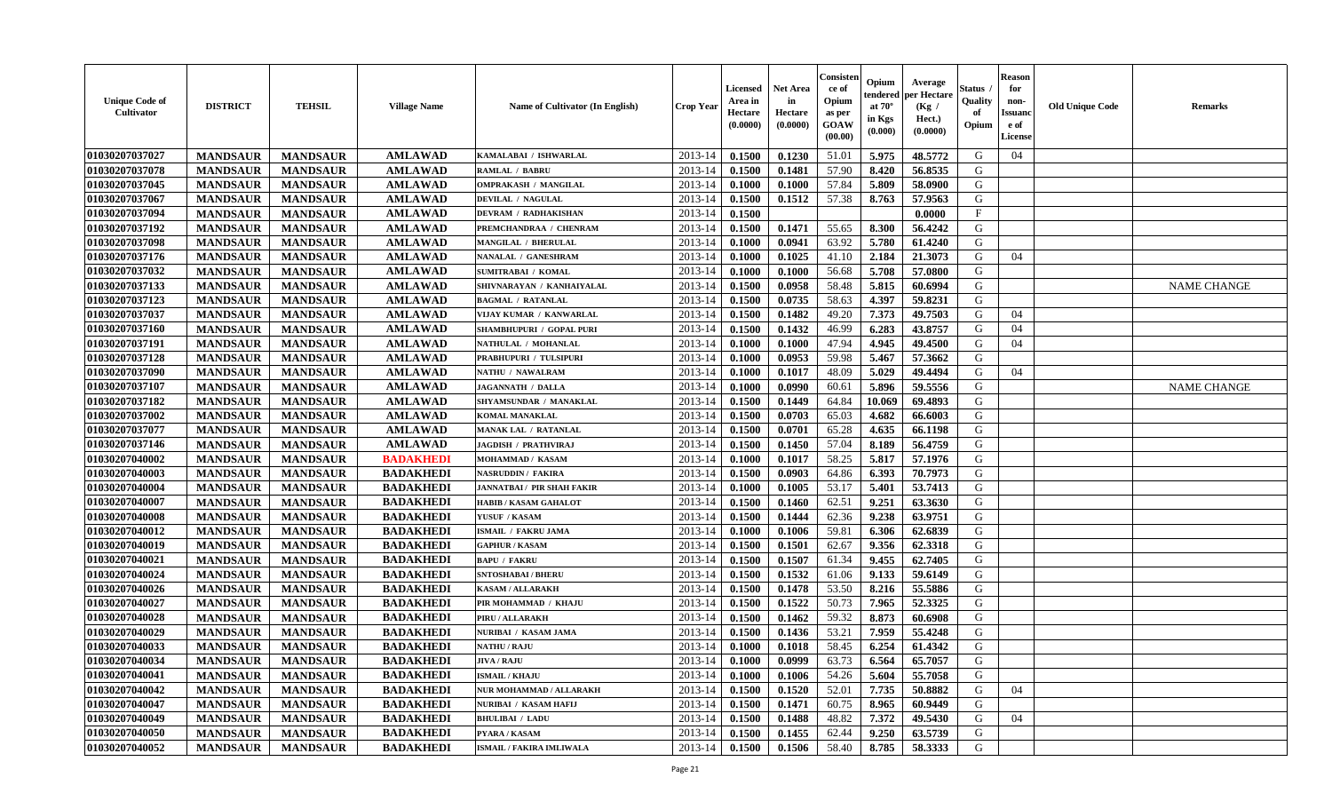| Unique Code of Cultivator | DISTRICT | TEHSIL | Village Name | Name of Cultivator (In English) | Crop Year | Licensed Area in Hectare (0.0000) | Net Area in Hectare (0.0000) | Consistence of Opium as per GOAW (00.00) | Opium tendered at 70° in Kgs (0.000) | Average per Hectare (Kg / Hect.) (0.0000) | Status / Quality of Opium | Reason for non-Issuance of License | Old Unique Code | Remarks |
|---|---|---|---|---|---|---|---|---|---|---|---|---|---|---|
| 01030207037027 | MANDSAUR | MANDSAUR | AMLAWAD | KAMALABAI / ISHWARLAL | 2013-14 | 0.1500 | 0.1230 | 51.01 | 5.975 | 48.5772 | G | 04 | | |
| 01030207037078 | MANDSAUR | MANDSAUR | AMLAWAD | RAMLAL / BABRU | 2013-14 | 0.1500 | 0.1481 | 57.90 | 8.420 | 56.8535 | G | | | |
| 01030207037045 | MANDSAUR | MANDSAUR | AMLAWAD | OMPRAKASH / MANGILAL | 2013-14 | 0.1000 | 0.1000 | 57.84 | 5.809 | 58.0900 | G | | | |
| 01030207037067 | MANDSAUR | MANDSAUR | AMLAWAD | DEVILAL / NAGULAL | 2013-14 | 0.1500 | 0.1512 | 57.38 | 8.763 | 57.9563 | G | | | |
| 01030207037094 | MANDSAUR | MANDSAUR | AMLAWAD | DEVRAM / RADHAKISHAN | 2013-14 | 0.1500 | | | | 0.0000 | F | | | |
| 01030207037192 | MANDSAUR | MANDSAUR | AMLAWAD | PREMCHANDRAA / CHENRAM | 2013-14 | 0.1500 | 0.1471 | 55.65 | 8.300 | 56.4242 | G | | | |
| 01030207037098 | MANDSAUR | MANDSAUR | AMLAWAD | MANGILAL / BHERULAL | 2013-14 | 0.1000 | 0.0941 | 63.92 | 5.780 | 61.4240 | G | | | |
| 01030207037176 | MANDSAUR | MANDSAUR | AMLAWAD | NANALAL / GANESHRAM | 2013-14 | 0.1000 | 0.1025 | 41.10 | 2.184 | 21.3073 | G | 04 | | |
| 01030207037032 | MANDSAUR | MANDSAUR | AMLAWAD | SUMITRABAI / KOMAL | 2013-14 | 0.1000 | 0.1000 | 56.68 | 5.708 | 57.0800 | G | | | |
| 01030207037133 | MANDSAUR | MANDSAUR | AMLAWAD | SHIVNARAYAN / KANHAIYALAL | 2013-14 | 0.1500 | 0.0958 | 58.48 | 5.815 | 60.6994 | G | | | NAME CHANGE |
| 01030207037123 | MANDSAUR | MANDSAUR | AMLAWAD | BAGMAL / RATANLAL | 2013-14 | 0.1500 | 0.0735 | 58.63 | 4.397 | 59.8231 | G | | | |
| 01030207037037 | MANDSAUR | MANDSAUR | AMLAWAD | VIJAY KUMAR / KANWARLAL | 2013-14 | 0.1500 | 0.1482 | 49.20 | 7.373 | 49.7503 | G | 04 | | |
| 01030207037160 | MANDSAUR | MANDSAUR | AMLAWAD | SHAMBHUPURI / GOPAL PURI | 2013-14 | 0.1500 | 0.1432 | 46.99 | 6.283 | 43.8757 | G | 04 | | |
| 01030207037191 | MANDSAUR | MANDSAUR | AMLAWAD | NATHULAL / MOHANLAL | 2013-14 | 0.1000 | 0.1000 | 47.94 | 4.945 | 49.4500 | G | 04 | | |
| 01030207037128 | MANDSAUR | MANDSAUR | AMLAWAD | PRABHUPURI / TULSIPURI | 2013-14 | 0.1000 | 0.0953 | 59.98 | 5.467 | 57.3662 | G | | | |
| 01030207037090 | MANDSAUR | MANDSAUR | AMLAWAD | NATHU / NAWALRAM | 2013-14 | 0.1000 | 0.1017 | 48.09 | 5.029 | 49.4494 | G | 04 | | |
| 01030207037107 | MANDSAUR | MANDSAUR | AMLAWAD | JAGANNATH / DALLA | 2013-14 | 0.1000 | 0.0990 | 60.61 | 5.896 | 59.5556 | G | | | NAME CHANGE |
| 01030207037182 | MANDSAUR | MANDSAUR | AMLAWAD | SHYAMSUNDAR / MANAKLAL | 2013-14 | 0.1500 | 0.1449 | 64.84 | 10.069 | 69.4893 | G | | | |
| 01030207037002 | MANDSAUR | MANDSAUR | AMLAWAD | KOMAL MANAKLAL | 2013-14 | 0.1500 | 0.0703 | 65.03 | 4.682 | 66.6003 | G | | | |
| 01030207037077 | MANDSAUR | MANDSAUR | AMLAWAD | MANAK LAL / RATANLAL | 2013-14 | 0.1500 | 0.0701 | 65.28 | 4.635 | 66.1198 | G | | | |
| 01030207037146 | MANDSAUR | MANDSAUR | AMLAWAD | JAGDISH / PRATHVIRAJ | 2013-14 | 0.1500 | 0.1450 | 57.04 | 8.189 | 56.4759 | G | | | |
| 01030207040002 | MANDSAUR | MANDSAUR | BADAKHEDI | MOHAMMAD / KASAM | 2013-14 | 0.1000 | 0.1017 | 58.25 | 5.817 | 57.1976 | G | | | |
| 01030207040003 | MANDSAUR | MANDSAUR | BADAKHEDI | NASRUDDIN / FAKIRA | 2013-14 | 0.1500 | 0.0903 | 64.86 | 6.393 | 70.7973 | G | | | |
| 01030207040004 | MANDSAUR | MANDSAUR | BADAKHEDI | JANNATBAI / PIR SHAH FAKIR | 2013-14 | 0.1000 | 0.1005 | 53.17 | 5.401 | 53.7413 | G | | | |
| 01030207040007 | MANDSAUR | MANDSAUR | BADAKHEDI | HABIB / KASAM GAHALOT | 2013-14 | 0.1500 | 0.1460 | 62.51 | 9.251 | 63.3630 | G | | | |
| 01030207040008 | MANDSAUR | MANDSAUR | BADAKHEDI | YUSUF / KASAM | 2013-14 | 0.1500 | 0.1444 | 62.36 | 9.238 | 63.9751 | G | | | |
| 01030207040012 | MANDSAUR | MANDSAUR | BADAKHEDI | ISMAIL / FAKRU JAMA | 2013-14 | 0.1000 | 0.1006 | 59.81 | 6.306 | 62.6839 | G | | | |
| 01030207040019 | MANDSAUR | MANDSAUR | BADAKHEDI | GAPHUR / KASAM | 2013-14 | 0.1500 | 0.1501 | 62.67 | 9.356 | 62.3318 | G | | | |
| 01030207040021 | MANDSAUR | MANDSAUR | BADAKHEDI | BAPU / FAKRU | 2013-14 | 0.1500 | 0.1507 | 61.34 | 9.455 | 62.7405 | G | | | |
| 01030207040024 | MANDSAUR | MANDSAUR | BADAKHEDI | SNTOSHABAI / BHERU | 2013-14 | 0.1500 | 0.1532 | 61.06 | 9.133 | 59.6149 | G | | | |
| 01030207040026 | MANDSAUR | MANDSAUR | BADAKHEDI | KASAM / ALLARAKH | 2013-14 | 0.1500 | 0.1478 | 53.50 | 8.216 | 55.5886 | G | | | |
| 01030207040027 | MANDSAUR | MANDSAUR | BADAKHEDI | PIR MOHAMMAD / KHAJU | 2013-14 | 0.1500 | 0.1522 | 50.73 | 7.965 | 52.3325 | G | | | |
| 01030207040028 | MANDSAUR | MANDSAUR | BADAKHEDI | PIRU / ALLARAKH | 2013-14 | 0.1500 | 0.1462 | 59.32 | 8.873 | 60.6908 | G | | | |
| 01030207040029 | MANDSAUR | MANDSAUR | BADAKHEDI | NURIBAI / KASAM JAMA | 2013-14 | 0.1500 | 0.1436 | 53.21 | 7.959 | 55.4248 | G | | | |
| 01030207040033 | MANDSAUR | MANDSAUR | BADAKHEDI | NATHU / RAJU | 2013-14 | 0.1000 | 0.1018 | 58.45 | 6.254 | 61.4342 | G | | | |
| 01030207040034 | MANDSAUR | MANDSAUR | BADAKHEDI | JIVA / RAJU | 2013-14 | 0.1000 | 0.0999 | 63.73 | 6.564 | 65.7057 | G | | | |
| 01030207040041 | MANDSAUR | MANDSAUR | BADAKHEDI | ISMAIL / KHAJU | 2013-14 | 0.1000 | 0.1006 | 54.26 | 5.604 | 55.7058 | G | | | |
| 01030207040042 | MANDSAUR | MANDSAUR | BADAKHEDI | NUR MOHAMMAD / ALLARAKH | 2013-14 | 0.1500 | 0.1520 | 52.01 | 7.735 | 50.8882 | G | 04 | | |
| 01030207040047 | MANDSAUR | MANDSAUR | BADAKHEDI | NURIBAI / KASAM HAFIJ | 2013-14 | 0.1500 | 0.1471 | 60.75 | 8.965 | 60.9449 | G | | | |
| 01030207040049 | MANDSAUR | MANDSAUR | BADAKHEDI | BHULIBAI / LADU | 2013-14 | 0.1500 | 0.1488 | 48.82 | 7.372 | 49.5430 | G | 04 | | |
| 01030207040050 | MANDSAUR | MANDSAUR | BADAKHEDI | PYARA / KASAM | 2013-14 | 0.1500 | 0.1455 | 62.44 | 9.250 | 63.5739 | G | | | |
| 01030207040052 | MANDSAUR | MANDSAUR | BADAKHEDI | ISMAIL / FAKIRA IMLIWALA | 2013-14 | 0.1500 | 0.1506 | 58.40 | 8.785 | 58.3333 | G | | | |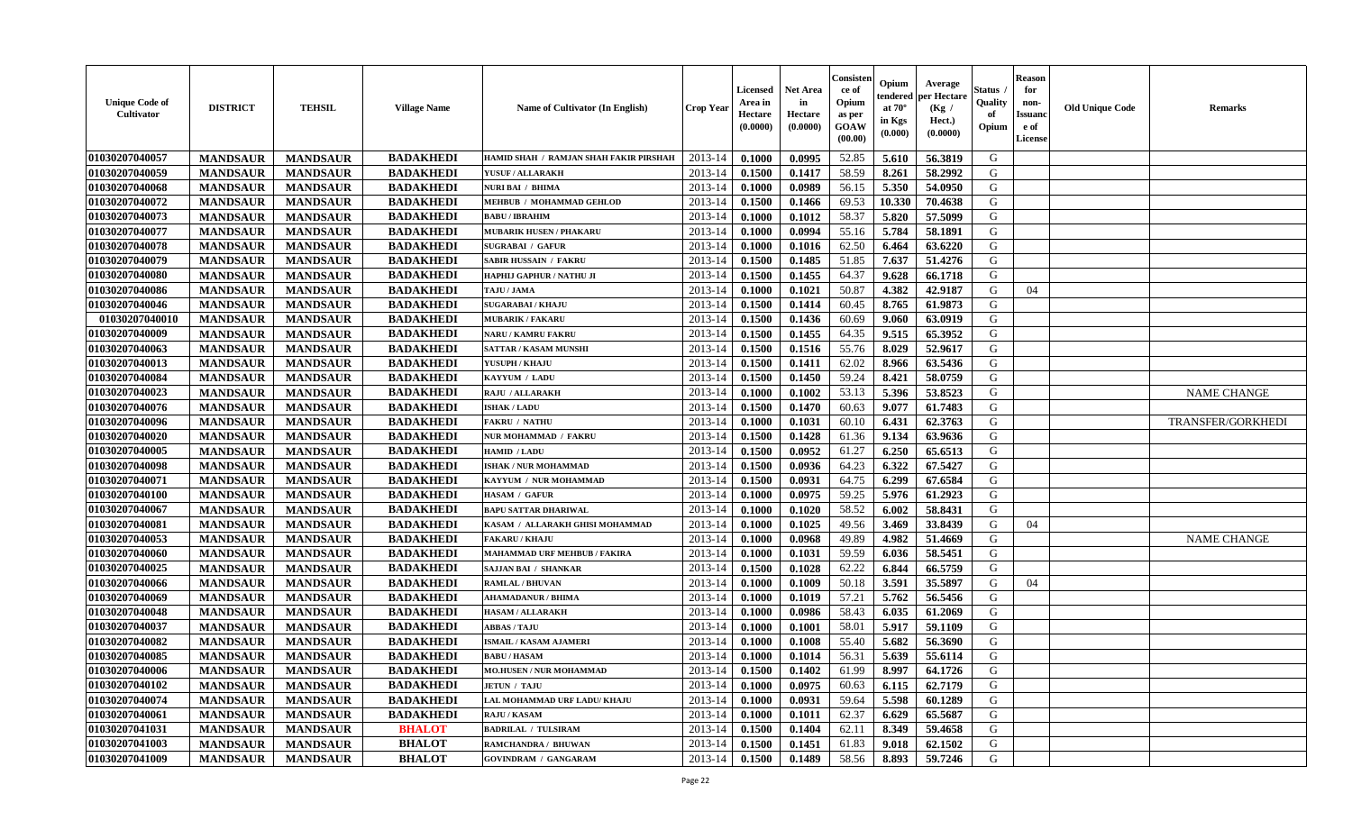| Unique Code of Cultivator | DISTRICT | TEHSIL | Village Name | Name of Cultivator (In English) | Crop Year | Licensed Area in Hectare (0.0000) | Net Area in Hectare (0.0000) | Consistence of Opium as per GOAW (00.00) | Opium tendered at 70° in Kgs (0.000) | Average per Hectare (Kg / Hect.) (0.0000) | Status / Quality of Opium | Reason for non-Issuance of License | Old Unique Code | Remarks |
|---|---|---|---|---|---|---|---|---|---|---|---|---|---|---|
| 01030207040057 | MANDSAUR | MANDSAUR | BADAKHEDI | HAMID SHAH / RAMJAN SHAH FAKIR PIRSHAH | 2013-14 | 0.1000 | 0.0995 | 52.85 | 5.610 | 56.3819 | G | | | |
| 01030207040059 | MANDSAUR | MANDSAUR | BADAKHEDI | YUSUF / ALLARAKH | 2013-14 | 0.1500 | 0.1417 | 58.59 | 8.261 | 58.2992 | G | | | |
| 01030207040068 | MANDSAUR | MANDSAUR | BADAKHEDI | NURI BAI / BHIMA | 2013-14 | 0.1000 | 0.0989 | 56.15 | 5.350 | 54.0950 | G | | | |
| 01030207040072 | MANDSAUR | MANDSAUR | BADAKHEDI | MEHBUB / MOHAMMAD GEHLOD | 2013-14 | 0.1500 | 0.1466 | 69.53 | 10.330 | 70.4638 | G | | | |
| 01030207040073 | MANDSAUR | MANDSAUR | BADAKHEDI | BABU / IBRAHIM | 2013-14 | 0.1000 | 0.1012 | 58.37 | 5.820 | 57.5099 | G | | | |
| 01030207040077 | MANDSAUR | MANDSAUR | BADAKHEDI | MUBARIK HUSEN / PHAKARU | 2013-14 | 0.1000 | 0.0994 | 55.16 | 5.784 | 58.1891 | G | | | |
| 01030207040078 | MANDSAUR | MANDSAUR | BADAKHEDI | SUGRABAI / GAFUR | 2013-14 | 0.1000 | 0.1016 | 62.50 | 6.464 | 63.6220 | G | | | |
| 01030207040079 | MANDSAUR | MANDSAUR | BADAKHEDI | SABIR HUSSAIN / FAKRU | 2013-14 | 0.1500 | 0.1485 | 51.85 | 7.637 | 51.4276 | G | | | |
| 01030207040080 | MANDSAUR | MANDSAUR | BADAKHEDI | HAPHIJ GAPHUR / NATHU JI | 2013-14 | 0.1500 | 0.1455 | 64.37 | 9.628 | 66.1718 | G | | | |
| 01030207040086 | MANDSAUR | MANDSAUR | BADAKHEDI | TAJU / JAMA | 2013-14 | 0.1000 | 0.1021 | 50.87 | 4.382 | 42.9187 | G | 04 | | |
| 01030207040046 | MANDSAUR | MANDSAUR | BADAKHEDI | SUGARABAI / KHAJU | 2013-14 | 0.1500 | 0.1414 | 60.45 | 8.765 | 61.9873 | G | | | |
| 01030207040010 | MANDSAUR | MANDSAUR | BADAKHEDI | MUBARIK / FAKARU | 2013-14 | 0.1500 | 0.1436 | 60.69 | 9.060 | 63.0919 | G | | | |
| 01030207040009 | MANDSAUR | MANDSAUR | BADAKHEDI | NARU / KAMRU FAKRU | 2013-14 | 0.1500 | 0.1455 | 64.35 | 9.515 | 65.3952 | G | | | |
| 01030207040063 | MANDSAUR | MANDSAUR | BADAKHEDI | SATTAR / KASAM MUNSHI | 2013-14 | 0.1500 | 0.1516 | 55.76 | 8.029 | 52.9617 | G | | | |
| 01030207040013 | MANDSAUR | MANDSAUR | BADAKHEDI | YUSUPH / KHAJU | 2013-14 | 0.1500 | 0.1411 | 62.02 | 8.966 | 63.5436 | G | | | |
| 01030207040084 | MANDSAUR | MANDSAUR | BADAKHEDI | KAYYUM / LADU | 2013-14 | 0.1500 | 0.1450 | 59.24 | 8.421 | 58.0759 | G | | | |
| 01030207040023 | MANDSAUR | MANDSAUR | BADAKHEDI | RAJU / ALLARAKH | 2013-14 | 0.1000 | 0.1002 | 53.13 | 5.396 | 53.8523 | G | | | NAME CHANGE |
| 01030207040076 | MANDSAUR | MANDSAUR | BADAKHEDI | ISHAK / LADU | 2013-14 | 0.1500 | 0.1470 | 60.63 | 9.077 | 61.7483 | G | | | |
| 01030207040096 | MANDSAUR | MANDSAUR | BADAKHEDI | FAKRU / NATHU | 2013-14 | 0.1000 | 0.1031 | 60.10 | 6.431 | 62.3763 | G | | | TRANSFER/GORKHEDI |
| 01030207040020 | MANDSAUR | MANDSAUR | BADAKHEDI | NUR MOHAMMAD / FAKRU | 2013-14 | 0.1500 | 0.1428 | 61.36 | 9.134 | 63.9636 | G | | | |
| 01030207040005 | MANDSAUR | MANDSAUR | BADAKHEDI | HAMID / LADU | 2013-14 | 0.1500 | 0.0952 | 61.27 | 6.250 | 65.6513 | G | | | |
| 01030207040098 | MANDSAUR | MANDSAUR | BADAKHEDI | ISHAK / NUR MOHAMMAD | 2013-14 | 0.1500 | 0.0936 | 64.23 | 6.322 | 67.5427 | G | | | |
| 01030207040071 | MANDSAUR | MANDSAUR | BADAKHEDI | KAYYUM / NUR MOHAMMAD | 2013-14 | 0.1500 | 0.0931 | 64.75 | 6.299 | 67.6584 | G | | | |
| 01030207040100 | MANDSAUR | MANDSAUR | BADAKHEDI | HASAM / GAFUR | 2013-14 | 0.1000 | 0.0975 | 59.25 | 5.976 | 61.2923 | G | | | |
| 01030207040067 | MANDSAUR | MANDSAUR | BADAKHEDI | BAPU SATTAR DHARIWAL | 2013-14 | 0.1000 | 0.1020 | 58.52 | 6.002 | 58.8431 | G | | | |
| 01030207040081 | MANDSAUR | MANDSAUR | BADAKHEDI | KASAM / ALLARAKH GHISI MOHAMMAD | 2013-14 | 0.1000 | 0.1025 | 49.56 | 3.469 | 33.8439 | G | 04 | | |
| 01030207040053 | MANDSAUR | MANDSAUR | BADAKHEDI | FAKARU / KHAJU | 2013-14 | 0.1000 | 0.0968 | 49.89 | 4.982 | 51.4669 | G | | | NAME CHANGE |
| 01030207040060 | MANDSAUR | MANDSAUR | BADAKHEDI | MAHAMMAD URF MEHBUB / FAKIRA | 2013-14 | 0.1000 | 0.1031 | 59.59 | 6.036 | 58.5451 | G | | | |
| 01030207040025 | MANDSAUR | MANDSAUR | BADAKHEDI | SAJJAN BAI / SHANKAR | 2013-14 | 0.1500 | 0.1028 | 62.22 | 6.844 | 66.5759 | G | | | |
| 01030207040066 | MANDSAUR | MANDSAUR | BADAKHEDI | RAMLAL / BHUVAN | 2013-14 | 0.1000 | 0.1009 | 50.18 | 3.591 | 35.5897 | G | 04 | | |
| 01030207040069 | MANDSAUR | MANDSAUR | BADAKHEDI | AHAMADANUR / BHIMA | 2013-14 | 0.1000 | 0.1019 | 57.21 | 5.762 | 56.5456 | G | | | |
| 01030207040048 | MANDSAUR | MANDSAUR | BADAKHEDI | HASAM / ALLARAKH | 2013-14 | 0.1000 | 0.0986 | 58.43 | 6.035 | 61.2069 | G | | | |
| 01030207040037 | MANDSAUR | MANDSAUR | BADAKHEDI | ABBAS / TAJU | 2013-14 | 0.1000 | 0.1001 | 58.01 | 5.917 | 59.1109 | G | | | |
| 01030207040082 | MANDSAUR | MANDSAUR | BADAKHEDI | ISMAIL / KASAM AJAMERI | 2013-14 | 0.1000 | 0.1008 | 55.40 | 5.682 | 56.3690 | G | | | |
| 01030207040085 | MANDSAUR | MANDSAUR | BADAKHEDI | BABU / HASAM | 2013-14 | 0.1000 | 0.1014 | 56.31 | 5.639 | 55.6114 | G | | | |
| 01030207040006 | MANDSAUR | MANDSAUR | BADAKHEDI | MO.HUSEN / NUR MOHAMMAD | 2013-14 | 0.1500 | 0.1402 | 61.99 | 8.997 | 64.1726 | G | | | |
| 01030207040102 | MANDSAUR | MANDSAUR | BADAKHEDI | JETUN / TAJU | 2013-14 | 0.1000 | 0.0975 | 60.63 | 6.115 | 62.7179 | G | | | |
| 01030207040074 | MANDSAUR | MANDSAUR | BADAKHEDI | LAL MOHAMMAD URF LADU/ KHAJU | 2013-14 | 0.1000 | 0.0931 | 59.64 | 5.598 | 60.1289 | G | | | |
| 01030207040061 | MANDSAUR | MANDSAUR | BADAKHEDI | RAJU / KASAM | 2013-14 | 0.1000 | 0.1011 | 62.37 | 6.629 | 65.5687 | G | | | |
| 01030207041031 | MANDSAUR | MANDSAUR | BHALOT | BADRILAL / TULSIRAM | 2013-14 | 0.1500 | 0.1404 | 62.11 | 8.349 | 59.4658 | G | | | |
| 01030207041003 | MANDSAUR | MANDSAUR | BHALOT | RAMCHANDRA / BHUWAN | 2013-14 | 0.1500 | 0.1451 | 61.83 | 9.018 | 62.1502 | G | | | |
| 01030207041009 | MANDSAUR | MANDSAUR | BHALOT | GOVINDRAM / GANGARAM | 2013-14 | 0.1500 | 0.1489 | 58.56 | 8.893 | 59.7246 | G | | | |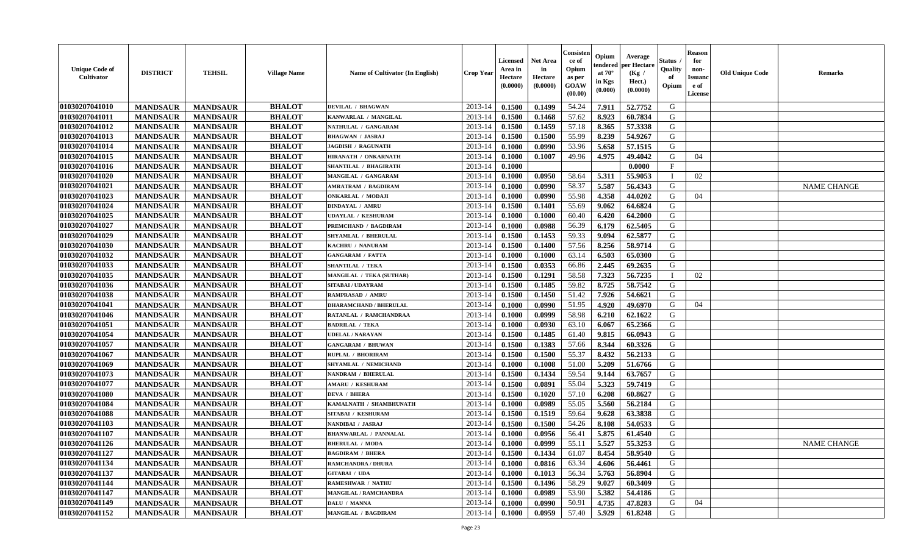| Unique Code of Cultivator | DISTRICT | TEHSIL | Village Name | Name of Cultivator (In English) | Crop Year | Licensed Area in Hectare (0.0000) | Net Area in Hectare (0.0000) | Consistence of Opium as per GOAW (00.00) | Opium tendered at 70° in Kgs (0.000) | Average per Hectare (Kg / Hect.) (0.0000) | Status / Quality of Opium | Reason for non-Issuance of License | Old Unique Code | Remarks |
|---|---|---|---|---|---|---|---|---|---|---|---|---|---|---|
| 01030207041010 | MANDSAUR | MANDSAUR | BHALOT | DEVILAL / BHAGWAN | 2013-14 | 0.1500 | 0.1499 | 54.24 | 7.911 | 52.7752 | G | | | |
| 01030207041011 | MANDSAUR | MANDSAUR | BHALOT | KANWARLAL / MANGILAL | 2013-14 | 0.1500 | 0.1468 | 57.62 | 8.923 | 60.7834 | G | | | |
| 01030207041012 | MANDSAUR | MANDSAUR | BHALOT | NATHULAL / GANGARAM | 2013-14 | 0.1500 | 0.1459 | 57.18 | 8.365 | 57.3338 | G | | | |
| 01030207041013 | MANDSAUR | MANDSAUR | BHALOT | BHAGWAN / JASRAJ | 2013-14 | 0.1500 | 0.1500 | 55.99 | 8.239 | 54.9267 | G | | | |
| 01030207041014 | MANDSAUR | MANDSAUR | BHALOT | JAGDISH / RAGUNATH | 2013-14 | 0.1000 | 0.0990 | 53.96 | 5.658 | 57.1515 | G | | | |
| 01030207041015 | MANDSAUR | MANDSAUR | BHALOT | HIRANATH / ONKARNATH | 2013-14 | 0.1000 | 0.1007 | 49.96 | 4.975 | 49.4042 | G | 04 | | |
| 01030207041016 | MANDSAUR | MANDSAUR | BHALOT | SHANTILAL / BHAGIRATH | 2013-14 | 0.1000 | | | | 0.0000 | F | | | |
| 01030207041020 | MANDSAUR | MANDSAUR | BHALOT | MANGILAL / GANGARAM | 2013-14 | 0.1000 | 0.0950 | 58.64 | 5.311 | 55.9053 | I | 02 | | |
| 01030207041021 | MANDSAUR | MANDSAUR | BHALOT | AMRATRAM / BAGDIRAM | 2013-14 | 0.1000 | 0.0990 | 58.37 | 5.587 | 56.4343 | G | | | NAME CHANGE |
| 01030207041023 | MANDSAUR | MANDSAUR | BHALOT | ONKARLAL / MODAJI | 2013-14 | 0.1000 | 0.0990 | 55.98 | 4.358 | 44.0202 | G | 04 | | |
| 01030207041024 | MANDSAUR | MANDSAUR | BHALOT | DINDAYAL / AMRU | 2013-14 | 0.1500 | 0.1401 | 55.69 | 9.062 | 64.6824 | G | | | |
| 01030207041025 | MANDSAUR | MANDSAUR | BHALOT | UDAYLAL / KESHURAM | 2013-14 | 0.1000 | 0.1000 | 60.40 | 6.420 | 64.2000 | G | | | |
| 01030207041027 | MANDSAUR | MANDSAUR | BHALOT | PREMCHAND / BAGDIRAM | 2013-14 | 0.1000 | 0.0988 | 56.39 | 6.179 | 62.5405 | G | | | |
| 01030207041029 | MANDSAUR | MANDSAUR | BHALOT | SHYAMLAL / BHERULAL | 2013-14 | 0.1500 | 0.1453 | 59.33 | 9.094 | 62.5877 | G | | | |
| 01030207041030 | MANDSAUR | MANDSAUR | BHALOT | KACHRU / NANURAM | 2013-14 | 0.1500 | 0.1400 | 57.56 | 8.256 | 58.9714 | G | | | |
| 01030207041032 | MANDSAUR | MANDSAUR | BHALOT | GANGARAM / FATTA | 2013-14 | 0.1000 | 0.1000 | 63.14 | 6.503 | 65.0300 | G | | | |
| 01030207041033 | MANDSAUR | MANDSAUR | BHALOT | SHANTILAL / TEKA | 2013-14 | 0.1500 | 0.0353 | 66.86 | 2.445 | 69.2635 | G | | | |
| 01030207041035 | MANDSAUR | MANDSAUR | BHALOT | MANGILAL / TEKA (SUTHAR) | 2013-14 | 0.1500 | 0.1291 | 58.58 | 7.323 | 56.7235 | I | 02 | | |
| 01030207041036 | MANDSAUR | MANDSAUR | BHALOT | SITABAI / UDAYRAM | 2013-14 | 0.1500 | 0.1485 | 59.82 | 8.725 | 58.7542 | G | | | |
| 01030207041038 | MANDSAUR | MANDSAUR | BHALOT | RAMPRASAD / AMRU | 2013-14 | 0.1500 | 0.1450 | 51.42 | 7.926 | 54.6621 | G | | | |
| 01030207041041 | MANDSAUR | MANDSAUR | BHALOT | DHARAMCHAND / BHERULAL | 2013-14 | 0.1000 | 0.0990 | 51.95 | 4.920 | 49.6970 | G | 04 | | |
| 01030207041046 | MANDSAUR | MANDSAUR | BHALOT | RATANLAL / RAMCHANDRAA | 2013-14 | 0.1000 | 0.0999 | 58.98 | 6.210 | 62.1622 | G | | | |
| 01030207041051 | MANDSAUR | MANDSAUR | BHALOT | BADRILAL / TEKA | 2013-14 | 0.1000 | 0.0930 | 63.10 | 6.067 | 65.2366 | G | | | |
| 01030207041054 | MANDSAUR | MANDSAUR | BHALOT | UDELAL / NARAYAN | 2013-14 | 0.1500 | 0.1485 | 61.40 | 9.815 | 66.0943 | G | | | |
| 01030207041057 | MANDSAUR | MANDSAUR | BHALOT | GANGARAM / BHUWAN | 2013-14 | 0.1500 | 0.1383 | 57.66 | 8.344 | 60.3326 | G | | | |
| 01030207041067 | MANDSAUR | MANDSAUR | BHALOT | RUPLAL / BHORIRAM | 2013-14 | 0.1500 | 0.1500 | 55.37 | 8.432 | 56.2133 | G | | | |
| 01030207041069 | MANDSAUR | MANDSAUR | BHALOT | SHYAMLAL / NEMICHAND | 2013-14 | 0.1000 | 0.1008 | 51.00 | 5.209 | 51.6766 | G | | | |
| 01030207041073 | MANDSAUR | MANDSAUR | BHALOT | NANDRAM / BHERULAL | 2013-14 | 0.1500 | 0.1434 | 59.54 | 9.144 | 63.7657 | G | | | |
| 01030207041077 | MANDSAUR | MANDSAUR | BHALOT | AMARU / KESHURAM | 2013-14 | 0.1500 | 0.0891 | 55.04 | 5.323 | 59.7419 | G | | | |
| 01030207041080 | MANDSAUR | MANDSAUR | BHALOT | DEVA / BHERA | 2013-14 | 0.1500 | 0.1020 | 57.10 | 6.208 | 60.8627 | G | | | |
| 01030207041084 | MANDSAUR | MANDSAUR | BHALOT | KAMALNATH / SHAMBHUNATH | 2013-14 | 0.1000 | 0.0989 | 55.05 | 5.560 | 56.2184 | G | | | |
| 01030207041088 | MANDSAUR | MANDSAUR | BHALOT | SITABAI / KESHURAM | 2013-14 | 0.1500 | 0.1519 | 59.64 | 9.628 | 63.3838 | G | | | |
| 01030207041103 | MANDSAUR | MANDSAUR | BHALOT | NANDIBAI / JASRAJ | 2013-14 | 0.1500 | 0.1500 | 54.26 | 8.108 | 54.0533 | G | | | |
| 01030207041107 | MANDSAUR | MANDSAUR | BHALOT | BHANWARLAL / PANNALAL | 2013-14 | 0.1000 | 0.0956 | 56.41 | 5.875 | 61.4540 | G | | | |
| 01030207041126 | MANDSAUR | MANDSAUR | BHALOT | BHERULAL / MODA | 2013-14 | 0.1000 | 0.0999 | 55.11 | 5.527 | 55.3253 | G | | | NAME CHANGE |
| 01030207041127 | MANDSAUR | MANDSAUR | BHALOT | BAGDIRAM / BHERA | 2013-14 | 0.1500 | 0.1434 | 61.07 | 8.454 | 58.9540 | G | | | |
| 01030207041134 | MANDSAUR | MANDSAUR | BHALOT | RAMCHANDRA / DHURA | 2013-14 | 0.1000 | 0.0816 | 63.34 | 4.606 | 56.4461 | G | | | |
| 01030207041137 | MANDSAUR | MANDSAUR | BHALOT | GITABAI / UDA | 2013-14 | 0.1000 | 0.1013 | 56.34 | 5.763 | 56.8904 | G | | | |
| 01030207041144 | MANDSAUR | MANDSAUR | BHALOT | RAMESHWAR / NATHU | 2013-14 | 0.1500 | 0.1496 | 58.29 | 9.027 | 60.3409 | G | | | |
| 01030207041147 | MANDSAUR | MANDSAUR | BHALOT | MANGILAL / RAMCHANDRA | 2013-14 | 0.1000 | 0.0989 | 53.90 | 5.382 | 54.4186 | G | | | |
| 01030207041149 | MANDSAUR | MANDSAUR | BHALOT | DALU / MANNA | 2013-14 | 0.1000 | 0.0990 | 50.91 | 4.735 | 47.8283 | G | 04 | | |
| 01030207041152 | MANDSAUR | MANDSAUR | BHALOT | MANGILAL / BAGDIRAM | 2013-14 | 0.1000 | 0.0959 | 57.40 | 5.929 | 61.8248 | G | | | |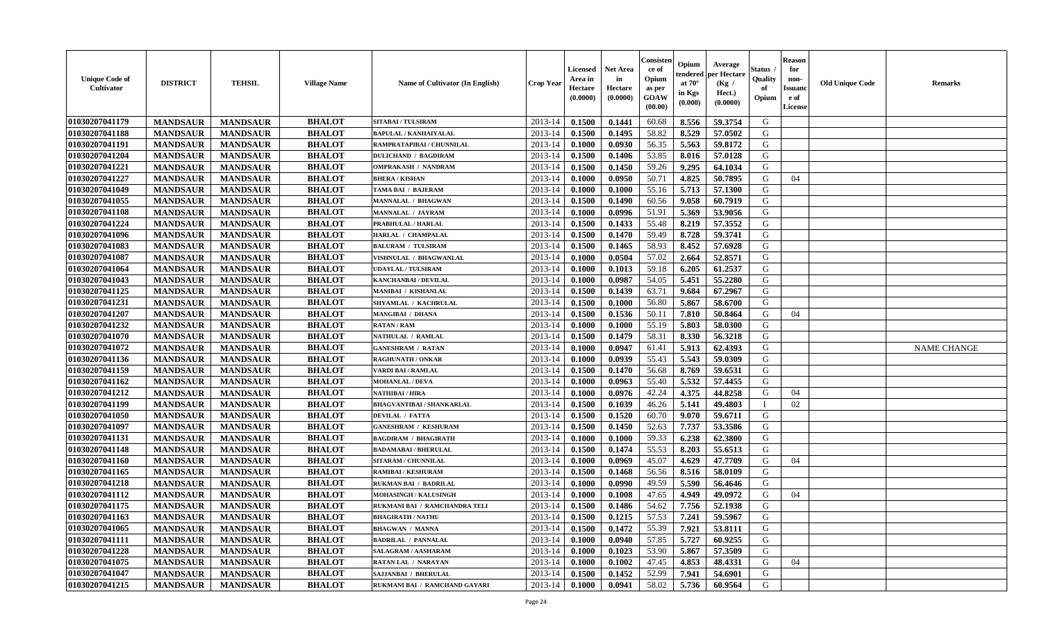| Unique Code of Cultivator | DISTRICT | TEHSIL | Village Name | Name of Cultivator (In English) | Crop Year | Licensed Area in Hectare (0.0000) | Net Area in Hectare (0.0000) | Consistence of Opium as per GOAW (00.00) | Opium tendered at 70° in Kgs (0.000) | Average per Hectare (Kg / Hect.) (0.0000) | Status / Quality of Opium | Reason for non-Issuance of License | Old Unique Code | Remarks |
|---|---|---|---|---|---|---|---|---|---|---|---|---|---|---|
| 01030207041179 | MANDSAUR | MANDSAUR | BHALOT | SITABAI / TULSIRAM | 2013-14 | 0.1500 | 0.1441 | 60.68 | 8.556 | 59.3754 | G | | | |
| 01030207041188 | MANDSAUR | MANDSAUR | BHALOT | BAPULAL / KANHAIYALAL | 2013-14 | 0.1500 | 0.1495 | 58.82 | 8.529 | 57.0502 | G | | | |
| 01030207041191 | MANDSAUR | MANDSAUR | BHALOT | RAMPRATAPIBAI / CHUNNILAL | 2013-14 | 0.1000 | 0.0930 | 56.35 | 5.563 | 59.8172 | G | | | |
| 01030207041204 | MANDSAUR | MANDSAUR | BHALOT | DULICHAND / BAGDIRAM | 2013-14 | 0.1500 | 0.1406 | 53.85 | 8.016 | 57.0128 | G | | | |
| 01030207041221 | MANDSAUR | MANDSAUR | BHALOT | OMPRAKASH / NANDRAM | 2013-14 | 0.1500 | 0.1450 | 59.26 | 9.295 | 64.1034 | G | | | |
| 01030207041227 | MANDSAUR | MANDSAUR | BHALOT | BHERA / KISHAN | 2013-14 | 0.1000 | 0.0950 | 50.71 | 4.825 | 50.7895 | G | 04 | | |
| 01030207041049 | MANDSAUR | MANDSAUR | BHALOT | TAMA BAI / BAJERAM | 2013-14 | 0.1000 | 0.1000 | 55.16 | 5.713 | 57.1300 | G | | | |
| 01030207041055 | MANDSAUR | MANDSAUR | BHALOT | MANNALAL / BHAGWAN | 2013-14 | 0.1500 | 0.1490 | 60.56 | 9.058 | 60.7919 | G | | | |
| 01030207041108 | MANDSAUR | MANDSAUR | BHALOT | MANNALAL / JAYRAM | 2013-14 | 0.1000 | 0.0996 | 51.91 | 5.369 | 53.9056 | G | | | |
| 01030207041224 | MANDSAUR | MANDSAUR | BHALOT | PRABHULAL / HARLAL | 2013-14 | 0.1500 | 0.1433 | 55.48 | 8.219 | 57.3552 | G | | | |
| 01030207041096 | MANDSAUR | MANDSAUR | BHALOT | HARLAL / CHAMPALAL | 2013-14 | 0.1500 | 0.1470 | 59.49 | 8.728 | 59.3741 | G | | | |
| 01030207041083 | MANDSAUR | MANDSAUR | BHALOT | BALURAM / TULSIRAM | 2013-14 | 0.1500 | 0.1465 | 58.93 | 8.452 | 57.6928 | G | | | |
| 01030207041087 | MANDSAUR | MANDSAUR | BHALOT | VISHNULAL / BHAGWANLAL | 2013-14 | 0.1000 | 0.0504 | 57.02 | 2.664 | 52.8571 | G | | | |
| 01030207041064 | MANDSAUR | MANDSAUR | BHALOT | UDAYLAL / TULSIRAM | 2013-14 | 0.1000 | 0.1013 | 59.18 | 6.205 | 61.2537 | G | | | |
| 01030207041043 | MANDSAUR | MANDSAUR | BHALOT | KANCHANBAI / DEVILAL | 2013-14 | 0.1000 | 0.0987 | 54.05 | 5.451 | 55.2280 | G | | | |
| 01030207041125 | MANDSAUR | MANDSAUR | BHALOT | MANIBAI / KISHANLAL | 2013-14 | 0.1500 | 0.1439 | 63.71 | 9.684 | 67.2967 | G | | | |
| 01030207041231 | MANDSAUR | MANDSAUR | BHALOT | SHYAMLAL / KACHRULAL | 2013-14 | 0.1500 | 0.1000 | 56.80 | 5.867 | 58.6700 | G | | | |
| 01030207041207 | MANDSAUR | MANDSAUR | BHALOT | MANGIBAI / DHANA | 2013-14 | 0.1500 | 0.1536 | 50.11 | 7.810 | 50.8464 | G | 04 | | |
| 01030207041232 | MANDSAUR | MANDSAUR | BHALOT | RATAN / RAM | 2013-14 | 0.1000 | 0.1000 | 55.19 | 5.803 | 58.0300 | G | | | |
| 01030207041070 | MANDSAUR | MANDSAUR | BHALOT | NATHULAL / RAMLAL | 2013-14 | 0.1500 | 0.1479 | 58.31 | 8.330 | 56.3218 | G | | | |
| 01030207041072 | MANDSAUR | MANDSAUR | BHALOT | GANESHRAM / RATAN | 2013-14 | 0.1000 | 0.0947 | 61.41 | 5.913 | 62.4393 | G | | | NAME CHANGE |
| 01030207041136 | MANDSAUR | MANDSAUR | BHALOT | RAGHUNATH / ONKAR | 2013-14 | 0.1000 | 0.0939 | 55.43 | 5.543 | 59.0309 | G | | | |
| 01030207041159 | MANDSAUR | MANDSAUR | BHALOT | VARDI BAI / RAMLAL | 2013-14 | 0.1500 | 0.1470 | 56.68 | 8.769 | 59.6531 | G | | | |
| 01030207041162 | MANDSAUR | MANDSAUR | BHALOT | MOHANLAL / DEVA | 2013-14 | 0.1000 | 0.0963 | 55.40 | 5.532 | 57.4455 | G | | | |
| 01030207041212 | MANDSAUR | MANDSAUR | BHALOT | NATHIBAI / HIRA | 2013-14 | 0.1000 | 0.0976 | 42.24 | 4.375 | 44.8258 | G | 04 | | |
| 01030207041199 | MANDSAUR | MANDSAUR | BHALOT | BHAGVANTIBAI / SHANKARLAL | 2013-14 | 0.1500 | 0.1039 | 46.26 | 5.141 | 49.4803 | I | 02 | | |
| 01030207041050 | MANDSAUR | MANDSAUR | BHALOT | DEVILAL / FATTA | 2013-14 | 0.1500 | 0.1520 | 60.70 | 9.070 | 59.6711 | G | | | |
| 01030207041097 | MANDSAUR | MANDSAUR | BHALOT | GANESHRAM / KESHURAM | 2013-14 | 0.1500 | 0.1450 | 52.63 | 7.737 | 53.3586 | G | | | |
| 01030207041131 | MANDSAUR | MANDSAUR | BHALOT | BAGDIRAM / BHAGIRATH | 2013-14 | 0.1000 | 0.1000 | 59.33 | 6.238 | 62.3800 | G | | | |
| 01030207041148 | MANDSAUR | MANDSAUR | BHALOT | BADAMABAI / BHERULAL | 2013-14 | 0.1500 | 0.1474 | 55.53 | 8.203 | 55.6513 | G | | | |
| 01030207041160 | MANDSAUR | MANDSAUR | BHALOT | SITARAM / CHUNNILAL | 2013-14 | 0.1000 | 0.0969 | 45.07 | 4.629 | 47.7709 | G | 04 | | |
| 01030207041165 | MANDSAUR | MANDSAUR | BHALOT | RAMIBAI / KESHURAM | 2013-14 | 0.1500 | 0.1468 | 56.56 | 8.516 | 58.0109 | G | | | |
| 01030207041218 | MANDSAUR | MANDSAUR | BHALOT | RUKMAN BAI / BADRILAL | 2013-14 | 0.1000 | 0.0990 | 49.59 | 5.590 | 56.4646 | G | | | |
| 01030207041112 | MANDSAUR | MANDSAUR | BHALOT | MOHASINGH / KALUSINGH | 2013-14 | 0.1000 | 0.1008 | 47.65 | 4.949 | 49.0972 | G | 04 | | |
| 01030207041175 | MANDSAUR | MANDSAUR | BHALOT | RUKMANI BAI / RAMCHANDRA TELI | 2013-14 | 0.1500 | 0.1486 | 54.62 | 7.756 | 52.1938 | G | | | |
| 01030207041163 | MANDSAUR | MANDSAUR | BHALOT | BHAGIRATH / NATHU | 2013-14 | 0.1500 | 0.1215 | 57.53 | 7.241 | 59.5967 | G | | | |
| 01030207041065 | MANDSAUR | MANDSAUR | BHALOT | BHAGWAN / MANNA | 2013-14 | 0.1500 | 0.1472 | 55.39 | 7.921 | 53.8111 | G | | | |
| 01030207041111 | MANDSAUR | MANDSAUR | BHALOT | BADRILAL / PANNALAL | 2013-14 | 0.1000 | 0.0940 | 57.85 | 5.727 | 60.9255 | G | | | |
| 01030207041228 | MANDSAUR | MANDSAUR | BHALOT | SALAGRAM / AASHARAM | 2013-14 | 0.1000 | 0.1023 | 53.90 | 5.867 | 57.3509 | G | | | |
| 01030207041075 | MANDSAUR | MANDSAUR | BHALOT | RATAN LAL / NARAYAN | 2013-14 | 0.1000 | 0.1002 | 47.45 | 4.853 | 48.4331 | G | 04 | | |
| 01030207041047 | MANDSAUR | MANDSAUR | BHALOT | SAJJANBAI / BHERULAL | 2013-14 | 0.1500 | 0.1452 | 52.99 | 7.941 | 54.6901 | G | | | |
| 01030207041215 | MANDSAUR | MANDSAUR | BHALOT | RUKMANI BAI / RAMCHAND GAYARI | 2013-14 | 0.1000 | 0.0941 | 58.02 | 5.736 | 60.9564 | G | | | |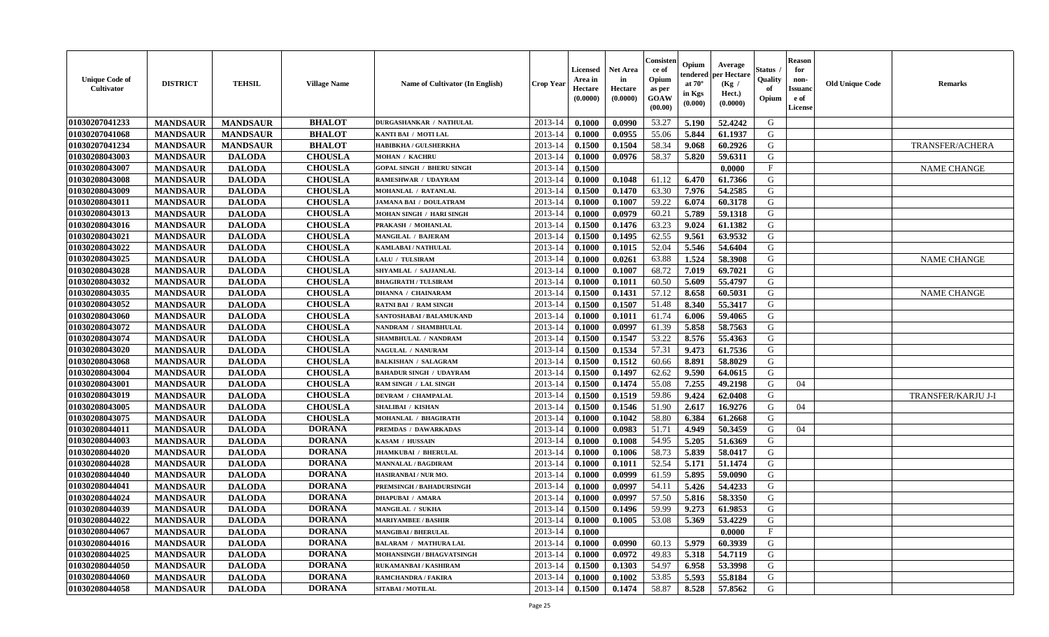| Unique Code of Cultivator | DISTRICT | TEHSIL | Village Name | Name of Cultivator (In English) | Crop Year | Licensed Area in Hectare (0.0000) | Net Area in Hectare (0.0000) | Consistence of Opium as per GOAW (00.00) | Opium tendered at 70° in Kgs (0.000) | Average per Hectare (Kg / Hect.) (0.0000) | Status / Quality of Opium | Reason for non-Issuance of License | Old Unique Code | Remarks |
|---|---|---|---|---|---|---|---|---|---|---|---|---|---|---|
| 01030207041233 | MANDSAUR | MANDSAUR | BHALOT | DURGASHANKAR / NATHULAL | 2013-14 | 0.1000 | 0.0990 | 53.27 | 5.190 | 52.4242 | G | | | |
| 01030207041068 | MANDSAUR | MANDSAUR | BHALOT | KANTI BAI / MOTI LAL | 2013-14 | 0.1000 | 0.0955 | 55.06 | 5.844 | 61.1937 | G | | | |
| 01030207041234 | MANDSAUR | MANDSAUR | BHALOT | HABIBKHA / GULSHERKHA | 2013-14 | 0.1500 | 0.1504 | 58.34 | 9.068 | 60.2926 | G | | | TRANSFER/ACHERA |
| 01030208043003 | MANDSAUR | DALODA | CHOUSLA | MOHAN / KACHRU | 2013-14 | 0.1000 | 0.0976 | 58.37 | 5.820 | 59.6311 | G | | | |
| 01030208043007 | MANDSAUR | DALODA | CHOUSLA | GOPAL SINGH / BHERU SINGH | 2013-14 | 0.1500 | | | | 0.0000 | F | | | NAME CHANGE |
| 01030208043008 | MANDSAUR | DALODA | CHOUSLA | RAMESHWAR / UDAYRAM | 2013-14 | 0.1000 | 0.1048 | 61.12 | 6.470 | 61.7366 | G | | | |
| 01030208043009 | MANDSAUR | DALODA | CHOUSLA | MOHANLAL / RATANLAL | 2013-14 | 0.1500 | 0.1470 | 63.30 | 7.976 | 54.2585 | G | | | |
| 01030208043011 | MANDSAUR | DALODA | CHOUSLA | JAMANA BAI / DOULATRAM | 2013-14 | 0.1000 | 0.1007 | 59.22 | 6.074 | 60.3178 | G | | | |
| 01030208043013 | MANDSAUR | DALODA | CHOUSLA | MOHAN SINGH / HARI SINGH | 2013-14 | 0.1000 | 0.0979 | 60.21 | 5.789 | 59.1318 | G | | | |
| 01030208043016 | MANDSAUR | DALODA | CHOUSLA | PRAKASH / MOHANLAL | 2013-14 | 0.1500 | 0.1476 | 63.23 | 9.024 | 61.1382 | G | | | |
| 01030208043021 | MANDSAUR | DALODA | CHOUSLA | MANGILAL / BAJERAM | 2013-14 | 0.1500 | 0.1495 | 62.55 | 9.561 | 63.9532 | G | | | |
| 01030208043022 | MANDSAUR | DALODA | CHOUSLA | KAMLABAI / NATHULAL | 2013-14 | 0.1000 | 0.1015 | 52.04 | 5.546 | 54.6404 | G | | | |
| 01030208043025 | MANDSAUR | DALODA | CHOUSLA | LALU / TULSIRAM | 2013-14 | 0.1000 | 0.0261 | 63.88 | 1.524 | 58.3908 | G | | | NAME CHANGE |
| 01030208043028 | MANDSAUR | DALODA | CHOUSLA | SHYAMLAL / SAJJANLAL | 2013-14 | 0.1000 | 0.1007 | 68.72 | 7.019 | 69.7021 | G | | | |
| 01030208043032 | MANDSAUR | DALODA | CHOUSLA | BHAGIRATH / TULSIRAM | 2013-14 | 0.1000 | 0.1011 | 60.50 | 5.609 | 55.4797 | G | | | |
| 01030208043035 | MANDSAUR | DALODA | CHOUSLA | DHANNA / CHAINARAM | 2013-14 | 0.1500 | 0.1431 | 57.12 | 8.658 | 60.5031 | G | | | NAME CHANGE |
| 01030208043052 | MANDSAUR | DALODA | CHOUSLA | RATNI BAI / RAM SINGH | 2013-14 | 0.1500 | 0.1507 | 51.48 | 8.340 | 55.3417 | G | | | |
| 01030208043060 | MANDSAUR | DALODA | CHOUSLA | SANTOSHABAI / BALAMUKAND | 2013-14 | 0.1000 | 0.1011 | 61.74 | 6.006 | 59.4065 | G | | | |
| 01030208043072 | MANDSAUR | DALODA | CHOUSLA | NANDRAM / SHAMBHULAL | 2013-14 | 0.1000 | 0.0997 | 61.39 | 5.858 | 58.7563 | G | | | |
| 01030208043074 | MANDSAUR | DALODA | CHOUSLA | SHAMBHULAL / NANDRAM | 2013-14 | 0.1500 | 0.1547 | 53.22 | 8.576 | 55.4363 | G | | | |
| 01030208043020 | MANDSAUR | DALODA | CHOUSLA | NAGULAL / NANURAM | 2013-14 | 0.1500 | 0.1534 | 57.31 | 9.473 | 61.7536 | G | | | |
| 01030208043068 | MANDSAUR | DALODA | CHOUSLA | BALKISHAN / SALAGRAM | 2013-14 | 0.1500 | 0.1512 | 60.66 | 8.891 | 58.8029 | G | | | |
| 01030208043004 | MANDSAUR | DALODA | CHOUSLA | BAHADUR SINGH / UDAYRAM | 2013-14 | 0.1500 | 0.1497 | 62.62 | 9.590 | 64.0615 | G | | | |
| 01030208043001 | MANDSAUR | DALODA | CHOUSLA | RAM SINGH / LAL SINGH | 2013-14 | 0.1500 | 0.1474 | 55.08 | 7.255 | 49.2198 | G | 04 | | |
| 01030208043019 | MANDSAUR | DALODA | CHOUSLA | DEVRAM / CHAMPALAL | 2013-14 | 0.1500 | 0.1519 | 59.86 | 9.424 | 62.0408 | G | | | TRANSFER/KARJU J-I |
| 01030208043005 | MANDSAUR | DALODA | CHOUSLA | SHALIBAI / KISHAN | 2013-14 | 0.1500 | 0.1546 | 51.90 | 2.617 | 16.9276 | G | 04 | | |
| 01030208043075 | MANDSAUR | DALODA | CHOUSLA | MOHANLAL / BHAGIRATH | 2013-14 | 0.1000 | 0.1042 | 58.80 | 6.384 | 61.2668 | G | | | |
| 01030208044011 | MANDSAUR | DALODA | DORANA | PREMDAS / DAWARKADAS | 2013-14 | 0.1000 | 0.0983 | 51.71 | 4.949 | 50.3459 | G | 04 | | |
| 01030208044003 | MANDSAUR | DALODA | DORANA | KASAM / HUSSAIN | 2013-14 | 0.1000 | 0.1008 | 54.95 | 5.205 | 51.6369 | G | | | |
| 01030208044020 | MANDSAUR | DALODA | DORANA | JHAMKUBAI / BHERULAL | 2013-14 | 0.1000 | 0.1006 | 58.73 | 5.839 | 58.0417 | G | | | |
| 01030208044028 | MANDSAUR | DALODA | DORANA | MANNALAL / BAGDIRAM | 2013-14 | 0.1000 | 0.1011 | 52.54 | 5.171 | 51.1474 | G | | | |
| 01030208044040 | MANDSAUR | DALODA | DORANA | HASIRANBAI / NUR MO. | 2013-14 | 0.1000 | 0.0999 | 61.59 | 5.895 | 59.0090 | G | | | |
| 01030208044041 | MANDSAUR | DALODA | DORANA | PREMSINGH / BAHADURSINGH | 2013-14 | 0.1000 | 0.0997 | 54.11 | 5.426 | 54.4233 | G | | | |
| 01030208044024 | MANDSAUR | DALODA | DORANA | DHAPUBAI / AMARA | 2013-14 | 0.1000 | 0.0997 | 57.50 | 5.816 | 58.3350 | G | | | |
| 01030208044039 | MANDSAUR | DALODA | DORANA | MANGILAL / SUKHA | 2013-14 | 0.1500 | 0.1496 | 59.99 | 9.273 | 61.9853 | G | | | |
| 01030208044022 | MANDSAUR | DALODA | DORANA | MARIYAMBEE / BASHIR | 2013-14 | 0.1000 | 0.1005 | 53.08 | 5.369 | 53.4229 | G | | | |
| 01030208044067 | MANDSAUR | DALODA | DORANA | MANGIBAI / BHERULAL | 2013-14 | 0.1000 | | | | 0.0000 | F | | | |
| 01030208044016 | MANDSAUR | DALODA | DORANA | BALARAM / MATHURA LAL | 2013-14 | 0.1000 | 0.0990 | 60.13 | 5.979 | 60.3939 | G | | | |
| 01030208044025 | MANDSAUR | DALODA | DORANA | MOHANSINGH / BHAGVATSINGH | 2013-14 | 0.1000 | 0.0972 | 49.83 | 5.318 | 54.7119 | G | | | |
| 01030208044050 | MANDSAUR | DALODA | DORANA | RUKAMANBAI / KASHIRAM | 2013-14 | 0.1500 | 0.1303 | 54.97 | 6.958 | 53.3998 | G | | | |
| 01030208044060 | MANDSAUR | DALODA | DORANA | RAMCHANDRA / FAKIRA | 2013-14 | 0.1000 | 0.1002 | 53.85 | 5.593 | 55.8184 | G | | | |
| 01030208044058 | MANDSAUR | DALODA | DORANA | SITABAI / MOTILAL | 2013-14 | 0.1500 | 0.1474 | 58.87 | 8.528 | 57.8562 | G | | | |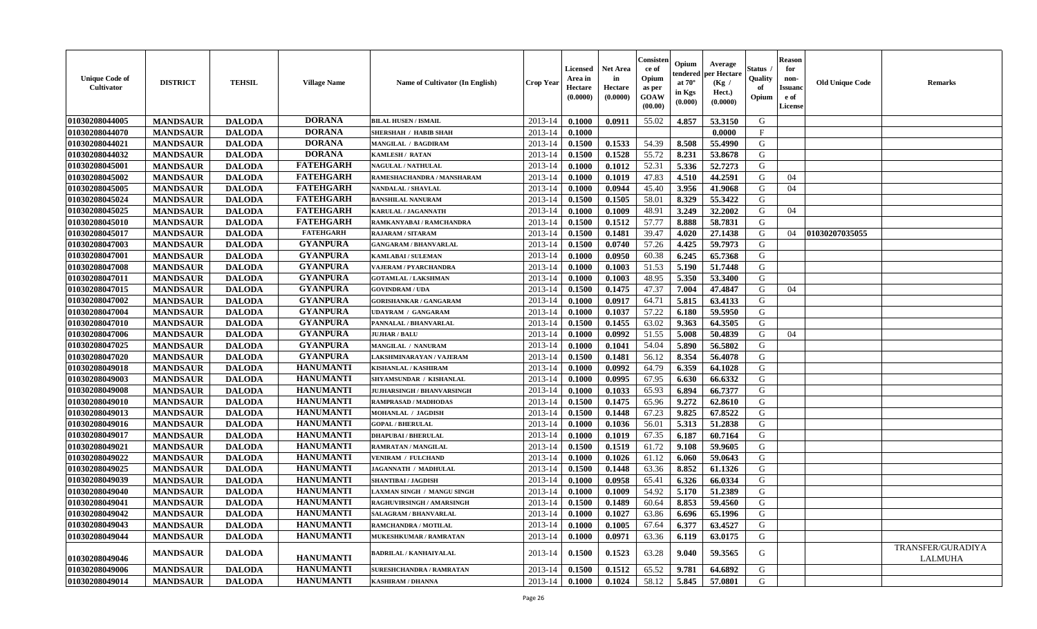| Unique Code of Cultivator | DISTRICT | TEHSIL | Village Name | Name of Cultivator (In English) | Crop Year | Licensed Area in Hectare (0.0000) | Net Area in Hectare (0.0000) | Consistence of Opium as per GOAW (00.00) | Opium tendered at 70° in Kgs (0.000) | Average per Hectare (Kg / Hect.) (0.0000) | Status / Quality of Opium | Reason for non-Issuance of License | Old Unique Code | Remarks |
|---|---|---|---|---|---|---|---|---|---|---|---|---|---|---|
| 01030208044005 | MANDSAUR | DALODA | DORANA | BILAL HUSEN / ISMAIL | 2013-14 | 0.1000 | 0.0911 | 55.02 | 4.857 | 53.3150 | G | | | |
| 01030208044070 | MANDSAUR | DALODA | DORANA | SHERSHAH / HABIB SHAH | 2013-14 | 0.1000 | | | | 0.0000 | F | | | |
| 01030208044021 | MANDSAUR | DALODA | DORANA | MANGILAL / BAGDIRAM | 2013-14 | 0.1500 | 0.1533 | 54.39 | 8.508 | 55.4990 | G | | | |
| 01030208044032 | MANDSAUR | DALODA | DORANA | KAMLESH / RATAN | 2013-14 | 0.1500 | 0.1528 | 55.72 | 8.231 | 53.8678 | G | | | |
| 01030208045001 | MANDSAUR | DALODA | FATEHGARH | NAGULAL / NATHULAL | 2013-14 | 0.1000 | 0.1012 | 52.31 | 5.336 | 52.7273 | G | | | |
| 01030208045002 | MANDSAUR | DALODA | FATEHGARH | RAMESHACHANDRA / MANSHARAM | 2013-14 | 0.1000 | 0.1019 | 47.83 | 4.510 | 44.2591 | G | 04 | | |
| 01030208045005 | MANDSAUR | DALODA | FATEHGARH | NANDALAL / SHAVLAL | 2013-14 | 0.1000 | 0.0944 | 45.40 | 3.956 | 41.9068 | G | 04 | | |
| 01030208045024 | MANDSAUR | DALODA | FATEHGARH | BANSHILAL NANURAM | 2013-14 | 0.1500 | 0.1505 | 58.01 | 8.329 | 55.3422 | G | | | |
| 01030208045025 | MANDSAUR | DALODA | FATEHGARH | KARULAL / JAGANNATH | 2013-14 | 0.1000 | 0.1009 | 48.91 | 3.249 | 32.2002 | G | 04 | | |
| 01030208045010 | MANDSAUR | DALODA | FATEHGARH | RAMKANYABAI / RAMCHANDRA | 2013-14 | 0.1500 | 0.1512 | 57.77 | 8.888 | 58.7831 | G | | | |
| 01030208045017 | MANDSAUR | DALODA | FATEHGARH | RAJARAM / SITARAM | 2013-14 | 0.1500 | 0.1481 | 39.47 | 4.020 | 27.1438 | G | 04 | 01030207035055 | |
| 01030208047003 | MANDSAUR | DALODA | GYANPURA | GANGARAM / BHANVARLAL | 2013-14 | 0.1500 | 0.0740 | 57.26 | 4.425 | 59.7973 | G | | | |
| 01030208047001 | MANDSAUR | DALODA | GYANPURA | KAMLABAI / SULEMAN | 2013-14 | 0.1000 | 0.0950 | 60.38 | 6.245 | 65.7368 | G | | | |
| 01030208047008 | MANDSAUR | DALODA | GYANPURA | VAJERAM / PYARCHANDRA | 2013-14 | 0.1000 | 0.1003 | 51.53 | 5.190 | 51.7448 | G | | | |
| 01030208047011 | MANDSAUR | DALODA | GYANPURA | GOTAMLAL / LAKSHMAN | 2013-14 | 0.1000 | 0.1003 | 48.95 | 5.350 | 53.3400 | G | | | |
| 01030208047015 | MANDSAUR | DALODA | GYANPURA | GOVINDRAM / UDA | 2013-14 | 0.1500 | 0.1475 | 47.37 | 7.004 | 47.4847 | G | 04 | | |
| 01030208047002 | MANDSAUR | DALODA | GYANPURA | GORISHANKAR / GANGARAM | 2013-14 | 0.1000 | 0.0917 | 64.71 | 5.815 | 63.4133 | G | | | |
| 01030208047004 | MANDSAUR | DALODA | GYANPURA | UDAYRAM / GANGARAM | 2013-14 | 0.1000 | 0.1037 | 57.22 | 6.180 | 59.5950 | G | | | |
| 01030208047010 | MANDSAUR | DALODA | GYANPURA | PANNALAL / BHANVARLAL | 2013-14 | 0.1500 | 0.1455 | 63.02 | 9.363 | 64.3505 | G | | | |
| 01030208047006 | MANDSAUR | DALODA | GYANPURA | JUJHAR / BALU | 2013-14 | 0.1000 | 0.0992 | 51.55 | 5.008 | 50.4839 | G | 04 | | |
| 01030208047025 | MANDSAUR | DALODA | GYANPURA | MANGILAL / NANURAM | 2013-14 | 0.1000 | 0.1041 | 54.04 | 5.890 | 56.5802 | G | | | |
| 01030208047020 | MANDSAUR | DALODA | GYANPURA | LAKSHMINARAYAN / VAJERAM | 2013-14 | 0.1500 | 0.1481 | 56.12 | 8.354 | 56.4078 | G | | | |
| 01030208049018 | MANDSAUR | DALODA | HANUMANTI | KISHANLAL / KASHIRAM | 2013-14 | 0.1000 | 0.0992 | 64.79 | 6.359 | 64.1028 | G | | | |
| 01030208049003 | MANDSAUR | DALODA | HANUMANTI | SHYAMSUNDAR / KISHANLAL | 2013-14 | 0.1000 | 0.0995 | 67.95 | 6.630 | 66.6332 | G | | | |
| 01030208049008 | MANDSAUR | DALODA | HANUMANTI | JUJHARSINGH / BHANVARSINGH | 2013-14 | 0.1000 | 0.1033 | 65.93 | 6.894 | 66.7377 | G | | | |
| 01030208049010 | MANDSAUR | DALODA | HANUMANTI | RAMPRASAD / MADHODAS | 2013-14 | 0.1500 | 0.1475 | 65.96 | 9.272 | 62.8610 | G | | | |
| 01030208049013 | MANDSAUR | DALODA | HANUMANTI | MOHANLAL / JAGDISH | 2013-14 | 0.1500 | 0.1448 | 67.23 | 9.825 | 67.8522 | G | | | |
| 01030208049016 | MANDSAUR | DALODA | HANUMANTI | GOPAL / BHERULAL | 2013-14 | 0.1000 | 0.1036 | 56.01 | 5.313 | 51.2838 | G | | | |
| 01030208049017 | MANDSAUR | DALODA | HANUMANTI | DHAPUBAI / BHERULAL | 2013-14 | 0.1000 | 0.1019 | 67.35 | 6.187 | 60.7164 | G | | | |
| 01030208049021 | MANDSAUR | DALODA | HANUMANTI | RAMRATAN / MANGILAL | 2013-14 | 0.1500 | 0.1519 | 61.72 | 9.108 | 59.9605 | G | | | |
| 01030208049022 | MANDSAUR | DALODA | HANUMANTI | VENIRAM / FULCHAND | 2013-14 | 0.1000 | 0.1026 | 61.12 | 6.060 | 59.0643 | G | | | |
| 01030208049025 | MANDSAUR | DALODA | HANUMANTI | JAGANNATH / MADHULAL | 2013-14 | 0.1500 | 0.1448 | 63.36 | 8.852 | 61.1326 | G | | | |
| 01030208049039 | MANDSAUR | DALODA | HANUMANTI | SHANTIBAI / JAGDISH | 2013-14 | 0.1000 | 0.0958 | 65.41 | 6.326 | 66.0334 | G | | | |
| 01030208049040 | MANDSAUR | DALODA | HANUMANTI | LAXMAN SINGH / MANGU SINGH | 2013-14 | 0.1000 | 0.1009 | 54.92 | 5.170 | 51.2389 | G | | | |
| 01030208049041 | MANDSAUR | DALODA | HANUMANTI | RAGHUVIRSINGH / AMARSINGH | 2013-14 | 0.1500 | 0.1489 | 60.64 | 8.853 | 59.4560 | G | | | |
| 01030208049042 | MANDSAUR | DALODA | HANUMANTI | SALAGRAM / BHANVARLAL | 2013-14 | 0.1000 | 0.1027 | 63.86 | 6.696 | 65.1996 | G | | | |
| 01030208049043 | MANDSAUR | DALODA | HANUMANTI | RAMCHANDRA / MOTILAL | 2013-14 | 0.1000 | 0.1005 | 67.64 | 6.377 | 63.4527 | G | | | |
| 01030208049044 | MANDSAUR | DALODA | HANUMANTI | MUKESHKUMAR / RAMRATAN | 2013-14 | 0.1000 | 0.0971 | 63.36 | 6.119 | 63.0175 | G | | | |
| 01030208049046 | MANDSAUR | DALODA | HANUMANTI | BADRILAL / KANHAIYALAL | 2013-14 | 0.1500 | 0.1523 | 63.28 | 9.040 | 59.3565 | G | | | TRANSFER/GURADIYA LALMUHA |
| 01030208049006 | MANDSAUR | DALODA | HANUMANTI | SURESHCHANDRA / RAMRATAN | 2013-14 | 0.1500 | 0.1512 | 65.52 | 9.781 | 64.6892 | G | | | |
| 01030208049014 | MANDSAUR | DALODA | HANUMANTI | KASHIRAM / DHANNA | 2013-14 | 0.1000 | 0.1024 | 58.12 | 5.845 | 57.0801 | G | | | |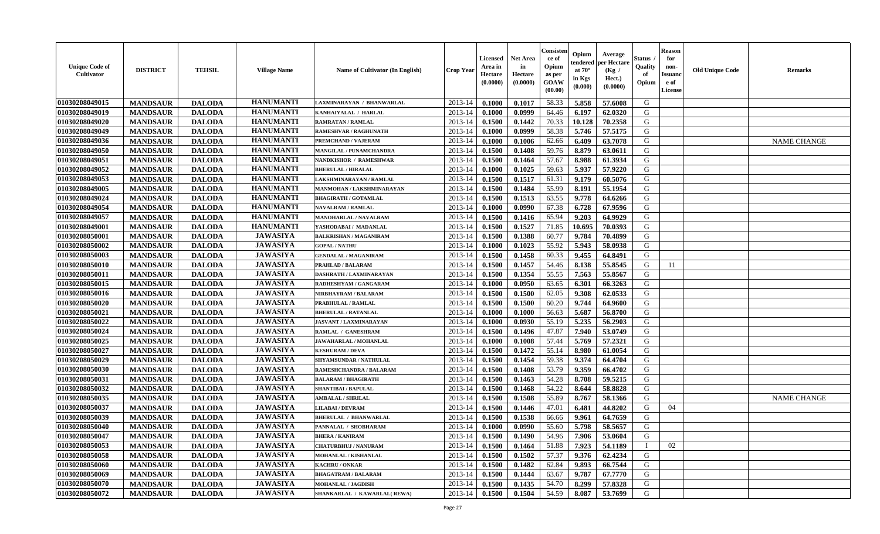| Unique Code of Cultivator | DISTRICT | TEHSIL | Village Name | Name of Cultivator (In English) | Crop Year | Licensed Area in Hectare (0.0000) | Net Area in Hectare (0.0000) | Consistence of Opium as per GOAW (00.00) | Opium tendered at 70° in Kgs (0.000) | Average per Hectare (Kg / Hect.) (0.0000) | Status / Quality of Opium | Reason for non-Issuance of License | Old Unique Code | Remarks |
|---|---|---|---|---|---|---|---|---|---|---|---|---|---|---|
| 01030208049015 | MANDSAUR | DALODA | HANUMANTI | LAXMINARAYAN / BHANWARLAL | 2013-14 | 0.1000 | 0.1017 | 58.33 | 5.858 | 57.6008 | G | | | |
| 01030208049019 | MANDSAUR | DALODA | HANUMANTI | KANHAIYALAL / HARLAL | 2013-14 | 0.1000 | 0.0999 | 64.46 | 6.197 | 62.0320 | G | | | |
| 01030208049020 | MANDSAUR | DALODA | HANUMANTI | RAMRATAN / RAMLAL | 2013-14 | 0.1500 | 0.1442 | 70.33 | 10.128 | 70.2358 | G | | | |
| 01030208049049 | MANDSAUR | DALODA | HANUMANTI | RAMESHVAR / RAGHUNATH | 2013-14 | 0.1000 | 0.0999 | 58.38 | 5.746 | 57.5175 | G | | | |
| 01030208049036 | MANDSAUR | DALODA | HANUMANTI | PREMCHAND / VAJERAM | 2013-14 | 0.1000 | 0.1006 | 62.66 | 6.409 | 63.7078 | G | | | NAME CHANGE |
| 01030208049050 | MANDSAUR | DALODA | HANUMANTI | MANGILAL / PUNAMCHANDRA | 2013-14 | 0.1500 | 0.1408 | 59.76 | 8.879 | 63.0611 | G | | | |
| 01030208049051 | MANDSAUR | DALODA | HANUMANTI | NANDKISHOR / RAMESHWAR | 2013-14 | 0.1500 | 0.1464 | 57.67 | 8.988 | 61.3934 | G | | | |
| 01030208049052 | MANDSAUR | DALODA | HANUMANTI | BHERULAL / HIRALAL | 2013-14 | 0.1000 | 0.1025 | 59.63 | 5.937 | 57.9220 | G | | | |
| 01030208049053 | MANDSAUR | DALODA | HANUMANTI | LAKSHMINARAYAN / RAMLAL | 2013-14 | 0.1500 | 0.1517 | 61.31 | 9.179 | 60.5076 | G | | | |
| 01030208049005 | MANDSAUR | DALODA | HANUMANTI | MANMOHAN / LAKSHMINARAYAN | 2013-14 | 0.1500 | 0.1484 | 55.99 | 8.191 | 55.1954 | G | | | |
| 01030208049024 | MANDSAUR | DALODA | HANUMANTI | BHAGIRATH / GOTAMLAL | 2013-14 | 0.1500 | 0.1513 | 63.55 | 9.778 | 64.6266 | G | | | |
| 01030208049054 | MANDSAUR | DALODA | HANUMANTI | NAVALRAM / RAMLAL | 2013-14 | 0.1000 | 0.0990 | 67.38 | 6.728 | 67.9596 | G | | | |
| 01030208049057 | MANDSAUR | DALODA | HANUMANTI | MANOHARLAL / NAVALRAM | 2013-14 | 0.1500 | 0.1416 | 65.94 | 9.203 | 64.9929 | G | | | |
| 01030208049001 | MANDSAUR | DALODA | HANUMANTI | YASHODABAI / MADANLAL | 2013-14 | 0.1500 | 0.1527 | 71.85 | 10.695 | 70.0393 | G | | | |
| 01030208050001 | MANDSAUR | DALODA | JAWASIYA | BALKRISHAN / MAGANIRAM | 2013-14 | 0.1500 | 0.1388 | 60.77 | 9.784 | 70.4899 | G | | | |
| 01030208050002 | MANDSAUR | DALODA | JAWASIYA | GOPAL / NATHU | 2013-14 | 0.1000 | 0.1023 | 55.92 | 5.943 | 58.0938 | G | | | |
| 01030208050003 | MANDSAUR | DALODA | JAWASIYA | GENDALAL / MAGANIRAM | 2013-14 | 0.1500 | 0.1458 | 60.33 | 9.455 | 64.8491 | G | | | |
| 01030208050010 | MANDSAUR | DALODA | JAWASIYA | PRAHLAD / BALARAM | 2013-14 | 0.1500 | 0.1457 | 54.46 | 8.138 | 55.8545 | G | 11 | | |
| 01030208050011 | MANDSAUR | DALODA | JAWASIYA | DASHRATH / LAXMINARAYAN | 2013-14 | 0.1500 | 0.1354 | 55.55 | 7.563 | 55.8567 | G | | | |
| 01030208050015 | MANDSAUR | DALODA | JAWASIYA | RADHESHYAM / GANGARAM | 2013-14 | 0.1000 | 0.0950 | 63.65 | 6.301 | 66.3263 | G | | | |
| 01030208050016 | MANDSAUR | DALODA | JAWASIYA | NIRBHAYRAM / BALARAM | 2013-14 | 0.1500 | 0.1500 | 62.05 | 9.308 | 62.0533 | G | | | |
| 01030208050020 | MANDSAUR | DALODA | JAWASIYA | PRABHULAL / RAMLAL | 2013-14 | 0.1500 | 0.1500 | 60.20 | 9.744 | 64.9600 | G | | | |
| 01030208050021 | MANDSAUR | DALODA | JAWASIYA | BHERULAL / RATANLAL | 2013-14 | 0.1000 | 0.1000 | 56.63 | 5.687 | 56.8700 | G | | | |
| 01030208050022 | MANDSAUR | DALODA | JAWASIYA | JASVANT / LAXMINARAYAN | 2013-14 | 0.1000 | 0.0930 | 55.19 | 5.235 | 56.2903 | G | | | |
| 01030208050024 | MANDSAUR | DALODA | JAWASIYA | RAMLAL / GANESHRAM | 2013-14 | 0.1500 | 0.1496 | 47.87 | 7.940 | 53.0749 | G | | | |
| 01030208050025 | MANDSAUR | DALODA | JAWASIYA | JAWAHARLAL / MOHANLAL | 2013-14 | 0.1000 | 0.1008 | 57.44 | 5.769 | 57.2321 | G | | | |
| 01030208050027 | MANDSAUR | DALODA | JAWASIYA | KESHURAM / DEVA | 2013-14 | 0.1500 | 0.1472 | 55.14 | 8.980 | 61.0054 | G | | | |
| 01030208050029 | MANDSAUR | DALODA | JAWASIYA | SHYAMSUNDAR / NATHULAL | 2013-14 | 0.1500 | 0.1454 | 59.38 | 9.374 | 64.4704 | G | | | |
| 01030208050030 | MANDSAUR | DALODA | JAWASIYA | RAMESHCHANDRA / BALARAM | 2013-14 | 0.1500 | 0.1408 | 53.79 | 9.359 | 66.4702 | G | | | |
| 01030208050031 | MANDSAUR | DALODA | JAWASIYA | BALARAM / BHAGIRATH | 2013-14 | 0.1500 | 0.1463 | 54.28 | 8.708 | 59.5215 | G | | | |
| 01030208050032 | MANDSAUR | DALODA | JAWASIYA | SHANTIBAI / BAPULAL | 2013-14 | 0.1500 | 0.1468 | 54.22 | 8.644 | 58.8828 | G | | | |
| 01030208050035 | MANDSAUR | DALODA | JAWASIYA | AMBALAL / SHRILAL | 2013-14 | 0.1500 | 0.1508 | 55.89 | 8.767 | 58.1366 | G | | | NAME CHANGE |
| 01030208050037 | MANDSAUR | DALODA | JAWASIYA | LILABAI / DEVRAM | 2013-14 | 0.1500 | 0.1446 | 47.01 | 6.481 | 44.8202 | G | 04 | | |
| 01030208050039 | MANDSAUR | DALODA | JAWASIYA | BHERULAL / BHANWARLAL | 2013-14 | 0.1500 | 0.1538 | 66.66 | 9.961 | 64.7659 | G | | | |
| 01030208050040 | MANDSAUR | DALODA | JAWASIYA | PANNALAL / SHOBHARAM | 2013-14 | 0.1000 | 0.0990 | 55.60 | 5.798 | 58.5657 | G | | | |
| 01030208050047 | MANDSAUR | DALODA | JAWASIYA | BHERA / KANIRAM | 2013-14 | 0.1500 | 0.1490 | 54.96 | 7.906 | 53.0604 | G | | | |
| 01030208050053 | MANDSAUR | DALODA | JAWASIYA | CHATURBHUJ / NANURAM | 2013-14 | 0.1500 | 0.1464 | 51.88 | 7.923 | 54.1189 | I | 02 | | |
| 01030208050058 | MANDSAUR | DALODA | JAWASIYA | MOHANLAL / KISHANLAL | 2013-14 | 0.1500 | 0.1502 | 57.37 | 9.376 | 62.4234 | G | | | |
| 01030208050060 | MANDSAUR | DALODA | JAWASIYA | KACHRU / ONKAR | 2013-14 | 0.1500 | 0.1482 | 62.84 | 9.893 | 66.7544 | G | | | |
| 01030208050069 | MANDSAUR | DALODA | JAWASIYA | BHAGATRAM / BALARAM | 2013-14 | 0.1500 | 0.1444 | 63.67 | 9.787 | 67.7770 | G | | | |
| 01030208050070 | MANDSAUR | DALODA | JAWASIYA | MOHANLAL / JAGDISH | 2013-14 | 0.1500 | 0.1435 | 54.70 | 8.299 | 57.8328 | G | | | |
| 01030208050072 | MANDSAUR | DALODA | JAWASIYA | SHANKARLAL / KAWARLAL(REWA) | 2013-14 | 0.1500 | 0.1504 | 54.59 | 8.087 | 53.7699 | G | | | |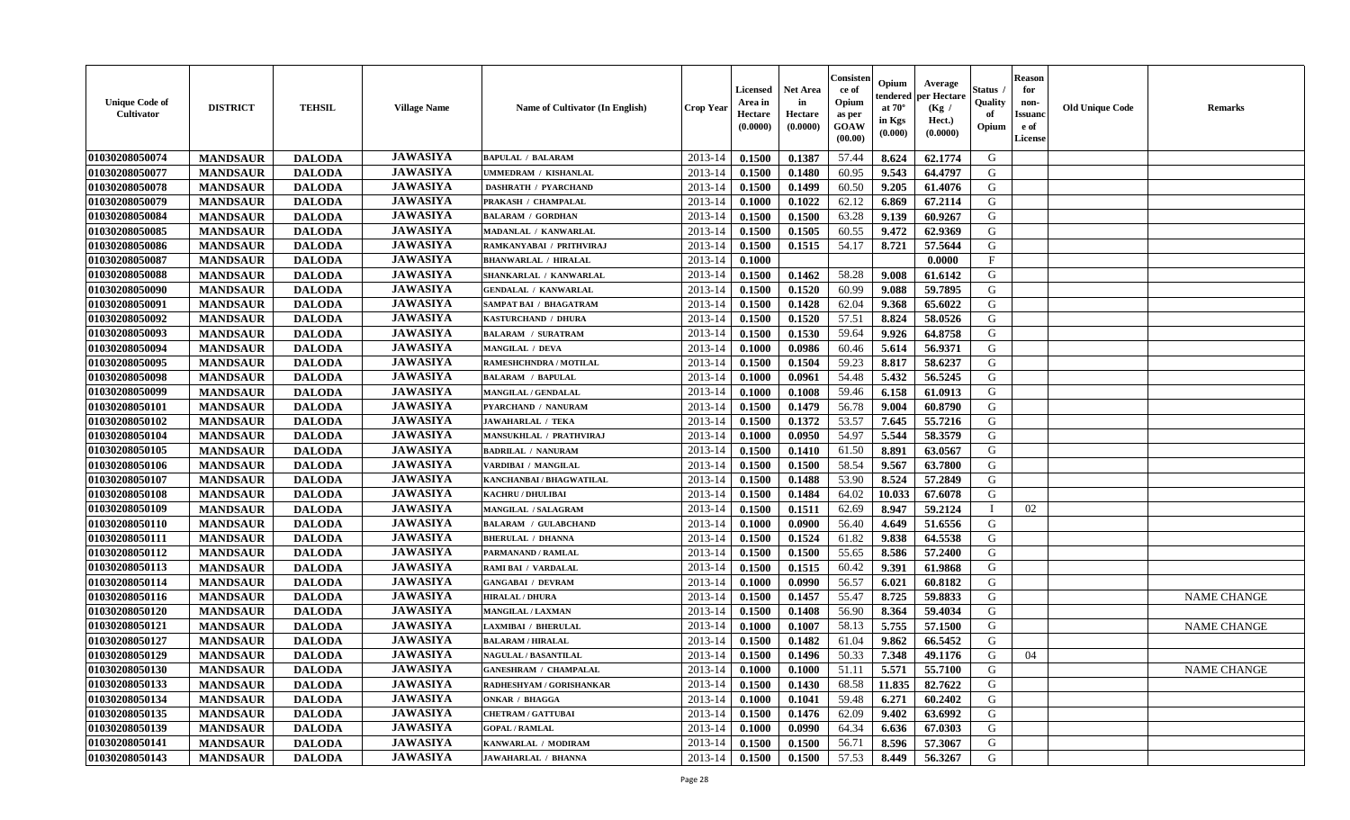| Unique Code of Cultivator | DISTRICT | TEHSIL | Village Name | Name of Cultivator (In English) | Crop Year | Licensed Area in Hectare (0.0000) | Net Area in Hectare (0.0000) | Consistence of Opium as per GOAW (00.00) | Opium tendered at 70° in Kgs (0.000) | Average per Hectare (Kg / Hect.) (0.0000) | Status / Quality of Opium | Reason for non-Issuance of License | Old Unique Code | Remarks |
|---|---|---|---|---|---|---|---|---|---|---|---|---|---|---|
| 01030208050074 | MANDSAUR | DALODA | JAWASIYA | BAPULAL / BALARAM | 2013-14 | 0.1500 | 0.1387 | 57.44 | 8.624 | 62.1774 | G | | | |
| 01030208050077 | MANDSAUR | DALODA | JAWASIYA | UMMEDRAM / KISHANLAL | 2013-14 | 0.1500 | 0.1480 | 60.95 | 9.543 | 64.4797 | G | | | |
| 01030208050078 | MANDSAUR | DALODA | JAWASIYA | DASHRATH / PYARCHAND | 2013-14 | 0.1500 | 0.1499 | 60.50 | 9.205 | 61.4076 | G | | | |
| 01030208050079 | MANDSAUR | DALODA | JAWASIYA | PRAKASH / CHAMPALAL | 2013-14 | 0.1000 | 0.1022 | 62.12 | 6.869 | 67.2114 | G | | | |
| 01030208050084 | MANDSAUR | DALODA | JAWASIYA | BALARAM / GORDHAN | 2013-14 | 0.1500 | 0.1500 | 63.28 | 9.139 | 60.9267 | G | | | |
| 01030208050085 | MANDSAUR | DALODA | JAWASIYA | MADANLAL / KANWARLAL | 2013-14 | 0.1500 | 0.1505 | 60.55 | 9.472 | 62.9369 | G | | | |
| 01030208050086 | MANDSAUR | DALODA | JAWASIYA | RAMKANYABAI / PRITHVIRAJ | 2013-14 | 0.1500 | 0.1515 | 54.17 | 8.721 | 57.5644 | G | | | |
| 01030208050087 | MANDSAUR | DALODA | JAWASIYA | BHANWARLAL / HIRALAL | 2013-14 | 0.1000 | | | | 0.0000 | F | | | |
| 01030208050088 | MANDSAUR | DALODA | JAWASIYA | SHANKARLAL / KANWARLAL | 2013-14 | 0.1500 | 0.1462 | 58.28 | 9.008 | 61.6142 | G | | | |
| 01030208050090 | MANDSAUR | DALODA | JAWASIYA | GENDALAL / KANWARLAL | 2013-14 | 0.1500 | 0.1520 | 60.99 | 9.088 | 59.7895 | G | | | |
| 01030208050091 | MANDSAUR | DALODA | JAWASIYA | SAMPAT BAI / BHAGATRAM | 2013-14 | 0.1500 | 0.1428 | 62.04 | 9.368 | 65.6022 | G | | | |
| 01030208050092 | MANDSAUR | DALODA | JAWASIYA | KASTURCHAND / DHURA | 2013-14 | 0.1500 | 0.1520 | 57.51 | 8.824 | 58.0526 | G | | | |
| 01030208050093 | MANDSAUR | DALODA | JAWASIYA | BALARAM / SURATRAM | 2013-14 | 0.1500 | 0.1530 | 59.64 | 9.926 | 64.8758 | G | | | |
| 01030208050094 | MANDSAUR | DALODA | JAWASIYA | MANGILAL / DEVA | 2013-14 | 0.1000 | 0.0986 | 60.46 | 5.614 | 56.9371 | G | | | |
| 01030208050095 | MANDSAUR | DALODA | JAWASIYA | RAMESHCHNDRA / MOTILAL | 2013-14 | 0.1500 | 0.1504 | 59.23 | 8.817 | 58.6237 | G | | | |
| 01030208050098 | MANDSAUR | DALODA | JAWASIYA | BALARAM / BAPULAL | 2013-14 | 0.1000 | 0.0961 | 54.48 | 5.432 | 56.5245 | G | | | |
| 01030208050099 | MANDSAUR | DALODA | JAWASIYA | MANGILAL / GENDALAL | 2013-14 | 0.1000 | 0.1008 | 59.46 | 6.158 | 61.0913 | G | | | |
| 01030208050101 | MANDSAUR | DALODA | JAWASIYA | PYARCHAND / NANURAM | 2013-14 | 0.1500 | 0.1479 | 56.78 | 9.004 | 60.8790 | G | | | |
| 01030208050102 | MANDSAUR | DALODA | JAWASIYA | JAWAHARLAL / TEKA | 2013-14 | 0.1500 | 0.1372 | 53.57 | 7.645 | 55.7216 | G | | | |
| 01030208050104 | MANDSAUR | DALODA | JAWASIYA | MANSUKHLAL / PRATHVIRAJ | 2013-14 | 0.1000 | 0.0950 | 54.97 | 5.544 | 58.3579 | G | | | |
| 01030208050105 | MANDSAUR | DALODA | JAWASIYA | BADRILAL / NANURAM | 2013-14 | 0.1500 | 0.1410 | 61.50 | 8.891 | 63.0567 | G | | | |
| 01030208050106 | MANDSAUR | DALODA | JAWASIYA | VARDIBAI / MANGILAL | 2013-14 | 0.1500 | 0.1500 | 58.54 | 9.567 | 63.7800 | G | | | |
| 01030208050107 | MANDSAUR | DALODA | JAWASIYA | KANCHANBAI / BHAGWATILAL | 2013-14 | 0.1500 | 0.1488 | 53.90 | 8.524 | 57.2849 | G | | | |
| 01030208050108 | MANDSAUR | DALODA | JAWASIYA | KACHRU / DHULIBAI | 2013-14 | 0.1500 | 0.1484 | 64.02 | 10.033 | 67.6078 | G | | | |
| 01030208050109 | MANDSAUR | DALODA | JAWASIYA | MANGILAL / SALAGRAM | 2013-14 | 0.1500 | 0.1511 | 62.69 | 8.947 | 59.2124 | I | 02 | | |
| 01030208050110 | MANDSAUR | DALODA | JAWASIYA | BALARAM / GULABCHAND | 2013-14 | 0.1000 | 0.0900 | 56.40 | 4.649 | 51.6556 | G | | | |
| 01030208050111 | MANDSAUR | DALODA | JAWASIYA | BHERULAL / DHANNA | 2013-14 | 0.1500 | 0.1524 | 61.82 | 9.838 | 64.5538 | G | | | |
| 01030208050112 | MANDSAUR | DALODA | JAWASIYA | PARMANAND / RAMLAL | 2013-14 | 0.1500 | 0.1500 | 55.65 | 8.586 | 57.2400 | G | | | |
| 01030208050113 | MANDSAUR | DALODA | JAWASIYA | RAMI BAI / VARDALAL | 2013-14 | 0.1500 | 0.1515 | 60.42 | 9.391 | 61.9868 | G | | | |
| 01030208050114 | MANDSAUR | DALODA | JAWASIYA | GANGABAI / DEVRAM | 2013-14 | 0.1000 | 0.0990 | 56.57 | 6.021 | 60.8182 | G | | | |
| 01030208050116 | MANDSAUR | DALODA | JAWASIYA | HIRALAL / DHURA | 2013-14 | 0.1500 | 0.1457 | 55.47 | 8.725 | 59.8833 | G | | | NAME CHANGE |
| 01030208050120 | MANDSAUR | DALODA | JAWASIYA | MANGILAL / LAXMAN | 2013-14 | 0.1500 | 0.1408 | 56.90 | 8.364 | 59.4034 | G | | | |
| 01030208050121 | MANDSAUR | DALODA | JAWASIYA | LAXMIBAI / BHERULAL | 2013-14 | 0.1000 | 0.1007 | 58.13 | 5.755 | 57.1500 | G | | | NAME CHANGE |
| 01030208050127 | MANDSAUR | DALODA | JAWASIYA | BALARAM / HIRALAL | 2013-14 | 0.1500 | 0.1482 | 61.04 | 9.862 | 66.5452 | G | | | |
| 01030208050129 | MANDSAUR | DALODA | JAWASIYA | NAGULAL / BASANTILAL | 2013-14 | 0.1500 | 0.1496 | 50.33 | 7.348 | 49.1176 | G | 04 | | |
| 01030208050130 | MANDSAUR | DALODA | JAWASIYA | GANESHRAM / CHAMPALAL | 2013-14 | 0.1000 | 0.1000 | 51.11 | 5.571 | 55.7100 | G | | | NAME CHANGE |
| 01030208050133 | MANDSAUR | DALODA | JAWASIYA | RADHESHYAM / GORISHANKAR | 2013-14 | 0.1500 | 0.1430 | 68.58 | 11.835 | 82.7622 | G | | | |
| 01030208050134 | MANDSAUR | DALODA | JAWASIYA | ONKAR / BHAGGA | 2013-14 | 0.1000 | 0.1041 | 59.48 | 6.271 | 60.2402 | G | | | |
| 01030208050135 | MANDSAUR | DALODA | JAWASIYA | CHETRAM / GATTUBAI | 2013-14 | 0.1500 | 0.1476 | 62.09 | 9.402 | 63.6992 | G | | | |
| 01030208050139 | MANDSAUR | DALODA | JAWASIYA | GOPAL / RAMLAL | 2013-14 | 0.1000 | 0.0990 | 64.34 | 6.636 | 67.0303 | G | | | |
| 01030208050141 | MANDSAUR | DALODA | JAWASIYA | KANWARLAL / MODIRAM | 2013-14 | 0.1500 | 0.1500 | 56.71 | 8.596 | 57.3067 | G | | | |
| 01030208050143 | MANDSAUR | DALODA | JAWASIYA | JAWAHARLAL / BHANNA | 2013-14 | 0.1500 | 0.1500 | 57.53 | 8.449 | 56.3267 | G | | | |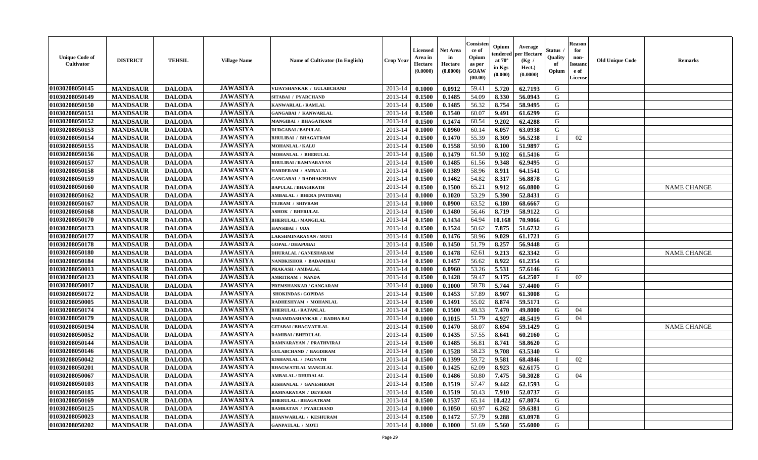| Unique Code of Cultivator | DISTRICT | TEHSIL | Village Name | Name of Cultivator (In English) | Crop Year | Licensed Area in Hectare (0.0000) | Net Area in Hectare (0.0000) | Consistence of Opium as per GOAW (00.00) | Opium tendered at 70° in Kgs (0.000) | Average per Hectare (Kg / Hect.) (0.0000) | Status / Quality of Opium | Reason for non-Issuance of License | Old Unique Code | Remarks |
|---|---|---|---|---|---|---|---|---|---|---|---|---|---|---|
| 01030208050145 | MANDSAUR | DALODA | JAWASIYA | VIJAYSHANKAR / GULABCHAND | 2013-14 | 0.1000 | 0.0912 | 59.41 | 5.720 | 62.7193 | G | | | |
| 01030208050149 | MANDSAUR | DALODA | JAWASIYA | SITABAI / PYARCHAND | 2013-14 | 0.1500 | 0.1485 | 54.09 | 8.330 | 56.0943 | G | | | |
| 01030208050150 | MANDSAUR | DALODA | JAWASIYA | KANWARLAL / RAMLAL | 2013-14 | 0.1500 | 0.1485 | 56.32 | 8.754 | 58.9495 | G | | | |
| 01030208050151 | MANDSAUR | DALODA | JAWASIYA | GANGABAI / KANWARLAL | 2013-14 | 0.1500 | 0.1540 | 60.07 | 9.491 | 61.6299 | G | | | |
| 01030208050152 | MANDSAUR | DALODA | JAWASIYA | MANGIBAI / BHAGATRAM | 2013-14 | 0.1500 | 0.1474 | 60.54 | 9.202 | 62.4288 | G | | | |
| 01030208050153 | MANDSAUR | DALODA | JAWASIYA | DURGABAI / BAPULAL | 2013-14 | 0.1000 | 0.0960 | 60.14 | 6.057 | 63.0938 | G | | | |
| 01030208050154 | MANDSAUR | DALODA | JAWASIYA | BHULIBAI / BHAGATRAM | 2013-14 | 0.1500 | 0.1470 | 55.39 | 8.309 | 56.5238 | I | 02 | | |
| 01030208050155 | MANDSAUR | DALODA | JAWASIYA | MOHANLAL / KALU | 2013-14 | 0.1500 | 0.1558 | 50.90 | 8.100 | 51.9897 | G | | | |
| 01030208050156 | MANDSAUR | DALODA | JAWASIYA | MOHANLAL / BHERULAL | 2013-14 | 0.1500 | 0.1479 | 61.50 | 9.102 | 61.5416 | G | | | |
| 01030208050157 | MANDSAUR | DALODA | JAWASIYA | BHULIBAI / RAMNARAYAN | 2013-14 | 0.1500 | 0.1485 | 61.56 | 9.348 | 62.9495 | G | | | |
| 01030208050158 | MANDSAUR | DALODA | JAWASIYA | HARDERAM / AMBALAL | 2013-14 | 0.1500 | 0.1389 | 58.96 | 8.911 | 64.1541 | G | | | |
| 01030208050159 | MANDSAUR | DALODA | JAWASIYA | GANGABAI / RADHAKISHAN | 2013-14 | 0.1500 | 0.1462 | 54.82 | 8.317 | 56.8878 | G | | | |
| 01030208050160 | MANDSAUR | DALODA | JAWASIYA | BAPULAL / BHAGIRATH | 2013-14 | 0.1500 | 0.1500 | 65.21 | 9.912 | 66.0800 | G | | | NAME CHANGE |
| 01030208050162 | MANDSAUR | DALODA | JAWASIYA | AMBALAL / BHERA (PATIDAR) | 2013-14 | 0.1000 | 0.1020 | 53.29 | 5.390 | 52.8431 | G | | | |
| 01030208050167 | MANDSAUR | DALODA | JAWASIYA | TEJRAM / SHIVRAM | 2013-14 | 0.1000 | 0.0900 | 63.52 | 6.180 | 68.6667 | G | | | |
| 01030208050168 | MANDSAUR | DALODA | JAWASIYA | ASHOK / BHERULAL | 2013-14 | 0.1500 | 0.1480 | 56.46 | 8.719 | 58.9122 | G | | | |
| 01030208050170 | MANDSAUR | DALODA | JAWASIYA | BHERULAL / MANGILAL | 2013-14 | 0.1500 | 0.1434 | 64.94 | 10.168 | 70.9066 | G | | | |
| 01030208050173 | MANDSAUR | DALODA | JAWASIYA | HANSIBAI / UDA | 2013-14 | 0.1500 | 0.1524 | 50.62 | 7.875 | 51.6732 | G | | | |
| 01030208050177 | MANDSAUR | DALODA | JAWASIYA | LAKSHMINARAYAN / MOTI | 2013-14 | 0.1500 | 0.1476 | 58.96 | 9.029 | 61.1721 | G | | | |
| 01030208050178 | MANDSAUR | DALODA | JAWASIYA | GOPAL / DHAPUBAI | 2013-14 | 0.1500 | 0.1450 | 51.79 | 8.257 | 56.9448 | G | | | |
| 01030208050180 | MANDSAUR | DALODA | JAWASIYA | DHURALAL / GANESHARAM | 2013-14 | 0.1500 | 0.1478 | 62.61 | 9.213 | 62.3342 | G | | | NAME CHANGE |
| 01030208050184 | MANDSAUR | DALODA | JAWASIYA | NANDKISHOR / BADAMIBAI | 2013-14 | 0.1500 | 0.1457 | 56.62 | 8.922 | 61.2354 | G | | | |
| 01030208050013 | MANDSAUR | DALODA | JAWASIYA | PRAKASH / AMBALAL | 2013-14 | 0.1000 | 0.0960 | 53.26 | 5.531 | 57.6146 | G | | | |
| 01030208050123 | MANDSAUR | DALODA | JAWASIYA | AMRITRAM / NANDA | 2013-14 | 0.1500 | 0.1428 | 59.47 | 9.175 | 64.2507 | I | 02 | | |
| 01030208050017 | MANDSAUR | DALODA | JAWASIYA | PREMSHANKAR / GANGARAM | 2013-14 | 0.1000 | 0.1000 | 58.78 | 5.744 | 57.4400 | G | | | |
| 01030208050172 | MANDSAUR | DALODA | JAWASIYA | SHOKINDAS / GOPIDAS | 2013-14 | 0.1500 | 0.1453 | 57.89 | 8.907 | 61.3008 | G | | | |
| 01030208050005 | MANDSAUR | DALODA | JAWASIYA | RADHESHYAM / MOHANLAL | 2013-14 | 0.1500 | 0.1491 | 55.02 | 8.874 | 59.5171 | G | | | |
| 01030208050174 | MANDSAUR | DALODA | JAWASIYA | BHERULAL / RATANLAL | 2013-14 | 0.1500 | 0.1500 | 49.33 | 7.470 | 49.8000 | G | 04 | | |
| 01030208050179 | MANDSAUR | DALODA | JAWASIYA | NARAMDASHANKAR / RADHA BAI | 2013-14 | 0.1000 | 0.1015 | 51.79 | 4.927 | 48.5419 | G | 04 | | |
| 01030208050194 | MANDSAUR | DALODA | JAWASIYA | GITABAI / BHAGVATILAL | 2013-14 | 0.1500 | 0.1470 | 58.07 | 8.694 | 59.1429 | G | | | NAME CHANGE |
| 01030208050052 | MANDSAUR | DALODA | JAWASIYA | RAMIBAI / BHERULAL | 2013-14 | 0.1500 | 0.1435 | 57.55 | 8.641 | 60.2160 | G | | | |
| 01030208050144 | MANDSAUR | DALODA | JAWASIYA | RAMNARAYAN / PRATHVIRAJ | 2013-14 | 0.1500 | 0.1485 | 56.81 | 8.741 | 58.8620 | G | | | |
| 01030208050146 | MANDSAUR | DALODA | JAWASIYA | GULABCHAND / BAGDIRAM | 2013-14 | 0.1500 | 0.1528 | 58.23 | 9.708 | 63.5340 | G | | | |
| 01030208050042 | MANDSAUR | DALODA | JAWASIYA | KISHANLAL / JAGNATH | 2013-14 | 0.1500 | 0.1399 | 59.72 | 9.581 | 68.4846 | I | 02 | | |
| 01030208050201 | MANDSAUR | DALODA | JAWASIYA | BHAGWATILAL MANGILAL | 2013-14 | 0.1500 | 0.1425 | 62.09 | 8.923 | 62.6175 | G | | | |
| 01030208050067 | MANDSAUR | DALODA | JAWASIYA | AMBALAL / DHURALAL | 2013-14 | 0.1500 | 0.1486 | 50.80 | 7.475 | 50.3028 | G | 04 | | |
| 01030208050103 | MANDSAUR | DALODA | JAWASIYA | KISHANLAL / GANESHRAM | 2013-14 | 0.1500 | 0.1519 | 57.47 | 9.442 | 62.1593 | G | | | |
| 01030208050185 | MANDSAUR | DALODA | JAWASIYA | RAMNARAYAN / DEVRAM | 2013-14 | 0.1500 | 0.1519 | 50.43 | 7.910 | 52.0737 | G | | | |
| 01030208050169 | MANDSAUR | DALODA | JAWASIYA | BHERULAL / BHAGATRAM | 2013-14 | 0.1500 | 0.1537 | 65.14 | 10.422 | 67.8074 | G | | | |
| 01030208050125 | MANDSAUR | DALODA | JAWASIYA | RAMRATAN / PYARCHAND | 2013-14 | 0.1000 | 0.1050 | 60.97 | 6.262 | 59.6381 | G | | | |
| 01030208050023 | MANDSAUR | DALODA | JAWASIYA | BHANWARLAL / KESHURAM | 2013-14 | 0.1500 | 0.1472 | 57.79 | 9.288 | 63.0978 | G | | | |
| 01030208050202 | MANDSAUR | DALODA | JAWASIYA | GANPATLAL / MOTI | 2013-14 | 0.1000 | 0.1000 | 51.69 | 5.560 | 55.6000 | G | | | |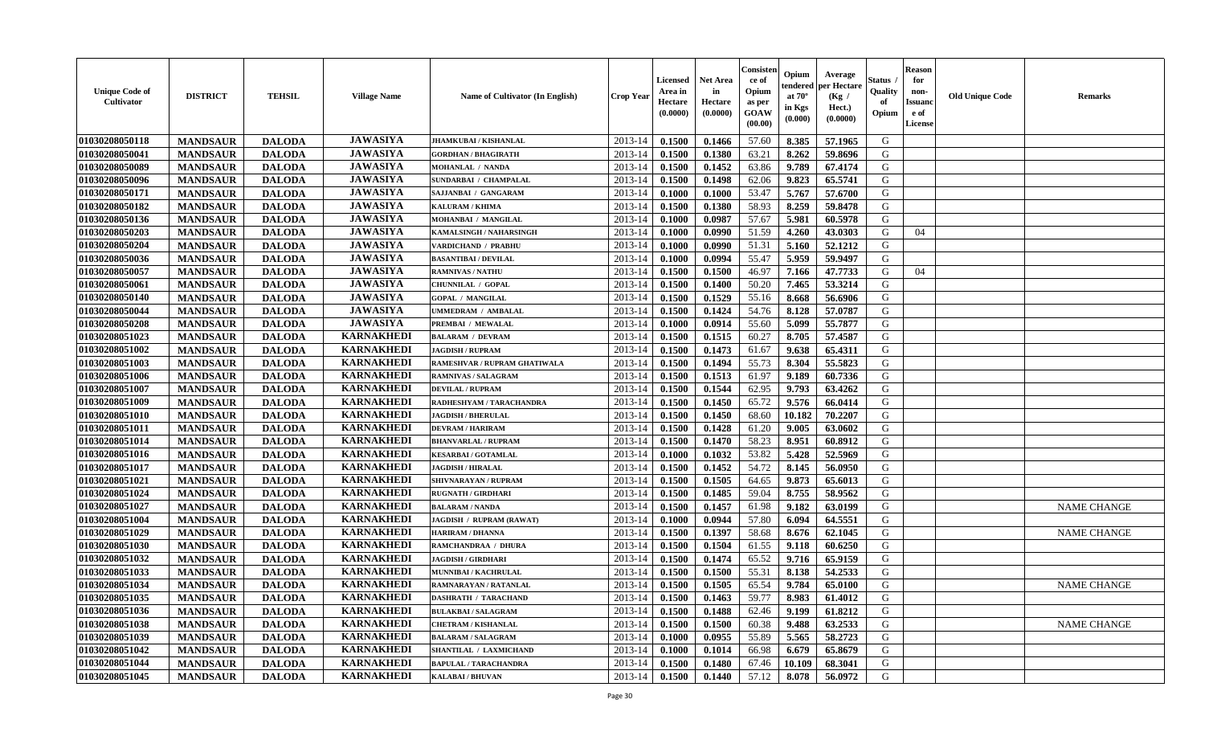| Unique Code of Cultivator | DISTRICT | TEHSIL | Village Name | Name of Cultivator (In English) | Crop Year | Licensed Area in Hectare (0.0000) | Net Area in Hectare (0.0000) | Consistence of Opium as per GOAW (00.00) | Opium tendered at 70° in Kgs (0.000) | Average per Hectare (Kg / Hect.) (0.0000) | Status / Quality of Opium | Reason for non-Issuance of License | Old Unique Code | Remarks |
|---|---|---|---|---|---|---|---|---|---|---|---|---|---|---|
| 01030208050118 | MANDSAUR | DALODA | JAWASIYA | JHAMKUBAI / KISHANLAL | 2013-14 | 0.1500 | 0.1466 | 57.60 | 8.385 | 57.1965 | G | | | |
| 01030208050041 | MANDSAUR | DALODA | JAWASIYA | GORDHAN / BHAGIRATH | 2013-14 | 0.1500 | 0.1380 | 63.21 | 8.262 | 59.8696 | G | | | |
| 01030208050089 | MANDSAUR | DALODA | JAWASIYA | MOHANLAL / NANDA | 2013-14 | 0.1500 | 0.1452 | 63.86 | 9.789 | 67.4174 | G | | | |
| 01030208050096 | MANDSAUR | DALODA | JAWASIYA | SUNDARBAI / CHAMPALAL | 2013-14 | 0.1500 | 0.1498 | 62.06 | 9.823 | 65.5741 | G | | | |
| 01030208050171 | MANDSAUR | DALODA | JAWASIYA | SAJJANBAI / GANGARAM | 2013-14 | 0.1000 | 0.1000 | 53.47 | 5.767 | 57.6700 | G | | | |
| 01030208050182 | MANDSAUR | DALODA | JAWASIYA | KALURAM / KHIMA | 2013-14 | 0.1500 | 0.1380 | 58.93 | 8.259 | 59.8478 | G | | | |
| 01030208050136 | MANDSAUR | DALODA | JAWASIYA | MOHANBAI / MANGILAL | 2013-14 | 0.1000 | 0.0987 | 57.67 | 5.981 | 60.5978 | G | | | |
| 01030208050203 | MANDSAUR | DALODA | JAWASIYA | KAMALSINGH / NAHARSINGH | 2013-14 | 0.1000 | 0.0990 | 51.59 | 4.260 | 43.0303 | G | 04 | | |
| 01030208050204 | MANDSAUR | DALODA | JAWASIYA | VARDICHAND / PRABHU | 2013-14 | 0.1000 | 0.0990 | 51.31 | 5.160 | 52.1212 | G | | | |
| 01030208050036 | MANDSAUR | DALODA | JAWASIYA | BASANTIBAI / DEVILAL | 2013-14 | 0.1000 | 0.0994 | 55.47 | 5.959 | 59.9497 | G | | | |
| 01030208050057 | MANDSAUR | DALODA | JAWASIYA | RAMNIVAS / NATHU | 2013-14 | 0.1500 | 0.1500 | 46.97 | 7.166 | 47.7733 | G | 04 | | |
| 01030208050061 | MANDSAUR | DALODA | JAWASIYA | CHUNNILAL / GOPAL | 2013-14 | 0.1500 | 0.1400 | 50.20 | 7.465 | 53.3214 | G | | | |
| 01030208050140 | MANDSAUR | DALODA | JAWASIYA | GOPAL / MANGILAL | 2013-14 | 0.1500 | 0.1529 | 55.16 | 8.668 | 56.6906 | G | | | |
| 01030208050044 | MANDSAUR | DALODA | JAWASIYA | UMMEDRAM / AMBALAL | 2013-14 | 0.1500 | 0.1424 | 54.76 | 8.128 | 57.0787 | G | | | |
| 01030208050208 | MANDSAUR | DALODA | JAWASIYA | PREMBAI / MEWALAL | 2013-14 | 0.1000 | 0.0914 | 55.60 | 5.099 | 55.7877 | G | | | |
| 01030208051023 | MANDSAUR | DALODA | KARNAKHEDI | BALARAM / DEVRAM | 2013-14 | 0.1500 | 0.1515 | 60.27 | 8.705 | 57.4587 | G | | | |
| 01030208051002 | MANDSAUR | DALODA | KARNAKHEDI | JAGDISH / RUPRAM | 2013-14 | 0.1500 | 0.1473 | 61.67 | 9.638 | 65.4311 | G | | | |
| 01030208051003 | MANDSAUR | DALODA | KARNAKHEDI | RAMESHVAR / RUPRAM GHATIWALA | 2013-14 | 0.1500 | 0.1494 | 55.73 | 8.304 | 55.5823 | G | | | |
| 01030208051006 | MANDSAUR | DALODA | KARNAKHEDI | RAMNIVAS / SALAGRAM | 2013-14 | 0.1500 | 0.1513 | 61.97 | 9.189 | 60.7336 | G | | | |
| 01030208051007 | MANDSAUR | DALODA | KARNAKHEDI | DEVILAL / RUPRAM | 2013-14 | 0.1500 | 0.1544 | 62.95 | 9.793 | 63.4262 | G | | | |
| 01030208051009 | MANDSAUR | DALODA | KARNAKHEDI | RADHESHYAM / TARACHANDRA | 2013-14 | 0.1500 | 0.1450 | 65.72 | 9.576 | 66.0414 | G | | | |
| 01030208051010 | MANDSAUR | DALODA | KARNAKHEDI | JAGDISH / BHERULAL | 2013-14 | 0.1500 | 0.1450 | 68.60 | 10.182 | 70.2207 | G | | | |
| 01030208051011 | MANDSAUR | DALODA | KARNAKHEDI | DEVRAM / HARIRAM | 2013-14 | 0.1500 | 0.1428 | 61.20 | 9.005 | 63.0602 | G | | | |
| 01030208051014 | MANDSAUR | DALODA | KARNAKHEDI | BHANVARLAL / RUPRAM | 2013-14 | 0.1500 | 0.1470 | 58.23 | 8.951 | 60.8912 | G | | | |
| 01030208051016 | MANDSAUR | DALODA | KARNAKHEDI | KESARBAI / GOTAMLAL | 2013-14 | 0.1000 | 0.1032 | 53.82 | 5.428 | 52.5969 | G | | | |
| 01030208051017 | MANDSAUR | DALODA | KARNAKHEDI | JAGDISH / HIRALAL | 2013-14 | 0.1500 | 0.1452 | 54.72 | 8.145 | 56.0950 | G | | | |
| 01030208051021 | MANDSAUR | DALODA | KARNAKHEDI | SHIVNARAYAN / RUPRAM | 2013-14 | 0.1500 | 0.1505 | 64.65 | 9.873 | 65.6013 | G | | | |
| 01030208051024 | MANDSAUR | DALODA | KARNAKHEDI | RUGNATH / GIRDHARI | 2013-14 | 0.1500 | 0.1485 | 59.04 | 8.755 | 58.9562 | G | | | |
| 01030208051027 | MANDSAUR | DALODA | KARNAKHEDI | BALARAM / NANDA | 2013-14 | 0.1500 | 0.1457 | 61.98 | 9.182 | 63.0199 | G | | | NAME CHANGE |
| 01030208051004 | MANDSAUR | DALODA | KARNAKHEDI | JAGDISH / RUPRAM (RAWAT) | 2013-14 | 0.1000 | 0.0944 | 57.80 | 6.094 | 64.5551 | G | | | |
| 01030208051029 | MANDSAUR | DALODA | KARNAKHEDI | HARIRAM / DHANNA | 2013-14 | 0.1500 | 0.1397 | 58.68 | 8.676 | 62.1045 | G | | | NAME CHANGE |
| 01030208051030 | MANDSAUR | DALODA | KARNAKHEDI | RAMCHANDRAA / DHURA | 2013-14 | 0.1500 | 0.1504 | 61.55 | 9.118 | 60.6250 | G | | | |
| 01030208051032 | MANDSAUR | DALODA | KARNAKHEDI | JAGDISH / GIRDHARI | 2013-14 | 0.1500 | 0.1474 | 65.52 | 9.716 | 65.9159 | G | | | |
| 01030208051033 | MANDSAUR | DALODA | KARNAKHEDI | MUNNIBAI / KACHRULAL | 2013-14 | 0.1500 | 0.1500 | 55.31 | 8.138 | 54.2533 | G | | | |
| 01030208051034 | MANDSAUR | DALODA | KARNAKHEDI | RAMNARAYAN / RATANLAL | 2013-14 | 0.1500 | 0.1505 | 65.54 | 9.784 | 65.0100 | G | | | NAME CHANGE |
| 01030208051035 | MANDSAUR | DALODA | KARNAKHEDI | DASHRATH / TARACHAND | 2013-14 | 0.1500 | 0.1463 | 59.77 | 8.983 | 61.4012 | G | | | |
| 01030208051036 | MANDSAUR | DALODA | KARNAKHEDI | BULAKBAI / SALAGRAM | 2013-14 | 0.1500 | 0.1488 | 62.46 | 9.199 | 61.8212 | G | | | |
| 01030208051038 | MANDSAUR | DALODA | KARNAKHEDI | CHETRAM / KISHANLAL | 2013-14 | 0.1500 | 0.1500 | 60.38 | 9.488 | 63.2533 | G | | | NAME CHANGE |
| 01030208051039 | MANDSAUR | DALODA | KARNAKHEDI | BALARAM / SALAGRAM | 2013-14 | 0.1000 | 0.0955 | 55.89 | 5.565 | 58.2723 | G | | | |
| 01030208051042 | MANDSAUR | DALODA | KARNAKHEDI | SHANTILAL / LAXMICHAND | 2013-14 | 0.1000 | 0.1014 | 66.98 | 6.679 | 65.8679 | G | | | |
| 01030208051044 | MANDSAUR | DALODA | KARNAKHEDI | BAPULAL / TARACHANDRA | 2013-14 | 0.1500 | 0.1480 | 67.46 | 10.109 | 68.3041 | G | | | |
| 01030208051045 | MANDSAUR | DALODA | KARNAKHEDI | KALABAI / BHUVAN | 2013-14 | 0.1500 | 0.1440 | 57.12 | 8.078 | 56.0972 | G | | | |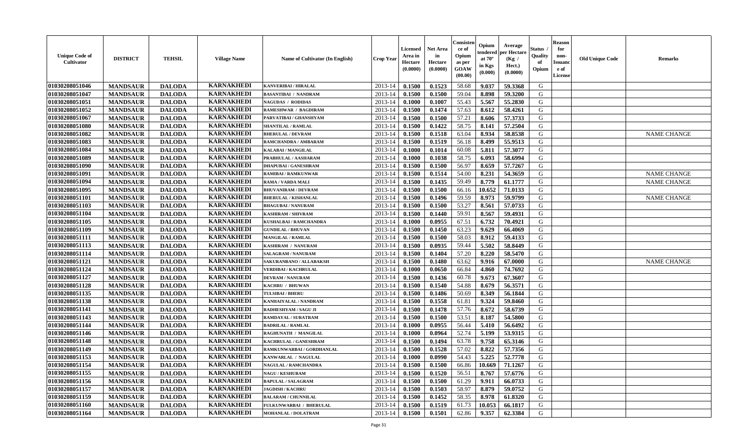| Unique Code of Cultivator | DISTRICT | TEHSIL | Village Name | Name of Cultivator (In English) | Crop Year | Licensed Area in Hectare (0.0000) | Net Area in Hectare (0.0000) | Consistence of Opium as per GOAW (00.00) | Opium tendered at 70° in Kgs (0.000) | Average per Hectare (Kg / Hect.) (0.0000) | Status / Quality of Opium | Reason for non-Issuance of License | Old Unique Code | Remarks |
|---|---|---|---|---|---|---|---|---|---|---|---|---|---|---|
| 01030208051046 | MANDSAUR | DALODA | KARNAKHEDI | KANVERIBAI / HIRALAL | 2013-14 | 0.1500 | 0.1523 | 58.68 | 9.037 | 59.3368 | G | | | |
| 01030208051047 | MANDSAUR | DALODA | KARNAKHEDI | BASANTIBAI / NANDRAM | 2013-14 | 0.1500 | 0.1500 | 59.04 | 8.898 | 59.3200 | G | | | |
| 01030208051051 | MANDSAUR | DALODA | KARNAKHEDI | NAGUDAS / RODIDAS | 2013-14 | 0.1000 | 0.1007 | 55.43 | 5.567 | 55.2830 | G | | | |
| 01030208051052 | MANDSAUR | DALODA | KARNAKHEDI | RAMESHWAR / BAGDIRAM | 2013-14 | 0.1500 | 0.1474 | 57.63 | 8.612 | 58.4261 | G | | | |
| 01030208051067 | MANDSAUR | DALODA | KARNAKHEDI | PARVATIBAI / GHANSHYAM | 2013-14 | 0.1500 | 0.1500 | 57.21 | 8.606 | 57.3733 | G | | | |
| 01030208051080 | MANDSAUR | DALODA | KARNAKHEDI | SHANTILAL / RAMLAL | 2013-14 | 0.1500 | 0.1422 | 58.75 | 8.141 | 57.2504 | G | | | |
| 01030208051082 | MANDSAUR | DALODA | KARNAKHEDI | BHERULAL / DEVRAM | 2013-14 | 0.1500 | 0.1518 | 63.04 | 8.934 | 58.8538 | G | | | NAME CHANGE |
| 01030208051083 | MANDSAUR | DALODA | KARNAKHEDI | RAMCHANDRA / AMBARAM | 2013-14 | 0.1500 | 0.1519 | 56.18 | 8.499 | 55.9513 | G | | | |
| 01030208051084 | MANDSAUR | DALODA | KARNAKHEDI | KALABAI / MANGILAL | 2013-14 | 0.1000 | 0.1014 | 60.08 | 5.811 | 57.3077 | G | | | |
| 01030208051089 | MANDSAUR | DALODA | KARNAKHEDI | PRABHULAL / AASHARAM | 2013-14 | 0.1000 | 0.1038 | 58.75 | 6.093 | 58.6994 | G | | | |
| 01030208051090 | MANDSAUR | DALODA | KARNAKHEDI | DHAPUBAI / GANESHRAM | 2013-14 | 0.1500 | 0.1500 | 56.97 | 8.659 | 57.7267 | G | | | |
| 01030208051091 | MANDSAUR | DALODA | KARNAKHEDI | RAMIBAI / RAMKUNWAR | 2013-14 | 0.1500 | 0.1514 | 54.00 | 8.231 | 54.3659 | G | | | NAME CHANGE |
| 01030208051094 | MANDSAUR | DALODA | KARNAKHEDI | RAMA / VARDA MALI | 2013-14 | 0.1500 | 0.1435 | 59.49 | 8.779 | 61.1777 | G | | | NAME CHANGE |
| 01030208051095 | MANDSAUR | DALODA | KARNAKHEDI | BHUVANIRAM / DEVRAM | 2013-14 | 0.1500 | 0.1500 | 66.16 | 10.652 | 71.0133 | G | | | |
| 01030208051101 | MANDSAUR | DALODA | KARNAKHEDI | BHERULAL / KISHANLAL | 2013-14 | 0.1500 | 0.1496 | 59.59 | 8.973 | 59.9799 | G | | | NAME CHANGE |
| 01030208051103 | MANDSAUR | DALODA | KARNAKHEDI | BHAGUBAI / NANURAM | 2013-14 | 0.1500 | 0.1500 | 53.27 | 8.561 | 57.0733 | G | | | |
| 01030208051104 | MANDSAUR | DALODA | KARNAKHEDI | KASHIRAM / SHIVRAM | 2013-14 | 0.1500 | 0.1440 | 59.91 | 8.567 | 59.4931 | G | | | |
| 01030208051105 | MANDSAUR | DALODA | KARNAKHEDI | KUSHALBAI / RAMCHANDRA | 2013-14 | 0.1000 | 0.0955 | 67.51 | 6.732 | 70.4921 | G | | | |
| 01030208051109 | MANDSAUR | DALODA | KARNAKHEDI | GUNDILAL / BHUVAN | 2013-14 | 0.1500 | 0.1450 | 63.23 | 9.629 | 66.4069 | G | | | |
| 01030208051111 | MANDSAUR | DALODA | KARNAKHEDI | MANGILAL / RAMLAL | 2013-14 | 0.1500 | 0.1500 | 58.03 | 8.912 | 59.4133 | G | | | |
| 01030208051113 | MANDSAUR | DALODA | KARNAKHEDI | KASHIRAM / NANURAM | 2013-14 | 0.1500 | 0.0935 | 59.44 | 5.502 | 58.8449 | G | | | |
| 01030208051114 | MANDSAUR | DALODA | KARNAKHEDI | SALAGRAM / NANURAM | 2013-14 | 0.1500 | 0.1404 | 57.20 | 8.220 | 58.5470 | G | | | |
| 01030208051121 | MANDSAUR | DALODA | KARNAKHEDI | SAKURANBANO / ALLABAKSH | 2013-14 | 0.1500 | 0.1480 | 63.62 | 9.916 | 67.0000 | G | | | NAME CHANGE |
| 01030208051124 | MANDSAUR | DALODA | KARNAKHEDI | VERDIBAI / KACHRULAL | 2013-14 | 0.1000 | 0.0650 | 66.84 | 4.860 | 74.7692 | G | | | |
| 01030208051127 | MANDSAUR | DALODA | KARNAKHEDI | DEVRAM / NANURAM | 2013-14 | 0.1500 | 0.1436 | 60.78 | 9.673 | 67.3607 | G | | | |
| 01030208051128 | MANDSAUR | DALODA | KARNAKHEDI | KACHRU / BHUWAN | 2013-14 | 0.1500 | 0.1540 | 54.88 | 8.679 | 56.3571 | G | | | |
| 01030208051135 | MANDSAUR | DALODA | KARNAKHEDI | TULSIBAI / BHERU | 2013-14 | 0.1500 | 0.1486 | 50.69 | 8.349 | 56.1844 | G | | | |
| 01030208051138 | MANDSAUR | DALODA | KARNAKHEDI | KANHAIYALAL / NANDRAM | 2013-14 | 0.1500 | 0.1558 | 61.81 | 9.324 | 59.8460 | G | | | |
| 01030208051141 | MANDSAUR | DALODA | KARNAKHEDI | RADHESHYAM / SAGU JI | 2013-14 | 0.1500 | 0.1478 | 57.76 | 8.672 | 58.6739 | G | | | |
| 01030208051143 | MANDSAUR | DALODA | KARNAKHEDI | RAMDAYAL / SURATRAM | 2013-14 | 0.1500 | 0.1500 | 53.51 | 8.187 | 54.5800 | G | | | |
| 01030208051144 | MANDSAUR | DALODA | KARNAKHEDI | BADRILAL / RAMLAL | 2013-14 | 0.1000 | 0.0955 | 56.44 | 5.410 | 56.6492 | G | | | |
| 01030208051146 | MANDSAUR | DALODA | KARNAKHEDI | RAGHUNATH / MANGILAL | 2013-14 | 0.1000 | 0.0964 | 52.74 | 5.199 | 53.9315 | G | | | |
| 01030208051148 | MANDSAUR | DALODA | KARNAKHEDI | KACHRULAL / GANESHRAM | 2013-14 | 0.1500 | 0.1494 | 63.78 | 9.758 | 65.3146 | G | | | |
| 01030208051149 | MANDSAUR | DALODA | KARNAKHEDI | RAMKUNWARBAI / GORDHANLAL | 2013-14 | 0.1500 | 0.1528 | 57.02 | 8.822 | 57.7356 | G | | | |
| 01030208051153 | MANDSAUR | DALODA | KARNAKHEDI | KANWARLAL / NAGULAL | 2013-14 | 0.1000 | 0.0990 | 54.43 | 5.225 | 52.7778 | G | | | |
| 01030208051154 | MANDSAUR | DALODA | KARNAKHEDI | NAGULAL / RAMCHANDRA | 2013-14 | 0.1500 | 0.1500 | 66.86 | 10.669 | 71.1267 | G | | | |
| 01030208051155 | MANDSAUR | DALODA | KARNAKHEDI | NAGU / KESHURAM | 2013-14 | 0.1500 | 0.1520 | 56.51 | 8.767 | 57.6776 | G | | | |
| 01030208051156 | MANDSAUR | DALODA | KARNAKHEDI | BAPULAL / SALAGRAM | 2013-14 | 0.1500 | 0.1500 | 61.29 | 9.911 | 66.0733 | G | | | |
| 01030208051157 | MANDSAUR | DALODA | KARNAKHEDI | JAGDISH / KACHRU | 2013-14 | 0.1500 | 0.1503 | 58.97 | 8.879 | 59.0752 | G | | | |
| 01030208051159 | MANDSAUR | DALODA | KARNAKHEDI | BALARAM / CHUNNILAL | 2013-14 | 0.1500 | 0.1452 | 58.35 | 8.978 | 61.8320 | G | | | |
| 01030208051160 | MANDSAUR | DALODA | KARNAKHEDI | FULKUNWARBAI / BHERULAL | 2013-14 | 0.1500 | 0.1519 | 61.73 | 10.053 | 66.1817 | G | | | |
| 01030208051164 | MANDSAUR | DALODA | KARNAKHEDI | MOHANLAL / DOLATRAM | 2013-14 | 0.1500 | 0.1501 | 62.86 | 9.357 | 62.3384 | G | | | |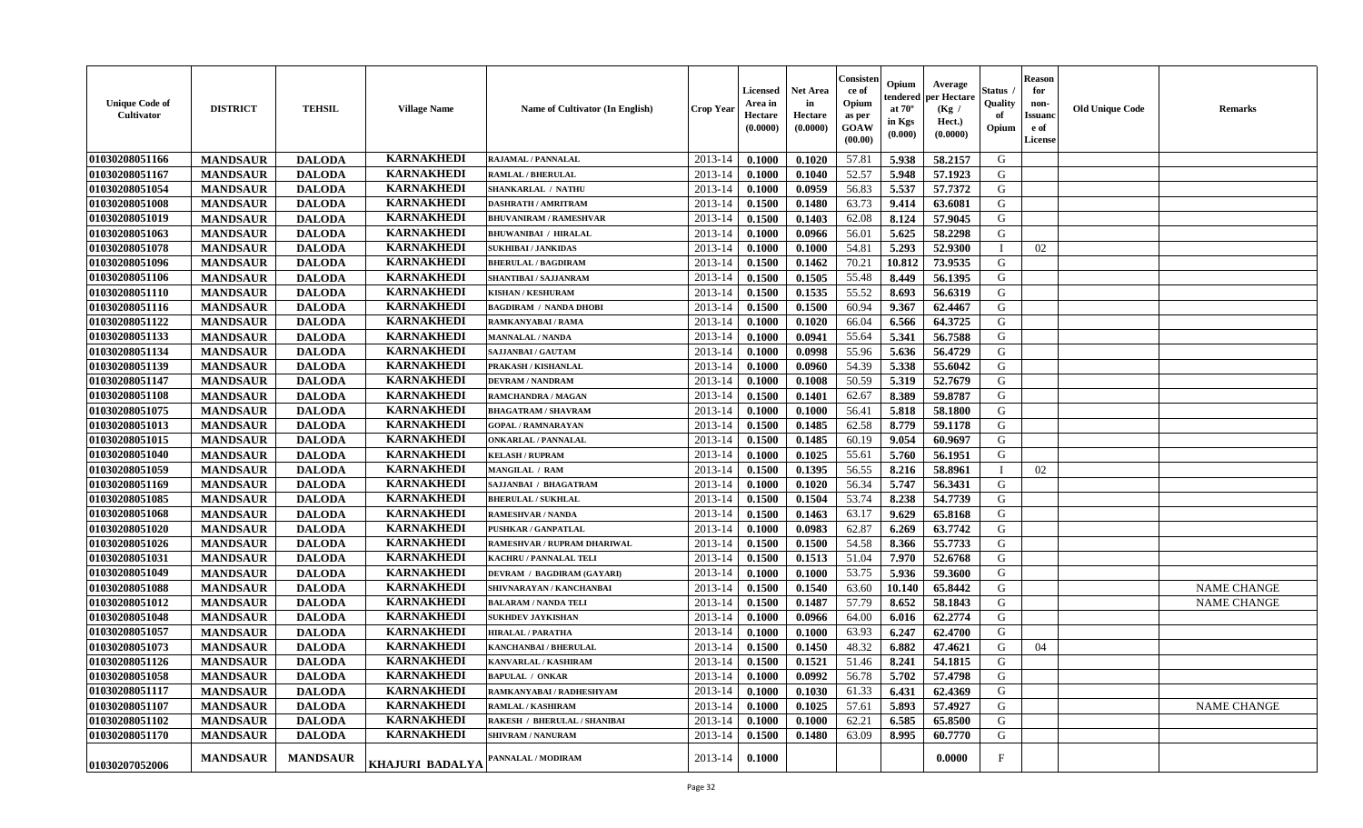| Unique Code of Cultivator | DISTRICT | TEHSIL | Village Name | Name of Cultivator (In English) | Crop Year | Licensed Area in Hectare (0.0000) | Net Area in Hectare (0.0000) | Consistence of Opium as per GOAW (00.00) | Opium tendered at 70° in Kgs (0.000) | Average per Hectare (Kg / Hect.) (0.0000) | Status / Quality of Opium | Reason for non-Issuance of License | Old Unique Code | Remarks |
|---|---|---|---|---|---|---|---|---|---|---|---|---|---|---|
| 01030208051166 | MANDSAUR | DALODA | KARNAKHEDI | RAJAMAL / PANNALAL | 2013-14 | 0.1000 | 0.1020 | 57.81 | 5.938 | 58.2157 | G | | | |
| 01030208051167 | MANDSAUR | DALODA | KARNAKHEDI | RAMLAL / BHERULAL | 2013-14 | 0.1000 | 0.1040 | 52.57 | 5.948 | 57.1923 | G | | | |
| 01030208051054 | MANDSAUR | DALODA | KARNAKHEDI | SHANKARLAL / NATHU | 2013-14 | 0.1000 | 0.0959 | 56.83 | 5.537 | 57.7372 | G | | | |
| 01030208051008 | MANDSAUR | DALODA | KARNAKHEDI | DASHRATH / AMRITRAM | 2013-14 | 0.1500 | 0.1480 | 63.73 | 9.414 | 63.6081 | G | | | |
| 01030208051019 | MANDSAUR | DALODA | KARNAKHEDI | BHUVANIRAM / RAMESHVAR | 2013-14 | 0.1500 | 0.1403 | 62.08 | 8.124 | 57.9045 | G | | | |
| 01030208051063 | MANDSAUR | DALODA | KARNAKHEDI | BHUWANIBAI / HIRALAL | 2013-14 | 0.1000 | 0.0966 | 56.01 | 5.625 | 58.2298 | G | | | |
| 01030208051078 | MANDSAUR | DALODA | KARNAKHEDI | SUKHIBAI / JANKIDAS | 2013-14 | 0.1000 | 0.1000 | 54.81 | 5.293 | 52.9300 | I | 02 | | |
| 01030208051096 | MANDSAUR | DALODA | KARNAKHEDI | BHERULAL / BAGDIRAM | 2013-14 | 0.1500 | 0.1462 | 70.21 | 10.812 | 73.9535 | G | | | |
| 01030208051106 | MANDSAUR | DALODA | KARNAKHEDI | SHANTIBAI / SAJJANRAM | 2013-14 | 0.1500 | 0.1505 | 55.48 | 8.449 | 56.1395 | G | | | |
| 01030208051110 | MANDSAUR | DALODA | KARNAKHEDI | KISHAN / KESHURAM | 2013-14 | 0.1500 | 0.1535 | 55.52 | 8.693 | 56.6319 | G | | | |
| 01030208051116 | MANDSAUR | DALODA | KARNAKHEDI | BAGDIRAM / NANDA DHOBI | 2013-14 | 0.1500 | 0.1500 | 60.94 | 9.367 | 62.4467 | G | | | |
| 01030208051122 | MANDSAUR | DALODA | KARNAKHEDI | RAMKANYABAI / RAMA | 2013-14 | 0.1000 | 0.1020 | 66.04 | 6.566 | 64.3725 | G | | | |
| 01030208051133 | MANDSAUR | DALODA | KARNAKHEDI | MANNALAL / NANDA | 2013-14 | 0.1000 | 0.0941 | 55.64 | 5.341 | 56.7588 | G | | | |
| 01030208051134 | MANDSAUR | DALODA | KARNAKHEDI | SAJJANBAI / GAUTAM | 2013-14 | 0.1000 | 0.0998 | 55.96 | 5.636 | 56.4729 | G | | | |
| 01030208051139 | MANDSAUR | DALODA | KARNAKHEDI | PRAKASH / KISHANLAL | 2013-14 | 0.1000 | 0.0960 | 54.39 | 5.338 | 55.6042 | G | | | |
| 01030208051147 | MANDSAUR | DALODA | KARNAKHEDI | DEVRAM / NANDRAM | 2013-14 | 0.1000 | 0.1008 | 50.59 | 5.319 | 52.7679 | G | | | |
| 01030208051108 | MANDSAUR | DALODA | KARNAKHEDI | RAMCHANDRA / MAGAN | 2013-14 | 0.1500 | 0.1401 | 62.67 | 8.389 | 59.8787 | G | | | |
| 01030208051075 | MANDSAUR | DALODA | KARNAKHEDI | BHAGATRAM / SHAVRAM | 2013-14 | 0.1000 | 0.1000 | 56.41 | 5.818 | 58.1800 | G | | | |
| 01030208051013 | MANDSAUR | DALODA | KARNAKHEDI | GOPAL / RAMNARAYAN | 2013-14 | 0.1500 | 0.1485 | 62.58 | 8.779 | 59.1178 | G | | | |
| 01030208051015 | MANDSAUR | DALODA | KARNAKHEDI | ONKARLAL / PANNALAL | 2013-14 | 0.1500 | 0.1485 | 60.19 | 9.054 | 60.9697 | G | | | |
| 01030208051040 | MANDSAUR | DALODA | KARNAKHEDI | KELASH / RUPRAM | 2013-14 | 0.1000 | 0.1025 | 55.61 | 5.760 | 56.1951 | G | | | |
| 01030208051059 | MANDSAUR | DALODA | KARNAKHEDI | MANGILAL / RAM | 2013-14 | 0.1500 | 0.1395 | 56.55 | 8.216 | 58.8961 | I | 02 | | |
| 01030208051169 | MANDSAUR | DALODA | KARNAKHEDI | SAJJANBAI / BHAGATRAM | 2013-14 | 0.1000 | 0.1020 | 56.34 | 5.747 | 56.3431 | G | | | |
| 01030208051085 | MANDSAUR | DALODA | KARNAKHEDI | BHERULAL / SUKHLAL | 2013-14 | 0.1500 | 0.1504 | 53.74 | 8.238 | 54.7739 | G | | | |
| 01030208051068 | MANDSAUR | DALODA | KARNAKHEDI | RAMESHVAR / NANDA | 2013-14 | 0.1500 | 0.1463 | 63.17 | 9.629 | 65.8168 | G | | | |
| 01030208051020 | MANDSAUR | DALODA | KARNAKHEDI | PUSHKAR / GANPATLAL | 2013-14 | 0.1000 | 0.0983 | 62.87 | 6.269 | 63.7742 | G | | | |
| 01030208051026 | MANDSAUR | DALODA | KARNAKHEDI | RAMESHVAR / RUPRAM DHARIWAL | 2013-14 | 0.1500 | 0.1500 | 54.58 | 8.366 | 55.7733 | G | | | |
| 01030208051031 | MANDSAUR | DALODA | KARNAKHEDI | KACHRU / PANNALAL TELI | 2013-14 | 0.1500 | 0.1513 | 51.04 | 7.970 | 52.6768 | G | | | |
| 01030208051049 | MANDSAUR | DALODA | KARNAKHEDI | DEVRAM / BAGDIRAM (GAYARI) | 2013-14 | 0.1000 | 0.1000 | 53.75 | 5.936 | 59.3600 | G | | | |
| 01030208051088 | MANDSAUR | DALODA | KARNAKHEDI | SHIVNARAYAN / KANCHANBAI | 2013-14 | 0.1500 | 0.1540 | 63.60 | 10.140 | 65.8442 | G | | | NAME CHANGE |
| 01030208051012 | MANDSAUR | DALODA | KARNAKHEDI | BALARAM / NANDA TELI | 2013-14 | 0.1500 | 0.1487 | 57.79 | 8.652 | 58.1843 | G | | | NAME CHANGE |
| 01030208051048 | MANDSAUR | DALODA | KARNAKHEDI | SUKHDEV JAYKISHAN | 2013-14 | 0.1000 | 0.0966 | 64.00 | 6.016 | 62.2774 | G | | | |
| 01030208051057 | MANDSAUR | DALODA | KARNAKHEDI | HIRALAL / PARATHA | 2013-14 | 0.1000 | 0.1000 | 63.93 | 6.247 | 62.4700 | G | | | |
| 01030208051073 | MANDSAUR | DALODA | KARNAKHEDI | KANCHANBAI / BHERULAL | 2013-14 | 0.1500 | 0.1450 | 48.32 | 6.882 | 47.4621 | G | 04 | | |
| 01030208051126 | MANDSAUR | DALODA | KARNAKHEDI | KANVARLAL / KASHIRAM | 2013-14 | 0.1500 | 0.1521 | 51.46 | 8.241 | 54.1815 | G | | | |
| 01030208051058 | MANDSAUR | DALODA | KARNAKHEDI | BAPULAL / ONKAR | 2013-14 | 0.1000 | 0.0992 | 56.78 | 5.702 | 57.4798 | G | | | |
| 01030208051117 | MANDSAUR | DALODA | KARNAKHEDI | RAMKANYABAI / RADHESHYAM | 2013-14 | 0.1000 | 0.1030 | 61.33 | 6.431 | 62.4369 | G | | | |
| 01030208051107 | MANDSAUR | DALODA | KARNAKHEDI | RAMLAL / KASHIRAM | 2013-14 | 0.1000 | 0.1025 | 57.61 | 5.893 | 57.4927 | G | | | NAME CHANGE |
| 01030208051102 | MANDSAUR | DALODA | KARNAKHEDI | RAKESH / BHERULAL / SHANIBAI | 2013-14 | 0.1000 | 0.1000 | 62.21 | 6.585 | 65.8500 | G | | | |
| 01030208051170 | MANDSAUR | DALODA | KARNAKHEDI | SHIVRAM / NANURAM | 2013-14 | 0.1500 | 0.1480 | 63.09 | 8.995 | 60.7770 | G | | | |
| 01030207052006 | MANDSAUR | MANDSAUR | KHAJURI BADALYA | PANNALAL / MODIRAM | 2013-14 | 0.1000 | | | | 0.0000 | F | | | |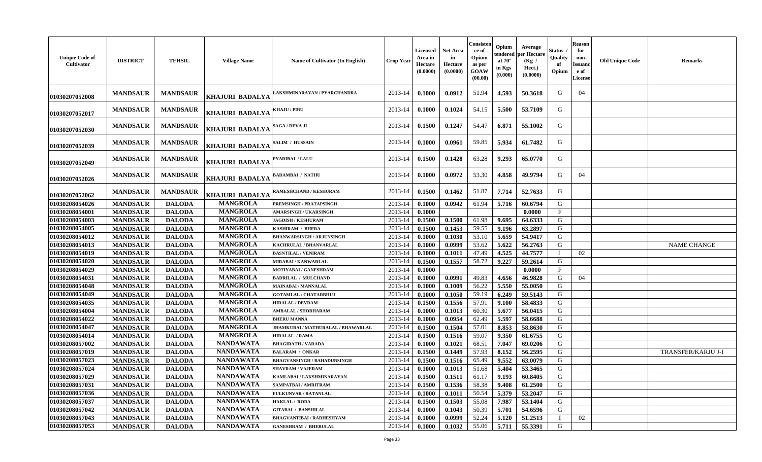| Unique Code of Cultivator | DISTRICT | TEHSIL | Village Name | Name of Cultivator (In English) | Crop Year | Licensed Area in Hectare (0.0000) | Net Area in Hectare (0.0000) | Consistence of Opium as per GOAW (00.00) | Opium tendered at 70° in Kgs (0.000) | Average per Hectare (Kg / Hect.) (0.0000) | Status / Quality of Opium | Reason for non-Issuance of License | Old Unique Code | Remarks |
|---|---|---|---|---|---|---|---|---|---|---|---|---|---|---|
| 01030207052008 | MANDSAUR | MANDSAUR | KHAJURI BADALYA | LAKSHMINARAYAN / PYARCHANDRA | 2013-14 | 0.1000 | 0.0912 | 51.94 | 4.593 | 50.3618 | G | 04 | | |
| 01030207052017 | MANDSAUR | MANDSAUR | KHAJURI BADALYA | KHAJU / PIRU | 2013-14 | 0.1000 | 0.1024 | 54.15 | 5.500 | 53.7109 | G | | | |
| 01030207052030 | MANDSAUR | MANDSAUR | KHAJURI BADALYA | SAGA / DEVA JI | 2013-14 | 0.1500 | 0.1247 | 54.47 | 6.871 | 55.1002 | G | | | |
| 01030207052039 | MANDSAUR | MANDSAUR | KHAJURI BADALYA | SALIM / HUSSAIN | 2013-14 | 0.1000 | 0.0961 | 59.85 | 5.934 | 61.7482 | G | | | |
| 01030207052049 | MANDSAUR | MANDSAUR | KHAJURI BADALYA | PYARIBAI / LALU | 2013-14 | 0.1500 | 0.1428 | 63.28 | 9.293 | 65.0770 | G | | | |
| 01030207052026 | MANDSAUR | MANDSAUR | KHAJURI BADALYA | BADAMBAI / NATHU | 2013-14 | 0.1000 | 0.0972 | 53.30 | 4.858 | 49.9794 | G | 04 | | |
| 01030207052062 | MANDSAUR | MANDSAUR | KHAJURI BADALYA | RAMESHCHAND / KESHURAM | 2013-14 | 0.1500 | 0.1462 | 51.87 | 7.714 | 52.7633 | G | | | |
| 01030208054026 | MANDSAUR | DALODA | MANGROLA | PREMSINGH / PRATAPSINGH | 2013-14 | 0.1000 | 0.0942 | 61.94 | 5.716 | 60.6794 | G | | | |
| 01030208054001 | MANDSAUR | DALODA | MANGROLA | AMARSINGH / UKARSINGH | 2013-14 | 0.1000 | | | | 0.0000 | F | | | |
| 01030208054003 | MANDSAUR | DALODA | MANGROLA | JAGDISH / KESHURAM | 2013-14 | 0.1500 | 0.1500 | 61.98 | 9.695 | 64.6333 | G | | | |
| 01030208054005 | MANDSAUR | DALODA | MANGROLA | KASHIRAM / BHERA | 2013-14 | 0.1500 | 0.1453 | 59.55 | 9.196 | 63.2897 | G | | | |
| 01030208054012 | MANDSAUR | DALODA | MANGROLA | BHANWARSINGH / ARJUNSINGH | 2013-14 | 0.1000 | 0.1030 | 53.10 | 5.659 | 54.9417 | G | | | |
| 01030208054013 | MANDSAUR | DALODA | MANGROLA | KACHRULAL / BHANVARLAL | 2013-14 | 0.1000 | 0.0999 | 53.62 | 5.622 | 56.2763 | G | | | NAME CHANGE |
| 01030208054019 | MANDSAUR | DALODA | MANGROLA | BASNTILAL / VENIRAM | 2013-14 | 0.1000 | 0.1011 | 47.49 | 4.525 | 44.7577 | I | 02 | | |
| 01030208054020 | MANDSAUR | DALODA | MANGROLA | MIRABAI / KANWARLAL | 2013-14 | 0.1500 | 0.1557 | 58.72 | 9.227 | 59.2614 | G | | | |
| 01030208054029 | MANDSAUR | DALODA | MANGROLA | MOTIYABAI / GANESHRAM | 2013-14 | 0.1000 | | | | 0.0000 | F | | | |
| 01030208054031 | MANDSAUR | DALODA | MANGROLA | BADRILAL / MULCHAND | 2013-14 | 0.1000 | 0.0991 | 49.83 | 4.656 | 46.9828 | G | 04 | | |
| 01030208054048 | MANDSAUR | DALODA | MANGROLA | MAINABAI / MANNALAL | 2013-14 | 0.1000 | 0.1009 | 56.22 | 5.550 | 55.0050 | G | | | |
| 01030208054049 | MANDSAUR | DALODA | MANGROLA | GOTAMLAL / CHATARBHUJ | 2013-14 | 0.1000 | 0.1050 | 59.19 | 6.249 | 59.5143 | G | | | |
| 01030208054035 | MANDSAUR | DALODA | MANGROLA | HIRALAL / DEVRAM | 2013-14 | 0.1500 | 0.1556 | 57.91 | 9.100 | 58.4833 | G | | | |
| 01030208054004 | MANDSAUR | DALODA | MANGROLA | AMBALAL / SHOBHARAM | 2013-14 | 0.1000 | 0.1013 | 60.30 | 5.677 | 56.0415 | G | | | |
| 01030208054022 | MANDSAUR | DALODA | MANGROLA | BHERU MANNA | 2013-14 | 0.1000 | 0.0954 | 62.49 | 5.597 | 58.6688 | G | | | |
| 01030208054047 | MANDSAUR | DALODA | MANGROLA | JHAMKUBAI / MATHURALAL / BHAWARLAL | 2013-14 | 0.1500 | 0.1504 | 57.01 | 8.853 | 58.8630 | G | | | |
| 01030208054014 | MANDSAUR | DALODA | MANGROLA | HIRALAL / RAMA | 2013-14 | 0.1500 | 0.1516 | 59.07 | 9.350 | 61.6755 | G | | | |
| 01030208057002 | MANDSAUR | DALODA | NANDAWATA | BHAGIRATH / VARADA | 2013-14 | 0.1000 | 0.1021 | 68.51 | 7.047 | 69.0206 | G | | | |
| 01030208057019 | MANDSAUR | DALODA | NANDAWATA | BALARAM / ONKAR | 2013-14 | 0.1500 | 0.1449 | 57.93 | 8.152 | 56.2595 | G | | | TRANSFER/KARJU J-I |
| 01030208057023 | MANDSAUR | DALODA | NANDAWATA | BHAGVANSINGH / BAHADURSINGH | 2013-14 | 0.1500 | 0.1516 | 65.49 | 9.552 | 63.0079 | G | | | |
| 01030208057024 | MANDSAUR | DALODA | NANDAWATA | SHAVRAM / VAJERAM | 2013-14 | 0.1000 | 0.1013 | 51.68 | 5.404 | 53.3465 | G | | | |
| 01030208057029 | MANDSAUR | DALODA | NANDAWATA | KAMLABAI / LAKSHMINARAYAN | 2013-14 | 0.1500 | 0.1511 | 61.17 | 9.193 | 60.8405 | G | | | |
| 01030208057031 | MANDSAUR | DALODA | NANDAWATA | SAMPATBAI / AMRITRAM | 2013-14 | 0.1500 | 0.1536 | 58.38 | 9.408 | 61.2500 | G | | | |
| 01030208057036 | MANDSAUR | DALODA | NANDAWATA | FULKUNVAR / RATANLAL | 2013-14 | 0.1000 | 0.1011 | 50.54 | 5.379 | 53.2047 | G | | | |
| 01030208057037 | MANDSAUR | DALODA | NANDAWATA | HAKLAL / RODA | 2013-14 | 0.1500 | 0.1503 | 55.08 | 7.987 | 53.1404 | G | | | |
| 01030208057042 | MANDSAUR | DALODA | NANDAWATA | GITABAI / BANSHILAL | 2013-14 | 0.1000 | 0.1043 | 50.39 | 5.701 | 54.6596 | G | | | |
| 01030208057043 | MANDSAUR | DALODA | NANDAWATA | BHAGVANTIBAI / RADHESHYAM | 2013-14 | 0.1000 | 0.0999 | 52.24 | 5.120 | 51.2513 | I | 02 | | |
| 01030208057053 | MANDSAUR | DALODA | NANDAWATA | GANESHRAM / BHERULAL | 2013-14 | 0.1000 | 0.1032 | 55.06 | 5.711 | 55.3391 | G | | | |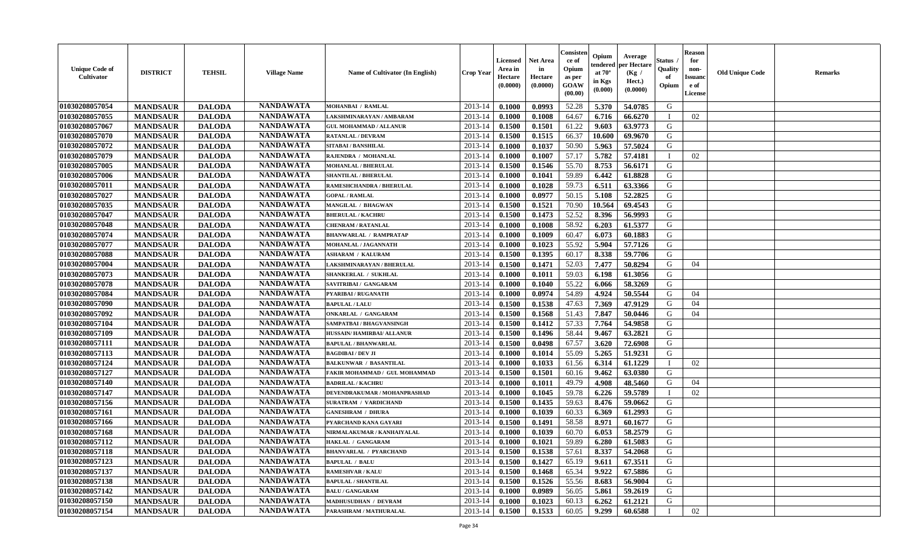| Unique Code of Cultivator | DISTRICT | TEHSIL | Village Name | Name of Cultivator (In English) | Crop Year | Licensed Area in Hectare (0.0000) | Net Area in Hectare (0.0000) | Consistence of Opium as per GOAW (00.00) | Opium tendered at 70° in Kgs (0.000) | Average per Hectare (Kg / Hect.) (0.0000) | Status / Quality of Opium | Reason for non-Issuance of License | Old Unique Code | Remarks |
|---|---|---|---|---|---|---|---|---|---|---|---|---|---|---|
| 01030208057054 | MANDSAUR | DALODA | NANDAWATA | MOHANBAI / RAMLAL | 2013-14 | 0.1000 | 0.0993 | 52.28 | 5.370 | 54.0785 | G | | | |
| 01030208057055 | MANDSAUR | DALODA | NANDAWATA | LAKSHMINARAYAN / AMBARAM | 2013-14 | 0.1000 | 0.1008 | 64.67 | 6.716 | 66.6270 | I | 02 | | |
| 01030208057067 | MANDSAUR | DALODA | NANDAWATA | GUL MOHAMMAD / ALLANUR | 2013-14 | 0.1500 | 0.1501 | 61.22 | 9.603 | 63.9773 | G | | | |
| 01030208057070 | MANDSAUR | DALODA | NANDAWATA | RATANLAL / DEVRAM | 2013-14 | 0.1500 | 0.1515 | 66.37 | 10.600 | 69.9670 | G | | | |
| 01030208057072 | MANDSAUR | DALODA | NANDAWATA | SITABAI / BANSHILAL | 2013-14 | 0.1000 | 0.1037 | 50.90 | 5.963 | 57.5024 | G | | | |
| 01030208057079 | MANDSAUR | DALODA | NANDAWATA | RAJENDRA / MOHANLAL | 2013-14 | 0.1000 | 0.1007 | 57.17 | 5.782 | 57.4181 | I | 02 | | |
| 01030208057005 | MANDSAUR | DALODA | NANDAWATA | MOHANLAL / BHERULAL | 2013-14 | 0.1500 | 0.1546 | 55.70 | 8.753 | 56.6171 | G | | | |
| 01030208057006 | MANDSAUR | DALODA | NANDAWATA | SHANTILAL / BHERULAL | 2013-14 | 0.1000 | 0.1041 | 59.89 | 6.442 | 61.8828 | G | | | |
| 01030208057011 | MANDSAUR | DALODA | NANDAWATA | RAMESHCHANDRA / BHERULAL | 2013-14 | 0.1000 | 0.1028 | 59.73 | 6.511 | 63.3366 | G | | | |
| 01030208057027 | MANDSAUR | DALODA | NANDAWATA | GOPAL / RAMLAL | 2013-14 | 0.1000 | 0.0977 | 50.15 | 5.108 | 52.2825 | G | | | |
| 01030208057035 | MANDSAUR | DALODA | NANDAWATA | MANGILAL / BHAGWAN | 2013-14 | 0.1500 | 0.1521 | 70.90 | 10.564 | 69.4543 | G | | | |
| 01030208057047 | MANDSAUR | DALODA | NANDAWATA | BHERULAL / KACHRU | 2013-14 | 0.1500 | 0.1473 | 52.52 | 8.396 | 56.9993 | G | | | |
| 01030208057048 | MANDSAUR | DALODA | NANDAWATA | CHENRAM / RATANLAL | 2013-14 | 0.1000 | 0.1008 | 58.92 | 6.203 | 61.5377 | G | | | |
| 01030208057074 | MANDSAUR | DALODA | NANDAWATA | BHANWARLAL / RAMPRATAP | 2013-14 | 0.1000 | 0.1009 | 60.47 | 6.073 | 60.1883 | G | | | |
| 01030208057077 | MANDSAUR | DALODA | NANDAWATA | MOHANLAL / JAGANNATH | 2013-14 | 0.1000 | 0.1023 | 55.92 | 5.904 | 57.7126 | G | | | |
| 01030208057088 | MANDSAUR | DALODA | NANDAWATA | ASHARAM / KALURAM | 2013-14 | 0.1500 | 0.1395 | 60.17 | 8.338 | 59.7706 | G | | | |
| 01030208057004 | MANDSAUR | DALODA | NANDAWATA | LAKSHMINARAYAN / BHERULAL | 2013-14 | 0.1500 | 0.1471 | 52.03 | 7.477 | 50.8294 | G | 04 | | |
| 01030208057073 | MANDSAUR | DALODA | NANDAWATA | SHANKERLAL / SUKHLAL | 2013-14 | 0.1000 | 0.1011 | 59.03 | 6.198 | 61.3056 | G | | | |
| 01030208057078 | MANDSAUR | DALODA | NANDAWATA | SAVITRIBAI / GANGARAM | 2013-14 | 0.1000 | 0.1040 | 55.22 | 6.066 | 58.3269 | G | | | |
| 01030208057084 | MANDSAUR | DALODA | NANDAWATA | PYARIBAI / RUGANATH | 2013-14 | 0.1000 | 0.0974 | 54.89 | 4.924 | 50.5544 | G | 04 | | |
| 01030208057090 | MANDSAUR | DALODA | NANDAWATA | BAPULAL / LALU | 2013-14 | 0.1500 | 0.1538 | 47.63 | 7.369 | 47.9129 | G | 04 | | |
| 01030208057092 | MANDSAUR | DALODA | NANDAWATA | ONKARLAL / GANGARAM | 2013-14 | 0.1500 | 0.1568 | 51.43 | 7.847 | 50.0446 | G | 04 | | |
| 01030208057104 | MANDSAUR | DALODA | NANDAWATA | SAMPATBAI / BHAGVANSINGH | 2013-14 | 0.1500 | 0.1412 | 57.33 | 7.764 | 54.9858 | G | | | |
| 01030208057109 | MANDSAUR | DALODA | NANDAWATA | HUSSAIN/ HAMIRBAI/ ALLANUR | 2013-14 | 0.1500 | 0.1496 | 58.44 | 9.467 | 63.2821 | G | | | |
| 01030208057111 | MANDSAUR | DALODA | NANDAWATA | BAPULAL / BHANWARLAL | 2013-14 | 0.1500 | 0.0498 | 67.57 | 3.620 | 72.6908 | G | | | |
| 01030208057113 | MANDSAUR | DALODA | NANDAWATA | BAGDIBAI / DEV JI | 2013-14 | 0.1000 | 0.1014 | 55.09 | 5.265 | 51.9231 | G | | | |
| 01030208057124 | MANDSAUR | DALODA | NANDAWATA | BALKUNWAR / BASANTILAL | 2013-14 | 0.1000 | 0.1033 | 61.56 | 6.314 | 61.1229 | I | 02 | | |
| 01030208057127 | MANDSAUR | DALODA | NANDAWATA | FAKIR MOHAMMAD / GUL MOHAMMAD | 2013-14 | 0.1500 | 0.1501 | 60.16 | 9.462 | 63.0380 | G | | | |
| 01030208057140 | MANDSAUR | DALODA | NANDAWATA | BADRILAL / KACHRU | 2013-14 | 0.1000 | 0.1011 | 49.79 | 4.908 | 48.5460 | G | 04 | | |
| 01030208057147 | MANDSAUR | DALODA | NANDAWATA | DEVENDRAKUMAR / MOHANPRASHAD | 2013-14 | 0.1000 | 0.1045 | 59.78 | 6.226 | 59.5789 | I | 02 | | |
| 01030208057156 | MANDSAUR | DALODA | NANDAWATA | SURATRAM / VARDICHAND | 2013-14 | 0.1500 | 0.1435 | 59.63 | 8.476 | 59.0662 | G | | | |
| 01030208057161 | MANDSAUR | DALODA | NANDAWATA | GANESHRAM / DHURA | 2013-14 | 0.1000 | 0.1039 | 60.33 | 6.369 | 61.2993 | G | | | |
| 01030208057166 | MANDSAUR | DALODA | NANDAWATA | PYARCHAND KANA GAYARI | 2013-14 | 0.1500 | 0.1491 | 58.58 | 8.971 | 60.1677 | G | | | |
| 01030208057168 | MANDSAUR | DALODA | NANDAWATA | NIRMALAKUMAR / KANHAIYALAL | 2013-14 | 0.1000 | 0.1039 | 60.70 | 6.053 | 58.2579 | G | | | |
| 01030208057112 | MANDSAUR | DALODA | NANDAWATA | HAKLAL / GANGARAM | 2013-14 | 0.1000 | 0.1021 | 59.89 | 6.280 | 61.5083 | G | | | |
| 01030208057118 | MANDSAUR | DALODA | NANDAWATA | BHANVARLAL / PYARCHAND | 2013-14 | 0.1500 | 0.1538 | 57.61 | 8.337 | 54.2068 | G | | | |
| 01030208057123 | MANDSAUR | DALODA | NANDAWATA | BAPULAL / BALU | 2013-14 | 0.1500 | 0.1427 | 65.19 | 9.611 | 67.3511 | G | | | |
| 01030208057137 | MANDSAUR | DALODA | NANDAWATA | RAMESHVAR / KALU | 2013-14 | 0.1500 | 0.1468 | 65.34 | 9.922 | 67.5886 | G | | | |
| 01030208057138 | MANDSAUR | DALODA | NANDAWATA | BAPULAL / SHANTILAL | 2013-14 | 0.1500 | 0.1526 | 55.56 | 8.683 | 56.9004 | G | | | |
| 01030208057142 | MANDSAUR | DALODA | NANDAWATA | BALU / GANGARAM | 2013-14 | 0.1000 | 0.0989 | 56.05 | 5.861 | 59.2619 | G | | | |
| 01030208057150 | MANDSAUR | DALODA | NANDAWATA | MADHUSUDHAN / DEVRAM | 2013-14 | 0.1000 | 0.1023 | 60.13 | 6.262 | 61.2121 | G | | | |
| 01030208057154 | MANDSAUR | DALODA | NANDAWATA | PARASHRAM / MATHURALAL | 2013-14 | 0.1500 | 0.1533 | 60.05 | 9.299 | 60.6588 | I | 02 | | |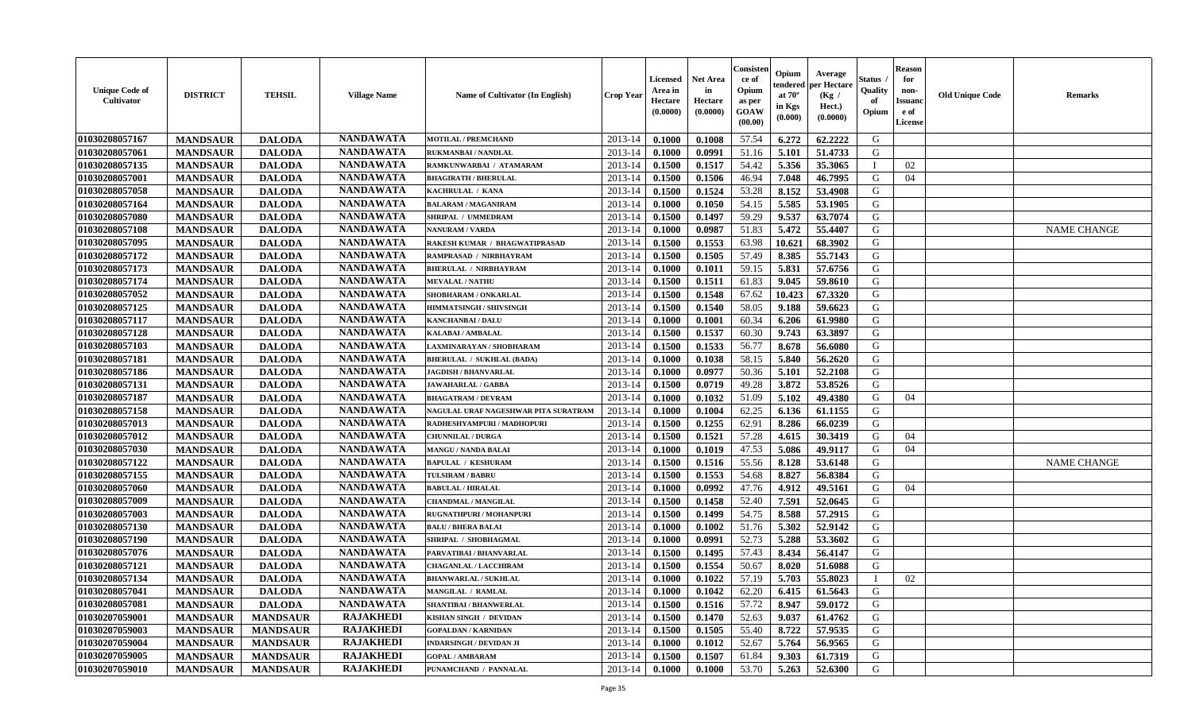| Unique Code of Cultivator | DISTRICT | TEHSIL | Village Name | Name of Cultivator (In English) | Crop Year | Licensed Area in Hectare (0.0000) | Net Area in Hectare (0.0000) | Consistence of Opium as per GOAW (00.00) | Opium tendered at 70° in Kgs (0.000) | Average per Hectare (Kg / Hect.) (0.0000) | Status / Quality of Opium | Reason for non-Issuance of License | Old Unique Code | Remarks |
|---|---|---|---|---|---|---|---|---|---|---|---|---|---|---|
| 01030208057167 | MANDSAUR | DALODA | NANDAWATA | MOTILAL / PREMCHAND | 2013-14 | 0.1000 | 0.1008 | 57.54 | 6.272 | 62.2222 | G | | | |
| 01030208057061 | MANDSAUR | DALODA | NANDAWATA | RUKMANBAI / NANDLAL | 2013-14 | 0.1000 | 0.0991 | 51.16 | 5.101 | 51.4733 | G | | | |
| 01030208057135 | MANDSAUR | DALODA | NANDAWATA | RAMKUNWARBAI / ATAMARAM | 2013-14 | 0.1500 | 0.1517 | 54.42 | 5.356 | 35.3065 | I | 02 | | |
| 01030208057001 | MANDSAUR | DALODA | NANDAWATA | BHAGIRATH / BHERULAL | 2013-14 | 0.1500 | 0.1506 | 46.94 | 7.048 | 46.7995 | G | 04 | | |
| 01030208057058 | MANDSAUR | DALODA | NANDAWATA | KACHRULAL / KANA | 2013-14 | 0.1500 | 0.1524 | 53.28 | 8.152 | 53.4908 | G | | | |
| 01030208057164 | MANDSAUR | DALODA | NANDAWATA | BALARAM / MAGANIRAM | 2013-14 | 0.1000 | 0.1050 | 54.15 | 5.585 | 53.1905 | G | | | |
| 01030208057080 | MANDSAUR | DALODA | NANDAWATA | SHRIPAL / UMMEDRAM | 2013-14 | 0.1500 | 0.1497 | 59.29 | 9.537 | 63.7074 | G | | | |
| 01030208057108 | MANDSAUR | DALODA | NANDAWATA | NANURAM / VARDA | 2013-14 | 0.1000 | 0.0987 | 51.83 | 5.472 | 55.4407 | G | | | NAME CHANGE |
| 01030208057095 | MANDSAUR | DALODA | NANDAWATA | RAKESH KUMAR / BHAGWATIPRASAD | 2013-14 | 0.1500 | 0.1553 | 63.98 | 10.621 | 68.3902 | G | | | |
| 01030208057172 | MANDSAUR | DALODA | NANDAWATA | RAMPRASAD / NIRBHAYRAM | 2013-14 | 0.1500 | 0.1505 | 57.49 | 8.385 | 55.7143 | G | | | |
| 01030208057173 | MANDSAUR | DALODA | NANDAWATA | BHERULAL / NIRBHAYRAM | 2013-14 | 0.1000 | 0.1011 | 59.15 | 5.831 | 57.6756 | G | | | |
| 01030208057174 | MANDSAUR | DALODA | NANDAWATA | MEVALAL / NATHU | 2013-14 | 0.1500 | 0.1511 | 61.83 | 9.045 | 59.8610 | G | | | |
| 01030208057052 | MANDSAUR | DALODA | NANDAWATA | SHOBHARAM / ONKARLAL | 2013-14 | 0.1500 | 0.1548 | 67.62 | 10.423 | 67.3320 | G | | | |
| 01030208057125 | MANDSAUR | DALODA | NANDAWATA | HIMMATSINGH / SHIVSINGH | 2013-14 | 0.1500 | 0.1540 | 58.05 | 9.188 | 59.6623 | G | | | |
| 01030208057117 | MANDSAUR | DALODA | NANDAWATA | KANCHANBAI / DALU | 2013-14 | 0.1000 | 0.1001 | 60.34 | 6.206 | 61.9980 | G | | | |
| 01030208057128 | MANDSAUR | DALODA | NANDAWATA | KALABAI / AMBALAL | 2013-14 | 0.1500 | 0.1537 | 60.30 | 9.743 | 63.3897 | G | | | |
| 01030208057103 | MANDSAUR | DALODA | NANDAWATA | LAXMINARAYAN / SHOBHARAM | 2013-14 | 0.1500 | 0.1533 | 56.77 | 8.678 | 56.6080 | G | | | |
| 01030208057181 | MANDSAUR | DALODA | NANDAWATA | BHERULAL / SUKHLAL (BADA) | 2013-14 | 0.1000 | 0.1038 | 58.15 | 5.840 | 56.2620 | G | | | |
| 01030208057186 | MANDSAUR | DALODA | NANDAWATA | JAGDISH / BHANVARLAL | 2013-14 | 0.1000 | 0.0977 | 50.36 | 5.101 | 52.2108 | G | | | |
| 01030208057131 | MANDSAUR | DALODA | NANDAWATA | JAWAHARLAL / GABBA | 2013-14 | 0.1500 | 0.0719 | 49.28 | 3.872 | 53.8526 | G | | | |
| 01030208057187 | MANDSAUR | DALODA | NANDAWATA | BHAGATRAM / DEVRAM | 2013-14 | 0.1000 | 0.1032 | 51.09 | 5.102 | 49.4380 | G | 04 | | |
| 01030208057158 | MANDSAUR | DALODA | NANDAWATA | NAGULAL URAF NAGESHWAR PITA SURATRAM | 2013-14 | 0.1000 | 0.1004 | 62.25 | 6.136 | 61.1155 | G | | | |
| 01030208057013 | MANDSAUR | DALODA | NANDAWATA | RADHESHYAMPURI / MADHOPURI | 2013-14 | 0.1500 | 0.1255 | 62.91 | 8.286 | 66.0239 | G | | | |
| 01030208057012 | MANDSAUR | DALODA | NANDAWATA | CHUNNILAL / DURGA | 2013-14 | 0.1500 | 0.1521 | 57.28 | 4.615 | 30.3419 | G | 04 | | |
| 01030208057030 | MANDSAUR | DALODA | NANDAWATA | MANGU / NANDA BALAI | 2013-14 | 0.1000 | 0.1019 | 47.53 | 5.086 | 49.9117 | G | 04 | | |
| 01030208057122 | MANDSAUR | DALODA | NANDAWATA | BAPULAL / KESHURAM | 2013-14 | 0.1500 | 0.1516 | 55.56 | 8.128 | 53.6148 | G | | | NAME CHANGE |
| 01030208057155 | MANDSAUR | DALODA | NANDAWATA | TULSIRAM / BABRU | 2013-14 | 0.1500 | 0.1553 | 54.68 | 8.827 | 56.8384 | G | | | |
| 01030208057060 | MANDSAUR | DALODA | NANDAWATA | BABULAL / HIRALAL | 2013-14 | 0.1000 | 0.0992 | 47.76 | 4.912 | 49.5161 | G | 04 | | |
| 01030208057009 | MANDSAUR | DALODA | NANDAWATA | CHANDMAL / MANGILAL | 2013-14 | 0.1500 | 0.1458 | 52.40 | 7.591 | 52.0645 | G | | | |
| 01030208057003 | MANDSAUR | DALODA | NANDAWATA | RUGNATHPURI / MOHANPURI | 2013-14 | 0.1500 | 0.1499 | 54.75 | 8.588 | 57.2915 | G | | | |
| 01030208057130 | MANDSAUR | DALODA | NANDAWATA | BALU / BHERA BALAI | 2013-14 | 0.1000 | 0.1002 | 51.76 | 5.302 | 52.9142 | G | | | |
| 01030208057190 | MANDSAUR | DALODA | NANDAWATA | SHRIPAL / SHOBHAGMAL | 2013-14 | 0.1000 | 0.0991 | 52.73 | 5.288 | 53.3602 | G | | | |
| 01030208057076 | MANDSAUR | DALODA | NANDAWATA | PARVATIBAI / BHANVARLAL | 2013-14 | 0.1500 | 0.1495 | 57.43 | 8.434 | 56.4147 | G | | | |
| 01030208057121 | MANDSAUR | DALODA | NANDAWATA | CHAGANLAL / LACCHIRAM | 2013-14 | 0.1500 | 0.1554 | 50.67 | 8.020 | 51.6088 | G | | | |
| 01030208057134 | MANDSAUR | DALODA | NANDAWATA | BHANWARLAL / SUKHLAL | 2013-14 | 0.1000 | 0.1022 | 57.19 | 5.703 | 55.8023 | I | 02 | | |
| 01030208057041 | MANDSAUR | DALODA | NANDAWATA | MANGILAL / RAMLAL | 2013-14 | 0.1000 | 0.1042 | 62.20 | 6.415 | 61.5643 | G | | | |
| 01030208057081 | MANDSAUR | DALODA | NANDAWATA | SHANTIBAI / BHANWERLAL | 2013-14 | 0.1500 | 0.1516 | 57.72 | 8.947 | 59.0172 | G | | | |
| 01030207059001 | MANDSAUR | MANDSAUR | RAJAKHEDI | KISHAN SINGH / DEVIDAN | 2013-14 | 0.1500 | 0.1470 | 52.63 | 9.037 | 61.4762 | G | | | |
| 01030207059003 | MANDSAUR | MANDSAUR | RAJAKHEDI | GOPALDAN / KARNIDAN | 2013-14 | 0.1500 | 0.1505 | 55.40 | 8.722 | 57.9535 | G | | | |
| 01030207059004 | MANDSAUR | MANDSAUR | RAJAKHEDI | INDARSINGH / DEVIDAN JI | 2013-14 | 0.1000 | 0.1012 | 52.67 | 5.764 | 56.9565 | G | | | |
| 01030207059005 | MANDSAUR | MANDSAUR | RAJAKHEDI | GOPAL / AMBARAM | 2013-14 | 0.1500 | 0.1507 | 61.84 | 9.303 | 61.7319 | G | | | |
| 01030207059010 | MANDSAUR | MANDSAUR | RAJAKHEDI | PUNAMCHAND / PANNALAL | 2013-14 | 0.1000 | 0.1000 | 53.70 | 5.263 | 52.6300 | G | | | |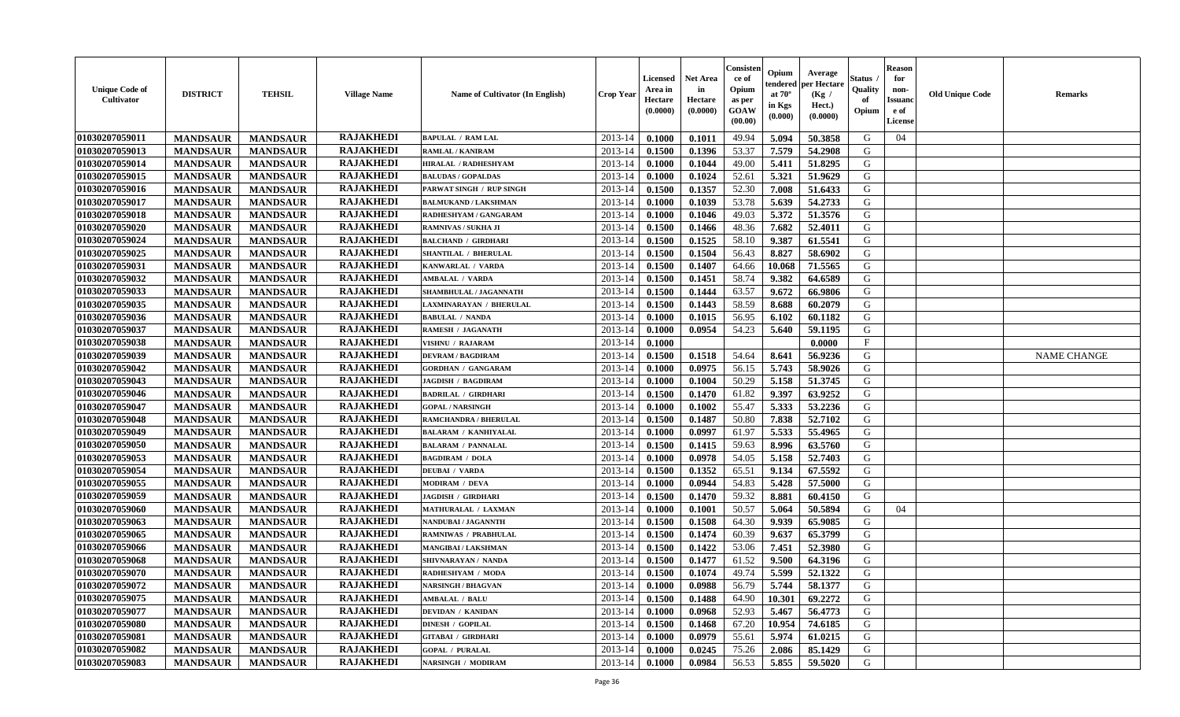| Unique Code of Cultivator | DISTRICT | TEHSIL | Village Name | Name of Cultivator (In English) | Crop Year | Licensed Area in Hectare (0.0000) | Net Area in Hectare (0.0000) | Consistence of Opium as per GOAW (00.00) | Opium tendered at 70° in Kgs (0.000) | Average per Hectare (Kg / Hect.) (0.0000) | Status / Quality of Opium | Reason for non-Issuance of License | Old Unique Code | Remarks |
|---|---|---|---|---|---|---|---|---|---|---|---|---|---|---|
| 01030207059011 | MANDSAUR | MANDSAUR | RAJAKHEDI | BAPULAL / RAM LAL | 2013-14 | 0.1000 | 0.1011 | 49.94 | 5.094 | 50.3858 | G | 04 | | |
| 01030207059013 | MANDSAUR | MANDSAUR | RAJAKHEDI | RAMLAL / KANIRAM | 2013-14 | 0.1500 | 0.1396 | 53.37 | 7.579 | 54.2908 | G | | | |
| 01030207059014 | MANDSAUR | MANDSAUR | RAJAKHEDI | HIRALAL / RADHESHYAM | 2013-14 | 0.1000 | 0.1044 | 49.00 | 5.411 | 51.8295 | G | | | |
| 01030207059015 | MANDSAUR | MANDSAUR | RAJAKHEDI | BALUDAS / GOPALDAS | 2013-14 | 0.1000 | 0.1024 | 52.61 | 5.321 | 51.9629 | G | | | |
| 01030207059016 | MANDSAUR | MANDSAUR | RAJAKHEDI | PARWAT SINGH / RUP SINGH | 2013-14 | 0.1500 | 0.1357 | 52.30 | 7.008 | 51.6433 | G | | | |
| 01030207059017 | MANDSAUR | MANDSAUR | RAJAKHEDI | BALMUKAND / LAKSHMAN | 2013-14 | 0.1000 | 0.1039 | 53.78 | 5.639 | 54.2733 | G | | | |
| 01030207059018 | MANDSAUR | MANDSAUR | RAJAKHEDI | RADHESHYAM / GANGARAM | 2013-14 | 0.1000 | 0.1046 | 49.03 | 5.372 | 51.3576 | G | | | |
| 01030207059020 | MANDSAUR | MANDSAUR | RAJAKHEDI | RAMNIVAS / SUKHA JI | 2013-14 | 0.1500 | 0.1466 | 48.36 | 7.682 | 52.4011 | G | | | |
| 01030207059024 | MANDSAUR | MANDSAUR | RAJAKHEDI | BALCHAND / GIRDHARI | 2013-14 | 0.1500 | 0.1525 | 58.10 | 9.387 | 61.5541 | G | | | |
| 01030207059025 | MANDSAUR | MANDSAUR | RAJAKHEDI | SHANTILAL / BHERULAL | 2013-14 | 0.1500 | 0.1504 | 56.43 | 8.827 | 58.6902 | G | | | |
| 01030207059031 | MANDSAUR | MANDSAUR | RAJAKHEDI | KANWARLAL / VARDA | 2013-14 | 0.1500 | 0.1407 | 64.66 | 10.068 | 71.5565 | G | | | |
| 01030207059032 | MANDSAUR | MANDSAUR | RAJAKHEDI | AMBALAL / VARDA | 2013-14 | 0.1500 | 0.1451 | 58.74 | 9.382 | 64.6589 | G | | | |
| 01030207059033 | MANDSAUR | MANDSAUR | RAJAKHEDI | SHAMBHULAL / JAGANNATH | 2013-14 | 0.1500 | 0.1444 | 63.57 | 9.672 | 66.9806 | G | | | |
| 01030207059035 | MANDSAUR | MANDSAUR | RAJAKHEDI | LAXMINARAYAN / BHERULAL | 2013-14 | 0.1500 | 0.1443 | 58.59 | 8.688 | 60.2079 | G | | | |
| 01030207059036 | MANDSAUR | MANDSAUR | RAJAKHEDI | BABULAL / NANDA | 2013-14 | 0.1000 | 0.1015 | 56.95 | 6.102 | 60.1182 | G | | | |
| 01030207059037 | MANDSAUR | MANDSAUR | RAJAKHEDI | RAMESH / JAGANATH | 2013-14 | 0.1000 | 0.0954 | 54.23 | 5.640 | 59.1195 | G | | | |
| 01030207059038 | MANDSAUR | MANDSAUR | RAJAKHEDI | VISHNU / RAJARAM | 2013-14 | 0.1000 | | | | 0.0000 | F | | | |
| 01030207059039 | MANDSAUR | MANDSAUR | RAJAKHEDI | DEVRAM / BAGDIRAM | 2013-14 | 0.1500 | 0.1518 | 54.64 | 8.641 | 56.9236 | G | | | NAME CHANGE |
| 01030207059042 | MANDSAUR | MANDSAUR | RAJAKHEDI | GORDHAN / GANGARAM | 2013-14 | 0.1000 | 0.0975 | 56.15 | 5.743 | 58.9026 | G | | | |
| 01030207059043 | MANDSAUR | MANDSAUR | RAJAKHEDI | JAGDISH / BAGDIRAM | 2013-14 | 0.1000 | 0.1004 | 50.29 | 5.158 | 51.3745 | G | | | |
| 01030207059046 | MANDSAUR | MANDSAUR | RAJAKHEDI | BADRILAL / GIRDHARI | 2013-14 | 0.1500 | 0.1470 | 61.82 | 9.397 | 63.9252 | G | | | |
| 01030207059047 | MANDSAUR | MANDSAUR | RAJAKHEDI | GOPAL / NARSINGH | 2013-14 | 0.1000 | 0.1002 | 55.47 | 5.333 | 53.2236 | G | | | |
| 01030207059048 | MANDSAUR | MANDSAUR | RAJAKHEDI | RAMCHANDRA / BHERULAL | 2013-14 | 0.1500 | 0.1487 | 50.80 | 7.838 | 52.7102 | G | | | |
| 01030207059049 | MANDSAUR | MANDSAUR | RAJAKHEDI | BALARAM / KANHIYALAL | 2013-14 | 0.1000 | 0.0997 | 61.97 | 5.533 | 55.4965 | G | | | |
| 01030207059050 | MANDSAUR | MANDSAUR | RAJAKHEDI | BALARAM / PANNALAL | 2013-14 | 0.1500 | 0.1415 | 59.63 | 8.996 | 63.5760 | G | | | |
| 01030207059053 | MANDSAUR | MANDSAUR | RAJAKHEDI | BAGDIRAM / DOLA | 2013-14 | 0.1000 | 0.0978 | 54.05 | 5.158 | 52.7403 | G | | | |
| 01030207059054 | MANDSAUR | MANDSAUR | RAJAKHEDI | DEUBAI / VARDA | 2013-14 | 0.1500 | 0.1352 | 65.51 | 9.134 | 67.5592 | G | | | |
| 01030207059055 | MANDSAUR | MANDSAUR | RAJAKHEDI | MODIRAM / DEVA | 2013-14 | 0.1000 | 0.0944 | 54.83 | 5.428 | 57.5000 | G | | | |
| 01030207059059 | MANDSAUR | MANDSAUR | RAJAKHEDI | JAGDISH / GIRDHARI | 2013-14 | 0.1500 | 0.1470 | 59.32 | 8.881 | 60.4150 | G | | | |
| 01030207059060 | MANDSAUR | MANDSAUR | RAJAKHEDI | MATHURALAL / LAXMAN | 2013-14 | 0.1000 | 0.1001 | 50.57 | 5.064 | 50.5894 | G | 04 | | |
| 01030207059063 | MANDSAUR | MANDSAUR | RAJAKHEDI | NANDUBAI / JAGANNTH | 2013-14 | 0.1500 | 0.1508 | 64.30 | 9.939 | 65.9085 | G | | | |
| 01030207059065 | MANDSAUR | MANDSAUR | RAJAKHEDI | RAMNIWAS / PRABHULAL | 2013-14 | 0.1500 | 0.1474 | 60.39 | 9.637 | 65.3799 | G | | | |
| 01030207059066 | MANDSAUR | MANDSAUR | RAJAKHEDI | MANGIBAI / LAKSHMAN | 2013-14 | 0.1500 | 0.1422 | 53.06 | 7.451 | 52.3980 | G | | | |
| 01030207059068 | MANDSAUR | MANDSAUR | RAJAKHEDI | SHIVNARAYAN / NANDA | 2013-14 | 0.1500 | 0.1477 | 61.52 | 9.500 | 64.3196 | G | | | |
| 01030207059070 | MANDSAUR | MANDSAUR | RAJAKHEDI | RADHESHYAM / MODA | 2013-14 | 0.1500 | 0.1074 | 49.74 | 5.599 | 52.1322 | G | | | |
| 01030207059072 | MANDSAUR | MANDSAUR | RAJAKHEDI | NARSINGH / BHAGVAN | 2013-14 | 0.1000 | 0.0988 | 56.79 | 5.744 | 58.1377 | G | | | |
| 01030207059075 | MANDSAUR | MANDSAUR | RAJAKHEDI | AMBALAL / BALU | 2013-14 | 0.1500 | 0.1488 | 64.90 | 10.301 | 69.2272 | G | | | |
| 01030207059077 | MANDSAUR | MANDSAUR | RAJAKHEDI | DEVIDAN / KANIDAN | 2013-14 | 0.1000 | 0.0968 | 52.93 | 5.467 | 56.4773 | G | | | |
| 01030207059080 | MANDSAUR | MANDSAUR | RAJAKHEDI | DINESH / GOPILAL | 2013-14 | 0.1500 | 0.1468 | 67.20 | 10.954 | 74.6185 | G | | | |
| 01030207059081 | MANDSAUR | MANDSAUR | RAJAKHEDI | GITABAI / GIRDHARI | 2013-14 | 0.1000 | 0.0979 | 55.61 | 5.974 | 61.0215 | G | | | |
| 01030207059082 | MANDSAUR | MANDSAUR | RAJAKHEDI | GOPAL / PURALAL | 2013-14 | 0.1000 | 0.0245 | 75.26 | 2.086 | 85.1429 | G | | | |
| 01030207059083 | MANDSAUR | MANDSAUR | RAJAKHEDI | NARSINGH / MODIRAM | 2013-14 | 0.1000 | 0.0984 | 56.53 | 5.855 | 59.5020 | G | | | |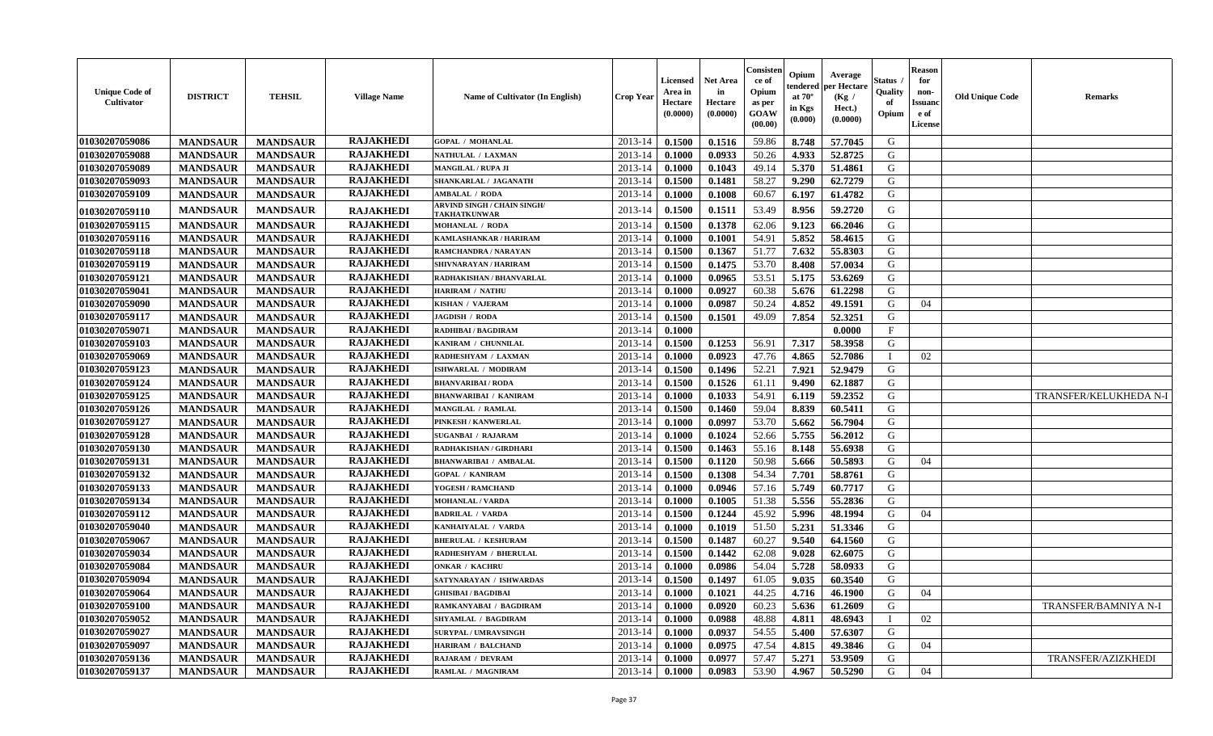| Unique Code of Cultivator | DISTRICT | TEHSIL | Village Name | Name of Cultivator (In English) | Crop Year | Licensed Area in Hectare (0.0000) | Net Area in Hectare (0.0000) | Consistence of Opium as per GOAW (00.00) | Opium tendered at 70° in Kgs (0.000) | Average per Hectare (Kg / Hect.) (0.0000) | Status / Quality of Opium | Reason for non-Issuance of License | Old Unique Code | Remarks |
|---|---|---|---|---|---|---|---|---|---|---|---|---|---|---|
| 01030207059086 | MANDSAUR | MANDSAUR | RAJAKHEDI | GOPAL / MOHANLAL | 2013-14 | 0.1500 | 0.1516 | 59.86 | 8.748 | 57.7045 | G | | | |
| 01030207059088 | MANDSAUR | MANDSAUR | RAJAKHEDI | NATHULAL / LAXMAN | 2013-14 | 0.1000 | 0.0933 | 50.26 | 4.933 | 52.8725 | G | | | |
| 01030207059089 | MANDSAUR | MANDSAUR | RAJAKHEDI | MANGILAL / RUPA JI | 2013-14 | 0.1000 | 0.1043 | 49.14 | 5.370 | 51.4861 | G | | | |
| 01030207059093 | MANDSAUR | MANDSAUR | RAJAKHEDI | SHANKARLAL / JAGANATH | 2013-14 | 0.1500 | 0.1481 | 58.27 | 9.290 | 62.7279 | G | | | |
| 01030207059109 | MANDSAUR | MANDSAUR | RAJAKHEDI | AMBALAL / RODA | 2013-14 | 0.1000 | 0.1008 | 60.67 | 6.197 | 61.4782 | G | | | |
| 01030207059110 | MANDSAUR | MANDSAUR | RAJAKHEDI | ARVIND SINGH / CHAIN SINGH/ TAKHATKUNWAR | 2013-14 | 0.1500 | 0.1511 | 53.49 | 8.956 | 59.2720 | G | | | |
| 01030207059115 | MANDSAUR | MANDSAUR | RAJAKHEDI | MOHANLAL / RODA | 2013-14 | 0.1500 | 0.1378 | 62.06 | 9.123 | 66.2046 | G | | | |
| 01030207059116 | MANDSAUR | MANDSAUR | RAJAKHEDI | KAMLASHANKAR / HARIRAM | 2013-14 | 0.1000 | 0.1001 | 54.91 | 5.852 | 58.4615 | G | | | |
| 01030207059118 | MANDSAUR | MANDSAUR | RAJAKHEDI | RAMCHANDRA / NARAYAN | 2013-14 | 0.1500 | 0.1367 | 51.77 | 7.632 | 55.8303 | G | | | |
| 01030207059119 | MANDSAUR | MANDSAUR | RAJAKHEDI | SHIVNARAYAN / HARIRAM | 2013-14 | 0.1500 | 0.1475 | 53.70 | 8.408 | 57.0034 | G | | | |
| 01030207059121 | MANDSAUR | MANDSAUR | RAJAKHEDI | RADHAKISHAN / BHANVARLAL | 2013-14 | 0.1000 | 0.0965 | 53.51 | 5.175 | 53.6269 | G | | | |
| 01030207059041 | MANDSAUR | MANDSAUR | RAJAKHEDI | HARIRAM / NATHU | 2013-14 | 0.1000 | 0.0927 | 60.38 | 5.676 | 61.2298 | G | | | |
| 01030207059090 | MANDSAUR | MANDSAUR | RAJAKHEDI | KISHAN / VAJERAM | 2013-14 | 0.1000 | 0.0987 | 50.24 | 4.852 | 49.1591 | G | 04 | | |
| 01030207059117 | MANDSAUR | MANDSAUR | RAJAKHEDI | JAGDISH / RODA | 2013-14 | 0.1500 | 0.1501 | 49.09 | 7.854 | 52.3251 | G | | | |
| 01030207059071 | MANDSAUR | MANDSAUR | RAJAKHEDI | RADHIBAI / BAGDIRAM | 2013-14 | 0.1000 | | | | 0.0000 | F | | | |
| 01030207059103 | MANDSAUR | MANDSAUR | RAJAKHEDI | KANIRAM / CHUNNILAL | 2013-14 | 0.1500 | 0.1253 | 56.91 | 7.317 | 58.3958 | G | | | |
| 01030207059069 | MANDSAUR | MANDSAUR | RAJAKHEDI | RADHESHYAM / LAXMAN | 2013-14 | 0.1000 | 0.0923 | 47.76 | 4.865 | 52.7086 | I | 02 | | |
| 01030207059123 | MANDSAUR | MANDSAUR | RAJAKHEDI | ISHWARLAL / MODIRAM | 2013-14 | 0.1500 | 0.1496 | 52.21 | 7.921 | 52.9479 | G | | | |
| 01030207059124 | MANDSAUR | MANDSAUR | RAJAKHEDI | BHANVARIBAI / RODA | 2013-14 | 0.1500 | 0.1526 | 61.11 | 9.490 | 62.1887 | G | | | |
| 01030207059125 | MANDSAUR | MANDSAUR | RAJAKHEDI | BHANWARIBAI / KANIRAM | 2013-14 | 0.1000 | 0.1033 | 54.91 | 6.119 | 59.2352 | G | | | TRANSFER/KELUKHEDA N-I |
| 01030207059126 | MANDSAUR | MANDSAUR | RAJAKHEDI | MANGILAL / RAMLAL | 2013-14 | 0.1500 | 0.1460 | 59.04 | 8.839 | 60.5411 | G | | | |
| 01030207059127 | MANDSAUR | MANDSAUR | RAJAKHEDI | PINKESH / KANWERLAL | 2013-14 | 0.1000 | 0.0997 | 53.70 | 5.662 | 56.7904 | G | | | |
| 01030207059128 | MANDSAUR | MANDSAUR | RAJAKHEDI | SUGANBAI / RAJARAM | 2013-14 | 0.1000 | 0.1024 | 52.66 | 5.755 | 56.2012 | G | | | |
| 01030207059130 | MANDSAUR | MANDSAUR | RAJAKHEDI | RADHAKISHAN / GIRDHARI | 2013-14 | 0.1500 | 0.1463 | 55.16 | 8.148 | 55.6938 | G | | | |
| 01030207059131 | MANDSAUR | MANDSAUR | RAJAKHEDI | BHANWARIBAI / AMBALAL | 2013-14 | 0.1500 | 0.1120 | 50.98 | 5.666 | 50.5893 | G | 04 | | |
| 01030207059132 | MANDSAUR | MANDSAUR | RAJAKHEDI | GOPAL / KANIRAM | 2013-14 | 0.1500 | 0.1308 | 54.34 | 7.701 | 58.8761 | G | | | |
| 01030207059133 | MANDSAUR | MANDSAUR | RAJAKHEDI | YOGESH / RAMCHAND | 2013-14 | 0.1000 | 0.0946 | 57.16 | 5.749 | 60.7717 | G | | | |
| 01030207059134 | MANDSAUR | MANDSAUR | RAJAKHEDI | MOHANLAL / VARDA | 2013-14 | 0.1000 | 0.1005 | 51.38 | 5.556 | 55.2836 | G | | | |
| 01030207059112 | MANDSAUR | MANDSAUR | RAJAKHEDI | BADRILAL / VARDA | 2013-14 | 0.1500 | 0.1244 | 45.92 | 5.996 | 48.1994 | G | 04 | | |
| 01030207059040 | MANDSAUR | MANDSAUR | RAJAKHEDI | KANHAIYALAL / VARDA | 2013-14 | 0.1000 | 0.1019 | 51.50 | 5.231 | 51.3346 | G | | | |
| 01030207059067 | MANDSAUR | MANDSAUR | RAJAKHEDI | BHERULAL / KESHURAM | 2013-14 | 0.1500 | 0.1487 | 60.27 | 9.540 | 64.1560 | G | | | |
| 01030207059034 | MANDSAUR | MANDSAUR | RAJAKHEDI | RADHESHYAM / BHERULAL | 2013-14 | 0.1500 | 0.1442 | 62.08 | 9.028 | 62.6075 | G | | | |
| 01030207059084 | MANDSAUR | MANDSAUR | RAJAKHEDI | ONKAR / KACHRU | 2013-14 | 0.1000 | 0.0986 | 54.04 | 5.728 | 58.0933 | G | | | |
| 01030207059094 | MANDSAUR | MANDSAUR | RAJAKHEDI | SATYNARAYAN / ISHWARDAS | 2013-14 | 0.1500 | 0.1497 | 61.05 | 9.035 | 60.3540 | G | | | |
| 01030207059064 | MANDSAUR | MANDSAUR | RAJAKHEDI | GHISIBAI / BAGDIBAI | 2013-14 | 0.1000 | 0.1021 | 44.25 | 4.716 | 46.1900 | G | 04 | | |
| 01030207059100 | MANDSAUR | MANDSAUR | RAJAKHEDI | RAMKANYABAI / BAGDIRAM | 2013-14 | 0.1000 | 0.0920 | 60.23 | 5.636 | 61.2609 | G | | | TRANSFER/BAMNIYA N-I |
| 01030207059052 | MANDSAUR | MANDSAUR | RAJAKHEDI | SHYAMLAL / BAGDIRAM | 2013-14 | 0.1000 | 0.0988 | 48.88 | 4.811 | 48.6943 | I | 02 | | |
| 01030207059027 | MANDSAUR | MANDSAUR | RAJAKHEDI | SURYPAL / UMRAVSINGH | 2013-14 | 0.1000 | 0.0937 | 54.55 | 5.400 | 57.6307 | G | | | |
| 01030207059097 | MANDSAUR | MANDSAUR | RAJAKHEDI | HARIRAM / BALCHAND | 2013-14 | 0.1000 | 0.0975 | 47.54 | 4.815 | 49.3846 | G | 04 | | |
| 01030207059136 | MANDSAUR | MANDSAUR | RAJAKHEDI | RAJARAM / DEVRAM | 2013-14 | 0.1000 | 0.0977 | 57.47 | 5.271 | 53.9509 | G | | | TRANSFER/AZIZKHEDI |
| 01030207059137 | MANDSAUR | MANDSAUR | RAJAKHEDI | RAMLAL / MAGNIRAM | 2013-14 | 0.1000 | 0.0983 | 53.90 | 4.967 | 50.5290 | G | 04 | | |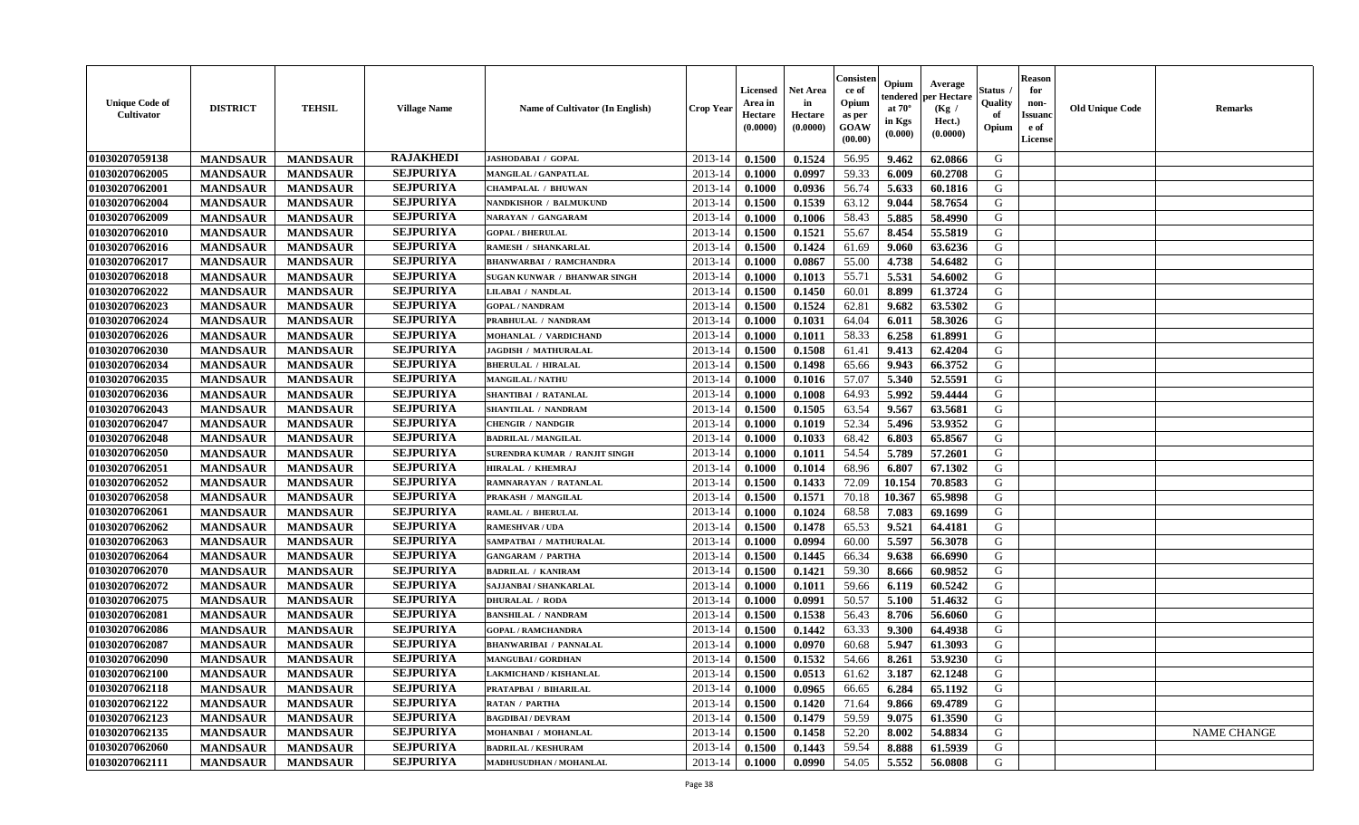| Unique Code of Cultivator | DISTRICT | TEHSIL | Village Name | Name of Cultivator (In English) | Crop Year | Licensed Area in Hectare (0.0000) | Net Area in Hectare (0.0000) | Consistence of Opium as per GOAW (00.00) | Opium tendered at 70° in Kgs (0.000) | Average per Hectare (Kg / Hect.) (0.0000) | Status / Quality of Opium | Reason for non-Issuance of License | Old Unique Code | Remarks |
|---|---|---|---|---|---|---|---|---|---|---|---|---|---|---|
| 01030207059138 | MANDSAUR | MANDSAUR | RAJAKHEDI | JASHODABAI / GOPAL | 2013-14 | 0.1500 | 0.1524 | 56.95 | 9.462 | 62.0866 | G | | | |
| 01030207062005 | MANDSAUR | MANDSAUR | SEJPURIYA | MANGILAL / GANPATLAL | 2013-14 | 0.1000 | 0.0997 | 59.33 | 6.009 | 60.2708 | G | | | |
| 01030207062001 | MANDSAUR | MANDSAUR | SEJPURIYA | CHAMPALAL / BHUWAN | 2013-14 | 0.1000 | 0.0936 | 56.74 | 5.633 | 60.1816 | G | | | |
| 01030207062004 | MANDSAUR | MANDSAUR | SEJPURIYA | NANDKISHOR / BALMUKUND | 2013-14 | 0.1500 | 0.1539 | 63.12 | 9.044 | 58.7654 | G | | | |
| 01030207062009 | MANDSAUR | MANDSAUR | SEJPURIYA | NARAYAN / GANGARAM | 2013-14 | 0.1000 | 0.1006 | 58.43 | 5.885 | 58.4990 | G | | | |
| 01030207062010 | MANDSAUR | MANDSAUR | SEJPURIYA | GOPAL / BHERULAL | 2013-14 | 0.1500 | 0.1521 | 55.67 | 8.454 | 55.5819 | G | | | |
| 01030207062016 | MANDSAUR | MANDSAUR | SEJPURIYA | RAMESH / SHANKARLAL | 2013-14 | 0.1500 | 0.1424 | 61.69 | 9.060 | 63.6236 | G | | | |
| 01030207062017 | MANDSAUR | MANDSAUR | SEJPURIYA | BHANWARBAI / RAMCHANDRA | 2013-14 | 0.1000 | 0.0867 | 55.00 | 4.738 | 54.6482 | G | | | |
| 01030207062018 | MANDSAUR | MANDSAUR | SEJPURIYA | SUGAN KUNWAR / BHANWAR SINGH | 2013-14 | 0.1000 | 0.1013 | 55.71 | 5.531 | 54.6002 | G | | | |
| 01030207062022 | MANDSAUR | MANDSAUR | SEJPURIYA | LILABAI / NANDLAL | 2013-14 | 0.1500 | 0.1450 | 60.01 | 8.899 | 61.3724 | G | | | |
| 01030207062023 | MANDSAUR | MANDSAUR | SEJPURIYA | GOPAL / NANDRAM | 2013-14 | 0.1500 | 0.1524 | 62.81 | 9.682 | 63.5302 | G | | | |
| 01030207062024 | MANDSAUR | MANDSAUR | SEJPURIYA | PRABHULAL / NANDRAM | 2013-14 | 0.1000 | 0.1031 | 64.04 | 6.011 | 58.3026 | G | | | |
| 01030207062026 | MANDSAUR | MANDSAUR | SEJPURIYA | MOHANLAL / VARDICHAND | 2013-14 | 0.1000 | 0.1011 | 58.33 | 6.258 | 61.8991 | G | | | |
| 01030207062030 | MANDSAUR | MANDSAUR | SEJPURIYA | JAGDISH / MATHURALAL | 2013-14 | 0.1500 | 0.1508 | 61.41 | 9.413 | 62.4204 | G | | | |
| 01030207062034 | MANDSAUR | MANDSAUR | SEJPURIYA | BHERULAL / HIRALAL | 2013-14 | 0.1500 | 0.1498 | 65.66 | 9.943 | 66.3752 | G | | | |
| 01030207062035 | MANDSAUR | MANDSAUR | SEJPURIYA | MANGILAL / NATHU | 2013-14 | 0.1000 | 0.1016 | 57.07 | 5.340 | 52.5591 | G | | | |
| 01030207062036 | MANDSAUR | MANDSAUR | SEJPURIYA | SHANTIBAI / RATANLAL | 2013-14 | 0.1000 | 0.1008 | 64.93 | 5.992 | 59.4444 | G | | | |
| 01030207062043 | MANDSAUR | MANDSAUR | SEJPURIYA | SHANTILAL / NANDRAM | 2013-14 | 0.1500 | 0.1505 | 63.54 | 9.567 | 63.5681 | G | | | |
| 01030207062047 | MANDSAUR | MANDSAUR | SEJPURIYA | CHENGIR / NANDGIR | 2013-14 | 0.1000 | 0.1019 | 52.34 | 5.496 | 53.9352 | G | | | |
| 01030207062048 | MANDSAUR | MANDSAUR | SEJPURIYA | BADRILAL / MANGILAL | 2013-14 | 0.1000 | 0.1033 | 68.42 | 6.803 | 65.8567 | G | | | |
| 01030207062050 | MANDSAUR | MANDSAUR | SEJPURIYA | SURENDRA KUMAR / RANJIT SINGH | 2013-14 | 0.1000 | 0.1011 | 54.54 | 5.789 | 57.2601 | G | | | |
| 01030207062051 | MANDSAUR | MANDSAUR | SEJPURIYA | HIRALAL / KHEMRAJ | 2013-14 | 0.1000 | 0.1014 | 68.96 | 6.807 | 67.1302 | G | | | |
| 01030207062052 | MANDSAUR | MANDSAUR | SEJPURIYA | RAMNARAYAN / RATANLAL | 2013-14 | 0.1500 | 0.1433 | 72.09 | 10.154 | 70.8583 | G | | | |
| 01030207062058 | MANDSAUR | MANDSAUR | SEJPURIYA | PRAKASH / MANGILAL | 2013-14 | 0.1500 | 0.1571 | 70.18 | 10.367 | 65.9898 | G | | | |
| 01030207062061 | MANDSAUR | MANDSAUR | SEJPURIYA | RAMLAL / BHERULAL | 2013-14 | 0.1000 | 0.1024 | 68.58 | 7.083 | 69.1699 | G | | | |
| 01030207062062 | MANDSAUR | MANDSAUR | SEJPURIYA | RAMESHVAR / UDA | 2013-14 | 0.1500 | 0.1478 | 65.53 | 9.521 | 64.4181 | G | | | |
| 01030207062063 | MANDSAUR | MANDSAUR | SEJPURIYA | SAMPATBAI / MATHURALAL | 2013-14 | 0.1000 | 0.0994 | 60.00 | 5.597 | 56.3078 | G | | | |
| 01030207062064 | MANDSAUR | MANDSAUR | SEJPURIYA | GANGARAM / PARTHA | 2013-14 | 0.1500 | 0.1445 | 66.34 | 9.638 | 66.6990 | G | | | |
| 01030207062070 | MANDSAUR | MANDSAUR | SEJPURIYA | BADRILAL / KANIRAM | 2013-14 | 0.1500 | 0.1421 | 59.30 | 8.666 | 60.9852 | G | | | |
| 01030207062072 | MANDSAUR | MANDSAUR | SEJPURIYA | SAJJANBAI / SHANKARLAL | 2013-14 | 0.1000 | 0.1011 | 59.66 | 6.119 | 60.5242 | G | | | |
| 01030207062075 | MANDSAUR | MANDSAUR | SEJPURIYA | DHURALAL / RODA | 2013-14 | 0.1000 | 0.0991 | 50.57 | 5.100 | 51.4632 | G | | | |
| 01030207062081 | MANDSAUR | MANDSAUR | SEJPURIYA | BANSHILAL / NANDRAM | 2013-14 | 0.1500 | 0.1538 | 56.43 | 8.706 | 56.6060 | G | | | |
| 01030207062086 | MANDSAUR | MANDSAUR | SEJPURIYA | GOPAL / RAMCHANDRA | 2013-14 | 0.1500 | 0.1442 | 63.33 | 9.300 | 64.4938 | G | | | |
| 01030207062087 | MANDSAUR | MANDSAUR | SEJPURIYA | BHANWARIBAI / PANNALAL | 2013-14 | 0.1000 | 0.0970 | 60.68 | 5.947 | 61.3093 | G | | | |
| 01030207062090 | MANDSAUR | MANDSAUR | SEJPURIYA | MANGUBAI / GORDHAN | 2013-14 | 0.1500 | 0.1532 | 54.66 | 8.261 | 53.9230 | G | | | |
| 01030207062100 | MANDSAUR | MANDSAUR | SEJPURIYA | LAKMICHAND / KISHANLAL | 2013-14 | 0.1500 | 0.0513 | 61.62 | 3.187 | 62.1248 | G | | | |
| 01030207062118 | MANDSAUR | MANDSAUR | SEJPURIYA | PRATAPBAI / BIHARILAL | 2013-14 | 0.1000 | 0.0965 | 66.65 | 6.284 | 65.1192 | G | | | |
| 01030207062122 | MANDSAUR | MANDSAUR | SEJPURIYA | RATAN / PARTHA | 2013-14 | 0.1500 | 0.1420 | 71.64 | 9.866 | 69.4789 | G | | | |
| 01030207062123 | MANDSAUR | MANDSAUR | SEJPURIYA | BAGDIBAI / DEVRAM | 2013-14 | 0.1500 | 0.1479 | 59.59 | 9.075 | 61.3590 | G | | | |
| 01030207062135 | MANDSAUR | MANDSAUR | SEJPURIYA | MOHANBAI / MOHANLAL | 2013-14 | 0.1500 | 0.1458 | 52.20 | 8.002 | 54.8834 | G | | | NAME CHANGE |
| 01030207062060 | MANDSAUR | MANDSAUR | SEJPURIYA | BADRILAL / KESHURAM | 2013-14 | 0.1500 | 0.1443 | 59.54 | 8.888 | 61.5939 | G | | | |
| 01030207062111 | MANDSAUR | MANDSAUR | SEJPURIYA | MADHUSUDHAN / MOHANLAL | 2013-14 | 0.1000 | 0.0990 | 54.05 | 5.552 | 56.0808 | G | | | |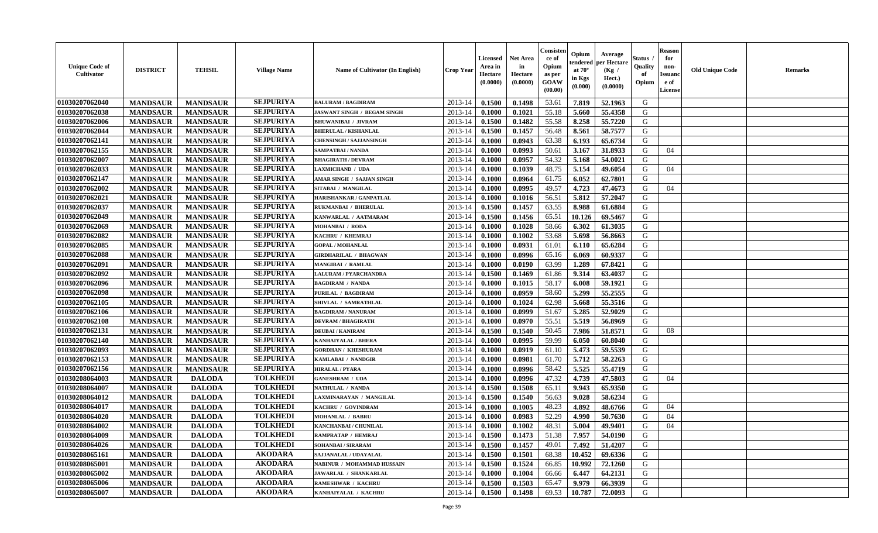| Unique Code of Cultivator | DISTRICT | TEHSIL | Village Name | Name of Cultivator (In English) | Crop Year | Licensed Area in Hectare (0.0000) | Net Area in Hectare (0.0000) | Consistence of Opium as per GOAW (00.00) | Opium tendered at 70° in Kgs (0.000) | Average per Hectare (Kg / Hect.) (0.0000) | Status / Quality of Opium | Reason for non-Issuance of License | Old Unique Code | Remarks |
|---|---|---|---|---|---|---|---|---|---|---|---|---|---|---|
| 01030207062040 | MANDSAUR | MANDSAUR | SEJPURIYA | BALURAM / BAGDIRAM | 2013-14 | 0.1500 | 0.1498 | 53.61 | 7.819 | 52.1963 | G | | | |
| 01030207062038 | MANDSAUR | MANDSAUR | SEJPURIYA | JASWANT SINGH / BEGAM SINGH | 2013-14 | 0.1000 | 0.1021 | 55.18 | 5.660 | 55.4358 | G | | | |
| 01030207062006 | MANDSAUR | MANDSAUR | SEJPURIYA | BHUWANIBAI / JIVRAM | 2013-14 | 0.1500 | 0.1482 | 55.58 | 8.258 | 55.7220 | G | | | |
| 01030207062044 | MANDSAUR | MANDSAUR | SEJPURIYA | BHERULAL / KISHANLAL | 2013-14 | 0.1500 | 0.1457 | 56.48 | 8.561 | 58.7577 | G | | | |
| 01030207062141 | MANDSAUR | MANDSAUR | SEJPURIYA | CHENSINGH / SAJJANSINGH | 2013-14 | 0.1000 | 0.0943 | 63.38 | 6.193 | 65.6734 | G | | | |
| 01030207062155 | MANDSAUR | MANDSAUR | SEJPURIYA | SAMPATBAI / NANDA | 2013-14 | 0.1000 | 0.0993 | 50.61 | 3.167 | 31.8933 | G | 04 | | |
| 01030207062007 | MANDSAUR | MANDSAUR | SEJPURIYA | BHAGIRATH / DEVRAM | 2013-14 | 0.1000 | 0.0957 | 54.32 | 5.168 | 54.0021 | G | | | |
| 01030207062033 | MANDSAUR | MANDSAUR | SEJPURIYA | LAXMICHAND / UDA | 2013-14 | 0.1000 | 0.1039 | 48.75 | 5.154 | 49.6054 | G | 04 | | |
| 01030207062147 | MANDSAUR | MANDSAUR | SEJPURIYA | AMAR SINGH / SAJJAN SINGH | 2013-14 | 0.1000 | 0.0964 | 61.75 | 6.052 | 62.7801 | G | | | |
| 01030207062002 | MANDSAUR | MANDSAUR | SEJPURIYA | SITABAI / MANGILAL | 2013-14 | 0.1000 | 0.0995 | 49.57 | 4.723 | 47.4673 | G | 04 | | |
| 01030207062021 | MANDSAUR | MANDSAUR | SEJPURIYA | HARISHANKAR / GANPATLAL | 2013-14 | 0.1000 | 0.1016 | 56.51 | 5.812 | 57.2047 | G | | | |
| 01030207062037 | MANDSAUR | MANDSAUR | SEJPURIYA | RUKMANBAI / BHERULAL | 2013-14 | 0.1500 | 0.1457 | 63.55 | 8.988 | 61.6884 | G | | | |
| 01030207062049 | MANDSAUR | MANDSAUR | SEJPURIYA | KANWARLAL / AATMARAM | 2013-14 | 0.1500 | 0.1456 | 65.51 | 10.126 | 69.5467 | G | | | |
| 01030207062069 | MANDSAUR | MANDSAUR | SEJPURIYA | MOHANBAI / RODA | 2013-14 | 0.1000 | 0.1028 | 58.66 | 6.302 | 61.3035 | G | | | |
| 01030207062082 | MANDSAUR | MANDSAUR | SEJPURIYA | KACHRU / KHEMRAJ | 2013-14 | 0.1000 | 0.1002 | 53.68 | 5.698 | 56.8663 | G | | | |
| 01030207062085 | MANDSAUR | MANDSAUR | SEJPURIYA | GOPAL / MOHANLAL | 2013-14 | 0.1000 | 0.0931 | 61.01 | 6.110 | 65.6284 | G | | | |
| 01030207062088 | MANDSAUR | MANDSAUR | SEJPURIYA | GIRDHARILAL / BHAGWAN | 2013-14 | 0.1000 | 0.0996 | 65.16 | 6.069 | 60.9337 | G | | | |
| 01030207062091 | MANDSAUR | MANDSAUR | SEJPURIYA | MANGIBAI / RAMLAL | 2013-14 | 0.1000 | 0.0190 | 63.99 | 1.289 | 67.8421 | G | | | |
| 01030207062092 | MANDSAUR | MANDSAUR | SEJPURIYA | LALURAM / PYARCHANDRA | 2013-14 | 0.1500 | 0.1469 | 61.86 | 9.314 | 63.4037 | G | | | |
| 01030207062096 | MANDSAUR | MANDSAUR | SEJPURIYA | BAGDIRAM / NANDA | 2013-14 | 0.1000 | 0.1015 | 58.17 | 6.008 | 59.1921 | G | | | |
| 01030207062098 | MANDSAUR | MANDSAUR | SEJPURIYA | PURILAL / BAGDIRAM | 2013-14 | 0.1000 | 0.0959 | 58.60 | 5.299 | 55.2555 | G | | | |
| 01030207062105 | MANDSAUR | MANDSAUR | SEJPURIYA | SHIVLAL / SAMRATHLAL | 2013-14 | 0.1000 | 0.1024 | 62.98 | 5.668 | 55.3516 | G | | | |
| 01030207062106 | MANDSAUR | MANDSAUR | SEJPURIYA | BAGDIRAM / NANURAM | 2013-14 | 0.1000 | 0.0999 | 51.67 | 5.285 | 52.9029 | G | | | |
| 01030207062108 | MANDSAUR | MANDSAUR | SEJPURIYA | DEVRAM / BHAGIRATH | 2013-14 | 0.1000 | 0.0970 | 55.51 | 5.519 | 56.8969 | G | | | |
| 01030207062131 | MANDSAUR | MANDSAUR | SEJPURIYA | DEUBAI / KANIRAM | 2013-14 | 0.1500 | 0.1540 | 50.45 | 7.986 | 51.8571 | G | 08 | | |
| 01030207062140 | MANDSAUR | MANDSAUR | SEJPURIYA | KANHAIYALAL / BHERA | 2013-14 | 0.1000 | 0.0995 | 59.99 | 6.050 | 60.8040 | G | | | |
| 01030207062093 | MANDSAUR | MANDSAUR | SEJPURIYA | GORDHAN / KHESHURAM | 2013-14 | 0.1000 | 0.0919 | 61.10 | 5.473 | 59.5539 | G | | | |
| 01030207062153 | MANDSAUR | MANDSAUR | SEJPURIYA | KAMLABAI / NANDGIR | 2013-14 | 0.1000 | 0.0981 | 61.70 | 5.712 | 58.2263 | G | | | |
| 01030207062156 | MANDSAUR | MANDSAUR | SEJPURIYA | HIRALAL / PYARA | 2013-14 | 0.1000 | 0.0996 | 58.42 | 5.525 | 55.4719 | G | | | |
| 01030208064003 | MANDSAUR | DALODA | TOLKHEDI | GANESHRAM / UDA | 2013-14 | 0.1000 | 0.0996 | 47.32 | 4.739 | 47.5803 | G | 04 | | |
| 01030208064007 | MANDSAUR | DALODA | TOLKHEDI | NATHULAL / NANDA | 2013-14 | 0.1500 | 0.1508 | 65.11 | 9.943 | 65.9350 | G | | | |
| 01030208064012 | MANDSAUR | DALODA | TOLKHEDI | LAXMINARAYAN / MANGILAL | 2013-14 | 0.1500 | 0.1540 | 56.63 | 9.028 | 58.6234 | G | | | |
| 01030208064017 | MANDSAUR | DALODA | TOLKHEDI | KACHRU / GOVINDRAM | 2013-14 | 0.1000 | 0.1005 | 48.23 | 4.892 | 48.6766 | G | 04 | | |
| 01030208064020 | MANDSAUR | DALODA | TOLKHEDI | MOHANLAL / BABRU | 2013-14 | 0.1000 | 0.0983 | 52.29 | 4.990 | 50.7630 | G | 04 | | |
| 01030208064002 | MANDSAUR | DALODA | TOLKHEDI | KANCHANBAI / CHUNILAL | 2013-14 | 0.1000 | 0.1002 | 48.31 | 5.004 | 49.9401 | G | 04 | | |
| 01030208064009 | MANDSAUR | DALODA | TOLKHEDI | RAMPRATAP / HEMRAJ | 2013-14 | 0.1500 | 0.1473 | 51.38 | 7.957 | 54.0190 | G | | | |
| 01030208064026 | MANDSAUR | DALODA | TOLKHEDI | SOHANBAI / SIRARAM | 2013-14 | 0.1500 | 0.1457 | 49.01 | 7.492 | 51.4207 | G | | | |
| 01030208065161 | MANDSAUR | DALODA | AKODARA | SAJJANALAL / UDAYALAL | 2013-14 | 0.1500 | 0.1501 | 68.38 | 10.452 | 69.6336 | G | | | |
| 01030208065001 | MANDSAUR | DALODA | AKODARA | NABINUR / MOHAMMAD HUSSAIN | 2013-14 | 0.1500 | 0.1524 | 66.85 | 10.992 | 72.1260 | G | | | |
| 01030208065002 | MANDSAUR | DALODA | AKODARA | JAWARLAL / SHANKARLAL | 2013-14 | 0.1000 | 0.1004 | 66.66 | 6.447 | 64.2131 | G | | | |
| 01030208065006 | MANDSAUR | DALODA | AKODARA | RAMESHWAR / KACHRU | 2013-14 | 0.1500 | 0.1503 | 65.47 | 9.979 | 66.3939 | G | | | |
| 01030208065007 | MANDSAUR | DALODA | AKODARA | KANHAIYALAL / KACHRU | 2013-14 | 0.1500 | 0.1498 | 69.53 | 10.787 | 72.0093 | G | | | |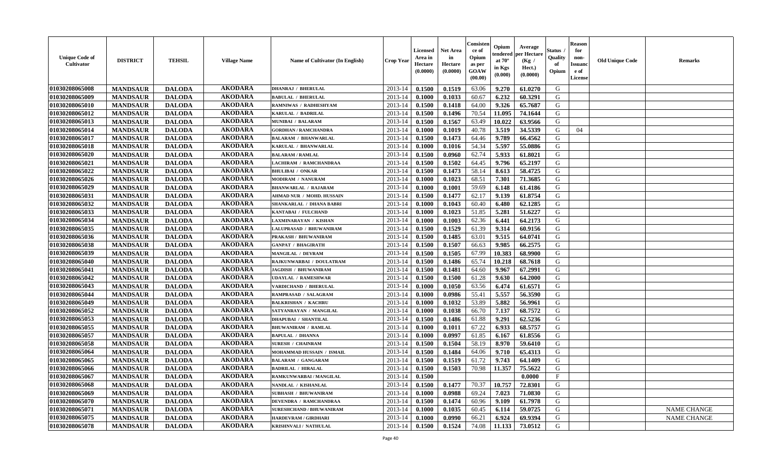| Unique Code of Cultivator | DISTRICT | TEHSIL | Village Name | Name of Cultivator (In English) | Crop Year | Licensed Area in Hectare (0.0000) | Net Area in Hectare (0.0000) | Consistence of Opium as per GOAW (00.00) | Opium tendered at 70° in Kgs (0.000) | Average per Hectare (Kg / Hect.) (0.0000) | Status / Quality of Opium | Reason for non-Issuance of License | Old Unique Code | Remarks |
|---|---|---|---|---|---|---|---|---|---|---|---|---|---|---|
| 01030208065008 | MANDSAUR | DALODA | AKODARA | DHANRAJ / BHERULAL | 2013-14 | 0.1500 | 0.1519 | 63.06 | 9.270 | 61.0270 | G | | | |
| 01030208065009 | MANDSAUR | DALODA | AKODARA | BABULAL / BHERULAL | 2013-14 | 0.1000 | 0.1033 | 60.67 | 6.232 | 60.3291 | G | | | |
| 01030208065010 | MANDSAUR | DALODA | AKODARA | RAMNIWAS / RADHESHYAM | 2013-14 | 0.1500 | 0.1418 | 64.00 | 9.326 | 65.7687 | G | | | |
| 01030208065012 | MANDSAUR | DALODA | AKODARA | KARULAL / BADRILAL | 2013-14 | 0.1500 | 0.1496 | 70.54 | 11.095 | 74.1644 | G | | | |
| 01030208065013 | MANDSAUR | DALODA | AKODARA | MUNIBAI / BALARAM | 2013-14 | 0.1500 | 0.1567 | 63.49 | 10.022 | 63.9566 | G | | | |
| 01030208065014 | MANDSAUR | DALODA | AKODARA | GORDHAN / RAMCHANDRA | 2013-14 | 0.1000 | 0.1019 | 40.78 | 3.519 | 34.5339 | G | 04 | | |
| 01030208065017 | MANDSAUR | DALODA | AKODARA | BALARAM / BHANWARLAL | 2013-14 | 0.1500 | 0.1473 | 64.46 | 9.789 | 66.4562 | G | | | |
| 01030208065018 | MANDSAUR | DALODA | AKODARA | KARULAL / BHANWARLAL | 2013-14 | 0.1000 | 0.1016 | 54.34 | 5.597 | 55.0886 | G | | | |
| 01030208065020 | MANDSAUR | DALODA | AKODARA | BALARAM / RAMLAL | 2013-14 | 0.1500 | 0.0960 | 62.74 | 5.933 | 61.8021 | G | | | |
| 01030208065021 | MANDSAUR | DALODA | AKODARA | LACHIRAM / RAMCHANDRAA | 2013-14 | 0.1500 | 0.1502 | 64.45 | 9.796 | 65.2197 | G | | | |
| 01030208065022 | MANDSAUR | DALODA | AKODARA | BHULIBAI / ONKAR | 2013-14 | 0.1500 | 0.1473 | 58.14 | 8.613 | 58.4725 | G | | | |
| 01030208065026 | MANDSAUR | DALODA | AKODARA | MODIRAM / NANURAM | 2013-14 | 0.1000 | 0.1023 | 68.51 | 7.301 | 71.3685 | G | | | |
| 01030208065029 | MANDSAUR | DALODA | AKODARA | BHANWARLAL / RAJARAM | 2013-14 | 0.1000 | 0.1001 | 59.69 | 6.148 | 61.4186 | G | | | |
| 01030208065031 | MANDSAUR | DALODA | AKODARA | AHMAD NUR / MOHD. HUSSAIN | 2013-14 | 0.1500 | 0.1477 | 62.17 | 9.139 | 61.8754 | G | | | |
| 01030208065032 | MANDSAUR | DALODA | AKODARA | SHANKARLAL / DHANA BABRI | 2013-14 | 0.1000 | 0.1043 | 60.40 | 6.480 | 62.1285 | G | | | |
| 01030208065033 | MANDSAUR | DALODA | AKODARA | KANTABAI / FULCHAND | 2013-14 | 0.1000 | 0.1023 | 51.85 | 5.281 | 51.6227 | G | | | |
| 01030208065034 | MANDSAUR | DALODA | AKODARA | LAXMINARAYAN / KISHAN | 2013-14 | 0.1000 | 0.1003 | 62.36 | 6.441 | 64.2173 | G | | | |
| 01030208065035 | MANDSAUR | DALODA | AKODARA | LALUPRASAD / BHUWANIRAM | 2013-14 | 0.1500 | 0.1529 | 61.39 | 9.314 | 60.9156 | G | | | |
| 01030208065036 | MANDSAUR | DALODA | AKODARA | PRAKASH / BHUWANIRAM | 2013-14 | 0.1500 | 0.1485 | 63.01 | 9.515 | 64.0741 | G | | | |
| 01030208065038 | MANDSAUR | DALODA | AKODARA | GANPAT / BHAGIRATH | 2013-14 | 0.1500 | 0.1507 | 66.63 | 9.985 | 66.2575 | G | | | |
| 01030208065039 | MANDSAUR | DALODA | AKODARA | MANGILAL / DEVRAM | 2013-14 | 0.1500 | 0.1505 | 67.99 | 10.383 | 68.9900 | G | | | |
| 01030208065040 | MANDSAUR | DALODA | AKODARA | RAJKUNWARBAI / DOULATRAM | 2013-14 | 0.1500 | 0.1486 | 65.74 | 10.218 | 68.7618 | G | | | |
| 01030208065041 | MANDSAUR | DALODA | AKODARA | JAGDISH / BHUWANIRAM | 2013-14 | 0.1500 | 0.1481 | 64.60 | 9.967 | 67.2991 | G | | | |
| 01030208065042 | MANDSAUR | DALODA | AKODARA | UDAYLAL / RAMESHWAR | 2013-14 | 0.1500 | 0.1500 | 61.28 | 9.630 | 64.2000 | G | | | |
| 01030208065043 | MANDSAUR | DALODA | AKODARA | VARDICHAND / BHERULAL | 2013-14 | 0.1000 | 0.1050 | 63.56 | 6.474 | 61.6571 | G | | | |
| 01030208065044 | MANDSAUR | DALODA | AKODARA | RAMPRASAD / SALAGRAM | 2013-14 | 0.1000 | 0.0986 | 55.41 | 5.557 | 56.3590 | G | | | |
| 01030208065049 | MANDSAUR | DALODA | AKODARA | BALKRISHAN / KACHRU | 2013-14 | 0.1000 | 0.1032 | 53.89 | 5.882 | 56.9961 | G | | | |
| 01030208065052 | MANDSAUR | DALODA | AKODARA | SATYANRAYAN / MANGILAL | 2013-14 | 0.1000 | 0.1038 | 66.70 | 7.137 | 68.7572 | G | | | |
| 01030208065053 | MANDSAUR | DALODA | AKODARA | DHAPUBAI / SHANTILAL | 2013-14 | 0.1500 | 0.1486 | 61.88 | 9.291 | 62.5236 | G | | | |
| 01030208065055 | MANDSAUR | DALODA | AKODARA | BHUWANIRAM / RAMLAL | 2013-14 | 0.1000 | 0.1011 | 67.22 | 6.933 | 68.5757 | G | | | |
| 01030208065057 | MANDSAUR | DALODA | AKODARA | BAPULAL / DHANNA | 2013-14 | 0.1000 | 0.0997 | 61.85 | 6.167 | 61.8556 | G | | | |
| 01030208065058 | MANDSAUR | DALODA | AKODARA | SURESH / CHAINRAM | 2013-14 | 0.1500 | 0.1504 | 58.19 | 8.970 | 59.6410 | G | | | |
| 01030208065064 | MANDSAUR | DALODA | AKODARA | MOHAMMAD HUSSAIN / ISMAIL | 2013-14 | 0.1500 | 0.1484 | 64.06 | 9.710 | 65.4313 | G | | | |
| 01030208065065 | MANDSAUR | DALODA | AKODARA | BALARAM / GANGARAM | 2013-14 | 0.1500 | 0.1519 | 61.72 | 9.743 | 64.1409 | G | | | |
| 01030208065066 | MANDSAUR | DALODA | AKODARA | BADRILAL / HIRALAL | 2013-14 | 0.1500 | 0.1503 | 70.98 | 11.357 | 75.5622 | G | | | |
| 01030208065067 | MANDSAUR | DALODA | AKODARA | RAMKUNWARBAI / MANGILAL | 2013-14 | 0.1500 | | | | 0.0000 | F | | | |
| 01030208065068 | MANDSAUR | DALODA | AKODARA | NANDLAL / KISHANLAL | 2013-14 | 0.1500 | 0.1477 | 70.37 | 10.757 | 72.8301 | G | | | |
| 01030208065069 | MANDSAUR | DALODA | AKODARA | SUBHASH / BHUWANIRAM | 2013-14 | 0.1000 | 0.0988 | 69.24 | 7.023 | 71.0830 | G | | | |
| 01030208065070 | MANDSAUR | DALODA | AKODARA | DEVENDRA / RAMCHANDRAA | 2013-14 | 0.1500 | 0.1474 | 60.96 | 9.109 | 61.7978 | G | | | |
| 01030208065071 | MANDSAUR | DALODA | AKODARA | SURESHCHAND / BHUWANIRAM | 2013-14 | 0.1000 | 0.1035 | 60.45 | 6.114 | 59.0725 | G | | | NAME CHANGE |
| 01030208065075 | MANDSAUR | DALODA | AKODARA | HARDEVRAM / GIRDHARI | 2013-14 | 0.1000 | 0.0990 | 66.21 | 6.924 | 69.9394 | G | | | NAME CHANGE |
| 01030208065078 | MANDSAUR | DALODA | AKODARA | KRISHNVALI / NATHULAL | 2013-14 | 0.1500 | 0.1524 | 74.08 | 11.133 | 73.0512 | G | | | |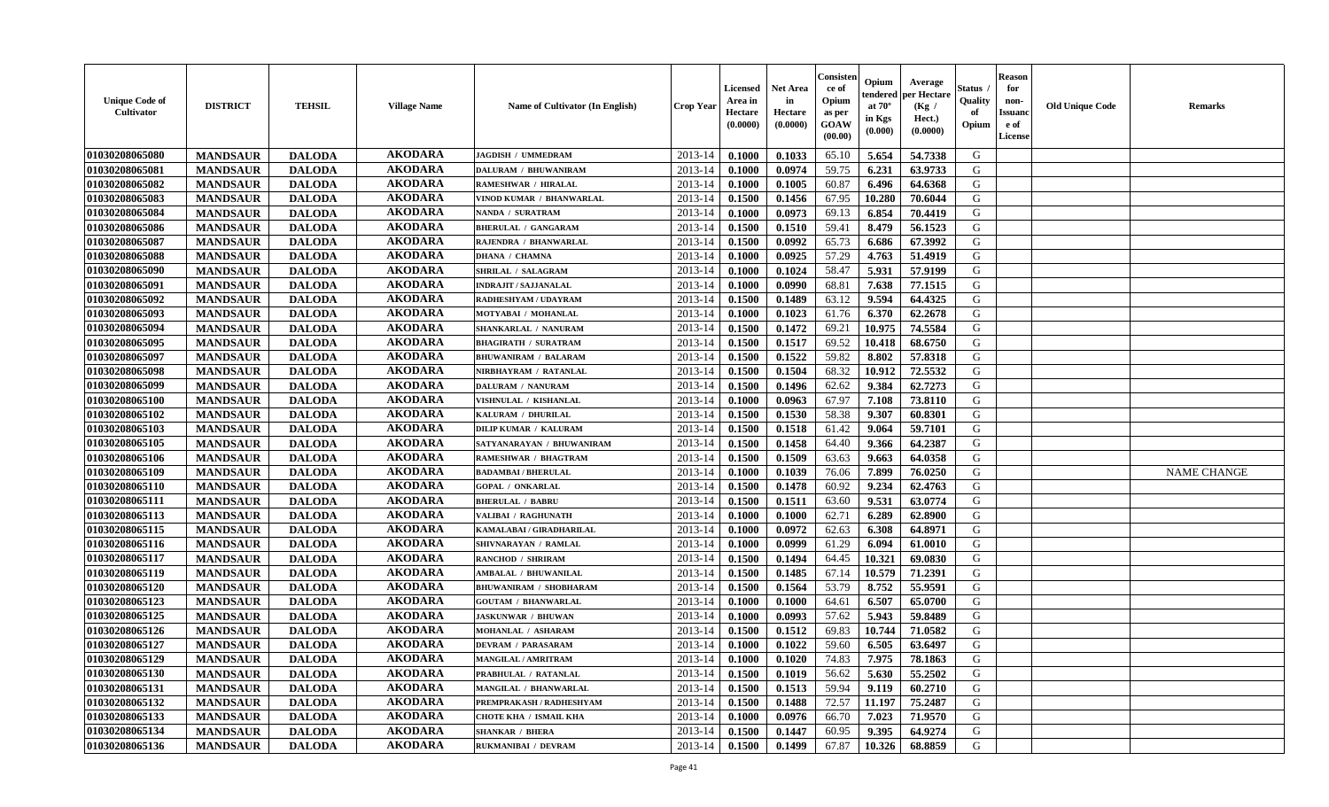| Unique Code of Cultivator | DISTRICT | TEHSIL | Village Name | Name of Cultivator (In English) | Crop Year | Licensed Area in Hectare (0.0000) | Net Area in Hectare (0.0000) | Consistence of Opium as per GOAW (00.00) | Opium tendered at 70° in Kgs (0.000) | Average per Hectare (Kg / Hect.) (0.0000) | Status / Quality of Opium | Reason for non-Issuance of License | Old Unique Code | Remarks |
|---|---|---|---|---|---|---|---|---|---|---|---|---|---|---|
| 01030208065080 | MANDSAUR | DALODA | AKODARA | JAGDISH / UMMEDRAM | 2013-14 | 0.1000 | 0.1033 | 65.10 | 5.654 | 54.7338 | G | | | |
| 01030208065081 | MANDSAUR | DALODA | AKODARA | DALURAM / BHUWANIRAM | 2013-14 | 0.1000 | 0.0974 | 59.75 | 6.231 | 63.9733 | G | | | |
| 01030208065082 | MANDSAUR | DALODA | AKODARA | RAMESHWAR / HIRALAL | 2013-14 | 0.1000 | 0.1005 | 60.87 | 6.496 | 64.6368 | G | | | |
| 01030208065083 | MANDSAUR | DALODA | AKODARA | VINOD KUMAR / BHANWARLAL | 2013-14 | 0.1500 | 0.1456 | 67.95 | 10.280 | 70.6044 | G | | | |
| 01030208065084 | MANDSAUR | DALODA | AKODARA | NANDA / SURATRAM | 2013-14 | 0.1000 | 0.0973 | 69.13 | 6.854 | 70.4419 | G | | | |
| 01030208065086 | MANDSAUR | DALODA | AKODARA | BHERULAL / GANGARAM | 2013-14 | 0.1500 | 0.1510 | 59.41 | 8.479 | 56.1523 | G | | | |
| 01030208065087 | MANDSAUR | DALODA | AKODARA | RAJENDRA / BHANWARLAL | 2013-14 | 0.1500 | 0.0992 | 65.73 | 6.686 | 67.3992 | G | | | |
| 01030208065088 | MANDSAUR | DALODA | AKODARA | DHANA / CHAMNA | 2013-14 | 0.1000 | 0.0925 | 57.29 | 4.763 | 51.4919 | G | | | |
| 01030208065090 | MANDSAUR | DALODA | AKODARA | SHRILAL / SALAGRAM | 2013-14 | 0.1000 | 0.1024 | 58.47 | 5.931 | 57.9199 | G | | | |
| 01030208065091 | MANDSAUR | DALODA | AKODARA | INDRAJIT / SAJJANALAL | 2013-14 | 0.1000 | 0.0990 | 68.81 | 7.638 | 77.1515 | G | | | |
| 01030208065092 | MANDSAUR | DALODA | AKODARA | RADHESHYAM / UDAYRAM | 2013-14 | 0.1500 | 0.1489 | 63.12 | 9.594 | 64.4325 | G | | | |
| 01030208065093 | MANDSAUR | DALODA | AKODARA | MOTYABAI / MOHANLAL | 2013-14 | 0.1000 | 0.1023 | 61.76 | 6.370 | 62.2678 | G | | | |
| 01030208065094 | MANDSAUR | DALODA | AKODARA | SHANKARLAL / NANURAM | 2013-14 | 0.1500 | 0.1472 | 69.21 | 10.975 | 74.5584 | G | | | |
| 01030208065095 | MANDSAUR | DALODA | AKODARA | BHAGIRATH / SURATRAM | 2013-14 | 0.1500 | 0.1517 | 69.52 | 10.418 | 68.6750 | G | | | |
| 01030208065097 | MANDSAUR | DALODA | AKODARA | BHUWANIRAM / BALARAM | 2013-14 | 0.1500 | 0.1522 | 59.82 | 8.802 | 57.8318 | G | | | |
| 01030208065098 | MANDSAUR | DALODA | AKODARA | NIRBHAYRAM / RATANLAL | 2013-14 | 0.1500 | 0.1504 | 68.32 | 10.912 | 72.5532 | G | | | |
| 01030208065099 | MANDSAUR | DALODA | AKODARA | DALURAM / NANURAM | 2013-14 | 0.1500 | 0.1496 | 62.62 | 9.384 | 62.7273 | G | | | |
| 01030208065100 | MANDSAUR | DALODA | AKODARA | VISHNULAL / KISHANLAL | 2013-14 | 0.1000 | 0.0963 | 67.97 | 7.108 | 73.8110 | G | | | |
| 01030208065102 | MANDSAUR | DALODA | AKODARA | KALURAM / DHURILAL | 2013-14 | 0.1500 | 0.1530 | 58.38 | 9.307 | 60.8301 | G | | | |
| 01030208065103 | MANDSAUR | DALODA | AKODARA | DILIP KUMAR / KALURAM | 2013-14 | 0.1500 | 0.1518 | 61.42 | 9.064 | 59.7101 | G | | | |
| 01030208065105 | MANDSAUR | DALODA | AKODARA | SATYANARAYAN / BHUWANIRAM | 2013-14 | 0.1500 | 0.1458 | 64.40 | 9.366 | 64.2387 | G | | | |
| 01030208065106 | MANDSAUR | DALODA | AKODARA | RAMESHWAR / BHAGTRAM | 2013-14 | 0.1500 | 0.1509 | 63.63 | 9.663 | 64.0358 | G | | | |
| 01030208065109 | MANDSAUR | DALODA | AKODARA | BADAMBAI / BHERULAL | 2013-14 | 0.1000 | 0.1039 | 76.06 | 7.899 | 76.0250 | G | | | NAME CHANGE |
| 01030208065110 | MANDSAUR | DALODA | AKODARA | GOPAL / ONKARLAL | 2013-14 | 0.1500 | 0.1478 | 60.92 | 9.234 | 62.4763 | G | | | |
| 01030208065111 | MANDSAUR | DALODA | AKODARA | BHERULAL / BABRU | 2013-14 | 0.1500 | 0.1511 | 63.60 | 9.531 | 63.0774 | G | | | |
| 01030208065113 | MANDSAUR | DALODA | AKODARA | VALIBAI / RAGHUNATH | 2013-14 | 0.1000 | 0.1000 | 62.71 | 6.289 | 62.8900 | G | | | |
| 01030208065115 | MANDSAUR | DALODA | AKODARA | KAMALABAI / GIRADHARILAL | 2013-14 | 0.1000 | 0.0972 | 62.63 | 6.308 | 64.8971 | G | | | |
| 01030208065116 | MANDSAUR | DALODA | AKODARA | SHIVNARAYAN / RAMLAL | 2013-14 | 0.1000 | 0.0999 | 61.29 | 6.094 | 61.0010 | G | | | |
| 01030208065117 | MANDSAUR | DALODA | AKODARA | RANCHOD / SHRIRAM | 2013-14 | 0.1500 | 0.1494 | 64.45 | 10.321 | 69.0830 | G | | | |
| 01030208065119 | MANDSAUR | DALODA | AKODARA | AMBALAL / BHUWANILAL | 2013-14 | 0.1500 | 0.1485 | 67.14 | 10.579 | 71.2391 | G | | | |
| 01030208065120 | MANDSAUR | DALODA | AKODARA | BHUWANIRAM / SHOBHARAM | 2013-14 | 0.1500 | 0.1564 | 53.79 | 8.752 | 55.9591 | G | | | |
| 01030208065123 | MANDSAUR | DALODA | AKODARA | GOUTAM / BHANWARLAL | 2013-14 | 0.1000 | 0.1000 | 64.61 | 6.507 | 65.0700 | G | | | |
| 01030208065125 | MANDSAUR | DALODA | AKODARA | JASKUNWAR / BHUWAN | 2013-14 | 0.1000 | 0.0993 | 57.62 | 5.943 | 59.8489 | G | | | |
| 01030208065126 | MANDSAUR | DALODA | AKODARA | MOHANLAL / ASHARAM | 2013-14 | 0.1500 | 0.1512 | 69.83 | 10.744 | 71.0582 | G | | | |
| 01030208065127 | MANDSAUR | DALODA | AKODARA | DEVRAM / PARASARAM | 2013-14 | 0.1000 | 0.1022 | 59.60 | 6.505 | 63.6497 | G | | | |
| 01030208065129 | MANDSAUR | DALODA | AKODARA | MANGILAL / AMRITRAM | 2013-14 | 0.1000 | 0.1020 | 74.83 | 7.975 | 78.1863 | G | | | |
| 01030208065130 | MANDSAUR | DALODA | AKODARA | PRABHULAL / RATANLAL | 2013-14 | 0.1500 | 0.1019 | 56.62 | 5.630 | 55.2502 | G | | | |
| 01030208065131 | MANDSAUR | DALODA | AKODARA | MANGILAL / BHANWARLAL | 2013-14 | 0.1500 | 0.1513 | 59.94 | 9.119 | 60.2710 | G | | | |
| 01030208065132 | MANDSAUR | DALODA | AKODARA | PREMPRAKASH / RADHESHYAM | 2013-14 | 0.1500 | 0.1488 | 72.57 | 11.197 | 75.2487 | G | | | |
| 01030208065133 | MANDSAUR | DALODA | AKODARA | CHOTE KHA / ISMAIL KHA | 2013-14 | 0.1000 | 0.0976 | 66.70 | 7.023 | 71.9570 | G | | | |
| 01030208065134 | MANDSAUR | DALODA | AKODARA | SHANKAR / BHERA | 2013-14 | 0.1500 | 0.1447 | 60.95 | 9.395 | 64.9274 | G | | | |
| 01030208065136 | MANDSAUR | DALODA | AKODARA | RUKMANIBAI / DEVRAM | 2013-14 | 0.1500 | 0.1499 | 67.87 | 10.326 | 68.8859 | G | | | |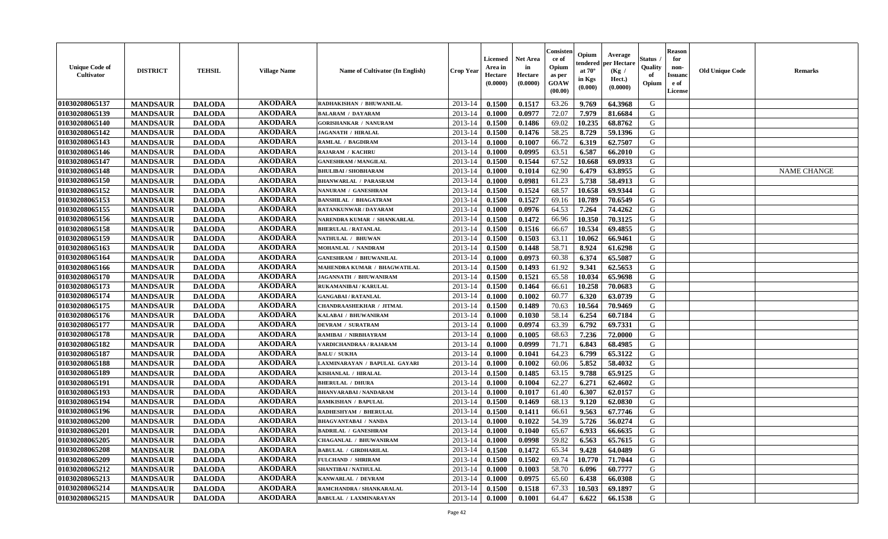| Unique Code of Cultivator | DISTRICT | TEHSIL | Village Name | Name of Cultivator (In English) | Crop Year | Licensed Area in Hectare (0.0000) | Net Area in Hectare (0.0000) | Consistence of Opium as per GOAW (00.00) | Opium tendered at 70° in Kgs (0.000) | Average per Hectare (Kg / Hect.) (0.0000) | Status / Quality of Opium | Reason for non-Issuance of License | Old Unique Code | Remarks |
|---|---|---|---|---|---|---|---|---|---|---|---|---|---|---|
| 01030208065137 | MANDSAUR | DALODA | AKODARA | RADHAKISHAN / BHUWANILAL | 2013-14 | 0.1500 | 0.1517 | 63.26 | 9.769 | 64.3968 | G | | | |
| 01030208065139 | MANDSAUR | DALODA | AKODARA | BALARAM / DAYARAM | 2013-14 | 0.1000 | 0.0977 | 72.07 | 7.979 | 81.6684 | G | | | |
| 01030208065140 | MANDSAUR | DALODA | AKODARA | GORISHANKAR / NANURAM | 2013-14 | 0.1500 | 0.1486 | 69.02 | 10.235 | 68.8762 | G | | | |
| 01030208065142 | MANDSAUR | DALODA | AKODARA | JAGANATH / HIRALAL | 2013-14 | 0.1500 | 0.1476 | 58.25 | 8.729 | 59.1396 | G | | | |
| 01030208065143 | MANDSAUR | DALODA | AKODARA | RAMLAL / BAGDIRAM | 2013-14 | 0.1000 | 0.1007 | 66.72 | 6.319 | 62.7507 | G | | | |
| 01030208065146 | MANDSAUR | DALODA | AKODARA | RAJARAM / KACHRU | 2013-14 | 0.1000 | 0.0995 | 63.51 | 6.587 | 66.2010 | G | | | |
| 01030208065147 | MANDSAUR | DALODA | AKODARA | GANESHRAM / MANGILAL | 2013-14 | 0.1500 | 0.1544 | 67.52 | 10.668 | 69.0933 | G | | | |
| 01030208065148 | MANDSAUR | DALODA | AKODARA | BHULIBAI / SHOBHARAM | 2013-14 | 0.1000 | 0.1014 | 62.90 | 6.479 | 63.8955 | G | | | NAME CHANGE |
| 01030208065150 | MANDSAUR | DALODA | AKODARA | BHANWARLAL / PARASRAM | 2013-14 | 0.1000 | 0.0981 | 61.23 | 5.738 | 58.4913 | G | | | |
| 01030208065152 | MANDSAUR | DALODA | AKODARA | NANURAM / GANESHRAM | 2013-14 | 0.1500 | 0.1524 | 68.57 | 10.658 | 69.9344 | G | | | |
| 01030208065153 | MANDSAUR | DALODA | AKODARA | BANSHILAL / BHAGATRAM | 2013-14 | 0.1500 | 0.1527 | 69.16 | 10.789 | 70.6549 | G | | | |
| 01030208065155 | MANDSAUR | DALODA | AKODARA | RATANKUNWAR / DAYARAM | 2013-14 | 0.1000 | 0.0976 | 64.53 | 7.264 | 74.4262 | G | | | |
| 01030208065156 | MANDSAUR | DALODA | AKODARA | NARENDRA KUMAR / SHANKARLAL | 2013-14 | 0.1500 | 0.1472 | 66.96 | 10.350 | 70.3125 | G | | | |
| 01030208065158 | MANDSAUR | DALODA | AKODARA | BHERULAL / RATANLAL | 2013-14 | 0.1500 | 0.1516 | 66.67 | 10.534 | 69.4855 | G | | | |
| 01030208065159 | MANDSAUR | DALODA | AKODARA | NATHULAL / BHUWAN | 2013-14 | 0.1500 | 0.1503 | 63.11 | 10.062 | 66.9461 | G | | | |
| 01030208065163 | MANDSAUR | DALODA | AKODARA | MOHANLAL / NANDRAM | 2013-14 | 0.1500 | 0.1448 | 58.71 | 8.924 | 61.6298 | G | | | |
| 01030208065164 | MANDSAUR | DALODA | AKODARA | GANESHRAM / BHUWANILAL | 2013-14 | 0.1000 | 0.0973 | 60.38 | 6.374 | 65.5087 | G | | | |
| 01030208065166 | MANDSAUR | DALODA | AKODARA | MAHENDRA KUMAR / BHAGWATILAL | 2013-14 | 0.1500 | 0.1493 | 61.92 | 9.341 | 62.5653 | G | | | |
| 01030208065170 | MANDSAUR | DALODA | AKODARA | JAGANNATH / BHUWANIRAM | 2013-14 | 0.1500 | 0.1521 | 65.58 | 10.034 | 65.9698 | G | | | |
| 01030208065173 | MANDSAUR | DALODA | AKODARA | RUKAMANIBAI / KARULAL | 2013-14 | 0.1500 | 0.1464 | 66.61 | 10.258 | 70.0683 | G | | | |
| 01030208065174 | MANDSAUR | DALODA | AKODARA | GANGABAI / RATANLAL | 2013-14 | 0.1000 | 0.1002 | 60.77 | 6.320 | 63.0739 | G | | | |
| 01030208065175 | MANDSAUR | DALODA | AKODARA | CHANDRAASHEKHAR / JITMAL | 2013-14 | 0.1500 | 0.1489 | 70.63 | 10.564 | 70.9469 | G | | | |
| 01030208065176 | MANDSAUR | DALODA | AKODARA | KALABAI / BHUWANIRAM | 2013-14 | 0.1000 | 0.1030 | 58.14 | 6.254 | 60.7184 | G | | | |
| 01030208065177 | MANDSAUR | DALODA | AKODARA | DEVRAM / SURATRAM | 2013-14 | 0.1000 | 0.0974 | 63.39 | 6.792 | 69.7331 | G | | | |
| 01030208065178 | MANDSAUR | DALODA | AKODARA | RAMIBAI / NIRBHAYRAM | 2013-14 | 0.1000 | 0.1005 | 68.63 | 7.236 | 72.0000 | G | | | |
| 01030208065182 | MANDSAUR | DALODA | AKODARA | VARDICHANDRAA / RAJARAM | 2013-14 | 0.1000 | 0.0999 | 71.71 | 6.843 | 68.4985 | G | | | |
| 01030208065187 | MANDSAUR | DALODA | AKODARA | BALU / SUKHA | 2013-14 | 0.1000 | 0.1041 | 64.23 | 6.799 | 65.3122 | G | | | |
| 01030208065188 | MANDSAUR | DALODA | AKODARA | LAXMINARAYAN / BAPULAL GAYARI | 2013-14 | 0.1000 | 0.1002 | 60.06 | 5.852 | 58.4032 | G | | | |
| 01030208065189 | MANDSAUR | DALODA | AKODARA | KISHANLAL / HIRALAL | 2013-14 | 0.1500 | 0.1485 | 63.15 | 9.788 | 65.9125 | G | | | |
| 01030208065191 | MANDSAUR | DALODA | AKODARA | BHERULAL / DHURA | 2013-14 | 0.1000 | 0.1004 | 62.27 | 6.271 | 62.4602 | G | | | |
| 01030208065193 | MANDSAUR | DALODA | AKODARA | BHANVARABAI / NANDARAM | 2013-14 | 0.1000 | 0.1017 | 61.40 | 6.307 | 62.0157 | G | | | |
| 01030208065194 | MANDSAUR | DALODA | AKODARA | RAMKISHAN / BAPULAL | 2013-14 | 0.1500 | 0.1469 | 68.13 | 9.120 | 62.0830 | G | | | |
| 01030208065196 | MANDSAUR | DALODA | AKODARA | RADHESHYAM / BHERULAL | 2013-14 | 0.1500 | 0.1411 | 66.61 | 9.563 | 67.7746 | G | | | |
| 01030208065200 | MANDSAUR | DALODA | AKODARA | BHAGVANTABAI / NANDA | 2013-14 | 0.1000 | 0.1022 | 54.39 | 5.726 | 56.0274 | G | | | |
| 01030208065201 | MANDSAUR | DALODA | AKODARA | BADRILAL / GANESHRAM | 2013-14 | 0.1000 | 0.1040 | 65.67 | 6.933 | 66.6635 | G | | | |
| 01030208065205 | MANDSAUR | DALODA | AKODARA | CHAGANLAL / BHUWANIRAM | 2013-14 | 0.1000 | 0.0998 | 59.82 | 6.563 | 65.7615 | G | | | |
| 01030208065208 | MANDSAUR | DALODA | AKODARA | BABULAL / GIRDHARILAL | 2013-14 | 0.1500 | 0.1472 | 65.34 | 9.428 | 64.0489 | G | | | |
| 01030208065209 | MANDSAUR | DALODA | AKODARA | FULCHAND / SHRIRAM | 2013-14 | 0.1500 | 0.1502 | 69.74 | 10.770 | 71.7044 | G | | | |
| 01030208065212 | MANDSAUR | DALODA | AKODARA | SHANTIBAI / NATHULAL | 2013-14 | 0.1000 | 0.1003 | 58.70 | 6.096 | 60.7777 | G | | | |
| 01030208065213 | MANDSAUR | DALODA | AKODARA | KANWARLAL / DEVRAM | 2013-14 | 0.1000 | 0.0975 | 65.60 | 6.438 | 66.0308 | G | | | |
| 01030208065214 | MANDSAUR | DALODA | AKODARA | RAMCHANDRA / SHANKARALAL | 2013-14 | 0.1500 | 0.1518 | 67.33 | 10.503 | 69.1897 | G | | | |
| 01030208065215 | MANDSAUR | DALODA | AKODARA | BABULAL / LAXMINARAYAN | 2013-14 | 0.1000 | 0.1001 | 64.47 | 6.622 | 66.1538 | G | | | |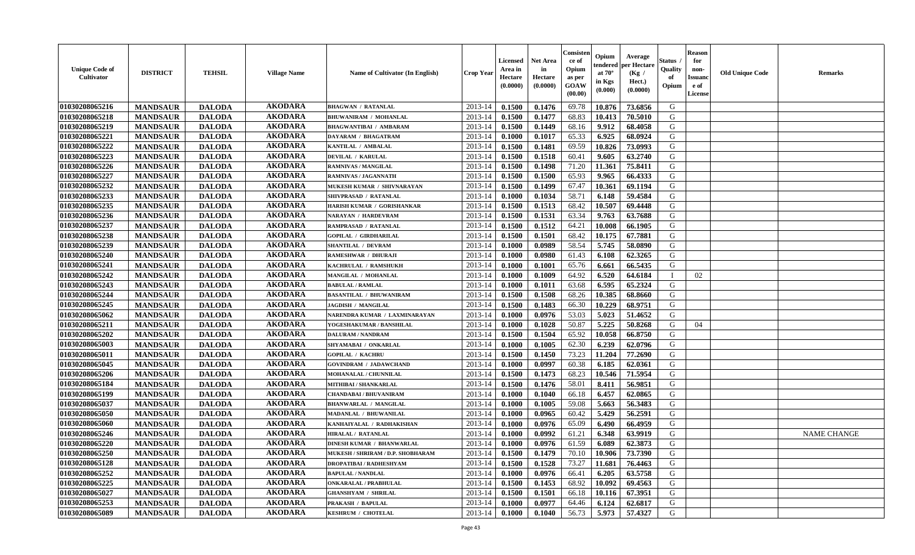| Unique Code of Cultivator | DISTRICT | TEHSIL | Village Name | Name of Cultivator (In English) | Crop Year | Licensed Area in Hectare (0.0000) | Net Area in Hectare (0.0000) | Consistence of Opium as per GOAW (00.00) | Opium tendered at 70° in Kgs (0.000) | Average per Hectare (Kg / Hect.) (0.0000) | Status / Quality of Opium | Reason for non-Issuance of License | Old Unique Code | Remarks |
|---|---|---|---|---|---|---|---|---|---|---|---|---|---|---|
| 01030208065216 | MANDSAUR | DALODA | AKODARA | BHAGWAN / RATANLAL | 2013-14 | 0.1500 | 0.1476 | 69.78 | 10.876 | 73.6856 | G | | | |
| 01030208065218 | MANDSAUR | DALODA | AKODARA | BHUWANIRAM / MOHANLAL | 2013-14 | 0.1500 | 0.1477 | 68.83 | 10.413 | 70.5010 | G | | | |
| 01030208065219 | MANDSAUR | DALODA | AKODARA | BHAGWANTIBAI / AMBARAM | 2013-14 | 0.1500 | 0.1449 | 68.16 | 9.912 | 68.4058 | G | | | |
| 01030208065221 | MANDSAUR | DALODA | AKODARA | DAYARAM / BHAGATRAM | 2013-14 | 0.1000 | 0.1017 | 65.33 | 6.925 | 68.0924 | G | | | |
| 01030208065222 | MANDSAUR | DALODA | AKODARA | KANTILAL / AMBALAL | 2013-14 | 0.1500 | 0.1481 | 69.59 | 10.826 | 73.0993 | G | | | |
| 01030208065223 | MANDSAUR | DALODA | AKODARA | DEVILAL / KARULAL | 2013-14 | 0.1500 | 0.1518 | 60.41 | 9.605 | 63.2740 | G | | | |
| 01030208065226 | MANDSAUR | DALODA | AKODARA | RAMNIVAS / MANGILAL | 2013-14 | 0.1500 | 0.1498 | 71.20 | 11.361 | 75.8411 | G | | | |
| 01030208065227 | MANDSAUR | DALODA | AKODARA | RAMNIVAS / JAGANNATH | 2013-14 | 0.1500 | 0.1500 | 65.93 | 9.965 | 66.4333 | G | | | |
| 01030208065232 | MANDSAUR | DALODA | AKODARA | MUKESH KUMAR / SHIVNARAYAN | 2013-14 | 0.1500 | 0.1499 | 67.47 | 10.361 | 69.1194 | G | | | |
| 01030208065233 | MANDSAUR | DALODA | AKODARA | SHIVPRASAD / RATANLAL | 2013-14 | 0.1000 | 0.1034 | 58.71 | 6.148 | 59.4584 | G | | | |
| 01030208065235 | MANDSAUR | DALODA | AKODARA | HARISH KUMAR / GORISHANKAR | 2013-14 | 0.1500 | 0.1513 | 68.42 | 10.507 | 69.4448 | G | | | |
| 01030208065236 | MANDSAUR | DALODA | AKODARA | NARAYAN / HARDEVRAM | 2013-14 | 0.1500 | 0.1531 | 63.34 | 9.763 | 63.7688 | G | | | |
| 01030208065237 | MANDSAUR | DALODA | AKODARA | RAMPRASAD / RATANLAL | 2013-14 | 0.1500 | 0.1512 | 64.21 | 10.008 | 66.1905 | G | | | |
| 01030208065238 | MANDSAUR | DALODA | AKODARA | GOPILAL / GIRDHARILAL | 2013-14 | 0.1500 | 0.1501 | 68.42 | 10.175 | 67.7881 | G | | | |
| 01030208065239 | MANDSAUR | DALODA | AKODARA | SHANTILAL / DEVRAM | 2013-14 | 0.1000 | 0.0989 | 58.54 | 5.745 | 58.0890 | G | | | |
| 01030208065240 | MANDSAUR | DALODA | AKODARA | RAMESHWAR / DHURAJI | 2013-14 | 0.1000 | 0.0980 | 61.43 | 6.108 | 62.3265 | G | | | |
| 01030208065241 | MANDSAUR | DALODA | AKODARA | KACHRULAL / RAMSHUKH | 2013-14 | 0.1000 | 0.1001 | 65.76 | 6.661 | 66.5435 | G | | | |
| 01030208065242 | MANDSAUR | DALODA | AKODARA | MANGILAL / MOHANLAL | 2013-14 | 0.1000 | 0.1009 | 64.92 | 6.520 | 64.6184 | I | 02 | | |
| 01030208065243 | MANDSAUR | DALODA | AKODARA | BABULAL / RAMLAL | 2013-14 | 0.1000 | 0.1011 | 63.68 | 6.595 | 65.2324 | G | | | |
| 01030208065244 | MANDSAUR | DALODA | AKODARA | BASANTILAL / BHUWANIRAM | 2013-14 | 0.1500 | 0.1508 | 68.26 | 10.385 | 68.8660 | G | | | |
| 01030208065245 | MANDSAUR | DALODA | AKODARA | JAGDISH / MANGILAL | 2013-14 | 0.1500 | 0.1483 | 66.30 | 10.229 | 68.9751 | G | | | |
| 01030208065062 | MANDSAUR | DALODA | AKODARA | NARENDRA KUMAR / LAXMINARAYAN | 2013-14 | 0.1000 | 0.0976 | 53.03 | 5.023 | 51.4652 | G | | | |
| 01030208065211 | MANDSAUR | DALODA | AKODARA | YOGESHAKUMAR / BANSHILAL | 2013-14 | 0.1000 | 0.1028 | 50.87 | 5.225 | 50.8268 | G | 04 | | |
| 01030208065202 | MANDSAUR | DALODA | AKODARA | DALURAM / NANDRAM | 2013-14 | 0.1500 | 0.1504 | 65.92 | 10.058 | 66.8750 | G | | | |
| 01030208065003 | MANDSAUR | DALODA | AKODARA | SHYAMABAI / ONKARLAL | 2013-14 | 0.1000 | 0.1005 | 62.30 | 6.239 | 62.0796 | G | | | |
| 01030208065011 | MANDSAUR | DALODA | AKODARA | GOPILAL / KACHRU | 2013-14 | 0.1500 | 0.1450 | 73.23 | 11.204 | 77.2690 | G | | | |
| 01030208065045 | MANDSAUR | DALODA | AKODARA | GOVINDRAM / JADAWCHAND | 2013-14 | 0.1000 | 0.0997 | 60.38 | 6.185 | 62.0361 | G | | | |
| 01030208065206 | MANDSAUR | DALODA | AKODARA | MOHANALAL / CHUNNILAL | 2013-14 | 0.1500 | 0.1473 | 68.23 | 10.546 | 71.5954 | G | | | |
| 01030208065184 | MANDSAUR | DALODA | AKODARA | MITHIBAI / SHANKARLAL | 2013-14 | 0.1500 | 0.1476 | 58.01 | 8.411 | 56.9851 | G | | | |
| 01030208065199 | MANDSAUR | DALODA | AKODARA | CHANDABAI / BHUVANIRAM | 2013-14 | 0.1000 | 0.1040 | 66.18 | 6.457 | 62.0865 | G | | | |
| 01030208065037 | MANDSAUR | DALODA | AKODARA | BHANWARLAL / MANGILAL | 2013-14 | 0.1000 | 0.1005 | 59.08 | 5.663 | 56.3483 | G | | | |
| 01030208065050 | MANDSAUR | DALODA | AKODARA | MADANLAL / BHUWANILAL | 2013-14 | 0.1000 | 0.0965 | 60.42 | 5.429 | 56.2591 | G | | | |
| 01030208065060 | MANDSAUR | DALODA | AKODARA | KANHAIYALAL / RADHAKISHAN | 2013-14 | 0.1000 | 0.0976 | 65.09 | 6.490 | 66.4959 | G | | | |
| 01030208065246 | MANDSAUR | DALODA | AKODARA | HIRALAL / RATANLAL | 2013-14 | 0.1000 | 0.0992 | 61.21 | 6.348 | 63.9919 | G | | | NAME CHANGE |
| 01030208065220 | MANDSAUR | DALODA | AKODARA | DINESH KUMAR / BHANWARLAL | 2013-14 | 0.1000 | 0.0976 | 61.59 | 6.089 | 62.3873 | G | | | |
| 01030208065250 | MANDSAUR | DALODA | AKODARA | MUKESH / SHRIRAM / D.P. SHOBHARAM | 2013-14 | 0.1500 | 0.1479 | 70.10 | 10.906 | 73.7390 | G | | | |
| 01030208065128 | MANDSAUR | DALODA | AKODARA | DROPATIBAI / RADHESHYAM | 2013-14 | 0.1500 | 0.1528 | 73.27 | 11.681 | 76.4463 | G | | | |
| 01030208065252 | MANDSAUR | DALODA | AKODARA | BAPULAL / NANDLAL | 2013-14 | 0.1000 | 0.0976 | 66.41 | 6.205 | 63.5758 | G | | | |
| 01030208065225 | MANDSAUR | DALODA | AKODARA | ONKARALAL / PRABHULAL | 2013-14 | 0.1500 | 0.1453 | 68.92 | 10.092 | 69.4563 | G | | | |
| 01030208065027 | MANDSAUR | DALODA | AKODARA | GHANSHYAM / SHRILAL | 2013-14 | 0.1500 | 0.1501 | 66.18 | 10.116 | 67.3951 | G | | | |
| 01030208065253 | MANDSAUR | DALODA | AKODARA | PRAKASH / BAPULAL | 2013-14 | 0.1000 | 0.0977 | 64.46 | 6.124 | 62.6817 | G | | | |
| 01030208065089 | MANDSAUR | DALODA | AKODARA | KESHRUM / CHOTELAL | 2013-14 | 0.1000 | 0.1040 | 56.73 | 5.973 | 57.4327 | G | | | |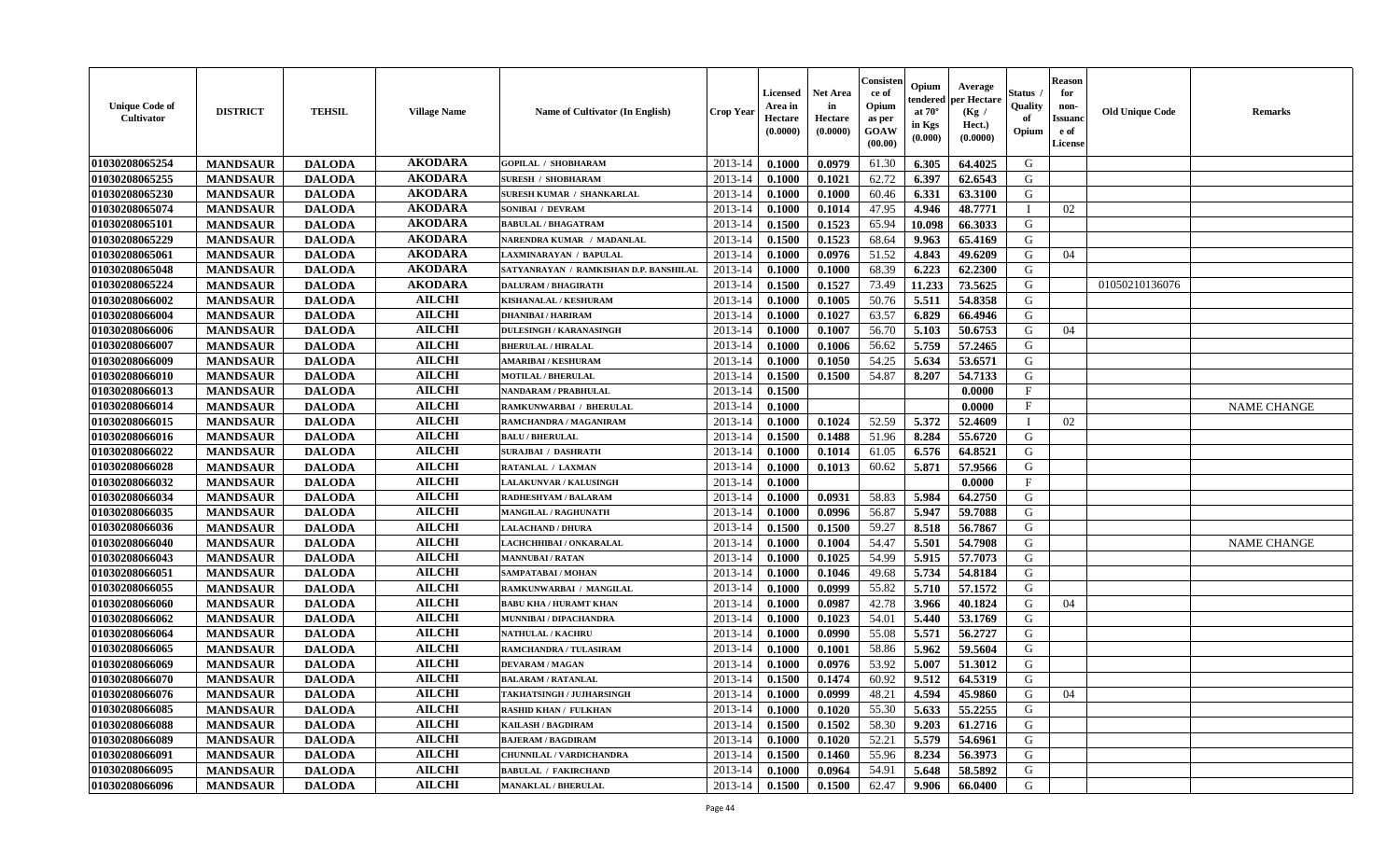| Unique Code of Cultivator | DISTRICT | TEHSIL | Village Name | Name of Cultivator (In English) | Crop Year | Licensed Area in Hectare (0.0000) | Net Area in Hectare (0.0000) | Consistence of Opium as per GOAW (00.00) | Opium tendered at 70° in Kgs (0.000) | Average per Hectare (Kg / Hect.) (0.0000) | Status / Quality of Opium | Reason for non-Issuance of License | Old Unique Code | Remarks |
|---|---|---|---|---|---|---|---|---|---|---|---|---|---|---|
| 01030208065254 | MANDSAUR | DALODA | AKODARA | GOPILAL / SHOBHARAM | 2013-14 | 0.1000 | 0.0979 | 61.30 | 6.305 | 64.4025 | G | | | |
| 01030208065255 | MANDSAUR | DALODA | AKODARA | SURESH / SHOBHARAM | 2013-14 | 0.1000 | 0.1021 | 62.72 | 6.397 | 62.6543 | G | | | |
| 01030208065230 | MANDSAUR | DALODA | AKODARA | SURESH KUMAR / SHANKARLAL | 2013-14 | 0.1000 | 0.1000 | 60.46 | 6.331 | 63.3100 | G | | | |
| 01030208065074 | MANDSAUR | DALODA | AKODARA | SONIBAI / DEVRAM | 2013-14 | 0.1000 | 0.1014 | 47.95 | 4.946 | 48.7771 | I | 02 | | |
| 01030208065101 | MANDSAUR | DALODA | AKODARA | BABULAL / BHAGATRAM | 2013-14 | 0.1500 | 0.1523 | 65.94 | 10.098 | 66.3033 | G | | | |
| 01030208065229 | MANDSAUR | DALODA | AKODARA | NARENDRA KUMAR / MADANLAL | 2013-14 | 0.1500 | 0.1523 | 68.64 | 9.963 | 65.4169 | G | | | |
| 01030208065061 | MANDSAUR | DALODA | AKODARA | LAXMINARAYAN / BAPULAL | 2013-14 | 0.1000 | 0.0976 | 51.52 | 4.843 | 49.6209 | G | 04 | | |
| 01030208065048 | MANDSAUR | DALODA | AKODARA | SATYANRAYAN / RAMKISHAN D.P. BANSHILAL | 2013-14 | 0.1000 | 0.1000 | 68.39 | 6.223 | 62.2300 | G | | | |
| 01030208065224 | MANDSAUR | DALODA | AKODARA | DALURAM / BHAGIRATH | 2013-14 | 0.1500 | 0.1527 | 73.49 | 11.233 | 73.5625 | G | | 01050210136076 | |
| 01030208066002 | MANDSAUR | DALODA | AILCHI | KISHANALAL / KESHURAM | 2013-14 | 0.1000 | 0.1005 | 50.76 | 5.511 | 54.8358 | G | | | |
| 01030208066004 | MANDSAUR | DALODA | AILCHI | DHANIBAI / HARIRAM | 2013-14 | 0.1000 | 0.1027 | 63.57 | 6.829 | 66.4946 | G | | | |
| 01030208066006 | MANDSAUR | DALODA | AILCHI | DULESINGH / KARANASINGH | 2013-14 | 0.1000 | 0.1007 | 56.70 | 5.103 | 50.6753 | G | 04 | | |
| 01030208066007 | MANDSAUR | DALODA | AILCHI | BHERULAL / HIRALAL | 2013-14 | 0.1000 | 0.1006 | 56.62 | 5.759 | 57.2465 | G | | | |
| 01030208066009 | MANDSAUR | DALODA | AILCHI | AMARIBAI / KESHURAM | 2013-14 | 0.1000 | 0.1050 | 54.25 | 5.634 | 53.6571 | G | | | |
| 01030208066010 | MANDSAUR | DALODA | AILCHI | MOTILAL / BHERULAL | 2013-14 | 0.1500 | 0.1500 | 54.87 | 8.207 | 54.7133 | G | | | |
| 01030208066013 | MANDSAUR | DALODA | AILCHI | NANDARAM / PRABHULAL | 2013-14 | 0.1500 | | | | 0.0000 | F | | | |
| 01030208066014 | MANDSAUR | DALODA | AILCHI | RAMKUNWARBAI / BHERULAL | 2013-14 | 0.1000 | | | | 0.0000 | F | | | NAME CHANGE |
| 01030208066015 | MANDSAUR | DALODA | AILCHI | RAMCHANDRA / MAGANIRAM | 2013-14 | 0.1000 | 0.1024 | 52.59 | 5.372 | 52.4609 | I | 02 | | |
| 01030208066016 | MANDSAUR | DALODA | AILCHI | BALU / BHERULAL | 2013-14 | 0.1500 | 0.1488 | 51.96 | 8.284 | 55.6720 | G | | | |
| 01030208066022 | MANDSAUR | DALODA | AILCHI | SURAJBAI / DASHRATH | 2013-14 | 0.1000 | 0.1014 | 61.05 | 6.576 | 64.8521 | G | | | |
| 01030208066028 | MANDSAUR | DALODA | AILCHI | RATANLAL / LAXMAN | 2013-14 | 0.1000 | 0.1013 | 60.62 | 5.871 | 57.9566 | G | | | |
| 01030208066032 | MANDSAUR | DALODA | AILCHI | LALAKUNVAR / KALUSINGH | 2013-14 | 0.1000 | | | | 0.0000 | F | | | |
| 01030208066034 | MANDSAUR | DALODA | AILCHI | RADHESHYAM / BALARAM | 2013-14 | 0.1000 | 0.0931 | 58.83 | 5.984 | 64.2750 | G | | | |
| 01030208066035 | MANDSAUR | DALODA | AILCHI | MANGILAL / RAGHUNATH | 2013-14 | 0.1000 | 0.0996 | 56.87 | 5.947 | 59.7088 | G | | | |
| 01030208066036 | MANDSAUR | DALODA | AILCHI | LALACHAND / DHURA | 2013-14 | 0.1500 | 0.1500 | 59.27 | 8.518 | 56.7867 | G | | | |
| 01030208066040 | MANDSAUR | DALODA | AILCHI | LACHCHHIBAI / ONKARALAL | 2013-14 | 0.1000 | 0.1004 | 54.47 | 5.501 | 54.7908 | G | | | NAME CHANGE |
| 01030208066043 | MANDSAUR | DALODA | AILCHI | MANNUBAI / RATAN | 2013-14 | 0.1000 | 0.1025 | 54.99 | 5.915 | 57.7073 | G | | | |
| 01030208066051 | MANDSAUR | DALODA | AILCHI | SAMPATABAI / MOHAN | 2013-14 | 0.1000 | 0.1046 | 49.68 | 5.734 | 54.8184 | G | | | |
| 01030208066055 | MANDSAUR | DALODA | AILCHI | RAMKUNWARBAI / MANGILAL | 2013-14 | 0.1000 | 0.0999 | 55.82 | 5.710 | 57.1572 | G | | | |
| 01030208066060 | MANDSAUR | DALODA | AILCHI | BABU KHA / HURAMT KHAN | 2013-14 | 0.1000 | 0.0987 | 42.78 | 3.966 | 40.1824 | G | 04 | | |
| 01030208066062 | MANDSAUR | DALODA | AILCHI | MUNNIBAI / DIPACHANDRA | 2013-14 | 0.1000 | 0.1023 | 54.01 | 5.440 | 53.1769 | G | | | |
| 01030208066064 | MANDSAUR | DALODA | AILCHI | NATHULAL / KACHRU | 2013-14 | 0.1000 | 0.0990 | 55.08 | 5.571 | 56.2727 | G | | | |
| 01030208066065 | MANDSAUR | DALODA | AILCHI | RAMCHANDRA / TULASIRAM | 2013-14 | 0.1000 | 0.1001 | 58.86 | 5.962 | 59.5604 | G | | | |
| 01030208066069 | MANDSAUR | DALODA | AILCHI | DEVARAM / MAGAN | 2013-14 | 0.1000 | 0.0976 | 53.92 | 5.007 | 51.3012 | G | | | |
| 01030208066070 | MANDSAUR | DALODA | AILCHI | BALARAM / RATANLAL | 2013-14 | 0.1500 | 0.1474 | 60.92 | 9.512 | 64.5319 | G | | | |
| 01030208066076 | MANDSAUR | DALODA | AILCHI | TAKHATSINGH / JUJHARSINGH | 2013-14 | 0.1000 | 0.0999 | 48.21 | 4.594 | 45.9860 | G | 04 | | |
| 01030208066085 | MANDSAUR | DALODA | AILCHI | RASHID KHAN / FULKHAN | 2013-14 | 0.1000 | 0.1020 | 55.30 | 5.633 | 55.2255 | G | | | |
| 01030208066088 | MANDSAUR | DALODA | AILCHI | KAILASH / BAGDIRAM | 2013-14 | 0.1500 | 0.1502 | 58.30 | 9.203 | 61.2716 | G | | | |
| 01030208066089 | MANDSAUR | DALODA | AILCHI | BAJERAM / BAGDIRAM | 2013-14 | 0.1000 | 0.1020 | 52.21 | 5.579 | 54.6961 | G | | | |
| 01030208066091 | MANDSAUR | DALODA | AILCHI | CHUNNILAL / VARDICHANDRA | 2013-14 | 0.1500 | 0.1460 | 55.96 | 8.234 | 56.3973 | G | | | |
| 01030208066095 | MANDSAUR | DALODA | AILCHI | BABULAL / FAKIRCHAND | 2013-14 | 0.1000 | 0.0964 | 54.91 | 5.648 | 58.5892 | G | | | |
| 01030208066096 | MANDSAUR | DALODA | AILCHI | MANAKLAL / BHERULAL | 2013-14 | 0.1500 | 0.1500 | 62.47 | 9.906 | 66.0400 | G | | | |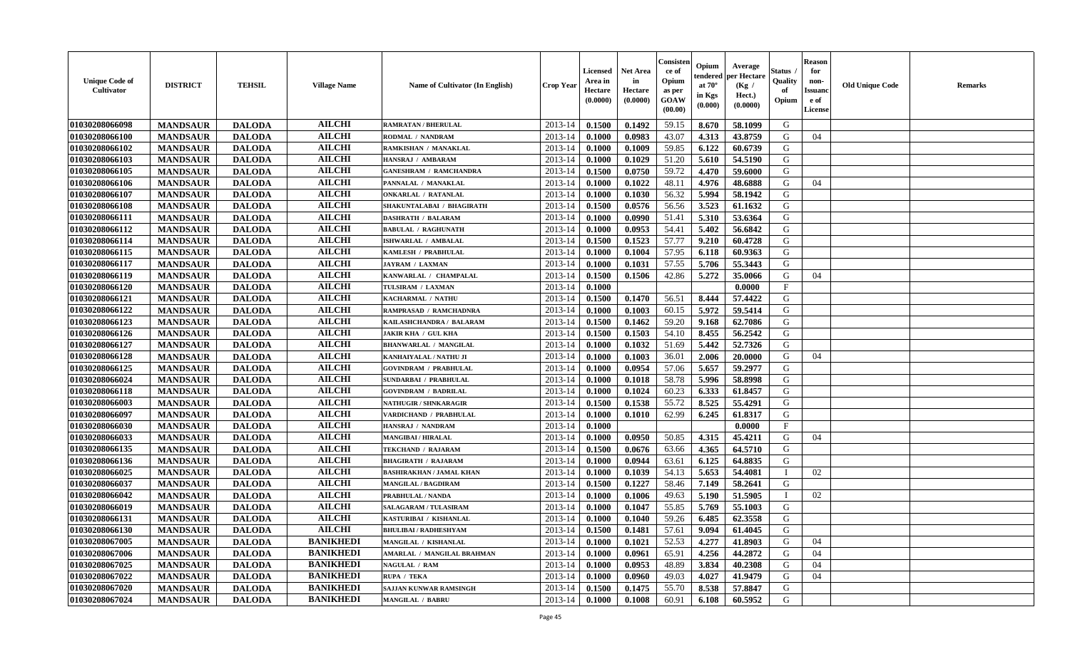| Unique Code of Cultivator | DISTRICT | TEHSIL | Village Name | Name of Cultivator (In English) | Crop Year | Licensed Area in Hectare (0.0000) | Net Area in Hectare (0.0000) | Consistence of Opium as per GOAW (00.00) | Opium tendered at 70° in Kgs (0.000) | Average per Hectare (Kg / Hect.) (0.0000) | Status / Quality of Opium | Reason for non-Issuance of License | Old Unique Code | Remarks |
|---|---|---|---|---|---|---|---|---|---|---|---|---|---|---|
| 01030208066098 | MANDSAUR | DALODA | AILCHI | RAMRATAN / BHERULAL | 2013-14 | 0.1500 | 0.1492 | 59.15 | 8.670 | 58.1099 | G | | | |
| 01030208066100 | MANDSAUR | DALODA | AILCHI | RODMAL / NANDRAM | 2013-14 | 0.1000 | 0.0983 | 43.07 | 4.313 | 43.8759 | G | 04 | | |
| 01030208066102 | MANDSAUR | DALODA | AILCHI | RAMKISHAN / MANAKLAL | 2013-14 | 0.1000 | 0.1009 | 59.85 | 6.122 | 60.6739 | G | | | |
| 01030208066103 | MANDSAUR | DALODA | AILCHI | HANSRAJ / AMBARAM | 2013-14 | 0.1000 | 0.1029 | 51.20 | 5.610 | 54.5190 | G | | | |
| 01030208066105 | MANDSAUR | DALODA | AILCHI | GANESHRAM / RAMCHANDRA | 2013-14 | 0.1500 | 0.0750 | 59.72 | 4.470 | 59.6000 | G | | | |
| 01030208066106 | MANDSAUR | DALODA | AILCHI | PANNALAL / MANAKLAL | 2013-14 | 0.1000 | 0.1022 | 48.11 | 4.976 | 48.6888 | G | 04 | | |
| 01030208066107 | MANDSAUR | DALODA | AILCHI | ONKARLAL / RATANLAL | 2013-14 | 0.1000 | 0.1030 | 56.32 | 5.994 | 58.1942 | G | | | |
| 01030208066108 | MANDSAUR | DALODA | AILCHI | SHAKUNTALABAI / BHAGIRATH | 2013-14 | 0.1500 | 0.0576 | 56.56 | 3.523 | 61.1632 | G | | | |
| 01030208066111 | MANDSAUR | DALODA | AILCHI | DASHRATH / BALARAM | 2013-14 | 0.1000 | 0.0990 | 51.41 | 5.310 | 53.6364 | G | | | |
| 01030208066112 | MANDSAUR | DALODA | AILCHI | BABULAL / RAGHUNATH | 2013-14 | 0.1000 | 0.0953 | 54.41 | 5.402 | 56.6842 | G | | | |
| 01030208066114 | MANDSAUR | DALODA | AILCHI | ISHWARLAL / AMBALAL | 2013-14 | 0.1500 | 0.1523 | 57.77 | 9.210 | 60.4728 | G | | | |
| 01030208066115 | MANDSAUR | DALODA | AILCHI | KAMLESH / PRABHULAL | 2013-14 | 0.1000 | 0.1004 | 57.95 | 6.118 | 60.9363 | G | | | |
| 01030208066117 | MANDSAUR | DALODA | AILCHI | JAYRAM / LAXMAN | 2013-14 | 0.1000 | 0.1031 | 57.55 | 5.706 | 55.3443 | G | | | |
| 01030208066119 | MANDSAUR | DALODA | AILCHI | KANWARLAL / CHAMPALAL | 2013-14 | 0.1500 | 0.1506 | 42.86 | 5.272 | 35.0066 | G | 04 | | |
| 01030208066120 | MANDSAUR | DALODA | AILCHI | TULSIRAM / LAXMAN | 2013-14 | 0.1000 | | | | 0.0000 | F | | | |
| 01030208066121 | MANDSAUR | DALODA | AILCHI | KACHARMAL / NATHU | 2013-14 | 0.1500 | 0.1470 | 56.51 | 8.444 | 57.4422 | G | | | |
| 01030208066122 | MANDSAUR | DALODA | AILCHI | RAMPRASAD / RAMCHADNRA | 2013-14 | 0.1000 | 0.1003 | 60.15 | 5.972 | 59.5414 | G | | | |
| 01030208066123 | MANDSAUR | DALODA | AILCHI | KAILASHCHANDRA / BALARAM | 2013-14 | 0.1500 | 0.1462 | 59.20 | 9.168 | 62.7086 | G | | | |
| 01030208066126 | MANDSAUR | DALODA | AILCHI | JAKIR KHA / GUL KHA | 2013-14 | 0.1500 | 0.1503 | 54.10 | 8.455 | 56.2542 | G | | | |
| 01030208066127 | MANDSAUR | DALODA | AILCHI | BHANWARLAL / MANGILAL | 2013-14 | 0.1000 | 0.1032 | 51.69 | 5.442 | 52.7326 | G | | | |
| 01030208066128 | MANDSAUR | DALODA | AILCHI | KANHAIYALAL / NATHU JI | 2013-14 | 0.1000 | 0.1003 | 36.01 | 2.006 | 20.0000 | G | 04 | | |
| 01030208066125 | MANDSAUR | DALODA | AILCHI | GOVINDRAM / PRABHULAL | 2013-14 | 0.1000 | 0.0954 | 57.06 | 5.657 | 59.2977 | G | | | |
| 01030208066024 | MANDSAUR | DALODA | AILCHI | SUNDARBAI / PRABHULAL | 2013-14 | 0.1000 | 0.1018 | 58.78 | 5.996 | 58.8998 | G | | | |
| 01030208066118 | MANDSAUR | DALODA | AILCHI | GOVINDRAM / BADRILAL | 2013-14 | 0.1000 | 0.1024 | 60.23 | 6.333 | 61.8457 | G | | | |
| 01030208066003 | MANDSAUR | DALODA | AILCHI | NATHUGIR / SHNKARAGIR | 2013-14 | 0.1500 | 0.1538 | 55.72 | 8.525 | 55.4291 | G | | | |
| 01030208066097 | MANDSAUR | DALODA | AILCHI | VARDICHAND / PRABHULAL | 2013-14 | 0.1000 | 0.1010 | 62.99 | 6.245 | 61.8317 | G | | | |
| 01030208066030 | MANDSAUR | DALODA | AILCHI | HANSRAJ / NANDRAM | 2013-14 | 0.1000 | | | | 0.0000 | F | | | |
| 01030208066033 | MANDSAUR | DALODA | AILCHI | MANGIBAI / HIRALAL | 2013-14 | 0.1000 | 0.0950 | 50.85 | 4.315 | 45.4211 | G | 04 | | |
| 01030208066135 | MANDSAUR | DALODA | AILCHI | TEKCHAND / RAJARAM | 2013-14 | 0.1500 | 0.0676 | 63.66 | 4.365 | 64.5710 | G | | | |
| 01030208066136 | MANDSAUR | DALODA | AILCHI | BHAGIRATH / RAJARAM | 2013-14 | 0.1000 | 0.0944 | 63.61 | 6.125 | 64.8835 | G | | | |
| 01030208066025 | MANDSAUR | DALODA | AILCHI | BASHIRAKHAN / JAMAL KHAN | 2013-14 | 0.1000 | 0.1039 | 54.13 | 5.653 | 54.4081 | I | 02 | | |
| 01030208066037 | MANDSAUR | DALODA | AILCHI | MANGILAL / BAGDIRAM | 2013-14 | 0.1500 | 0.1227 | 58.46 | 7.149 | 58.2641 | G | | | |
| 01030208066042 | MANDSAUR | DALODA | AILCHI | PRABHULAL / NANDA | 2013-14 | 0.1000 | 0.1006 | 49.63 | 5.190 | 51.5905 | I | 02 | | |
| 01030208066019 | MANDSAUR | DALODA | AILCHI | SALAGARAM / TULASIRAM | 2013-14 | 0.1000 | 0.1047 | 55.85 | 5.769 | 55.1003 | G | | | |
| 01030208066131 | MANDSAUR | DALODA | AILCHI | KASTURIBAI / KISHANLAL | 2013-14 | 0.1000 | 0.1040 | 59.26 | 6.485 | 62.3558 | G | | | |
| 01030208066130 | MANDSAUR | DALODA | AILCHI | BHULIBAI / RADHESHYAM | 2013-14 | 0.1500 | 0.1481 | 57.61 | 9.094 | 61.4045 | G | | | |
| 01030208067005 | MANDSAUR | DALODA | BANIKHEDI | MANGILAL / KISHANLAL | 2013-14 | 0.1000 | 0.1021 | 52.53 | 4.277 | 41.8903 | G | 04 | | |
| 01030208067006 | MANDSAUR | DALODA | BANIKHEDI | AMARLAL / MANGILAL BRAHMAN | 2013-14 | 0.1000 | 0.0961 | 65.91 | 4.256 | 44.2872 | G | 04 | | |
| 01030208067025 | MANDSAUR | DALODA | BANIKHEDI | NAGULAL / RAM | 2013-14 | 0.1000 | 0.0953 | 48.89 | 3.834 | 40.2308 | G | 04 | | |
| 01030208067022 | MANDSAUR | DALODA | BANIKHEDI | RUPA / TEKA | 2013-14 | 0.1000 | 0.0960 | 49.03 | 4.027 | 41.9479 | G | 04 | | |
| 01030208067020 | MANDSAUR | DALODA | BANIKHEDI | SAJJAN KUNWAR RAMSINGH | 2013-14 | 0.1500 | 0.1475 | 55.70 | 8.538 | 57.8847 | G | | | |
| 01030208067024 | MANDSAUR | DALODA | BANIKHEDI | MANGILAL / BABRU | 2013-14 | 0.1000 | 0.1008 | 60.91 | 6.108 | 60.5952 | G | | | |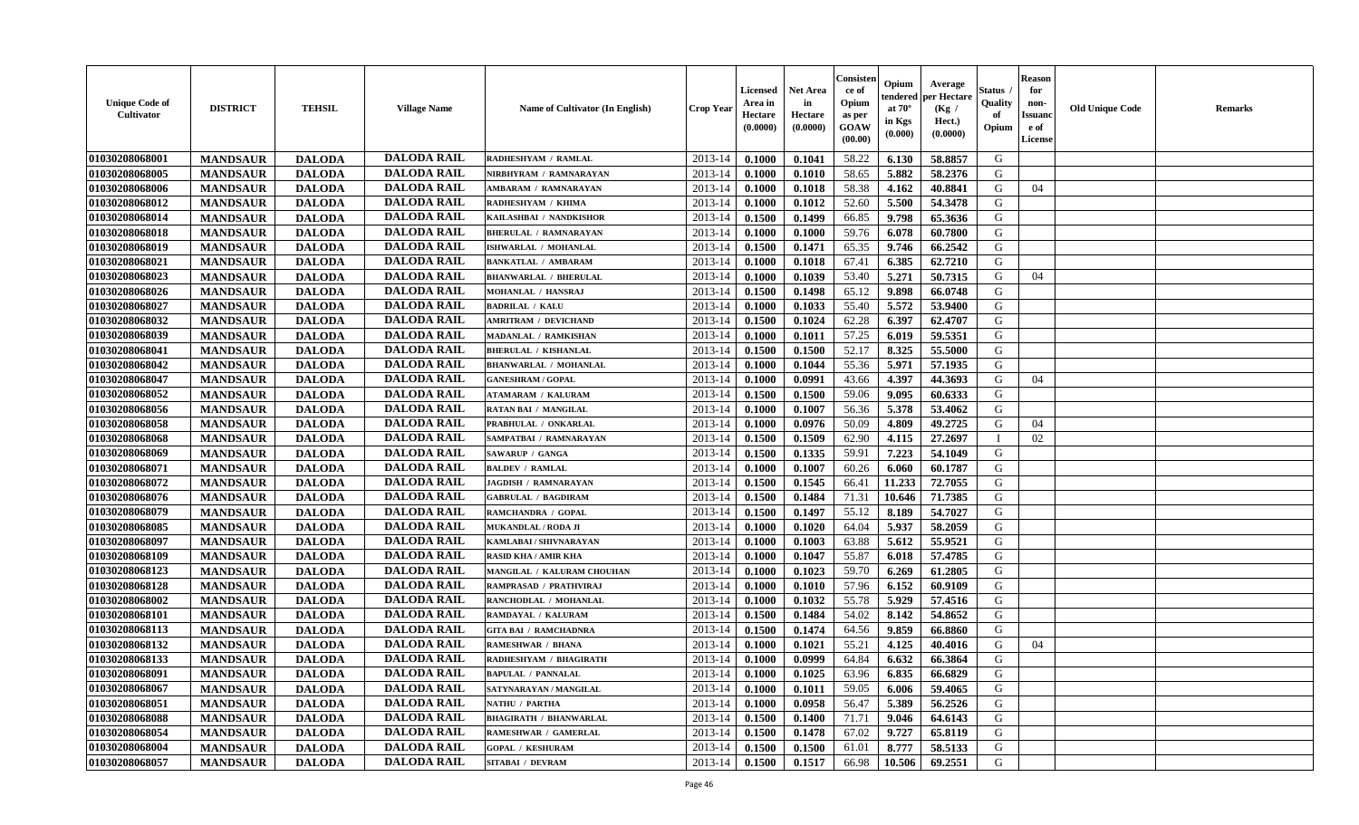| Unique Code of Cultivator | DISTRICT | TEHSIL | Village Name | Name of Cultivator (In English) | Crop Year | Licensed Area in Hectare (0.0000) | Net Area in Hectare (0.0000) | Consistence of Opium as per GOAW (00.00) | Opium tendered at 70° in Kgs (0.000) | Average per Hectare (Kg / Hect.) (0.0000) | Status / Quality of Opium | Reason for non-Issuance of License | Old Unique Code | Remarks |
|---|---|---|---|---|---|---|---|---|---|---|---|---|---|---|
| 01030208068001 | MANDSAUR | DALODA | DALODA RAIL | RADHESHYAM / RAMLAL | 2013-14 | 0.1000 | 0.1041 | 58.22 | 6.130 | 58.8857 | G | | | |
| 01030208068005 | MANDSAUR | DALODA | DALODA RAIL | NIRBHYRAM / RAMNARAYAN | 2013-14 | 0.1000 | 0.1010 | 58.65 | 5.882 | 58.2376 | G | | | |
| 01030208068006 | MANDSAUR | DALODA | DALODA RAIL | AMBARAM / RAMNARAYAN | 2013-14 | 0.1000 | 0.1018 | 58.38 | 4.162 | 40.8841 | G | 04 | | |
| 01030208068012 | MANDSAUR | DALODA | DALODA RAIL | RADHESHYAM / KHIMA | 2013-14 | 0.1000 | 0.1012 | 52.60 | 5.500 | 54.3478 | G | | | |
| 01030208068014 | MANDSAUR | DALODA | DALODA RAIL | KAILASHBAI / NANDKISHOR | 2013-14 | 0.1500 | 0.1499 | 66.85 | 9.798 | 65.3636 | G | | | |
| 01030208068018 | MANDSAUR | DALODA | DALODA RAIL | BHERULAL / RAMNARAYAN | 2013-14 | 0.1000 | 0.1000 | 59.76 | 6.078 | 60.7800 | G | | | |
| 01030208068019 | MANDSAUR | DALODA | DALODA RAIL | ISHWARLAL / MOHANLAL | 2013-14 | 0.1500 | 0.1471 | 65.35 | 9.746 | 66.2542 | G | | | |
| 01030208068021 | MANDSAUR | DALODA | DALODA RAIL | BANKATLAL / AMBARAM | 2013-14 | 0.1000 | 0.1018 | 67.41 | 6.385 | 62.7210 | G | | | |
| 01030208068023 | MANDSAUR | DALODA | DALODA RAIL | BHANWARLAL / BHERULAL | 2013-14 | 0.1000 | 0.1039 | 53.40 | 5.271 | 50.7315 | G | 04 | | |
| 01030208068026 | MANDSAUR | DALODA | DALODA RAIL | MOHANLAL / HANSRAJ | 2013-14 | 0.1500 | 0.1498 | 65.12 | 9.898 | 66.0748 | G | | | |
| 01030208068027 | MANDSAUR | DALODA | DALODA RAIL | BADRILAL / KALU | 2013-14 | 0.1000 | 0.1033 | 55.40 | 5.572 | 53.9400 | G | | | |
| 01030208068032 | MANDSAUR | DALODA | DALODA RAIL | AMRITRAM / DEVICHAND | 2013-14 | 0.1500 | 0.1024 | 62.28 | 6.397 | 62.4707 | G | | | |
| 01030208068039 | MANDSAUR | DALODA | DALODA RAIL | MADANLAL / RAMKISHAN | 2013-14 | 0.1000 | 0.1011 | 57.25 | 6.019 | 59.5351 | G | | | |
| 01030208068041 | MANDSAUR | DALODA | DALODA RAIL | BHERULAL / KISHANLAL | 2013-14 | 0.1500 | 0.1500 | 52.17 | 8.325 | 55.5000 | G | | | |
| 01030208068042 | MANDSAUR | DALODA | DALODA RAIL | BHANWARLAL / MOHANLAL | 2013-14 | 0.1000 | 0.1044 | 55.36 | 5.971 | 57.1935 | G | | | |
| 01030208068047 | MANDSAUR | DALODA | DALODA RAIL | GANESHRAM / GOPAL | 2013-14 | 0.1000 | 0.0991 | 43.66 | 4.397 | 44.3693 | G | 04 | | |
| 01030208068052 | MANDSAUR | DALODA | DALODA RAIL | ATAMARAM / KALURAM | 2013-14 | 0.1500 | 0.1500 | 59.06 | 9.095 | 60.6333 | G | | | |
| 01030208068056 | MANDSAUR | DALODA | DALODA RAIL | RATAN BAI / MANGILAL | 2013-14 | 0.1000 | 0.1007 | 56.36 | 5.378 | 53.4062 | G | | | |
| 01030208068058 | MANDSAUR | DALODA | DALODA RAIL | PRABHULAL / ONKARLAL | 2013-14 | 0.1000 | 0.0976 | 50.09 | 4.809 | 49.2725 | G | 04 | | |
| 01030208068068 | MANDSAUR | DALODA | DALODA RAIL | SAMPATBAI / RAMNARAYAN | 2013-14 | 0.1500 | 0.1509 | 62.90 | 4.115 | 27.2697 | I | 02 | | |
| 01030208068069 | MANDSAUR | DALODA | DALODA RAIL | SAWARUP / GANGA | 2013-14 | 0.1500 | 0.1335 | 59.91 | 7.223 | 54.1049 | G | | | |
| 01030208068071 | MANDSAUR | DALODA | DALODA RAIL | BALDEV / RAMLAL | 2013-14 | 0.1000 | 0.1007 | 60.26 | 6.060 | 60.1787 | G | | | |
| 01030208068072 | MANDSAUR | DALODA | DALODA RAIL | JAGDISH / RAMNARAYAN | 2013-14 | 0.1500 | 0.1545 | 66.41 | 11.233 | 72.7055 | G | | | |
| 01030208068076 | MANDSAUR | DALODA | DALODA RAIL | GABRULAL / BAGDIRAM | 2013-14 | 0.1500 | 0.1484 | 71.31 | 10.646 | 71.7385 | G | | | |
| 01030208068079 | MANDSAUR | DALODA | DALODA RAIL | RAMCHANDRA / GOPAL | 2013-14 | 0.1500 | 0.1497 | 55.12 | 8.189 | 54.7027 | G | | | |
| 01030208068085 | MANDSAUR | DALODA | DALODA RAIL | MUKANDLAL / RODA JI | 2013-14 | 0.1000 | 0.1020 | 64.04 | 5.937 | 58.2059 | G | | | |
| 01030208068097 | MANDSAUR | DALODA | DALODA RAIL | KAMLABAI / SHIVNARAYAN | 2013-14 | 0.1000 | 0.1003 | 63.88 | 5.612 | 55.9521 | G | | | |
| 01030208068109 | MANDSAUR | DALODA | DALODA RAIL | RASID KHA / AMIR KHA | 2013-14 | 0.1000 | 0.1047 | 55.87 | 6.018 | 57.4785 | G | | | |
| 01030208068123 | MANDSAUR | DALODA | DALODA RAIL | MANGILAL / KALURAM CHOUHAN | 2013-14 | 0.1000 | 0.1023 | 59.70 | 6.269 | 61.2805 | G | | | |
| 01030208068128 | MANDSAUR | DALODA | DALODA RAIL | RAMPRASAD / PRATHVIRAJ | 2013-14 | 0.1000 | 0.1010 | 57.96 | 6.152 | 60.9109 | G | | | |
| 01030208068002 | MANDSAUR | DALODA | DALODA RAIL | RANCHODLAL / MOHANLAL | 2013-14 | 0.1000 | 0.1032 | 55.78 | 5.929 | 57.4516 | G | | | |
| 01030208068101 | MANDSAUR | DALODA | DALODA RAIL | RAMDAYAL / KALURAM | 2013-14 | 0.1500 | 0.1484 | 54.02 | 8.142 | 54.8652 | G | | | |
| 01030208068113 | MANDSAUR | DALODA | DALODA RAIL | GITA BAI / RAMCHADNRA | 2013-14 | 0.1500 | 0.1474 | 64.56 | 9.859 | 66.8860 | G | | | |
| 01030208068132 | MANDSAUR | DALODA | DALODA RAIL | RAMESHWAR / BHANA | 2013-14 | 0.1000 | 0.1021 | 55.21 | 4.125 | 40.4016 | G | 04 | | |
| 01030208068133 | MANDSAUR | DALODA | DALODA RAIL | RADHESHYAM / BHAGIRATH | 2013-14 | 0.1000 | 0.0999 | 64.84 | 6.632 | 66.3864 | G | | | |
| 01030208068091 | MANDSAUR | DALODA | DALODA RAIL | BAPULAL / PANNALAL | 2013-14 | 0.1000 | 0.1025 | 63.96 | 6.835 | 66.6829 | G | | | |
| 01030208068067 | MANDSAUR | DALODA | DALODA RAIL | SATYNARAYAN / MANGILAL | 2013-14 | 0.1000 | 0.1011 | 59.05 | 6.006 | 59.4065 | G | | | |
| 01030208068051 | MANDSAUR | DALODA | DALODA RAIL | NATHU / PARTHA | 2013-14 | 0.1000 | 0.0958 | 56.47 | 5.389 | 56.2526 | G | | | |
| 01030208068088 | MANDSAUR | DALODA | DALODA RAIL | BHAGIRATH / BHANWARLAL | 2013-14 | 0.1500 | 0.1400 | 71.71 | 9.046 | 64.6143 | G | | | |
| 01030208068054 | MANDSAUR | DALODA | DALODA RAIL | RAMESHWAR / GAMERLAL | 2013-14 | 0.1500 | 0.1478 | 67.02 | 9.727 | 65.8119 | G | | | |
| 01030208068004 | MANDSAUR | DALODA | DALODA RAIL | GOPAL / KESHURAM | 2013-14 | 0.1500 | 0.1500 | 61.01 | 8.777 | 58.5133 | G | | | |
| 01030208068057 | MANDSAUR | DALODA | DALODA RAIL | SITABAI / DEVRAM | 2013-14 | 0.1500 | 0.1517 | 66.98 | 10.506 | 69.2551 | G | | | |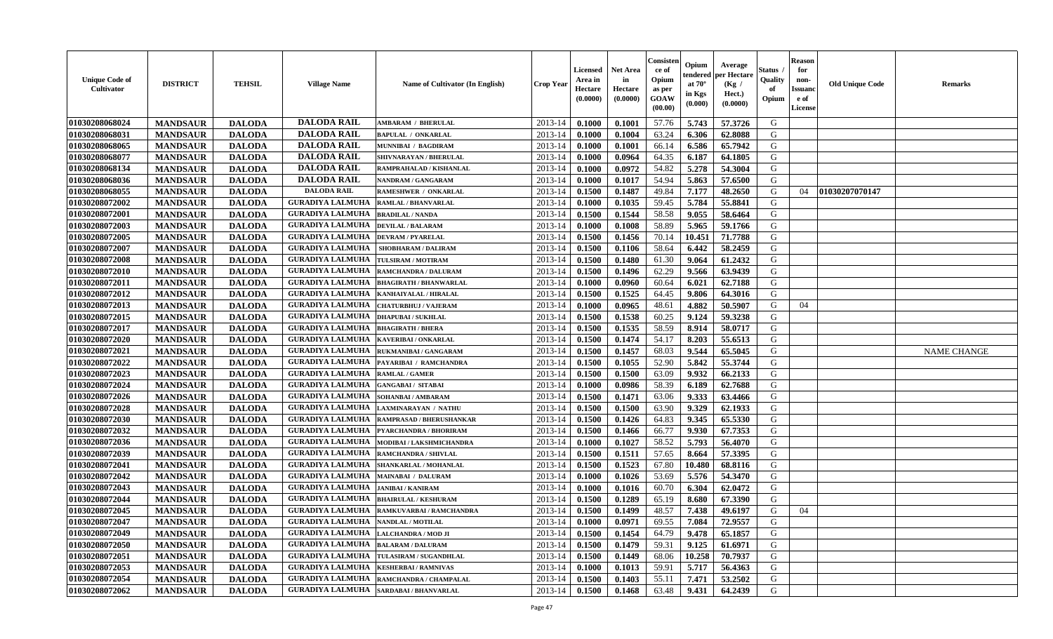| Unique Code of Cultivator | DISTRICT | TEHSIL | Village Name | Name of Cultivator (In English) | Crop Year | Licensed Area in Hectare (0.0000) | Net Area in Hectare (0.0000) | Consistence of Opium as per GOAW (00.00) | Opium tendered at 70° in Kgs (0.000) | Average per Hectare (Kg / Hect.) (0.0000) | Status / Quality of Opium | Reason for non-Issuance of License | Old Unique Code | Remarks |
|---|---|---|---|---|---|---|---|---|---|---|---|---|---|---|
| 01030208068024 | MANDSAUR | DALODA | DALODA RAIL | AMBARAM / BHERULAL | 2013-14 | 0.1000 | 0.1001 | 57.76 | 5.743 | 57.3726 | G | | | |
| 01030208068031 | MANDSAUR | DALODA | DALODA RAIL | BAPULAL / ONKARLAL | 2013-14 | 0.1000 | 0.1004 | 63.24 | 6.306 | 62.8088 | G | | | |
| 01030208068065 | MANDSAUR | DALODA | DALODA RAIL | MUNNIBAI / BAGDIRAM | 2013-14 | 0.1000 | 0.1001 | 66.14 | 6.586 | 65.7942 | G | | | |
| 01030208068077 | MANDSAUR | DALODA | DALODA RAIL | SHIVNARAYAN / BHERULAL | 2013-14 | 0.1000 | 0.0964 | 64.35 | 6.187 | 64.1805 | G | | | |
| 01030208068134 | MANDSAUR | DALODA | DALODA RAIL | RAMPRAHALAD / KISHANLAL | 2013-14 | 0.1000 | 0.0972 | 54.82 | 5.278 | 54.3004 | G | | | |
| 01030208068036 | MANDSAUR | DALODA | DALODA RAIL | NANDRAM / GANGARAM | 2013-14 | 0.1000 | 0.1017 | 54.94 | 5.863 | 57.6500 | G | | | |
| 01030208068055 | MANDSAUR | DALODA | DALODA RAIL | RAMESHWER / ONKARLAL | 2013-14 | 0.1500 | 0.1487 | 49.84 | 7.177 | 48.2650 | G | 04 | 01030207070147 | |
| 01030208072002 | MANDSAUR | DALODA | GURADIYA LALMUHA | RAMLAL / BHANVARLAL | 2013-14 | 0.1000 | 0.1035 | 59.45 | 5.784 | 55.8841 | G | | | |
| 01030208072001 | MANDSAUR | DALODA | GURADIYA LALMUHA | BRADILAL / NANDA | 2013-14 | 0.1500 | 0.1544 | 58.58 | 9.055 | 58.6464 | G | | | |
| 01030208072003 | MANDSAUR | DALODA | GURADIYA LALMUHA | DEVILAL / BALARAM | 2013-14 | 0.1000 | 0.1008 | 58.89 | 5.965 | 59.1766 | G | | | |
| 01030208072005 | MANDSAUR | DALODA | GURADIYA LALMUHA | DEVRAM / PYARELAL | 2013-14 | 0.1500 | 0.1456 | 70.14 | 10.451 | 71.7788 | G | | | |
| 01030208072007 | MANDSAUR | DALODA | GURADIYA LALMUHA | SHOBHARAM / DALIRAM | 2013-14 | 0.1500 | 0.1106 | 58.64 | 6.442 | 58.2459 | G | | | |
| 01030208072008 | MANDSAUR | DALODA | GURADIYA LALMUHA | TULSIRAM / MOTIRAM | 2013-14 | 0.1500 | 0.1480 | 61.30 | 9.064 | 61.2432 | G | | | |
| 01030208072010 | MANDSAUR | DALODA | GURADIYA LALMUHA | RAMCHANDRA / DALURAM | 2013-14 | 0.1500 | 0.1496 | 62.29 | 9.566 | 63.9439 | G | | | |
| 01030208072011 | MANDSAUR | DALODA | GURADIYA LALMUHA | BHAGIRATH / BHANWARLAL | 2013-14 | 0.1000 | 0.0960 | 60.64 | 6.021 | 62.7188 | G | | | |
| 01030208072012 | MANDSAUR | DALODA | GURADIYA LALMUHA | KANHAIYALAL / HIRALAL | 2013-14 | 0.1500 | 0.1525 | 64.45 | 9.806 | 64.3016 | G | | | |
| 01030208072013 | MANDSAUR | DALODA | GURADIYA LALMUHA | CHATURBHUJ / VAJERAM | 2013-14 | 0.1000 | 0.0965 | 48.61 | 4.882 | 50.5907 | G | 04 | | |
| 01030208072015 | MANDSAUR | DALODA | GURADIYA LALMUHA | DHAPUBAI / SUKHLAL | 2013-14 | 0.1500 | 0.1538 | 60.25 | 9.124 | 59.3238 | G | | | |
| 01030208072017 | MANDSAUR | DALODA | GURADIYA LALMUHA | BHAGIRATH / BHERA | 2013-14 | 0.1500 | 0.1535 | 58.59 | 8.914 | 58.0717 | G | | | |
| 01030208072020 | MANDSAUR | DALODA | GURADIYA LALMUHA | KAVERIBAI / ONKARLAL | 2013-14 | 0.1500 | 0.1474 | 54.17 | 8.203 | 55.6513 | G | | | |
| 01030208072021 | MANDSAUR | DALODA | GURADIYA LALMUHA | RUKMANIBAI / GANGARAM | 2013-14 | 0.1500 | 0.1457 | 68.03 | 9.544 | 65.5045 | G | | | NAME CHANGE |
| 01030208072022 | MANDSAUR | DALODA | GURADIYA LALMUHA | PAYARIBAI / RAMCHANDRA | 2013-14 | 0.1500 | 0.1055 | 52.90 | 5.842 | 55.3744 | G | | | |
| 01030208072023 | MANDSAUR | DALODA | GURADIYA LALMUHA | RAMLAL / GAMER | 2013-14 | 0.1500 | 0.1500 | 63.09 | 9.932 | 66.2133 | G | | | |
| 01030208072024 | MANDSAUR | DALODA | GURADIYA LALMUHA | GANGABAI / SITABAI | 2013-14 | 0.1000 | 0.0986 | 58.39 | 6.189 | 62.7688 | G | | | |
| 01030208072026 | MANDSAUR | DALODA | GURADIYA LALMUHA | SOHANBAI / AMBARAM | 2013-14 | 0.1500 | 0.1471 | 63.06 | 9.333 | 63.4466 | G | | | |
| 01030208072028 | MANDSAUR | DALODA | GURADIYA LALMUHA | LAXMINARAYAN / NATHU | 2013-14 | 0.1500 | 0.1500 | 63.90 | 9.329 | 62.1933 | G | | | |
| 01030208072030 | MANDSAUR | DALODA | GURADIYA LALMUHA | RAMPRASAD / BHERUSHANKAR | 2013-14 | 0.1500 | 0.1426 | 64.83 | 9.345 | 65.5330 | G | | | |
| 01030208072032 | MANDSAUR | DALODA | GURADIYA LALMUHA | PYARCHANDRA / BHORIRAM | 2013-14 | 0.1500 | 0.1466 | 66.77 | 9.930 | 67.7353 | G | | | |
| 01030208072036 | MANDSAUR | DALODA | GURADIYA LALMUHA | MODIBAI / LAKSHMICHANDRA | 2013-14 | 0.1000 | 0.1027 | 58.52 | 5.793 | 56.4070 | G | | | |
| 01030208072039 | MANDSAUR | DALODA | GURADIYA LALMUHA | RAMCHANDRA / SHIVLAL | 2013-14 | 0.1500 | 0.1511 | 57.65 | 8.664 | 57.3395 | G | | | |
| 01030208072041 | MANDSAUR | DALODA | GURADIYA LALMUHA | SHANKARLAL / MOHANLAL | 2013-14 | 0.1500 | 0.1523 | 67.80 | 10.480 | 68.8116 | G | | | |
| 01030208072042 | MANDSAUR | DALODA | GURADIYA LALMUHA | MAINABAI / DALURAM | 2013-14 | 0.1000 | 0.1026 | 53.69 | 5.576 | 54.3470 | G | | | |
| 01030208072043 | MANDSAUR | DALODA | GURADIYA LALMUHA | JANIBAI / KANIRAM | 2013-14 | 0.1000 | 0.1016 | 60.70 | 6.304 | 62.0472 | G | | | |
| 01030208072044 | MANDSAUR | DALODA | GURADIYA LALMUHA | BHAIRULAL / KESHURAM | 2013-14 | 0.1500 | 0.1289 | 65.19 | 8.680 | 67.3390 | G | | | |
| 01030208072045 | MANDSAUR | DALODA | GURADIYA LALMUHA | RAMKUVARBAI / RAMCHANDRA | 2013-14 | 0.1500 | 0.1499 | 48.57 | 7.438 | 49.6197 | G | 04 | | |
| 01030208072047 | MANDSAUR | DALODA | GURADIYA LALMUHA | NANDLAL / MOTILAL | 2013-14 | 0.1000 | 0.0971 | 69.55 | 7.084 | 72.9557 | G | | | |
| 01030208072049 | MANDSAUR | DALODA | GURADIYA LALMUHA | LALCHANDRA / MOD JI | 2013-14 | 0.1500 | 0.1454 | 64.79 | 9.478 | 65.1857 | G | | | |
| 01030208072050 | MANDSAUR | DALODA | GURADIYA LALMUHA | BALARAM / DALURAM | 2013-14 | 0.1500 | 0.1479 | 59.31 | 9.125 | 61.6971 | G | | | |
| 01030208072051 | MANDSAUR | DALODA | GURADIYA LALMUHA | TULASIRAM / SUGANDHLAL | 2013-14 | 0.1500 | 0.1449 | 68.06 | 10.258 | 70.7937 | G | | | |
| 01030208072053 | MANDSAUR | DALODA | GURADIYA LALMUHA | KESHERBAI / RAMNIVAS | 2013-14 | 0.1000 | 0.1013 | 59.91 | 5.717 | 56.4363 | G | | | |
| 01030208072054 | MANDSAUR | DALODA | GURADIYA LALMUHA | RAMCHANDRA / CHAMPALAL | 2013-14 | 0.1500 | 0.1403 | 55.11 | 7.471 | 53.2502 | G | | | |
| 01030208072062 | MANDSAUR | DALODA | GURADIYA LALMUHA | SARDABAI / BHANVARLAL | 2013-14 | 0.1500 | 0.1468 | 63.48 | 9.431 | 64.2439 | G | | | |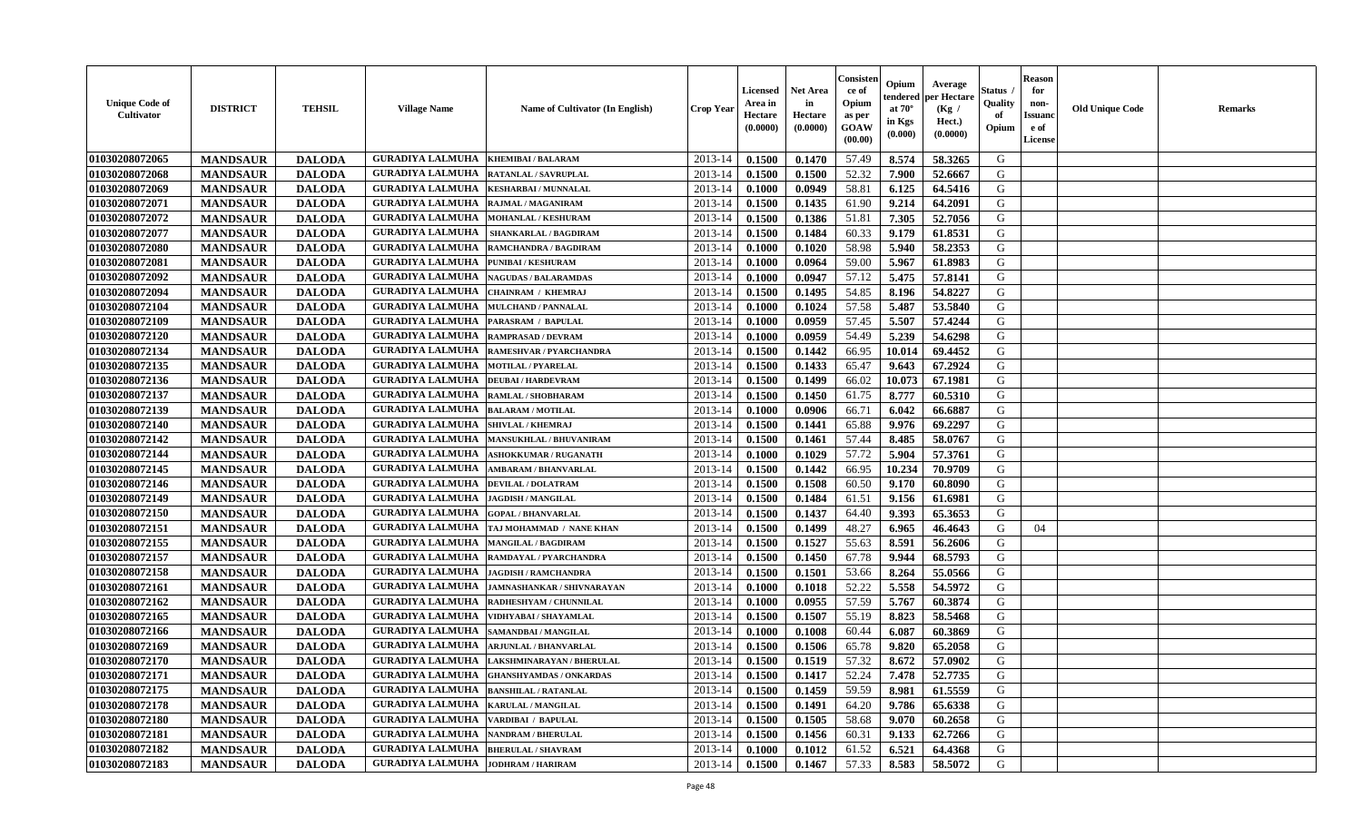| Unique Code of Cultivator | DISTRICT | TEHSIL | Village Name | Name of Cultivator (In English) | Crop Year | Licensed Area in Hectare (0.0000) | Net Area in Hectare (0.0000) | Consistence of Opium as per GOAW (00.00) | Opium tendered at 70° in Kgs (0.000) | Average per Hectare (Kg / Hect.) (0.0000) | Status / Quality of Opium | Reason for non-Issuance of License | Old Unique Code | Remarks |
|---|---|---|---|---|---|---|---|---|---|---|---|---|---|---|
| 01030208072065 | MANDSAUR | DALODA | GURADIYA LALMUHA | KHEMIBAI / BALARAM | 2013-14 | 0.1500 | 0.1470 | 57.49 | 8.574 | 58.3265 | G | | | |
| 01030208072068 | MANDSAUR | DALODA | GURADIYA LALMUHA | RATANLAL / SAVRUPLAL | 2013-14 | 0.1500 | 0.1500 | 52.32 | 7.900 | 52.6667 | G | | | |
| 01030208072069 | MANDSAUR | DALODA | GURADIYA LALMUHA | KESHARBAI / MUNNALAL | 2013-14 | 0.1000 | 0.0949 | 58.81 | 6.125 | 64.5416 | G | | | |
| 01030208072071 | MANDSAUR | DALODA | GURADIYA LALMUHA | RAJMAL / MAGANIRAM | 2013-14 | 0.1500 | 0.1435 | 61.90 | 9.214 | 64.2091 | G | | | |
| 01030208072072 | MANDSAUR | DALODA | GURADIYA LALMUHA | MOHANLAL / KESHURAM | 2013-14 | 0.1500 | 0.1386 | 51.81 | 7.305 | 52.7056 | G | | | |
| 01030208072077 | MANDSAUR | DALODA | GURADIYA LALMUHA | SHANKARLAL / BAGDIRAM | 2013-14 | 0.1500 | 0.1484 | 60.33 | 9.179 | 61.8531 | G | | | |
| 01030208072080 | MANDSAUR | DALODA | GURADIYA LALMUHA | RAMCHANDRA / BAGDIRAM | 2013-14 | 0.1000 | 0.1020 | 58.98 | 5.940 | 58.2353 | G | | | |
| 01030208072081 | MANDSAUR | DALODA | GURADIYA LALMUHA | PUNIBAI / KESHURAM | 2013-14 | 0.1000 | 0.0964 | 59.00 | 5.967 | 61.8983 | G | | | |
| 01030208072092 | MANDSAUR | DALODA | GURADIYA LALMUHA | NAGUDAS / BALARAMDAS | 2013-14 | 0.1000 | 0.0947 | 57.12 | 5.475 | 57.8141 | G | | | |
| 01030208072094 | MANDSAUR | DALODA | GURADIYA LALMUHA | CHAINRAM / KHEMRAJ | 2013-14 | 0.1500 | 0.1495 | 54.85 | 8.196 | 54.8227 | G | | | |
| 01030208072104 | MANDSAUR | DALODA | GURADIYA LALMUHA | MULCHAND / PANNALAL | 2013-14 | 0.1000 | 0.1024 | 57.58 | 5.487 | 53.5840 | G | | | |
| 01030208072109 | MANDSAUR | DALODA | GURADIYA LALMUHA | PARASRAM / BAPULAL | 2013-14 | 0.1000 | 0.0959 | 57.45 | 5.507 | 57.4244 | G | | | |
| 01030208072120 | MANDSAUR | DALODA | GURADIYA LALMUHA | RAMPRASAD / DEVRAM | 2013-14 | 0.1000 | 0.0959 | 54.49 | 5.239 | 54.6298 | G | | | |
| 01030208072134 | MANDSAUR | DALODA | GURADIYA LALMUHA | RAMESHVAR / PYARCHANDRA | 2013-14 | 0.1500 | 0.1442 | 66.95 | 10.014 | 69.4452 | G | | | |
| 01030208072135 | MANDSAUR | DALODA | GURADIYA LALMUHA | MOTILAL / PYARELAL | 2013-14 | 0.1500 | 0.1433 | 65.47 | 9.643 | 67.2924 | G | | | |
| 01030208072136 | MANDSAUR | DALODA | GURADIYA LALMUHA | DEUBAI / HARDEVRAM | 2013-14 | 0.1500 | 0.1499 | 66.02 | 10.073 | 67.1981 | G | | | |
| 01030208072137 | MANDSAUR | DALODA | GURADIYA LALMUHA | RAMLAL / SHOBHARAM | 2013-14 | 0.1500 | 0.1450 | 61.75 | 8.777 | 60.5310 | G | | | |
| 01030208072139 | MANDSAUR | DALODA | GURADIYA LALMUHA | BALARAM / MOTILAL | 2013-14 | 0.1000 | 0.0906 | 66.71 | 6.042 | 66.6887 | G | | | |
| 01030208072140 | MANDSAUR | DALODA | GURADIYA LALMUHA | SHIVLAL / KHEMRAJ | 2013-14 | 0.1500 | 0.1441 | 65.88 | 9.976 | 69.2297 | G | | | |
| 01030208072142 | MANDSAUR | DALODA | GURADIYA LALMUHA | MANSUKHLAL / BHUVANIRAM | 2013-14 | 0.1500 | 0.1461 | 57.44 | 8.485 | 58.0767 | G | | | |
| 01030208072144 | MANDSAUR | DALODA | GURADIYA LALMUHA | ASHOKKUMAR / RUGANATH | 2013-14 | 0.1000 | 0.1029 | 57.72 | 5.904 | 57.3761 | G | | | |
| 01030208072145 | MANDSAUR | DALODA | GURADIYA LALMUHA | AMBARAM / BHANVARLAL | 2013-14 | 0.1500 | 0.1442 | 66.95 | 10.234 | 70.9709 | G | | | |
| 01030208072146 | MANDSAUR | DALODA | GURADIYA LALMUHA | DEVILAL / DOLATRAM | 2013-14 | 0.1500 | 0.1508 | 60.50 | 9.170 | 60.8090 | G | | | |
| 01030208072149 | MANDSAUR | DALODA | GURADIYA LALMUHA | JAGDISH / MANGILAL | 2013-14 | 0.1500 | 0.1484 | 61.51 | 9.156 | 61.6981 | G | | | |
| 01030208072150 | MANDSAUR | DALODA | GURADIYA LALMUHA | GOPAL / BHANVARLAL | 2013-14 | 0.1500 | 0.1437 | 64.40 | 9.393 | 65.3653 | G | | | |
| 01030208072151 | MANDSAUR | DALODA | GURADIYA LALMUHA | TAJ MOHAMMAD / NANE KHAN | 2013-14 | 0.1500 | 0.1499 | 48.27 | 6.965 | 46.4643 | G | 04 | | |
| 01030208072155 | MANDSAUR | DALODA | GURADIYA LALMUHA | MANGILAL / BAGDIRAM | 2013-14 | 0.1500 | 0.1527 | 55.63 | 8.591 | 56.2606 | G | | | |
| 01030208072157 | MANDSAUR | DALODA | GURADIYA LALMUHA | RAMDAYAL / PYARCHANDRA | 2013-14 | 0.1500 | 0.1450 | 67.78 | 9.944 | 68.5793 | G | | | |
| 01030208072158 | MANDSAUR | DALODA | GURADIYA LALMUHA | JAGDISH / RAMCHANDRA | 2013-14 | 0.1500 | 0.1501 | 53.66 | 8.264 | 55.0566 | G | | | |
| 01030208072161 | MANDSAUR | DALODA | GURADIYA LALMUHA | JAMNASHANKAR / SHIVNARAYAN | 2013-14 | 0.1000 | 0.1018 | 52.22 | 5.558 | 54.5972 | G | | | |
| 01030208072162 | MANDSAUR | DALODA | GURADIYA LALMUHA | RADHESHYAM / CHUNNILAL | 2013-14 | 0.1000 | 0.0955 | 57.59 | 5.767 | 60.3874 | G | | | |
| 01030208072165 | MANDSAUR | DALODA | GURADIYA LALMUHA | VIDHYABAI / SHAYAMLAL | 2013-14 | 0.1500 | 0.1507 | 55.19 | 8.823 | 58.5468 | G | | | |
| 01030208072166 | MANDSAUR | DALODA | GURADIYA LALMUHA | SAMANDBAI / MANGILAL | 2013-14 | 0.1000 | 0.1008 | 60.44 | 6.087 | 60.3869 | G | | | |
| 01030208072169 | MANDSAUR | DALODA | GURADIYA LALMUHA | ARJUNLAL / BHANVARLAL | 2013-14 | 0.1500 | 0.1506 | 65.78 | 9.820 | 65.2058 | G | | | |
| 01030208072170 | MANDSAUR | DALODA | GURADIYA LALMUHA | LAKSHMINARAYAN / BHERULAL | 2013-14 | 0.1500 | 0.1519 | 57.32 | 8.672 | 57.0902 | G | | | |
| 01030208072171 | MANDSAUR | DALODA | GURADIYA LALMUHA | GHANSHYAMDAS / ONKARDAS | 2013-14 | 0.1500 | 0.1417 | 52.24 | 7.478 | 52.7735 | G | | | |
| 01030208072175 | MANDSAUR | DALODA | GURADIYA LALMUHA | BANSHILAL / RATANLAL | 2013-14 | 0.1500 | 0.1459 | 59.59 | 8.981 | 61.5559 | G | | | |
| 01030208072178 | MANDSAUR | DALODA | GURADIYA LALMUHA | KARULAL / MANGILAL | 2013-14 | 0.1500 | 0.1491 | 64.20 | 9.786 | 65.6338 | G | | | |
| 01030208072180 | MANDSAUR | DALODA | GURADIYA LALMUHA | VARDIBAI / BAPULAL | 2013-14 | 0.1500 | 0.1505 | 58.68 | 9.070 | 60.2658 | G | | | |
| 01030208072181 | MANDSAUR | DALODA | GURADIYA LALMUHA | NANDRAM / BHERULAL | 2013-14 | 0.1500 | 0.1456 | 60.31 | 9.133 | 62.7266 | G | | | |
| 01030208072182 | MANDSAUR | DALODA | GURADIYA LALMUHA | BHERULAL / SHAVRAM | 2013-14 | 0.1000 | 0.1012 | 61.52 | 6.521 | 64.4368 | G | | | |
| 01030208072183 | MANDSAUR | DALODA | GURADIYA LALMUHA | JODHRAM / HARIRAM | 2013-14 | 0.1500 | 0.1467 | 57.33 | 8.583 | 58.5072 | G | | | |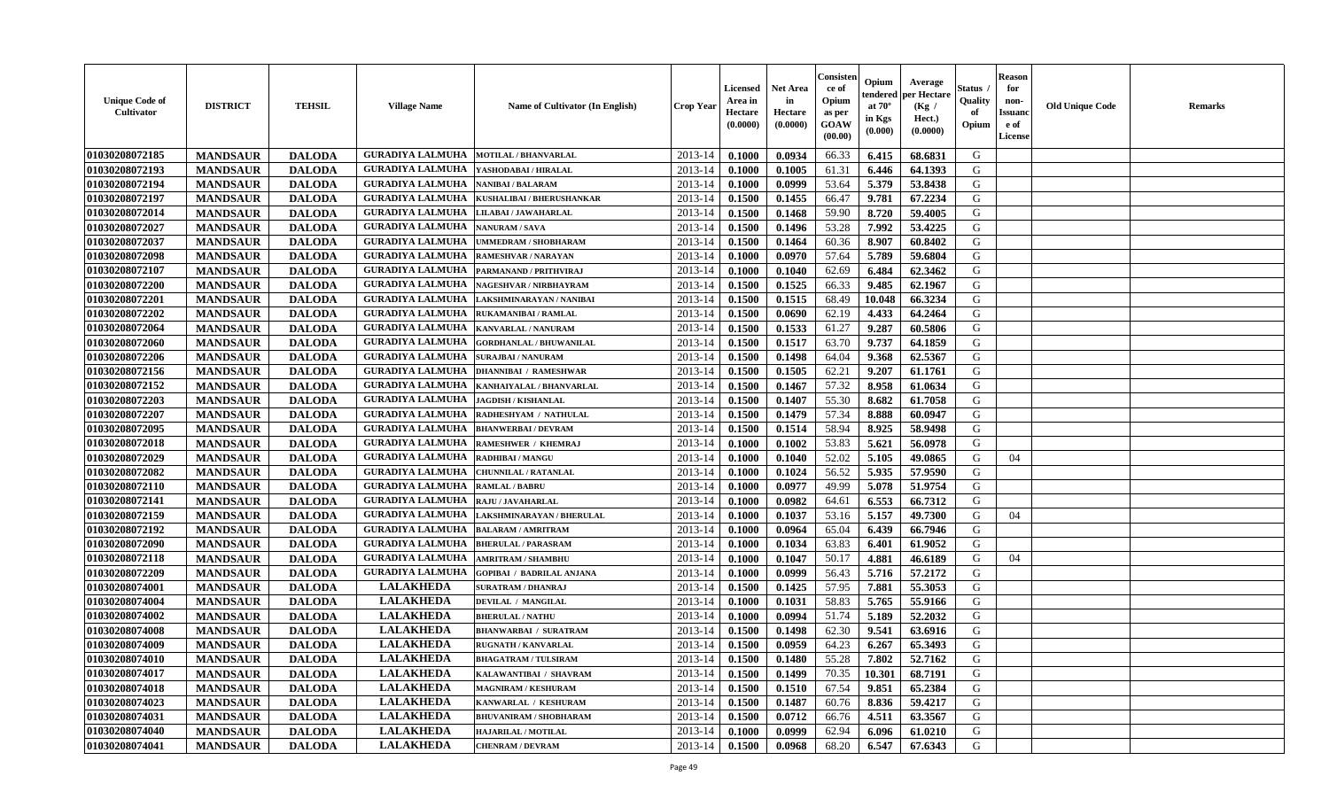| Unique Code of Cultivator | DISTRICT | TEHSIL | Village Name | Name of Cultivator (In English) | Crop Year | Licensed Area in Hectare (0.0000) | Net Area in Hectare (0.0000) | Consistence of Opium as per GOAW (00.00) | Opium tendered at 70° in Kgs (0.000) | Average per Hectare (Kg / Hect.) (0.0000) | Status / Quality of Opium | Reason for non-Issuance of License | Old Unique Code | Remarks |
|---|---|---|---|---|---|---|---|---|---|---|---|---|---|---|
| 01030208072185 | MANDSAUR | DALODA | GURADIYA LALMUHA | MOTILAL / BHANVARLAL | 2013-14 | 0.1000 | 0.0934 | 66.33 | 6.415 | 68.6831 | G | | | |
| 01030208072193 | MANDSAUR | DALODA | GURADIYA LALMUHA | YASHODABAI / HIRALAL | 2013-14 | 0.1000 | 0.1005 | 61.31 | 6.446 | 64.1393 | G | | | |
| 01030208072194 | MANDSAUR | DALODA | GURADIYA LALMUHA | NANIBAI / BALARAM | 2013-14 | 0.1000 | 0.0999 | 53.64 | 5.379 | 53.8438 | G | | | |
| 01030208072197 | MANDSAUR | DALODA | GURADIYA LALMUHA | KUSHALIBAI / BHERUSHANKAR | 2013-14 | 0.1500 | 0.1455 | 66.47 | 9.781 | 67.2234 | G | | | |
| 01030208072014 | MANDSAUR | DALODA | GURADIYA LALMUHA | LILABAI / JAWAHARLAL | 2013-14 | 0.1500 | 0.1468 | 59.90 | 8.720 | 59.4005 | G | | | |
| 01030208072027 | MANDSAUR | DALODA | GURADIYA LALMUHA | NANURAM / SAVA | 2013-14 | 0.1500 | 0.1496 | 53.28 | 7.992 | 53.4225 | G | | | |
| 01030208072037 | MANDSAUR | DALODA | GURADIYA LALMUHA | UMMEDRAM / SHOBHARAM | 2013-14 | 0.1500 | 0.1464 | 60.36 | 8.907 | 60.8402 | G | | | |
| 01030208072098 | MANDSAUR | DALODA | GURADIYA LALMUHA | RAMESHVAR / NARAYAN | 2013-14 | 0.1000 | 0.0970 | 57.64 | 5.789 | 59.6804 | G | | | |
| 01030208072107 | MANDSAUR | DALODA | GURADIYA LALMUHA | PARMANAND / PRITHVIRAJ | 2013-14 | 0.1000 | 0.1040 | 62.69 | 6.484 | 62.3462 | G | | | |
| 01030208072200 | MANDSAUR | DALODA | GURADIYA LALMUHA | NAGESHVAR / NIRBHAYRAM | 2013-14 | 0.1500 | 0.1525 | 66.33 | 9.485 | 62.1967 | G | | | |
| 01030208072201 | MANDSAUR | DALODA | GURADIYA LALMUHA | LAKSHMINARAYAN / NANIBAI | 2013-14 | 0.1500 | 0.1515 | 68.49 | 10.048 | 66.3234 | G | | | |
| 01030208072202 | MANDSAUR | DALODA | GURADIYA LALMUHA | RUKAMANIBAI / RAMLAL | 2013-14 | 0.1500 | 0.0690 | 62.19 | 4.433 | 64.2464 | G | | | |
| 01030208072064 | MANDSAUR | DALODA | GURADIYA LALMUHA | KANVARLAL / NANURAM | 2013-14 | 0.1500 | 0.1533 | 61.27 | 9.287 | 60.5806 | G | | | |
| 01030208072060 | MANDSAUR | DALODA | GURADIYA LALMUHA | GORDHANLAL / BHUWANILAL | 2013-14 | 0.1500 | 0.1517 | 63.70 | 9.737 | 64.1859 | G | | | |
| 01030208072206 | MANDSAUR | DALODA | GURADIYA LALMUHA | SURAJBAI / NANURAM | 2013-14 | 0.1500 | 0.1498 | 64.04 | 9.368 | 62.5367 | G | | | |
| 01030208072156 | MANDSAUR | DALODA | GURADIYA LALMUHA | DHANNIBAI / RAMESHWAR | 2013-14 | 0.1500 | 0.1505 | 62.21 | 9.207 | 61.1761 | G | | | |
| 01030208072152 | MANDSAUR | DALODA | GURADIYA LALMUHA | KANHAIYALAL / BHANVARLAL | 2013-14 | 0.1500 | 0.1467 | 57.32 | 8.958 | 61.0634 | G | | | |
| 01030208072203 | MANDSAUR | DALODA | GURADIYA LALMUHA | JAGDISH / KISHANLAL | 2013-14 | 0.1500 | 0.1407 | 55.30 | 8.682 | 61.7058 | G | | | |
| 01030208072207 | MANDSAUR | DALODA | GURADIYA LALMUHA | RADHESHYAM / NATHULAL | 2013-14 | 0.1500 | 0.1479 | 57.34 | 8.888 | 60.0947 | G | | | |
| 01030208072095 | MANDSAUR | DALODA | GURADIYA LALMUHA | BHANWERBAI / DEVRAM | 2013-14 | 0.1500 | 0.1514 | 58.94 | 8.925 | 58.9498 | G | | | |
| 01030208072018 | MANDSAUR | DALODA | GURADIYA LALMUHA | RAMESHWER / KHEMRAJ | 2013-14 | 0.1000 | 0.1002 | 53.83 | 5.621 | 56.0978 | G | | | |
| 01030208072029 | MANDSAUR | DALODA | GURADIYA LALMUHA | RADHIBAI / MANGU | 2013-14 | 0.1000 | 0.1040 | 52.02 | 5.105 | 49.0865 | G | 04 | | |
| 01030208072082 | MANDSAUR | DALODA | GURADIYA LALMUHA | CHUNNILAL / RATANLAL | 2013-14 | 0.1000 | 0.1024 | 56.52 | 5.935 | 57.9590 | G | | | |
| 01030208072110 | MANDSAUR | DALODA | GURADIYA LALMUHA | RAMLAL / BABRU | 2013-14 | 0.1000 | 0.0977 | 49.99 | 5.078 | 51.9754 | G | | | |
| 01030208072141 | MANDSAUR | DALODA | GURADIYA LALMUHA | RAJU / JAVAHARLAL | 2013-14 | 0.1000 | 0.0982 | 64.61 | 6.553 | 66.7312 | G | | | |
| 01030208072159 | MANDSAUR | DALODA | GURADIYA LALMUHA | LAKSHMINARAYAN / BHERULAL | 2013-14 | 0.1000 | 0.1037 | 53.16 | 5.157 | 49.7300 | G | 04 | | |
| 01030208072192 | MANDSAUR | DALODA | GURADIYA LALMUHA | BALARAM / AMRITRAM | 2013-14 | 0.1000 | 0.0964 | 65.04 | 6.439 | 66.7946 | G | | | |
| 01030208072090 | MANDSAUR | DALODA | GURADIYA LALMUHA | BHERULAL / PARASRAM | 2013-14 | 0.1000 | 0.1034 | 63.83 | 6.401 | 61.9052 | G | | | |
| 01030208072118 | MANDSAUR | DALODA | GURADIYA LALMUHA | AMRITRAM / SHAMBHU | 2013-14 | 0.1000 | 0.1047 | 50.17 | 4.881 | 46.6189 | G | 04 | | |
| 01030208072209 | MANDSAUR | DALODA | GURADIYA LALMUHA | GOPIBAI / BADRILAL ANJANA | 2013-14 | 0.1000 | 0.0999 | 56.43 | 5.716 | 57.2172 | G | | | |
| 01030208074001 | MANDSAUR | DALODA | LALAKHEDA | SURATRAM / DHANRAJ | 2013-14 | 0.1500 | 0.1425 | 57.95 | 7.881 | 55.3053 | G | | | |
| 01030208074004 | MANDSAUR | DALODA | LALAKHEDA | DEVILAL / MANGILAL | 2013-14 | 0.1000 | 0.1031 | 58.83 | 5.765 | 55.9166 | G | | | |
| 01030208074002 | MANDSAUR | DALODA | LALAKHEDA | BHERULAL / NATHU | 2013-14 | 0.1000 | 0.0994 | 51.74 | 5.189 | 52.2032 | G | | | |
| 01030208074008 | MANDSAUR | DALODA | LALAKHEDA | BHANWARBAI / SURATRAM | 2013-14 | 0.1500 | 0.1498 | 62.30 | 9.541 | 63.6916 | G | | | |
| 01030208074009 | MANDSAUR | DALODA | LALAKHEDA | RUGNATH / KANVARLAL | 2013-14 | 0.1500 | 0.0959 | 64.23 | 6.267 | 65.3493 | G | | | |
| 01030208074010 | MANDSAUR | DALODA | LALAKHEDA | BHAGATRAM / TULSIRAM | 2013-14 | 0.1500 | 0.1480 | 55.28 | 7.802 | 52.7162 | G | | | |
| 01030208074017 | MANDSAUR | DALODA | LALAKHEDA | KALAWANTIBAI / SHAVRAM | 2013-14 | 0.1500 | 0.1499 | 70.35 | 10.301 | 68.7191 | G | | | |
| 01030208074018 | MANDSAUR | DALODA | LALAKHEDA | MAGNIRAM / KESHURAM | 2013-14 | 0.1500 | 0.1510 | 67.54 | 9.851 | 65.2384 | G | | | |
| 01030208074023 | MANDSAUR | DALODA | LALAKHEDA | KANWARLAL / KESHURAM | 2013-14 | 0.1500 | 0.1487 | 60.76 | 8.836 | 59.4217 | G | | | |
| 01030208074031 | MANDSAUR | DALODA | LALAKHEDA | BHUVANIRAM / SHOBHARAM | 2013-14 | 0.1500 | 0.0712 | 66.76 | 4.511 | 63.3567 | G | | | |
| 01030208074040 | MANDSAUR | DALODA | LALAKHEDA | HAJARILAL / MOTILAL | 2013-14 | 0.1000 | 0.0999 | 62.94 | 6.096 | 61.0210 | G | | | |
| 01030208074041 | MANDSAUR | DALODA | LALAKHEDA | CHENRAM / DEVRAM | 2013-14 | 0.1500 | 0.0968 | 68.20 | 6.547 | 67.6343 | G | | | |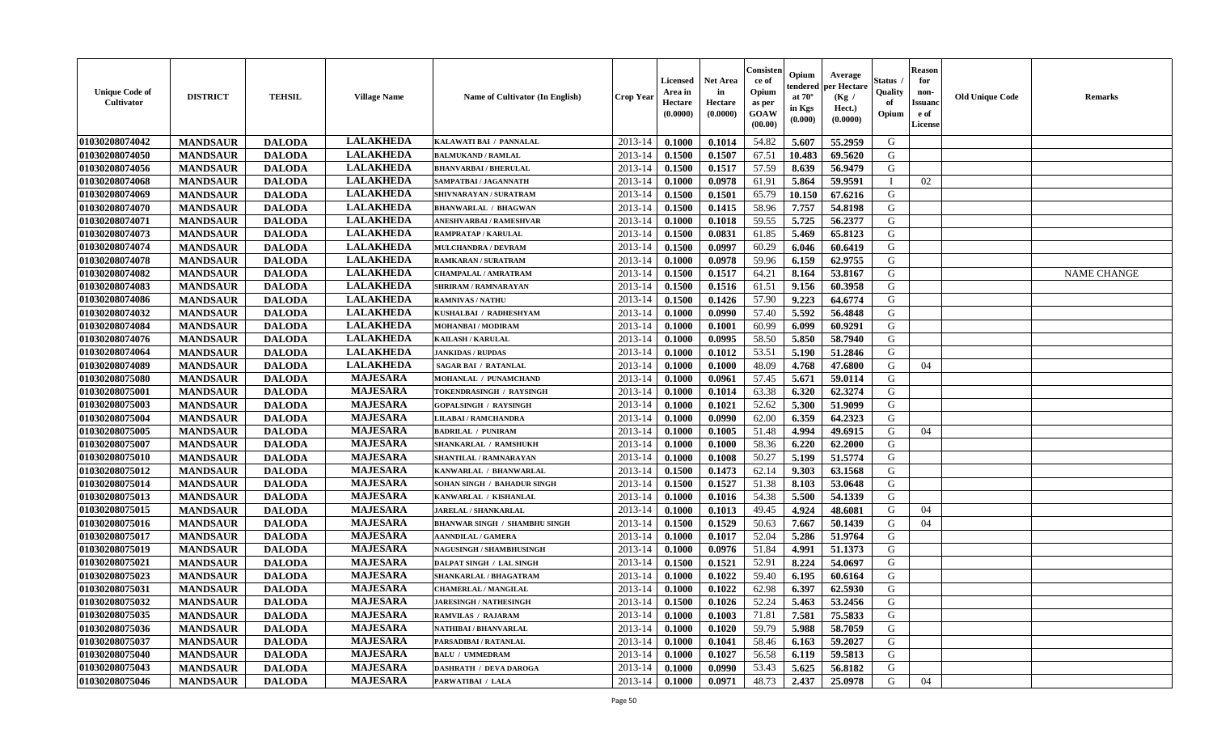| Unique Code of Cultivator | DISTRICT | TEHSIL | Village Name | Name of Cultivator (In English) | Crop Year | Licensed Area in Hectare (0.0000) | Net Area in Hectare (0.0000) | Consistence of Opium as per GOAW (00.00) | Opium tendered at 70° in Kgs (0.000) | Average per Hectare (Kg / Hect.) (0.0000) | Status / Quality of Opium | Reason for non-Issuance of License | Old Unique Code | Remarks |
|---|---|---|---|---|---|---|---|---|---|---|---|---|---|---|
| 01030208074042 | MANDSAUR | DALODA | LALAKHEDA | KALAWATI BAI / PANNALAL | 2013-14 | 0.1000 | 0.1014 | 54.82 | 5.607 | 55.2959 | G | | | |
| 01030208074050 | MANDSAUR | DALODA | LALAKHEDA | BALMUKAND / RAMLAL | 2013-14 | 0.1500 | 0.1507 | 67.51 | 10.483 | 69.5620 | G | | | |
| 01030208074056 | MANDSAUR | DALODA | LALAKHEDA | BHANVARBAI / BHERULAL | 2013-14 | 0.1500 | 0.1517 | 57.59 | 8.639 | 56.9479 | G | | | |
| 01030208074068 | MANDSAUR | DALODA | LALAKHEDA | SAMPATBAI / JAGANNATH | 2013-14 | 0.1000 | 0.0978 | 61.91 | 5.864 | 59.9591 | I | 02 | | |
| 01030208074069 | MANDSAUR | DALODA | LALAKHEDA | SHIVNARAYAN / SURATRAM | 2013-14 | 0.1500 | 0.1501 | 65.79 | 10.150 | 67.6216 | G | | | |
| 01030208074070 | MANDSAUR | DALODA | LALAKHEDA | BHANWARLAL / BHAGWAN | 2013-14 | 0.1500 | 0.1415 | 58.96 | 7.757 | 54.8198 | G | | | |
| 01030208074071 | MANDSAUR | DALODA | LALAKHEDA | ANESHVARBAI / RAMESHVAR | 2013-14 | 0.1000 | 0.1018 | 59.55 | 5.725 | 56.2377 | G | | | |
| 01030208074073 | MANDSAUR | DALODA | LALAKHEDA | RAMPRATAP / KARULAL | 2013-14 | 0.1500 | 0.0831 | 61.85 | 5.469 | 65.8123 | G | | | |
| 01030208074074 | MANDSAUR | DALODA | LALAKHEDA | MULCHANDRA / DEVRAM | 2013-14 | 0.1500 | 0.0997 | 60.29 | 6.046 | 60.6419 | G | | | |
| 01030208074078 | MANDSAUR | DALODA | LALAKHEDA | RAMKARAN / SURATRAM | 2013-14 | 0.1000 | 0.0978 | 59.96 | 6.159 | 62.9755 | G | | | |
| 01030208074082 | MANDSAUR | DALODA | LALAKHEDA | CHAMPALAL / AMRATRAM | 2013-14 | 0.1500 | 0.1517 | 64.21 | 8.164 | 53.8167 | G | | | NAME CHANGE |
| 01030208074083 | MANDSAUR | DALODA | LALAKHEDA | SHRIRAM / RAMNARAYAN | 2013-14 | 0.1500 | 0.1516 | 61.51 | 9.156 | 60.3958 | G | | | |
| 01030208074086 | MANDSAUR | DALODA | LALAKHEDA | RAMNIVAS / NATHU | 2013-14 | 0.1500 | 0.1426 | 57.90 | 9.223 | 64.6774 | G | | | |
| 01030208074032 | MANDSAUR | DALODA | LALAKHEDA | KUSHALBAI / RADHESHYAM | 2013-14 | 0.1000 | 0.0990 | 57.40 | 5.592 | 56.4848 | G | | | |
| 01030208074084 | MANDSAUR | DALODA | LALAKHEDA | MOHANBAI / MODIRAM | 2013-14 | 0.1000 | 0.1001 | 60.99 | 6.099 | 60.9291 | G | | | |
| 01030208074076 | MANDSAUR | DALODA | LALAKHEDA | KAILASH / KARULAL | 2013-14 | 0.1000 | 0.0995 | 58.50 | 5.850 | 58.7940 | G | | | |
| 01030208074064 | MANDSAUR | DALODA | LALAKHEDA | JANKIDAS / RUPDAS | 2013-14 | 0.1000 | 0.1012 | 53.51 | 5.190 | 51.2846 | G | | | |
| 01030208074089 | MANDSAUR | DALODA | LALAKHEDA | SAGAR BAI / RATANLAL | 2013-14 | 0.1000 | 0.1000 | 48.09 | 4.768 | 47.6800 | G | 04 | | |
| 01030208075080 | MANDSAUR | DALODA | MAJESARA | MOHANLAL / PUNAMCHAND | 2013-14 | 0.1000 | 0.0961 | 57.45 | 5.671 | 59.0114 | G | | | |
| 01030208075001 | MANDSAUR | DALODA | MAJESARA | TOKENDRASINGH / RAYSINGH | 2013-14 | 0.1000 | 0.1014 | 63.38 | 6.320 | 62.3274 | G | | | |
| 01030208075003 | MANDSAUR | DALODA | MAJESARA | GOPALSINGH / RAYSINGH | 2013-14 | 0.1000 | 0.1021 | 52.62 | 5.300 | 51.9099 | G | | | |
| 01030208075004 | MANDSAUR | DALODA | MAJESARA | LILABAI / RAMCHANDRA | 2013-14 | 0.1000 | 0.0990 | 62.00 | 6.359 | 64.2323 | G | | | |
| 01030208075005 | MANDSAUR | DALODA | MAJESARA | BADRILAL / PUNIRAM | 2013-14 | 0.1000 | 0.1005 | 51.48 | 4.994 | 49.6915 | G | 04 | | |
| 01030208075007 | MANDSAUR | DALODA | MAJESARA | SHANKARLAL / RAMSHUKH | 2013-14 | 0.1000 | 0.1000 | 58.36 | 6.220 | 62.2000 | G | | | |
| 01030208075010 | MANDSAUR | DALODA | MAJESARA | SHANTILAL / RAMNARAYAN | 2013-14 | 0.1000 | 0.1008 | 50.27 | 5.199 | 51.5774 | G | | | |
| 01030208075012 | MANDSAUR | DALODA | MAJESARA | KANWARLAL / BHANWARLAL | 2013-14 | 0.1500 | 0.1473 | 62.14 | 9.303 | 63.1568 | G | | | |
| 01030208075014 | MANDSAUR | DALODA | MAJESARA | SOHAN SINGH / BAHADUR SINGH | 2013-14 | 0.1500 | 0.1527 | 51.38 | 8.103 | 53.0648 | G | | | |
| 01030208075013 | MANDSAUR | DALODA | MAJESARA | KANWARLAL / KISHANLAL | 2013-14 | 0.1000 | 0.1016 | 54.38 | 5.500 | 54.1339 | G | | | |
| 01030208075015 | MANDSAUR | DALODA | MAJESARA | JARELAL / SHANKARLAL | 2013-14 | 0.1000 | 0.1013 | 49.45 | 4.924 | 48.6081 | G | 04 | | |
| 01030208075016 | MANDSAUR | DALODA | MAJESARA | BHANWAR SINGH / SHAMBHU SINGH | 2013-14 | 0.1500 | 0.1529 | 50.63 | 7.667 | 50.1439 | G | 04 | | |
| 01030208075017 | MANDSAUR | DALODA | MAJESARA | AANNDILAL / GAMERA | 2013-14 | 0.1000 | 0.1017 | 52.04 | 5.286 | 51.9764 | G | | | |
| 01030208075019 | MANDSAUR | DALODA | MAJESARA | NAGUSINGH / SHAMBHUSINGH | 2013-14 | 0.1000 | 0.0976 | 51.84 | 4.991 | 51.1373 | G | | | |
| 01030208075021 | MANDSAUR | DALODA | MAJESARA | DALPAT SINGH / LAL SINGH | 2013-14 | 0.1500 | 0.1521 | 52.91 | 8.224 | 54.0697 | G | | | |
| 01030208075023 | MANDSAUR | DALODA | MAJESARA | SHANKARLAL / BHAGATRAM | 2013-14 | 0.1000 | 0.1022 | 59.40 | 6.195 | 60.6164 | G | | | |
| 01030208075031 | MANDSAUR | DALODA | MAJESARA | CHAMERLAL / MANGILAL | 2013-14 | 0.1000 | 0.1022 | 62.98 | 6.397 | 62.5930 | G | | | |
| 01030208075032 | MANDSAUR | DALODA | MAJESARA | JARESINGH / NATHESINGH | 2013-14 | 0.1500 | 0.1026 | 52.24 | 5.463 | 53.2456 | G | | | |
| 01030208075035 | MANDSAUR | DALODA | MAJESARA | RAMVILAS / RAJARAM | 2013-14 | 0.1000 | 0.1003 | 71.81 | 7.581 | 75.5833 | G | | | |
| 01030208075036 | MANDSAUR | DALODA | MAJESARA | NATHIBAI / BHANVARLAL | 2013-14 | 0.1000 | 0.1020 | 59.79 | 5.988 | 58.7059 | G | | | |
| 01030208075037 | MANDSAUR | DALODA | MAJESARA | PARSADIBAI / RATANLAL | 2013-14 | 0.1000 | 0.1041 | 58.46 | 6.163 | 59.2027 | G | | | |
| 01030208075040 | MANDSAUR | DALODA | MAJESARA | BALU / UMMEDRAM | 2013-14 | 0.1000 | 0.1027 | 56.58 | 6.119 | 59.5813 | G | | | |
| 01030208075043 | MANDSAUR | DALODA | MAJESARA | DASHRATH / DEVA DAROGA | 2013-14 | 0.1000 | 0.0990 | 53.43 | 5.625 | 56.8182 | G | | | |
| 01030208075046 | MANDSAUR | DALODA | MAJESARA | PARWATIBAI / LALA | 2013-14 | 0.1000 | 0.0971 | 48.73 | 2.437 | 25.0978 | G | 04 | | |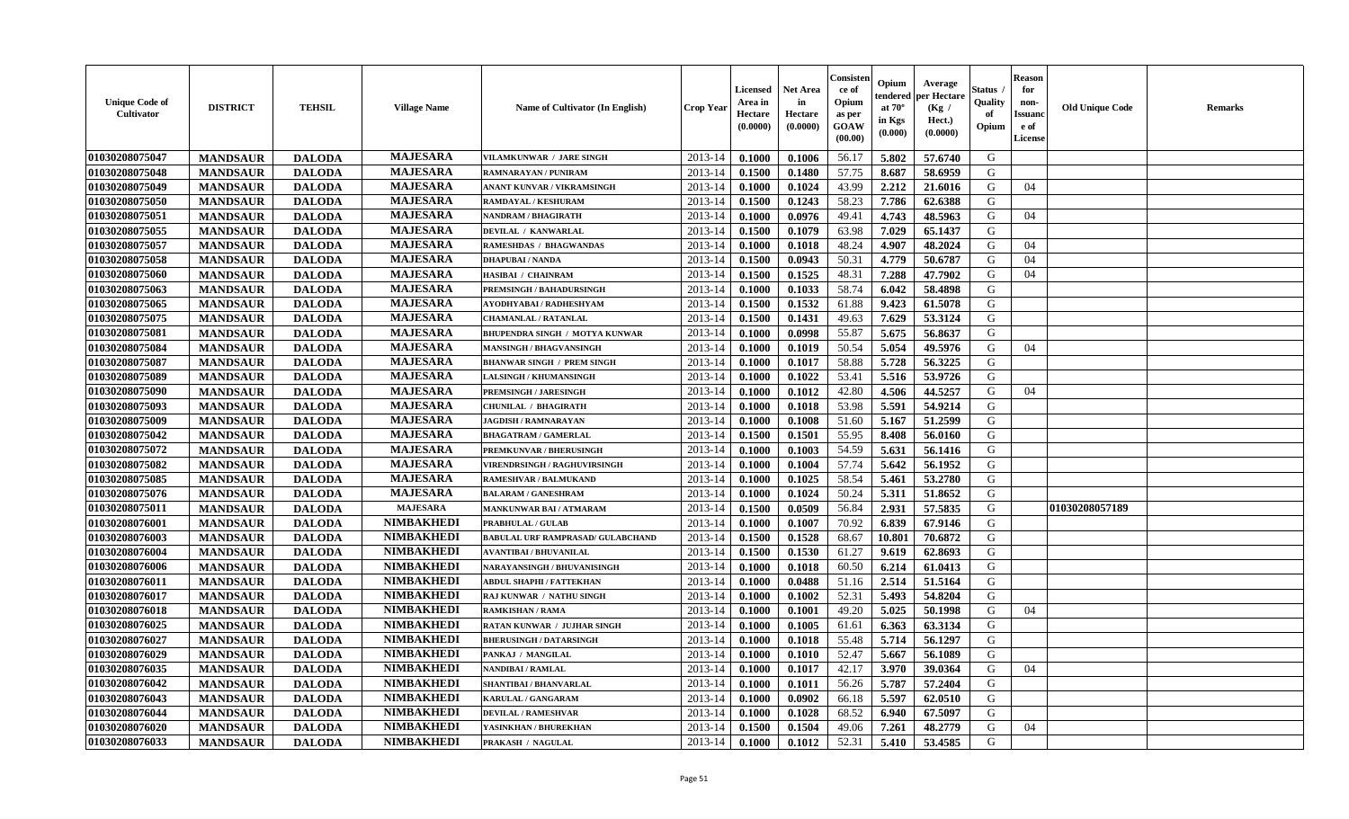| Unique Code of Cultivator | DISTRICT | TEHSIL | Village Name | Name of Cultivator (In English) | Crop Year | Licensed Area in Hectare (0.0000) | Net Area in Hectare (0.0000) | Consistence of Opium as per GOAW (00.00) | Opium tendered at 70° in Kgs (0.000) | Average per Hectare (Kg / Hect.) (0.0000) | Status / Quality of Opium | Reason for non-Issuance of License | Old Unique Code | Remarks |
|---|---|---|---|---|---|---|---|---|---|---|---|---|---|---|
| 01030208075047 | MANDSAUR | DALODA | MAJESARA | VILAMKUNWAR / JARE SINGH | 2013-14 | 0.1000 | 0.1006 | 56.17 | 5.802 | 57.6740 | G | | | |
| 01030208075048 | MANDSAUR | DALODA | MAJESARA | RAMNARAYAN / PUNIRAM | 2013-14 | 0.1500 | 0.1480 | 57.75 | 8.687 | 58.6959 | G | | | |
| 01030208075049 | MANDSAUR | DALODA | MAJESARA | ANANT KUNVAR / VIKRAMSINGH | 2013-14 | 0.1000 | 0.1024 | 43.99 | 2.212 | 21.6016 | G | 04 | | |
| 01030208075050 | MANDSAUR | DALODA | MAJESARA | RAMDAYAL / KESHURAM | 2013-14 | 0.1500 | 0.1243 | 58.23 | 7.786 | 62.6388 | G | | | |
| 01030208075051 | MANDSAUR | DALODA | MAJESARA | NANDRAM / BHAGIRATH | 2013-14 | 0.1000 | 0.0976 | 49.41 | 4.743 | 48.5963 | G | 04 | | |
| 01030208075055 | MANDSAUR | DALODA | MAJESARA | DEVILAL / KANWARLAL | 2013-14 | 0.1500 | 0.1079 | 63.98 | 7.029 | 65.1437 | G | | | |
| 01030208075057 | MANDSAUR | DALODA | MAJESARA | RAMESHDAS / BHAGWANDAS | 2013-14 | 0.1000 | 0.1018 | 48.24 | 4.907 | 48.2024 | G | 04 | | |
| 01030208075058 | MANDSAUR | DALODA | MAJESARA | DHAPUBAI / NANDA | 2013-14 | 0.1500 | 0.0943 | 50.31 | 4.779 | 50.6787 | G | 04 | | |
| 01030208075060 | MANDSAUR | DALODA | MAJESARA | HASIBAI / CHAINRAM | 2013-14 | 0.1500 | 0.1525 | 48.31 | 7.288 | 47.7902 | G | 04 | | |
| 01030208075063 | MANDSAUR | DALODA | MAJESARA | PREMSINGH / BAHADURSINGH | 2013-14 | 0.1000 | 0.1033 | 58.74 | 6.042 | 58.4898 | G | | | |
| 01030208075065 | MANDSAUR | DALODA | MAJESARA | AYODHYABAI / RADHESHYAM | 2013-14 | 0.1500 | 0.1532 | 61.88 | 9.423 | 61.5078 | G | | | |
| 01030208075075 | MANDSAUR | DALODA | MAJESARA | CHAMANLAL / RATANLAL | 2013-14 | 0.1500 | 0.1431 | 49.63 | 7.629 | 53.3124 | G | | | |
| 01030208075081 | MANDSAUR | DALODA | MAJESARA | BHUPENDRA SINGH / MOTYA KUNWAR | 2013-14 | 0.1000 | 0.0998 | 55.87 | 5.675 | 56.8637 | G | | | |
| 01030208075084 | MANDSAUR | DALODA | MAJESARA | MANSINGH / BHAGVANSINGH | 2013-14 | 0.1000 | 0.1019 | 50.54 | 5.054 | 49.5976 | G | 04 | | |
| 01030208075087 | MANDSAUR | DALODA | MAJESARA | BHANWAR SINGH / PREM SINGH | 2013-14 | 0.1000 | 0.1017 | 58.88 | 5.728 | 56.3225 | G | | | |
| 01030208075089 | MANDSAUR | DALODA | MAJESARA | LALSINGH / KHUMANSINGH | 2013-14 | 0.1000 | 0.1022 | 53.41 | 5.516 | 53.9726 | G | | | |
| 01030208075090 | MANDSAUR | DALODA | MAJESARA | PREMSINGH / JARESINGH | 2013-14 | 0.1000 | 0.1012 | 42.80 | 4.506 | 44.5257 | G | 04 | | |
| 01030208075093 | MANDSAUR | DALODA | MAJESARA | CHUNILAL / BHAGIRATH | 2013-14 | 0.1000 | 0.1018 | 53.98 | 5.591 | 54.9214 | G | | | |
| 01030208075009 | MANDSAUR | DALODA | MAJESARA | JAGDISH / RAMNARAYAN | 2013-14 | 0.1000 | 0.1008 | 51.60 | 5.167 | 51.2599 | G | | | |
| 01030208075042 | MANDSAUR | DALODA | MAJESARA | BHAGATRAM / GAMERLAL | 2013-14 | 0.1500 | 0.1501 | 55.95 | 8.408 | 56.0160 | G | | | |
| 01030208075072 | MANDSAUR | DALODA | MAJESARA | PREMKUNVAR / BHERUSINGH | 2013-14 | 0.1000 | 0.1003 | 54.59 | 5.631 | 56.1416 | G | | | |
| 01030208075082 | MANDSAUR | DALODA | MAJESARA | VIRENDRSINGH / RAGHUVIRSINGH | 2013-14 | 0.1000 | 0.1004 | 57.74 | 5.642 | 56.1952 | G | | | |
| 01030208075085 | MANDSAUR | DALODA | MAJESARA | RAMESHVAR / BALMUKAND | 2013-14 | 0.1000 | 0.1025 | 58.54 | 5.461 | 53.2780 | G | | | |
| 01030208075076 | MANDSAUR | DALODA | MAJESARA | BALARAM / GANESHRAM | 2013-14 | 0.1000 | 0.1024 | 50.24 | 5.311 | 51.8652 | G | | | |
| 01030208075011 | MANDSAUR | DALODA | MAJESARA | MANKUNWAR BAI / ATMARAM | 2013-14 | 0.1500 | 0.0509 | 56.84 | 2.931 | 57.5835 | G | | 01030208057189 | |
| 01030208076001 | MANDSAUR | DALODA | NIMBAKHEDI | PRABHULAL / GULAB | 2013-14 | 0.1000 | 0.1007 | 70.92 | 6.839 | 67.9146 | G | | | |
| 01030208076003 | MANDSAUR | DALODA | NIMBAKHEDI | BABULAL URF RAMPRASAD/ GULABCHAND | 2013-14 | 0.1500 | 0.1528 | 68.67 | 10.801 | 70.6872 | G | | | |
| 01030208076004 | MANDSAUR | DALODA | NIMBAKHEDI | AVANTIBAI / BHUVANILAL | 2013-14 | 0.1500 | 0.1530 | 61.27 | 9.619 | 62.8693 | G | | | |
| 01030208076006 | MANDSAUR | DALODA | NIMBAKHEDI | NARAYANSINGH / BHUVANISINGH | 2013-14 | 0.1000 | 0.1018 | 60.50 | 6.214 | 61.0413 | G | | | |
| 01030208076011 | MANDSAUR | DALODA | NIMBAKHEDI | ABDUL SHAPHI / FATTEKHAN | 2013-14 | 0.1000 | 0.0488 | 51.16 | 2.514 | 51.5164 | G | | | |
| 01030208076017 | MANDSAUR | DALODA | NIMBAKHEDI | RAJ KUNWAR / NATHU SINGH | 2013-14 | 0.1000 | 0.1002 | 52.31 | 5.493 | 54.8204 | G | | | |
| 01030208076018 | MANDSAUR | DALODA | NIMBAKHEDI | RAMKISHAN / RAMA | 2013-14 | 0.1000 | 0.1001 | 49.20 | 5.025 | 50.1998 | G | 04 | | |
| 01030208076025 | MANDSAUR | DALODA | NIMBAKHEDI | RATAN KUNWAR / JUJHAR SINGH | 2013-14 | 0.1000 | 0.1005 | 61.61 | 6.363 | 63.3134 | G | | | |
| 01030208076027 | MANDSAUR | DALODA | NIMBAKHEDI | BHERUSINGH / DATARSINGH | 2013-14 | 0.1000 | 0.1018 | 55.48 | 5.714 | 56.1297 | G | | | |
| 01030208076029 | MANDSAUR | DALODA | NIMBAKHEDI | PANKAJ / MANGILAL | 2013-14 | 0.1000 | 0.1010 | 52.47 | 5.667 | 56.1089 | G | | | |
| 01030208076035 | MANDSAUR | DALODA | NIMBAKHEDI | NANDIBAI / RAMLAL | 2013-14 | 0.1000 | 0.1017 | 42.17 | 3.970 | 39.0364 | G | 04 | | |
| 01030208076042 | MANDSAUR | DALODA | NIMBAKHEDI | SHANTIBAI / BHANVARLAL | 2013-14 | 0.1000 | 0.1011 | 56.26 | 5.787 | 57.2404 | G | | | |
| 01030208076043 | MANDSAUR | DALODA | NIMBAKHEDI | KARULAL / GANGARAM | 2013-14 | 0.1000 | 0.0902 | 66.18 | 5.597 | 62.0510 | G | | | |
| 01030208076044 | MANDSAUR | DALODA | NIMBAKHEDI | DEVILAL / RAMESHVAR | 2013-14 | 0.1000 | 0.1028 | 68.52 | 6.940 | 67.5097 | G | | | |
| 01030208076020 | MANDSAUR | DALODA | NIMBAKHEDI | YASINKHAN / BHUREKHAN | 2013-14 | 0.1500 | 0.1504 | 49.06 | 7.261 | 48.2779 | G | 04 | | |
| 01030208076033 | MANDSAUR | DALODA | NIMBAKHEDI | PRAKASH / NAGULAL | 2013-14 | 0.1000 | 0.1012 | 52.31 | 5.410 | 53.4585 | G | | | |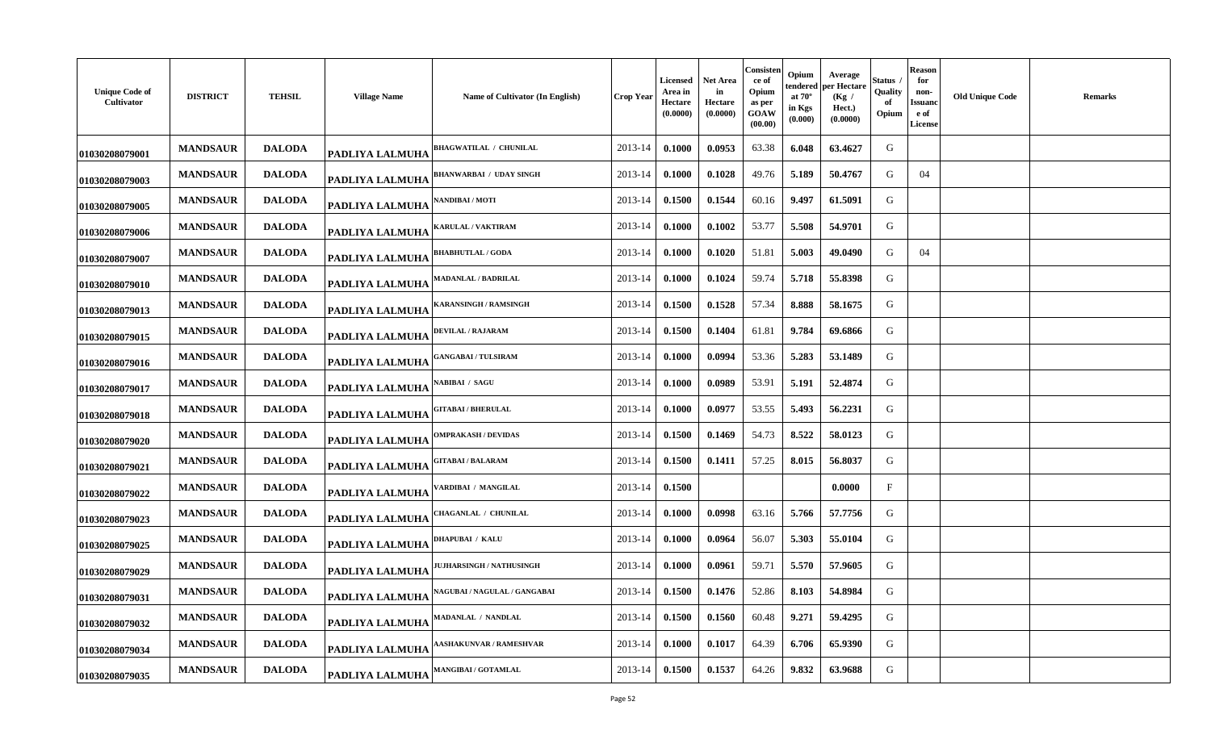| Unique Code of Cultivator | DISTRICT | TEHSIL | Village Name | Name of Cultivator (In English) | Crop Year | Licensed Area in Hectare (0.0000) | Net Area in Hectare (0.0000) | Consistence of Opium as per GOAW (00.00) | Opium tendered at 70° in Kgs (0.000) | Average per Hectare (Kg / Hect.) (0.0000) | Status / Quality of Opium | Reason for non-Issuance of License | Old Unique Code | Remarks |
|---|---|---|---|---|---|---|---|---|---|---|---|---|---|---|
| 01030208079001 | MANDSAUR | DALODA | PADLIYA LALMUHA | BHAGWATILAL / CHUNILAL | 2013-14 | 0.1000 | 0.0953 | 63.38 | 6.048 | 63.4627 | G | | | |
| 01030208079003 | MANDSAUR | DALODA | PADLIYA LALMUHA | BHANWARBAI / UDAY SINGH | 2013-14 | 0.1000 | 0.1028 | 49.76 | 5.189 | 50.4767 | G | 04 | | |
| 01030208079005 | MANDSAUR | DALODA | PADLIYA LALMUHA | NANDIBAI / MOTI | 2013-14 | 0.1500 | 0.1544 | 60.16 | 9.497 | 61.5091 | G | | | |
| 01030208079006 | MANDSAUR | DALODA | PADLIYA LALMUHA | KARULAL / VAKTIRAM | 2013-14 | 0.1000 | 0.1002 | 53.77 | 5.508 | 54.9701 | G | | | |
| 01030208079007 | MANDSAUR | DALODA | PADLIYA LALMUHA | BHABHUTLAL / GODA | 2013-14 | 0.1000 | 0.1020 | 51.81 | 5.003 | 49.0490 | G | 04 | | |
| 01030208079010 | MANDSAUR | DALODA | PADLIYA LALMUHA | MADANLAL / BADRILAL | 2013-14 | 0.1000 | 0.1024 | 59.74 | 5.718 | 55.8398 | G | | | |
| 01030208079013 | MANDSAUR | DALODA | PADLIYA LALMUHA | KARANSINGH / RAMSINGH | 2013-14 | 0.1500 | 0.1528 | 57.34 | 8.888 | 58.1675 | G | | | |
| 01030208079015 | MANDSAUR | DALODA | PADLIYA LALMUHA | DEVILAL / RAJARAM | 2013-14 | 0.1500 | 0.1404 | 61.81 | 9.784 | 69.6866 | G | | | |
| 01030208079016 | MANDSAUR | DALODA | PADLIYA LALMUHA | GANGABAI / TULSIRAM | 2013-14 | 0.1000 | 0.0994 | 53.36 | 5.283 | 53.1489 | G | | | |
| 01030208079017 | MANDSAUR | DALODA | PADLIYA LALMUHA | NABIBAI / SAGU | 2013-14 | 0.1000 | 0.0989 | 53.91 | 5.191 | 52.4874 | G | | | |
| 01030208079018 | MANDSAUR | DALODA | PADLIYA LALMUHA | GITABAI / BHERULAL | 2013-14 | 0.1000 | 0.0977 | 53.55 | 5.493 | 56.2231 | G | | | |
| 01030208079020 | MANDSAUR | DALODA | PADLIYA LALMUHA | OMPRAKASH / DEVIDAS | 2013-14 | 0.1500 | 0.1469 | 54.73 | 8.522 | 58.0123 | G | | | |
| 01030208079021 | MANDSAUR | DALODA | PADLIYA LALMUHA | GITABAI / BALARAM | 2013-14 | 0.1500 | 0.1411 | 57.25 | 8.015 | 56.8037 | G | | | |
| 01030208079022 | MANDSAUR | DALODA | PADLIYA LALMUHA | VARDIBAI / MANGILAL | 2013-14 | 0.1500 | | | | 0.0000 | F | | | |
| 01030208079023 | MANDSAUR | DALODA | PADLIYA LALMUHA | CHAGANLAL / CHUNILAL | 2013-14 | 0.1000 | 0.0998 | 63.16 | 5.766 | 57.7756 | G | | | |
| 01030208079025 | MANDSAUR | DALODA | PADLIYA LALMUHA | DHAPUBAI / KALU | 2013-14 | 0.1000 | 0.0964 | 56.07 | 5.303 | 55.0104 | G | | | |
| 01030208079029 | MANDSAUR | DALODA | PADLIYA LALMUHA | JUJHARSINGH / NATHUSINGH | 2013-14 | 0.1000 | 0.0961 | 59.71 | 5.570 | 57.9605 | G | | | |
| 01030208079031 | MANDSAUR | DALODA | PADLIYA LALMUHA | NAGUBAI / NAGULAL / GANGABAI | 2013-14 | 0.1500 | 0.1476 | 52.86 | 8.103 | 54.8984 | G | | | |
| 01030208079032 | MANDSAUR | DALODA | PADLIYA LALMUHA | MADANLAL / NANDLAL | 2013-14 | 0.1500 | 0.1560 | 60.48 | 9.271 | 59.4295 | G | | | |
| 01030208079034 | MANDSAUR | DALODA | PADLIYA LALMUHA | AASHAKUNVAR / RAMESHVAR | 2013-14 | 0.1000 | 0.1017 | 64.39 | 6.706 | 65.9390 | G | | | |
| 01030208079035 | MANDSAUR | DALODA | PADLIYA LALMUHA | MANGIBAI / GOTAMLAL | 2013-14 | 0.1500 | 0.1537 | 64.26 | 9.832 | 63.9688 | G | | | |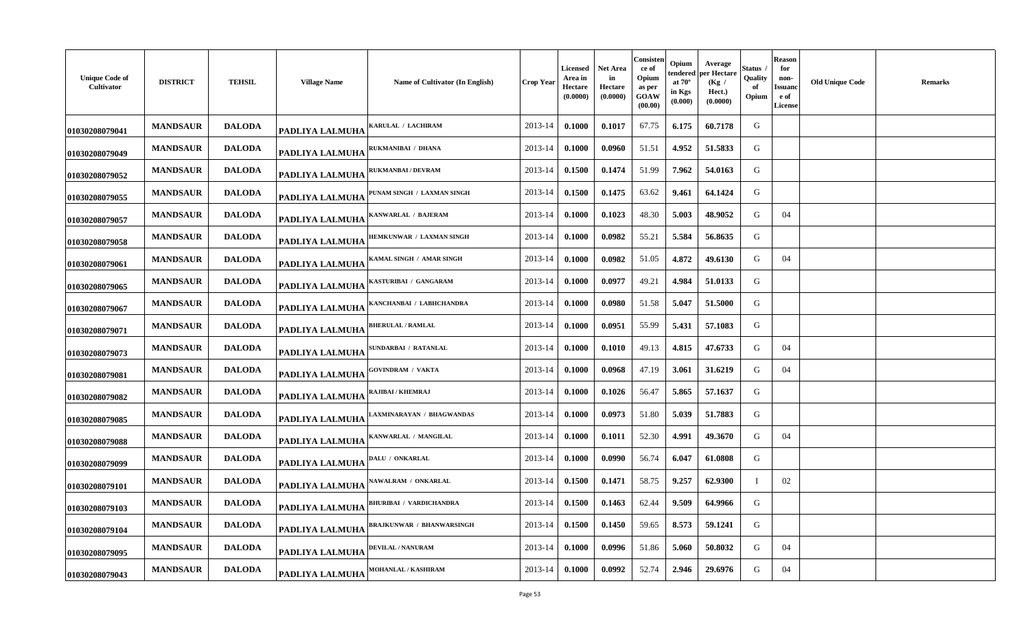| Unique Code of Cultivator | DISTRICT | TEHSIL | Village Name | Name of Cultivator (In English) | Crop Year | Licensed Area in Hectare (0.0000) | Net Area in Hectare (0.0000) | Consistence of Opium as per GOAW (00.00) | Opium tendered at 70° in Kgs (0.000) | Average per Hectare (Kg / Hect.) (0.0000) | Status / Quality of Opium | Reason for non-Issuance of License | Old Unique Code | Remarks |
|---|---|---|---|---|---|---|---|---|---|---|---|---|---|---|
| 01030208079041 | MANDSAUR | DALODA | PADLIYA LALMUHA | KARULAL / LACHIRAM | 2013-14 | 0.1000 | 0.1017 | 67.75 | 6.175 | 60.7178 | G | | | |
| 01030208079049 | MANDSAUR | DALODA | PADLIYA LALMUHA | RUKMANIBAI / DHANA | 2013-14 | 0.1000 | 0.0960 | 51.51 | 4.952 | 51.5833 | G | | | |
| 01030208079052 | MANDSAUR | DALODA | PADLIYA LALMUHA | RUKMANBAI / DEVRAM | 2013-14 | 0.1500 | 0.1474 | 51.99 | 7.962 | 54.0163 | G | | | |
| 01030208079055 | MANDSAUR | DALODA | PADLIYA LALMUHA | PUNAM SINGH / LAXMAN SINGH | 2013-14 | 0.1500 | 0.1475 | 63.62 | 9.461 | 64.1424 | G | | | |
| 01030208079057 | MANDSAUR | DALODA | PADLIYA LALMUHA | KANWARLAL / BAJERAM | 2013-14 | 0.1000 | 0.1023 | 48.30 | 5.003 | 48.9052 | G | 04 | | |
| 01030208079058 | MANDSAUR | DALODA | PADLIYA LALMUHA | HEMKUNWAR / LAXMAN SINGH | 2013-14 | 0.1000 | 0.0982 | 55.21 | 5.584 | 56.8635 | G | | | |
| 01030208079061 | MANDSAUR | DALODA | PADLIYA LALMUHA | KAMAL SINGH / AMAR SINGH | 2013-14 | 0.1000 | 0.0982 | 51.05 | 4.872 | 49.6130 | G | 04 | | |
| 01030208079065 | MANDSAUR | DALODA | PADLIYA LALMUHA | KASTURIBAI / GANGARAM | 2013-14 | 0.1000 | 0.0977 | 49.21 | 4.984 | 51.0133 | G | | | |
| 01030208079067 | MANDSAUR | DALODA | PADLIYA LALMUHA | KANCHANBAI / LABHCHANDRA | 2013-14 | 0.1000 | 0.0980 | 51.58 | 5.047 | 51.5000 | G | | | |
| 01030208079071 | MANDSAUR | DALODA | PADLIYA LALMUHA | BHERULAL / RAMLAL | 2013-14 | 0.1000 | 0.0951 | 55.99 | 5.431 | 57.1083 | G | | | |
| 01030208079073 | MANDSAUR | DALODA | PADLIYA LALMUHA | SUNDARBAI / RATANLAL | 2013-14 | 0.1000 | 0.1010 | 49.13 | 4.815 | 47.6733 | G | 04 | | |
| 01030208079081 | MANDSAUR | DALODA | PADLIYA LALMUHA | GOVINDRAM / VAKTA | 2013-14 | 0.1000 | 0.0968 | 47.19 | 3.061 | 31.6219 | G | 04 | | |
| 01030208079082 | MANDSAUR | DALODA | PADLIYA LALMUHA | RAJIBAI / KHEMRAJ | 2013-14 | 0.1000 | 0.1026 | 56.47 | 5.865 | 57.1637 | G | | | |
| 01030208079085 | MANDSAUR | DALODA | PADLIYA LALMUHA | LAXMINARAYAN / BHAGWANDAS | 2013-14 | 0.1000 | 0.0973 | 51.80 | 5.039 | 51.7883 | G | | | |
| 01030208079088 | MANDSAUR | DALODA | PADLIYA LALMUHA | KANWARLAL / MANGILAL | 2013-14 | 0.1000 | 0.1011 | 52.30 | 4.991 | 49.3670 | G | 04 | | |
| 01030208079099 | MANDSAUR | DALODA | PADLIYA LALMUHA | DALU / ONKARLAL | 2013-14 | 0.1000 | 0.0990 | 56.74 | 6.047 | 61.0808 | G | | | |
| 01030208079101 | MANDSAUR | DALODA | PADLIYA LALMUHA | NAWALRAM / ONKARLAL | 2013-14 | 0.1500 | 0.1471 | 58.75 | 9.257 | 62.9300 | I | 02 | | |
| 01030208079103 | MANDSAUR | DALODA | PADLIYA LALMUHA | BHURIBAI / VARDICHANDRA | 2013-14 | 0.1500 | 0.1463 | 62.44 | 9.509 | 64.9966 | G | | | |
| 01030208079104 | MANDSAUR | DALODA | PADLIYA LALMUHA | BRAJKUNWAR / BHANWARSINGH | 2013-14 | 0.1500 | 0.1450 | 59.65 | 8.573 | 59.1241 | G | | | |
| 01030208079095 | MANDSAUR | DALODA | PADLIYA LALMUHA | DEVILAL / NANURAM | 2013-14 | 0.1000 | 0.0996 | 51.86 | 5.060 | 50.8032 | G | 04 | | |
| 01030208079043 | MANDSAUR | DALODA | PADLIYA LALMUHA | MOHANLAL / KASHIRAM | 2013-14 | 0.1000 | 0.0992 | 52.74 | 2.946 | 29.6976 | G | 04 | | |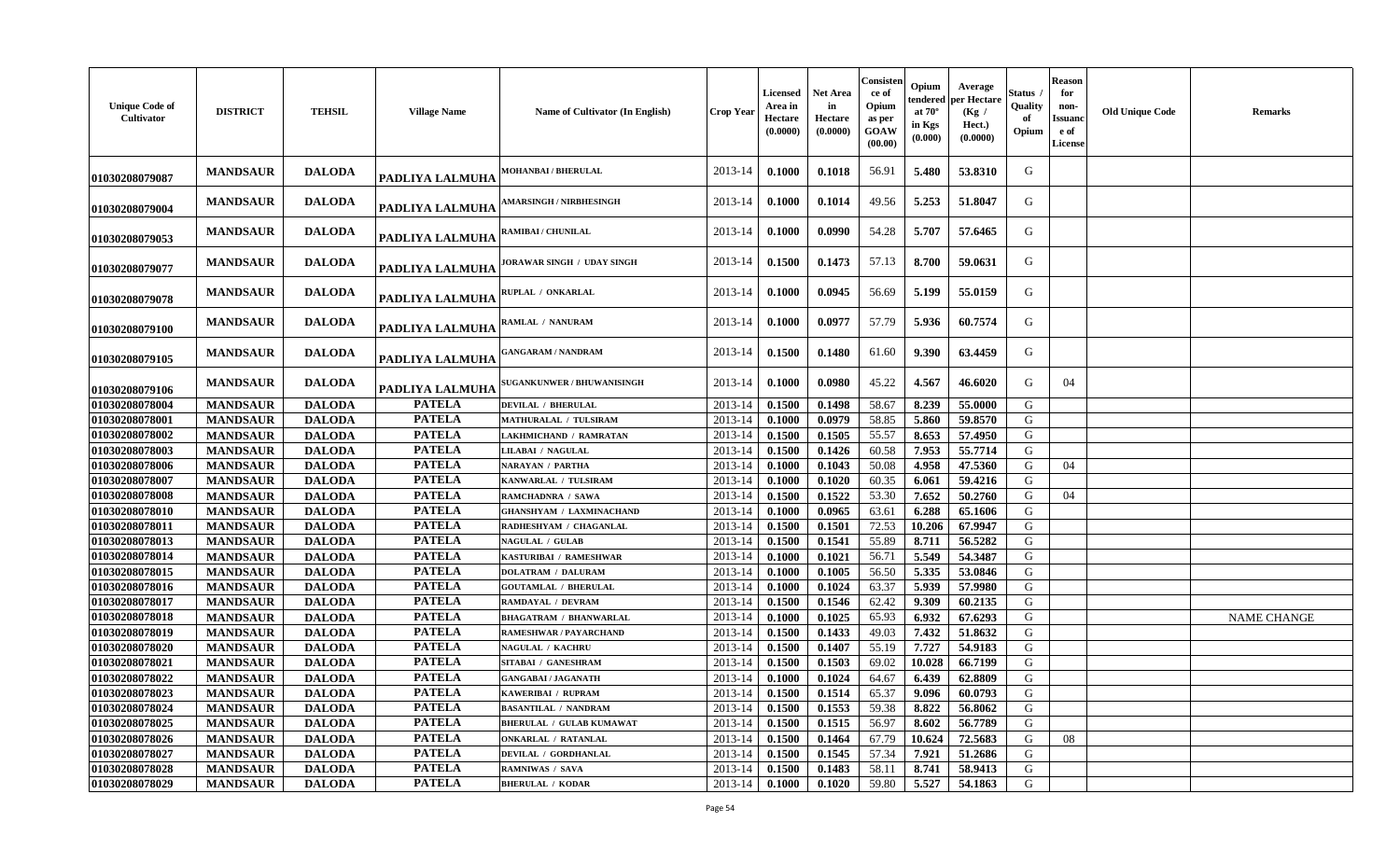| Unique Code of Cultivator | DISTRICT | TEHSIL | Village Name | Name of Cultivator (In English) | Crop Year | Licensed Area in Hectare (0.0000) | Net Area in Hectare (0.0000) | Consistence of Opium as per GOAW (00.00) | Opium tendered at 70° in Kgs (0.000) | Average per Hectare (Kg / Hect.) (0.0000) | Status / Quality of Opium | Reason for non-Issuance of License | Old Unique Code | Remarks |
|---|---|---|---|---|---|---|---|---|---|---|---|---|---|---|
| 01030208079087 | MANDSAUR | DALODA | PADLIYA LALMUHA | MOHANBAI / BHERULAL | 2013-14 | 0.1000 | 0.1018 | 56.91 | 5.480 | 53.8310 | G | | | |
| 01030208079004 | MANDSAUR | DALODA | PADLIYA LALMUHA | AMARSINGH / NIRBHESINGH | 2013-14 | 0.1000 | 0.1014 | 49.56 | 5.253 | 51.8047 | G | | | |
| 01030208079053 | MANDSAUR | DALODA | PADLIYA LALMUHA | RAMIBAI / CHUNILAL | 2013-14 | 0.1000 | 0.0990 | 54.28 | 5.707 | 57.6465 | G | | | |
| 01030208079077 | MANDSAUR | DALODA | PADLIYA LALMUHA | JORAWAR SINGH / UDAY SINGH | 2013-14 | 0.1500 | 0.1473 | 57.13 | 8.700 | 59.0631 | G | | | |
| 01030208079078 | MANDSAUR | DALODA | PADLIYA LALMUHA | RUPLAL / ONKARLAL | 2013-14 | 0.1000 | 0.0945 | 56.69 | 5.199 | 55.0159 | G | | | |
| 01030208079100 | MANDSAUR | DALODA | PADLIYA LALMUHA | RAMLAL / NANURAM | 2013-14 | 0.1000 | 0.0977 | 57.79 | 5.936 | 60.7574 | G | | | |
| 01030208079105 | MANDSAUR | DALODA | PADLIYA LALMUHA | GANGARAM / NANDRAM | 2013-14 | 0.1500 | 0.1480 | 61.60 | 9.390 | 63.4459 | G | | | |
| 01030208079106 | MANDSAUR | DALODA | PADLIYA LALMUHA | SUGANKUNWER / BHUWANISINGH | 2013-14 | 0.1000 | 0.0980 | 45.22 | 4.567 | 46.6020 | G | 04 | | |
| 01030208078004 | MANDSAUR | DALODA | PATELA | DEVILAL / BHERULAL | 2013-14 | 0.1500 | 0.1498 | 58.67 | 8.239 | 55.0000 | G | | | |
| 01030208078001 | MANDSAUR | DALODA | PATELA | MATHURALAL / TULSIRAM | 2013-14 | 0.1000 | 0.0979 | 58.85 | 5.860 | 59.8570 | G | | | |
| 01030208078002 | MANDSAUR | DALODA | PATELA | LAKHMICHAND / RAMRATAN | 2013-14 | 0.1500 | 0.1505 | 55.57 | 8.653 | 57.4950 | G | | | |
| 01030208078003 | MANDSAUR | DALODA | PATELA | LILABAI / NAGULAL | 2013-14 | 0.1500 | 0.1426 | 60.58 | 7.953 | 55.7714 | G | | | |
| 01030208078006 | MANDSAUR | DALODA | PATELA | NARAYAN / PARTHA | 2013-14 | 0.1000 | 0.1043 | 50.08 | 4.958 | 47.5360 | G | 04 | | |
| 01030208078007 | MANDSAUR | DALODA | PATELA | KANWARLAL / TULSIRAM | 2013-14 | 0.1000 | 0.1020 | 60.35 | 6.061 | 59.4216 | G | | | |
| 01030208078008 | MANDSAUR | DALODA | PATELA | RAMCHADNRA / SAWA | 2013-14 | 0.1500 | 0.1522 | 53.30 | 7.652 | 50.2760 | G | 04 | | |
| 01030208078010 | MANDSAUR | DALODA | PATELA | GHANSHYAM / LAXMINACHAND | 2013-14 | 0.1000 | 0.0965 | 63.61 | 6.288 | 65.1606 | G | | | |
| 01030208078011 | MANDSAUR | DALODA | PATELA | RADHESHYAM / CHAGANLAL | 2013-14 | 0.1500 | 0.1501 | 72.53 | 10.206 | 67.9947 | G | | | |
| 01030208078013 | MANDSAUR | DALODA | PATELA | NAGULAL / GULAB | 2013-14 | 0.1500 | 0.1541 | 55.89 | 8.711 | 56.5282 | G | | | |
| 01030208078014 | MANDSAUR | DALODA | PATELA | KASTURIBAI / RAMESHWAR | 2013-14 | 0.1000 | 0.1021 | 56.71 | 5.549 | 54.3487 | G | | | |
| 01030208078015 | MANDSAUR | DALODA | PATELA | DOLATRAM / DALURAM | 2013-14 | 0.1000 | 0.1005 | 56.50 | 5.335 | 53.0846 | G | | | |
| 01030208078016 | MANDSAUR | DALODA | PATELA | GOUTAMLAL / BHERULAL | 2013-14 | 0.1000 | 0.1024 | 63.37 | 5.939 | 57.9980 | G | | | |
| 01030208078017 | MANDSAUR | DALODA | PATELA | RAMDAYAL / DEVRAM | 2013-14 | 0.1500 | 0.1546 | 62.42 | 9.309 | 60.2135 | G | | | |
| 01030208078018 | MANDSAUR | DALODA | PATELA | BHAGATRAM / BHANWARLAL | 2013-14 | 0.1000 | 0.1025 | 65.93 | 6.932 | 67.6293 | G | | | NAME CHANGE |
| 01030208078019 | MANDSAUR | DALODA | PATELA | RAMESHWAR / PAYARCHAND | 2013-14 | 0.1500 | 0.1433 | 49.03 | 7.432 | 51.8632 | G | | | |
| 01030208078020 | MANDSAUR | DALODA | PATELA | NAGULAL / KACHRU | 2013-14 | 0.1500 | 0.1407 | 55.19 | 7.727 | 54.9183 | G | | | |
| 01030208078021 | MANDSAUR | DALODA | PATELA | SITABAI / GANESHRAM | 2013-14 | 0.1500 | 0.1503 | 69.02 | 10.028 | 66.7199 | G | | | |
| 01030208078022 | MANDSAUR | DALODA | PATELA | GANGABAI / JAGANATH | 2013-14 | 0.1000 | 0.1024 | 64.67 | 6.439 | 62.8809 | G | | | |
| 01030208078023 | MANDSAUR | DALODA | PATELA | KAWERIBAI / RUPRAM | 2013-14 | 0.1500 | 0.1514 | 65.37 | 9.096 | 60.0793 | G | | | |
| 01030208078024 | MANDSAUR | DALODA | PATELA | BASANTILAL / NANDRAM | 2013-14 | 0.1500 | 0.1553 | 59.38 | 8.822 | 56.8062 | G | | | |
| 01030208078025 | MANDSAUR | DALODA | PATELA | BHERULAL / GULAB KUMAWAT | 2013-14 | 0.1500 | 0.1515 | 56.97 | 8.602 | 56.7789 | G | | | |
| 01030208078026 | MANDSAUR | DALODA | PATELA | ONKARLAL / RATANLAL | 2013-14 | 0.1500 | 0.1464 | 67.79 | 10.624 | 72.5683 | G | 08 | | |
| 01030208078027 | MANDSAUR | DALODA | PATELA | DEVILAL / GORDHANLAL | 2013-14 | 0.1500 | 0.1545 | 57.34 | 7.921 | 51.2686 | G | | | |
| 01030208078028 | MANDSAUR | DALODA | PATELA | RAMNIWAS / SAVA | 2013-14 | 0.1500 | 0.1483 | 58.11 | 8.741 | 58.9413 | G | | | |
| 01030208078029 | MANDSAUR | DALODA | PATELA | BHERULAL / KODAR | 2013-14 | 0.1000 | 0.1020 | 59.80 | 5.527 | 54.1863 | G | | | |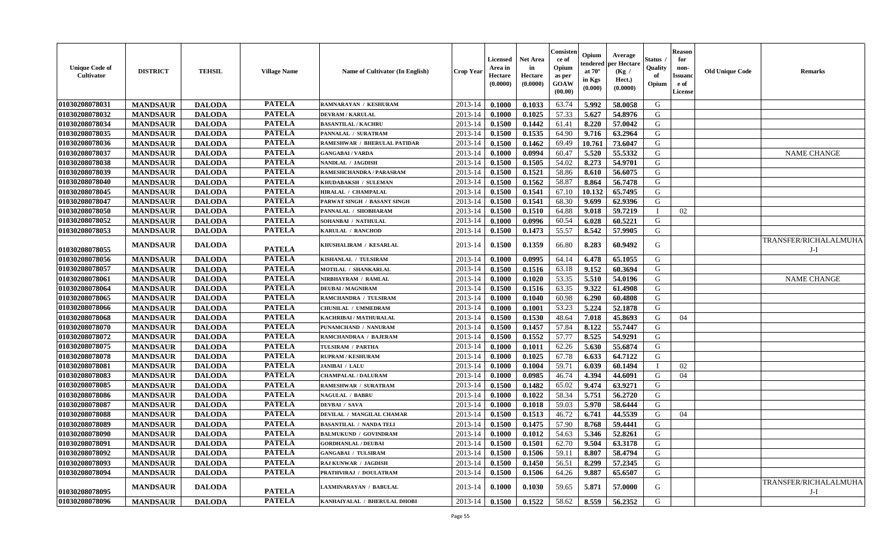| Unique Code of Cultivator | DISTRICT | TEHSIL | Village Name | Name of Cultivator (In English) | Crop Year | Licensed Area in Hectare (0.0000) | Net Area in Hectare (0.0000) | Consistence of Opium as per GOAW (00.00) | Opium tendered at 70° in Kgs (0.000) | Average per Hectare (Kg / Hect.) (0.0000) | Status / Quality of Opium | Reason for non-Issuance of License | Old Unique Code | Remarks |
|---|---|---|---|---|---|---|---|---|---|---|---|---|---|---|
| 01030208078031 | MANDSAUR | DALODA | PATELA | RAMNARAYAN / KESHURAM | 2013-14 | 0.1000 | 0.1033 | 63.74 | 5.992 | 58.0058 | G | | | |
| 01030208078032 | MANDSAUR | DALODA | PATELA | DEVRAM / KARULAL | 2013-14 | 0.1000 | 0.1025 | 57.33 | 5.627 | 54.8976 | G | | | |
| 01030208078034 | MANDSAUR | DALODA | PATELA | BASANTILAL / KACHRU | 2013-14 | 0.1500 | 0.1442 | 61.41 | 8.220 | 57.0042 | G | | | |
| 01030208078035 | MANDSAUR | DALODA | PATELA | PANNALAL / SURATRAM | 2013-14 | 0.1500 | 0.1535 | 64.90 | 9.716 | 63.2964 | G | | | |
| 01030208078036 | MANDSAUR | DALODA | PATELA | RAMESHWAR / BHERULAL PATIDAR | 2013-14 | 0.1500 | 0.1462 | 69.49 | 10.761 | 73.6047 | G | | | |
| 01030208078037 | MANDSAUR | DALODA | PATELA | GANGABAI / VARDA | 2013-14 | 0.1000 | 0.0994 | 60.47 | 5.520 | 55.5332 | G | | | NAME CHANGE |
| 01030208078038 | MANDSAUR | DALODA | PATELA | NANDLAL / JAGDISH | 2013-14 | 0.1500 | 0.1505 | 54.02 | 8.273 | 54.9701 | G | | | |
| 01030208078039 | MANDSAUR | DALODA | PATELA | RAMESHCHANDRA / PARASRAM | 2013-14 | 0.1500 | 0.1521 | 58.86 | 8.610 | 56.6075 | G | | | |
| 01030208078040 | MANDSAUR | DALODA | PATELA | KHUDABAKSH / SULEMAN | 2013-14 | 0.1500 | 0.1562 | 58.87 | 8.864 | 56.7478 | G | | | |
| 01030208078045 | MANDSAUR | DALODA | PATELA | HIRALAL / CHAMPALAL | 2013-14 | 0.1500 | 0.1541 | 67.10 | 10.132 | 65.7495 | G | | | |
| 01030208078047 | MANDSAUR | DALODA | PATELA | PARWAT SINGH / BASANT SINGH | 2013-14 | 0.1500 | 0.1541 | 68.30 | 9.699 | 62.9396 | G | | | |
| 01030208078050 | MANDSAUR | DALODA | PATELA | PANNALAL / SHOBHARAM | 2013-14 | 0.1500 | 0.1510 | 64.88 | 9.018 | 59.7219 | I | 02 | | |
| 01030208078052 | MANDSAUR | DALODA | PATELA | SOHANBAI / NATHULAL | 2013-14 | 0.1000 | 0.0996 | 60.54 | 6.028 | 60.5221 | G | | | |
| 01030208078053 | MANDSAUR | DALODA | PATELA | KARULAL / RANCHOD | 2013-14 | 0.1500 | 0.1473 | 55.57 | 8.542 | 57.9905 | G | | | |
| 01030208078055 | MANDSAUR | DALODA | PATELA | KHUSHALIRAM / KESARLAL | 2013-14 | 0.1500 | 0.1359 | 66.80 | 8.283 | 60.9492 | G | | | TRANSFER/RICHALALMUHA J-I |
| 01030208078056 | MANDSAUR | DALODA | PATELA | KISHANLAL / TULSIRAM | 2013-14 | 0.1000 | 0.0995 | 64.14 | 6.478 | 65.1055 | G | | | |
| 01030208078057 | MANDSAUR | DALODA | PATELA | MOTILAL / SHANKARLAL | 2013-14 | 0.1500 | 0.1516 | 63.18 | 9.152 | 60.3694 | G | | | |
| 01030208078061 | MANDSAUR | DALODA | PATELA | NIRBHAYRAM / RAMLAL | 2013-14 | 0.1000 | 0.1020 | 53.35 | 5.510 | 54.0196 | G | | | NAME CHANGE |
| 01030208078064 | MANDSAUR | DALODA | PATELA | DEUBAI / MAGNIRAM | 2013-14 | 0.1500 | 0.1516 | 63.35 | 9.322 | 61.4908 | G | | | |
| 01030208078065 | MANDSAUR | DALODA | PATELA | RAMCHANDRA / TULSIRAM | 2013-14 | 0.1000 | 0.1040 | 60.98 | 6.290 | 60.4808 | G | | | |
| 01030208078066 | MANDSAUR | DALODA | PATELA | CHUNILAL / UMMEDRAM | 2013-14 | 0.1000 | 0.1001 | 53.23 | 5.224 | 52.1878 | G | | | |
| 01030208078068 | MANDSAUR | DALODA | PATELA | KACHRIBAI / MATHURALAL | 2013-14 | 0.1500 | 0.1530 | 48.64 | 7.018 | 45.8693 | G | 04 | | |
| 01030208078070 | MANDSAUR | DALODA | PATELA | PUNAMCHAND / NANURAM | 2013-14 | 0.1500 | 0.1457 | 57.84 | 8.122 | 55.7447 | G | | | |
| 01030208078072 | MANDSAUR | DALODA | PATELA | RAMCHANDRAA / BAJERAM | 2013-14 | 0.1500 | 0.1552 | 57.77 | 8.525 | 54.9291 | G | | | |
| 01030208078075 | MANDSAUR | DALODA | PATELA | TULSIRAM / PARTHA | 2013-14 | 0.1000 | 0.1011 | 62.26 | 5.630 | 55.6874 | G | | | |
| 01030208078078 | MANDSAUR | DALODA | PATELA | RUPRAM / KESHURAM | 2013-14 | 0.1000 | 0.1025 | 67.78 | 6.633 | 64.7122 | G | | | |
| 01030208078081 | MANDSAUR | DALODA | PATELA | JANIBAI / LALU | 2013-14 | 0.1000 | 0.1004 | 59.71 | 6.039 | 60.1494 | I | 02 | | |
| 01030208078083 | MANDSAUR | DALODA | PATELA | CHAMPALAL / DALURAM | 2013-14 | 0.1000 | 0.0985 | 46.74 | 4.394 | 44.6091 | G | 04 | | |
| 01030208078085 | MANDSAUR | DALODA | PATELA | RAMESHWAR / SURATRAM | 2013-14 | 0.1500 | 0.1482 | 65.02 | 9.474 | 63.9271 | G | | | |
| 01030208078086 | MANDSAUR | DALODA | PATELA | NAGULAL / BABRU | 2013-14 | 0.1000 | 0.1022 | 58.34 | 5.751 | 56.2720 | G | | | |
| 01030208078087 | MANDSAUR | DALODA | PATELA | DEVBAI / SAVA | 2013-14 | 0.1000 | 0.1018 | 59.03 | 5.970 | 58.6444 | G | | | |
| 01030208078088 | MANDSAUR | DALODA | PATELA | DEVILAL / MANGILAL CHAMAR | 2013-14 | 0.1500 | 0.1513 | 46.72 | 6.741 | 44.5539 | G | 04 | | |
| 01030208078089 | MANDSAUR | DALODA | PATELA | BASANTILAL / NANDA TELI | 2013-14 | 0.1500 | 0.1475 | 57.90 | 8.768 | 59.4441 | G | | | |
| 01030208078090 | MANDSAUR | DALODA | PATELA | BALMUKUND / GOVINDRAM | 2013-14 | 0.1000 | 0.1012 | 54.63 | 5.346 | 52.8261 | G | | | |
| 01030208078091 | MANDSAUR | DALODA | PATELA | GORDHANLAL / DEUBAI | 2013-14 | 0.1500 | 0.1501 | 62.70 | 9.504 | 63.3178 | G | | | |
| 01030208078092 | MANDSAUR | DALODA | PATELA | GANGABAI / TULSIRAM | 2013-14 | 0.1500 | 0.1506 | 59.11 | 8.807 | 58.4794 | G | | | |
| 01030208078093 | MANDSAUR | DALODA | PATELA | RAJ KUNWAR / JAGDISH | 2013-14 | 0.1500 | 0.1450 | 56.51 | 8.299 | 57.2345 | G | | | |
| 01030208078094 | MANDSAUR | DALODA | PATELA | PRATHVIRAJ / DOULATRAM | 2013-14 | 0.1500 | 0.1506 | 64.26 | 9.887 | 65.6507 | G | | | |
| 01030208078095 | MANDSAUR | DALODA | PATELA | LAXMINARAYAN / BABULAL | 2013-14 | 0.1000 | 0.1030 | 59.65 | 5.871 | 57.0000 | G | | | TRANSFER/RICHALALMUHA J-I |
| 01030208078096 | MANDSAUR | DALODA | PATELA | KANHAIYALAL / BHERULAL DHOBI | 2013-14 | 0.1500 | 0.1522 | 58.62 | 8.559 | 56.2352 | G | | | |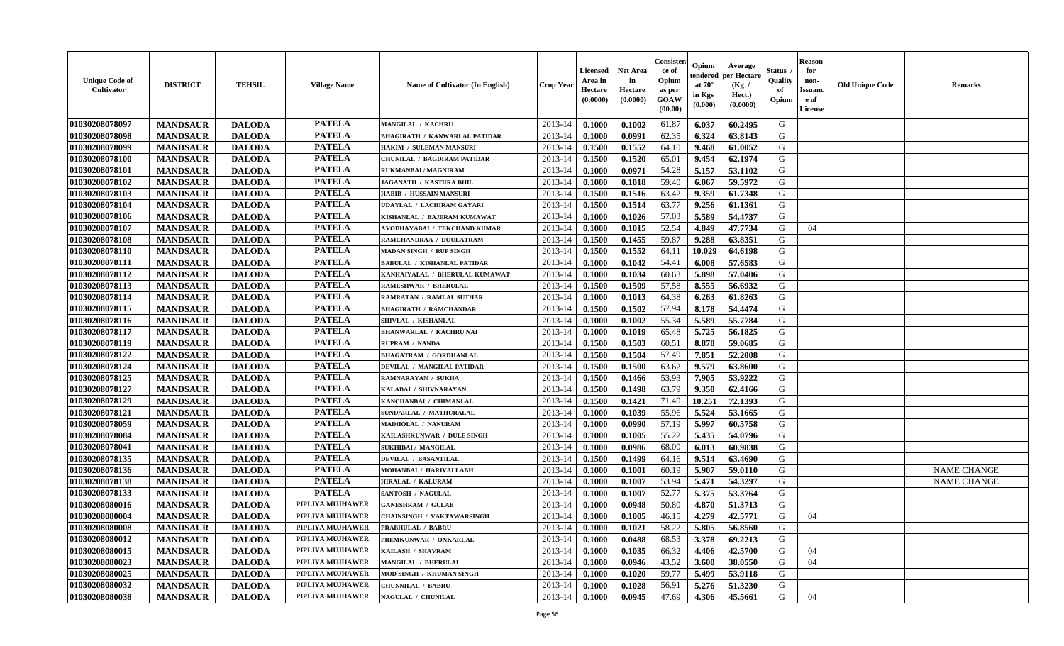| Unique Code of Cultivator | DISTRICT | TEHSIL | Village Name | Name of Cultivator (In English) | Crop Year | Licensed Area in Hectare (0.0000) | Net Area in Hectare (0.0000) | Consisten ce of Opium as per GOAW (00.00) | Opium tendered at 70° in Kgs (0.000) | Average per Hectare (Kg / Hect.) (0.0000) | Status / Quality of Opium | Reason for non-Issuanc e of License | Old Unique Code | Remarks |
|---|---|---|---|---|---|---|---|---|---|---|---|---|---|---|
| 01030208078097 | MANDSAUR | DALODA | PATELA | MANGILAL / KACHRU | 2013-14 | 0.1000 | 0.1002 | 61.87 | 6.037 | 60.2495 | G | | | |
| 01030208078098 | MANDSAUR | DALODA | PATELA | BHAGIRATH / KANWARLAL PATIDAR | 2013-14 | 0.1000 | 0.0991 | 62.35 | 6.324 | 63.8143 | G | | | |
| 01030208078099 | MANDSAUR | DALODA | PATELA | HAKIM / SULEMAN MANSURI | 2013-14 | 0.1500 | 0.1552 | 64.10 | 9.468 | 61.0052 | G | | | |
| 01030208078100 | MANDSAUR | DALODA | PATELA | CHUNILAL / BAGDIRAM PATIDAR | 2013-14 | 0.1500 | 0.1520 | 65.01 | 9.454 | 62.1974 | G | | | |
| 01030208078101 | MANDSAUR | DALODA | PATELA | RUKMANBAI / MAGNIRAM | 2013-14 | 0.1000 | 0.0971 | 54.28 | 5.157 | 53.1102 | G | | | |
| 01030208078102 | MANDSAUR | DALODA | PATELA | JAGANATH / KASTURA BHIL | 2013-14 | 0.1000 | 0.1018 | 59.40 | 6.067 | 59.5972 | G | | | |
| 01030208078103 | MANDSAUR | DALODA | PATELA | HABIB / HUSSAIN MANSURI | 2013-14 | 0.1500 | 0.1516 | 63.42 | 9.359 | 61.7348 | G | | | |
| 01030208078104 | MANDSAUR | DALODA | PATELA | UDAYLAL / LACHIRAM GAYARI | 2013-14 | 0.1500 | 0.1514 | 63.77 | 9.256 | 61.1361 | G | | | |
| 01030208078106 | MANDSAUR | DALODA | PATELA | KISHANLAL / BAJERAM KUMAWAT | 2013-14 | 0.1000 | 0.1026 | 57.03 | 5.589 | 54.4737 | G | | | |
| 01030208078107 | MANDSAUR | DALODA | PATELA | AYODHAYABAI / TEKCHAND KUMAR | 2013-14 | 0.1000 | 0.1015 | 52.54 | 4.849 | 47.7734 | G | 04 | | |
| 01030208078108 | MANDSAUR | DALODA | PATELA | RAMCHANDRAA / DOULATRAM | 2013-14 | 0.1500 | 0.1455 | 59.87 | 9.288 | 63.8351 | G | | | |
| 01030208078110 | MANDSAUR | DALODA | PATELA | MADAN SINGH / RUP SINGH | 2013-14 | 0.1500 | 0.1552 | 64.11 | 10.029 | 64.6198 | G | | | |
| 01030208078111 | MANDSAUR | DALODA | PATELA | BABULAL / KISHANLAL PATIDAR | 2013-14 | 0.1000 | 0.1042 | 54.41 | 6.008 | 57.6583 | G | | | |
| 01030208078112 | MANDSAUR | DALODA | PATELA | KANHAIYALAL / BHERULAL KUMAWAT | 2013-14 | 0.1000 | 0.1034 | 60.63 | 5.898 | 57.0406 | G | | | |
| 01030208078113 | MANDSAUR | DALODA | PATELA | RAMESHWAR / BHERULAL | 2013-14 | 0.1500 | 0.1509 | 57.58 | 8.555 | 56.6932 | G | | | |
| 01030208078114 | MANDSAUR | DALODA | PATELA | RAMRATAN / RAMLAL SUTHAR | 2013-14 | 0.1000 | 0.1013 | 64.38 | 6.263 | 61.8263 | G | | | |
| 01030208078115 | MANDSAUR | DALODA | PATELA | BHAGIRATH / RAMCHANDAR | 2013-14 | 0.1500 | 0.1502 | 57.94 | 8.178 | 54.4474 | G | | | |
| 01030208078116 | MANDSAUR | DALODA | PATELA | SHIVLAL / KISHANLAL | 2013-14 | 0.1000 | 0.1002 | 55.34 | 5.589 | 55.7784 | G | | | |
| 01030208078117 | MANDSAUR | DALODA | PATELA | BHANWARLAL / KACHRU NAI | 2013-14 | 0.1000 | 0.1019 | 65.48 | 5.725 | 56.1825 | G | | | |
| 01030208078119 | MANDSAUR | DALODA | PATELA | RUPRAM / NANDA | 2013-14 | 0.1500 | 0.1503 | 60.51 | 8.878 | 59.0685 | G | | | |
| 01030208078122 | MANDSAUR | DALODA | PATELA | BHAGATRAM / GORDHANLAL | 2013-14 | 0.1500 | 0.1504 | 57.49 | 7.851 | 52.2008 | G | | | |
| 01030208078124 | MANDSAUR | DALODA | PATELA | DEVILAL / MANGILAL PATIDAR | 2013-14 | 0.1500 | 0.1500 | 63.62 | 9.579 | 63.8600 | G | | | |
| 01030208078125 | MANDSAUR | DALODA | PATELA | RAMNARAYAN / SUKHA | 2013-14 | 0.1500 | 0.1466 | 53.93 | 7.905 | 53.9222 | G | | | |
| 01030208078127 | MANDSAUR | DALODA | PATELA | KALABAI / SHIVNARAYAN | 2013-14 | 0.1500 | 0.1498 | 63.79 | 9.350 | 62.4166 | G | | | |
| 01030208078129 | MANDSAUR | DALODA | PATELA | KANCHANBAI / CHIMANLAL | 2013-14 | 0.1500 | 0.1421 | 71.40 | 10.251 | 72.1393 | G | | | |
| 01030208078121 | MANDSAUR | DALODA | PATELA | SUNDARLAL / MATHURALAL | 2013-14 | 0.1000 | 0.1039 | 55.96 | 5.524 | 53.1665 | G | | | |
| 01030208078059 | MANDSAUR | DALODA | PATELA | MADHOLAL / NANURAM | 2013-14 | 0.1000 | 0.0990 | 57.19 | 5.997 | 60.5758 | G | | | |
| 01030208078084 | MANDSAUR | DALODA | PATELA | KAILASHKUNWAR / DULE SINGH | 2013-14 | 0.1000 | 0.1005 | 55.22 | 5.435 | 54.0796 | G | | | |
| 01030208078041 | MANDSAUR | DALODA | PATELA | SUKHIBAI / MANGILAL | 2013-14 | 0.1000 | 0.0986 | 68.00 | 6.013 | 60.9838 | G | | | |
| 01030208078135 | MANDSAUR | DALODA | PATELA | DEVILAL / BASANTILAL | 2013-14 | 0.1500 | 0.1499 | 64.16 | 9.514 | 63.4690 | G | | | |
| 01030208078136 | MANDSAUR | DALODA | PATELA | MOHANBAI / HARIVALLABH | 2013-14 | 0.1000 | 0.1001 | 60.19 | 5.907 | 59.0110 | G | | | NAME CHANGE |
| 01030208078138 | MANDSAUR | DALODA | PATELA | HIRALAL / KALURAM | 2013-14 | 0.1000 | 0.1007 | 53.94 | 5.471 | 54.3297 | G | | | NAME CHANGE |
| 01030208078133 | MANDSAUR | DALODA | PATELA | SANTOSH / NAGULAL | 2013-14 | 0.1000 | 0.1007 | 52.77 | 5.375 | 53.3764 | G | | | |
| 01030208080016 | MANDSAUR | DALODA | PIPLIYA MUJHAWER | GANESHRAM / GULAB | 2013-14 | 0.1000 | 0.0948 | 50.80 | 4.870 | 51.3713 | G | | | |
| 01030208080004 | MANDSAUR | DALODA | PIPLIYA MUJHAWER | CHAINSINGH / VAKTAWARSINGH | 2013-14 | 0.1000 | 0.1005 | 46.15 | 4.279 | 42.5771 | G | 04 | | |
| 01030208080008 | MANDSAUR | DALODA | PIPLIYA MUJHAWER | PRABHULAL / BABRU | 2013-14 | 0.1000 | 0.1021 | 58.22 | 5.805 | 56.8560 | G | | | |
| 01030208080012 | MANDSAUR | DALODA | PIPLIYA MUJHAWER | PREMKUNWAR / ONKARLAL | 2013-14 | 0.1000 | 0.0488 | 68.53 | 3.378 | 69.2213 | G | | | |
| 01030208080015 | MANDSAUR | DALODA | PIPLIYA MUJHAWER | KAILASH / SHAVRAM | 2013-14 | 0.1000 | 0.1035 | 66.32 | 4.406 | 42.5700 | G | 04 | | |
| 01030208080023 | MANDSAUR | DALODA | PIPLIYA MUJHAWER | MANGILAL / BHERULAL | 2013-14 | 0.1000 | 0.0946 | 43.52 | 3.600 | 38.0550 | G | 04 | | |
| 01030208080025 | MANDSAUR | DALODA | PIPLIYA MUJHAWER | MOD SINGH / KHUMAN SINGH | 2013-14 | 0.1000 | 0.1020 | 59.77 | 5.499 | 53.9118 | G | | | |
| 01030208080032 | MANDSAUR | DALODA | PIPLIYA MUJHAWER | CHUNNILAL / BABRU | 2013-14 | 0.1000 | 0.1028 | 56.91 | 5.276 | 51.3230 | G | | | |
| 01030208080038 | MANDSAUR | DALODA | PIPLIYA MUJHAWER | NAGULAL / CHUNILAL | 2013-14 | 0.1000 | 0.0945 | 47.69 | 4.306 | 45.5661 | G | 04 | | |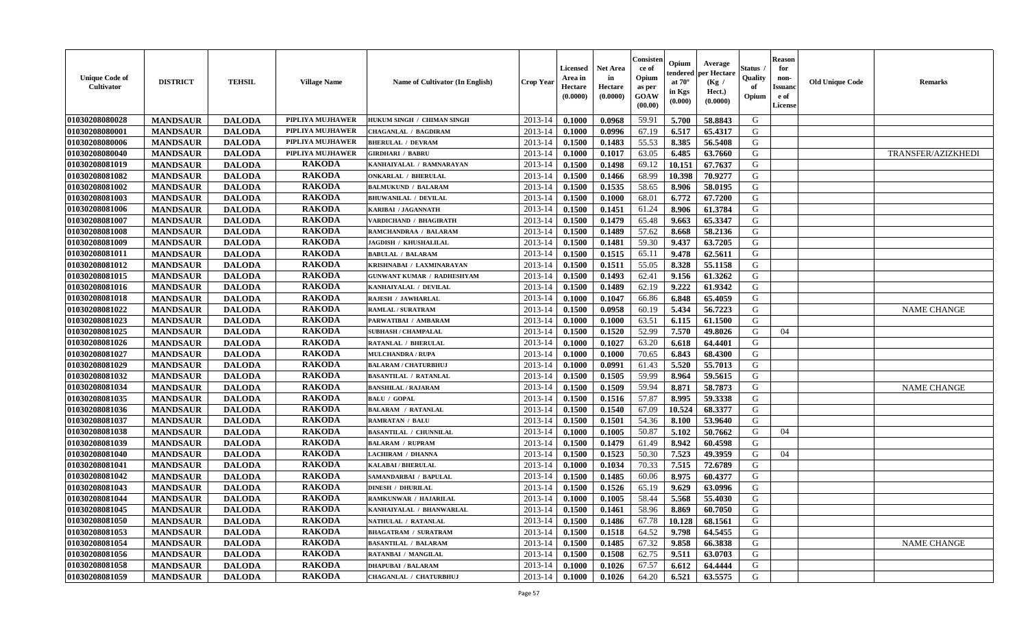| Unique Code of Cultivator | DISTRICT | TEHSIL | Village Name | Name of Cultivator (In English) | Crop Year | Licensed Area in Hectare (0.0000) | Net Area in Hectare (0.0000) | Consistence of Opium as per GOAW (00.00) | Opium tendered at 70° in Kgs (0.000) | Average per Hectare (Kg / Hect.) (0.0000) | Status / Quality of Opium | Reason for non-Issuance of License | Old Unique Code | Remarks |
|---|---|---|---|---|---|---|---|---|---|---|---|---|---|---|
| 01030208080028 | MANDSAUR | DALODA | PIPLIYA MUJHAWER | HUKUM SINGH / CHIMAN SINGH | 2013-14 | 0.1000 | 0.0968 | 59.91 | 5.700 | 58.8843 | G | | | |
| 01030208080001 | MANDSAUR | DALODA | PIPLIYA MUJHAWER | CHAGANLAL / BAGDIRAM | 2013-14 | 0.1000 | 0.0996 | 67.19 | 6.517 | 65.4317 | G | | | |
| 01030208080006 | MANDSAUR | DALODA | PIPLIYA MUJHAWER | BHERULAL / DEVRAM | 2013-14 | 0.1500 | 0.1483 | 55.53 | 8.385 | 56.5408 | G | | | |
| 01030208080040 | MANDSAUR | DALODA | PIPLIYA MUJHAWER | GIRDHARI / BABRU | 2013-14 | 0.1000 | 0.1017 | 63.05 | 6.485 | 63.7660 | G | | | TRANSFER/AZIZKHEDI |
| 01030208081019 | MANDSAUR | DALODA | RAKODA | KANHAIYALAL / RAMNARAYAN | 2013-14 | 0.1500 | 0.1498 | 69.12 | 10.151 | 67.7637 | G | | | |
| 01030208081082 | MANDSAUR | DALODA | RAKODA | ONKARLAL / BHERULAL | 2013-14 | 0.1500 | 0.1466 | 68.99 | 10.398 | 70.9277 | G | | | |
| 01030208081002 | MANDSAUR | DALODA | RAKODA | BALMUKUND / BALARAM | 2013-14 | 0.1500 | 0.1535 | 58.65 | 8.906 | 58.0195 | G | | | |
| 01030208081003 | MANDSAUR | DALODA | RAKODA | BHUWANILAL / DEVILAL | 2013-14 | 0.1500 | 0.1000 | 68.01 | 6.772 | 67.7200 | G | | | |
| 01030208081006 | MANDSAUR | DALODA | RAKODA | KARIBAI / JAGANNATH | 2013-14 | 0.1500 | 0.1451 | 61.24 | 8.906 | 61.3784 | G | | | |
| 01030208081007 | MANDSAUR | DALODA | RAKODA | VARDICHAND / BHAGIRATH | 2013-14 | 0.1500 | 0.1479 | 65.48 | 9.663 | 65.3347 | G | | | |
| 01030208081008 | MANDSAUR | DALODA | RAKODA | RAMCHANDRAA / BALARAM | 2013-14 | 0.1500 | 0.1489 | 57.62 | 8.668 | 58.2136 | G | | | |
| 01030208081009 | MANDSAUR | DALODA | RAKODA | JAGDISH / KHUSHALILAL | 2013-14 | 0.1500 | 0.1481 | 59.30 | 9.437 | 63.7205 | G | | | |
| 01030208081011 | MANDSAUR | DALODA | RAKODA | BABULAL / BALARAM | 2013-14 | 0.1500 | 0.1515 | 65.11 | 9.478 | 62.5611 | G | | | |
| 01030208081012 | MANDSAUR | DALODA | RAKODA | KRISHNABAI / LAXMINARAYAN | 2013-14 | 0.1500 | 0.1511 | 55.05 | 8.328 | 55.1158 | G | | | |
| 01030208081015 | MANDSAUR | DALODA | RAKODA | GUNWANT KUMAR / RADHESHYAM | 2013-14 | 0.1500 | 0.1493 | 62.41 | 9.156 | 61.3262 | G | | | |
| 01030208081016 | MANDSAUR | DALODA | RAKODA | KANHAIYALAL / DEVILAL | 2013-14 | 0.1500 | 0.1489 | 62.19 | 9.222 | 61.9342 | G | | | |
| 01030208081018 | MANDSAUR | DALODA | RAKODA | RAJESH / JAWHARLAL | 2013-14 | 0.1000 | 0.1047 | 66.86 | 6.848 | 65.4059 | G | | | |
| 01030208081022 | MANDSAUR | DALODA | RAKODA | RAMLAL / SURATRAM | 2013-14 | 0.1500 | 0.0958 | 60.19 | 5.434 | 56.7223 | G | | | NAME CHANGE |
| 01030208081023 | MANDSAUR | DALODA | RAKODA | PARWATIBAI / AMBARAM | 2013-14 | 0.1000 | 0.1000 | 63.51 | 6.115 | 61.1500 | G | | | |
| 01030208081025 | MANDSAUR | DALODA | RAKODA | SUBHASH / CHAMPALAL | 2013-14 | 0.1500 | 0.1520 | 52.99 | 7.570 | 49.8026 | G | 04 | | |
| 01030208081026 | MANDSAUR | DALODA | RAKODA | RATANLAL / BHERULAL | 2013-14 | 0.1000 | 0.1027 | 63.20 | 6.618 | 64.4401 | G | | | |
| 01030208081027 | MANDSAUR | DALODA | RAKODA | MULCHANDRA / RUPA | 2013-14 | 0.1000 | 0.1000 | 70.65 | 6.843 | 68.4300 | G | | | |
| 01030208081029 | MANDSAUR | DALODA | RAKODA | BALARAM / CHATURBHUJ | 2013-14 | 0.1000 | 0.0991 | 61.43 | 5.520 | 55.7013 | G | | | |
| 01030208081032 | MANDSAUR | DALODA | RAKODA | BASANTILAL / RATANLAL | 2013-14 | 0.1500 | 0.1505 | 59.99 | 8.964 | 59.5615 | G | | | |
| 01030208081034 | MANDSAUR | DALODA | RAKODA | BANSHILAL / RAJARAM | 2013-14 | 0.1500 | 0.1509 | 59.94 | 8.871 | 58.7873 | G | | | NAME CHANGE |
| 01030208081035 | MANDSAUR | DALODA | RAKODA | BALU / GOPAL | 2013-14 | 0.1500 | 0.1516 | 57.87 | 8.995 | 59.3338 | G | | | |
| 01030208081036 | MANDSAUR | DALODA | RAKODA | BALARAM / RATANLAL | 2013-14 | 0.1500 | 0.1540 | 67.09 | 10.524 | 68.3377 | G | | | |
| 01030208081037 | MANDSAUR | DALODA | RAKODA | RAMRATAN / BALU | 2013-14 | 0.1500 | 0.1501 | 54.36 | 8.100 | 53.9640 | G | | | |
| 01030208081038 | MANDSAUR | DALODA | RAKODA | BASANTILAL / CHUNNILAL | 2013-14 | 0.1000 | 0.1005 | 50.87 | 5.102 | 50.7662 | G | 04 | | |
| 01030208081039 | MANDSAUR | DALODA | RAKODA | BALARAM / RUPRAM | 2013-14 | 0.1500 | 0.1479 | 61.49 | 8.942 | 60.4598 | G | | | |
| 01030208081040 | MANDSAUR | DALODA | RAKODA | LACHIRAM / DHANNA | 2013-14 | 0.1500 | 0.1523 | 50.30 | 7.523 | 49.3959 | G | 04 | | |
| 01030208081041 | MANDSAUR | DALODA | RAKODA | KALABAI / BHERULAL | 2013-14 | 0.1000 | 0.1034 | 70.33 | 7.515 | 72.6789 | G | | | |
| 01030208081042 | MANDSAUR | DALODA | RAKODA | SAMANDARBAI / BAPULAL | 2013-14 | 0.1500 | 0.1485 | 60.06 | 8.975 | 60.4377 | G | | | |
| 01030208081043 | MANDSAUR | DALODA | RAKODA | DINESH / DHURILAL | 2013-14 | 0.1500 | 0.1526 | 65.19 | 9.629 | 63.0996 | G | | | |
| 01030208081044 | MANDSAUR | DALODA | RAKODA | RAMKUNWAR / HAJARILAL | 2013-14 | 0.1000 | 0.1005 | 58.44 | 5.568 | 55.4030 | G | | | |
| 01030208081045 | MANDSAUR | DALODA | RAKODA | KANHAIYALAL / BHANWARLAL | 2013-14 | 0.1500 | 0.1461 | 58.96 | 8.869 | 60.7050 | G | | | |
| 01030208081050 | MANDSAUR | DALODA | RAKODA | NATHULAL / RATANLAL | 2013-14 | 0.1500 | 0.1486 | 67.78 | 10.128 | 68.1561 | G | | | |
| 01030208081053 | MANDSAUR | DALODA | RAKODA | BHAGATRAM / SURATRAM | 2013-14 | 0.1500 | 0.1518 | 64.52 | 9.798 | 64.5455 | G | | | |
| 01030208081054 | MANDSAUR | DALODA | RAKODA | BASANTILAL / BALARAM | 2013-14 | 0.1500 | 0.1485 | 67.32 | 9.858 | 66.3838 | G | | | NAME CHANGE |
| 01030208081056 | MANDSAUR | DALODA | RAKODA | RATANBAI / MANGILAL | 2013-14 | 0.1500 | 0.1508 | 62.75 | 9.511 | 63.0703 | G | | | |
| 01030208081058 | MANDSAUR | DALODA | RAKODA | DHAPUBAI / BALARAM | 2013-14 | 0.1000 | 0.1026 | 67.57 | 6.612 | 64.4444 | G | | | |
| 01030208081059 | MANDSAUR | DALODA | RAKODA | CHAGANLAL / CHATURBHUJ | 2013-14 | 0.1000 | 0.1026 | 64.20 | 6.521 | 63.5575 | G | | | |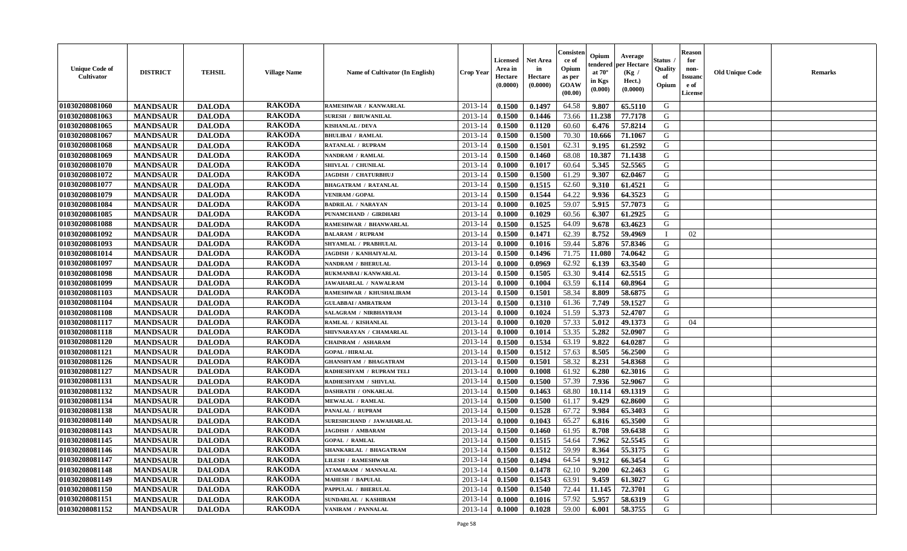| Unique Code of Cultivator | DISTRICT | TEHSIL | Village Name | Name of Cultivator (In English) | Crop Year | Licensed Area in Hectare (0.0000) | Net Area in Hectare (0.0000) | Consistence of Opium as per GOAW (00.00) | Opium tendered at 70° in Kgs (0.000) | Average per Hectare (Kg / Hect.) (0.0000) | Status / Quality of Opium | Reason for non-Issuance of License | Old Unique Code | Remarks |
|---|---|---|---|---|---|---|---|---|---|---|---|---|---|---|
| 01030208081060 | MANDSAUR | DALODA | RAKODA | RAMESHWAR / KANWARLAL | 2013-14 | 0.1500 | 0.1497 | 64.58 | 9.807 | 65.5110 | G | | | |
| 01030208081063 | MANDSAUR | DALODA | RAKODA | SURESH / BHUWANILAL | 2013-14 | 0.1500 | 0.1446 | 73.66 | 11.238 | 77.7178 | G | | | |
| 01030208081065 | MANDSAUR | DALODA | RAKODA | KISHANLAL / DEVA | 2013-14 | 0.1500 | 0.1120 | 60.60 | 6.476 | 57.8214 | G | | | |
| 01030208081067 | MANDSAUR | DALODA | RAKODA | BHULIBAI / RAMLAL | 2013-14 | 0.1500 | 0.1500 | 70.30 | 10.666 | 71.1067 | G | | | |
| 01030208081068 | MANDSAUR | DALODA | RAKODA | RATANLAL / RUPRAM | 2013-14 | 0.1500 | 0.1501 | 62.31 | 9.195 | 61.2592 | G | | | |
| 01030208081069 | MANDSAUR | DALODA | RAKODA | NANDRAM / RAMLAL | 2013-14 | 0.1500 | 0.1460 | 68.08 | 10.387 | 71.1438 | G | | | |
| 01030208081070 | MANDSAUR | DALODA | RAKODA | SHIVLAL / CHUNILAL | 2013-14 | 0.1000 | 0.1017 | 60.64 | 5.345 | 52.5565 | G | | | |
| 01030208081072 | MANDSAUR | DALODA | RAKODA | JAGDISH / CHATURBHUJ | 2013-14 | 0.1500 | 0.1500 | 61.29 | 9.307 | 62.0467 | G | | | |
| 01030208081077 | MANDSAUR | DALODA | RAKODA | BHAGATRAM / RATANLAL | 2013-14 | 0.1500 | 0.1515 | 62.60 | 9.310 | 61.4521 | G | | | |
| 01030208081079 | MANDSAUR | DALODA | RAKODA | VENIRAM / GOPAL | 2013-14 | 0.1500 | 0.1544 | 64.22 | 9.936 | 64.3523 | G | | | |
| 01030208081084 | MANDSAUR | DALODA | RAKODA | BADRILAL / NARAYAN | 2013-14 | 0.1000 | 0.1025 | 59.07 | 5.915 | 57.7073 | G | | | |
| 01030208081085 | MANDSAUR | DALODA | RAKODA | PUNAMCHAND / GIRDHARI | 2013-14 | 0.1000 | 0.1029 | 60.56 | 6.307 | 61.2925 | G | | | |
| 01030208081088 | MANDSAUR | DALODA | RAKODA | RAMESHWAR / BHANWARLAL | 2013-14 | 0.1500 | 0.1525 | 64.09 | 9.678 | 63.4623 | G | | | |
| 01030208081092 | MANDSAUR | DALODA | RAKODA | BALARAM / RUPRAM | 2013-14 | 0.1500 | 0.1471 | 62.39 | 8.752 | 59.4969 | I | 02 | | |
| 01030208081093 | MANDSAUR | DALODA | RAKODA | SHYAMLAL / PRABHULAL | 2013-14 | 0.1000 | 0.1016 | 59.44 | 5.876 | 57.8346 | G | | | |
| 01030208081014 | MANDSAUR | DALODA | RAKODA | JAGDISH / KANHAIYALAL | 2013-14 | 0.1500 | 0.1496 | 71.75 | 11.080 | 74.0642 | G | | | |
| 01030208081097 | MANDSAUR | DALODA | RAKODA | NANDRAM / BHERULAL | 2013-14 | 0.1000 | 0.0969 | 62.92 | 6.139 | 63.3540 | G | | | |
| 01030208081098 | MANDSAUR | DALODA | RAKODA | RUKMANBAI / KANWARLAL | 2013-14 | 0.1500 | 0.1505 | 63.30 | 9.414 | 62.5515 | G | | | |
| 01030208081099 | MANDSAUR | DALODA | RAKODA | JAWAHARLAL / NAWALRAM | 2013-14 | 0.1000 | 0.1004 | 63.59 | 6.114 | 60.8964 | G | | | |
| 01030208081103 | MANDSAUR | DALODA | RAKODA | RAMESHWAR / KHUSHALIRAM | 2013-14 | 0.1500 | 0.1501 | 58.34 | 8.809 | 58.6875 | G | | | |
| 01030208081104 | MANDSAUR | DALODA | RAKODA | GULABBAI / AMRATRAM | 2013-14 | 0.1500 | 0.1310 | 61.36 | 7.749 | 59.1527 | G | | | |
| 01030208081108 | MANDSAUR | DALODA | RAKODA | SALAGRAM / NIRBHAYRAM | 2013-14 | 0.1000 | 0.1024 | 51.59 | 5.373 | 52.4707 | G | | | |
| 01030208081117 | MANDSAUR | DALODA | RAKODA | RAMLAL / KISHANLAL | 2013-14 | 0.1000 | 0.1020 | 57.33 | 5.012 | 49.1373 | G | 04 | | |
| 01030208081118 | MANDSAUR | DALODA | RAKODA | SHIVNARAYAN / CHAMARLAL | 2013-14 | 0.1000 | 0.1014 | 53.35 | 5.282 | 52.0907 | G | | | |
| 01030208081120 | MANDSAUR | DALODA | RAKODA | CHAINRAM / ASHARAM | 2013-14 | 0.1500 | 0.1534 | 63.19 | 9.822 | 64.0287 | G | | | |
| 01030208081121 | MANDSAUR | DALODA | RAKODA | GOPAL / HIRALAL | 2013-14 | 0.1500 | 0.1512 | 57.63 | 8.505 | 56.2500 | G | | | |
| 01030208081126 | MANDSAUR | DALODA | RAKODA | GHANSHYAM / BHAGATRAM | 2013-14 | 0.1500 | 0.1501 | 58.32 | 8.231 | 54.8368 | G | | | |
| 01030208081127 | MANDSAUR | DALODA | RAKODA | RADHESHYAM / RUPRAM TELI | 2013-14 | 0.1000 | 0.1008 | 61.92 | 6.280 | 62.3016 | G | | | |
| 01030208081131 | MANDSAUR | DALODA | RAKODA | RADHESHYAM / SHIVLAL | 2013-14 | 0.1500 | 0.1500 | 57.39 | 7.936 | 52.9067 | G | | | |
| 01030208081132 | MANDSAUR | DALODA | RAKODA | DASHRATH / ONKARLAL | 2013-14 | 0.1500 | 0.1463 | 68.80 | 10.114 | 69.1319 | G | | | |
| 01030208081134 | MANDSAUR | DALODA | RAKODA | MEWALAL / RAMLAL | 2013-14 | 0.1500 | 0.1500 | 61.17 | 9.429 | 62.8600 | G | | | |
| 01030208081138 | MANDSAUR | DALODA | RAKODA | PANALAL / RUPRAM | 2013-14 | 0.1500 | 0.1528 | 67.72 | 9.984 | 65.3403 | G | | | |
| 01030208081140 | MANDSAUR | DALODA | RAKODA | SURESHCHAND / JAWAHARLAL | 2013-14 | 0.1000 | 0.1043 | 65.27 | 6.816 | 65.3500 | G | | | |
| 01030208081143 | MANDSAUR | DALODA | RAKODA | JAGDISH / AMBARAM | 2013-14 | 0.1500 | 0.1460 | 61.95 | 8.708 | 59.6438 | G | | | |
| 01030208081145 | MANDSAUR | DALODA | RAKODA | GOPAL / RAMLAL | 2013-14 | 0.1500 | 0.1515 | 54.64 | 7.962 | 52.5545 | G | | | |
| 01030208081146 | MANDSAUR | DALODA | RAKODA | SHANKARLAL / BHAGATRAM | 2013-14 | 0.1500 | 0.1512 | 59.99 | 8.364 | 55.3175 | G | | | |
| 01030208081147 | MANDSAUR | DALODA | RAKODA | LILESH / RAMESHWAR | 2013-14 | 0.1500 | 0.1494 | 64.54 | 9.912 | 66.3454 | G | | | |
| 01030208081148 | MANDSAUR | DALODA | RAKODA | ATAMARAM / MANNALAL | 2013-14 | 0.1500 | 0.1478 | 62.10 | 9.200 | 62.2463 | G | | | |
| 01030208081149 | MANDSAUR | DALODA | RAKODA | MAHESH / BAPULAL | 2013-14 | 0.1500 | 0.1543 | 63.91 | 9.459 | 61.3027 | G | | | |
| 01030208081150 | MANDSAUR | DALODA | RAKODA | PAPPULAL / BHERULAL | 2013-14 | 0.1500 | 0.1540 | 72.44 | 11.145 | 72.3701 | G | | | |
| 01030208081151 | MANDSAUR | DALODA | RAKODA | SUNDARLAL / KASHIRAM | 2013-14 | 0.1000 | 0.1016 | 57.92 | 5.957 | 58.6319 | G | | | |
| 01030208081152 | MANDSAUR | DALODA | RAKODA | VANIRAM / PANNALAL | 2013-14 | 0.1000 | 0.1028 | 59.00 | 6.001 | 58.3755 | G | | | |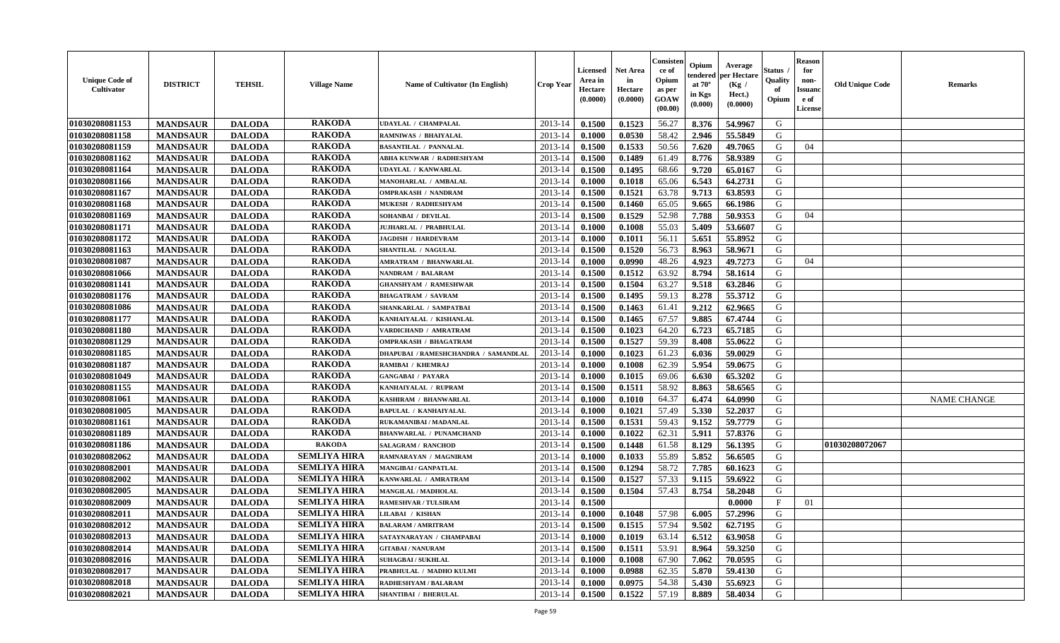| Unique Code of Cultivator | DISTRICT | TEHSIL | Village Name | Name of Cultivator (In English) | Crop Year | Licensed Area in Hectare (0.0000) | Net Area in Hectare (0.0000) | Consistence of Opium as per GOAW (00.00) | Opium tendered at 70° in Kgs (0.000) | Average per Hectare (Kg / Hect.) (0.0000) | Status / Quality of Opium | Reason for non-Issuance of License | Old Unique Code | Remarks |
|---|---|---|---|---|---|---|---|---|---|---|---|---|---|---|
| 01030208081153 | MANDSAUR | DALODA | RAKODA | UDAYLAL / CHAMPALAL | 2013-14 | 0.1500 | 0.1523 | 56.27 | 8.376 | 54.9967 | G | | | |
| 01030208081158 | MANDSAUR | DALODA | RAKODA | RAMNIWAS / BHAIYALAL | 2013-14 | 0.1000 | 0.0530 | 58.42 | 2.946 | 55.5849 | G | | | |
| 01030208081159 | MANDSAUR | DALODA | RAKODA | BASANTILAL / PANNALAL | 2013-14 | 0.1500 | 0.1533 | 50.56 | 7.620 | 49.7065 | G | 04 | | |
| 01030208081162 | MANDSAUR | DALODA | RAKODA | ABHA KUNWAR / RADHESHYAM | 2013-14 | 0.1500 | 0.1489 | 61.49 | 8.776 | 58.9389 | G | | | |
| 01030208081164 | MANDSAUR | DALODA | RAKODA | UDAYLAL / KANWARLAL | 2013-14 | 0.1500 | 0.1495 | 68.66 | 9.720 | 65.0167 | G | | | |
| 01030208081166 | MANDSAUR | DALODA | RAKODA | MANOHARLAL / AMBALAL | 2013-14 | 0.1000 | 0.1018 | 65.06 | 6.543 | 64.2731 | G | | | |
| 01030208081167 | MANDSAUR | DALODA | RAKODA | OMPRAKASH / NANDRAM | 2013-14 | 0.1500 | 0.1521 | 63.78 | 9.713 | 63.8593 | G | | | |
| 01030208081168 | MANDSAUR | DALODA | RAKODA | MUKESH / RADHESHYAM | 2013-14 | 0.1500 | 0.1460 | 65.05 | 9.665 | 66.1986 | G | | | |
| 01030208081169 | MANDSAUR | DALODA | RAKODA | SOHANBAI / DEVILAL | 2013-14 | 0.1500 | 0.1529 | 52.98 | 7.788 | 50.9353 | G | 04 | | |
| 01030208081171 | MANDSAUR | DALODA | RAKODA | JUJHARLAL / PRABHULAL | 2013-14 | 0.1000 | 0.1008 | 55.03 | 5.409 | 53.6607 | G | | | |
| 01030208081172 | MANDSAUR | DALODA | RAKODA | JAGDISH / HARDEVRAM | 2013-14 | 0.1000 | 0.1011 | 56.11 | 5.651 | 55.8952 | G | | | |
| 01030208081163 | MANDSAUR | DALODA | RAKODA | SHANTILAL / NAGULAL | 2013-14 | 0.1500 | 0.1520 | 56.73 | 8.963 | 58.9671 | G | | | |
| 01030208081087 | MANDSAUR | DALODA | RAKODA | AMRATRAM / BHANWARLAL | 2013-14 | 0.1000 | 0.0990 | 48.26 | 4.923 | 49.7273 | G | 04 | | |
| 01030208081066 | MANDSAUR | DALODA | RAKODA | NANDRAM / BALARAM | 2013-14 | 0.1500 | 0.1512 | 63.92 | 8.794 | 58.1614 | G | | | |
| 01030208081141 | MANDSAUR | DALODA | RAKODA | GHANSHYAM / RAMESHWAR | 2013-14 | 0.1500 | 0.1504 | 63.27 | 9.518 | 63.2846 | G | | | |
| 01030208081176 | MANDSAUR | DALODA | RAKODA | BHAGATRAM / SAVRAM | 2013-14 | 0.1500 | 0.1495 | 59.13 | 8.278 | 55.3712 | G | | | |
| 01030208081086 | MANDSAUR | DALODA | RAKODA | SHANKARLAL / SAMPATBAI | 2013-14 | 0.1500 | 0.1463 | 61.41 | 9.212 | 62.9665 | G | | | |
| 01030208081177 | MANDSAUR | DALODA | RAKODA | KANHAIYALAL / KISHANLAL | 2013-14 | 0.1500 | 0.1465 | 67.57 | 9.885 | 67.4744 | G | | | |
| 01030208081180 | MANDSAUR | DALODA | RAKODA | VARDICHAND / AMRATRAM | 2013-14 | 0.1500 | 0.1023 | 64.20 | 6.723 | 65.7185 | G | | | |
| 01030208081129 | MANDSAUR | DALODA | RAKODA | OMPRAKASH / BHAGATRAM | 2013-14 | 0.1500 | 0.1527 | 59.39 | 8.408 | 55.0622 | G | | | |
| 01030208081185 | MANDSAUR | DALODA | RAKODA | DHAPUBAI / RAMESHCHANDRA / SAMANDLAL | 2013-14 | 0.1000 | 0.1023 | 61.23 | 6.036 | 59.0029 | G | | | |
| 01030208081187 | MANDSAUR | DALODA | RAKODA | RAMIBAI / KHEMRAJ | 2013-14 | 0.1000 | 0.1008 | 62.39 | 5.954 | 59.0675 | G | | | |
| 01030208081049 | MANDSAUR | DALODA | RAKODA | GANGABAI / PAYARA | 2013-14 | 0.1000 | 0.1015 | 69.06 | 6.630 | 65.3202 | G | | | |
| 01030208081155 | MANDSAUR | DALODA | RAKODA | KANHAIYALAL / RUPRAM | 2013-14 | 0.1500 | 0.1511 | 58.92 | 8.863 | 58.6565 | G | | | |
| 01030208081061 | MANDSAUR | DALODA | RAKODA | KASHIRAM / BHANWARLAL | 2013-14 | 0.1000 | 0.1010 | 64.37 | 6.474 | 64.0990 | G | | | NAME CHANGE |
| 01030208081005 | MANDSAUR | DALODA | RAKODA | BAPULAL / KANHAIYALAL | 2013-14 | 0.1000 | 0.1021 | 57.49 | 5.330 | 52.2037 | G | | | |
| 01030208081161 | MANDSAUR | DALODA | RAKODA | RUKAMANIBAI / MADANLAL | 2013-14 | 0.1500 | 0.1531 | 59.43 | 9.152 | 59.7779 | G | | | |
| 01030208081189 | MANDSAUR | DALODA | RAKODA | BHANWARLAL / PUNAMCHAND | 2013-14 | 0.1000 | 0.1022 | 62.31 | 5.911 | 57.8376 | G | | | |
| 01030208081186 | MANDSAUR | DALODA | RAKODA | SALAGRAM / RANCHOD | 2013-14 | 0.1500 | 0.1448 | 61.58 | 8.129 | 56.1395 | G | | 01030208072067 | |
| 01030208082062 | MANDSAUR | DALODA | SEMLIYA HIRA | RAMNARAYAN / MAGNIRAM | 2013-14 | 0.1000 | 0.1033 | 55.89 | 5.852 | 56.6505 | G | | | |
| 01030208082001 | MANDSAUR | DALODA | SEMLIYA HIRA | MANGIBAI / GANPATLAL | 2013-14 | 0.1500 | 0.1294 | 58.72 | 7.785 | 60.1623 | G | | | |
| 01030208082002 | MANDSAUR | DALODA | SEMLIYA HIRA | KANWARLAL / AMRATRAM | 2013-14 | 0.1500 | 0.1527 | 57.33 | 9.115 | 59.6922 | G | | | |
| 01030208082005 | MANDSAUR | DALODA | SEMLIYA HIRA | MANGILAL / MADHOLAL | 2013-14 | 0.1500 | 0.1504 | 57.43 | 8.754 | 58.2048 | G | | | |
| 01030208082009 | MANDSAUR | DALODA | SEMLIYA HIRA | RAMESHVAR / TULSIRAM | 2013-14 | 0.1500 | | | | 0.0000 | F | 01 | | |
| 01030208082011 | MANDSAUR | DALODA | SEMLIYA HIRA | LILABAI / KISHAN | 2013-14 | 0.1000 | 0.1048 | 57.98 | 6.005 | 57.2996 | G | | | |
| 01030208082012 | MANDSAUR | DALODA | SEMLIYA HIRA | BALARAM / AMRITRAM | 2013-14 | 0.1500 | 0.1515 | 57.94 | 9.502 | 62.7195 | G | | | |
| 01030208082013 | MANDSAUR | DALODA | SEMLIYA HIRA | SATAYNARAYAN / CHAMPABAI | 2013-14 | 0.1000 | 0.1019 | 63.14 | 6.512 | 63.9058 | G | | | |
| 01030208082014 | MANDSAUR | DALODA | SEMLIYA HIRA | GITABAI / NANURAM | 2013-14 | 0.1500 | 0.1511 | 53.91 | 8.964 | 59.3250 | G | | | |
| 01030208082016 | MANDSAUR | DALODA | SEMLIYA HIRA | SUHAGBAI / SUKHLAL | 2013-14 | 0.1000 | 0.1008 | 67.90 | 7.062 | 70.0595 | G | | | |
| 01030208082017 | MANDSAUR | DALODA | SEMLIYA HIRA | PRABHULAL / MADHO KULMI | 2013-14 | 0.1000 | 0.0988 | 62.35 | 5.870 | 59.4130 | G | | | |
| 01030208082018 | MANDSAUR | DALODA | SEMLIYA HIRA | RADHESHYAM / BALARAM | 2013-14 | 0.1000 | 0.0975 | 54.38 | 5.430 | 55.6923 | G | | | |
| 01030208082021 | MANDSAUR | DALODA | SEMLIYA HIRA | SHANTIBAI / BHERULAL | 2013-14 | 0.1500 | 0.1522 | 57.19 | 8.889 | 58.4034 | G | | | |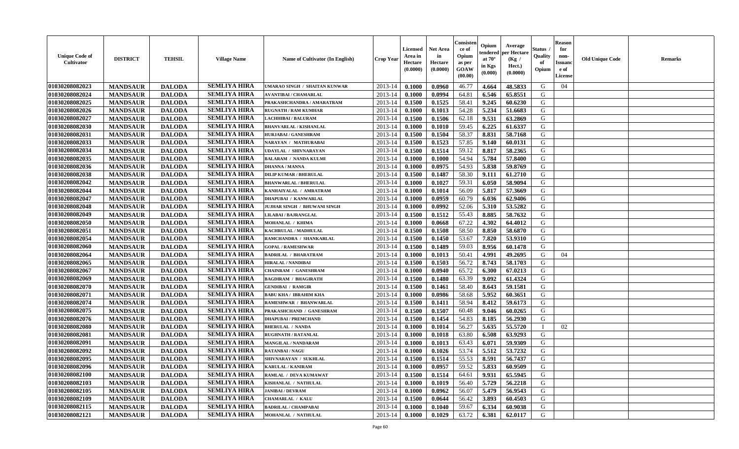| Unique Code of Cultivator | DISTRICT | TEHSIL | Village Name | Name of Cultivator (In English) | Crop Year | Licensed Area in Hectare (0.0000) | Net Area in Hectare (0.0000) | Consistence of Opium as per GOAW (00.00) | Opium tendered at 70° in Kgs (0.000) | Average per Hectare (Kg / Hect.) (0.0000) | Status / Quality of Opium | Reason for non-Issuance of License | Old Unique Code | Remarks |
|---|---|---|---|---|---|---|---|---|---|---|---|---|---|---|
| 01030208082023 | MANDSAUR | DALODA | SEMLIYA HIRA | UMARAO SINGH / SHAITAN KUNWAR | 2013-14 | 0.1000 | 0.0960 | 46.77 | 4.664 | 48.5833 | G | 04 | | |
| 01030208082024 | MANDSAUR | DALODA | SEMLIYA HIRA | AVANTIBAI / CHAMARLAL | 2013-14 | 0.1000 | 0.0994 | 64.81 | 6.546 | 65.8551 | G | | | |
| 01030208082025 | MANDSAUR | DALODA | SEMLIYA HIRA | PRAKASHCHANDRA / AMARATRAM | 2013-14 | 0.1500 | 0.1525 | 58.41 | 9.245 | 60.6230 | G | | | |
| 01030208082026 | MANDSAUR | DALODA | SEMLIYA HIRA | RUGNATH / RAM KUMHAR | 2013-14 | 0.1000 | 0.1013 | 54.28 | 5.234 | 51.6683 | G | | | |
| 01030208082027 | MANDSAUR | DALODA | SEMLIYA HIRA | LACHHIBAI / BALURAM | 2013-14 | 0.1500 | 0.1506 | 62.18 | 9.531 | 63.2869 | G | | | |
| 01030208082030 | MANDSAUR | DALODA | SEMLIYA HIRA | BHANVARLAL / KISHANLAL | 2013-14 | 0.1000 | 0.1010 | 59.45 | 6.225 | 61.6337 | G | | | |
| 01030208082031 | MANDSAUR | DALODA | SEMLIYA HIRA | HURJABAI / GANESHRAM | 2013-14 | 0.1500 | 0.1504 | 58.37 | 8.831 | 58.7168 | G | | | |
| 01030208082033 | MANDSAUR | DALODA | SEMLIYA HIRA | NARAYAN / MATHURABAI | 2013-14 | 0.1500 | 0.1523 | 57.85 | 9.140 | 60.0131 | G | | | |
| 01030208082034 | MANDSAUR | DALODA | SEMLIYA HIRA | UDAYLAL / SHIVNARAYAN | 2013-14 | 0.1500 | 0.1514 | 59.12 | 8.817 | 58.2365 | G | | | |
| 01030208082035 | MANDSAUR | DALODA | SEMLIYA HIRA | BALARAM / NANDA KULMI | 2013-14 | 0.1000 | 0.1000 | 54.94 | 5.784 | 57.8400 | G | | | |
| 01030208082036 | MANDSAUR | DALODA | SEMLIYA HIRA | DHANNA / MANNA | 2013-14 | 0.1000 | 0.0975 | 54.93 | 5.838 | 59.8769 | G | | | |
| 01030208082038 | MANDSAUR | DALODA | SEMLIYA HIRA | DILIP KUMAR / BHERULAL | 2013-14 | 0.1500 | 0.1487 | 58.30 | 9.111 | 61.2710 | G | | | |
| 01030208082042 | MANDSAUR | DALODA | SEMLIYA HIRA | BHANWARLAL / BHERULAL | 2013-14 | 0.1000 | 0.1027 | 59.31 | 6.050 | 58.9094 | G | | | |
| 01030208082044 | MANDSAUR | DALODA | SEMLIYA HIRA | KANHAIYALAL / AMRATRAM | 2013-14 | 0.1000 | 0.1014 | 56.09 | 5.817 | 57.3669 | G | | | |
| 01030208082047 | MANDSAUR | DALODA | SEMLIYA HIRA | DHAPUBAI / KANWARLAL | 2013-14 | 0.1000 | 0.0959 | 60.79 | 6.036 | 62.9406 | G | | | |
| 01030208082048 | MANDSAUR | DALODA | SEMLIYA HIRA | JUJHAR SINGH / BHUWANI SINGH | 2013-14 | 0.1000 | 0.0992 | 52.06 | 5.310 | 53.5282 | G | | | |
| 01030208082049 | MANDSAUR | DALODA | SEMLIYA HIRA | LILABAI / BAJRANGLAL | 2013-14 | 0.1500 | 0.1512 | 55.43 | 8.885 | 58.7632 | G | | | |
| 01030208082050 | MANDSAUR | DALODA | SEMLIYA HIRA | MOHANLAL / KHIMA | 2013-14 | 0.1000 | 0.0668 | 67.22 | 4.302 | 64.4012 | G | | | |
| 01030208082051 | MANDSAUR | DALODA | SEMLIYA HIRA | KACHRULAL / MADHULAL | 2013-14 | 0.1500 | 0.1508 | 58.50 | 8.850 | 58.6870 | G | | | |
| 01030208082054 | MANDSAUR | DALODA | SEMLIYA HIRA | RAMCHANDRA / SHANKARLAL | 2013-14 | 0.1500 | 0.1450 | 53.67 | 7.820 | 53.9310 | G | | | |
| 01030208082060 | MANDSAUR | DALODA | SEMLIYA HIRA | GOPAL / RAMESHWAR | 2013-14 | 0.1500 | 0.1489 | 59.03 | 8.956 | 60.1478 | G | | | |
| 01030208082064 | MANDSAUR | DALODA | SEMLIYA HIRA | BADRILAL / BHARATRAM | 2013-14 | 0.1000 | 0.1013 | 50.41 | 4.991 | 49.2695 | G | 04 | | |
| 01030208082065 | MANDSAUR | DALODA | SEMLIYA HIRA | HIRALAL / NANDIBAI | 2013-14 | 0.1500 | 0.1503 | 56.72 | 8.743 | 58.1703 | G | | | |
| 01030208082067 | MANDSAUR | DALODA | SEMLIYA HIRA | CHAINRAM / GANESHRAM | 2013-14 | 0.1000 | 0.0940 | 65.72 | 6.300 | 67.0213 | G | | | |
| 01030208082069 | MANDSAUR | DALODA | SEMLIYA HIRA | BAGDIRAM / BHAGIRATH | 2013-14 | 0.1500 | 0.1480 | 63.39 | 9.092 | 61.4324 | G | | | |
| 01030208082070 | MANDSAUR | DALODA | SEMLIYA HIRA | GENDIBAI / RAMGIR | 2013-14 | 0.1500 | 0.1461 | 58.40 | 8.643 | 59.1581 | G | | | |
| 01030208082071 | MANDSAUR | DALODA | SEMLIYA HIRA | BABU KHA / IBRAHIM KHA | 2013-14 | 0.1000 | 0.0986 | 58.68 | 5.952 | 60.3651 | G | | | |
| 01030208082074 | MANDSAUR | DALODA | SEMLIYA HIRA | RAMESHWAR / BHANWARLAL | 2013-14 | 0.1500 | 0.1411 | 58.94 | 8.412 | 59.6173 | G | | | |
| 01030208082075 | MANDSAUR | DALODA | SEMLIYA HIRA | PRAKASHCHAND / GANESHRAM | 2013-14 | 0.1500 | 0.1507 | 60.48 | 9.046 | 60.0265 | G | | | |
| 01030208082076 | MANDSAUR | DALODA | SEMLIYA HIRA | DHAPUBAI / PREMCHAND | 2013-14 | 0.1500 | 0.1454 | 54.83 | 8.185 | 56.2930 | G | | | |
| 01030208082080 | MANDSAUR | DALODA | SEMLIYA HIRA | BHERULAL / NANDA | 2013-14 | 0.1000 | 0.1014 | 56.27 | 5.635 | 55.5720 | I | 02 | | |
| 01030208082081 | MANDSAUR | DALODA | SEMLIYA HIRA | RUGHNATH / RATANLAL | 2013-14 | 0.1000 | 0.1018 | 63.80 | 6.508 | 63.9293 | G | | | |
| 01030208082091 | MANDSAUR | DALODA | SEMLIYA HIRA | MANGILAL / NANDARAM | 2013-14 | 0.1000 | 0.1013 | 63.43 | 6.071 | 59.9309 | G | | | |
| 01030208082092 | MANDSAUR | DALODA | SEMLIYA HIRA | RATANBAI / NAGU | 2013-14 | 0.1000 | 0.1026 | 53.74 | 5.512 | 53.7232 | G | | | |
| 01030208082095 | MANDSAUR | DALODA | SEMLIYA HIRA | SHIVNARAYAN / SUKHLAL | 2013-14 | 0.1500 | 0.1514 | 55.53 | 8.591 | 56.7437 | G | | | |
| 01030208082096 | MANDSAUR | DALODA | SEMLIYA HIRA | KARULAL / KANIRAM | 2013-14 | 0.1000 | 0.0957 | 59.52 | 5.833 | 60.9509 | G | | | |
| 01030208082100 | MANDSAUR | DALODA | SEMLIYA HIRA | RAMLAL / DEVA KUMAWAT | 2013-14 | 0.1500 | 0.1514 | 64.61 | 9.931 | 65.5945 | G | | | |
| 01030208082103 | MANDSAUR | DALODA | SEMLIYA HIRA | KISHANLAL / NATHULAL | 2013-14 | 0.1000 | 0.1019 | 56.40 | 5.729 | 56.2218 | G | | | |
| 01030208082105 | MANDSAUR | DALODA | SEMLIYA HIRA | JANIBAI / DEVRAM | 2013-14 | 0.1000 | 0.0962 | 56.07 | 5.479 | 56.9543 | G | | | |
| 01030208082109 | MANDSAUR | DALODA | SEMLIYA HIRA | CHAMARLAL / KALU | 2013-14 | 0.1500 | 0.0644 | 56.42 | 3.893 | 60.4503 | G | | | |
| 01030208082115 | MANDSAUR | DALODA | SEMLIYA HIRA | BADRILAL / CHAMPABAI | 2013-14 | 0.1000 | 0.1040 | 59.67 | 6.334 | 60.9038 | G | | | |
| 01030208082121 | MANDSAUR | DALODA | SEMLIYA HIRA | MOHANLAL / NATHULAL | 2013-14 | 0.1000 | 0.1029 | 63.72 | 6.381 | 62.0117 | G | | | |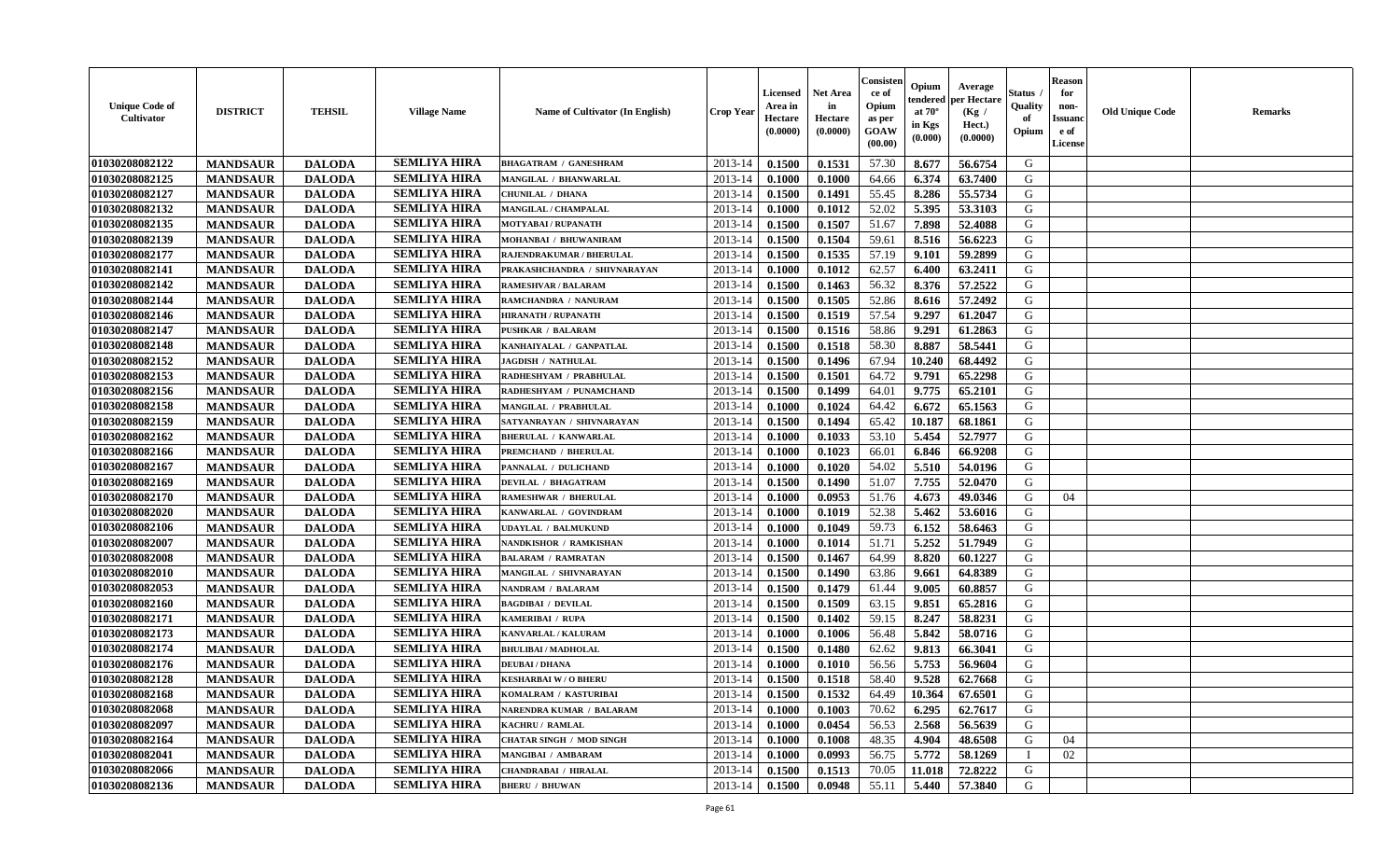| Unique Code of Cultivator | DISTRICT | TEHSIL | Village Name | Name of Cultivator (In English) | Crop Year | Licensed Area in Hectare (0.0000) | Net Area in Hectare (0.0000) | Consistence of Opium as per GOAW (00.00) | Opium tendered at 70° in Kgs (0.000) | Average per Hectare (Kg / Hect.) (0.0000) | Status / Quality of Opium | Reason for non-Issuance of License | Old Unique Code | Remarks |
|---|---|---|---|---|---|---|---|---|---|---|---|---|---|---|
| 01030208082122 | MANDSAUR | DALODA | SEMLIYA HIRA | BHAGATRAM / GANESHRAM | 2013-14 | 0.1500 | 0.1531 | 57.30 | 8.677 | 56.6754 | G | | | |
| 01030208082125 | MANDSAUR | DALODA | SEMLIYA HIRA | MANGILAL / BHANWARLAL | 2013-14 | 0.1000 | 0.1000 | 64.66 | 6.374 | 63.7400 | G | | | |
| 01030208082127 | MANDSAUR | DALODA | SEMLIYA HIRA | CHUNILAL / DHANA | 2013-14 | 0.1500 | 0.1491 | 55.45 | 8.286 | 55.5734 | G | | | |
| 01030208082132 | MANDSAUR | DALODA | SEMLIYA HIRA | MANGILAL / CHAMPALAL | 2013-14 | 0.1000 | 0.1012 | 52.02 | 5.395 | 53.3103 | G | | | |
| 01030208082135 | MANDSAUR | DALODA | SEMLIYA HIRA | MOTYABAI / RUPANATH | 2013-14 | 0.1500 | 0.1507 | 51.67 | 7.898 | 52.4088 | G | | | |
| 01030208082139 | MANDSAUR | DALODA | SEMLIYA HIRA | MOHANBAI / BHUWANIRAM | 2013-14 | 0.1500 | 0.1504 | 59.61 | 8.516 | 56.6223 | G | | | |
| 01030208082177 | MANDSAUR | DALODA | SEMLIYA HIRA | RAJENDRAKUMAR / BHERULAL | 2013-14 | 0.1500 | 0.1535 | 57.19 | 9.101 | 59.2899 | G | | | |
| 01030208082141 | MANDSAUR | DALODA | SEMLIYA HIRA | PRAKASHCHANDRA / SHIVNARAYAN | 2013-14 | 0.1000 | 0.1012 | 62.57 | 6.400 | 63.2411 | G | | | |
| 01030208082142 | MANDSAUR | DALODA | SEMLIYA HIRA | RAMESHVAR / BALARAM | 2013-14 | 0.1500 | 0.1463 | 56.32 | 8.376 | 57.2522 | G | | | |
| 01030208082144 | MANDSAUR | DALODA | SEMLIYA HIRA | RAMCHANDRA / NANURAM | 2013-14 | 0.1500 | 0.1505 | 52.86 | 8.616 | 57.2492 | G | | | |
| 01030208082146 | MANDSAUR | DALODA | SEMLIYA HIRA | HIRANATH / RUPANATH | 2013-14 | 0.1500 | 0.1519 | 57.54 | 9.297 | 61.2047 | G | | | |
| 01030208082147 | MANDSAUR | DALODA | SEMLIYA HIRA | PUSHKAR / BALARAM | 2013-14 | 0.1500 | 0.1516 | 58.86 | 9.291 | 61.2863 | G | | | |
| 01030208082148 | MANDSAUR | DALODA | SEMLIYA HIRA | KANHAIYALAL / GANPATLAL | 2013-14 | 0.1500 | 0.1518 | 58.30 | 8.887 | 58.5441 | G | | | |
| 01030208082152 | MANDSAUR | DALODA | SEMLIYA HIRA | JAGDISH / NATHULAL | 2013-14 | 0.1500 | 0.1496 | 67.94 | 10.240 | 68.4492 | G | | | |
| 01030208082153 | MANDSAUR | DALODA | SEMLIYA HIRA | RADHESHYAM / PRABHULAL | 2013-14 | 0.1500 | 0.1501 | 64.72 | 9.791 | 65.2298 | G | | | |
| 01030208082156 | MANDSAUR | DALODA | SEMLIYA HIRA | RADHESHYAM / PUNAMCHAND | 2013-14 | 0.1500 | 0.1499 | 64.01 | 9.775 | 65.2101 | G | | | |
| 01030208082158 | MANDSAUR | DALODA | SEMLIYA HIRA | MANGILAL / PRABHULAL | 2013-14 | 0.1000 | 0.1024 | 64.42 | 6.672 | 65.1563 | G | | | |
| 01030208082159 | MANDSAUR | DALODA | SEMLIYA HIRA | SATYANRAYAN / SHIVNARAYAN | 2013-14 | 0.1500 | 0.1494 | 65.42 | 10.187 | 68.1861 | G | | | |
| 01030208082162 | MANDSAUR | DALODA | SEMLIYA HIRA | BHERULAL / KANWARLAL | 2013-14 | 0.1000 | 0.1033 | 53.10 | 5.454 | 52.7977 | G | | | |
| 01030208082166 | MANDSAUR | DALODA | SEMLIYA HIRA | PREMCHAND / BHERULAL | 2013-14 | 0.1000 | 0.1023 | 66.01 | 6.846 | 66.9208 | G | | | |
| 01030208082167 | MANDSAUR | DALODA | SEMLIYA HIRA | PANNALAL / DULICHAND | 2013-14 | 0.1000 | 0.1020 | 54.02 | 5.510 | 54.0196 | G | | | |
| 01030208082169 | MANDSAUR | DALODA | SEMLIYA HIRA | DEVILAL / BHAGATRAM | 2013-14 | 0.1500 | 0.1490 | 51.07 | 7.755 | 52.0470 | G | | | |
| 01030208082170 | MANDSAUR | DALODA | SEMLIYA HIRA | RAMESHWAR / BHERULAL | 2013-14 | 0.1000 | 0.0953 | 51.76 | 4.673 | 49.0346 | G | 04 | | |
| 01030208082020 | MANDSAUR | DALODA | SEMLIYA HIRA | KANWARLAL / GOVINDRAM | 2013-14 | 0.1000 | 0.1019 | 52.38 | 5.462 | 53.6016 | G | | | |
| 01030208082106 | MANDSAUR | DALODA | SEMLIYA HIRA | UDAYLAL / BALMUKUND | 2013-14 | 0.1000 | 0.1049 | 59.73 | 6.152 | 58.6463 | G | | | |
| 01030208082007 | MANDSAUR | DALODA | SEMLIYA HIRA | NANDKISHOR / RAMKISHAN | 2013-14 | 0.1000 | 0.1014 | 51.71 | 5.252 | 51.7949 | G | | | |
| 01030208082008 | MANDSAUR | DALODA | SEMLIYA HIRA | BALARAM / RAMRATAN | 2013-14 | 0.1500 | 0.1467 | 64.99 | 8.820 | 60.1227 | G | | | |
| 01030208082010 | MANDSAUR | DALODA | SEMLIYA HIRA | MANGILAL / SHIVNARAYAN | 2013-14 | 0.1500 | 0.1490 | 63.86 | 9.661 | 64.8389 | G | | | |
| 01030208082053 | MANDSAUR | DALODA | SEMLIYA HIRA | NANDRAM / BALARAM | 2013-14 | 0.1500 | 0.1479 | 61.44 | 9.005 | 60.8857 | G | | | |
| 01030208082160 | MANDSAUR | DALODA | SEMLIYA HIRA | BAGDIBAI / DEVILAL | 2013-14 | 0.1500 | 0.1509 | 63.15 | 9.851 | 65.2816 | G | | | |
| 01030208082171 | MANDSAUR | DALODA | SEMLIYA HIRA | KAMERIBAI / RUPA | 2013-14 | 0.1500 | 0.1402 | 59.15 | 8.247 | 58.8231 | G | | | |
| 01030208082173 | MANDSAUR | DALODA | SEMLIYA HIRA | KANVARLAL / KALURAM | 2013-14 | 0.1000 | 0.1006 | 56.48 | 5.842 | 58.0716 | G | | | |
| 01030208082174 | MANDSAUR | DALODA | SEMLIYA HIRA | BHULIBAI / MADHOLAL | 2013-14 | 0.1500 | 0.1480 | 62.62 | 9.813 | 66.3041 | G | | | |
| 01030208082176 | MANDSAUR | DALODA | SEMLIYA HIRA | DEUBAI / DHANA | 2013-14 | 0.1000 | 0.1010 | 56.56 | 5.753 | 56.9604 | G | | | |
| 01030208082128 | MANDSAUR | DALODA | SEMLIYA HIRA | KESHARBAI W / O BHERU | 2013-14 | 0.1500 | 0.1518 | 58.40 | 9.528 | 62.7668 | G | | | |
| 01030208082168 | MANDSAUR | DALODA | SEMLIYA HIRA | KOMALRAM / KASTURIBAI | 2013-14 | 0.1500 | 0.1532 | 64.49 | 10.364 | 67.6501 | G | | | |
| 01030208082068 | MANDSAUR | DALODA | SEMLIYA HIRA | NARENDRA KUMAR / BALARAM | 2013-14 | 0.1000 | 0.1003 | 70.62 | 6.295 | 62.7617 | G | | | |
| 01030208082097 | MANDSAUR | DALODA | SEMLIYA HIRA | KACHRU / RAMLAL | 2013-14 | 0.1000 | 0.0454 | 56.53 | 2.568 | 56.5639 | G | | | |
| 01030208082164 | MANDSAUR | DALODA | SEMLIYA HIRA | CHATAR SINGH / MOD SINGH | 2013-14 | 0.1000 | 0.1008 | 48.35 | 4.904 | 48.6508 | G | 04 | | |
| 01030208082041 | MANDSAUR | DALODA | SEMLIYA HIRA | MANGIBAI / AMBARAM | 2013-14 | 0.1000 | 0.0993 | 56.75 | 5.772 | 58.1269 | I | 02 | | |
| 01030208082066 | MANDSAUR | DALODA | SEMLIYA HIRA | CHANDRABAI / HIRALAL | 2013-14 | 0.1500 | 0.1513 | 70.05 | 11.018 | 72.8222 | G | | | |
| 01030208082136 | MANDSAUR | DALODA | SEMLIYA HIRA | BHERU / BHUWAN | 2013-14 | 0.1500 | 0.0948 | 55.11 | 5.440 | 57.3840 | G | | | |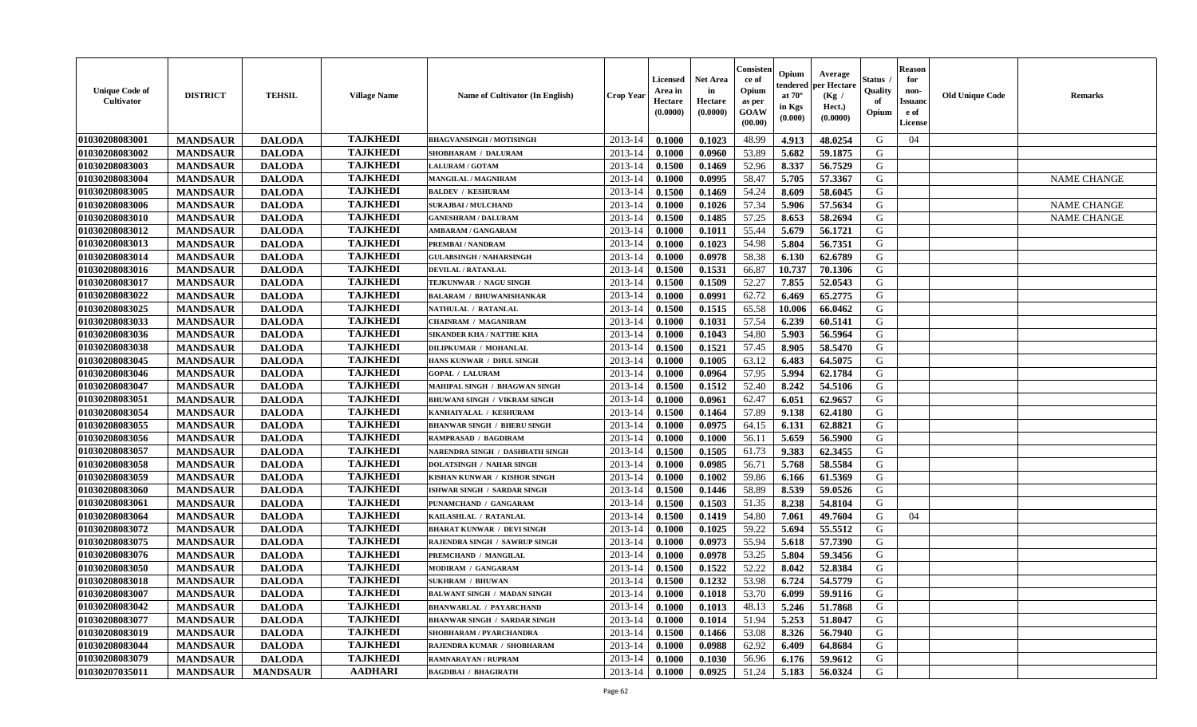| Unique Code of Cultivator | DISTRICT | TEHSIL | Village Name | Name of Cultivator (In English) | Crop Year | Licensed Area in Hectare (0.0000) | Net Area in Hectare (0.0000) | Consistence of Opium as per GOAW (00.00) | Opium tendered at 70° in Kgs (0.000) | Average per Hectare (Kg / Hect.) (0.0000) | Status / Quality of Opium | Reason for non-Issuance of License | Old Unique Code | Remarks |
|---|---|---|---|---|---|---|---|---|---|---|---|---|---|---|
| 01030208083001 | MANDSAUR | DALODA | TAJKHEDI | BHAGVANSINGH / MOTISINGH | 2013-14 | 0.1000 | 0.1023 | 48.99 | 4.913 | 48.0254 | G | 04 | | |
| 01030208083002 | MANDSAUR | DALODA | TAJKHEDI | SHOBHARAM / DALURAM | 2013-14 | 0.1000 | 0.0960 | 53.89 | 5.682 | 59.1875 | G | | | |
| 01030208083003 | MANDSAUR | DALODA | TAJKHEDI | LALURAM / GOTAM | 2013-14 | 0.1500 | 0.1469 | 52.96 | 8.337 | 56.7529 | G | | | |
| 01030208083004 | MANDSAUR | DALODA | TAJKHEDI | MANGILAL / MAGNIRAM | 2013-14 | 0.1000 | 0.0995 | 58.47 | 5.705 | 57.3367 | G | | | NAME CHANGE |
| 01030208083005 | MANDSAUR | DALODA | TAJKHEDI | BALDEV / KESHURAM | 2013-14 | 0.1500 | 0.1469 | 54.24 | 8.609 | 58.6045 | G | | | |
| 01030208083006 | MANDSAUR | DALODA | TAJKHEDI | SURAJBAI / MULCHAND | 2013-14 | 0.1000 | 0.1026 | 57.34 | 5.906 | 57.5634 | G | | | NAME CHANGE |
| 01030208083010 | MANDSAUR | DALODA | TAJKHEDI | GANESHRAM / DALURAM | 2013-14 | 0.1500 | 0.1485 | 57.25 | 8.653 | 58.2694 | G | | | NAME CHANGE |
| 01030208083012 | MANDSAUR | DALODA | TAJKHEDI | AMBARAM / GANGARAM | 2013-14 | 0.1000 | 0.1011 | 55.44 | 5.679 | 56.1721 | G | | | |
| 01030208083013 | MANDSAUR | DALODA | TAJKHEDI | PREMBAI / NANDRAM | 2013-14 | 0.1000 | 0.1023 | 54.98 | 5.804 | 56.7351 | G | | | |
| 01030208083014 | MANDSAUR | DALODA | TAJKHEDI | GULABSINGH / NAHARSINGH | 2013-14 | 0.1000 | 0.0978 | 58.38 | 6.130 | 62.6789 | G | | | |
| 01030208083016 | MANDSAUR | DALODA | TAJKHEDI | DEVILAL / RATANLAL | 2013-14 | 0.1500 | 0.1531 | 66.87 | 10.737 | 70.1306 | G | | | |
| 01030208083017 | MANDSAUR | DALODA | TAJKHEDI | TEJKUNWAR / NAGU SINGH | 2013-14 | 0.1500 | 0.1509 | 52.27 | 7.855 | 52.0543 | G | | | |
| 01030208083022 | MANDSAUR | DALODA | TAJKHEDI | BALARAM / BHUWANISHANKAR | 2013-14 | 0.1000 | 0.0991 | 62.72 | 6.469 | 65.2775 | G | | | |
| 01030208083025 | MANDSAUR | DALODA | TAJKHEDI | NATHULAL / RATANLAL | 2013-14 | 0.1500 | 0.1515 | 65.58 | 10.006 | 66.0462 | G | | | |
| 01030208083033 | MANDSAUR | DALODA | TAJKHEDI | CHAINRAM / MAGANIRAM | 2013-14 | 0.1000 | 0.1031 | 57.54 | 6.239 | 60.5141 | G | | | |
| 01030208083036 | MANDSAUR | DALODA | TAJKHEDI | SIKANDER KHA / NATTHE KHA | 2013-14 | 0.1000 | 0.1043 | 54.80 | 5.903 | 56.5964 | G | | | |
| 01030208083038 | MANDSAUR | DALODA | TAJKHEDI | DILIPKUMAR / MOHANLAL | 2013-14 | 0.1500 | 0.1521 | 57.45 | 8.905 | 58.5470 | G | | | |
| 01030208083045 | MANDSAUR | DALODA | TAJKHEDI | HANS KUNWAR / DHUL SINGH | 2013-14 | 0.1000 | 0.1005 | 63.12 | 6.483 | 64.5075 | G | | | |
| 01030208083046 | MANDSAUR | DALODA | TAJKHEDI | GOPAL / LALURAM | 2013-14 | 0.1000 | 0.0964 | 57.95 | 5.994 | 62.1784 | G | | | |
| 01030208083047 | MANDSAUR | DALODA | TAJKHEDI | MAHIPAL SINGH / BHAGWAN SINGH | 2013-14 | 0.1500 | 0.1512 | 52.40 | 8.242 | 54.5106 | G | | | |
| 01030208083051 | MANDSAUR | DALODA | TAJKHEDI | BHUWANI SINGH / VIKRAM SINGH | 2013-14 | 0.1000 | 0.0961 | 62.47 | 6.051 | 62.9657 | G | | | |
| 01030208083054 | MANDSAUR | DALODA | TAJKHEDI | KANHAIYALAL / KESHURAM | 2013-14 | 0.1500 | 0.1464 | 57.89 | 9.138 | 62.4180 | G | | | |
| 01030208083055 | MANDSAUR | DALODA | TAJKHEDI | BHANWAR SINGH / BHERU SINGH | 2013-14 | 0.1000 | 0.0975 | 64.15 | 6.131 | 62.8821 | G | | | |
| 01030208083056 | MANDSAUR | DALODA | TAJKHEDI | RAMPRASAD / BAGDIRAM | 2013-14 | 0.1000 | 0.1000 | 56.11 | 5.659 | 56.5900 | G | | | |
| 01030208083057 | MANDSAUR | DALODA | TAJKHEDI | NARENDRA SINGH / DASHRATH SINGH | 2013-14 | 0.1500 | 0.1505 | 61.73 | 9.383 | 62.3455 | G | | | |
| 01030208083058 | MANDSAUR | DALODA | TAJKHEDI | DOLATSINGH / NAHAR SINGH | 2013-14 | 0.1000 | 0.0985 | 56.71 | 5.768 | 58.5584 | G | | | |
| 01030208083059 | MANDSAUR | DALODA | TAJKHEDI | KISHAN KUNWAR / KISHOR SINGH | 2013-14 | 0.1000 | 0.1002 | 59.86 | 6.166 | 61.5369 | G | | | |
| 01030208083060 | MANDSAUR | DALODA | TAJKHEDI | ISHWAR SINGH / SARDAR SINGH | 2013-14 | 0.1500 | 0.1446 | 58.89 | 8.539 | 59.0526 | G | | | |
| 01030208083061 | MANDSAUR | DALODA | TAJKHEDI | PUNAMCHAND / GANGARAM | 2013-14 | 0.1500 | 0.1503 | 51.35 | 8.238 | 54.8104 | G | | | |
| 01030208083064 | MANDSAUR | DALODA | TAJKHEDI | KAILASHLAL / RATANLAL | 2013-14 | 0.1500 | 0.1419 | 54.80 | 7.061 | 49.7604 | G | 04 | | |
| 01030208083072 | MANDSAUR | DALODA | TAJKHEDI | BHARAT KUNWAR / DEVI SINGH | 2013-14 | 0.1000 | 0.1025 | 59.22 | 5.694 | 55.5512 | G | | | |
| 01030208083075 | MANDSAUR | DALODA | TAJKHEDI | RAJENDRA SINGH / SAWRUP SINGH | 2013-14 | 0.1000 | 0.0973 | 55.94 | 5.618 | 57.7390 | G | | | |
| 01030208083076 | MANDSAUR | DALODA | TAJKHEDI | PREMCHAND / MANGILAL | 2013-14 | 0.1000 | 0.0978 | 53.25 | 5.804 | 59.3456 | G | | | |
| 01030208083050 | MANDSAUR | DALODA | TAJKHEDI | MODIRAM / GANGARAM | 2013-14 | 0.1500 | 0.1522 | 52.22 | 8.042 | 52.8384 | G | | | |
| 01030208083018 | MANDSAUR | DALODA | TAJKHEDI | SUKHRAM / BHUWAN | 2013-14 | 0.1500 | 0.1232 | 53.98 | 6.724 | 54.5779 | G | | | |
| 01030208083007 | MANDSAUR | DALODA | TAJKHEDI | BALWANT SINGH / MADAN SINGH | 2013-14 | 0.1000 | 0.1018 | 53.70 | 6.099 | 59.9116 | G | | | |
| 01030208083042 | MANDSAUR | DALODA | TAJKHEDI | BHANWARLAL / PAYARCHAND | 2013-14 | 0.1000 | 0.1013 | 48.13 | 5.246 | 51.7868 | G | | | |
| 01030208083077 | MANDSAUR | DALODA | TAJKHEDI | BHANWAR SINGH / SARDAR SINGH | 2013-14 | 0.1000 | 0.1014 | 51.94 | 5.253 | 51.8047 | G | | | |
| 01030208083019 | MANDSAUR | DALODA | TAJKHEDI | SHOBHARAM / PYARCHANDRA | 2013-14 | 0.1500 | 0.1466 | 53.08 | 8.326 | 56.7940 | G | | | |
| 01030208083044 | MANDSAUR | DALODA | TAJKHEDI | RAJENDRA KUMAR / SHOBHARAM | 2013-14 | 0.1000 | 0.0988 | 62.92 | 6.409 | 64.8684 | G | | | |
| 01030208083079 | MANDSAUR | DALODA | TAJKHEDI | RAMNARAYAN / RUPRAM | 2013-14 | 0.1000 | 0.1030 | 56.96 | 6.176 | 59.9612 | G | | | |
| 01030207035011 | MANDSAUR | MANDSAUR | AADHARI | BAGDIBAI / BHAGIRATH | 2013-14 | 0.1000 | 0.0925 | 51.24 | 5.183 | 56.0324 | G | | | |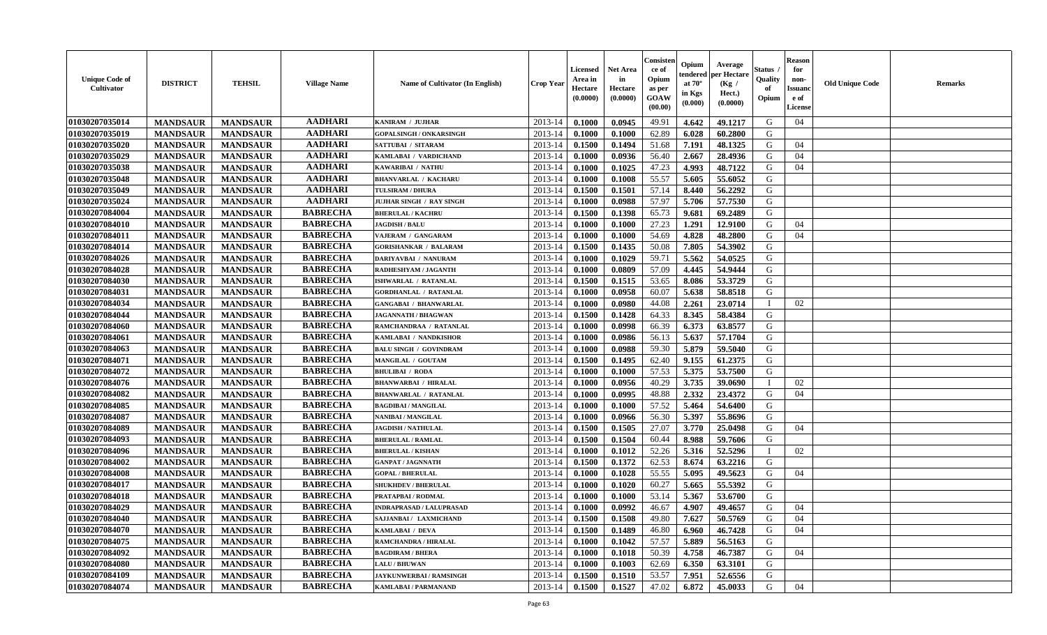| Unique Code of Cultivator | DISTRICT | TEHSIL | Village Name | Name of Cultivator (In English) | Crop Year | Licensed Area in Hectare (0.0000) | Net Area in Hectare (0.0000) | Consistence of Opium as per GOAW (00.00) | Opium tendered at 70° in Kgs (0.000) | Average per Hectare (Kg / Hect.) (0.0000) | Status / Quality of Opium | Reason for non-Issuance of License | Old Unique Code | Remarks |
|---|---|---|---|---|---|---|---|---|---|---|---|---|---|---|
| 01030207035014 | MANDSAUR | MANDSAUR | AADHARI | KANIRAM / JUJHAR | 2013-14 | 0.1000 | 0.0945 | 49.91 | 4.642 | 49.1217 | G | 04 | | |
| 01030207035019 | MANDSAUR | MANDSAUR | AADHARI | GOPALSINGH / ONKARSINGH | 2013-14 | 0.1000 | 0.1000 | 62.89 | 6.028 | 60.2800 | G | | | |
| 01030207035020 | MANDSAUR | MANDSAUR | AADHARI | SATTUBAI / SITARAM | 2013-14 | 0.1500 | 0.1494 | 51.68 | 7.191 | 48.1325 | G | 04 | | |
| 01030207035029 | MANDSAUR | MANDSAUR | AADHARI | KAMLABAI / VARDICHAND | 2013-14 | 0.1000 | 0.0936 | 56.40 | 2.667 | 28.4936 | G | 04 | | |
| 01030207035038 | MANDSAUR | MANDSAUR | AADHARI | KAWARIBAI / NATHU | 2013-14 | 0.1000 | 0.1025 | 47.23 | 4.993 | 48.7122 | G | 04 | | |
| 01030207035048 | MANDSAUR | MANDSAUR | AADHARI | BHANVARLAL / KACHARU | 2013-14 | 0.1000 | 0.1008 | 55.57 | 5.605 | 55.6052 | G | | | |
| 01030207035049 | MANDSAUR | MANDSAUR | AADHARI | TULSIRAM / DHURA | 2013-14 | 0.1500 | 0.1501 | 57.14 | 8.440 | 56.2292 | G | | | |
| 01030207035024 | MANDSAUR | MANDSAUR | AADHARI | JUJHAR SINGH / RAY SINGH | 2013-14 | 0.1000 | 0.0988 | 57.97 | 5.706 | 57.7530 | G | | | |
| 01030207084004 | MANDSAUR | MANDSAUR | BABRECHA | BHERULAL / KACHRU | 2013-14 | 0.1500 | 0.1398 | 65.73 | 9.681 | 69.2489 | G | | | |
| 01030207084010 | MANDSAUR | MANDSAUR | BABRECHA | JAGDISH / BALU | 2013-14 | 0.1000 | 0.1000 | 27.23 | 1.291 | 12.9100 | G | 04 | | |
| 01030207084011 | MANDSAUR | MANDSAUR | BABRECHA | VAJERAM / GANGARAM | 2013-14 | 0.1000 | 0.1000 | 54.69 | 4.828 | 48.2800 | G | 04 | | |
| 01030207084014 | MANDSAUR | MANDSAUR | BABRECHA | GORISHANKAR / BALARAM | 2013-14 | 0.1500 | 0.1435 | 50.08 | 7.805 | 54.3902 | G | | | |
| 01030207084026 | MANDSAUR | MANDSAUR | BABRECHA | DARIYAVBAI / NANURAM | 2013-14 | 0.1000 | 0.1029 | 59.71 | 5.562 | 54.0525 | G | | | |
| 01030207084028 | MANDSAUR | MANDSAUR | BABRECHA | RADHESHYAM / JAGANTH | 2013-14 | 0.1000 | 0.0809 | 57.09 | 4.445 | 54.9444 | G | | | |
| 01030207084030 | MANDSAUR | MANDSAUR | BABRECHA | ISHWARLAL / RATANLAL | 2013-14 | 0.1500 | 0.1515 | 53.65 | 8.086 | 53.3729 | G | | | |
| 01030207084031 | MANDSAUR | MANDSAUR | BABRECHA | GORDHANLAL / RATANLAL | 2013-14 | 0.1000 | 0.0958 | 60.07 | 5.638 | 58.8518 | G | | | |
| 01030207084034 | MANDSAUR | MANDSAUR | BABRECHA | GANGABAI / BHANWARLAL | 2013-14 | 0.1000 | 0.0980 | 44.08 | 2.261 | 23.0714 | I | 02 | | |
| 01030207084044 | MANDSAUR | MANDSAUR | BABRECHA | JAGANNATH / BHAGWAN | 2013-14 | 0.1500 | 0.1428 | 64.33 | 8.345 | 58.4384 | G | | | |
| 01030207084060 | MANDSAUR | MANDSAUR | BABRECHA | RAMCHANDRAA / RATANLAL | 2013-14 | 0.1000 | 0.0998 | 66.39 | 6.373 | 63.8577 | G | | | |
| 01030207084061 | MANDSAUR | MANDSAUR | BABRECHA | KAMLABAI / NANDKISHOR | 2013-14 | 0.1000 | 0.0986 | 56.13 | 5.637 | 57.1704 | G | | | |
| 01030207084063 | MANDSAUR | MANDSAUR | BABRECHA | BALU SINGH / GOVINDRAM | 2013-14 | 0.1000 | 0.0988 | 59.30 | 5.879 | 59.5040 | G | | | |
| 01030207084071 | MANDSAUR | MANDSAUR | BABRECHA | MANGILAL / GOUTAM | 2013-14 | 0.1500 | 0.1495 | 62.40 | 9.155 | 61.2375 | G | | | |
| 01030207084072 | MANDSAUR | MANDSAUR | BABRECHA | BHULIBAI / RODA | 2013-14 | 0.1000 | 0.1000 | 57.53 | 5.375 | 53.7500 | G | | | |
| 01030207084076 | MANDSAUR | MANDSAUR | BABRECHA | BHANWARBAI / HIRALAL | 2013-14 | 0.1000 | 0.0956 | 40.29 | 3.735 | 39.0690 | I | 02 | | |
| 01030207084082 | MANDSAUR | MANDSAUR | BABRECHA | BHANWARLAL / RATANLAL | 2013-14 | 0.1000 | 0.0995 | 48.88 | 2.332 | 23.4372 | G | 04 | | |
| 01030207084085 | MANDSAUR | MANDSAUR | BABRECHA | BAGDIBAI / MANGILAL | 2013-14 | 0.1000 | 0.1000 | 57.52 | 5.464 | 54.6400 | G | | | |
| 01030207084087 | MANDSAUR | MANDSAUR | BABRECHA | NANIBAI / MANGILAL | 2013-14 | 0.1000 | 0.0966 | 56.30 | 5.397 | 55.8696 | G | | | |
| 01030207084089 | MANDSAUR | MANDSAUR | BABRECHA | JAGDISH / NATHULAL | 2013-14 | 0.1500 | 0.1505 | 27.07 | 3.770 | 25.0498 | G | 04 | | |
| 01030207084093 | MANDSAUR | MANDSAUR | BABRECHA | BHERULAL / RAMLAL | 2013-14 | 0.1500 | 0.1504 | 60.44 | 8.988 | 59.7606 | G | | | |
| 01030207084096 | MANDSAUR | MANDSAUR | BABRECHA | BHERULAL / KISHAN | 2013-14 | 0.1000 | 0.1012 | 52.26 | 5.316 | 52.5296 | I | 02 | | |
| 01030207084002 | MANDSAUR | MANDSAUR | BABRECHA | GANPAT / JAGNNATH | 2013-14 | 0.1500 | 0.1372 | 62.53 | 8.674 | 63.2216 | G | | | |
| 01030207084008 | MANDSAUR | MANDSAUR | BABRECHA | GOPAL / BHERULAL | 2013-14 | 0.1000 | 0.1028 | 55.55 | 5.095 | 49.5623 | G | 04 | | |
| 01030207084017 | MANDSAUR | MANDSAUR | BABRECHA | SHUKHDEV / BHERULAL | 2013-14 | 0.1000 | 0.1020 | 60.27 | 5.665 | 55.5392 | G | | | |
| 01030207084018 | MANDSAUR | MANDSAUR | BABRECHA | PRATAPBAI / RODMAL | 2013-14 | 0.1000 | 0.1000 | 53.14 | 5.367 | 53.6700 | G | | | |
| 01030207084029 | MANDSAUR | MANDSAUR | BABRECHA | INDRAPRASAD / LALUPRASAD | 2013-14 | 0.1000 | 0.0992 | 46.67 | 4.907 | 49.4657 | G | 04 | | |
| 01030207084040 | MANDSAUR | MANDSAUR | BABRECHA | SAJJANBAI / LAXMICHAND | 2013-14 | 0.1500 | 0.1508 | 49.80 | 7.627 | 50.5769 | G | 04 | | |
| 01030207084070 | MANDSAUR | MANDSAUR | BABRECHA | KAMLABAI / DEVA | 2013-14 | 0.1500 | 0.1489 | 46.80 | 6.960 | 46.7428 | G | 04 | | |
| 01030207084075 | MANDSAUR | MANDSAUR | BABRECHA | RAMCHANDRA / HIRALAL | 2013-14 | 0.1000 | 0.1042 | 57.57 | 5.889 | 56.5163 | G | | | |
| 01030207084092 | MANDSAUR | MANDSAUR | BABRECHA | BAGDIRAM / BHERA | 2013-14 | 0.1000 | 0.1018 | 50.39 | 4.758 | 46.7387 | G | 04 | | |
| 01030207084080 | MANDSAUR | MANDSAUR | BABRECHA | LALU / BHUWAN | 2013-14 | 0.1000 | 0.1003 | 62.69 | 6.350 | 63.3101 | G | | | |
| 01030207084109 | MANDSAUR | MANDSAUR | BABRECHA | JAYKUNWERBAI / RAMSINGH | 2013-14 | 0.1500 | 0.1510 | 53.57 | 7.951 | 52.6556 | G | | | |
| 01030207084074 | MANDSAUR | MANDSAUR | BABRECHA | KAMLABAI / PARMANAND | 2013-14 | 0.1500 | 0.1527 | 47.02 | 6.872 | 45.0033 | G | 04 | | |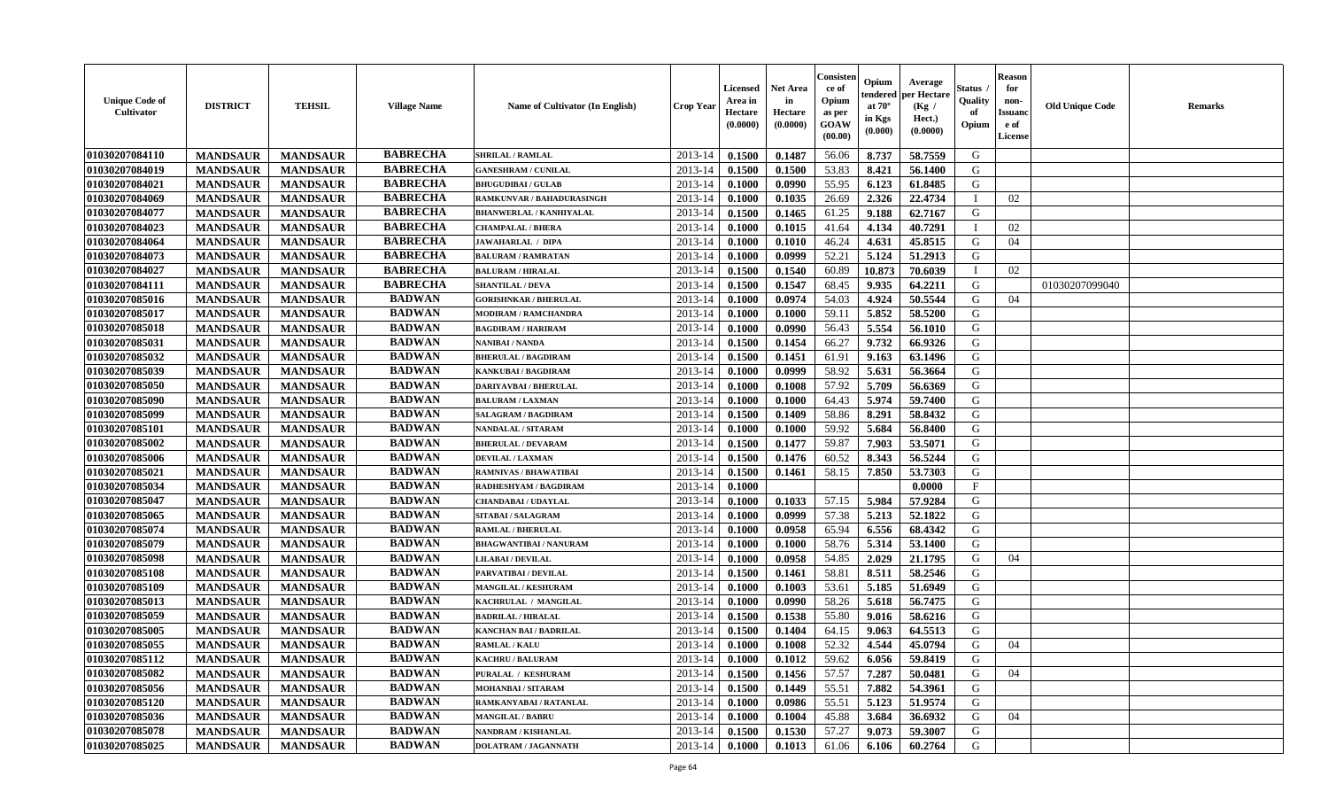| Unique Code of Cultivator | DISTRICT | TEHSIL | Village Name | Name of Cultivator (In English) | Crop Year | Licensed Area in Hectare (0.0000) | Net Area in Hectare (0.0000) | Consistence of Opium as per GOAW (00.00) | Opium tendered at 70° in Kgs (0.000) | Average per Hectare (Kg / Hect.) (0.0000) | Status / Quality of Opium | Reason for non-Issuance of License | Old Unique Code | Remarks |
|---|---|---|---|---|---|---|---|---|---|---|---|---|---|---|
| 01030207084110 | MANDSAUR | MANDSAUR | BABRECHA | SHRILAL / RAMLAL | 2013-14 | 0.1500 | 0.1487 | 56.06 | 8.737 | 58.7559 | G | | | |
| 01030207084019 | MANDSAUR | MANDSAUR | BABRECHA | GANESHRAM / CUNILAL | 2013-14 | 0.1500 | 0.1500 | 53.83 | 8.421 | 56.1400 | G | | | |
| 01030207084021 | MANDSAUR | MANDSAUR | BABRECHA | BHUGUDIBAI / GULAB | 2013-14 | 0.1000 | 0.0990 | 55.95 | 6.123 | 61.8485 | G | | | |
| 01030207084069 | MANDSAUR | MANDSAUR | BABRECHA | RAMKUNVAR / BAHADURASINGH | 2013-14 | 0.1000 | 0.1035 | 26.69 | 2.326 | 22.4734 | I | 02 | | |
| 01030207084077 | MANDSAUR | MANDSAUR | BABRECHA | BHANWERLAL / KANHIYALAL | 2013-14 | 0.1500 | 0.1465 | 61.25 | 9.188 | 62.7167 | G | | | |
| 01030207084023 | MANDSAUR | MANDSAUR | BABRECHA | CHAMPALAL / BHERA | 2013-14 | 0.1000 | 0.1015 | 41.64 | 4.134 | 40.7291 | I | 02 | | |
| 01030207084064 | MANDSAUR | MANDSAUR | BABRECHA | JAWAHARLAL / DIPA | 2013-14 | 0.1000 | 0.1010 | 46.24 | 4.631 | 45.8515 | G | 04 | | |
| 01030207084073 | MANDSAUR | MANDSAUR | BABRECHA | BALURAM / RAMRATAN | 2013-14 | 0.1000 | 0.0999 | 52.21 | 5.124 | 51.2913 | G | | | |
| 01030207084027 | MANDSAUR | MANDSAUR | BABRECHA | BALURAM / HIRALAL | 2013-14 | 0.1500 | 0.1540 | 60.89 | 10.873 | 70.6039 | I | 02 | | |
| 01030207084111 | MANDSAUR | MANDSAUR | BABRECHA | SHANTILAL / DEVA | 2013-14 | 0.1500 | 0.1547 | 68.45 | 9.935 | 64.2211 | G | | 01030207099040 | |
| 01030207085016 | MANDSAUR | MANDSAUR | BADWAN | GORISHNKAR / BHERULAL | 2013-14 | 0.1000 | 0.0974 | 54.03 | 4.924 | 50.5544 | G | 04 | | |
| 01030207085017 | MANDSAUR | MANDSAUR | BADWAN | MODIRAM / RAMCHANDRA | 2013-14 | 0.1000 | 0.1000 | 59.11 | 5.852 | 58.5200 | G | | | |
| 01030207085018 | MANDSAUR | MANDSAUR | BADWAN | BAGDIRAM / HARIRAM | 2013-14 | 0.1000 | 0.0990 | 56.43 | 5.554 | 56.1010 | G | | | |
| 01030207085031 | MANDSAUR | MANDSAUR | BADWAN | NANIBAI / NANDA | 2013-14 | 0.1500 | 0.1454 | 66.27 | 9.732 | 66.9326 | G | | | |
| 01030207085032 | MANDSAUR | MANDSAUR | BADWAN | BHERULAL / BAGDIRAM | 2013-14 | 0.1500 | 0.1451 | 61.91 | 9.163 | 63.1496 | G | | | |
| 01030207085039 | MANDSAUR | MANDSAUR | BADWAN | KANKUBAI / BAGDIRAM | 2013-14 | 0.1000 | 0.0999 | 58.92 | 5.631 | 56.3664 | G | | | |
| 01030207085050 | MANDSAUR | MANDSAUR | BADWAN | DARIYAVBAI / BHERULAL | 2013-14 | 0.1000 | 0.1008 | 57.92 | 5.709 | 56.6369 | G | | | |
| 01030207085090 | MANDSAUR | MANDSAUR | BADWAN | BALURAM / LAXMAN | 2013-14 | 0.1000 | 0.1000 | 64.43 | 5.974 | 59.7400 | G | | | |
| 01030207085099 | MANDSAUR | MANDSAUR | BADWAN | SALAGRAM / BAGDIRAM | 2013-14 | 0.1500 | 0.1409 | 58.86 | 8.291 | 58.8432 | G | | | |
| 01030207085101 | MANDSAUR | MANDSAUR | BADWAN | NANDALAL / SITARAM | 2013-14 | 0.1000 | 0.1000 | 59.92 | 5.684 | 56.8400 | G | | | |
| 01030207085002 | MANDSAUR | MANDSAUR | BADWAN | BHERULAL / DEVARAM | 2013-14 | 0.1500 | 0.1477 | 59.87 | 7.903 | 53.5071 | G | | | |
| 01030207085006 | MANDSAUR | MANDSAUR | BADWAN | DEVILAL / LAXMAN | 2013-14 | 0.1500 | 0.1476 | 60.52 | 8.343 | 56.5244 | G | | | |
| 01030207085021 | MANDSAUR | MANDSAUR | BADWAN | RAMNIVAS / BHAWATIBAI | 2013-14 | 0.1500 | 0.1461 | 58.15 | 7.850 | 53.7303 | G | | | |
| 01030207085034 | MANDSAUR | MANDSAUR | BADWAN | RADHESHYAM / BAGDIRAM | 2013-14 | 0.1000 | | | | 0.0000 | F | | | |
| 01030207085047 | MANDSAUR | MANDSAUR | BADWAN | CHANDABAI / UDAYLAL | 2013-14 | 0.1000 | 0.1033 | 57.15 | 5.984 | 57.9284 | G | | | |
| 01030207085065 | MANDSAUR | MANDSAUR | BADWAN | SITABAI / SALAGRAM | 2013-14 | 0.1000 | 0.0999 | 57.38 | 5.213 | 52.1822 | G | | | |
| 01030207085074 | MANDSAUR | MANDSAUR | BADWAN | RAMLAL / BHERULAL | 2013-14 | 0.1000 | 0.0958 | 65.94 | 6.556 | 68.4342 | G | | | |
| 01030207085079 | MANDSAUR | MANDSAUR | BADWAN | BHAGWANTIBAI / NANURAM | 2013-14 | 0.1000 | 0.1000 | 58.76 | 5.314 | 53.1400 | G | | | |
| 01030207085098 | MANDSAUR | MANDSAUR | BADWAN | LILABAI / DEVILAL | 2013-14 | 0.1000 | 0.0958 | 54.85 | 2.029 | 21.1795 | G | 04 | | |
| 01030207085108 | MANDSAUR | MANDSAUR | BADWAN | PARVATIBAI / DEVILAL | 2013-14 | 0.1500 | 0.1461 | 58.81 | 8.511 | 58.2546 | G | | | |
| 01030207085109 | MANDSAUR | MANDSAUR | BADWAN | MANGILAL / KESHURAM | 2013-14 | 0.1000 | 0.1003 | 53.61 | 5.185 | 51.6949 | G | | | |
| 01030207085013 | MANDSAUR | MANDSAUR | BADWAN | KACHRULAL / MANGILAL | 2013-14 | 0.1000 | 0.0990 | 58.26 | 5.618 | 56.7475 | G | | | |
| 01030207085059 | MANDSAUR | MANDSAUR | BADWAN | BADRILAL / HIRALAL | 2013-14 | 0.1500 | 0.1538 | 55.80 | 9.016 | 58.6216 | G | | | |
| 01030207085005 | MANDSAUR | MANDSAUR | BADWAN | KANCHAN BAI / BADRILAL | 2013-14 | 0.1500 | 0.1404 | 64.15 | 9.063 | 64.5513 | G | | | |
| 01030207085055 | MANDSAUR | MANDSAUR | BADWAN | RAMLAL / KALU | 2013-14 | 0.1000 | 0.1008 | 52.32 | 4.544 | 45.0794 | G | 04 | | |
| 01030207085112 | MANDSAUR | MANDSAUR | BADWAN | KACHRU / BALURAM | 2013-14 | 0.1000 | 0.1012 | 59.62 | 6.056 | 59.8419 | G | | | |
| 01030207085082 | MANDSAUR | MANDSAUR | BADWAN | PURALAL / KESHURAM | 2013-14 | 0.1500 | 0.1456 | 57.57 | 7.287 | 50.0481 | G | 04 | | |
| 01030207085056 | MANDSAUR | MANDSAUR | BADWAN | MOHANBAI / SITARAM | 2013-14 | 0.1500 | 0.1449 | 55.51 | 7.882 | 54.3961 | G | | | |
| 01030207085120 | MANDSAUR | MANDSAUR | BADWAN | RAMKANYABAI / RATANLAL | 2013-14 | 0.1000 | 0.0986 | 55.51 | 5.123 | 51.9574 | G | | | |
| 01030207085036 | MANDSAUR | MANDSAUR | BADWAN | MANGILAL / BABRU | 2013-14 | 0.1000 | 0.1004 | 45.88 | 3.684 | 36.6932 | G | 04 | | |
| 01030207085078 | MANDSAUR | MANDSAUR | BADWAN | NANDRAM / KISHANLAL | 2013-14 | 0.1500 | 0.1530 | 57.27 | 9.073 | 59.3007 | G | | | |
| 01030207085025 | MANDSAUR | MANDSAUR | BADWAN | DOLATRAM / JAGANNATH | 2013-14 | 0.1000 | 0.1013 | 61.06 | 6.106 | 60.2764 | G | | | |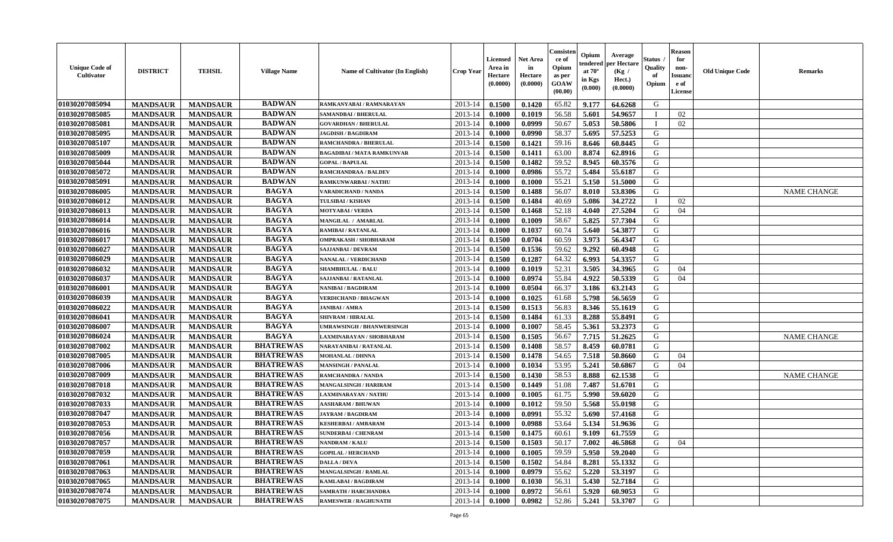| Unique Code of Cultivator | DISTRICT | TEHSIL | Village Name | Name of Cultivator (In English) | Crop Year | Licensed Area in Hectare (0.0000) | Net Area in Hectare (0.0000) | Consistence of Opium as per GOAW (00.00) | Opium tendered at 70° in Kgs (0.000) | Average per Hectare (Kg / Hect.) (0.0000) | Status / Quality of Opium | Reason for non-Issuance of License | Old Unique Code | Remarks |
|---|---|---|---|---|---|---|---|---|---|---|---|---|---|---|
| 01030207085094 | MANDSAUR | MANDSAUR | BADWAN | RAMKANYABAI / RAMNARAYAN | 2013-14 | 0.1500 | 0.1420 | 65.82 | 9.177 | 64.6268 | G | | | |
| 01030207085085 | MANDSAUR | MANDSAUR | BADWAN | SAMANDBAI / BHERULAL | 2013-14 | 0.1000 | 0.1019 | 56.58 | 5.601 | 54.9657 | I | 02 | | |
| 01030207085081 | MANDSAUR | MANDSAUR | BADWAN | GOVARDHAN / BHERULAL | 2013-14 | 0.1000 | 0.0999 | 50.67 | 5.053 | 50.5806 | I | 02 | | |
| 01030207085095 | MANDSAUR | MANDSAUR | BADWAN | JAGDISH / BAGDIRAM | 2013-14 | 0.1000 | 0.0990 | 58.37 | 5.695 | 57.5253 | G | | | |
| 01030207085107 | MANDSAUR | MANDSAUR | BADWAN | RAMCHANDRA / BHERULAL | 2013-14 | 0.1500 | 0.1421 | 59.16 | 8.646 | 60.8445 | G | | | |
| 01030207085009 | MANDSAUR | MANDSAUR | BADWAN | BAGADIBAI / MATA RAMKUNVAR | 2013-14 | 0.1500 | 0.1411 | 63.00 | 8.874 | 62.8916 | G | | | |
| 01030207085044 | MANDSAUR | MANDSAUR | BADWAN | GOPAL / BAPULAL | 2013-14 | 0.1500 | 0.1482 | 59.52 | 8.945 | 60.3576 | G | | | |
| 01030207085072 | MANDSAUR | MANDSAUR | BADWAN | RAMCHANDRAA / BALDEV | 2013-14 | 0.1000 | 0.0986 | 55.72 | 5.484 | 55.6187 | G | | | |
| 01030207085091 | MANDSAUR | MANDSAUR | BADWAN | RAMKUNWARBAI / NATHU | 2013-14 | 0.1000 | 0.1000 | 55.21 | 5.150 | 51.5000 | G | | | |
| 01030207086005 | MANDSAUR | MANDSAUR | BAGYA | VARADICHAND / NANDA | 2013-14 | 0.1500 | 0.1488 | 56.07 | 8.010 | 53.8306 | G | | | NAME CHANGE |
| 01030207086012 | MANDSAUR | MANDSAUR | BAGYA | TULSIBAI / KISHAN | 2013-14 | 0.1500 | 0.1484 | 40.69 | 5.086 | 34.2722 | I | 02 | | |
| 01030207086013 | MANDSAUR | MANDSAUR | BAGYA | MOTYABAI / VERDA | 2013-14 | 0.1500 | 0.1468 | 52.18 | 4.040 | 27.5204 | G | 04 | | |
| 01030207086014 | MANDSAUR | MANDSAUR | BAGYA | MANGILAL / AMARLAL | 2013-14 | 0.1000 | 0.1009 | 58.67 | 5.825 | 57.7304 | G | | | |
| 01030207086016 | MANDSAUR | MANDSAUR | BAGYA | RAMIBAI / RATANLAL | 2013-14 | 0.1000 | 0.1037 | 60.74 | 5.640 | 54.3877 | G | | | |
| 01030207086017 | MANDSAUR | MANDSAUR | BAGYA | OMPRAKASH / SHOBHARAM | 2013-14 | 0.1500 | 0.0704 | 60.59 | 3.973 | 56.4347 | G | | | |
| 01030207086027 | MANDSAUR | MANDSAUR | BAGYA | SAJJANBAI / DEVRAM | 2013-14 | 0.1500 | 0.1536 | 59.62 | 9.292 | 60.4948 | G | | | |
| 01030207086029 | MANDSAUR | MANDSAUR | BAGYA | NANALAL / VERDICHAND | 2013-14 | 0.1500 | 0.1287 | 64.32 | 6.993 | 54.3357 | G | | | |
| 01030207086032 | MANDSAUR | MANDSAUR | BAGYA | SHAMBHULAL / BALU | 2013-14 | 0.1000 | 0.1019 | 52.31 | 3.505 | 34.3965 | G | 04 | | |
| 01030207086037 | MANDSAUR | MANDSAUR | BAGYA | SAJJANBAI / RATANLAL | 2013-14 | 0.1000 | 0.0974 | 55.84 | 4.922 | 50.5339 | G | 04 | | |
| 01030207086001 | MANDSAUR | MANDSAUR | BAGYA | NANIBAI / BAGDIRAM | 2013-14 | 0.1000 | 0.0504 | 66.37 | 3.186 | 63.2143 | G | | | |
| 01030207086039 | MANDSAUR | MANDSAUR | BAGYA | VERDICHAND / BHAGWAN | 2013-14 | 0.1000 | 0.1025 | 61.68 | 5.798 | 56.5659 | G | | | |
| 01030207086022 | MANDSAUR | MANDSAUR | BAGYA | JANIBAI / AMRA | 2013-14 | 0.1500 | 0.1513 | 56.83 | 8.346 | 55.1619 | G | | | |
| 01030207086041 | MANDSAUR | MANDSAUR | BAGYA | SHIVRAM / HIRALAL | 2013-14 | 0.1500 | 0.1484 | 61.33 | 8.288 | 55.8491 | G | | | |
| 01030207086007 | MANDSAUR | MANDSAUR | BAGYA | UMRAWSINGH / BHANWERSINGH | 2013-14 | 0.1000 | 0.1007 | 58.45 | 5.361 | 53.2373 | G | | | |
| 01030207086024 | MANDSAUR | MANDSAUR | BAGYA | LAXMINARAYAN / SHOBHARAM | 2013-14 | 0.1500 | 0.1505 | 56.67 | 7.715 | 51.2625 | G | | | NAME CHANGE |
| 01030207087002 | MANDSAUR | MANDSAUR | BHATREWAS | NARAYANIBAI / RATANLAL | 2013-14 | 0.1500 | 0.1408 | 58.57 | 8.459 | 60.0781 | G | | | |
| 01030207087005 | MANDSAUR | MANDSAUR | BHATREWAS | MOHANLAL / DHNNA | 2013-14 | 0.1500 | 0.1478 | 54.65 | 7.518 | 50.8660 | G | 04 | | |
| 01030207087006 | MANDSAUR | MANDSAUR | BHATREWAS | MANSINGH / PANALAL | 2013-14 | 0.1000 | 0.1034 | 53.95 | 5.241 | 50.6867 | G | 04 | | |
| 01030207087009 | MANDSAUR | MANDSAUR | BHATREWAS | RAMCHANDRA / NANDA | 2013-14 | 0.1500 | 0.1430 | 58.53 | 8.888 | 62.1538 | G | | | NAME CHANGE |
| 01030207087018 | MANDSAUR | MANDSAUR | BHATREWAS | MANGALSINGH / HARIRAM | 2013-14 | 0.1500 | 0.1449 | 51.08 | 7.487 | 51.6701 | G | | | |
| 01030207087032 | MANDSAUR | MANDSAUR | BHATREWAS | LAXMINARAYAN / NATHU | 2013-14 | 0.1000 | 0.1005 | 61.75 | 5.990 | 59.6020 | G | | | |
| 01030207087033 | MANDSAUR | MANDSAUR | BHATREWAS | AASHARAM / BHUWAN | 2013-14 | 0.1000 | 0.1012 | 59.50 | 5.568 | 55.0198 | G | | | |
| 01030207087047 | MANDSAUR | MANDSAUR | BHATREWAS | JAYRAM / BAGDIRAM | 2013-14 | 0.1000 | 0.0991 | 55.32 | 5.690 | 57.4168 | G | | | |
| 01030207087053 | MANDSAUR | MANDSAUR | BHATREWAS | KESHERBAI / AMBARAM | 2013-14 | 0.1000 | 0.0988 | 53.64 | 5.134 | 51.9636 | G | | | |
| 01030207087056 | MANDSAUR | MANDSAUR | BHATREWAS | SUNDERBAI / CHENRAM | 2013-14 | 0.1500 | 0.1475 | 60.61 | 9.109 | 61.7559 | G | | | |
| 01030207087057 | MANDSAUR | MANDSAUR | BHATREWAS | NANDRAM / KALU | 2013-14 | 0.1500 | 0.1503 | 50.17 | 7.002 | 46.5868 | G | 04 | | |
| 01030207087059 | MANDSAUR | MANDSAUR | BHATREWAS | GOPILAL / HERCHAND | 2013-14 | 0.1000 | 0.1005 | 59.59 | 5.950 | 59.2040 | G | | | |
| 01030207087061 | MANDSAUR | MANDSAUR | BHATREWAS | DALLA / DEVA | 2013-14 | 0.1500 | 0.1502 | 54.84 | 8.281 | 55.1332 | G | | | |
| 01030207087063 | MANDSAUR | MANDSAUR | BHATREWAS | MANGALSINGH / RAMLAL | 2013-14 | 0.1000 | 0.0979 | 55.62 | 5.220 | 53.3197 | G | | | |
| 01030207087065 | MANDSAUR | MANDSAUR | BHATREWAS | KAMLABAI / BAGDIRAM | 2013-14 | 0.1000 | 0.1030 | 56.31 | 5.430 | 52.7184 | G | | | |
| 01030207087074 | MANDSAUR | MANDSAUR | BHATREWAS | SAMRATH / HARCHANDRA | 2013-14 | 0.1000 | 0.0972 | 56.61 | 5.920 | 60.9053 | G | | | |
| 01030207087075 | MANDSAUR | MANDSAUR | BHATREWAS | RAMESWER / RAGHUNATH | 2013-14 | 0.1000 | 0.0982 | 52.86 | 5.241 | 53.3707 | G | | | |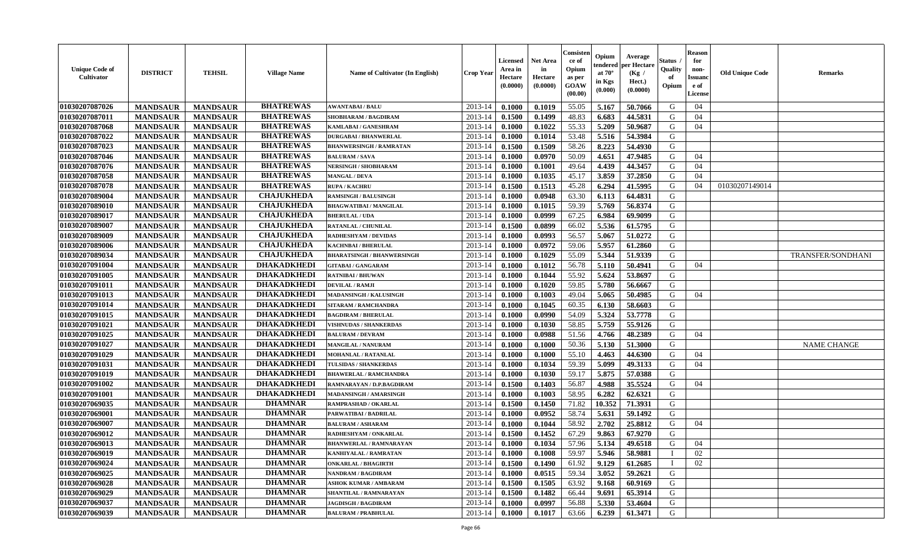| Unique Code of Cultivator | DISTRICT | TEHSIL | Village Name | Name of Cultivator (In English) | Crop Year | Licensed Area in Hectare (0.0000) | Net Area in Hectare (0.0000) | Consistence of Opium as per GOAW (00.00) | Opium tendered at 70° in Kgs (0.000) | Average per Hectare (Kg / Hect.) (0.0000) | Status / Quality of Opium | Reason for non-Issuance of License | Old Unique Code | Remarks |
|---|---|---|---|---|---|---|---|---|---|---|---|---|---|---|
| 01030207087026 | MANDSAUR | MANDSAUR | BHATREWAS | AWANTABAI / BALU | 2013-14 | 0.1000 | 0.1019 | 55.05 | 5.167 | 50.7066 | G | 04 | | |
| 01030207087011 | MANDSAUR | MANDSAUR | BHATREWAS | SHOBHARAM / BAGDIRAM | 2013-14 | 0.1500 | 0.1499 | 48.83 | 6.683 | 44.5831 | G | 04 | | |
| 01030207087068 | MANDSAUR | MANDSAUR | BHATREWAS | KAMLABAI / GANESHRAM | 2013-14 | 0.1000 | 0.1022 | 55.33 | 5.209 | 50.9687 | G | 04 | | |
| 01030207087022 | MANDSAUR | MANDSAUR | BHATREWAS | DURGABAI / BHANWERLAL | 2013-14 | 0.1000 | 0.1014 | 53.48 | 5.516 | 54.3984 | G | | | |
| 01030207087023 | MANDSAUR | MANDSAUR | BHATREWAS | BHANWERSINGH / RAMRATAN | 2013-14 | 0.1500 | 0.1509 | 58.26 | 8.223 | 54.4930 | G | | | |
| 01030207087046 | MANDSAUR | MANDSAUR | BHATREWAS | BALURAM / SAVA | 2013-14 | 0.1000 | 0.0970 | 50.09 | 4.651 | 47.9485 | G | 04 | | |
| 01030207087076 | MANDSAUR | MANDSAUR | BHATREWAS | NERSINGH / SHOBHARAM | 2013-14 | 0.1000 | 0.1001 | 49.64 | 4.439 | 44.3457 | G | 04 | | |
| 01030207087058 | MANDSAUR | MANDSAUR | BHATREWAS | MANGAL / DEVA | 2013-14 | 0.1000 | 0.1035 | 45.17 | 3.859 | 37.2850 | G | 04 | | |
| 01030207087078 | MANDSAUR | MANDSAUR | BHATREWAS | RUPA / KACHRU | 2013-14 | 0.1500 | 0.1513 | 45.28 | 6.294 | 41.5995 | G | 04 | 01030207149014 | |
| 01030207089004 | MANDSAUR | MANDSAUR | CHAJUKHEDA | RAMSINGH / BALUSINGH | 2013-14 | 0.1000 | 0.0948 | 63.30 | 6.113 | 64.4831 | G | | | |
| 01030207089010 | MANDSAUR | MANDSAUR | CHAJUKHEDA | BHAGWATIBAI / MANGILAL | 2013-14 | 0.1000 | 0.1015 | 59.39 | 5.769 | 56.8374 | G | | | |
| 01030207089017 | MANDSAUR | MANDSAUR | CHAJUKHEDA | BHERULAL / UDA | 2013-14 | 0.1000 | 0.0999 | 67.25 | 6.984 | 69.9099 | G | | | |
| 01030207089007 | MANDSAUR | MANDSAUR | CHAJUKHEDA | RATANLAL / CHUNILAL | 2013-14 | 0.1500 | 0.0899 | 66.02 | 5.536 | 61.5795 | G | | | |
| 01030207089009 | MANDSAUR | MANDSAUR | CHAJUKHEDA | RADHESHYAM / DEVIDAS | 2013-14 | 0.1000 | 0.0993 | 56.57 | 5.067 | 51.0272 | G | | | |
| 01030207089006 | MANDSAUR | MANDSAUR | CHAJUKHEDA | KACHNBAI / BHERULAL | 2013-14 | 0.1000 | 0.0972 | 59.06 | 5.957 | 61.2860 | G | | | |
| 01030207089034 | MANDSAUR | MANDSAUR | CHAJUKHEDA | BHARATSINGH / BHANWERSINGH | 2013-14 | 0.1000 | 0.1029 | 55.09 | 5.344 | 51.9339 | G | | | TRANSFER/SONDHANI |
| 01030207091004 | MANDSAUR | MANDSAUR | DHAKADKHEDI | GITABAI / GANGARAM | 2013-14 | 0.1000 | 0.1012 | 56.78 | 5.110 | 50.4941 | G | 04 | | |
| 01030207091005 | MANDSAUR | MANDSAUR | DHAKADKHEDI | RATNIBAI / BHUWAN | 2013-14 | 0.1000 | 0.1044 | 55.92 | 5.624 | 53.8697 | G | | | |
| 01030207091011 | MANDSAUR | MANDSAUR | DHAKADKHEDI | DEVILAL / RAMJI | 2013-14 | 0.1000 | 0.1020 | 59.85 | 5.780 | 56.6667 | G | | | |
| 01030207091013 | MANDSAUR | MANDSAUR | DHAKADKHEDI | MADANSINGH / KALUSINGH | 2013-14 | 0.1000 | 0.1003 | 49.04 | 5.065 | 50.4985 | G | 04 | | |
| 01030207091014 | MANDSAUR | MANDSAUR | DHAKADKHEDI | SITARAM / RAMCHANDRA | 2013-14 | 0.1000 | 0.1045 | 60.35 | 6.130 | 58.6603 | G | | | |
| 01030207091015 | MANDSAUR | MANDSAUR | DHAKADKHEDI | BAGDIRAM / BHERULAL | 2013-14 | 0.1000 | 0.0990 | 54.09 | 5.324 | 53.7778 | G | | | |
| 01030207091021 | MANDSAUR | MANDSAUR | DHAKADKHEDI | VISHNUDAS / SHANKERDAS | 2013-14 | 0.1000 | 0.1030 | 58.85 | 5.759 | 55.9126 | G | | | |
| 01030207091025 | MANDSAUR | MANDSAUR | DHAKADKHEDI | BALURAM / DEVRAM | 2013-14 | 0.1000 | 0.0988 | 51.56 | 4.766 | 48.2389 | G | 04 | | |
| 01030207091027 | MANDSAUR | MANDSAUR | DHAKADKHEDI | MANGILAL / NANURAM | 2013-14 | 0.1000 | 0.1000 | 50.36 | 5.130 | 51.3000 | G | | | NAME CHANGE |
| 01030207091029 | MANDSAUR | MANDSAUR | DHAKADKHEDI | MOHANLAL / RATANLAL | 2013-14 | 0.1000 | 0.1000 | 55.10 | 4.463 | 44.6300 | G | 04 | | |
| 01030207091031 | MANDSAUR | MANDSAUR | DHAKADKHEDI | TULSIDAS / SHANKERDAS | 2013-14 | 0.1000 | 0.1034 | 59.39 | 5.099 | 49.3133 | G | 04 | | |
| 01030207091019 | MANDSAUR | MANDSAUR | DHAKADKHEDI | BHAWERLAL / RAMCHANDRA | 2013-14 | 0.1000 | 0.1030 | 59.17 | 5.875 | 57.0388 | G | | | |
| 01030207091002 | MANDSAUR | MANDSAUR | DHAKADKHEDI | RAMNARAYAN / D.P.BAGDIRAM | 2013-14 | 0.1500 | 0.1403 | 56.87 | 4.988 | 35.5524 | G | 04 | | |
| 01030207091001 | MANDSAUR | MANDSAUR | DHAKADKHEDI | MADANSINGH / AMARSINGH | 2013-14 | 0.1000 | 0.1003 | 58.95 | 6.282 | 62.6321 | G | | | |
| 01030207069035 | MANDSAUR | MANDSAUR | DHAMNAR | RAMPRASHAD / OKARLAL | 2013-14 | 0.1500 | 0.1450 | 71.82 | 10.352 | 71.3931 | G | | | |
| 01030207069001 | MANDSAUR | MANDSAUR | DHAMNAR | PARWATIBAI / BADRILAL | 2013-14 | 0.1000 | 0.0952 | 58.74 | 5.631 | 59.1492 | G | | | |
| 01030207069007 | MANDSAUR | MANDSAUR | DHAMNAR | BALURAM / ASHARAM | 2013-14 | 0.1000 | 0.1044 | 58.92 | 2.702 | 25.8812 | G | 04 | | |
| 01030207069012 | MANDSAUR | MANDSAUR | DHAMNAR | RADHESHYAM / ONKARLAL | 2013-14 | 0.1500 | 0.1452 | 67.29 | 9.863 | 67.9270 | G | | | |
| 01030207069013 | MANDSAUR | MANDSAUR | DHAMNAR | BHANWERLAL / RAMNARAYAN | 2013-14 | 0.1000 | 0.1034 | 57.96 | 5.134 | 49.6518 | G | 04 | | |
| 01030207069019 | MANDSAUR | MANDSAUR | DHAMNAR | KANHIYALAL / RAMRATAN | 2013-14 | 0.1000 | 0.1008 | 59.97 | 5.946 | 58.9881 | I | 02 | | |
| 01030207069024 | MANDSAUR | MANDSAUR | DHAMNAR | ONKARLAL / BHAGIRTH | 2013-14 | 0.1500 | 0.1490 | 61.92 | 9.129 | 61.2685 | I | 02 | | |
| 01030207069025 | MANDSAUR | MANDSAUR | DHAMNAR | NANDRAM / BAGDIRAM | 2013-14 | 0.1000 | 0.0515 | 59.34 | 3.052 | 59.2621 | G | | | |
| 01030207069028 | MANDSAUR | MANDSAUR | DHAMNAR | ASHOK KUMAR / AMBARAM | 2013-14 | 0.1500 | 0.1505 | 63.92 | 9.168 | 60.9169 | G | | | |
| 01030207069029 | MANDSAUR | MANDSAUR | DHAMNAR | SHANTILAL / RAMNARAYAN | 2013-14 | 0.1500 | 0.1482 | 66.44 | 9.691 | 65.3914 | G | | | |
| 01030207069037 | MANDSAUR | MANDSAUR | DHAMNAR | JAGDISGH / BAGDIRAM | 2013-14 | 0.1000 | 0.0997 | 56.88 | 5.330 | 53.4604 | G | | | |
| 01030207069039 | MANDSAUR | MANDSAUR | DHAMNAR | BALURAM / PRABHULAL | 2013-14 | 0.1000 | 0.1017 | 63.66 | 6.239 | 61.3471 | G | | | |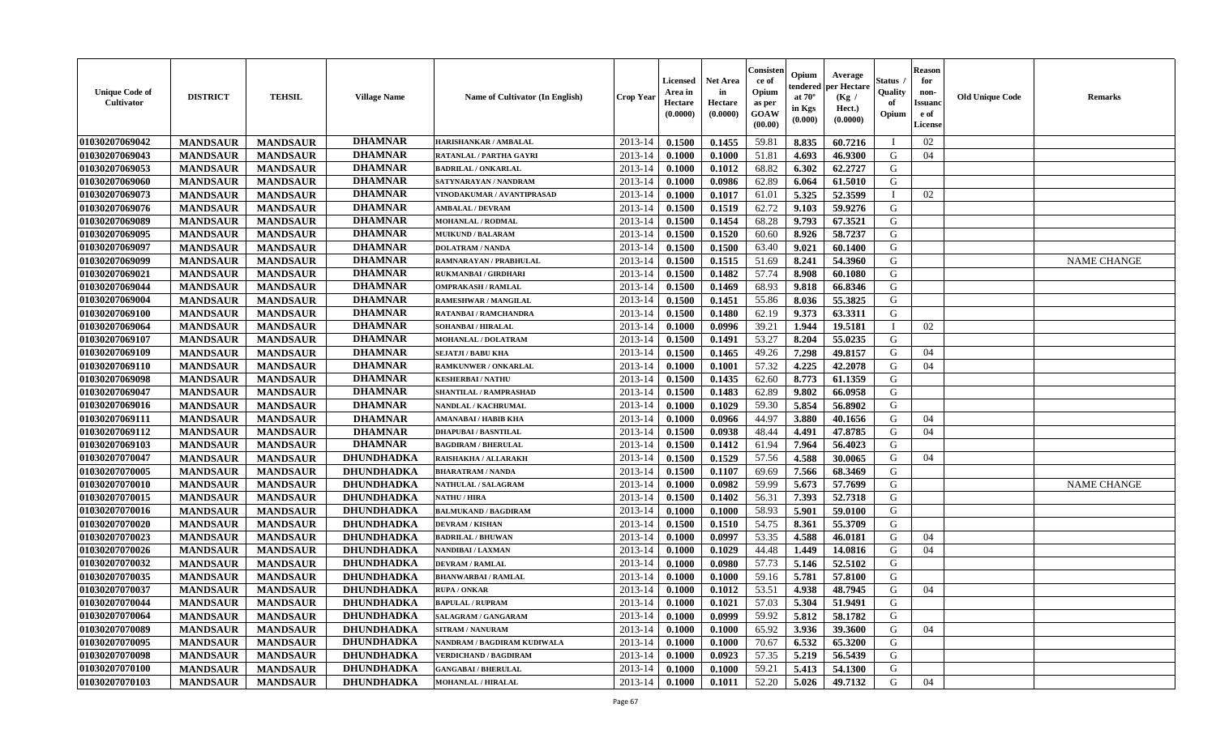| Unique Code of Cultivator | DISTRICT | TEHSIL | Village Name | Name of Cultivator (In English) | Crop Year | Licensed Area in Hectare (0.0000) | Net Area in Hectare (0.0000) | Consistence of Opium as per GOAW (00.00) | Opium tendered at 70° in Kgs (0.000) | Average per Hectare (Kg / Hect.) (0.0000) | Status / Quality of Opium | Reason for non-Issuance of License | Old Unique Code | Remarks |
|---|---|---|---|---|---|---|---|---|---|---|---|---|---|---|
| 01030207069042 | MANDSAUR | MANDSAUR | DHAMNAR | HARISHANKAR / AMBALAL | 2013-14 | 0.1500 | 0.1455 | 59.81 | 8.835 | 60.7216 | I | 02 | | |
| 01030207069043 | MANDSAUR | MANDSAUR | DHAMNAR | RATANLAL / PARTHA GAYRI | 2013-14 | 0.1000 | 0.1000 | 51.81 | 4.693 | 46.9300 | G | 04 | | |
| 01030207069053 | MANDSAUR | MANDSAUR | DHAMNAR | BADRILAL / ONKARLAL | 2013-14 | 0.1000 | 0.1012 | 68.82 | 6.302 | 62.2727 | G | | | |
| 01030207069060 | MANDSAUR | MANDSAUR | DHAMNAR | SATYNARAYAN / NANDRAM | 2013-14 | 0.1000 | 0.0986 | 62.89 | 6.064 | 61.5010 | G | | | |
| 01030207069073 | MANDSAUR | MANDSAUR | DHAMNAR | VINODAKUMAR / AVANTIPRASAD | 2013-14 | 0.1000 | 0.1017 | 61.01 | 5.325 | 52.3599 | I | 02 | | |
| 01030207069076 | MANDSAUR | MANDSAUR | DHAMNAR | AMBALAL / DEVRAM | 2013-14 | 0.1500 | 0.1519 | 62.72 | 9.103 | 59.9276 | G | | | |
| 01030207069089 | MANDSAUR | MANDSAUR | DHAMNAR | MOHANLAL / RODMAL | 2013-14 | 0.1500 | 0.1454 | 68.28 | 9.793 | 67.3521 | G | | | |
| 01030207069095 | MANDSAUR | MANDSAUR | DHAMNAR | MUIKUND / BALARAM | 2013-14 | 0.1500 | 0.1520 | 60.60 | 8.926 | 58.7237 | G | | | |
| 01030207069097 | MANDSAUR | MANDSAUR | DHAMNAR | DOLATRAM / NANDA | 2013-14 | 0.1500 | 0.1500 | 63.40 | 9.021 | 60.1400 | G | | | |
| 01030207069099 | MANDSAUR | MANDSAUR | DHAMNAR | RAMNARAYAN / PRABHULAL | 2013-14 | 0.1500 | 0.1515 | 51.69 | 8.241 | 54.3960 | G | | | NAME CHANGE |
| 01030207069021 | MANDSAUR | MANDSAUR | DHAMNAR | RUKMANBAI / GIRDHARI | 2013-14 | 0.1500 | 0.1482 | 57.74 | 8.908 | 60.1080 | G | | | |
| 01030207069044 | MANDSAUR | MANDSAUR | DHAMNAR | OMPRAKASH / RAMLAL | 2013-14 | 0.1500 | 0.1469 | 68.93 | 9.818 | 66.8346 | G | | | |
| 01030207069004 | MANDSAUR | MANDSAUR | DHAMNAR | RAMESHWAR / MANGILAL | 2013-14 | 0.1500 | 0.1451 | 55.86 | 8.036 | 55.3825 | G | | | |
| 01030207069100 | MANDSAUR | MANDSAUR | DHAMNAR | RATANBAI / RAMCHANDRA | 2013-14 | 0.1500 | 0.1480 | 62.19 | 9.373 | 63.3311 | G | | | |
| 01030207069064 | MANDSAUR | MANDSAUR | DHAMNAR | SOHANBAI / HIRALAL | 2013-14 | 0.1000 | 0.0996 | 39.21 | 1.944 | 19.5181 | I | 02 | | |
| 01030207069107 | MANDSAUR | MANDSAUR | DHAMNAR | MOHANLAL / DOLATRAM | 2013-14 | 0.1500 | 0.1491 | 53.27 | 8.204 | 55.0235 | G | | | |
| 01030207069109 | MANDSAUR | MANDSAUR | DHAMNAR | SEJATJI / BABU KHA | 2013-14 | 0.1500 | 0.1465 | 49.26 | 7.298 | 49.8157 | G | 04 | | |
| 01030207069110 | MANDSAUR | MANDSAUR | DHAMNAR | RAMKUNWER / ONKARLAL | 2013-14 | 0.1000 | 0.1001 | 57.32 | 4.225 | 42.2078 | G | 04 | | |
| 01030207069098 | MANDSAUR | MANDSAUR | DHAMNAR | KESHERBAI / NATHU | 2013-14 | 0.1500 | 0.1435 | 62.60 | 8.773 | 61.1359 | G | | | |
| 01030207069047 | MANDSAUR | MANDSAUR | DHAMNAR | SHANTILAL / RAMPRASHAD | 2013-14 | 0.1500 | 0.1483 | 62.89 | 9.802 | 66.0958 | G | | | |
| 01030207069016 | MANDSAUR | MANDSAUR | DHAMNAR | NANDLAL / KACHRUMAL | 2013-14 | 0.1000 | 0.1029 | 59.30 | 5.854 | 56.8902 | G | | | |
| 01030207069111 | MANDSAUR | MANDSAUR | DHAMNAR | AMANABAI / HABIB KHA | 2013-14 | 0.1000 | 0.0966 | 44.97 | 3.880 | 40.1656 | G | 04 | | |
| 01030207069112 | MANDSAUR | MANDSAUR | DHAMNAR | DHAPUBAI / BASNTILAL | 2013-14 | 0.1500 | 0.0938 | 48.44 | 4.491 | 47.8785 | G | 04 | | |
| 01030207069103 | MANDSAUR | MANDSAUR | DHAMNAR | BAGDIRAM / BHERULAL | 2013-14 | 0.1500 | 0.1412 | 61.94 | 7.964 | 56.4023 | G | | | |
| 01030207070047 | MANDSAUR | MANDSAUR | DHUNDHADKA | RAISHAKHA / ALLARAKH | 2013-14 | 0.1500 | 0.1529 | 57.56 | 4.588 | 30.0065 | G | 04 | | |
| 01030207070005 | MANDSAUR | MANDSAUR | DHUNDHADKA | BHARATRAM / NANDA | 2013-14 | 0.1500 | 0.1107 | 69.69 | 7.566 | 68.3469 | G | | | |
| 01030207070010 | MANDSAUR | MANDSAUR | DHUNDHADKA | NATHULAL / SALAGRAM | 2013-14 | 0.1000 | 0.0982 | 59.99 | 5.673 | 57.7699 | G | | | NAME CHANGE |
| 01030207070015 | MANDSAUR | MANDSAUR | DHUNDHADKA | NATHU / HIRA | 2013-14 | 0.1500 | 0.1402 | 56.31 | 7.393 | 52.7318 | G | | | |
| 01030207070016 | MANDSAUR | MANDSAUR | DHUNDHADKA | BALMUKAND / BAGDIRAM | 2013-14 | 0.1000 | 0.1000 | 58.93 | 5.901 | 59.0100 | G | | | |
| 01030207070020 | MANDSAUR | MANDSAUR | DHUNDHADKA | DEVRAM / KISHAN | 2013-14 | 0.1500 | 0.1510 | 54.75 | 8.361 | 55.3709 | G | | | |
| 01030207070023 | MANDSAUR | MANDSAUR | DHUNDHADKA | BADRILAL / BHUWAN | 2013-14 | 0.1000 | 0.0997 | 53.35 | 4.588 | 46.0181 | G | 04 | | |
| 01030207070026 | MANDSAUR | MANDSAUR | DHUNDHADKA | NANDIBAI / LAXMAN | 2013-14 | 0.1000 | 0.1029 | 44.48 | 1.449 | 14.0816 | G | 04 | | |
| 01030207070032 | MANDSAUR | MANDSAUR | DHUNDHADKA | DEVRAM / RAMLAL | 2013-14 | 0.1000 | 0.0980 | 57.73 | 5.146 | 52.5102 | G | | | |
| 01030207070035 | MANDSAUR | MANDSAUR | DHUNDHADKA | BHANWARBAI / RAMLAL | 2013-14 | 0.1000 | 0.1000 | 59.16 | 5.781 | 57.8100 | G | | | |
| 01030207070037 | MANDSAUR | MANDSAUR | DHUNDHADKA | RUPA / ONKAR | 2013-14 | 0.1000 | 0.1012 | 53.51 | 4.938 | 48.7945 | G | 04 | | |
| 01030207070044 | MANDSAUR | MANDSAUR | DHUNDHADKA | BAPULAL / RUPRAM | 2013-14 | 0.1000 | 0.1021 | 57.03 | 5.304 | 51.9491 | G | | | |
| 01030207070064 | MANDSAUR | MANDSAUR | DHUNDHADKA | SALAGRAM / GANGARAM | 2013-14 | 0.1000 | 0.0999 | 59.92 | 5.812 | 58.1782 | G | | | |
| 01030207070089 | MANDSAUR | MANDSAUR | DHUNDHADKA | SITRAM / NANURAM | 2013-14 | 0.1000 | 0.1000 | 65.92 | 3.936 | 39.3600 | G | 04 | | |
| 01030207070095 | MANDSAUR | MANDSAUR | DHUNDHADKA | NANDRAM / BAGDIRAM KUDIWALA | 2013-14 | 0.1000 | 0.1000 | 70.67 | 6.532 | 65.3200 | G | | | |
| 01030207070098 | MANDSAUR | MANDSAUR | DHUNDHADKA | VERDICHAND / BAGDIRAM | 2013-14 | 0.1000 | 0.0923 | 57.35 | 5.219 | 56.5439 | G | | | |
| 01030207070100 | MANDSAUR | MANDSAUR | DHUNDHADKA | GANGABAI / BHERULAL | 2013-14 | 0.1000 | 0.1000 | 59.21 | 5.413 | 54.1300 | G | | | |
| 01030207070103 | MANDSAUR | MANDSAUR | DHUNDHADKA | MOHANLAL / HIRALAL | 2013-14 | 0.1000 | 0.1011 | 52.20 | 5.026 | 49.7132 | G | 04 | | |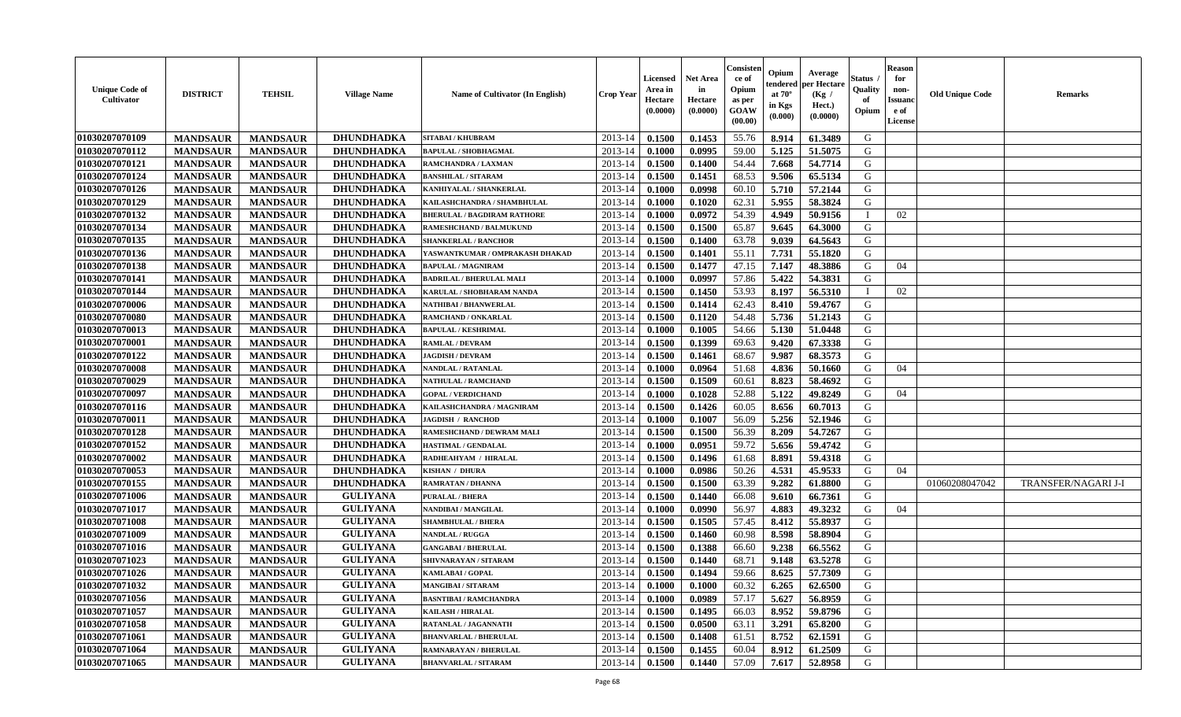| Unique Code of Cultivator | DISTRICT | TEHSIL | Village Name | Name of Cultivator (In English) | Crop Year | Licensed Area in Hectare (0.0000) | Net Area in Hectare (0.0000) | Consistence of Opium as per GOAW (00.00) | Opium tendered at 70° in Kgs (0.000) | Average per Hectare (Kg / Hect.) (0.0000) | Status / Quality of Opium | Reason for non-Issuance of License | Old Unique Code | Remarks |
|---|---|---|---|---|---|---|---|---|---|---|---|---|---|---|
| 01030207070109 | MANDSAUR | MANDSAUR | DHUNDHADKA | SITABAI / KHUBRAM | 2013-14 | 0.1500 | 0.1453 | 55.76 | 8.914 | 61.3489 | G | | | |
| 01030207070112 | MANDSAUR | MANDSAUR | DHUNDHADKA | BAPULAL / SHOBHAGMAL | 2013-14 | 0.1000 | 0.0995 | 59.00 | 5.125 | 51.5075 | G | | | |
| 01030207070121 | MANDSAUR | MANDSAUR | DHUNDHADKA | RAMCHANDRA / LAXMAN | 2013-14 | 0.1500 | 0.1400 | 54.44 | 7.668 | 54.7714 | G | | | |
| 01030207070124 | MANDSAUR | MANDSAUR | DHUNDHADKA | BANSHILAL / SITARAM | 2013-14 | 0.1500 | 0.1451 | 68.53 | 9.506 | 65.5134 | G | | | |
| 01030207070126 | MANDSAUR | MANDSAUR | DHUNDHADKA | KANHIYALAL / SHANKERLAL | 2013-14 | 0.1000 | 0.0998 | 60.10 | 5.710 | 57.2144 | G | | | |
| 01030207070129 | MANDSAUR | MANDSAUR | DHUNDHADKA | KAILASHCHANDRA / SHAMBHULAL | 2013-14 | 0.1000 | 0.1020 | 62.31 | 5.955 | 58.3824 | G | | | |
| 01030207070132 | MANDSAUR | MANDSAUR | DHUNDHADKA | BHERULAL / BAGDIRAM RATHORE | 2013-14 | 0.1000 | 0.0972 | 54.39 | 4.949 | 50.9156 | I | 02 | | |
| 01030207070134 | MANDSAUR | MANDSAUR | DHUNDHADKA | RAMESHCHAND / BALMUKUND | 2013-14 | 0.1500 | 0.1500 | 65.87 | 9.645 | 64.3000 | G | | | |
| 01030207070135 | MANDSAUR | MANDSAUR | DHUNDHADKA | SHANKERLAL / RANCHOR | 2013-14 | 0.1500 | 0.1400 | 63.78 | 9.039 | 64.5643 | G | | | |
| 01030207070136 | MANDSAUR | MANDSAUR | DHUNDHADKA | YASWANTKUMAR / OMPRAKASH DHAKAD | 2013-14 | 0.1500 | 0.1401 | 55.11 | 7.731 | 55.1820 | G | | | |
| 01030207070138 | MANDSAUR | MANDSAUR | DHUNDHADKA | BAPULAL / MAGNIRAM | 2013-14 | 0.1500 | 0.1477 | 47.15 | 7.147 | 48.3886 | G | 04 | | |
| 01030207070141 | MANDSAUR | MANDSAUR | DHUNDHADKA | BADRILAL / BHERULAL MALI | 2013-14 | 0.1000 | 0.0997 | 57.86 | 5.422 | 54.3831 | G | | | |
| 01030207070144 | MANDSAUR | MANDSAUR | DHUNDHADKA | KARULAL / SHOBHARAM NANDA | 2013-14 | 0.1500 | 0.1450 | 53.93 | 8.197 | 56.5310 | I | 02 | | |
| 01030207070006 | MANDSAUR | MANDSAUR | DHUNDHADKA | NATHIBAI / BHANWERLAL | 2013-14 | 0.1500 | 0.1414 | 62.43 | 8.410 | 59.4767 | G | | | |
| 01030207070080 | MANDSAUR | MANDSAUR | DHUNDHADKA | RAMCHAND / ONKARLAL | 2013-14 | 0.1500 | 0.1120 | 54.48 | 5.736 | 51.2143 | G | | | |
| 01030207070013 | MANDSAUR | MANDSAUR | DHUNDHADKA | BAPULAL / KESHRIMAL | 2013-14 | 0.1000 | 0.1005 | 54.66 | 5.130 | 51.0448 | G | | | |
| 01030207070001 | MANDSAUR | MANDSAUR | DHUNDHADKA | RAMLAL / DEVRAM | 2013-14 | 0.1500 | 0.1399 | 69.63 | 9.420 | 67.3338 | G | | | |
| 01030207070122 | MANDSAUR | MANDSAUR | DHUNDHADKA | JAGDISH / DEVRAM | 2013-14 | 0.1500 | 0.1461 | 68.67 | 9.987 | 68.3573 | G | | | |
| 01030207070008 | MANDSAUR | MANDSAUR | DHUNDHADKA | NANDLAL / RATANLAL | 2013-14 | 0.1000 | 0.0964 | 51.68 | 4.836 | 50.1660 | G | 04 | | |
| 01030207070029 | MANDSAUR | MANDSAUR | DHUNDHADKA | NATHULAL / RAMCHAND | 2013-14 | 0.1500 | 0.1509 | 60.61 | 8.823 | 58.4692 | G | | | |
| 01030207070097 | MANDSAUR | MANDSAUR | DHUNDHADKA | GOPAL / VERDICHAND | 2013-14 | 0.1000 | 0.1028 | 52.88 | 5.122 | 49.8249 | G | 04 | | |
| 01030207070116 | MANDSAUR | MANDSAUR | DHUNDHADKA | KAILASHCHANDRA / MAGNIRAM | 2013-14 | 0.1500 | 0.1426 | 60.05 | 8.656 | 60.7013 | G | | | |
| 01030207070011 | MANDSAUR | MANDSAUR | DHUNDHADKA | JAGDISH / RANCHOD | 2013-14 | 0.1000 | 0.1007 | 56.09 | 5.256 | 52.1946 | G | | | |
| 01030207070128 | MANDSAUR | MANDSAUR | DHUNDHADKA | RAMESHCHAND / DEWRAM MALI | 2013-14 | 0.1500 | 0.1500 | 56.39 | 8.209 | 54.7267 | G | | | |
| 01030207070152 | MANDSAUR | MANDSAUR | DHUNDHADKA | HASTIMAL / GENDALAL | 2013-14 | 0.1000 | 0.0951 | 59.72 | 5.656 | 59.4742 | G | | | |
| 01030207070002 | MANDSAUR | MANDSAUR | DHUNDHADKA | RADHEAHYAM / HIRALAL | 2013-14 | 0.1500 | 0.1496 | 61.68 | 8.891 | 59.4318 | G | | | |
| 01030207070053 | MANDSAUR | MANDSAUR | DHUNDHADKA | KISHAN / DHURA | 2013-14 | 0.1000 | 0.0986 | 50.26 | 4.531 | 45.9533 | G | 04 | | |
| 01030207070155 | MANDSAUR | MANDSAUR | DHUNDHADKA | RAMRATAN / DHANNA | 2013-14 | 0.1500 | 0.1500 | 63.39 | 9.282 | 61.8800 | G | | 01060208047042 | TRANSFER/NAGARI J-I |
| 01030207071006 | MANDSAUR | MANDSAUR | GULIYANA | PURALAL / BHERA | 2013-14 | 0.1500 | 0.1440 | 66.08 | 9.610 | 66.7361 | G | | | |
| 01030207071017 | MANDSAUR | MANDSAUR | GULIYANA | NANDIBAI / MANGILAL | 2013-14 | 0.1000 | 0.0990 | 56.97 | 4.883 | 49.3232 | G | 04 | | |
| 01030207071008 | MANDSAUR | MANDSAUR | GULIYANA | SHAMBHULAL / BHERA | 2013-14 | 0.1500 | 0.1505 | 57.45 | 8.412 | 55.8937 | G | | | |
| 01030207071009 | MANDSAUR | MANDSAUR | GULIYANA | NANDLAL / RUGGA | 2013-14 | 0.1500 | 0.1460 | 60.98 | 8.598 | 58.8904 | G | | | |
| 01030207071016 | MANDSAUR | MANDSAUR | GULIYANA | GANGABAI / BHERULAL | 2013-14 | 0.1500 | 0.1388 | 66.60 | 9.238 | 66.5562 | G | | | |
| 01030207071023 | MANDSAUR | MANDSAUR | GULIYANA | SHIVNARAYAN / SITARAM | 2013-14 | 0.1500 | 0.1440 | 68.71 | 9.148 | 63.5278 | G | | | |
| 01030207071026 | MANDSAUR | MANDSAUR | GULIYANA | KAMLABAI / GOPAL | 2013-14 | 0.1500 | 0.1494 | 59.66 | 8.625 | 57.7309 | G | | | |
| 01030207071032 | MANDSAUR | MANDSAUR | GULIYANA | MANGIBAI / SITARAM | 2013-14 | 0.1000 | 0.1000 | 60.32 | 6.265 | 62.6500 | G | | | |
| 01030207071056 | MANDSAUR | MANDSAUR | GULIYANA | BASNTIBAI / RAMCHANDRA | 2013-14 | 0.1000 | 0.0989 | 57.17 | 5.627 | 56.8959 | G | | | |
| 01030207071057 | MANDSAUR | MANDSAUR | GULIYANA | KAILASH / HIRALAL | 2013-14 | 0.1500 | 0.1495 | 66.03 | 8.952 | 59.8796 | G | | | |
| 01030207071058 | MANDSAUR | MANDSAUR | GULIYANA | RATANLAL / JAGANNATH | 2013-14 | 0.1500 | 0.0500 | 63.11 | 3.291 | 65.8200 | G | | | |
| 01030207071061 | MANDSAUR | MANDSAUR | GULIYANA | BHANVARLAL / BHERULAL | 2013-14 | 0.1500 | 0.1408 | 61.51 | 8.752 | 62.1591 | G | | | |
| 01030207071064 | MANDSAUR | MANDSAUR | GULIYANA | RAMNARAYAN / BHERULAL | 2013-14 | 0.1500 | 0.1455 | 60.04 | 8.912 | 61.2509 | G | | | |
| 01030207071065 | MANDSAUR | MANDSAUR | GULIYANA | BHANVARLAL / SITARAM | 2013-14 | 0.1500 | 0.1440 | 57.09 | 7.617 | 52.8958 | G | | | |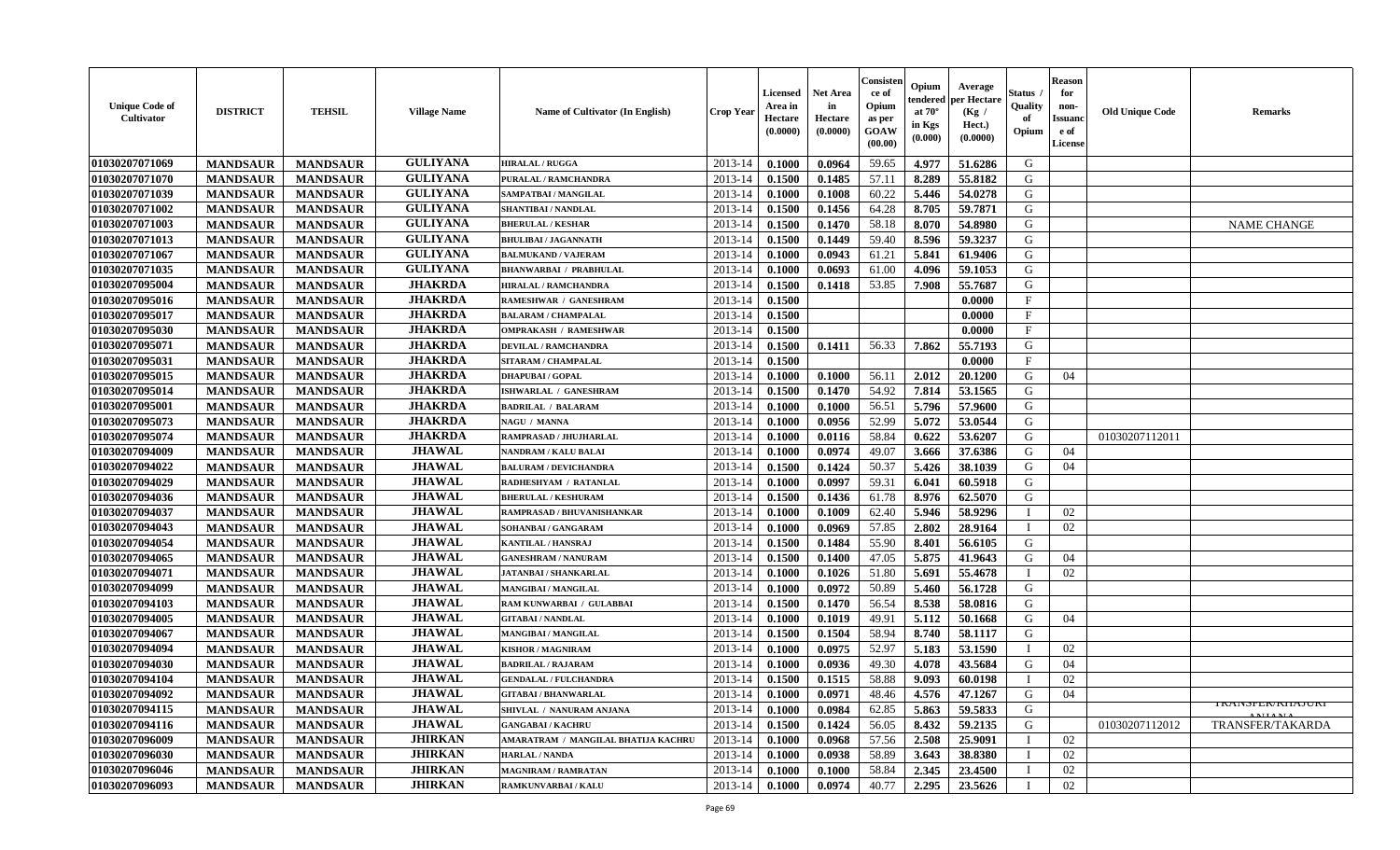| Unique Code of Cultivator | DISTRICT | TEHSIL | Village Name | Name of Cultivator (In English) | Crop Year | Licensed Area in Hectare (0.0000) | Net Area in Hectare (0.0000) | Consistence of Opium as per GOAW (00.00) | Opium tendered at 70° in Kgs (0.000) | Average per Hectare (Kg / Hect.) (0.0000) | Status / Quality of Opium | Reason for non-Issuance of License | Old Unique Code | Remarks |
|---|---|---|---|---|---|---|---|---|---|---|---|---|---|---|
| 01030207071069 | MANDSAUR | MANDSAUR | GULIYANA | HIRALAL / RUGGA | 2013-14 | 0.1000 | 0.0964 | 59.65 | 4.977 | 51.6286 | G | | | |
| 01030207071070 | MANDSAUR | MANDSAUR | GULIYANA | PURALAL / RAMCHANDRA | 2013-14 | 0.1500 | 0.1485 | 57.11 | 8.289 | 55.8182 | G | | | |
| 01030207071039 | MANDSAUR | MANDSAUR | GULIYANA | SAMPATBAI / MANGILAL | 2013-14 | 0.1000 | 0.1008 | 60.22 | 5.446 | 54.0278 | G | | | |
| 01030207071002 | MANDSAUR | MANDSAUR | GULIYANA | SHANTIBAI / NANDLAL | 2013-14 | 0.1500 | 0.1456 | 64.28 | 8.705 | 59.7871 | G | | | |
| 01030207071003 | MANDSAUR | MANDSAUR | GULIYANA | BHERULAL / KESHAR | 2013-14 | 0.1500 | 0.1470 | 58.18 | 8.070 | 54.8980 | G | | | NAME CHANGE |
| 01030207071013 | MANDSAUR | MANDSAUR | GULIYANA | BHULIBAI / JAGANNATH | 2013-14 | 0.1500 | 0.1449 | 59.40 | 8.596 | 59.3237 | G | | | |
| 01030207071067 | MANDSAUR | MANDSAUR | GULIYANA | BALMUKAND / VAJERAM | 2013-14 | 0.1000 | 0.0943 | 61.21 | 5.841 | 61.9406 | G | | | |
| 01030207071035 | MANDSAUR | MANDSAUR | GULIYANA | BHANWARBAI / PRABHULAL | 2013-14 | 0.1000 | 0.0693 | 61.00 | 4.096 | 59.1053 | G | | | |
| 01030207095004 | MANDSAUR | MANDSAUR | JHAKRDA | HIRALAL / RAMCHANDRA | 2013-14 | 0.1500 | 0.1418 | 53.85 | 7.908 | 55.7687 | G | | | |
| 01030207095016 | MANDSAUR | MANDSAUR | JHAKRDA | RAMESHWAR / GANESHRAM | 2013-14 | 0.1500 | | | | 0.0000 | F | | | |
| 01030207095017 | MANDSAUR | MANDSAUR | JHAKRDA | BALARAM / CHAMPALAL | 2013-14 | 0.1500 | | | | 0.0000 | F | | | |
| 01030207095030 | MANDSAUR | MANDSAUR | JHAKRDA | OMPRAKASH / RAMESHWAR | 2013-14 | 0.1500 | | | | 0.0000 | F | | | |
| 01030207095071 | MANDSAUR | MANDSAUR | JHAKRDA | DEVILAL / RAMCHANDRA | 2013-14 | 0.1500 | 0.1411 | 56.33 | 7.862 | 55.7193 | G | | | |
| 01030207095031 | MANDSAUR | MANDSAUR | JHAKRDA | SITARAM / CHAMPALAL | 2013-14 | 0.1500 | | | | 0.0000 | F | | | |
| 01030207095015 | MANDSAUR | MANDSAUR | JHAKRDA | DHAPUBAI / GOPAL | 2013-14 | 0.1000 | 0.1000 | 56.11 | 2.012 | 20.1200 | G | 04 | | |
| 01030207095014 | MANDSAUR | MANDSAUR | JHAKRDA | ISHWARLAL / GANESHRAM | 2013-14 | 0.1500 | 0.1470 | 54.92 | 7.814 | 53.1565 | G | | | |
| 01030207095001 | MANDSAUR | MANDSAUR | JHAKRDA | BADRILAL / BALARAM | 2013-14 | 0.1000 | 0.1000 | 56.51 | 5.796 | 57.9600 | G | | | |
| 01030207095073 | MANDSAUR | MANDSAUR | JHAKRDA | NAGU / MANNA | 2013-14 | 0.1000 | 0.0956 | 52.99 | 5.072 | 53.0544 | G | | | |
| 01030207095074 | MANDSAUR | MANDSAUR | JHAKRDA | RAMPRASAD / JHUJHARLAL | 2013-14 | 0.1000 | 0.0116 | 58.84 | 0.622 | 53.6207 | G | | 01030207112011 | |
| 01030207094009 | MANDSAUR | MANDSAUR | JHAWAL | NANDRAM / KALU BALAI | 2013-14 | 0.1000 | 0.0974 | 49.07 | 3.666 | 37.6386 | G | 04 | | |
| 01030207094022 | MANDSAUR | MANDSAUR | JHAWAL | BALURAM / DEVICHANDRA | 2013-14 | 0.1500 | 0.1424 | 50.37 | 5.426 | 38.1039 | G | 04 | | |
| 01030207094029 | MANDSAUR | MANDSAUR | JHAWAL | RADHESHYAM / RATANLAL | 2013-14 | 0.1000 | 0.0997 | 59.31 | 6.041 | 60.5918 | G | | | |
| 01030207094036 | MANDSAUR | MANDSAUR | JHAWAL | BHERULAL / KESHURAM | 2013-14 | 0.1500 | 0.1436 | 61.78 | 8.976 | 62.5070 | G | | | |
| 01030207094037 | MANDSAUR | MANDSAUR | JHAWAL | RAMPRASAD / BHUVANISHANKAR | 2013-14 | 0.1000 | 0.1009 | 62.40 | 5.946 | 58.9296 | I | 02 | | |
| 01030207094043 | MANDSAUR | MANDSAUR | JHAWAL | SOHANBAI / GANGARAM | 2013-14 | 0.1000 | 0.0969 | 57.85 | 2.802 | 28.9164 | I | 02 | | |
| 01030207094054 | MANDSAUR | MANDSAUR | JHAWAL | KANTILAL / HANSRAJ | 2013-14 | 0.1500 | 0.1484 | 55.90 | 8.401 | 56.6105 | G | | | |
| 01030207094065 | MANDSAUR | MANDSAUR | JHAWAL | GANESHRAM / NANURAM | 2013-14 | 0.1500 | 0.1400 | 47.05 | 5.875 | 41.9643 | G | 04 | | |
| 01030207094071 | MANDSAUR | MANDSAUR | JHAWAL | JATANBAI / SHANKARLAL | 2013-14 | 0.1000 | 0.1026 | 51.80 | 5.691 | 55.4678 | I | 02 | | |
| 01030207094099 | MANDSAUR | MANDSAUR | JHAWAL | MANGIBAI / MANGILAL | 2013-14 | 0.1000 | 0.0972 | 50.89 | 5.460 | 56.1728 | G | | | |
| 01030207094103 | MANDSAUR | MANDSAUR | JHAWAL | RAM KUNWARBAI / GULABBAI | 2013-14 | 0.1500 | 0.1470 | 56.54 | 8.538 | 58.0816 | G | | | |
| 01030207094005 | MANDSAUR | MANDSAUR | JHAWAL | GITABAI / NANDLAL | 2013-14 | 0.1000 | 0.1019 | 49.91 | 5.112 | 50.1668 | G | 04 | | |
| 01030207094067 | MANDSAUR | MANDSAUR | JHAWAL | MANGIBAI / MANGILAL | 2013-14 | 0.1500 | 0.1504 | 58.94 | 8.740 | 58.1117 | G | | | |
| 01030207094094 | MANDSAUR | MANDSAUR | JHAWAL | KISHOR / MAGNIRAM | 2013-14 | 0.1000 | 0.0975 | 52.97 | 5.183 | 53.1590 | I | 02 | | |
| 01030207094030 | MANDSAUR | MANDSAUR | JHAWAL | BADRILAL / RAJARAM | 2013-14 | 0.1000 | 0.0936 | 49.30 | 4.078 | 43.5684 | G | 04 | | |
| 01030207094104 | MANDSAUR | MANDSAUR | JHAWAL | GENDALAL / FULCHANDRA | 2013-14 | 0.1500 | 0.1515 | 58.88 | 9.093 | 60.0198 | I | 02 | | |
| 01030207094092 | MANDSAUR | MANDSAUR | JHAWAL | GITABAI / BHANWARLAL | 2013-14 | 0.1000 | 0.0971 | 48.46 | 4.576 | 47.1267 | G | 04 | | |
| 01030207094115 | MANDSAUR | MANDSAUR | JHAWAL | SHIVLAL / NANURAM ANJANA | 2013-14 | 0.1000 | 0.0984 | 62.85 | 5.863 | 59.5833 | G | | | TRANSFER/KHAJURI ANJANA |
| 01030207094116 | MANDSAUR | MANDSAUR | JHAWAL | GANGABAI / KACHRU | 2013-14 | 0.1500 | 0.1424 | 56.05 | 8.432 | 59.2135 | G | | 01030207112012 | TRANSFER/TAKARDA |
| 01030207096009 | MANDSAUR | MANDSAUR | JHIRKAN | AMARATRAM / MANGILAL BHATIJA KACHRU | 2013-14 | 0.1000 | 0.0968 | 57.56 | 2.508 | 25.9091 | I | 02 | | |
| 01030207096030 | MANDSAUR | MANDSAUR | JHIRKAN | HARLAL / NANDA | 2013-14 | 0.1000 | 0.0938 | 58.89 | 3.643 | 38.8380 | I | 02 | | |
| 01030207096046 | MANDSAUR | MANDSAUR | JHIRKAN | MAGNIRAM / RAMRATAN | 2013-14 | 0.1000 | 0.1000 | 58.84 | 2.345 | 23.4500 | I | 02 | | |
| 01030207096093 | MANDSAUR | MANDSAUR | JHIRKAN | RAMKUNVARBAI / KALU | 2013-14 | 0.1000 | 0.0974 | 40.77 | 2.295 | 23.5626 | I | 02 | | |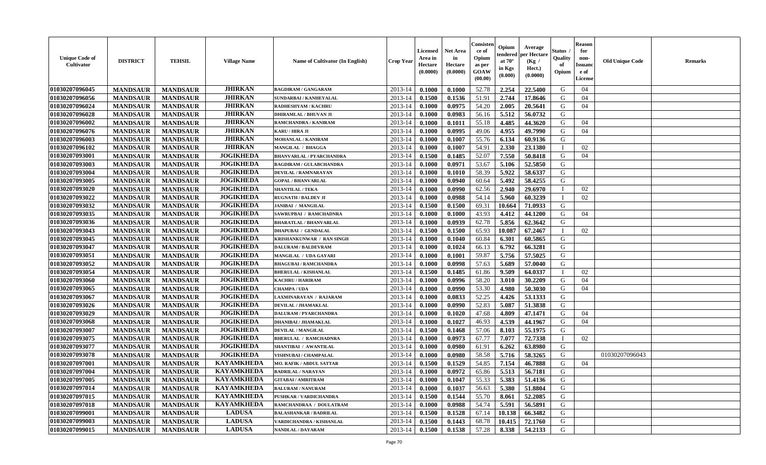| Unique Code of Cultivator | DISTRICT | TEHSIL | Village Name | Name of Cultivator (In English) | Crop Year | Licensed Area in Hectare (0.0000) | Net Area in Hectare (0.0000) | Consistence of Opium as per GOAW (00.00) | Opium tendered at 70° in Kgs (0.000) | Average per Hectare (Kg / Hect.) (0.0000) | Status / Quality of Opium | Reason for non-Issuance of License | Old Unique Code | Remarks |
|---|---|---|---|---|---|---|---|---|---|---|---|---|---|---|
| 01030207096045 | MANDSAUR | MANDSAUR | JHIRKAN | BAGDIRAM / GANGARAM | 2013-14 | 0.1000 | 0.1000 | 52.78 | 2.254 | 22.5400 | G | 04 | | |
| 01030207096056 | MANDSAUR | MANDSAUR | JHIRKAN | SUNDARBAI / KANHEYALAL | 2013-14 | 0.1500 | 0.1536 | 51.91 | 2.744 | 17.8646 | G | 04 | | |
| 01030207096024 | MANDSAUR | MANDSAUR | JHIRKAN | RADHESHYAM / KACHRU | 2013-14 | 0.1000 | 0.0975 | 54.20 | 2.005 | 20.5641 | G | 04 | | |
| 01030207096028 | MANDSAUR | MANDSAUR | JHIRKAN | DHIRAMLAL / BHUVAN JI | 2013-14 | 0.1000 | 0.0983 | 56.16 | 5.512 | 56.0732 | G | | | |
| 01030207096002 | MANDSAUR | MANDSAUR | JHIRKAN | RAMCHANDRA / KANIRAM | 2013-14 | 0.1000 | 0.1011 | 55.18 | 4.485 | 44.3620 | G | 04 | | |
| 01030207096076 | MANDSAUR | MANDSAUR | JHIRKAN | KARU / HIRA JI | 2013-14 | 0.1000 | 0.0995 | 49.06 | 4.955 | 49.7990 | G | 04 | | |
| 01030207096003 | MANDSAUR | MANDSAUR | JHIRKAN | MOHANLAL / KANIRAM | 2013-14 | 0.1000 | 0.1007 | 55.76 | 6.134 | 60.9136 | G | | | |
| 01030207096102 | MANDSAUR | MANDSAUR | JHIRKAN | MANGILAL / BHAGGA | 2013-14 | 0.1000 | 0.1007 | 54.91 | 2.330 | 23.1380 | I | 02 | | |
| 01030207093001 | MANDSAUR | MANDSAUR | JOGIKHEDA | BHANVARLAL / PYARCHANDRA | 2013-14 | 0.1500 | 0.1485 | 52.07 | 7.550 | 50.8418 | G | 04 | | |
| 01030207093003 | MANDSAUR | MANDSAUR | JOGIKHEDA | BAGDIRAM / GULABCHANDRA | 2013-14 | 0.1000 | 0.0971 | 53.67 | 5.106 | 52.5850 | G | | | |
| 01030207093004 | MANDSAUR | MANDSAUR | JOGIKHEDA | DEVILAL / RAMNARAYAN | 2013-14 | 0.1000 | 0.1010 | 58.39 | 5.922 | 58.6337 | G | | | |
| 01030207093005 | MANDSAUR | MANDSAUR | JOGIKHEDA | GOPAL / BHANVARLAL | 2013-14 | 0.1000 | 0.0940 | 60.64 | 5.492 | 58.4255 | G | | | |
| 01030207093020 | MANDSAUR | MANDSAUR | JOGIKHEDA | SHANTILAL / TEKA | 2013-14 | 0.1000 | 0.0990 | 62.56 | 2.940 | 29.6970 | I | 02 | | |
| 01030207093022 | MANDSAUR | MANDSAUR | JOGIKHEDA | RUGNATH / BALDEV JI | 2013-14 | 0.1000 | 0.0988 | 54.14 | 5.960 | 60.3239 | I | 02 | | |
| 01030207093032 | MANDSAUR | MANDSAUR | JOGIKHEDA | JANIBAI / MANGILAL | 2013-14 | 0.1500 | 0.1500 | 69.31 | 10.664 | 71.0933 | G | | | |
| 01030207093035 | MANDSAUR | MANDSAUR | JOGIKHEDA | SAWRUPBAI / RAMCHADNRA | 2013-14 | 0.1000 | 0.1000 | 43.93 | 4.412 | 44.1200 | G | 04 | | |
| 01030207093036 | MANDSAUR | MANDSAUR | JOGIKHEDA | BHARATLAL / BHANVARLAL | 2013-14 | 0.1000 | 0.0939 | 62.78 | 5.856 | 62.3642 | G | | | |
| 01030207093043 | MANDSAUR | MANDSAUR | JOGIKHEDA | DHAPUBAI / GENDALAL | 2013-14 | 0.1500 | 0.1500 | 65.93 | 10.087 | 67.2467 | I | 02 | | |
| 01030207093045 | MANDSAUR | MANDSAUR | JOGIKHEDA | KRISHANKUNWAR / RAN SINGH | 2013-14 | 0.1000 | 0.1040 | 60.84 | 6.301 | 60.5865 | G | | | |
| 01030207093047 | MANDSAUR | MANDSAUR | JOGIKHEDA | DALURAM / BALDEVRAM | 2013-14 | 0.1000 | 0.1024 | 66.13 | 6.792 | 66.3281 | G | | | |
| 01030207093051 | MANDSAUR | MANDSAUR | JOGIKHEDA | MANGILAL / UDA GAYARI | 2013-14 | 0.1000 | 0.1001 | 59.87 | 5.756 | 57.5025 | G | | | |
| 01030207093052 | MANDSAUR | MANDSAUR | JOGIKHEDA | BHAGUBAI / RAMCHANDRA | 2013-14 | 0.1000 | 0.0998 | 57.63 | 5.689 | 57.0040 | G | | | |
| 01030207093054 | MANDSAUR | MANDSAUR | JOGIKHEDA | BHERULAL / KISHANLAL | 2013-14 | 0.1500 | 0.1485 | 61.86 | 9.509 | 64.0337 | I | 02 | | |
| 01030207093060 | MANDSAUR | MANDSAUR | JOGIKHEDA | KACHRU / HARIRAM | 2013-14 | 0.1000 | 0.0996 | 58.20 | 3.010 | 30.2209 | G | 04 | | |
| 01030207093065 | MANDSAUR | MANDSAUR | JOGIKHEDA | CHAMPA / UDA | 2013-14 | 0.1000 | 0.0990 | 53.30 | 4.980 | 50.3030 | G | 04 | | |
| 01030207093067 | MANDSAUR | MANDSAUR | JOGIKHEDA | LAXMINARAYAN / RAJARAM | 2013-14 | 0.1000 | 0.0833 | 52.25 | 4.426 | 53.1333 | G | | | |
| 01030207093026 | MANDSAUR | MANDSAUR | JOGIKHEDA | DEVILAL / JHAMAKLAL | 2013-14 | 0.1000 | 0.0990 | 52.83 | 5.087 | 51.3838 | G | | | |
| 01030207093029 | MANDSAUR | MANDSAUR | JOGIKHEDA | DALURAM / PYARCHANDRA | 2013-14 | 0.1000 | 0.1020 | 47.68 | 4.809 | 47.1471 | G | 04 | | |
| 01030207093068 | MANDSAUR | MANDSAUR | JOGIKHEDA | DHANIBAI / JHAMAKLAL | 2013-14 | 0.1000 | 0.1027 | 46.93 | 4.539 | 44.1967 | G | 04 | | |
| 01030207093007 | MANDSAUR | MANDSAUR | JOGIKHEDA | DEVILAL / MANGILAL | 2013-14 | 0.1500 | 0.1468 | 57.06 | 8.103 | 55.1975 | G | | | |
| 01030207093075 | MANDSAUR | MANDSAUR | JOGIKHEDA | BHERULAL / RAMCHADNRA | 2013-14 | 0.1000 | 0.0973 | 67.77 | 7.077 | 72.7338 | I | 02 | | |
| 01030207093077 | MANDSAUR | MANDSAUR | JOGIKHEDA | SHANTIBAI / AWANTILAL | 2013-14 | 0.1000 | 0.0980 | 61.91 | 6.262 | 63.8980 | G | | | |
| 01030207093078 | MANDSAUR | MANDSAUR | JOGIKHEDA | VISHNUBAI / CHAMPALAL | 2013-14 | 0.1000 | 0.0980 | 58.58 | 5.716 | 58.3265 | G | | 01030207096043 | |
| 01030207097001 | MANDSAUR | MANDSAUR | KAYAMKHEDA | MO. RAFIK / ABDUL SATTAR | 2013-14 | 0.1500 | 0.1529 | 54.85 | 7.154 | 46.7888 | G | 04 | | |
| 01030207097004 | MANDSAUR | MANDSAUR | KAYAMKHEDA | BADRILAL / NARAYAN | 2013-14 | 0.1000 | 0.0972 | 65.86 | 5.513 | 56.7181 | G | | | |
| 01030207097005 | MANDSAUR | MANDSAUR | KAYAMKHEDA | GITABAI / AMRITRAM | 2013-14 | 0.1000 | 0.1047 | 55.33 | 5.383 | 51.4136 | G | | | |
| 01030207097014 | MANDSAUR | MANDSAUR | KAYAMKHEDA | BALURAM / NANURAM | 2013-14 | 0.1000 | 0.1037 | 56.63 | 5.380 | 51.8804 | G | | | |
| 01030207097015 | MANDSAUR | MANDSAUR | KAYAMKHEDA | PUSHKAR / VARDICHANDRA | 2013-14 | 0.1500 | 0.1544 | 55.70 | 8.061 | 52.2085 | G | | | |
| 01030207097018 | MANDSAUR | MANDSAUR | KAYAMKHEDA | RAMCHANDRAA / DOULATRAM | 2013-14 | 0.1000 | 0.0988 | 54.74 | 5.591 | 56.5891 | G | | | |
| 01030207099001 | MANDSAUR | MANDSAUR | LADUSA | BALASHANKAR / BADRILAL | 2013-14 | 0.1500 | 0.1528 | 67.14 | 10.138 | 66.3482 | G | | | |
| 01030207099003 | MANDSAUR | MANDSAUR | LADUSA | VARDICHANDRA / KISHANLAL | 2013-14 | 0.1500 | 0.1443 | 68.78 | 10.415 | 72.1760 | G | | | |
| 01030207099015 | MANDSAUR | MANDSAUR | LADUSA | NANDLAL / DAYARAM | 2013-14 | 0.1500 | 0.1538 | 57.28 | 8.338 | 54.2133 | G | | | |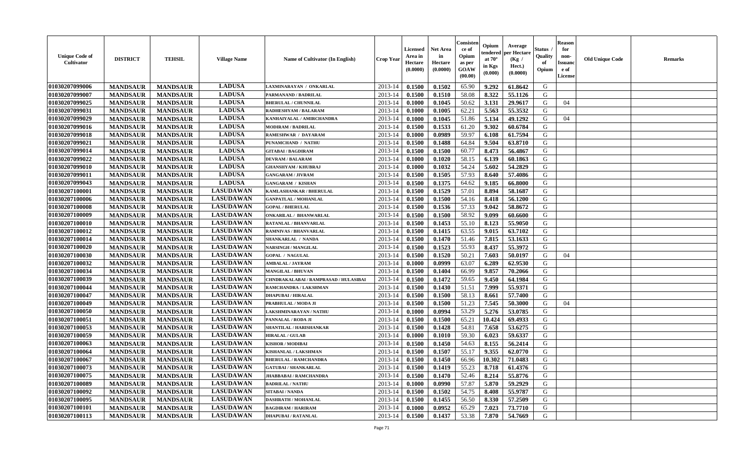| Unique Code of Cultivator | DISTRICT | TEHSIL | Village Name | Name of Cultivator (In English) | Crop Year | Licensed Area in Hectare (0.0000) | Net Area in Hectare (0.0000) | Consistence of Opium as per GOAW (00.00) | Opium tendered at 70° in Kgs (0.000) | Average per Hectare (Kg / Hect.) (0.0000) | Status / Quality of Opium | Reason for non-Issuance of License | Old Unique Code | Remarks |
|---|---|---|---|---|---|---|---|---|---|---|---|---|---|---|
| 01030207099006 | MANDSAUR | MANDSAUR | LADUSA | LAXMINARAYAN / ONKARLAL | 2013-14 | 0.1500 | 0.1502 | 65.90 | 9.292 | 61.8642 | G | | | |
| 01030207099007 | MANDSAUR | MANDSAUR | LADUSA | PARMANAND / BADRILAL | 2013-14 | 0.1500 | 0.1510 | 58.08 | 8.322 | 55.1126 | G | | | |
| 01030207099025 | MANDSAUR | MANDSAUR | LADUSA | BHERULAL / CHUNNILAL | 2013-14 | 0.1000 | 0.1045 | 50.62 | 3.131 | 29.9617 | G | 04 | | |
| 01030207099031 | MANDSAUR | MANDSAUR | LADUSA | RADHESHYAM / BALARAM | 2013-14 | 0.1000 | 0.1005 | 62.21 | 5.563 | 55.3532 | G | | | |
| 01030207099029 | MANDSAUR | MANDSAUR | LADUSA | KANHAIYALAL / AMIRCHANDRA | 2013-14 | 0.1000 | 0.1045 | 51.86 | 5.134 | 49.1292 | G | 04 | | |
| 01030207099016 | MANDSAUR | MANDSAUR | LADUSA | MODIRAM / BADRILAL | 2013-14 | 0.1500 | 0.1533 | 61.20 | 9.302 | 60.6784 | G | | | |
| 01030207099018 | MANDSAUR | MANDSAUR | LADUSA | RAMESHWAR / DAYARAM | 2013-14 | 0.1000 | 0.0989 | 59.97 | 6.108 | 61.7594 | G | | | |
| 01030207099021 | MANDSAUR | MANDSAUR | LADUSA | PUNAMCHAND / NATHU | 2013-14 | 0.1500 | 0.1488 | 64.84 | 9.504 | 63.8710 | G | | | |
| 01030207099014 | MANDSAUR | MANDSAUR | LADUSA | GITABAI / BAGDIRAM | 2013-14 | 0.1500 | 0.1500 | 60.77 | 8.473 | 56.4867 | G | | | |
| 01030207099022 | MANDSAUR | MANDSAUR | LADUSA | DEVRAM / BALARAM | 2013-14 | 0.1000 | 0.1020 | 58.15 | 6.139 | 60.1863 | G | | | |
| 01030207099010 | MANDSAUR | MANDSAUR | LADUSA | GHANSHYAM / KHUBRAJ | 2013-14 | 0.1000 | 0.1032 | 54.24 | 5.602 | 54.2829 | G | | | |
| 01030207099011 | MANDSAUR | MANDSAUR | LADUSA | GANGARAM / JIVRAM | 2013-14 | 0.1500 | 0.1505 | 57.93 | 8.640 | 57.4086 | G | | | |
| 01030207099043 | MANDSAUR | MANDSAUR | LADUSA | GANGARAM / KISHAN | 2013-14 | 0.1500 | 0.1375 | 64.62 | 9.185 | 66.8000 | G | | | |
| 01030207100001 | MANDSAUR | MANDSAUR | LASUDAWAN | KAMLASHANKAR / BHERULAL | 2013-14 | 0.1500 | 0.1529 | 57.01 | 8.894 | 58.1687 | G | | | |
| 01030207100006 | MANDSAUR | MANDSAUR | LASUDAWAN | GANPATLAL / MOHANLAL | 2013-14 | 0.1500 | 0.1500 | 54.16 | 8.418 | 56.1200 | G | | | |
| 01030207100008 | MANDSAUR | MANDSAUR | LASUDAWAN | GOPAL / BHERULAL | 2013-14 | 0.1500 | 0.1536 | 57.33 | 9.042 | 58.8672 | G | | | |
| 01030207100009 | MANDSAUR | MANDSAUR | LASUDAWAN | ONKARILAL / BHANWARLAL | 2013-14 | 0.1500 | 0.1500 | 58.92 | 9.099 | 60.6600 | G | | | |
| 01030207100010 | MANDSAUR | MANDSAUR | LASUDAWAN | RATANLAL / BHANVARLAL | 2013-14 | 0.1500 | 0.1453 | 55.10 | 8.123 | 55.9050 | G | | | |
| 01030207100012 | MANDSAUR | MANDSAUR | LASUDAWAN | RAMNIVAS / BHANVARLAL | 2013-14 | 0.1500 | 0.1415 | 63.55 | 9.015 | 63.7102 | G | | | |
| 01030207100014 | MANDSAUR | MANDSAUR | LASUDAWAN | SHANKARLAL / NANDA | 2013-14 | 0.1500 | 0.1470 | 51.46 | 7.815 | 53.1633 | G | | | |
| 01030207100020 | MANDSAUR | MANDSAUR | LASUDAWAN | NARSINGH / MANGILAL | 2013-14 | 0.1500 | 0.1523 | 55.93 | 8.437 | 55.3972 | G | | | |
| 01030207100030 | MANDSAUR | MANDSAUR | LASUDAWAN | GOPAL / NAGULAL | 2013-14 | 0.1500 | 0.1520 | 50.21 | 7.603 | 50.0197 | G | 04 | | |
| 01030207100032 | MANDSAUR | MANDSAUR | LASUDAWAN | AMBALAL / JAYRAM | 2013-14 | 0.1000 | 0.0999 | 63.07 | 6.289 | 62.9530 | G | | | |
| 01030207100034 | MANDSAUR | MANDSAUR | LASUDAWAN | MANGILAL / BHUVAN | 2013-14 | 0.1500 | 0.1404 | 66.99 | 9.857 | 70.2066 | G | | | |
| 01030207100039 | MANDSAUR | MANDSAUR | LASUDAWAN | CHNDRAKALABAI / RAMPRASAD / HULASIBAI | 2013-14 | 0.1500 | 0.1472 | 59.65 | 9.450 | 64.1984 | G | | | |
| 01030207100044 | MANDSAUR | MANDSAUR | LASUDAWAN | RAMCHANDRA / LAKSHMAN | 2013-14 | 0.1500 | 0.1430 | 51.51 | 7.999 | 55.9371 | G | | | |
| 01030207100047 | MANDSAUR | MANDSAUR | LASUDAWAN | DHAPUBAI / HIRALAL | 2013-14 | 0.1500 | 0.1500 | 58.13 | 8.661 | 57.7400 | G | | | |
| 01030207100049 | MANDSAUR | MANDSAUR | LASUDAWAN | PRABHULAL / MODA JI | 2013-14 | 0.1500 | 0.1500 | 51.23 | 7.545 | 50.3000 | G | 04 | | |
| 01030207100050 | MANDSAUR | MANDSAUR | LASUDAWAN | LAKSHMINARAYAN / NATHU | 2013-14 | 0.1000 | 0.0994 | 53.29 | 5.276 | 53.0785 | G | | | |
| 01030207100051 | MANDSAUR | MANDSAUR | LASUDAWAN | PANNALAL / RODA JI | 2013-14 | 0.1500 | 0.1500 | 65.21 | 10.424 | 69.4933 | G | | | |
| 01030207100053 | MANDSAUR | MANDSAUR | LASUDAWAN | SHANTILAL / HARISHANKAR | 2013-14 | 0.1500 | 0.1428 | 54.81 | 7.658 | 53.6275 | G | | | |
| 01030207100059 | MANDSAUR | MANDSAUR | LASUDAWAN | HIRALAL / GULAB | 2013-14 | 0.1000 | 0.1010 | 59.30 | 6.023 | 59.6337 | G | | | |
| 01030207100063 | MANDSAUR | MANDSAUR | LASUDAWAN | KISHOR / MODIBAI | 2013-14 | 0.1500 | 0.1450 | 54.63 | 8.155 | 56.2414 | G | | | |
| 01030207100064 | MANDSAUR | MANDSAUR | LASUDAWAN | KISHANLAL / LAKSHMAN | 2013-14 | 0.1500 | 0.1507 | 55.17 | 9.355 | 62.0770 | G | | | |
| 01030207100067 | MANDSAUR | MANDSAUR | LASUDAWAN | BHERULAL / RAMCHANDRA | 2013-14 | 0.1500 | 0.1450 | 66.96 | 10.302 | 71.0483 | G | | | |
| 01030207100073 | MANDSAUR | MANDSAUR | LASUDAWAN | GATUBAI / SHANKARLAL | 2013-14 | 0.1500 | 0.1419 | 55.23 | 8.718 | 61.4376 | G | | | |
| 01030207100075 | MANDSAUR | MANDSAUR | LASUDAWAN | JHABBABAI / RAMCHANDRA | 2013-14 | 0.1500 | 0.1470 | 52.46 | 8.214 | 55.8776 | G | | | |
| 01030207100089 | MANDSAUR | MANDSAUR | LASUDAWAN | BADRILAL / NATHU | 2013-14 | 0.1000 | 0.0990 | 57.87 | 5.870 | 59.2929 | G | | | |
| 01030207100092 | MANDSAUR | MANDSAUR | LASUDAWAN | SITABAI / NANDA | 2013-14 | 0.1500 | 0.1502 | 54.75 | 8.408 | 55.9787 | G | | | |
| 01030207100095 | MANDSAUR | MANDSAUR | LASUDAWAN | DASHRATH / MOHANLAL | 2013-14 | 0.1500 | 0.1455 | 56.50 | 8.330 | 57.2509 | G | | | |
| 01030207100101 | MANDSAUR | MANDSAUR | LASUDAWAN | BAGDIRAM / HARIRAM | 2013-14 | 0.1000 | 0.0952 | 65.29 | 7.023 | 73.7710 | G | | | |
| 01030207100113 | MANDSAUR | MANDSAUR | LASUDAWAN | DHAPUBAI / RATANLAL | 2013-14 | 0.1500 | 0.1437 | 53.38 | 7.870 | 54.7669 | G | | | |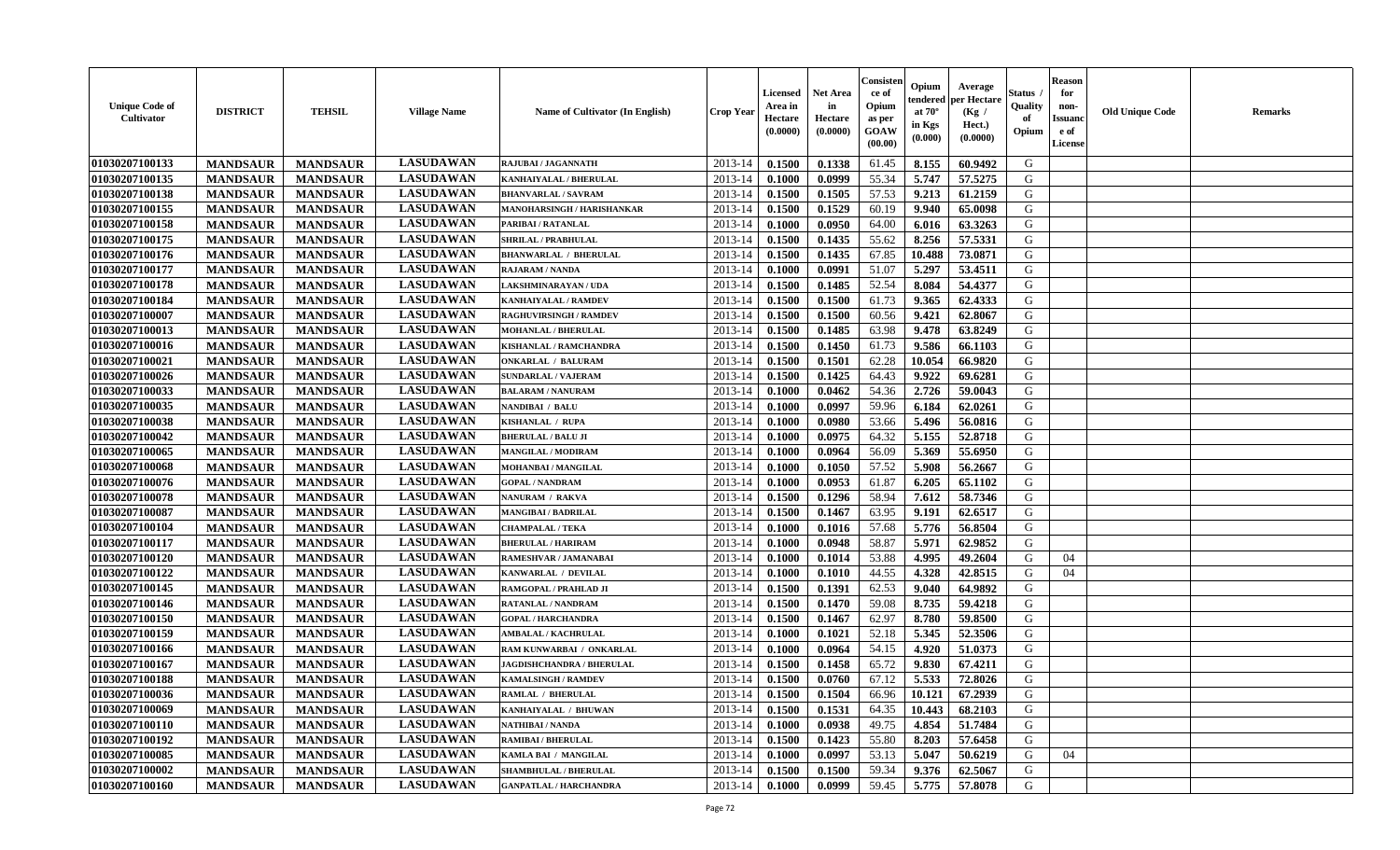| Unique Code of Cultivator | DISTRICT | TEHSIL | Village Name | Name of Cultivator (In English) | Crop Year | Licensed Area in Hectare (0.0000) | Net Area in Hectare (0.0000) | Consistence of Opium as per GOAW (00.00) | Opium tendered at 70° in Kgs (0.000) | Average per Hectare (Kg / Hect.) (0.0000) | Status / Quality of Opium | Reason for non-Issuance of License | Old Unique Code | Remarks |
|---|---|---|---|---|---|---|---|---|---|---|---|---|---|---|
| 01030207100133 | MANDSAUR | MANDSAUR | LASUDAWAN | RAJUBAI / JAGANNATH | 2013-14 | 0.1500 | 0.1338 | 61.45 | 8.155 | 60.9492 | G | | | |
| 01030207100135 | MANDSAUR | MANDSAUR | LASUDAWAN | KANHAIYALAL / BHERULAL | 2013-14 | 0.1000 | 0.0999 | 55.34 | 5.747 | 57.5275 | G | | | |
| 01030207100138 | MANDSAUR | MANDSAUR | LASUDAWAN | BHANVARLAL / SAVRAM | 2013-14 | 0.1500 | 0.1505 | 57.53 | 9.213 | 61.2159 | G | | | |
| 01030207100155 | MANDSAUR | MANDSAUR | LASUDAWAN | MANOHARSINGH / HARISHANKAR | 2013-14 | 0.1500 | 0.1529 | 60.19 | 9.940 | 65.0098 | G | | | |
| 01030207100158 | MANDSAUR | MANDSAUR | LASUDAWAN | PARIBAI / RATANLAL | 2013-14 | 0.1000 | 0.0950 | 64.00 | 6.016 | 63.3263 | G | | | |
| 01030207100175 | MANDSAUR | MANDSAUR | LASUDAWAN | SHRILAL / PRABHULAL | 2013-14 | 0.1500 | 0.1435 | 55.62 | 8.256 | 57.5331 | G | | | |
| 01030207100176 | MANDSAUR | MANDSAUR | LASUDAWAN | BHANWARLAL / BHERULAL | 2013-14 | 0.1500 | 0.1435 | 67.85 | 10.488 | 73.0871 | G | | | |
| 01030207100177 | MANDSAUR | MANDSAUR | LASUDAWAN | RAJARAM / NANDA | 2013-14 | 0.1000 | 0.0991 | 51.07 | 5.297 | 53.4511 | G | | | |
| 01030207100178 | MANDSAUR | MANDSAUR | LASUDAWAN | LAKSHMINARAYAN / UDA | 2013-14 | 0.1500 | 0.1485 | 52.54 | 8.084 | 54.4377 | G | | | |
| 01030207100184 | MANDSAUR | MANDSAUR | LASUDAWAN | KANHAIYALAL / RAMDEV | 2013-14 | 0.1500 | 0.1500 | 61.73 | 9.365 | 62.4333 | G | | | |
| 01030207100007 | MANDSAUR | MANDSAUR | LASUDAWAN | RAGHUVIRSINGH / RAMDEV | 2013-14 | 0.1500 | 0.1500 | 60.56 | 9.421 | 62.8067 | G | | | |
| 01030207100013 | MANDSAUR | MANDSAUR | LASUDAWAN | MOHANLAL / BHERULAL | 2013-14 | 0.1500 | 0.1485 | 63.98 | 9.478 | 63.8249 | G | | | |
| 01030207100016 | MANDSAUR | MANDSAUR | LASUDAWAN | KISHANLAL / RAMCHANDRA | 2013-14 | 0.1500 | 0.1450 | 61.73 | 9.586 | 66.1103 | G | | | |
| 01030207100021 | MANDSAUR | MANDSAUR | LASUDAWAN | ONKARLAL / BALURAM | 2013-14 | 0.1500 | 0.1501 | 62.28 | 10.054 | 66.9820 | G | | | |
| 01030207100026 | MANDSAUR | MANDSAUR | LASUDAWAN | SUNDARLAL / VAJERAM | 2013-14 | 0.1500 | 0.1425 | 64.43 | 9.922 | 69.6281 | G | | | |
| 01030207100033 | MANDSAUR | MANDSAUR | LASUDAWAN | BALARAM / NANURAM | 2013-14 | 0.1000 | 0.0462 | 54.36 | 2.726 | 59.0043 | G | | | |
| 01030207100035 | MANDSAUR | MANDSAUR | LASUDAWAN | NANDIBAI / BALU | 2013-14 | 0.1000 | 0.0997 | 59.96 | 6.184 | 62.0261 | G | | | |
| 01030207100038 | MANDSAUR | MANDSAUR | LASUDAWAN | KISHANLAL / RUPA | 2013-14 | 0.1000 | 0.0980 | 53.66 | 5.496 | 56.0816 | G | | | |
| 01030207100042 | MANDSAUR | MANDSAUR | LASUDAWAN | BHERULAL / BALU JI | 2013-14 | 0.1000 | 0.0975 | 64.32 | 5.155 | 52.8718 | G | | | |
| 01030207100065 | MANDSAUR | MANDSAUR | LASUDAWAN | MANGILAL / MODIRAM | 2013-14 | 0.1000 | 0.0964 | 56.09 | 5.369 | 55.6950 | G | | | |
| 01030207100068 | MANDSAUR | MANDSAUR | LASUDAWAN | MOHANBAI / MANGILAL | 2013-14 | 0.1000 | 0.1050 | 57.52 | 5.908 | 56.2667 | G | | | |
| 01030207100076 | MANDSAUR | MANDSAUR | LASUDAWAN | GOPAL / NANDRAM | 2013-14 | 0.1000 | 0.0953 | 61.87 | 6.205 | 65.1102 | G | | | |
| 01030207100078 | MANDSAUR | MANDSAUR | LASUDAWAN | NANURAM / RAKVA | 2013-14 | 0.1500 | 0.1296 | 58.94 | 7.612 | 58.7346 | G | | | |
| 01030207100087 | MANDSAUR | MANDSAUR | LASUDAWAN | MANGIBAI / BADRILAL | 2013-14 | 0.1500 | 0.1467 | 63.95 | 9.191 | 62.6517 | G | | | |
| 01030207100104 | MANDSAUR | MANDSAUR | LASUDAWAN | CHAMPALAL / TEKA | 2013-14 | 0.1000 | 0.1016 | 57.68 | 5.776 | 56.8504 | G | | | |
| 01030207100117 | MANDSAUR | MANDSAUR | LASUDAWAN | BHERULAL / HARIRAM | 2013-14 | 0.1000 | 0.0948 | 58.87 | 5.971 | 62.9852 | G | | | |
| 01030207100120 | MANDSAUR | MANDSAUR | LASUDAWAN | RAMESHVAR / JAMANABAI | 2013-14 | 0.1000 | 0.1014 | 53.88 | 4.995 | 49.2604 | G | 04 | | |
| 01030207100122 | MANDSAUR | MANDSAUR | LASUDAWAN | KANWARLAL / DEVILAL | 2013-14 | 0.1000 | 0.1010 | 44.55 | 4.328 | 42.8515 | G | 04 | | |
| 01030207100145 | MANDSAUR | MANDSAUR | LASUDAWAN | RAMGOPAL / PRAHLAD JI | 2013-14 | 0.1500 | 0.1391 | 62.53 | 9.040 | 64.9892 | G | | | |
| 01030207100146 | MANDSAUR | MANDSAUR | LASUDAWAN | RATANLAL / NANDRAM | 2013-14 | 0.1500 | 0.1470 | 59.08 | 8.735 | 59.4218 | G | | | |
| 01030207100150 | MANDSAUR | MANDSAUR | LASUDAWAN | GOPAL / HARCHANDRA | 2013-14 | 0.1500 | 0.1467 | 62.97 | 8.780 | 59.8500 | G | | | |
| 01030207100159 | MANDSAUR | MANDSAUR | LASUDAWAN | AMBALAL / KACHRULAL | 2013-14 | 0.1000 | 0.1021 | 52.18 | 5.345 | 52.3506 | G | | | |
| 01030207100166 | MANDSAUR | MANDSAUR | LASUDAWAN | RAM KUNWARBAI / ONKARLAL | 2013-14 | 0.1000 | 0.0964 | 54.15 | 4.920 | 51.0373 | G | | | |
| 01030207100167 | MANDSAUR | MANDSAUR | LASUDAWAN | JAGDISHCHANDRA / BHERULAL | 2013-14 | 0.1500 | 0.1458 | 65.72 | 9.830 | 67.4211 | G | | | |
| 01030207100188 | MANDSAUR | MANDSAUR | LASUDAWAN | KAMALSINGH / RAMDEV | 2013-14 | 0.1500 | 0.0760 | 67.12 | 5.533 | 72.8026 | G | | | |
| 01030207100036 | MANDSAUR | MANDSAUR | LASUDAWAN | RAMLAL / BHERULAL | 2013-14 | 0.1500 | 0.1504 | 66.96 | 10.121 | 67.2939 | G | | | |
| 01030207100069 | MANDSAUR | MANDSAUR | LASUDAWAN | KANHAIYALAL / BHUWAN | 2013-14 | 0.1500 | 0.1531 | 64.35 | 10.443 | 68.2103 | G | | | |
| 01030207100110 | MANDSAUR | MANDSAUR | LASUDAWAN | NATHIBAI / NANDA | 2013-14 | 0.1000 | 0.0938 | 49.75 | 4.854 | 51.7484 | G | | | |
| 01030207100192 | MANDSAUR | MANDSAUR | LASUDAWAN | RAMIBAI / BHERULAL | 2013-14 | 0.1500 | 0.1423 | 55.80 | 8.203 | 57.6458 | G | | | |
| 01030207100085 | MANDSAUR | MANDSAUR | LASUDAWAN | KAMLA BAI / MANGILAL | 2013-14 | 0.1000 | 0.0997 | 53.13 | 5.047 | 50.6219 | G | 04 | | |
| 01030207100002 | MANDSAUR | MANDSAUR | LASUDAWAN | SHAMBHULAL / BHERULAL | 2013-14 | 0.1500 | 0.1500 | 59.34 | 9.376 | 62.5067 | G | | | |
| 01030207100160 | MANDSAUR | MANDSAUR | LASUDAWAN | GANPATLAL / HARCHANDRA | 2013-14 | 0.1000 | 0.0999 | 59.45 | 5.775 | 57.8078 | G | | | |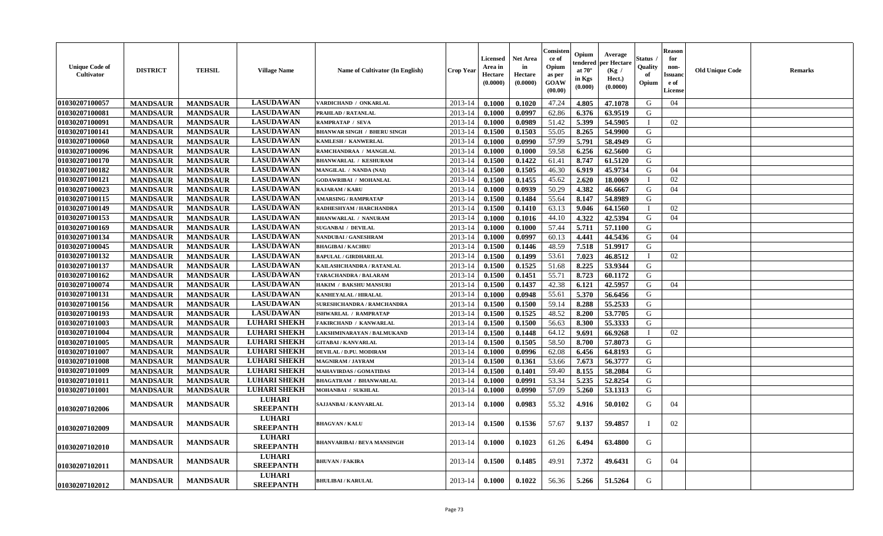| Unique Code of Cultivator | DISTRICT | TEHSIL | Village Name | Name of Cultivator (In English) | Crop Year | Licensed Area in Hectare (0.0000) | Net Area in Hectare (0.0000) | Consistence of Opium as per GOAW (00.00) | Opium tendered at 70° in Kgs (0.000) | Average per Hectare (Kg / Hect.) (0.0000) | Status / Quality of Opium | Reason for non-Issuance of License | Old Unique Code | Remarks |
|---|---|---|---|---|---|---|---|---|---|---|---|---|---|---|
| 01030207100057 | MANDSAUR | MANDSAUR | LASUDAWAN | VARDICHAND / ONKARLAL | 2013-14 | 0.1000 | 0.1020 | 47.24 | 4.805 | 47.1078 | G | 04 | | |
| 01030207100081 | MANDSAUR | MANDSAUR | LASUDAWAN | PRAHLAD / RATANLAL | 2013-14 | 0.1000 | 0.0997 | 62.86 | 6.376 | 63.9519 | G | | | |
| 01030207100091 | MANDSAUR | MANDSAUR | LASUDAWAN | RAMPRATAP / SEVA | 2013-14 | 0.1000 | 0.0989 | 51.42 | 5.399 | 54.5905 | I | 02 | | |
| 01030207100141 | MANDSAUR | MANDSAUR | LASUDAWAN | BHANWAR SINGH / BHERU SINGH | 2013-14 | 0.1500 | 0.1503 | 55.05 | 8.265 | 54.9900 | G | | | |
| 01030207100060 | MANDSAUR | MANDSAUR | LASUDAWAN | KAMLESH / KANWERLAL | 2013-14 | 0.1000 | 0.0990 | 57.99 | 5.791 | 58.4949 | G | | | |
| 01030207100096 | MANDSAUR | MANDSAUR | LASUDAWAN | RAMCHANDRAA / MANGILAL | 2013-14 | 0.1000 | 0.1000 | 59.58 | 6.256 | 62.5600 | G | | | |
| 01030207100170 | MANDSAUR | MANDSAUR | LASUDAWAN | BHANWARLAL / KESHURAM | 2013-14 | 0.1500 | 0.1422 | 61.41 | 8.747 | 61.5120 | G | | | |
| 01030207100182 | MANDSAUR | MANDSAUR | LASUDAWAN | MANGILAL / NANDA (NAI) | 2013-14 | 0.1500 | 0.1505 | 46.30 | 6.919 | 45.9734 | G | 04 | | |
| 01030207100121 | MANDSAUR | MANDSAUR | LASUDAWAN | GODAWRIBAI / MOHANLAL | 2013-14 | 0.1500 | 0.1455 | 45.62 | 2.620 | 18.0069 | I | 02 | | |
| 01030207100023 | MANDSAUR | MANDSAUR | LASUDAWAN | RAJARAM / KARU | 2013-14 | 0.1000 | 0.0939 | 50.29 | 4.382 | 46.6667 | G | 04 | | |
| 01030207100115 | MANDSAUR | MANDSAUR | LASUDAWAN | AMARSING / RAMPRATAP | 2013-14 | 0.1500 | 0.1484 | 55.64 | 8.147 | 54.8989 | G | | | |
| 01030207100149 | MANDSAUR | MANDSAUR | LASUDAWAN | RADHESHYAM / HARCHANDRA | 2013-14 | 0.1500 | 0.1410 | 63.13 | 9.046 | 64.1560 | I | 02 | | |
| 01030207100153 | MANDSAUR | MANDSAUR | LASUDAWAN | BHANWARLAL / NANURAM | 2013-14 | 0.1000 | 0.1016 | 44.10 | 4.322 | 42.5394 | G | 04 | | |
| 01030207100169 | MANDSAUR | MANDSAUR | LASUDAWAN | SUGANBAI / DEVILAL | 2013-14 | 0.1000 | 0.1000 | 57.44 | 5.711 | 57.1100 | G | | | |
| 01030207100134 | MANDSAUR | MANDSAUR | LASUDAWAN | NANDUBAI / GANESHRAM | 2013-14 | 0.1000 | 0.0997 | 60.13 | 4.441 | 44.5436 | G | 04 | | |
| 01030207100045 | MANDSAUR | MANDSAUR | LASUDAWAN | BHAGIBAI / KACHRU | 2013-14 | 0.1500 | 0.1446 | 48.59 | 7.518 | 51.9917 | G | | | |
| 01030207100132 | MANDSAUR | MANDSAUR | LASUDAWAN | BAPULAL / GIRDHARILAL | 2013-14 | 0.1500 | 0.1499 | 53.61 | 7.023 | 46.8512 | I | 02 | | |
| 01030207100137 | MANDSAUR | MANDSAUR | LASUDAWAN | KAILASHCHANDRA / RATANLAL | 2013-14 | 0.1500 | 0.1525 | 51.68 | 8.225 | 53.9344 | G | | | |
| 01030207100162 | MANDSAUR | MANDSAUR | LASUDAWAN | TARACHANDRA / BALARAM | 2013-14 | 0.1500 | 0.1451 | 55.71 | 8.723 | 60.1172 | G | | | |
| 01030207100074 | MANDSAUR | MANDSAUR | LASUDAWAN | HAKIM / BAKSHU MANSURI | 2013-14 | 0.1500 | 0.1437 | 42.38 | 6.121 | 42.5957 | G | 04 | | |
| 01030207100131 | MANDSAUR | MANDSAUR | LASUDAWAN | KANHEYALAL / HIRALAL | 2013-14 | 0.1000 | 0.0948 | 55.61 | 5.370 | 56.6456 | G | | | |
| 01030207100156 | MANDSAUR | MANDSAUR | LASUDAWAN | SURESHCHANDRA / RAMCHANDRA | 2013-14 | 0.1500 | 0.1500 | 59.14 | 8.288 | 55.2533 | G | | | |
| 01030207100193 | MANDSAUR | MANDSAUR | LASUDAWAN | ISHWARLAL / RAMPRATAP | 2013-14 | 0.1500 | 0.1525 | 48.52 | 8.200 | 53.7705 | G | | | |
| 01030207101003 | MANDSAUR | MANDSAUR | LUHARI SHEKH | FAKIRCHAND / KANWARLAL | 2013-14 | 0.1500 | 0.1500 | 56.63 | 8.300 | 55.3333 | G | | | |
| 01030207101004 | MANDSAUR | MANDSAUR | LUHARI SHEKH | LAKSHMINARAYAN / BALMUKAND | 2013-14 | 0.1500 | 0.1448 | 64.12 | 9.691 | 66.9268 | I | 02 | | |
| 01030207101005 | MANDSAUR | MANDSAUR | LUHARI SHEKH | GITABAI / KANVARLAL | 2013-14 | 0.1500 | 0.1505 | 58.50 | 8.700 | 57.8073 | G | | | |
| 01030207101007 | MANDSAUR | MANDSAUR | LUHARI SHEKH | DEVILAL / D.PU. MODIRAM | 2013-14 | 0.1000 | 0.0996 | 62.08 | 6.456 | 64.8193 | G | | | |
| 01030207101008 | MANDSAUR | MANDSAUR | LUHARI SHEKH | MAGNIRAM / JAYRAM | 2013-14 | 0.1500 | 0.1361 | 53.66 | 7.673 | 56.3777 | G | | | |
| 01030207101009 | MANDSAUR | MANDSAUR | LUHARI SHEKH | MAHAVIRDAS / GOMATIDAS | 2013-14 | 0.1500 | 0.1401 | 59.40 | 8.155 | 58.2084 | G | | | |
| 01030207101011 | MANDSAUR | MANDSAUR | LUHARI SHEKH | BHAGATRAM / BHANWARLAL | 2013-14 | 0.1000 | 0.0991 | 53.34 | 5.235 | 52.8254 | G | | | |
| 01030207101001 | MANDSAUR | MANDSAUR | LUHARI SHEKH | MOHANBAI / SUKHLAL | 2013-14 | 0.1000 | 0.0990 | 57.09 | 5.260 | 53.1313 | G | | | |
| 01030207102006 | MANDSAUR | MANDSAUR | LUHARI SREEPANTH | SAJJANBAI / KANVARLAL | 2013-14 | 0.1000 | 0.0983 | 55.32 | 4.916 | 50.0102 | G | 04 | | |
| 01030207102009 | MANDSAUR | MANDSAUR | LUHARI SREEPANTH | BHAGVAN / KALU | 2013-14 | 0.1500 | 0.1536 | 57.67 | 9.137 | 59.4857 | I | 02 | | |
| 01030207102010 | MANDSAUR | MANDSAUR | LUHARI SREEPANTH | BHANVARIBAI / BEVA MANSINGH | 2013-14 | 0.1000 | 0.1023 | 61.26 | 6.494 | 63.4800 | G | | | |
| 01030207102011 | MANDSAUR | MANDSAUR | LUHARI SREEPANTH | BHUVAN / FAKIRA | 2013-14 | 0.1500 | 0.1485 | 49.91 | 7.372 | 49.6431 | G | 04 | | |
| 01030207102012 | MANDSAUR | MANDSAUR | LUHARI SREEPANTH | BHULIBAI / KARULAL | 2013-14 | 0.1000 | 0.1022 | 56.36 | 5.266 | 51.5264 | G | | | |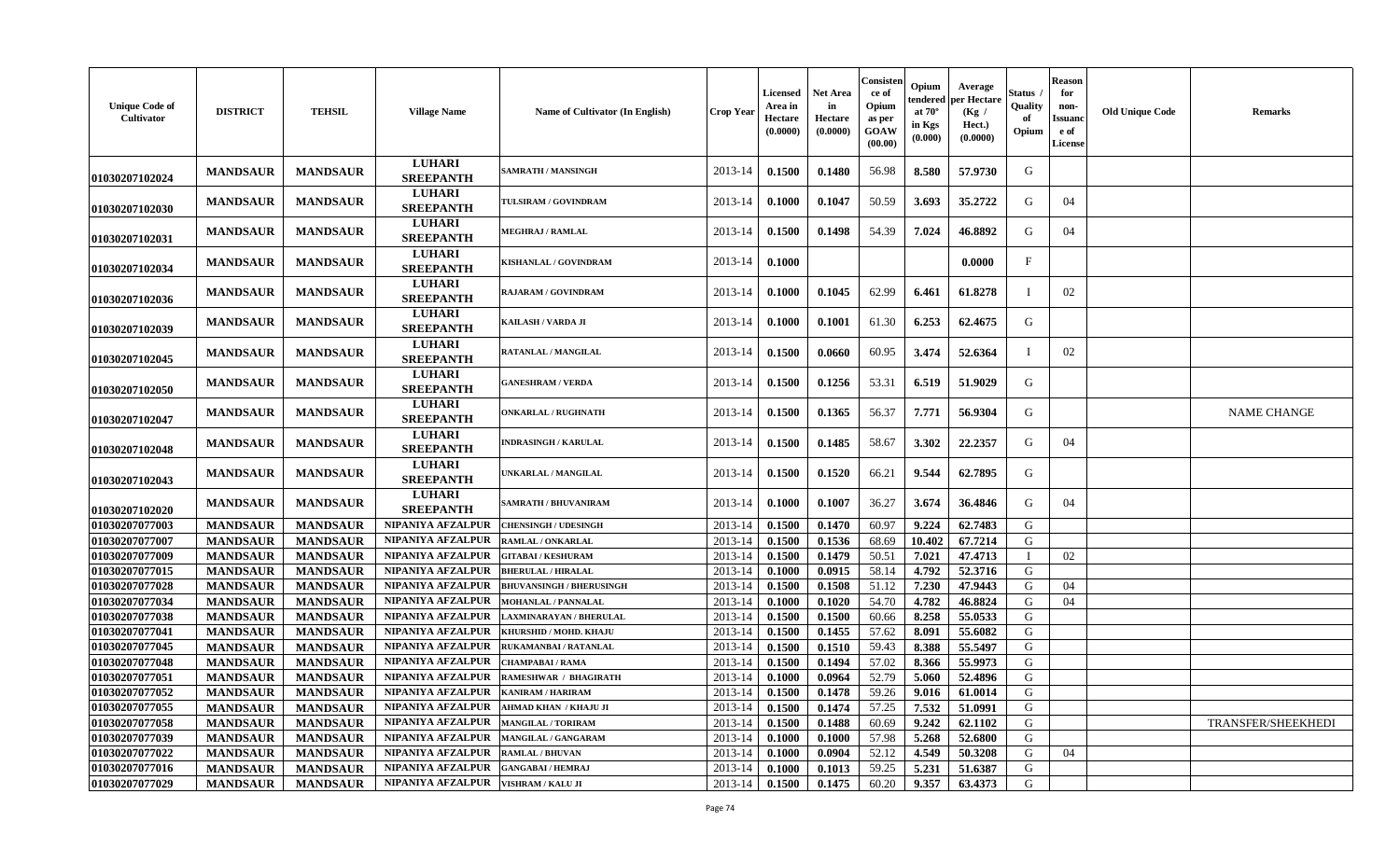| Unique Code of Cultivator | DISTRICT | TEHSIL | Village Name | Name of Cultivator (In English) | Crop Year | Licensed Area in Hectare (0.0000) | Net Area in Hectare (0.0000) | Consistence of Opium as per GOAW (00.00) | Opium tendered at 70° in Kgs (0.000) | Average per Hectare (Kg / Hect.) (0.0000) | Status / Quality of Opium | Reason for non-Issuance of License | Old Unique Code | Remarks |
|---|---|---|---|---|---|---|---|---|---|---|---|---|---|---|
| 01030207102024 | MANDSAUR | MANDSAUR | LUHARI SREEPANTH | SAMRATH / MANSINGH | 2013-14 | 0.1500 | 0.1480 | 56.98 | 8.580 | 57.9730 | G | | | |
| 01030207102030 | MANDSAUR | MANDSAUR | LUHARI SREEPANTH | TULSIRAM / GOVINDRAM | 2013-14 | 0.1000 | 0.1047 | 50.59 | 3.693 | 35.2722 | G | 04 | | |
| 01030207102031 | MANDSAUR | MANDSAUR | LUHARI SREEPANTH | MEGHRAJ / RAMLAL | 2013-14 | 0.1500 | 0.1498 | 54.39 | 7.024 | 46.8892 | G | 04 | | |
| 01030207102034 | MANDSAUR | MANDSAUR | LUHARI SREEPANTH | KISHANLAL / GOVINDRAM | 2013-14 | 0.1000 | | | | 0.0000 | F | | | |
| 01030207102036 | MANDSAUR | MANDSAUR | LUHARI SREEPANTH | RAJARAM / GOVINDRAM | 2013-14 | 0.1000 | 0.1045 | 62.99 | 6.461 | 61.8278 | I | 02 | | |
| 01030207102039 | MANDSAUR | MANDSAUR | LUHARI SREEPANTH | KAILASH / VARDA JI | 2013-14 | 0.1000 | 0.1001 | 61.30 | 6.253 | 62.4675 | G | | | |
| 01030207102045 | MANDSAUR | MANDSAUR | LUHARI SREEPANTH | RATANLAL / MANGILAL | 2013-14 | 0.1500 | 0.0660 | 60.95 | 3.474 | 52.6364 | I | 02 | | |
| 01030207102050 | MANDSAUR | MANDSAUR | LUHARI SREEPANTH | GANESHRAM / VERDA | 2013-14 | 0.1500 | 0.1256 | 53.31 | 6.519 | 51.9029 | G | | | |
| 01030207102047 | MANDSAUR | MANDSAUR | LUHARI SREEPANTH | ONKARLAL / RUGHNATH | 2013-14 | 0.1500 | 0.1365 | 56.37 | 7.771 | 56.9304 | G | | | NAME CHANGE |
| 01030207102048 | MANDSAUR | MANDSAUR | LUHARI SREEPANTH | INDRASINGH / KARULAL | 2013-14 | 0.1500 | 0.1485 | 58.67 | 3.302 | 22.2357 | G | 04 | | |
| 01030207102043 | MANDSAUR | MANDSAUR | LUHARI SREEPANTH | UNKARLAL / MANGILAL | 2013-14 | 0.1500 | 0.1520 | 66.21 | 9.544 | 62.7895 | G | | | |
| 01030207102020 | MANDSAUR | MANDSAUR | LUHARI SREEPANTH | SAMRATH / BHUVANIRAM | 2013-14 | 0.1000 | 0.1007 | 36.27 | 3.674 | 36.4846 | G | 04 | | |
| 01030207077003 | MANDSAUR | MANDSAUR | NIPANIYA AFZALPUR | CHENSINGH / UDESINGH | 2013-14 | 0.1500 | 0.1470 | 60.97 | 9.224 | 62.7483 | G | | | |
| 01030207077007 | MANDSAUR | MANDSAUR | NIPANIYA AFZALPUR | RAMLAL / ONKARLAL | 2013-14 | 0.1500 | 0.1536 | 68.69 | 10.402 | 67.7214 | G | | | |
| 01030207077009 | MANDSAUR | MANDSAUR | NIPANIYA AFZALPUR | GITABAI / KESHURAM | 2013-14 | 0.1500 | 0.1479 | 50.51 | 7.021 | 47.4713 | I | 02 | | |
| 01030207077015 | MANDSAUR | MANDSAUR | NIPANIYA AFZALPUR | BHERULAL / HIRALAL | 2013-14 | 0.1000 | 0.0915 | 58.14 | 4.792 | 52.3716 | G | | | |
| 01030207077028 | MANDSAUR | MANDSAUR | NIPANIYA AFZALPUR | BHUVANSINGH / BHERUSINGH | 2013-14 | 0.1500 | 0.1508 | 51.12 | 7.230 | 47.9443 | G | 04 | | |
| 01030207077034 | MANDSAUR | MANDSAUR | NIPANIYA AFZALPUR | MOHANLAL / PANNALAL | 2013-14 | 0.1000 | 0.1020 | 54.70 | 4.782 | 46.8824 | G | 04 | | |
| 01030207077038 | MANDSAUR | MANDSAUR | NIPANIYA AFZALPUR | LAXMINARAYAN / BHERULAL | 2013-14 | 0.1500 | 0.1500 | 60.66 | 8.258 | 55.0533 | G | | | |
| 01030207077041 | MANDSAUR | MANDSAUR | NIPANIYA AFZALPUR | KHURSHID / MOHD. KHAJU | 2013-14 | 0.1500 | 0.1455 | 57.62 | 8.091 | 55.6082 | G | | | |
| 01030207077045 | MANDSAUR | MANDSAUR | NIPANIYA AFZALPUR | RUKAMANBAI / RATANLAL | 2013-14 | 0.1500 | 0.1510 | 59.43 | 8.388 | 55.5497 | G | | | |
| 01030207077048 | MANDSAUR | MANDSAUR | NIPANIYA AFZALPUR | CHAMPABAI / RAMA | 2013-14 | 0.1500 | 0.1494 | 57.02 | 8.366 | 55.9973 | G | | | |
| 01030207077051 | MANDSAUR | MANDSAUR | NIPANIYA AFZALPUR | RAMESHWAR / BHAGIRATH | 2013-14 | 0.1000 | 0.0964 | 52.79 | 5.060 | 52.4896 | G | | | |
| 01030207077052 | MANDSAUR | MANDSAUR | NIPANIYA AFZALPUR | KANIRAM / HARIRAM | 2013-14 | 0.1500 | 0.1478 | 59.26 | 9.016 | 61.0014 | G | | | |
| 01030207077055 | MANDSAUR | MANDSAUR | NIPANIYA AFZALPUR | AHMAD KHAN / KHAJU JI | 2013-14 | 0.1500 | 0.1474 | 57.25 | 7.532 | 51.0991 | G | | | |
| 01030207077058 | MANDSAUR | MANDSAUR | NIPANIYA AFZALPUR | MANGILAL / TORIRAM | 2013-14 | 0.1500 | 0.1488 | 60.69 | 9.242 | 62.1102 | G | | | TRANSFER/SHEEKHEDI |
| 01030207077039 | MANDSAUR | MANDSAUR | NIPANIYA AFZALPUR | MANGILAL / GANGARAM | 2013-14 | 0.1000 | 0.1000 | 57.98 | 5.268 | 52.6800 | G | | | |
| 01030207077022 | MANDSAUR | MANDSAUR | NIPANIYA AFZALPUR | RAMLAL / BHUVAN | 2013-14 | 0.1000 | 0.0904 | 52.12 | 4.549 | 50.3208 | G | 04 | | |
| 01030207077016 | MANDSAUR | MANDSAUR | NIPANIYA AFZALPUR | GANGABAI / HEMRAJ | 2013-14 | 0.1000 | 0.1013 | 59.25 | 5.231 | 51.6387 | G | | | |
| 01030207077029 | MANDSAUR | MANDSAUR | NIPANIYA AFZALPUR | VISHRAM / KALU JI | 2013-14 | 0.1500 | 0.1475 | 60.20 | 9.357 | 63.4373 | G | | | |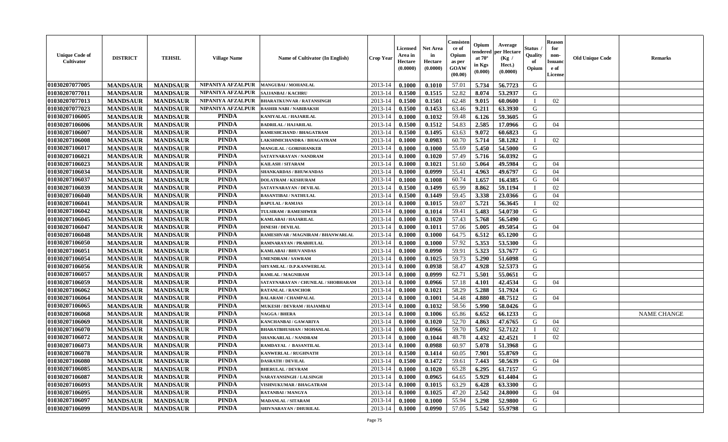| Unique Code of Cultivator | DISTRICT | TEHSIL | Village Name | Name of Cultivator (In English) | Crop Year | Licensed Area in Hectare (0.0000) | Net Area in Hectare (0.0000) | Consistence of Opium as per GOAW (00.00) | Opium tendered at 70° in Kgs (0.000) | Average per Hectare (Kg / Hect.) (0.0000) | Status / Quality of Opium | Reason for non-Issuance of License | Old Unique Code | Remarks |
|---|---|---|---|---|---|---|---|---|---|---|---|---|---|---|
| 01030207077005 | MANDSAUR | MANDSAUR | NIPANIYA AFZALPUR | MANGUBAI / MOHANLAL | 2013-14 | 0.1000 | 0.1010 | 57.01 | 5.734 | 56.7723 | G | | | |
| 01030207077011 | MANDSAUR | MANDSAUR | NIPANIYA AFZALPUR | SAJJANBAI / KACHRU | 2013-14 | 0.1500 | 0.1515 | 52.82 | 8.074 | 53.2937 | G | | | |
| 01030207077013 | MANDSAUR | MANDSAUR | NIPANIYA AFZALPUR | BHARATKUNVAR / RATANSINGH | 2013-14 | 0.1500 | 0.1501 | 62.48 | 9.015 | 60.0600 | I | 02 | | |
| 01030207077023 | MANDSAUR | MANDSAUR | NIPANIYA AFZALPUR | BASHIR NABI / NABIBAKSH | 2013-14 | 0.1500 | 0.1453 | 63.46 | 9.211 | 63.3930 | G | | | |
| 01030207106005 | MANDSAUR | MANDSAUR | PINDA | KANIYALAL / HAJARILAL | 2013-14 | 0.1000 | 0.1032 | 59.48 | 6.126 | 59.3605 | G | | | |
| 01030207106006 | MANDSAUR | MANDSAUR | PINDA | BADRILAL / HAJARILAL | 2013-14 | 0.1500 | 0.1512 | 54.83 | 2.585 | 17.0966 | G | 04 | | |
| 01030207106007 | MANDSAUR | MANDSAUR | PINDA | RAMESHCHAND / BHAGATRAM | 2013-14 | 0.1500 | 0.1495 | 63.63 | 9.072 | 60.6823 | G | | | |
| 01030207106008 | MANDSAUR | MANDSAUR | PINDA | LAKSHMICHANDRA / BHAGATRAM | 2013-14 | 0.1000 | 0.0983 | 60.70 | 5.714 | 58.1282 | I | 02 | | |
| 01030207106017 | MANDSAUR | MANDSAUR | PINDA | MANGILAL / GORISHANKER | 2013-14 | 0.1000 | 0.1000 | 55.69 | 5.450 | 54.5000 | G | | | |
| 01030207106021 | MANDSAUR | MANDSAUR | PINDA | SATAYNARAYAN / NANDRAM | 2013-14 | 0.1000 | 0.1020 | 57.49 | 5.716 | 56.0392 | G | | | |
| 01030207106023 | MANDSAUR | MANDSAUR | PINDA | KAILASH / SITARAM | 2013-14 | 0.1000 | 0.1021 | 51.60 | 5.064 | 49.5984 | G | 04 | | |
| 01030207106034 | MANDSAUR | MANDSAUR | PINDA | SHANKARDAS / BHUWANDAS | 2013-14 | 0.1000 | 0.0999 | 55.41 | 4.963 | 49.6797 | G | 04 | | |
| 01030207106037 | MANDSAUR | MANDSAUR | PINDA | DOLATRAM / KESHURAM | 2013-14 | 0.1000 | 0.1008 | 60.74 | 1.657 | 16.4385 | G | 04 | | |
| 01030207106039 | MANDSAUR | MANDSAUR | PINDA | SATAYNARAYAN / DEVILAL | 2013-14 | 0.1500 | 0.1499 | 65.99 | 8.862 | 59.1194 | I | 02 | | |
| 01030207106040 | MANDSAUR | MANDSAUR | PINDA | BASANTIBAI / NATHULAL | 2013-14 | 0.1500 | 0.1449 | 59.45 | 3.338 | 23.0366 | G | 04 | | |
| 01030207106041 | MANDSAUR | MANDSAUR | PINDA | BAPULAL / RAMJAS | 2013-14 | 0.1000 | 0.1015 | 59.07 | 5.721 | 56.3645 | I | 02 | | |
| 01030207106042 | MANDSAUR | MANDSAUR | PINDA | TULSIRAM / RAMESHWER | 2013-14 | 0.1000 | 0.1014 | 59.41 | 5.483 | 54.0730 | G | | | |
| 01030207106045 | MANDSAUR | MANDSAUR | PINDA | KAMLABAI / HAJARILAL | 2013-14 | 0.1000 | 0.1020 | 57.43 | 5.768 | 56.5490 | G | | | |
| 01030207106047 | MANDSAUR | MANDSAUR | PINDA | DINESH / DEVILAL | 2013-14 | 0.1000 | 0.1011 | 57.06 | 5.005 | 49.5054 | G | 04 | | |
| 01030207106048 | MANDSAUR | MANDSAUR | PINDA | RAMESHVAR / MAGNIRAM / BHANWARLAL | 2013-14 | 0.1000 | 0.1000 | 64.75 | 6.512 | 65.1200 | G | | | |
| 01030207106050 | MANDSAUR | MANDSAUR | PINDA | RAMNARAYAN / PRABHULAL | 2013-14 | 0.1000 | 0.1000 | 57.92 | 5.353 | 53.5300 | G | | | |
| 01030207106051 | MANDSAUR | MANDSAUR | PINDA | KAMLABAI / BHUVANDAS | 2013-14 | 0.1000 | 0.0990 | 59.91 | 5.323 | 53.7677 | G | | | |
| 01030207106054 | MANDSAUR | MANDSAUR | PINDA | UMENDRAM / SAWRAM | 2013-14 | 0.1000 | 0.1025 | 59.73 | 5.290 | 51.6098 | G | | | |
| 01030207106056 | MANDSAUR | MANDSAUR | PINDA | SHYAMLAL / D.P.KANWERLAL | 2013-14 | 0.1000 | 0.0938 | 58.47 | 4.928 | 52.5373 | G | | | |
| 01030207106057 | MANDSAUR | MANDSAUR | PINDA | RAMLAL / MAGNIRAM | 2013-14 | 0.1000 | 0.0999 | 62.71 | 5.501 | 55.0651 | G | | | |
| 01030207106059 | MANDSAUR | MANDSAUR | PINDA | SATAYNARAYAN / CHUNILAL / SHOBHARAM | 2013-14 | 0.1000 | 0.0966 | 57.18 | 4.101 | 42.4534 | G | 04 | | |
| 01030207106062 | MANDSAUR | MANDSAUR | PINDA | RATANLAL / RANCHOR | 2013-14 | 0.1000 | 0.1021 | 58.29 | 5.288 | 51.7924 | G | | | |
| 01030207106064 | MANDSAUR | MANDSAUR | PINDA | BALARAM / CHAMPALAL | 2013-14 | 0.1000 | 0.1001 | 54.48 | 4.880 | 48.7512 | G | 04 | | |
| 01030207106065 | MANDSAUR | MANDSAUR | PINDA | MUKESH / DEVRAM / HAJAMBAI | 2013-14 | 0.1000 | 0.1032 | 58.56 | 5.990 | 58.0426 | G | | | |
| 01030207106068 | MANDSAUR | MANDSAUR | PINDA | NAGGA / BHERA | 2013-14 | 0.1000 | 0.1006 | 65.86 | 6.652 | 66.1233 | G | | | NAME CHANGE |
| 01030207106069 | MANDSAUR | MANDSAUR | PINDA | KANCHANBAI / GAWARIYA | 2013-14 | 0.1000 | 0.1020 | 52.70 | 4.863 | 47.6765 | G | 04 | | |
| 01030207106070 | MANDSAUR | MANDSAUR | PINDA | BHARATBHUSHAN / MOHANLAL | 2013-14 | 0.1000 | 0.0966 | 59.70 | 5.092 | 52.7122 | I | 02 | | |
| 01030207106072 | MANDSAUR | MANDSAUR | PINDA | SHANKARLAL / NANDRAM | 2013-14 | 0.1000 | 0.1044 | 48.78 | 4.432 | 42.4521 | I | 02 | | |
| 01030207106073 | MANDSAUR | MANDSAUR | PINDA | RAMDAYAL / BASANTILAL | 2013-14 | 0.1000 | 0.0988 | 60.97 | 5.078 | 51.3968 | G | | | |
| 01030207106078 | MANDSAUR | MANDSAUR | PINDA | KANWERLAL / RUGHNATH | 2013-14 | 0.1500 | 0.1414 | 60.05 | 7.901 | 55.8769 | G | | | |
| 01030207106080 | MANDSAUR | MANDSAUR | PINDA | DASRATH / DEVILAL | 2013-14 | 0.1500 | 0.1472 | 59.61 | 7.443 | 50.5639 | G | 04 | | |
| 01030207106085 | MANDSAUR | MANDSAUR | PINDA | BHERULAL / DEVRAM | 2013-14 | 0.1000 | 0.1020 | 65.28 | 6.295 | 61.7157 | G | | | |
| 01030207106087 | MANDSAUR | MANDSAUR | PINDA | NARAYANSINGH / LALSINGH | 2013-14 | 0.1000 | 0.0965 | 64.65 | 5.929 | 61.4404 | G | | | |
| 01030207106093 | MANDSAUR | MANDSAUR | PINDA | VISHNUKUMAR / BHAGATRAM | 2013-14 | 0.1000 | 0.1015 | 63.29 | 6.428 | 63.3300 | G | | | |
| 01030207106095 | MANDSAUR | MANDSAUR | PINDA | RATANBAI / MANGYA | 2013-14 | 0.1000 | 0.1025 | 47.20 | 2.542 | 24.8000 | G | 04 | | |
| 01030207106097 | MANDSAUR | MANDSAUR | PINDA | MADANLAL / SITARAM | 2013-14 | 0.1000 | 0.1000 | 55.94 | 5.298 | 52.9800 | G | | | |
| 01030207106099 | MANDSAUR | MANDSAUR | PINDA | SHIVNARAYAN / DHURILAL | 2013-14 | 0.1000 | 0.0990 | 57.05 | 5.542 | 55.9798 | G | | | |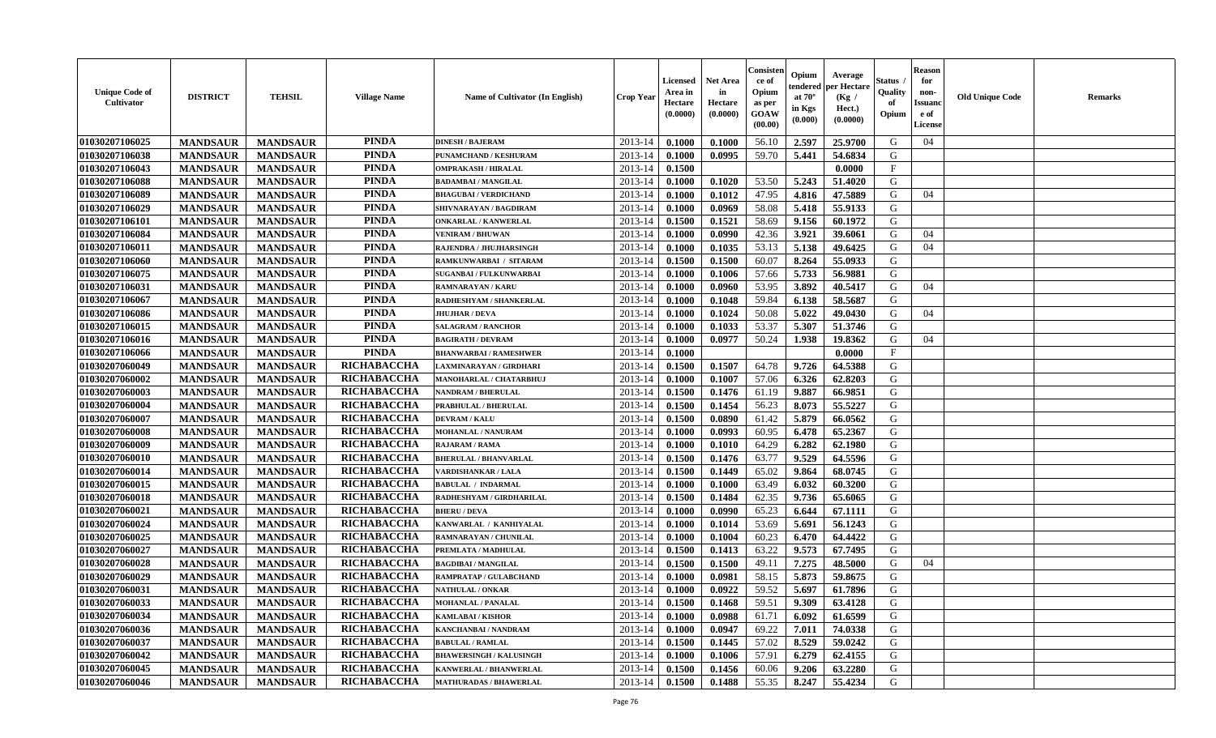| Unique Code of Cultivator | DISTRICT | TEHSIL | Village Name | Name of Cultivator (In English) | Crop Year | Licensed Area in Hectare (0.0000) | Net Area in Hectare (0.0000) | Consistence of Opium as per GOAW (00.00) | Opium tendered at 70° in Kgs (0.000) | Average per Hectare (Kg / Hect.) (0.0000) | Status / Quality of Opium | Reason for non-Issuance of License | Old Unique Code | Remarks |
|---|---|---|---|---|---|---|---|---|---|---|---|---|---|---|
| 01030207106025 | MANDSAUR | MANDSAUR | PINDA | DINESH / BAJERAM | 2013-14 | 0.1000 | 0.1000 | 56.10 | 2.597 | 25.9700 | G | 04 | | |
| 01030207106038 | MANDSAUR | MANDSAUR | PINDA | PUNAMCHAND / KESHURAM | 2013-14 | 0.1000 | 0.0995 | 59.70 | 5.441 | 54.6834 | G | | | |
| 01030207106043 | MANDSAUR | MANDSAUR | PINDA | OMPRAKASH / HIRALAL | 2013-14 | 0.1500 | | | | 0.0000 | F | | | |
| 01030207106088 | MANDSAUR | MANDSAUR | PINDA | BADAMBAI / MANGILAL | 2013-14 | 0.1000 | 0.1020 | 53.50 | 5.243 | 51.4020 | G | | | |
| 01030207106089 | MANDSAUR | MANDSAUR | PINDA | BHAGUBAI / VERDICHAND | 2013-14 | 0.1000 | 0.1012 | 47.95 | 4.816 | 47.5889 | G | 04 | | |
| 01030207106029 | MANDSAUR | MANDSAUR | PINDA | SHIVNARAYAN / BAGDIRAM | 2013-14 | 0.1000 | 0.0969 | 58.08 | 5.418 | 55.9133 | G | | | |
| 01030207106101 | MANDSAUR | MANDSAUR | PINDA | ONKARLAL / KANWERLAL | 2013-14 | 0.1500 | 0.1521 | 58.69 | 9.156 | 60.1972 | G | | | |
| 01030207106084 | MANDSAUR | MANDSAUR | PINDA | VENIRAM / BHUWAN | 2013-14 | 0.1000 | 0.0990 | 42.36 | 3.921 | 39.6061 | G | 04 | | |
| 01030207106011 | MANDSAUR | MANDSAUR | PINDA | RAJENDRA / JHUJHARSINGH | 2013-14 | 0.1000 | 0.1035 | 53.13 | 5.138 | 49.6425 | G | 04 | | |
| 01030207106060 | MANDSAUR | MANDSAUR | PINDA | RAMKUNWARBAI / SITARAM | 2013-14 | 0.1500 | 0.1500 | 60.07 | 8.264 | 55.0933 | G | | | |
| 01030207106075 | MANDSAUR | MANDSAUR | PINDA | SUGANBAI / FULKUNWARBAI | 2013-14 | 0.1000 | 0.1006 | 57.66 | 5.733 | 56.9881 | G | | | |
| 01030207106031 | MANDSAUR | MANDSAUR | PINDA | RAMNARAYAN / KARU | 2013-14 | 0.1000 | 0.0960 | 53.95 | 3.892 | 40.5417 | G | 04 | | |
| 01030207106067 | MANDSAUR | MANDSAUR | PINDA | RADHESHYAM / SHANKERLAL | 2013-14 | 0.1000 | 0.1048 | 59.84 | 6.138 | 58.5687 | G | | | |
| 01030207106086 | MANDSAUR | MANDSAUR | PINDA | JHUJHAR / DEVA | 2013-14 | 0.1000 | 0.1024 | 50.08 | 5.022 | 49.0430 | G | 04 | | |
| 01030207106015 | MANDSAUR | MANDSAUR | PINDA | SALAGRAM / RANCHOR | 2013-14 | 0.1000 | 0.1033 | 53.37 | 5.307 | 51.3746 | G | | | |
| 01030207106016 | MANDSAUR | MANDSAUR | PINDA | BAGIRATH / DEVRAM | 2013-14 | 0.1000 | 0.0977 | 50.24 | 1.938 | 19.8362 | G | 04 | | |
| 01030207106066 | MANDSAUR | MANDSAUR | PINDA | BHANWARBAI / RAMESHWER | 2013-14 | 0.1000 | | | | 0.0000 | F | | | |
| 01030207060049 | MANDSAUR | MANDSAUR | RICHABACCHA | LAXMINARAYAN / GIRDHARI | 2013-14 | 0.1500 | 0.1507 | 64.78 | 9.726 | 64.5388 | G | | | |
| 01030207060002 | MANDSAUR | MANDSAUR | RICHABACCHA | MANOHARLAL / CHATARBHUJ | 2013-14 | 0.1000 | 0.1007 | 57.06 | 6.326 | 62.8203 | G | | | |
| 01030207060003 | MANDSAUR | MANDSAUR | RICHABACCHA | NANDRAM / BHERULAL | 2013-14 | 0.1500 | 0.1476 | 61.19 | 9.887 | 66.9851 | G | | | |
| 01030207060004 | MANDSAUR | MANDSAUR | RICHABACCHA | PRABHULAL / BHERULAL | 2013-14 | 0.1500 | 0.1454 | 56.23 | 8.073 | 55.5227 | G | | | |
| 01030207060007 | MANDSAUR | MANDSAUR | RICHABACCHA | DEVRAM / KALU | 2013-14 | 0.1500 | 0.0890 | 61.42 | 5.879 | 66.0562 | G | | | |
| 01030207060008 | MANDSAUR | MANDSAUR | RICHABACCHA | MOHANLAL / NANURAM | 2013-14 | 0.1000 | 0.0993 | 60.95 | 6.478 | 65.2367 | G | | | |
| 01030207060009 | MANDSAUR | MANDSAUR | RICHABACCHA | RAJARAM / RAMA | 2013-14 | 0.1000 | 0.1010 | 64.29 | 6.282 | 62.1980 | G | | | |
| 01030207060010 | MANDSAUR | MANDSAUR | RICHABACCHA | BHERULAL / BHANVARLAL | 2013-14 | 0.1500 | 0.1476 | 63.77 | 9.529 | 64.5596 | G | | | |
| 01030207060014 | MANDSAUR | MANDSAUR | RICHABACCHA | VARDISHANKAR / LALA | 2013-14 | 0.1500 | 0.1449 | 65.02 | 9.864 | 68.0745 | G | | | |
| 01030207060015 | MANDSAUR | MANDSAUR | RICHABACCHA | BABULAL / INDARMAL | 2013-14 | 0.1000 | 0.1000 | 63.49 | 6.032 | 60.3200 | G | | | |
| 01030207060018 | MANDSAUR | MANDSAUR | RICHABACCHA | RADHESHYAM / GIRDHARILAL | 2013-14 | 0.1500 | 0.1484 | 62.35 | 9.736 | 65.6065 | G | | | |
| 01030207060021 | MANDSAUR | MANDSAUR | RICHABACCHA | BHERU / DEVA | 2013-14 | 0.1000 | 0.0990 | 65.23 | 6.644 | 67.1111 | G | | | |
| 01030207060024 | MANDSAUR | MANDSAUR | RICHABACCHA | KANWARLAL / KANHIYALAL | 2013-14 | 0.1000 | 0.1014 | 53.69 | 5.691 | 56.1243 | G | | | |
| 01030207060025 | MANDSAUR | MANDSAUR | RICHABACCHA | RAMNARAYAN / CHUNILAL | 2013-14 | 0.1000 | 0.1004 | 60.23 | 6.470 | 64.4422 | G | | | |
| 01030207060027 | MANDSAUR | MANDSAUR | RICHABACCHA | PREMLATA / MADHULAL | 2013-14 | 0.1500 | 0.1413 | 63.22 | 9.573 | 67.7495 | G | | | |
| 01030207060028 | MANDSAUR | MANDSAUR | RICHABACCHA | BAGDIBAI / MANGILAL | 2013-14 | 0.1500 | 0.1500 | 49.11 | 7.275 | 48.5000 | G | 04 | | |
| 01030207060029 | MANDSAUR | MANDSAUR | RICHABACCHA | RAMPRATAP / GULABCHAND | 2013-14 | 0.1000 | 0.0981 | 58.15 | 5.873 | 59.8675 | G | | | |
| 01030207060031 | MANDSAUR | MANDSAUR | RICHABACCHA | NATHULAL / ONKAR | 2013-14 | 0.1000 | 0.0922 | 59.52 | 5.697 | 61.7896 | G | | | |
| 01030207060033 | MANDSAUR | MANDSAUR | RICHABACCHA | MOHANLAL / PANALAL | 2013-14 | 0.1500 | 0.1468 | 59.51 | 9.309 | 63.4128 | G | | | |
| 01030207060034 | MANDSAUR | MANDSAUR | RICHABACCHA | KAMLABAI / KISHOR | 2013-14 | 0.1000 | 0.0988 | 61.71 | 6.092 | 61.6599 | G | | | |
| 01030207060036 | MANDSAUR | MANDSAUR | RICHABACCHA | KANCHANBAI / NANDRAM | 2013-14 | 0.1000 | 0.0947 | 69.22 | 7.011 | 74.0338 | G | | | |
| 01030207060037 | MANDSAUR | MANDSAUR | RICHABACCHA | BABULAL / RAMLAL | 2013-14 | 0.1500 | 0.1445 | 57.02 | 8.529 | 59.0242 | G | | | |
| 01030207060042 | MANDSAUR | MANDSAUR | RICHABACCHA | BHAWERSINGH / KALUSINGH | 2013-14 | 0.1000 | 0.1006 | 57.91 | 6.279 | 62.4155 | G | | | |
| 01030207060045 | MANDSAUR | MANDSAUR | RICHABACCHA | KANWERLAL / BHANWERLAL | 2013-14 | 0.1500 | 0.1456 | 60.06 | 9.206 | 63.2280 | G | | | |
| 01030207060046 | MANDSAUR | MANDSAUR | RICHABACCHA | MATHURADAS / BHAWERLAL | 2013-14 | 0.1500 | 0.1488 | 55.35 | 8.247 | 55.4234 | G | | | |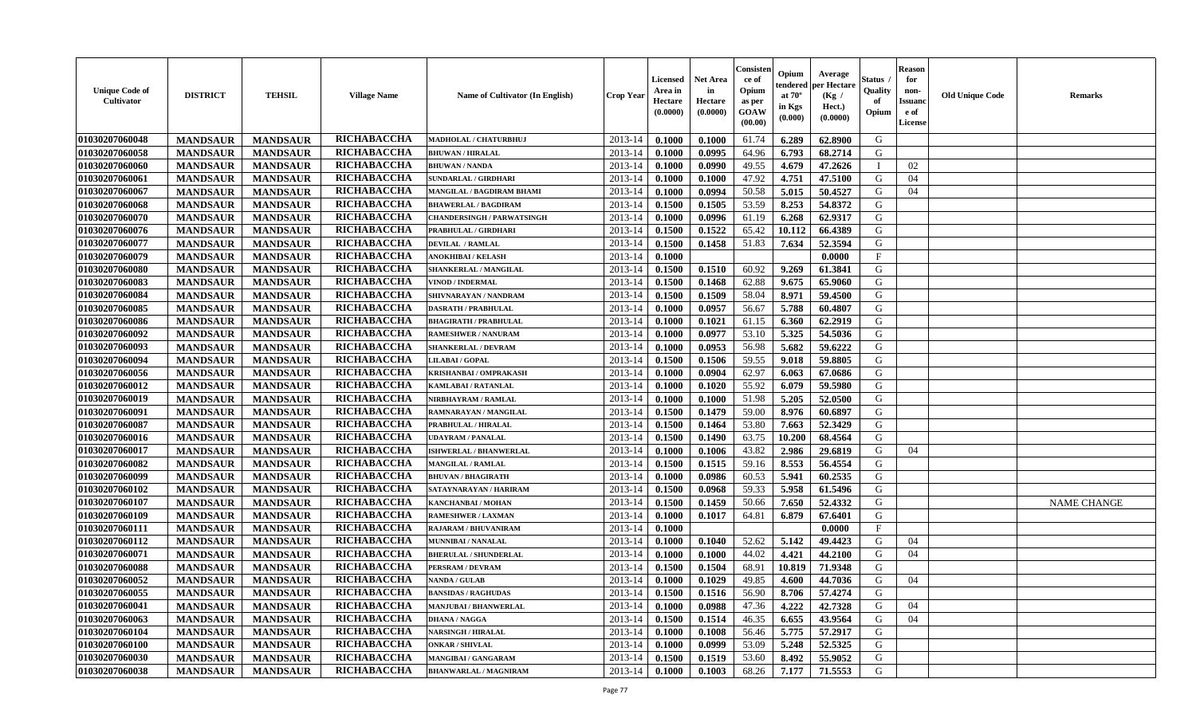| Unique Code of Cultivator | DISTRICT | TEHSIL | Village Name | Name of Cultivator (In English) | Crop Year | Licensed Area in Hectare (0.0000) | Net Area in Hectare (0.0000) | Consistence of Opium as per GOAW (00.00) | Opium tendered at 70° in Kgs (0.000) | Average per Hectare (Kg / Hect.) (0.0000) | Status / Quality of Opium | Reason for non-Issuance of License | Old Unique Code | Remarks |
|---|---|---|---|---|---|---|---|---|---|---|---|---|---|---|
| 01030207060048 | MANDSAUR | MANDSAUR | RICHABACCHA | MADHOLAL / CHATURBHUJ | 2013-14 | 0.1000 | 0.1000 | 61.74 | 6.289 | 62.8900 | G | | | |
| 01030207060058 | MANDSAUR | MANDSAUR | RICHABACCHA | BHUWAN / HIRALAL | 2013-14 | 0.1000 | 0.0995 | 64.96 | 6.793 | 68.2714 | G | | | |
| 01030207060060 | MANDSAUR | MANDSAUR | RICHABACCHA | BHUWAN / NANDA | 2013-14 | 0.1000 | 0.0990 | 49.55 | 4.679 | 47.2626 | I | 02 | | |
| 01030207060061 | MANDSAUR | MANDSAUR | RICHABACCHA | SUNDARLAL / GIRDHARI | 2013-14 | 0.1000 | 0.1000 | 47.92 | 4.751 | 47.5100 | G | 04 | | |
| 01030207060067 | MANDSAUR | MANDSAUR | RICHABACCHA | MANGILAL / BAGDIRAM BHAMI | 2013-14 | 0.1000 | 0.0994 | 50.58 | 5.015 | 50.4527 | G | 04 | | |
| 01030207060068 | MANDSAUR | MANDSAUR | RICHABACCHA | BHAWERLAL / BAGDIRAM | 2013-14 | 0.1500 | 0.1505 | 53.59 | 8.253 | 54.8372 | G | | | |
| 01030207060070 | MANDSAUR | MANDSAUR | RICHABACCHA | CHANDERSINGH / PARWATSINGH | 2013-14 | 0.1000 | 0.0996 | 61.19 | 6.268 | 62.9317 | G | | | |
| 01030207060076 | MANDSAUR | MANDSAUR | RICHABACCHA | PRABHULAL / GIRDHARI | 2013-14 | 0.1500 | 0.1522 | 65.42 | 10.112 | 66.4389 | G | | | |
| 01030207060077 | MANDSAUR | MANDSAUR | RICHABACCHA | DEVILAL / RAMLAL | 2013-14 | 0.1500 | 0.1458 | 51.83 | 7.634 | 52.3594 | G | | | |
| 01030207060079 | MANDSAUR | MANDSAUR | RICHABACCHA | ANOKHIBAI / KELASH | 2013-14 | 0.1000 | | | | 0.0000 | F | | | |
| 01030207060080 | MANDSAUR | MANDSAUR | RICHABACCHA | SHANKERLAL / MANGILAL | 2013-14 | 0.1500 | 0.1510 | 60.92 | 9.269 | 61.3841 | G | | | |
| 01030207060083 | MANDSAUR | MANDSAUR | RICHABACCHA | VINOD / INDERMAL | 2013-14 | 0.1500 | 0.1468 | 62.88 | 9.675 | 65.9060 | G | | | |
| 01030207060084 | MANDSAUR | MANDSAUR | RICHABACCHA | SHIVNARAYAN / NANDRAM | 2013-14 | 0.1500 | 0.1509 | 58.04 | 8.971 | 59.4500 | G | | | |
| 01030207060085 | MANDSAUR | MANDSAUR | RICHABACCHA | DASRATH / PRABHULAL | 2013-14 | 0.1000 | 0.0957 | 56.67 | 5.788 | 60.4807 | G | | | |
| 01030207060086 | MANDSAUR | MANDSAUR | RICHABACCHA | BHAGIRATH / PRABHULAL | 2013-14 | 0.1000 | 0.1021 | 61.15 | 6.360 | 62.2919 | G | | | |
| 01030207060092 | MANDSAUR | MANDSAUR | RICHABACCHA | RAMESHWER / NANURAM | 2013-14 | 0.1000 | 0.0977 | 53.10 | 5.325 | 54.5036 | G | | | |
| 01030207060093 | MANDSAUR | MANDSAUR | RICHABACCHA | SHANKERLAL / DEVRAM | 2013-14 | 0.1000 | 0.0953 | 56.98 | 5.682 | 59.6222 | G | | | |
| 01030207060094 | MANDSAUR | MANDSAUR | RICHABACCHA | LILABAI / GOPAL | 2013-14 | 0.1500 | 0.1506 | 59.55 | 9.018 | 59.8805 | G | | | |
| 01030207060056 | MANDSAUR | MANDSAUR | RICHABACCHA | KRISHANBAI / OMPRAKASH | 2013-14 | 0.1000 | 0.0904 | 62.97 | 6.063 | 67.0686 | G | | | |
| 01030207060012 | MANDSAUR | MANDSAUR | RICHABACCHA | KAMLABAI / RATANLAL | 2013-14 | 0.1000 | 0.1020 | 55.92 | 6.079 | 59.5980 | G | | | |
| 01030207060019 | MANDSAUR | MANDSAUR | RICHABACCHA | NIRBHAYRAM / RAMLAL | 2013-14 | 0.1000 | 0.1000 | 51.98 | 5.205 | 52.0500 | G | | | |
| 01030207060091 | MANDSAUR | MANDSAUR | RICHABACCHA | RAMNARAYAN / MANGILAL | 2013-14 | 0.1500 | 0.1479 | 59.00 | 8.976 | 60.6897 | G | | | |
| 01030207060087 | MANDSAUR | MANDSAUR | RICHABACCHA | PRABHULAL / HIRALAL | 2013-14 | 0.1500 | 0.1464 | 53.80 | 7.663 | 52.3429 | G | | | |
| 01030207060016 | MANDSAUR | MANDSAUR | RICHABACCHA | UDAYRAM / PANALAL | 2013-14 | 0.1500 | 0.1490 | 63.75 | 10.200 | 68.4564 | G | | | |
| 01030207060017 | MANDSAUR | MANDSAUR | RICHABACCHA | ISHWERLAL / BHANWERLAL | 2013-14 | 0.1000 | 0.1006 | 43.82 | 2.986 | 29.6819 | G | 04 | | |
| 01030207060082 | MANDSAUR | MANDSAUR | RICHABACCHA | MANGILAL / RAMLAL | 2013-14 | 0.1500 | 0.1515 | 59.16 | 8.553 | 56.4554 | G | | | |
| 01030207060099 | MANDSAUR | MANDSAUR | RICHABACCHA | BHUVAN / BHAGIRATH | 2013-14 | 0.1000 | 0.0986 | 60.53 | 5.941 | 60.2535 | G | | | |
| 01030207060102 | MANDSAUR | MANDSAUR | RICHABACCHA | SATAYNARAYAN / HARIRAM | 2013-14 | 0.1500 | 0.0968 | 59.33 | 5.958 | 61.5496 | G | | | |
| 01030207060107 | MANDSAUR | MANDSAUR | RICHABACCHA | KANCHANBAI / MOHAN | 2013-14 | 0.1500 | 0.1459 | 50.66 | 7.650 | 52.4332 | G | | | NAME CHANGE |
| 01030207060109 | MANDSAUR | MANDSAUR | RICHABACCHA | RAMESHWER / LAXMAN | 2013-14 | 0.1000 | 0.1017 | 64.81 | 6.879 | 67.6401 | G | | | |
| 01030207060111 | MANDSAUR | MANDSAUR | RICHABACCHA | RAJARAM / BHUVANIRAM | 2013-14 | 0.1000 | | | | 0.0000 | F | | | |
| 01030207060112 | MANDSAUR | MANDSAUR | RICHABACCHA | MUNNIBAI / NANALAL | 2013-14 | 0.1000 | 0.1040 | 52.62 | 5.142 | 49.4423 | G | 04 | | |
| 01030207060071 | MANDSAUR | MANDSAUR | RICHABACCHA | BHERULAL / SHUNDERLAL | 2013-14 | 0.1000 | 0.1000 | 44.02 | 4.421 | 44.2100 | G | 04 | | |
| 01030207060088 | MANDSAUR | MANDSAUR | RICHABACCHA | PERSRAM / DEVRAM | 2013-14 | 0.1500 | 0.1504 | 68.91 | 10.819 | 71.9348 | G | | | |
| 01030207060052 | MANDSAUR | MANDSAUR | RICHABACCHA | NANDA / GULAB | 2013-14 | 0.1000 | 0.1029 | 49.85 | 4.600 | 44.7036 | G | 04 | | |
| 01030207060055 | MANDSAUR | MANDSAUR | RICHABACCHA | BANSIDAS / RAGHUDAS | 2013-14 | 0.1500 | 0.1516 | 56.90 | 8.706 | 57.4274 | G | | | |
| 01030207060041 | MANDSAUR | MANDSAUR | RICHABACCHA | MANJUBAI / BHANWERLAL | 2013-14 | 0.1000 | 0.0988 | 47.36 | 4.222 | 42.7328 | G | 04 | | |
| 01030207060063 | MANDSAUR | MANDSAUR | RICHABACCHA | DHANA / NAGGA | 2013-14 | 0.1500 | 0.1514 | 46.35 | 6.655 | 43.9564 | G | 04 | | |
| 01030207060104 | MANDSAUR | MANDSAUR | RICHABACCHA | NARSINGH / HIRALAL | 2013-14 | 0.1000 | 0.1008 | 56.46 | 5.775 | 57.2917 | G | | | |
| 01030207060100 | MANDSAUR | MANDSAUR | RICHABACCHA | ONKAR / SHIVLAL | 2013-14 | 0.1000 | 0.0999 | 53.09 | 5.248 | 52.5325 | G | | | |
| 01030207060030 | MANDSAUR | MANDSAUR | RICHABACCHA | MANGIBAI / GANGARAM | 2013-14 | 0.1500 | 0.1519 | 53.60 | 8.492 | 55.9052 | G | | | |
| 01030207060038 | MANDSAUR | MANDSAUR | RICHABACCHA | BHANWARLAL / MAGNIRAM | 2013-14 | 0.1000 | 0.1003 | 68.26 | 7.177 | 71.5553 | G | | | |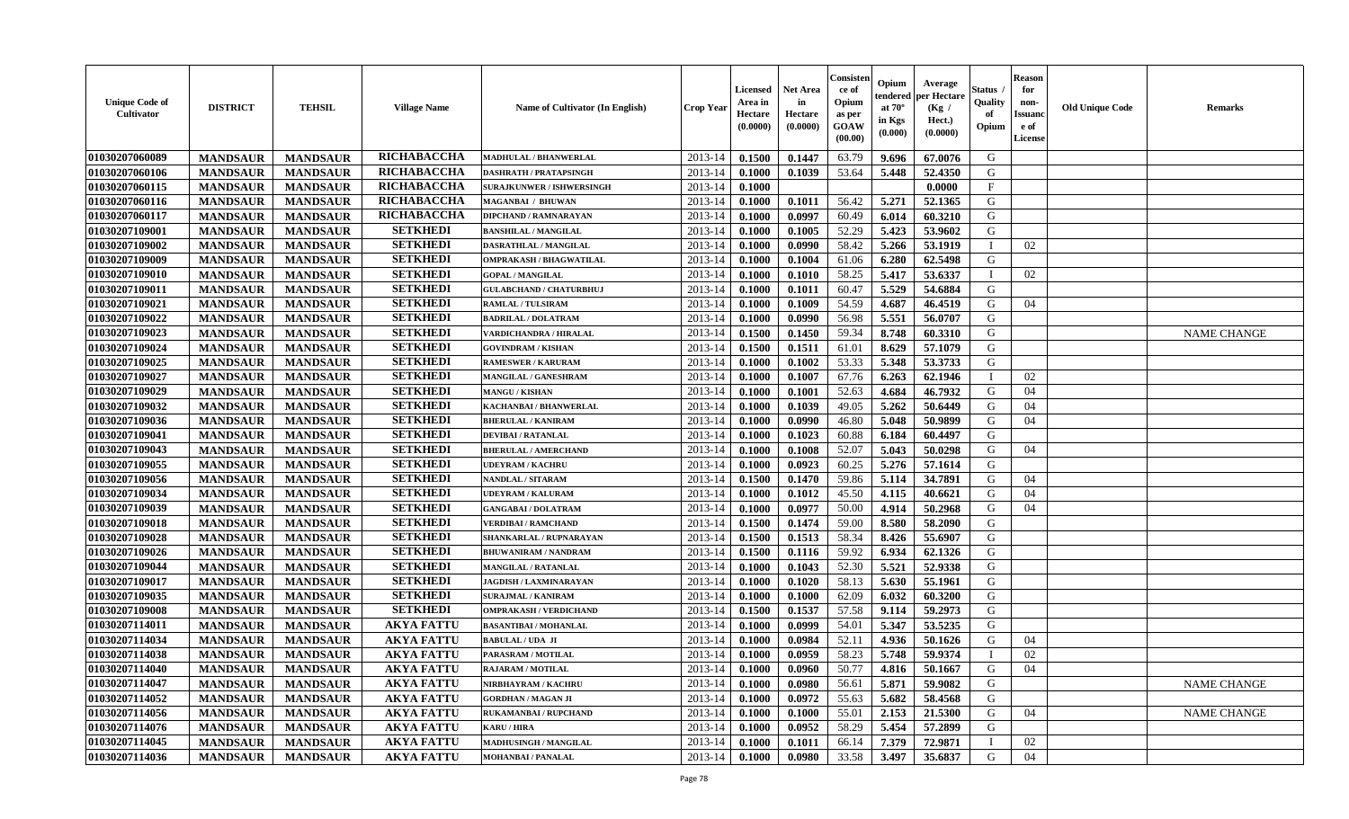| Unique Code of Cultivator | DISTRICT | TEHSIL | Village Name | Name of Cultivator (In English) | Crop Year | Licensed Area in Hectare (0.0000) | Net Area in Hectare (0.0000) | Consistence of Opium as per GOAW (00.00) | Opium tendered at 70° in Kgs (0.000) | Average per Hectare (Kg / Hect.) (0.0000) | Status / Quality of Opium | Reason for non-Issuance of License | Old Unique Code | Remarks |
|---|---|---|---|---|---|---|---|---|---|---|---|---|---|---|
| 01030207060089 | MANDSAUR | MANDSAUR | RICHABACCHA | MADHULAL / BHANWERLAL | 2013-14 | 0.1500 | 0.1447 | 63.79 | 9.696 | 67.0076 | G | | | |
| 01030207060106 | MANDSAUR | MANDSAUR | RICHABACCHA | DASHRATH / PRATAPSINGH | 2013-14 | 0.1000 | 0.1039 | 53.64 | 5.448 | 52.4350 | G | | | |
| 01030207060115 | MANDSAUR | MANDSAUR | RICHABACCHA | SURAJKUNWER / ISHWERSINGH | 2013-14 | 0.1000 | | | | 0.0000 | F | | | |
| 01030207060116 | MANDSAUR | MANDSAUR | RICHABACCHA | MAGANBAI / BHUWAN | 2013-14 | 0.1000 | 0.1011 | 56.42 | 5.271 | 52.1365 | G | | | |
| 01030207060117 | MANDSAUR | MANDSAUR | RICHABACCHA | DIPCHAND / RAMNARAYAN | 2013-14 | 0.1000 | 0.0997 | 60.49 | 6.014 | 60.3210 | G | | | |
| 01030207109001 | MANDSAUR | MANDSAUR | SETKHEDI | BANSHILAL / MANGILAL | 2013-14 | 0.1000 | 0.1005 | 52.29 | 5.423 | 53.9602 | G | | | |
| 01030207109002 | MANDSAUR | MANDSAUR | SETKHEDI | DASRATHLAL / MANGILAL | 2013-14 | 0.1000 | 0.0990 | 58.42 | 5.266 | 53.1919 | I | 02 | | |
| 01030207109009 | MANDSAUR | MANDSAUR | SETKHEDI | OMPRAKASH / BHAGWATILAL | 2013-14 | 0.1000 | 0.1004 | 61.06 | 6.280 | 62.5498 | G | | | |
| 01030207109010 | MANDSAUR | MANDSAUR | SETKHEDI | GOPAL / MANGILAL | 2013-14 | 0.1000 | 0.1010 | 58.25 | 5.417 | 53.6337 | I | 02 | | |
| 01030207109011 | MANDSAUR | MANDSAUR | SETKHEDI | GULABCHAND / CHATURBHUJ | 2013-14 | 0.1000 | 0.1011 | 60.47 | 5.529 | 54.6884 | G | | | |
| 01030207109021 | MANDSAUR | MANDSAUR | SETKHEDI | RAMLAL / TULSIRAM | 2013-14 | 0.1000 | 0.1009 | 54.59 | 4.687 | 46.4519 | G | 04 | | |
| 01030207109022 | MANDSAUR | MANDSAUR | SETKHEDI | BADRILAL / DOLATRAM | 2013-14 | 0.1000 | 0.0990 | 56.98 | 5.551 | 56.0707 | G | | | |
| 01030207109023 | MANDSAUR | MANDSAUR | SETKHEDI | VARDICHANDRA / HIRALAL | 2013-14 | 0.1500 | 0.1450 | 59.34 | 8.748 | 60.3310 | G | | | NAME CHANGE |
| 01030207109024 | MANDSAUR | MANDSAUR | SETKHEDI | GOVINDRAM / KISHAN | 2013-14 | 0.1500 | 0.1511 | 61.01 | 8.629 | 57.1079 | G | | | |
| 01030207109025 | MANDSAUR | MANDSAUR | SETKHEDI | RAMESWER / KARURAM | 2013-14 | 0.1000 | 0.1002 | 53.33 | 5.348 | 53.3733 | G | | | |
| 01030207109027 | MANDSAUR | MANDSAUR | SETKHEDI | MANGILAL / GANESHRAM | 2013-14 | 0.1000 | 0.1007 | 67.76 | 6.263 | 62.1946 | I | 02 | | |
| 01030207109029 | MANDSAUR | MANDSAUR | SETKHEDI | MANGU / KISHAN | 2013-14 | 0.1000 | 0.1001 | 52.63 | 4.684 | 46.7932 | G | 04 | | |
| 01030207109032 | MANDSAUR | MANDSAUR | SETKHEDI | KACHANBAI / BHANWERLAL | 2013-14 | 0.1000 | 0.1039 | 49.05 | 5.262 | 50.6449 | G | 04 | | |
| 01030207109036 | MANDSAUR | MANDSAUR | SETKHEDI | BHERULAL / KANIRAM | 2013-14 | 0.1000 | 0.0990 | 46.80 | 5.048 | 50.9899 | G | 04 | | |
| 01030207109041 | MANDSAUR | MANDSAUR | SETKHEDI | DEVIBAI / RATANLAL | 2013-14 | 0.1000 | 0.1023 | 60.88 | 6.184 | 60.4497 | G | | | |
| 01030207109043 | MANDSAUR | MANDSAUR | SETKHEDI | BHERULAL / AMERCHAND | 2013-14 | 0.1000 | 0.1008 | 52.07 | 5.043 | 50.0298 | G | 04 | | |
| 01030207109055 | MANDSAUR | MANDSAUR | SETKHEDI | UDEYRAM / KACHRU | 2013-14 | 0.1000 | 0.0923 | 60.25 | 5.276 | 57.1614 | G | | | |
| 01030207109056 | MANDSAUR | MANDSAUR | SETKHEDI | NANDLAL / SITARAM | 2013-14 | 0.1500 | 0.1470 | 59.86 | 5.114 | 34.7891 | G | 04 | | |
| 01030207109034 | MANDSAUR | MANDSAUR | SETKHEDI | UDEYRAM / KALURAM | 2013-14 | 0.1000 | 0.1012 | 45.50 | 4.115 | 40.6621 | G | 04 | | |
| 01030207109039 | MANDSAUR | MANDSAUR | SETKHEDI | GANGABAI / DOLATRAM | 2013-14 | 0.1000 | 0.0977 | 50.00 | 4.914 | 50.2968 | G | 04 | | |
| 01030207109018 | MANDSAUR | MANDSAUR | SETKHEDI | VERDIBAI / RAMCHAND | 2013-14 | 0.1500 | 0.1474 | 59.00 | 8.580 | 58.2090 | G | | | |
| 01030207109028 | MANDSAUR | MANDSAUR | SETKHEDI | SHANKARLAL / RUPNARAYAN | 2013-14 | 0.1500 | 0.1513 | 58.34 | 8.426 | 55.6907 | G | | | |
| 01030207109026 | MANDSAUR | MANDSAUR | SETKHEDI | BHUWANIRAM / NANDRAM | 2013-14 | 0.1500 | 0.1116 | 59.92 | 6.934 | 62.1326 | G | | | |
| 01030207109044 | MANDSAUR | MANDSAUR | SETKHEDI | MANGILAL / RATANLAL | 2013-14 | 0.1000 | 0.1043 | 52.30 | 5.521 | 52.9338 | G | | | |
| 01030207109017 | MANDSAUR | MANDSAUR | SETKHEDI | JAGDISH / LAXMINARAYAN | 2013-14 | 0.1000 | 0.1020 | 58.13 | 5.630 | 55.1961 | G | | | |
| 01030207109035 | MANDSAUR | MANDSAUR | SETKHEDI | SURAJMAL / KANIRAM | 2013-14 | 0.1000 | 0.1000 | 62.09 | 6.032 | 60.3200 | G | | | |
| 01030207109008 | MANDSAUR | MANDSAUR | SETKHEDI | OMPRAKASH / VERDICHAND | 2013-14 | 0.1500 | 0.1537 | 57.58 | 9.114 | 59.2973 | G | | | |
| 01030207114011 | MANDSAUR | MANDSAUR | AKYA FATTU | BASANTIBAI / MOHANLAL | 2013-14 | 0.1000 | 0.0999 | 54.01 | 5.347 | 53.5235 | G | | | |
| 01030207114034 | MANDSAUR | MANDSAUR | AKYA FATTU | BABULAL / UDA JI | 2013-14 | 0.1000 | 0.0984 | 52.11 | 4.936 | 50.1626 | G | 04 | | |
| 01030207114038 | MANDSAUR | MANDSAUR | AKYA FATTU | PARASRAM / MOTILAL | 2013-14 | 0.1000 | 0.0959 | 58.23 | 5.748 | 59.9374 | I | 02 | | |
| 01030207114040 | MANDSAUR | MANDSAUR | AKYA FATTU | RAJARAM / MOTILAL | 2013-14 | 0.1000 | 0.0960 | 50.77 | 4.816 | 50.1667 | G | 04 | | |
| 01030207114047 | MANDSAUR | MANDSAUR | AKYA FATTU | NIRBHAYRAM / KACHRU | 2013-14 | 0.1000 | 0.0980 | 56.61 | 5.871 | 59.9082 | G | | | NAME CHANGE |
| 01030207114052 | MANDSAUR | MANDSAUR | AKYA FATTU | GORDHAN / MAGAN JI | 2013-14 | 0.1000 | 0.0972 | 55.63 | 5.682 | 58.4568 | G | | | |
| 01030207114056 | MANDSAUR | MANDSAUR | AKYA FATTU | RUKAMANBAI / RUPCHAND | 2013-14 | 0.1000 | 0.1000 | 55.01 | 2.153 | 21.5300 | G | 04 | | NAME CHANGE |
| 01030207114076 | MANDSAUR | MANDSAUR | AKYA FATTU | KARU / HIRA | 2013-14 | 0.1000 | 0.0952 | 58.29 | 5.454 | 57.2899 | G | | | |
| 01030207114045 | MANDSAUR | MANDSAUR | AKYA FATTU | MADHUSINGH / MANGILAL | 2013-14 | 0.1000 | 0.1011 | 66.14 | 7.379 | 72.9871 | I | 02 | | |
| 01030207114036 | MANDSAUR | MANDSAUR | AKYA FATTU | MOHANBAI / PANALAL | 2013-14 | 0.1000 | 0.0980 | 33.58 | 3.497 | 35.6837 | G | 04 | | |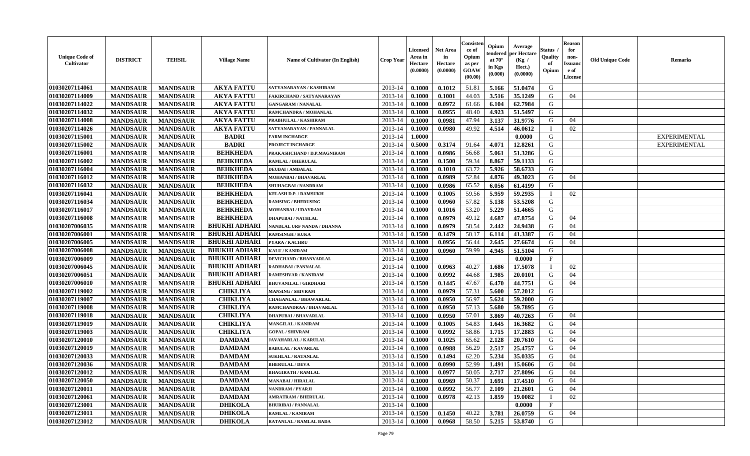| Unique Code of Cultivator | DISTRICT | TEHSIL | Village Name | Name of Cultivator (In English) | Crop Year | Licensed Area in Hectare (0.0000) | Net Area in Hectare (0.0000) | Consistence of Opium as per GOAW (00.00) | Opium tendered at 70° in Kgs (0.000) | Average per Hectare (Kg / Hect.) (0.0000) | Status / Quality of Opium | Reason for non-Issuance of License | Old Unique Code | Remarks |
|---|---|---|---|---|---|---|---|---|---|---|---|---|---|---|
| 01030207114061 | MANDSAUR | MANDSAUR | AKYA FATTU | SATYANARAYAN / KASHIRAM | 2013-14 | 0.1000 | 0.1012 | 51.81 | 5.166 | 51.0474 | G | | | |
| 01030207114009 | MANDSAUR | MANDSAUR | AKYA FATTU | FAKIRCHAND / SATYANARAYAN | 2013-14 | 0.1000 | 0.1001 | 44.03 | 3.516 | 35.1249 | G | 04 | | |
| 01030207114022 | MANDSAUR | MANDSAUR | AKYA FATTU | GANGARAM / NANALAL | 2013-14 | 0.1000 | 0.0972 | 61.66 | 6.104 | 62.7984 | G | | | |
| 01030207114032 | MANDSAUR | MANDSAUR | AKYA FATTU | RAMCHANDRA / MOHANLAL | 2013-14 | 0.1000 | 0.0955 | 48.40 | 4.923 | 51.5497 | G | | | |
| 01030207114008 | MANDSAUR | MANDSAUR | AKYA FATTU | PRABHULAL / KASHIRAM | 2013-14 | 0.1000 | 0.0981 | 47.94 | 3.137 | 31.9776 | G | 04 | | |
| 01030207114026 | MANDSAUR | MANDSAUR | AKYA FATTU | SATYANARAYAN / PANNALAL | 2013-14 | 0.1000 | 0.0980 | 49.92 | 4.514 | 46.0612 | I | 02 | | |
| 01030207115001 | MANDSAUR | MANDSAUR | BADRI | FARM INCHARGE | 2013-14 | 1.0000 | | | | 0.0000 | G | | | EXPERIMENTAL |
| 01030207115002 | MANDSAUR | MANDSAUR | BADRI | PROJECT INCHARGE | 2013-14 | 0.5000 | 0.3174 | 91.64 | 4.071 | 12.8261 | G | | | EXPERIMENTAL |
| 01030207116001 | MANDSAUR | MANDSAUR | BEHKHEDA | PRAKASHCHAND / D.P.MAGNIRAM | 2013-14 | 0.1000 | 0.0986 | 56.68 | 5.061 | 51.3286 | G | | | |
| 01030207116002 | MANDSAUR | MANDSAUR | BEHKHEDA | RAMLAL / BHERULAL | 2013-14 | 0.1500 | 0.1500 | 59.34 | 8.867 | 59.1133 | G | | | |
| 01030207116004 | MANDSAUR | MANDSAUR | BEHKHEDA | DEUBAI / AMBALAL | 2013-14 | 0.1000 | 0.1010 | 63.72 | 5.926 | 58.6733 | G | | | |
| 01030207116012 | MANDSAUR | MANDSAUR | BEHKHEDA | MOHANBAI / BHAVARLAL | 2013-14 | 0.1000 | 0.0989 | 52.84 | 4.876 | 49.3023 | G | 04 | | |
| 01030207116032 | MANDSAUR | MANDSAUR | BEHKHEDA | SHUHAGBAI / NANDRAM | 2013-14 | 0.1000 | 0.0986 | 65.52 | 6.056 | 61.4199 | G | | | |
| 01030207116041 | MANDSAUR | MANDSAUR | BEHKHEDA | KELASH D.P. / RAMSUKH | 2013-14 | 0.1000 | 0.1005 | 59.56 | 5.959 | 59.2935 | I | 02 | | |
| 01030207116034 | MANDSAUR | MANDSAUR | BEHKHEDA | RAMSING / BHERUSING | 2013-14 | 0.1000 | 0.0960 | 57.82 | 5.138 | 53.5208 | G | | | |
| 01030207116017 | MANDSAUR | MANDSAUR | BEHKHEDA | MOHANBAI / UDAYRAM | 2013-14 | 0.1000 | 0.1016 | 53.20 | 5.229 | 51.4665 | G | | | |
| 01030207116008 | MANDSAUR | MANDSAUR | BEHKHEDA | DHAPUBAI / NATHLAL | 2013-14 | 0.1000 | 0.0979 | 49.12 | 4.687 | 47.8754 | G | 04 | | |
| 01030207006035 | MANDSAUR | MANDSAUR | BHUKHI ADHARI | NANDLAL URF NANDA / DHANNA | 2013-14 | 0.1000 | 0.0979 | 58.54 | 2.442 | 24.9438 | G | 04 | | |
| 01030207006001 | MANDSAUR | MANDSAUR | BHUKHI ADHARI | RAMSINGH / KUKA | 2013-14 | 0.1500 | 0.1479 | 50.17 | 6.114 | 41.3387 | G | 04 | | |
| 01030207006005 | MANDSAUR | MANDSAUR | BHUKHI ADHARI | PYARA / KACHRU | 2013-14 | 0.1000 | 0.0956 | 56.44 | 2.645 | 27.6674 | G | 04 | | |
| 01030207006008 | MANDSAUR | MANDSAUR | BHUKHI ADHARI | KALU / KANIRAM | 2013-14 | 0.1000 | 0.0960 | 59.99 | 4.945 | 51.5104 | G | | | |
| 01030207006009 | MANDSAUR | MANDSAUR | BHUKHI ADHARI | DEVICHAND / BHANVARLAL | 2013-14 | 0.1000 | | | | 0.0000 | F | | | |
| 01030207006045 | MANDSAUR | MANDSAUR | BHUKHI ADHARI | RADHABAI / PANNALAL | 2013-14 | 0.1000 | 0.0963 | 40.27 | 1.686 | 17.5078 | I | 02 | | |
| 01030207006051 | MANDSAUR | MANDSAUR | BHUKHI ADHARI | RAMESHVAR / KANIRAM | 2013-14 | 0.1000 | 0.0992 | 44.68 | 1.985 | 20.0101 | G | 04 | | |
| 01030207006010 | MANDSAUR | MANDSAUR | BHUKHI ADHARI | BHUVANILAL / GIRDHARI | 2013-14 | 0.1500 | 0.1445 | 47.67 | 6.470 | 44.7751 | G | 04 | | |
| 01030207119002 | MANDSAUR | MANDSAUR | CHIKLIYA | MANSING / SHIVRAM | 2013-14 | 0.1000 | 0.0979 | 57.31 | 5.600 | 57.2012 | G | | | |
| 01030207119007 | MANDSAUR | MANDSAUR | CHIKLIYA | CHAGANLAL / BHAWARLAL | 2013-14 | 0.1000 | 0.0950 | 56.97 | 5.624 | 59.2000 | G | | | |
| 01030207119008 | MANDSAUR | MANDSAUR | CHIKLIYA | RAMCHANDRAA / BHAVARLAL | 2013-14 | 0.1000 | 0.0950 | 57.13 | 5.680 | 59.7895 | G | | | |
| 01030207119018 | MANDSAUR | MANDSAUR | CHIKLIYA | DHAPUBAI / BHAVARLAL | 2013-14 | 0.1000 | 0.0950 | 57.01 | 3.869 | 40.7263 | G | 04 | | |
| 01030207119019 | MANDSAUR | MANDSAUR | CHIKLIYA | MANGILAL / KANIRAM | 2013-14 | 0.1000 | 0.1005 | 54.83 | 1.645 | 16.3682 | G | 04 | | |
| 01030207119003 | MANDSAUR | MANDSAUR | CHIKLIYA | GOPAL / SHIVRAM | 2013-14 | 0.1000 | 0.0992 | 58.86 | 1.715 | 17.2883 | G | 04 | | |
| 01030207120010 | MANDSAUR | MANDSAUR | DAMDAM | JAVAHARLAL / KARULAL | 2013-14 | 0.1000 | 0.1025 | 65.62 | 2.128 | 20.7610 | G | 04 | | |
| 01030207120019 | MANDSAUR | MANDSAUR | DAMDAM | BABULAL / KAVARLAL | 2013-14 | 0.1000 | 0.0988 | 56.29 | 2.517 | 25.4757 | G | 04 | | |
| 01030207120033 | MANDSAUR | MANDSAUR | DAMDAM | SUKHLAL / RATANLAL | 2013-14 | 0.1500 | 0.1494 | 62.20 | 5.234 | 35.0335 | G | 04 | | |
| 01030207120036 | MANDSAUR | MANDSAUR | DAMDAM | BHERULAL / DEVA | 2013-14 | 0.1000 | 0.0990 | 52.99 | 1.491 | 15.0606 | G | 04 | | |
| 01030207120012 | MANDSAUR | MANDSAUR | DAMDAM | BHAGIRATH / RAMLAL | 2013-14 | 0.1000 | 0.0977 | 50.05 | 2.717 | 27.8096 | G | 04 | | |
| 01030207120050 | MANDSAUR | MANDSAUR | DAMDAM | MANABAI / HIRALAL | 2013-14 | 0.1000 | 0.0969 | 50.37 | 1.691 | 17.4510 | G | 04 | | |
| 01030207120011 | MANDSAUR | MANDSAUR | DAMDAM | NANDRAM / PYARJI | 2013-14 | 0.1000 | 0.0992 | 56.77 | 2.109 | 21.2601 | G | 04 | | |
| 01030207120061 | MANDSAUR | MANDSAUR | DAMDAM | AMRATRAM / BHERULAL | 2013-14 | 0.1000 | 0.0978 | 42.13 | 1.859 | 19.0082 | I | 02 | | |
| 01030207123001 | MANDSAUR | MANDSAUR | DHIKOLA | BHURIBAI / PANNALAL | 2013-14 | 0.1000 | | | | 0.0000 | F | | | |
| 01030207123011 | MANDSAUR | MANDSAUR | DHIKOLA | RAMLAL / KANIRAM | 2013-14 | 0.1500 | 0.1450 | 40.22 | 3.781 | 26.0759 | G | 04 | | |
| 01030207123012 | MANDSAUR | MANDSAUR | DHIKOLA | RATANLAL / RAMLAL BADA | 2013-14 | 0.1000 | 0.0968 | 58.50 | 5.215 | 53.8740 | G | | | |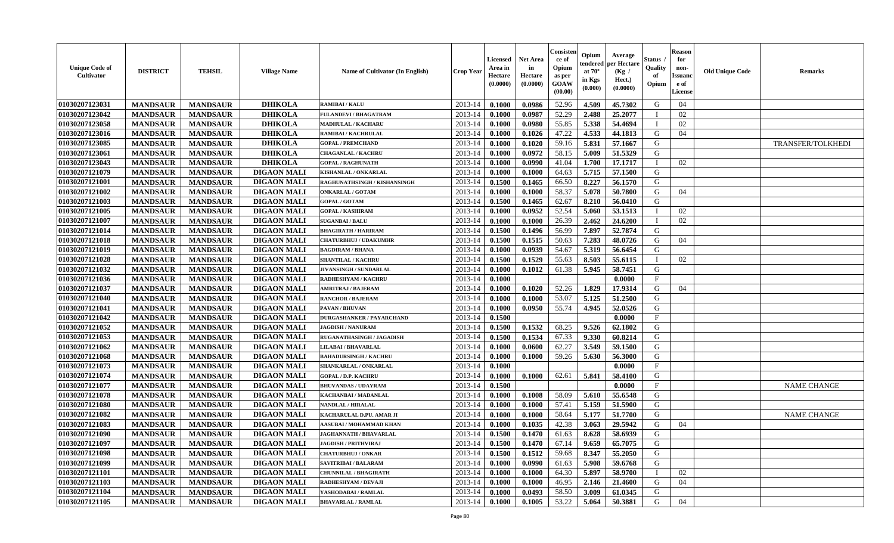| Unique Code of Cultivator | DISTRICT | TEHSIL | Village Name | Name of Cultivator (In English) | Crop Year | Licensed Area in Hectare (0.0000) | Net Area in Hectare (0.0000) | Consistence of Opium as per GOAW (00.00) | Opium tendered at 70° in Kgs (0.000) | Average per Hectare (Kg / Hect.) (0.0000) | Status / Quality of Opium | Reason for non-Issuance of License | Old Unique Code | Remarks |
|---|---|---|---|---|---|---|---|---|---|---|---|---|---|---|
| 01030207123031 | MANDSAUR | MANDSAUR | DHIKOLA | RAMIBAI / KALU | 2013-14 | 0.1000 | 0.0986 | 52.96 | 4.509 | 45.7302 | G | 04 | | |
| 01030207123042 | MANDSAUR | MANDSAUR | DHIKOLA | FULANDEVI / BHAGATRAM | 2013-14 | 0.1000 | 0.0987 | 52.29 | 2.488 | 25.2077 | I | 02 | | |
| 01030207123058 | MANDSAUR | MANDSAUR | DHIKOLA | MADHULAL / KACHARU | 2013-14 | 0.1000 | 0.0980 | 55.85 | 5.338 | 54.4694 | I | 02 | | |
| 01030207123016 | MANDSAUR | MANDSAUR | DHIKOLA | RAMIBAI / KACHRULAL | 2013-14 | 0.1000 | 0.1026 | 47.22 | 4.533 | 44.1813 | G | 04 | | |
| 01030207123085 | MANDSAUR | MANDSAUR | DHIKOLA | GOPAL / PREMCHAND | 2013-14 | 0.1000 | 0.1020 | 59.16 | 5.831 | 57.1667 | G | | | TRANSFER/TOLKHEDI |
| 01030207123061 | MANDSAUR | MANDSAUR | DHIKOLA | CHAGANLAL / KACHRU | 2013-14 | 0.1000 | 0.0972 | 58.15 | 5.009 | 51.5329 | G | | | |
| 01030207123043 | MANDSAUR | MANDSAUR | DHIKOLA | GOPAL / RAGHUNATH | 2013-14 | 0.1000 | 0.0990 | 41.04 | 1.700 | 17.1717 | I | 02 | | |
| 01030207121079 | MANDSAUR | MANDSAUR | DIGAON MALI | KISHANLAL / ONKARLAL | 2013-14 | 0.1000 | 0.1000 | 64.63 | 5.715 | 57.1500 | G | | | |
| 01030207121001 | MANDSAUR | MANDSAUR | DIGAON MALI | RAGHUNATHSINGH / KISHANSINGH | 2013-14 | 0.1500 | 0.1465 | 66.50 | 8.227 | 56.1570 | G | | | |
| 01030207121002 | MANDSAUR | MANDSAUR | DIGAON MALI | ONKARLAL / GOTAM | 2013-14 | 0.1000 | 0.1000 | 58.37 | 5.078 | 50.7800 | G | 04 | | |
| 01030207121003 | MANDSAUR | MANDSAUR | DIGAON MALI | GOPAL / GOTAM | 2013-14 | 0.1500 | 0.1465 | 62.67 | 8.210 | 56.0410 | G | | | |
| 01030207121005 | MANDSAUR | MANDSAUR | DIGAON MALI | GOPAL / KASHIRAM | 2013-14 | 0.1000 | 0.0952 | 52.54 | 5.060 | 53.1513 | I | 02 | | |
| 01030207121007 | MANDSAUR | MANDSAUR | DIGAON MALI | SUGANBAI / BALU | 2013-14 | 0.1000 | 0.1000 | 26.39 | 2.462 | 24.6200 | I | 02 | | |
| 01030207121014 | MANDSAUR | MANDSAUR | DIGAON MALI | BHAGIRATH / HARIRAM | 2013-14 | 0.1500 | 0.1496 | 56.99 | 7.897 | 52.7874 | G | | | |
| 01030207121018 | MANDSAUR | MANDSAUR | DIGAON MALI | CHATURBHUJ / UDAKUMHR | 2013-14 | 0.1500 | 0.1515 | 50.63 | 7.283 | 48.0726 | G | 04 | | |
| 01030207121019 | MANDSAUR | MANDSAUR | DIGAON MALI | BAGDIRAM / BHANA | 2013-14 | 0.1000 | 0.0939 | 54.67 | 5.319 | 56.6454 | G | | | |
| 01030207121028 | MANDSAUR | MANDSAUR | DIGAON MALI | SHANTILAL / KACHRU | 2013-14 | 0.1500 | 0.1529 | 55.63 | 8.503 | 55.6115 | I | 02 | | |
| 01030207121032 | MANDSAUR | MANDSAUR | DIGAON MALI | JIVANSINGH / SUNDARLAL | 2013-14 | 0.1000 | 0.1012 | 61.38 | 5.945 | 58.7451 | G | | | |
| 01030207121036 | MANDSAUR | MANDSAUR | DIGAON MALI | RADHESHYAM / KACHRU | 2013-14 | 0.1000 | | | | 0.0000 | F | | | |
| 01030207121037 | MANDSAUR | MANDSAUR | DIGAON MALI | AMRITRAJ / BAJERAM | 2013-14 | 0.1000 | 0.1020 | 52.26 | 1.829 | 17.9314 | G | 04 | | |
| 01030207121040 | MANDSAUR | MANDSAUR | DIGAON MALI | RANCHOR / BAJERAM | 2013-14 | 0.1000 | 0.1000 | 53.07 | 5.125 | 51.2500 | G | | | |
| 01030207121041 | MANDSAUR | MANDSAUR | DIGAON MALI | PAVAN / BHUVAN | 2013-14 | 0.1000 | 0.0950 | 55.74 | 4.945 | 52.0526 | G | | | |
| 01030207121042 | MANDSAUR | MANDSAUR | DIGAON MALI | DURGASHANKER / PAYARCHAND | 2013-14 | 0.1500 | | | | 0.0000 | F | | | |
| 01030207121052 | MANDSAUR | MANDSAUR | DIGAON MALI | JAGDISH / NANURAM | 2013-14 | 0.1500 | 0.1532 | 68.25 | 9.526 | 62.1802 | G | | | |
| 01030207121053 | MANDSAUR | MANDSAUR | DIGAON MALI | RUGANATHASINGH / JAGADISH | 2013-14 | 0.1500 | 0.1534 | 67.33 | 9.330 | 60.8214 | G | | | |
| 01030207121062 | MANDSAUR | MANDSAUR | DIGAON MALI | LILABAI / BHAVARLAL | 2013-14 | 0.1000 | 0.0600 | 62.27 | 3.549 | 59.1500 | G | | | |
| 01030207121068 | MANDSAUR | MANDSAUR | DIGAON MALI | BAHADURSINGH / KACHRU | 2013-14 | 0.1000 | 0.1000 | 59.26 | 5.630 | 56.3000 | G | | | |
| 01030207121073 | MANDSAUR | MANDSAUR | DIGAON MALI | SHANKARLAL / ONKARLAL | 2013-14 | 0.1000 | | | | 0.0000 | F | | | |
| 01030207121074 | MANDSAUR | MANDSAUR | DIGAON MALI | GOPAL / D.P. KACHRU | 2013-14 | 0.1000 | 0.1000 | 62.61 | 5.841 | 58.4100 | G | | | |
| 01030207121077 | MANDSAUR | MANDSAUR | DIGAON MALI | BHUVANDAS / UDAYRAM | 2013-14 | 0.1500 | | | | 0.0000 | F | | | NAME CHANGE |
| 01030207121078 | MANDSAUR | MANDSAUR | DIGAON MALI | KACHANBAI / MADANLAL | 2013-14 | 0.1000 | 0.1008 | 58.09 | 5.610 | 55.6548 | G | | | |
| 01030207121080 | MANDSAUR | MANDSAUR | DIGAON MALI | NANDLAL / HIRALAL | 2013-14 | 0.1000 | 0.1000 | 57.41 | 5.159 | 51.5900 | G | | | |
| 01030207121082 | MANDSAUR | MANDSAUR | DIGAON MALI | KACHARULAL D.PU. AMAR JI | 2013-14 | 0.1000 | 0.1000 | 58.64 | 5.177 | 51.7700 | G | | | NAME CHANGE |
| 01030207121083 | MANDSAUR | MANDSAUR | DIGAON MALI | AASUBAI / MOHAMMAD KHAN | 2013-14 | 0.1000 | 0.1035 | 42.38 | 3.063 | 29.5942 | G | 04 | | |
| 01030207121090 | MANDSAUR | MANDSAUR | DIGAON MALI | JAGHANNATH / BHAVARLAL | 2013-14 | 0.1500 | 0.1470 | 61.63 | 8.628 | 58.6939 | G | | | |
| 01030207121097 | MANDSAUR | MANDSAUR | DIGAON MALI | JAGDISH / PRITHVIRAJ | 2013-14 | 0.1500 | 0.1470 | 67.14 | 9.659 | 65.7075 | G | | | |
| 01030207121098 | MANDSAUR | MANDSAUR | DIGAON MALI | CHATURBHUJ / ONKAR | 2013-14 | 0.1500 | 0.1512 | 59.68 | 8.347 | 55.2050 | G | | | |
| 01030207121099 | MANDSAUR | MANDSAUR | DIGAON MALI | SAVITRIBAI / BALARAM | 2013-14 | 0.1000 | 0.0990 | 61.63 | 5.908 | 59.6768 | G | | | |
| 01030207121101 | MANDSAUR | MANDSAUR | DIGAON MALI | CHUNNILAL / BHAGIRATH | 2013-14 | 0.1000 | 0.1000 | 64.30 | 5.897 | 58.9700 | I | 02 | | |
| 01030207121103 | MANDSAUR | MANDSAUR | DIGAON MALI | RADHESHYAM / DEVAJI | 2013-14 | 0.1000 | 0.1000 | 46.95 | 2.146 | 21.4600 | G | 04 | | |
| 01030207121104 | MANDSAUR | MANDSAUR | DIGAON MALI | YASHODABAI / RAMLAL | 2013-14 | 0.1000 | 0.0493 | 58.50 | 3.009 | 61.0345 | G | | | |
| 01030207121105 | MANDSAUR | MANDSAUR | DIGAON MALI | BHAVARLAL / RAMLAL | 2013-14 | 0.1000 | 0.1005 | 53.22 | 5.064 | 50.3881 | G | 04 | | |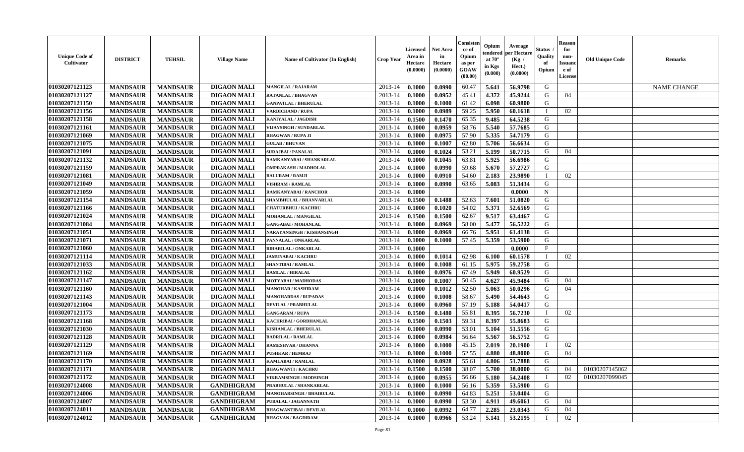| Unique Code of Cultivator | DISTRICT | TEHSIL | Village Name | Name of Cultivator (In English) | Crop Year | Licensed Area in Hectare (0.0000) | Net Area in Hectare (0.0000) | Consistence of Opium as per GOAW (00.00) | Opium tendered at 70° in Kgs (0.000) | Average per Hectare (Kg / Hect.) (0.0000) | Status / Quality of Opium | Reason for non-Issuance of License | Old Unique Code | Remarks |
|---|---|---|---|---|---|---|---|---|---|---|---|---|---|---|
| 01030207121123 | MANDSAUR | MANDSAUR | DIGAON MALI | MANGILAL / RAJARAM | 2013-14 | 0.1000 | 0.0990 | 60.47 | 5.641 | 56.9798 | G | | | NAME CHANGE |
| 01030207121127 | MANDSAUR | MANDSAUR | DIGAON MALI | RATANLAL / BHAGVAN | 2013-14 | 0.1000 | 0.0952 | 45.41 | 4.372 | 45.9244 | G | 04 | | |
| 01030207121150 | MANDSAUR | MANDSAUR | DIGAON MALI | GANPATLAL / BHERULAL | 2013-14 | 0.1000 | 0.1000 | 61.42 | 6.098 | 60.9800 | G | | | |
| 01030207121156 | MANDSAUR | MANDSAUR | DIGAON MALI | VARDICHAND / RUPA | 2013-14 | 0.1000 | 0.0989 | 59.25 | 5.950 | 60.1618 | I | 02 | | |
| 01030207121158 | MANDSAUR | MANDSAUR | DIGAON MALI | KANIYALAL / JAGDISH | 2013-14 | 0.1500 | 0.1470 | 65.35 | 9.485 | 64.5238 | G | | | |
| 01030207121161 | MANDSAUR | MANDSAUR | DIGAON MALI | VIJAYSINGH / SUNDARLAL | 2013-14 | 0.1000 | 0.0959 | 58.76 | 5.540 | 57.7685 | G | | | |
| 01030207121069 | MANDSAUR | MANDSAUR | DIGAON MALI | BHAGWAN / RUPA JI | 2013-14 | 0.1000 | 0.0975 | 57.90 | 5.335 | 54.7179 | G | | | |
| 01030207121075 | MANDSAUR | MANDSAUR | DIGAON MALI | GULAB / BHUVAN | 2013-14 | 0.1000 | 0.1007 | 62.80 | 5.706 | 56.6634 | G | | | |
| 01030207121091 | MANDSAUR | MANDSAUR | DIGAON MALI | SURAJBAI / PANALAL | 2013-14 | 0.1000 | 0.1024 | 53.21 | 5.199 | 50.7715 | G | 04 | | |
| 01030207121132 | MANDSAUR | MANDSAUR | DIGAON MALI | RAMKANYABAI / SHANKARLAL | 2013-14 | 0.1000 | 0.1045 | 63.81 | 5.925 | 56.6986 | G | | | |
| 01030207121159 | MANDSAUR | MANDSAUR | DIGAON MALI | OMPRAKASH / MADHOLAL | 2013-14 | 0.1000 | 0.0990 | 59.68 | 5.670 | 57.2727 | G | | | |
| 01030207121081 | MANDSAUR | MANDSAUR | DIGAON MALI | BALURAM / RAMJI | 2013-14 | 0.1000 | 0.0910 | 54.60 | 2.183 | 23.9890 | I | 02 | | |
| 01030207121049 | MANDSAUR | MANDSAUR | DIGAON MALI | VISHRAM / RAMLAL | 2013-14 | 0.1000 | 0.0990 | 63.65 | 5.083 | 51.3434 | G | | | |
| 01030207121059 | MANDSAUR | MANDSAUR | DIGAON MALI | RAMKANYABAI / RANCHOR | 2013-14 | 0.1000 | | | | 0.0000 | N | | | |
| 01030207121154 | MANDSAUR | MANDSAUR | DIGAON MALI | SHAMBHULAL / BHANVARLAL | 2013-14 | 0.1500 | 0.1488 | 52.63 | 7.601 | 51.0820 | G | | | |
| 01030207121166 | MANDSAUR | MANDSAUR | DIGAON MALI | CHATURBHUJ / KACHRU | 2013-14 | 0.1000 | 0.1020 | 54.02 | 5.371 | 52.6569 | G | | | |
| 01030207121024 | MANDSAUR | MANDSAUR | DIGAON MALI | MOHANLAL / MANGILAL | 2013-14 | 0.1500 | 0.1500 | 62.67 | 9.517 | 63.4467 | G | | | |
| 01030207121084 | MANDSAUR | MANDSAUR | DIGAON MALI | GANGABAI / MOHANLAL | 2013-14 | 0.1000 | 0.0969 | 58.00 | 5.477 | 56.5222 | G | | | |
| 01030207121051 | MANDSAUR | MANDSAUR | DIGAON MALI | NARAYANSINGH / KISHANSINGH | 2013-14 | 0.1000 | 0.0969 | 66.76 | 5.951 | 61.4138 | G | | | |
| 01030207121071 | MANDSAUR | MANDSAUR | DIGAON MALI | PANNALAL / ONKARLAL | 2013-14 | 0.1000 | 0.1000 | 57.45 | 5.359 | 53.5900 | G | | | |
| 01030207121060 | MANDSAUR | MANDSAUR | DIGAON MALI | BIHARILAL / ONKARLAL | 2013-14 | 0.1000 | | | | 0.0000 | F | | | |
| 01030207121114 | MANDSAUR | MANDSAUR | DIGAON MALI | JAMUNABAI / KACHRU | 2013-14 | 0.1000 | 0.1014 | 62.98 | 6.100 | 60.1578 | I | 02 | | |
| 01030207121033 | MANDSAUR | MANDSAUR | DIGAON MALI | SHANTIBAI / RAMLAL | 2013-14 | 0.1000 | 0.1008 | 61.15 | 5.975 | 59.2758 | G | | | |
| 01030207121162 | MANDSAUR | MANDSAUR | DIGAON MALI | RAMLAL / HIRALAL | 2013-14 | 0.1000 | 0.0976 | 67.49 | 5.949 | 60.9529 | G | | | |
| 01030207121147 | MANDSAUR | MANDSAUR | DIGAON MALI | MOTYABAI / MADHODAS | 2013-14 | 0.1000 | 0.1007 | 50.45 | 4.627 | 45.9484 | G | 04 | | |
| 01030207121160 | MANDSAUR | MANDSAUR | DIGAON MALI | MANOHAR / KASHIRAM | 2013-14 | 0.1000 | 0.1012 | 52.50 | 5.063 | 50.0296 | G | 04 | | |
| 01030207121143 | MANDSAUR | MANDSAUR | DIGAON MALI | MANOHARDAS / RUPADAS | 2013-14 | 0.1000 | 0.1008 | 58.67 | 5.490 | 54.4643 | G | | | |
| 01030207121004 | MANDSAUR | MANDSAUR | DIGAON MALI | DEVILAL / PRABHULAL | 2013-14 | 0.1000 | 0.0960 | 57.19 | 5.188 | 54.0417 | G | | | |
| 01030207121173 | MANDSAUR | MANDSAUR | DIGAON MALI | GANGARAM / RUPA | 2013-14 | 0.1500 | 0.1480 | 55.81 | 8.395 | 56.7230 | I | 02 | | |
| 01030207121168 | MANDSAUR | MANDSAUR | DIGAON MALI | KACHRIBAI / GORDHANLAL | 2013-14 | 0.1500 | 0.1503 | 59.31 | 8.397 | 55.8683 | G | | | |
| 01030207121030 | MANDSAUR | MANDSAUR | DIGAON MALI | KISHANLAL / BHERULAL | 2013-14 | 0.1000 | 0.0990 | 53.01 | 5.104 | 51.5556 | G | | | |
| 01030207121128 | MANDSAUR | MANDSAUR | DIGAON MALI | BADRILAL / RAMLAL | 2013-14 | 0.1000 | 0.0984 | 56.64 | 5.567 | 56.5752 | G | | | |
| 01030207121129 | MANDSAUR | MANDSAUR | DIGAON MALI | RAMESHVAR / DHANNA | 2013-14 | 0.1000 | 0.1000 | 45.15 | 2.019 | 20.1900 | I | 02 | | |
| 01030207121169 | MANDSAUR | MANDSAUR | DIGAON MALI | PUSHKAR / HEMRAJ | 2013-14 | 0.1000 | 0.1000 | 52.55 | 4.880 | 48.8000 | G | 04 | | |
| 01030207121170 | MANDSAUR | MANDSAUR | DIGAON MALI | KAMLABAI / RAMLAL | 2013-14 | 0.1000 | 0.0928 | 55.61 | 4.806 | 51.7888 | G | | | |
| 01030207121171 | MANDSAUR | MANDSAUR | DIGAON MALI | BHAGWANTI / KACHRU | 2013-14 | 0.1500 | 0.1500 | 38.07 | 5.700 | 38.0000 | G | 04 | 01030207145062 | |
| 01030207121172 | MANDSAUR | MANDSAUR | DIGAON MALI | VIKRAMSINGH / MODSINGH | 2013-14 | 0.1000 | 0.0955 | 56.66 | 5.180 | 54.2408 | I | 02 | 01030207099045 | |
| 01030207124008 | MANDSAUR | MANDSAUR | GANDHIGRAM | PRABHULAL / SHANKARLAL | 2013-14 | 0.1000 | 0.1000 | 56.16 | 5.359 | 53.5900 | G | | | |
| 01030207124006 | MANDSAUR | MANDSAUR | GANDHIGRAM | MANOHARSINGH / BHAIRULAL | 2013-14 | 0.1000 | 0.0990 | 64.83 | 5.251 | 53.0404 | G | | | |
| 01030207124007 | MANDSAUR | MANDSAUR | GANDHIGRAM | PURALAL / JAGANNATH | 2013-14 | 0.1000 | 0.0990 | 53.30 | 4.911 | 49.6061 | G | 04 | | |
| 01030207124011 | MANDSAUR | MANDSAUR | GANDHIGRAM | BHAGWANTIBAI / DEVILAL | 2013-14 | 0.1000 | 0.0992 | 64.77 | 2.285 | 23.0343 | G | 04 | | |
| 01030207124012 | MANDSAUR | MANDSAUR | GANDHIGRAM | BHAGVAN / BAGDIRAM | 2013-14 | 0.1000 | 0.0966 | 53.24 | 5.141 | 53.2195 | I | 02 | | |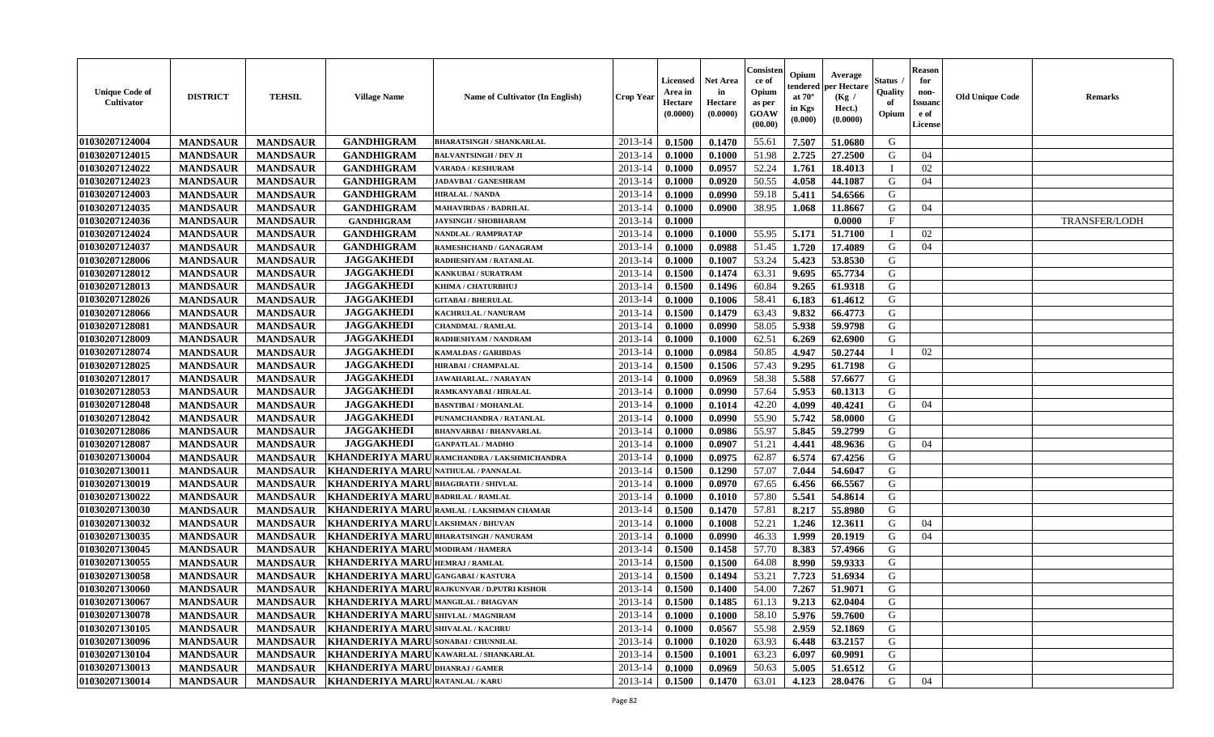| Unique Code of Cultivator | DISTRICT | TEHSIL | Village Name | Name of Cultivator (In English) | Crop Year | Licensed Area in Hectare (0.0000) | Net Area in Hectare (0.0000) | Consistence of Opium as per GOAW (00.00) | Opium tendered at 70° in Kgs (0.000) | Average per Hectare (Kg / Hect.) (0.0000) | Status / Quality of Opium | Reason for non-Issuance of License | Old Unique Code | Remarks |
|---|---|---|---|---|---|---|---|---|---|---|---|---|---|---|
| 01030207124004 | MANDSAUR | MANDSAUR | GANDHIGRAM | BHARATSINGH / SHANKARLAL | 2013-14 | 0.1500 | 0.1470 | 55.61 | 7.507 | 51.0680 | G | | | |
| 01030207124015 | MANDSAUR | MANDSAUR | GANDHIGRAM | BALVANTSINGH / DEV JI | 2013-14 | 0.1000 | 0.1000 | 51.98 | 2.725 | 27.2500 | G | 04 | | |
| 01030207124022 | MANDSAUR | MANDSAUR | GANDHIGRAM | VARADA / KESHURAM | 2013-14 | 0.1000 | 0.0957 | 52.24 | 1.761 | 18.4013 | I | 02 | | |
| 01030207124023 | MANDSAUR | MANDSAUR | GANDHIGRAM | JADAVBAI / GANESHRAM | 2013-14 | 0.1000 | 0.0920 | 50.55 | 4.058 | 44.1087 | G | 04 | | |
| 01030207124003 | MANDSAUR | MANDSAUR | GANDHIGRAM | HIRALAL / NANDA | 2013-14 | 0.1000 | 0.0990 | 59.18 | 5.411 | 54.6566 | G | | | |
| 01030207124035 | MANDSAUR | MANDSAUR | GANDHIGRAM | MAHAVIRDAS / BADRILAL | 2013-14 | 0.1000 | 0.0900 | 38.95 | 1.068 | 11.8667 | G | 04 | | |
| 01030207124036 | MANDSAUR | MANDSAUR | GANDHIGRAM | JAYSINGH / SHOBHARAM | 2013-14 | 0.1000 | | | | 0.0000 | F | | | TRANSFER/LODH |
| 01030207124024 | MANDSAUR | MANDSAUR | GANDHIGRAM | NANDLAL / RAMPRATAP | 2013-14 | 0.1000 | 0.1000 | 55.95 | 5.171 | 51.7100 | I | 02 | | |
| 01030207124037 | MANDSAUR | MANDSAUR | GANDHIGRAM | RAMESHCHAND / GANAGRAM | 2013-14 | 0.1000 | 0.0988 | 51.45 | 1.720 | 17.4089 | G | 04 | | |
| 01030207128006 | MANDSAUR | MANDSAUR | JAGGAKHEDI | RADHESHYAM / RATANLAL | 2013-14 | 0.1000 | 0.1007 | 53.24 | 5.423 | 53.8530 | G | | | |
| 01030207128012 | MANDSAUR | MANDSAUR | JAGGAKHEDI | KANKUBAI / SURATRAM | 2013-14 | 0.1500 | 0.1474 | 63.31 | 9.695 | 65.7734 | G | | | |
| 01030207128013 | MANDSAUR | MANDSAUR | JAGGAKHEDI | KHIMA / CHATURBHUJ | 2013-14 | 0.1500 | 0.1496 | 60.84 | 9.265 | 61.9318 | G | | | |
| 01030207128026 | MANDSAUR | MANDSAUR | JAGGAKHEDI | GITABAI / BHERULAL | 2013-14 | 0.1000 | 0.1006 | 58.41 | 6.183 | 61.4612 | G | | | |
| 01030207128066 | MANDSAUR | MANDSAUR | JAGGAKHEDI | KACHRULAL / NANURAM | 2013-14 | 0.1500 | 0.1479 | 63.43 | 9.832 | 66.4773 | G | | | |
| 01030207128081 | MANDSAUR | MANDSAUR | JAGGAKHEDI | CHANDMAL / RAMLAL | 2013-14 | 0.1000 | 0.0990 | 58.05 | 5.938 | 59.9798 | G | | | |
| 01030207128009 | MANDSAUR | MANDSAUR | JAGGAKHEDI | RADHESHYAM / NANDRAM | 2013-14 | 0.1000 | 0.1000 | 62.51 | 6.269 | 62.6900 | G | | | |
| 01030207128074 | MANDSAUR | MANDSAUR | JAGGAKHEDI | KAMALDAS / GARIBDAS | 2013-14 | 0.1000 | 0.0984 | 50.85 | 4.947 | 50.2744 | I | 02 | | |
| 01030207128025 | MANDSAUR | MANDSAUR | JAGGAKHEDI | HIRABAI / CHAMPALAL | 2013-14 | 0.1500 | 0.1506 | 57.43 | 9.295 | 61.7198 | G | | | |
| 01030207128017 | MANDSAUR | MANDSAUR | JAGGAKHEDI | JAWAHARLAL. / NARAYAN | 2013-14 | 0.1000 | 0.0969 | 58.38 | 5.588 | 57.6677 | G | | | |
| 01030207128053 | MANDSAUR | MANDSAUR | JAGGAKHEDI | RAMKANYABAI / HIRALAL | 2013-14 | 0.1000 | 0.0990 | 57.64 | 5.953 | 60.1313 | G | | | |
| 01030207128048 | MANDSAUR | MANDSAUR | JAGGAKHEDI | BASNTIBAI / MOHANLAL | 2013-14 | 0.1000 | 0.1014 | 42.20 | 4.099 | 40.4241 | G | 04 | | |
| 01030207128042 | MANDSAUR | MANDSAUR | JAGGAKHEDI | PUNAMCHANDRA / RATANLAL | 2013-14 | 0.1000 | 0.0990 | 55.90 | 5.742 | 58.0000 | G | | | |
| 01030207128086 | MANDSAUR | MANDSAUR | JAGGAKHEDI | BHANVARBAI / BHANVARLAL | 2013-14 | 0.1000 | 0.0986 | 55.97 | 5.845 | 59.2799 | G | | | |
| 01030207128087 | MANDSAUR | MANDSAUR | JAGGAKHEDI | GANPATLAL / MADHO | 2013-14 | 0.1000 | 0.0907 | 51.21 | 4.441 | 48.9636 | G | 04 | | |
| 01030207130004 | MANDSAUR | MANDSAUR | KHANDERIYA MARU | RAMCHANDRA / LAKSHMICHANDRA | 2013-14 | 0.1000 | 0.0975 | 62.87 | 6.574 | 67.4256 | G | | | |
| 01030207130011 | MANDSAUR | MANDSAUR | KHANDERIYA MARU | NATHULAL / PANNALAL | 2013-14 | 0.1500 | 0.1290 | 57.07 | 7.044 | 54.6047 | G | | | |
| 01030207130019 | MANDSAUR | MANDSAUR | KHANDERIYA MARU | BHAGIRATH / SHIVLAL | 2013-14 | 0.1000 | 0.0970 | 67.65 | 6.456 | 66.5567 | G | | | |
| 01030207130022 | MANDSAUR | MANDSAUR | KHANDERIYA MARU | BADRILAL / RAMLAL | 2013-14 | 0.1000 | 0.1010 | 57.80 | 5.541 | 54.8614 | G | | | |
| 01030207130030 | MANDSAUR | MANDSAUR | KHANDERIYA MARU | RAMLAL / LAKSHMAN CHAMAR | 2013-14 | 0.1500 | 0.1470 | 57.81 | 8.217 | 55.8980 | G | | | |
| 01030207130032 | MANDSAUR | MANDSAUR | KHANDERIYA MARU | LAKSHMAN / BHUVAN | 2013-14 | 0.1000 | 0.1008 | 52.21 | 1.246 | 12.3611 | G | 04 | | |
| 01030207130035 | MANDSAUR | MANDSAUR | KHANDERIYA MARU | BHARATSINGH / NANURAM | 2013-14 | 0.1000 | 0.0990 | 46.33 | 1.999 | 20.1919 | G | 04 | | |
| 01030207130045 | MANDSAUR | MANDSAUR | KHANDERIYA MARU | MODIRAM / HAMERA | 2013-14 | 0.1500 | 0.1458 | 57.70 | 8.383 | 57.4966 | G | | | |
| 01030207130055 | MANDSAUR | MANDSAUR | KHANDERIYA MARU | HEMRAJ / RAMLAL | 2013-14 | 0.1500 | 0.1500 | 64.08 | 8.990 | 59.9333 | G | | | |
| 01030207130058 | MANDSAUR | MANDSAUR | KHANDERIYA MARU | GANGABAI / KASTURA | 2013-14 | 0.1500 | 0.1494 | 53.21 | 7.723 | 51.6934 | G | | | |
| 01030207130060 | MANDSAUR | MANDSAUR | KHANDERIYA MARU | RAJKUNVAR / D.PUTRI KISHOR | 2013-14 | 0.1500 | 0.1400 | 54.00 | 7.267 | 51.9071 | G | | | |
| 01030207130067 | MANDSAUR | MANDSAUR | KHANDERIYA MARU | MANGILAL / BHAGVAN | 2013-14 | 0.1500 | 0.1485 | 61.13 | 9.213 | 62.0404 | G | | | |
| 01030207130078 | MANDSAUR | MANDSAUR | KHANDERIYA MARU | SHIVLAL / MAGNIRAM | 2013-14 | 0.1000 | 0.1000 | 58.10 | 5.976 | 59.7600 | G | | | |
| 01030207130105 | MANDSAUR | MANDSAUR | KHANDERIYA MARU | SHIVALAL / KACHRU | 2013-14 | 0.1000 | 0.0567 | 55.98 | 2.959 | 52.1869 | G | | | |
| 01030207130096 | MANDSAUR | MANDSAUR | KHANDERIYA MARU | SONABAI / CHUNNILAL | 2013-14 | 0.1000 | 0.1020 | 63.93 | 6.448 | 63.2157 | G | | | |
| 01030207130104 | MANDSAUR | MANDSAUR | KHANDERIYA MARU | KAWARLAL / SHANKARLAL | 2013-14 | 0.1500 | 0.1001 | 63.23 | 6.097 | 60.9091 | G | | | |
| 01030207130013 | MANDSAUR | MANDSAUR | KHANDERIYA MARU | DHANRAJ / GAMER | 2013-14 | 0.1000 | 0.0969 | 50.63 | 5.005 | 51.6512 | G | | | |
| 01030207130014 | MANDSAUR | MANDSAUR | KHANDERIYA MARU | RATANLAL / KARU | 2013-14 | 0.1500 | 0.1470 | 63.01 | 4.123 | 28.0476 | G | 04 | | |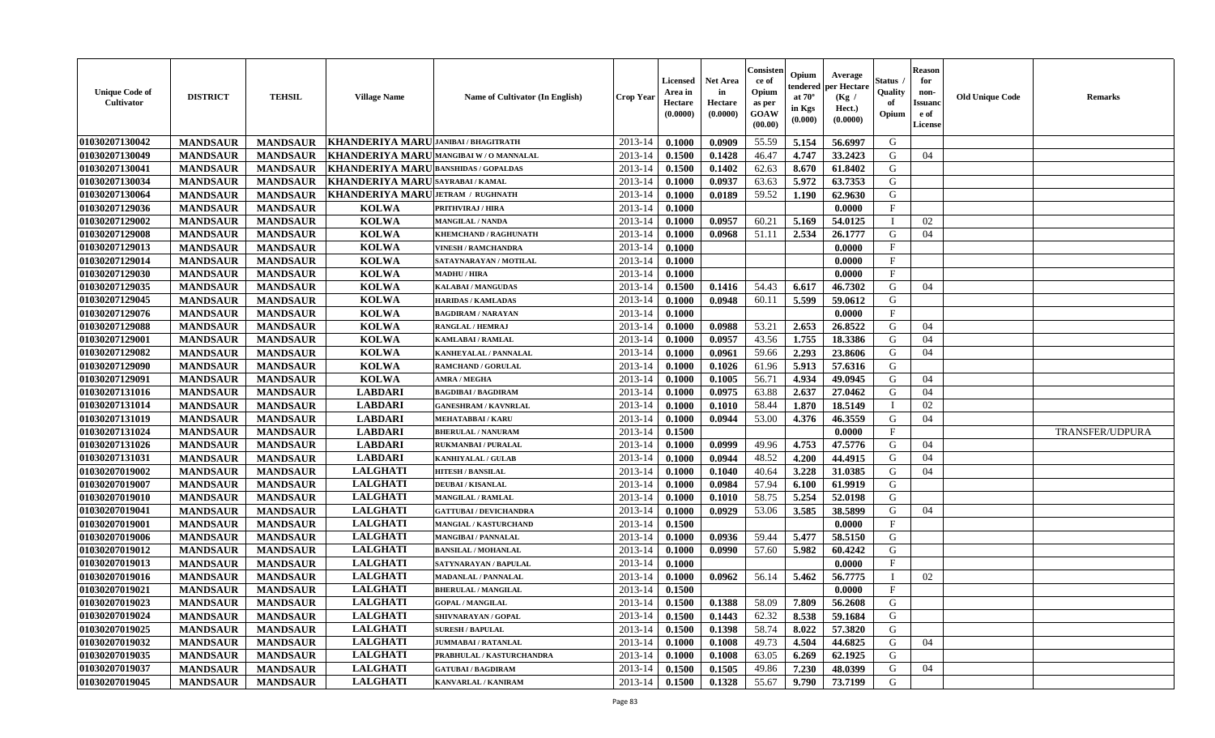| Unique Code of Cultivator | DISTRICT | TEHSIL | Village Name | Name of Cultivator (In English) | Crop Year | Licensed Area in Hectare (0.0000) | Net Area in Hectare (0.0000) | Consistence of Opium as per GOAW (00.00) | Opium tendered at 70° in Kgs (0.000) | Average per Hectare (Kg / Hect.) (0.0000) | Status / Quality of Opium | Reason for non-Issuance of License | Old Unique Code | Remarks |
|---|---|---|---|---|---|---|---|---|---|---|---|---|---|---|
| 01030207130042 | MANDSAUR | MANDSAUR | KHANDERIYA MARU | JANIBAI / BHAGITRATH | 2013-14 | 0.1000 | 0.0909 | 55.59 | 5.154 | 56.6997 | G | | | |
| 01030207130049 | MANDSAUR | MANDSAUR | KHANDERIYA MARU | MANGIBAI W / O MANNALAL | 2013-14 | 0.1500 | 0.1428 | 46.47 | 4.747 | 33.2423 | G | 04 | | |
| 01030207130041 | MANDSAUR | MANDSAUR | KHANDERIYA MARU | BANSHIDAS / GOPALDAS | 2013-14 | 0.1500 | 0.1402 | 62.63 | 8.670 | 61.8402 | G | | | |
| 01030207130034 | MANDSAUR | MANDSAUR | KHANDERIYA MARU | SAYRABAI / KAMAL | 2013-14 | 0.1000 | 0.0937 | 63.63 | 5.972 | 63.7353 | G | | | |
| 01030207130064 | MANDSAUR | MANDSAUR | KHANDERIYA MARU | JETRAM / RUGHNATH | 2013-14 | 0.1000 | 0.0189 | 59.52 | 1.190 | 62.9630 | G | | | |
| 01030207129036 | MANDSAUR | MANDSAUR | KOLWA | PRITHVIRAJ / HIRA | 2013-14 | 0.1000 | | | | 0.0000 | F | | | |
| 01030207129002 | MANDSAUR | MANDSAUR | KOLWA | MANGILAL / NANDA | 2013-14 | 0.1000 | 0.0957 | 60.21 | 5.169 | 54.0125 | I | 02 | | |
| 01030207129008 | MANDSAUR | MANDSAUR | KOLWA | KHEMCHAND / RAGHUNATH | 2013-14 | 0.1000 | 0.0968 | 51.11 | 2.534 | 26.1777 | G | 04 | | |
| 01030207129013 | MANDSAUR | MANDSAUR | KOLWA | VINESH / RAMCHANDRA | 2013-14 | 0.1000 | | | | 0.0000 | F | | | |
| 01030207129014 | MANDSAUR | MANDSAUR | KOLWA | SATAYNARAYAN / MOTILAL | 2013-14 | 0.1000 | | | | 0.0000 | F | | | |
| 01030207129030 | MANDSAUR | MANDSAUR | KOLWA | MADHU / HIRA | 2013-14 | 0.1000 | | | | 0.0000 | F | | | |
| 01030207129035 | MANDSAUR | MANDSAUR | KOLWA | KALABAI / MANGUDAS | 2013-14 | 0.1500 | 0.1416 | 54.43 | 6.617 | 46.7302 | G | 04 | | |
| 01030207129045 | MANDSAUR | MANDSAUR | KOLWA | HARIDAS / KAMLADAS | 2013-14 | 0.1000 | 0.0948 | 60.11 | 5.599 | 59.0612 | G | | | |
| 01030207129076 | MANDSAUR | MANDSAUR | KOLWA | BAGDIRAM / NARAYAN | 2013-14 | 0.1000 | | | | 0.0000 | F | | | |
| 01030207129088 | MANDSAUR | MANDSAUR | KOLWA | RANGLAL / HEMRAJ | 2013-14 | 0.1000 | 0.0988 | 53.21 | 2.653 | 26.8522 | G | 04 | | |
| 01030207129001 | MANDSAUR | MANDSAUR | KOLWA | KAMLABAI / RAMLAL | 2013-14 | 0.1000 | 0.0957 | 43.56 | 1.755 | 18.3386 | G | 04 | | |
| 01030207129082 | MANDSAUR | MANDSAUR | KOLWA | KANHEYALAL / PANNALAL | 2013-14 | 0.1000 | 0.0961 | 59.66 | 2.293 | 23.8606 | G | 04 | | |
| 01030207129090 | MANDSAUR | MANDSAUR | KOLWA | RAMCHAND / GORULAL | 2013-14 | 0.1000 | 0.1026 | 61.96 | 5.913 | 57.6316 | G | | | |
| 01030207129091 | MANDSAUR | MANDSAUR | KOLWA | AMRA / MEGHA | 2013-14 | 0.1000 | 0.1005 | 56.71 | 4.934 | 49.0945 | G | 04 | | |
| 01030207131016 | MANDSAUR | MANDSAUR | LABDARI | BAGDIBAI / BAGDIRAM | 2013-14 | 0.1000 | 0.0975 | 63.88 | 2.637 | 27.0462 | G | 04 | | |
| 01030207131014 | MANDSAUR | MANDSAUR | LABDARI | GANESHRAM / KAVNRLAL | 2013-14 | 0.1000 | 0.1010 | 58.44 | 1.870 | 18.5149 | I | 02 | | |
| 01030207131019 | MANDSAUR | MANDSAUR | LABDARI | MEHATABBAI / KARU | 2013-14 | 0.1000 | 0.0944 | 53.00 | 4.376 | 46.3559 | G | 04 | | |
| 01030207131024 | MANDSAUR | MANDSAUR | LABDARI | BHERULAL / NANURAM | 2013-14 | 0.1500 | | | | 0.0000 | F | | | TRANSFER/UDPURA |
| 01030207131026 | MANDSAUR | MANDSAUR | LABDARI | RUKMANBAI / PURALAL | 2013-14 | 0.1000 | 0.0999 | 49.96 | 4.753 | 47.5776 | G | 04 | | |
| 01030207131031 | MANDSAUR | MANDSAUR | LABDARI | KANHIYALAL / GULAB | 2013-14 | 0.1000 | 0.0944 | 48.52 | 4.200 | 44.4915 | G | 04 | | |
| 01030207019002 | MANDSAUR | MANDSAUR | LALGHATI | HITESH / BANSILAL | 2013-14 | 0.1000 | 0.1040 | 40.64 | 3.228 | 31.0385 | G | 04 | | |
| 01030207019007 | MANDSAUR | MANDSAUR | LALGHATI | DEUBAI / KISANLAL | 2013-14 | 0.1000 | 0.0984 | 57.94 | 6.100 | 61.9919 | G | | | |
| 01030207019010 | MANDSAUR | MANDSAUR | LALGHATI | MANGILAL / RAMLAL | 2013-14 | 0.1000 | 0.1010 | 58.75 | 5.254 | 52.0198 | G | | | |
| 01030207019041 | MANDSAUR | MANDSAUR | LALGHATI | GATTUBAI / DEVICHANDRA | 2013-14 | 0.1000 | 0.0929 | 53.06 | 3.585 | 38.5899 | G | 04 | | |
| 01030207019001 | MANDSAUR | MANDSAUR | LALGHATI | MANGIAL / KASTURCHAND | 2013-14 | 0.1500 | | | | 0.0000 | F | | | |
| 01030207019006 | MANDSAUR | MANDSAUR | LALGHATI | MANGIBAI / PANNALAL | 2013-14 | 0.1000 | 0.0936 | 59.44 | 5.477 | 58.5150 | G | | | |
| 01030207019012 | MANDSAUR | MANDSAUR | LALGHATI | BANSILAL / MOHANLAL | 2013-14 | 0.1000 | 0.0990 | 57.60 | 5.982 | 60.4242 | G | | | |
| 01030207019013 | MANDSAUR | MANDSAUR | LALGHATI | SATYNARAYAN / BAPULAL | 2013-14 | 0.1000 | | | | 0.0000 | F | | | |
| 01030207019016 | MANDSAUR | MANDSAUR | LALGHATI | MADANLAL / PANNALAL | 2013-14 | 0.1000 | 0.0962 | 56.14 | 5.462 | 56.7775 | I | 02 | | |
| 01030207019021 | MANDSAUR | MANDSAUR | LALGHATI | BHERULAL / MANGILAL | 2013-14 | 0.1500 | | | | 0.0000 | F | | | |
| 01030207019023 | MANDSAUR | MANDSAUR | LALGHATI | GOPAL / MANGILAL | 2013-14 | 0.1500 | 0.1388 | 58.09 | 7.809 | 56.2608 | G | | | |
| 01030207019024 | MANDSAUR | MANDSAUR | LALGHATI | SHIVNARAYAN / GOPAL | 2013-14 | 0.1500 | 0.1443 | 62.32 | 8.538 | 59.1684 | G | | | |
| 01030207019025 | MANDSAUR | MANDSAUR | LALGHATI | SURESH / BAPULAL | 2013-14 | 0.1500 | 0.1398 | 58.74 | 8.022 | 57.3820 | G | | | |
| 01030207019032 | MANDSAUR | MANDSAUR | LALGHATI | JUMMABAI / RATANLAL | 2013-14 | 0.1000 | 0.1008 | 49.73 | 4.504 | 44.6825 | G | 04 | | |
| 01030207019035 | MANDSAUR | MANDSAUR | LALGHATI | PRABHULAL / KASTURCHANDRA | 2013-14 | 0.1000 | 0.1008 | 63.05 | 6.269 | 62.1925 | G | | | |
| 01030207019037 | MANDSAUR | MANDSAUR | LALGHATI | GATUBAI / BAGDIRAM | 2013-14 | 0.1500 | 0.1505 | 49.86 | 7.230 | 48.0399 | G | 04 | | |
| 01030207019045 | MANDSAUR | MANDSAUR | LALGHATI | KANVARLAL / KANIRAM | 2013-14 | 0.1500 | 0.1328 | 55.67 | 9.790 | 73.7199 | G | | | |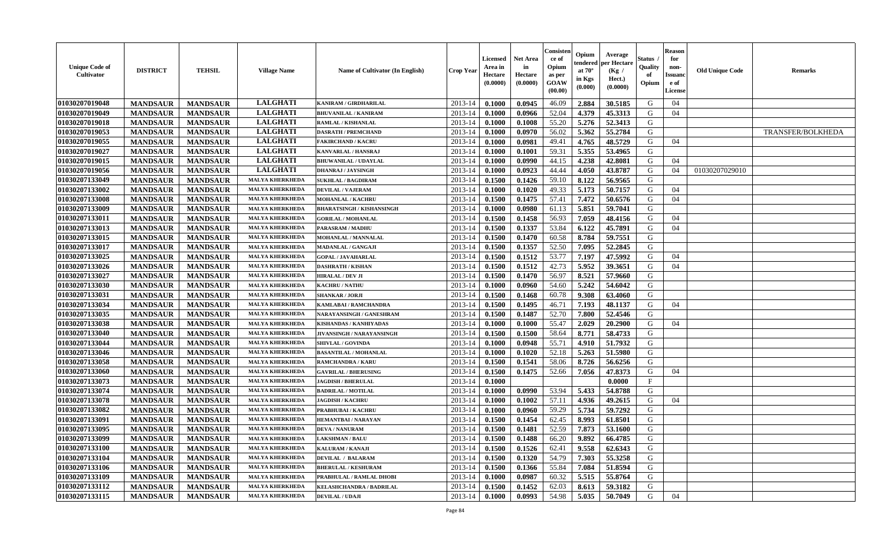| Unique Code of Cultivator | DISTRICT | TEHSIL | Village Name | Name of Cultivator (In English) | Crop Year | Licensed Area in Hectare (0.0000) | Net Area in Hectare (0.0000) | Consistence of Opium as per GOAW (00.00) | Opium tendered at 70° in Kgs (0.000) | Average per Hectare (Kg / Hect.) (0.0000) | Status / Quality of Opium | Reason for non-Issuance of License | Old Unique Code | Remarks |
|---|---|---|---|---|---|---|---|---|---|---|---|---|---|---|
| 01030207019048 | MANDSAUR | MANDSAUR | LALGHATI | KANIRAM / GIRDHARILAL | 2013-14 | 0.1000 | 0.0945 | 46.09 | 2.884 | 30.5185 | G | 04 | | |
| 01030207019049 | MANDSAUR | MANDSAUR | LALGHATI | BHUVANILAL / KANIRAM | 2013-14 | 0.1000 | 0.0966 | 52.04 | 4.379 | 45.3313 | G | 04 | | |
| 01030207019018 | MANDSAUR | MANDSAUR | LALGHATI | RAMLAL / KISHANLAL | 2013-14 | 0.1000 | 0.1008 | 55.20 | 5.276 | 52.3413 | G | | | |
| 01030207019053 | MANDSAUR | MANDSAUR | LALGHATI | DASRATH / PREMCHAND | 2013-14 | 0.1000 | 0.0970 | 56.02 | 5.362 | 55.2784 | G | | | TRANSFER/BOLKHEDA |
| 01030207019055 | MANDSAUR | MANDSAUR | LALGHATI | FAKIRCHAND / KACRU | 2013-14 | 0.1000 | 0.0981 | 49.41 | 4.765 | 48.5729 | G | 04 | | |
| 01030207019027 | MANDSAUR | MANDSAUR | LALGHATI | KANVARLAL / HANSRAJ | 2013-14 | 0.1000 | 0.1001 | 59.31 | 5.355 | 53.4965 | G | | | |
| 01030207019015 | MANDSAUR | MANDSAUR | LALGHATI | BHUWANILAL / UDAYLAL | 2013-14 | 0.1000 | 0.0990 | 44.15 | 4.238 | 42.8081 | G | 04 | | |
| 01030207019056 | MANDSAUR | MANDSAUR | LALGHATI | DHANRAJ / JAYSINGH | 2013-14 | 0.1000 | 0.0923 | 44.44 | 4.050 | 43.8787 | G | 04 | 01030207029010 | |
| 01030207133049 | MANDSAUR | MANDSAUR | MALYA KHERKHEDA | SUKHLAL / BAGDIRAM | 2013-14 | 0.1500 | 0.1426 | 59.10 | 8.122 | 56.9565 | G | | | |
| 01030207133002 | MANDSAUR | MANDSAUR | MALYA KHERKHEDA | DEVILAL / VAJERAM | 2013-14 | 0.1000 | 0.1020 | 49.33 | 5.173 | 50.7157 | G | 04 | | |
| 01030207133008 | MANDSAUR | MANDSAUR | MALYA KHERKHEDA | MOHANLAL / KACHRU | 2013-14 | 0.1500 | 0.1475 | 57.41 | 7.472 | 50.6576 | G | 04 | | |
| 01030207133009 | MANDSAUR | MANDSAUR | MALYA KHERKHEDA | BHARATSINGH / KISHANSINGH | 2013-14 | 0.1000 | 0.0980 | 61.13 | 5.851 | 59.7041 | G | | | |
| 01030207133011 | MANDSAUR | MANDSAUR | MALYA KHERKHEDA | GORILAL / MOHANLAL | 2013-14 | 0.1500 | 0.1458 | 56.93 | 7.059 | 48.4156 | G | 04 | | |
| 01030207133013 | MANDSAUR | MANDSAUR | MALYA KHERKHEDA | PARASRAM / MADHU | 2013-14 | 0.1500 | 0.1337 | 53.84 | 6.122 | 45.7891 | G | 04 | | |
| 01030207133015 | MANDSAUR | MANDSAUR | MALYA KHERKHEDA | MOHANLAL / MANNALAL | 2013-14 | 0.1500 | 0.1470 | 60.58 | 8.784 | 59.7551 | G | | | |
| 01030207133017 | MANDSAUR | MANDSAUR | MALYA KHERKHEDA | MADANLAL / GANGAJI | 2013-14 | 0.1500 | 0.1357 | 52.50 | 7.095 | 52.2845 | G | | | |
| 01030207133025 | MANDSAUR | MANDSAUR | MALYA KHERKHEDA | GOPAL / JAVAHARLAL | 2013-14 | 0.1500 | 0.1512 | 53.77 | 7.197 | 47.5992 | G | 04 | | |
| 01030207133026 | MANDSAUR | MANDSAUR | MALYA KHERKHEDA | DASHRATH / KISHAN | 2013-14 | 0.1500 | 0.1512 | 42.73 | 5.952 | 39.3651 | G | 04 | | |
| 01030207133027 | MANDSAUR | MANDSAUR | MALYA KHERKHEDA | HIRALAL / DEV JI | 2013-14 | 0.1500 | 0.1470 | 56.97 | 8.521 | 57.9660 | G | | | |
| 01030207133030 | MANDSAUR | MANDSAUR | MALYA KHERKHEDA | KACHRU / NATHU | 2013-14 | 0.1000 | 0.0960 | 54.60 | 5.242 | 54.6042 | G | | | |
| 01030207133031 | MANDSAUR | MANDSAUR | MALYA KHERKHEDA | SHANKAR / JORJI | 2013-14 | 0.1500 | 0.1468 | 60.78 | 9.308 | 63.4060 | G | | | |
| 01030207133034 | MANDSAUR | MANDSAUR | MALYA KHERKHEDA | KAMLABAI / RAMCHANDRA | 2013-14 | 0.1500 | 0.1495 | 46.71 | 7.193 | 48.1137 | G | 04 | | |
| 01030207133035 | MANDSAUR | MANDSAUR | MALYA KHERKHEDA | NARAYANSINGH / GANESHRAM | 2013-14 | 0.1500 | 0.1487 | 52.70 | 7.800 | 52.4546 | G | | | |
| 01030207133038 | MANDSAUR | MANDSAUR | MALYA KHERKHEDA | KISHANDAS / KANHIYADAS | 2013-14 | 0.1000 | 0.1000 | 55.47 | 2.029 | 20.2900 | G | 04 | | |
| 01030207133040 | MANDSAUR | MANDSAUR | MALYA KHERKHEDA | JIVANSINGH / NARAYANSINGH | 2013-14 | 0.1500 | 0.1500 | 58.64 | 8.771 | 58.4733 | G | | | |
| 01030207133044 | MANDSAUR | MANDSAUR | MALYA KHERKHEDA | SHIVLAL / GOVINDA | 2013-14 | 0.1000 | 0.0948 | 55.71 | 4.910 | 51.7932 | G | | | |
| 01030207133046 | MANDSAUR | MANDSAUR | MALYA KHERKHEDA | BASANTILAL / MOHANLAL | 2013-14 | 0.1000 | 0.1020 | 52.18 | 5.263 | 51.5980 | G | | | |
| 01030207133058 | MANDSAUR | MANDSAUR | MALYA KHERKHEDA | RAMCHANDRA / KARU | 2013-14 | 0.1500 | 0.1541 | 58.06 | 8.726 | 56.6256 | G | | | |
| 01030207133060 | MANDSAUR | MANDSAUR | MALYA KHERKHEDA | GAVRILAL / BHERUSING | 2013-14 | 0.1500 | 0.1475 | 52.66 | 7.056 | 47.8373 | G | 04 | | |
| 01030207133073 | MANDSAUR | MANDSAUR | MALYA KHERKHEDA | JAGDISH / BHERULAL | 2013-14 | 0.1000 | | | | 0.0000 | F | | | |
| 01030207133074 | MANDSAUR | MANDSAUR | MALYA KHERKHEDA | BADRILAL / MOTILAL | 2013-14 | 0.1000 | 0.0990 | 53.94 | 5.433 | 54.8788 | G | | | |
| 01030207133078 | MANDSAUR | MANDSAUR | MALYA KHERKHEDA | JAGDISH / KACHRU | 2013-14 | 0.1000 | 0.1002 | 57.11 | 4.936 | 49.2615 | G | 04 | | |
| 01030207133082 | MANDSAUR | MANDSAUR | MALYA KHERKHEDA | PRABHUBAI / KACHRU | 2013-14 | 0.1000 | 0.0960 | 59.29 | 5.734 | 59.7292 | G | | | |
| 01030207133091 | MANDSAUR | MANDSAUR | MALYA KHERKHEDA | HEMANTBAI / NARAYAN | 2013-14 | 0.1500 | 0.1454 | 62.45 | 8.993 | 61.8501 | G | | | |
| 01030207133095 | MANDSAUR | MANDSAUR | MALYA KHERKHEDA | DEVA / NANURAM | 2013-14 | 0.1500 | 0.1481 | 52.59 | 7.873 | 53.1600 | G | | | |
| 01030207133099 | MANDSAUR | MANDSAUR | MALYA KHERKHEDA | LAKSHMAN / BALU | 2013-14 | 0.1500 | 0.1488 | 66.20 | 9.892 | 66.4785 | G | | | |
| 01030207133100 | MANDSAUR | MANDSAUR | MALYA KHERKHEDA | KALURAM / KANAJI | 2013-14 | 0.1500 | 0.1526 | 62.41 | 9.558 | 62.6343 | G | | | |
| 01030207133104 | MANDSAUR | MANDSAUR | MALYA KHERKHEDA | DEVILAL / BALARAM | 2013-14 | 0.1500 | 0.1320 | 54.79 | 7.303 | 55.3258 | G | | | |
| 01030207133106 | MANDSAUR | MANDSAUR | MALYA KHERKHEDA | BHERULAL / KESHURAM | 2013-14 | 0.1500 | 0.1366 | 55.84 | 7.084 | 51.8594 | G | | | |
| 01030207133109 | MANDSAUR | MANDSAUR | MALYA KHERKHEDA | PRABHULAL / RAMLAL DHOBI | 2013-14 | 0.1000 | 0.0987 | 60.32 | 5.515 | 55.8764 | G | | | |
| 01030207133112 | MANDSAUR | MANDSAUR | MALYA KHERKHEDA | KELASHCHANDRA / BADRILAL | 2013-14 | 0.1500 | 0.1452 | 62.03 | 8.613 | 59.3182 | G | | | |
| 01030207133115 | MANDSAUR | MANDSAUR | MALYA KHERKHEDA | DEVILAL / UDAJI | 2013-14 | 0.1000 | 0.0993 | 54.98 | 5.035 | 50.7049 | G | 04 | | |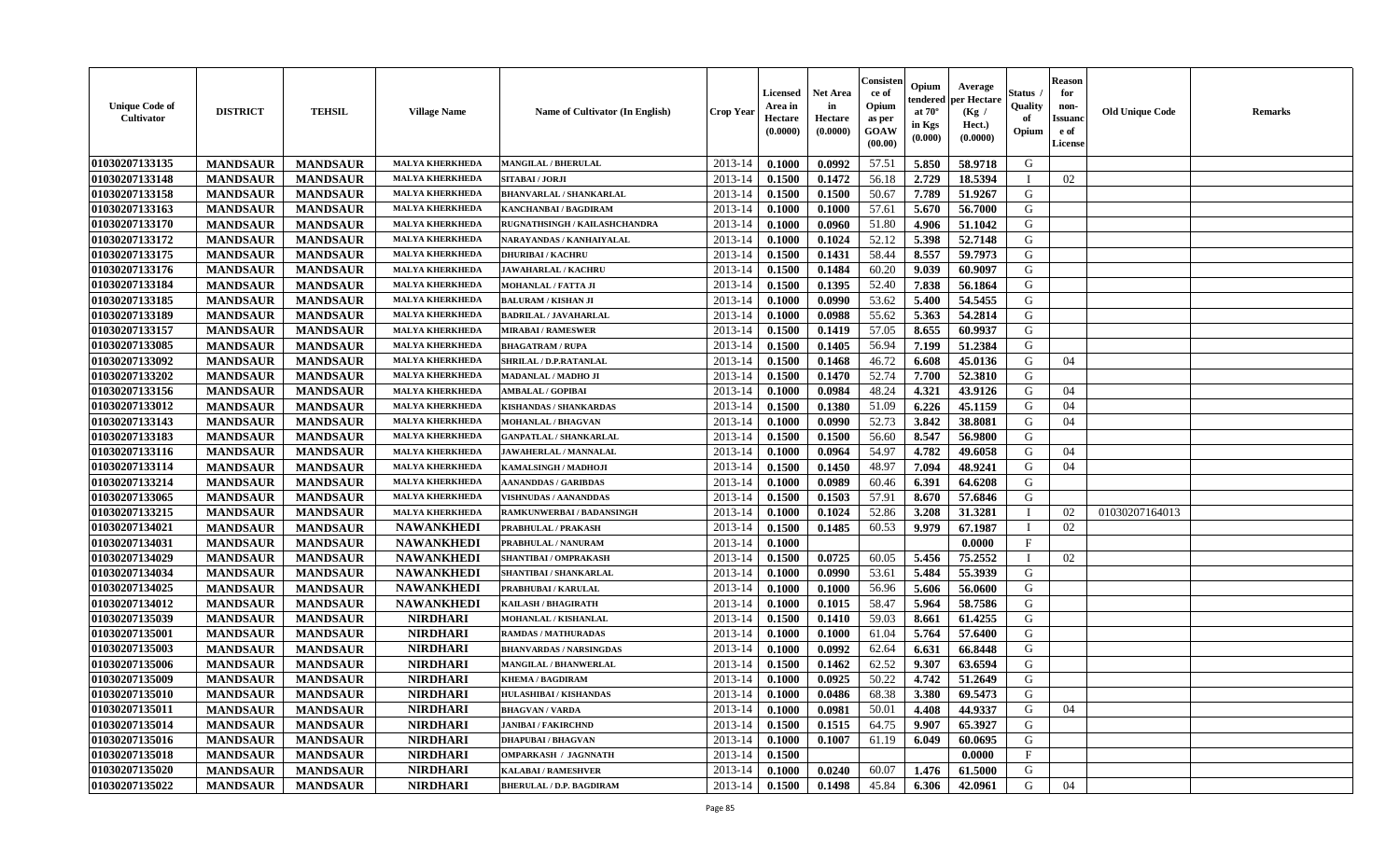| Unique Code of Cultivator | DISTRICT | TEHSIL | Village Name | Name of Cultivator (In English) | Crop Year | Licensed Area in Hectare (0.0000) | Net Area in Hectare (0.0000) | Consistence of Opium as per GOAW (00.00) | Opium tendered at 70° in Kgs (0.000) | Average per Hectare (Kg / Hect.) (0.0000) | Status / Quality of Opium | Reason for non-Issuance of License | Old Unique Code | Remarks |
|---|---|---|---|---|---|---|---|---|---|---|---|---|---|---|
| 01030207133135 | MANDSAUR | MANDSAUR | MALYA KHERKHEDA | MANGILAL / BHERULAL | 2013-14 | 0.1000 | 0.0992 | 57.51 | 5.850 | 58.9718 | G | | | |
| 01030207133148 | MANDSAUR | MANDSAUR | MALYA KHERKHEDA | SITABAI / JORJI | 2013-14 | 0.1500 | 0.1472 | 56.18 | 2.729 | 18.5394 | I | 02 | | |
| 01030207133158 | MANDSAUR | MANDSAUR | MALYA KHERKHEDA | BHANVARLAL / SHANKARLAL | 2013-14 | 0.1500 | 0.1500 | 50.67 | 7.789 | 51.9267 | G | | | |
| 01030207133163 | MANDSAUR | MANDSAUR | MALYA KHERKHEDA | KANCHANBAI / BAGDIRAM | 2013-14 | 0.1000 | 0.1000 | 57.61 | 5.670 | 56.7000 | G | | | |
| 01030207133170 | MANDSAUR | MANDSAUR | MALYA KHERKHEDA | RUGNATHSINGH / KAILASHCHANDRA | 2013-14 | 0.1000 | 0.0960 | 51.80 | 4.906 | 51.1042 | G | | | |
| 01030207133172 | MANDSAUR | MANDSAUR | MALYA KHERKHEDA | NARAYANDAS / KANHAIYALAL | 2013-14 | 0.1000 | 0.1024 | 52.12 | 5.398 | 52.7148 | G | | | |
| 01030207133175 | MANDSAUR | MANDSAUR | MALYA KHERKHEDA | DHURIBAI / KACHRU | 2013-14 | 0.1500 | 0.1431 | 58.44 | 8.557 | 59.7973 | G | | | |
| 01030207133176 | MANDSAUR | MANDSAUR | MALYA KHERKHEDA | JAWAHARLAL / KACHRU | 2013-14 | 0.1500 | 0.1484 | 60.20 | 9.039 | 60.9097 | G | | | |
| 01030207133184 | MANDSAUR | MANDSAUR | MALYA KHERKHEDA | MOHANLAL / FATTA JI | 2013-14 | 0.1500 | 0.1395 | 52.40 | 7.838 | 56.1864 | G | | | |
| 01030207133185 | MANDSAUR | MANDSAUR | MALYA KHERKHEDA | BALURAM / KISHAN JI | 2013-14 | 0.1000 | 0.0990 | 53.62 | 5.400 | 54.5455 | G | | | |
| 01030207133189 | MANDSAUR | MANDSAUR | MALYA KHERKHEDA | BADRILAL / JAVAHARLAL | 2013-14 | 0.1000 | 0.0988 | 55.62 | 5.363 | 54.2814 | G | | | |
| 01030207133157 | MANDSAUR | MANDSAUR | MALYA KHERKHEDA | MIRABAI / RAMESWER | 2013-14 | 0.1500 | 0.1419 | 57.05 | 8.655 | 60.9937 | G | | | |
| 01030207133085 | MANDSAUR | MANDSAUR | MALYA KHERKHEDA | BHAGATRAM / RUPA | 2013-14 | 0.1500 | 0.1405 | 56.94 | 7.199 | 51.2384 | G | | | |
| 01030207133092 | MANDSAUR | MANDSAUR | MALYA KHERKHEDA | SHRILAL / D.P.RATANLAL | 2013-14 | 0.1500 | 0.1468 | 46.72 | 6.608 | 45.0136 | G | 04 | | |
| 01030207133202 | MANDSAUR | MANDSAUR | MALYA KHERKHEDA | MADANLAL / MADHO JI | 2013-14 | 0.1500 | 0.1470 | 52.74 | 7.700 | 52.3810 | G | | | |
| 01030207133156 | MANDSAUR | MANDSAUR | MALYA KHERKHEDA | AMBALAL / GOPIBAI | 2013-14 | 0.1000 | 0.0984 | 48.24 | 4.321 | 43.9126 | G | 04 | | |
| 01030207133012 | MANDSAUR | MANDSAUR | MALYA KHERKHEDA | KISHANDAS / SHANKARDAS | 2013-14 | 0.1500 | 0.1380 | 51.09 | 6.226 | 45.1159 | G | 04 | | |
| 01030207133143 | MANDSAUR | MANDSAUR | MALYA KHERKHEDA | MOHANLAL / BHAGVAN | 2013-14 | 0.1000 | 0.0990 | 52.73 | 3.842 | 38.8081 | G | 04 | | |
| 01030207133183 | MANDSAUR | MANDSAUR | MALYA KHERKHEDA | GANPATLAL / SHANKARLAL | 2013-14 | 0.1500 | 0.1500 | 56.60 | 8.547 | 56.9800 | G | | | |
| 01030207133116 | MANDSAUR | MANDSAUR | MALYA KHERKHEDA | JAWAHERLAL / MANNALAL | 2013-14 | 0.1000 | 0.0964 | 54.97 | 4.782 | 49.6058 | G | 04 | | |
| 01030207133114 | MANDSAUR | MANDSAUR | MALYA KHERKHEDA | KAMALSINGH / MADHOJI | 2013-14 | 0.1500 | 0.1450 | 48.97 | 7.094 | 48.9241 | G | 04 | | |
| 01030207133214 | MANDSAUR | MANDSAUR | MALYA KHERKHEDA | AANANDDAS / GARIBDAS | 2013-14 | 0.1000 | 0.0989 | 60.46 | 6.391 | 64.6208 | G | | | |
| 01030207133065 | MANDSAUR | MANDSAUR | MALYA KHERKHEDA | VISHNUDAS / AANANDDAS | 2013-14 | 0.1500 | 0.1503 | 57.91 | 8.670 | 57.6846 | G | | | |
| 01030207133215 | MANDSAUR | MANDSAUR | MALYA KHERKHEDA | RAMKUNWERBAI / BADANSINGH | 2013-14 | 0.1000 | 0.1024 | 52.86 | 3.208 | 31.3281 | I | 02 | 01030207164013 | |
| 01030207134021 | MANDSAUR | MANDSAUR | NAWANKHEDI | PRABHULAL / PRAKASH | 2013-14 | 0.1500 | 0.1485 | 60.53 | 9.979 | 67.1987 | I | 02 | | |
| 01030207134031 | MANDSAUR | MANDSAUR | NAWANKHEDI | PRABHULAL / NANURAM | 2013-14 | 0.1000 | | | | 0.0000 | F | | | |
| 01030207134029 | MANDSAUR | MANDSAUR | NAWANKHEDI | SHANTIBAI / OMPRAKASH | 2013-14 | 0.1500 | 0.0725 | 60.05 | 5.456 | 75.2552 | I | 02 | | |
| 01030207134034 | MANDSAUR | MANDSAUR | NAWANKHEDI | SHANTIBAI / SHANKARLAL | 2013-14 | 0.1000 | 0.0990 | 53.61 | 5.484 | 55.3939 | G | | | |
| 01030207134025 | MANDSAUR | MANDSAUR | NAWANKHEDI | PRABHUBAI / KARULAL | 2013-14 | 0.1000 | 0.1000 | 56.96 | 5.606 | 56.0600 | G | | | |
| 01030207134012 | MANDSAUR | MANDSAUR | NAWANKHEDI | KAILASH / BHAGIRATH | 2013-14 | 0.1000 | 0.1015 | 58.47 | 5.964 | 58.7586 | G | | | |
| 01030207135039 | MANDSAUR | MANDSAUR | NIRDHARI | MOHANLAL / KISHANLAL | 2013-14 | 0.1500 | 0.1410 | 59.03 | 8.661 | 61.4255 | G | | | |
| 01030207135001 | MANDSAUR | MANDSAUR | NIRDHARI | RAMDAS / MATHURADAS | 2013-14 | 0.1000 | 0.1000 | 61.04 | 5.764 | 57.6400 | G | | | |
| 01030207135003 | MANDSAUR | MANDSAUR | NIRDHARI | BHANVARDAS / NARSINGDAS | 2013-14 | 0.1000 | 0.0992 | 62.64 | 6.631 | 66.8448 | G | | | |
| 01030207135006 | MANDSAUR | MANDSAUR | NIRDHARI | MANGILAL / BHANWERLAL | 2013-14 | 0.1500 | 0.1462 | 62.52 | 9.307 | 63.6594 | G | | | |
| 01030207135009 | MANDSAUR | MANDSAUR | NIRDHARI | KHEMA / BAGDIRAM | 2013-14 | 0.1000 | 0.0925 | 50.22 | 4.742 | 51.2649 | G | | | |
| 01030207135010 | MANDSAUR | MANDSAUR | NIRDHARI | HULASHIBAI / KISHANDAS | 2013-14 | 0.1000 | 0.0486 | 68.38 | 3.380 | 69.5473 | G | | | |
| 01030207135011 | MANDSAUR | MANDSAUR | NIRDHARI | BHAGVAN / VARDA | 2013-14 | 0.1000 | 0.0981 | 50.01 | 4.408 | 44.9337 | G | 04 | | |
| 01030207135014 | MANDSAUR | MANDSAUR | NIRDHARI | JANIBAI / FAKIRCHND | 2013-14 | 0.1500 | 0.1515 | 64.75 | 9.907 | 65.3927 | G | | | |
| 01030207135016 | MANDSAUR | MANDSAUR | NIRDHARI | DHAPUBAI / BHAGVAN | 2013-14 | 0.1000 | 0.1007 | 61.19 | 6.049 | 60.0695 | G | | | |
| 01030207135018 | MANDSAUR | MANDSAUR | NIRDHARI | OMPARKASH / JAGNNATH | 2013-14 | 0.1500 | | | | 0.0000 | F | | | |
| 01030207135020 | MANDSAUR | MANDSAUR | NIRDHARI | KALABAI / RAMESHVER | 2013-14 | 0.1000 | 0.0240 | 60.07 | 1.476 | 61.5000 | G | | | |
| 01030207135022 | MANDSAUR | MANDSAUR | NIRDHARI | BHERULAL / D.P. BAGDIRAM | 2013-14 | 0.1500 | 0.1498 | 45.84 | 6.306 | 42.0961 | G | 04 | | |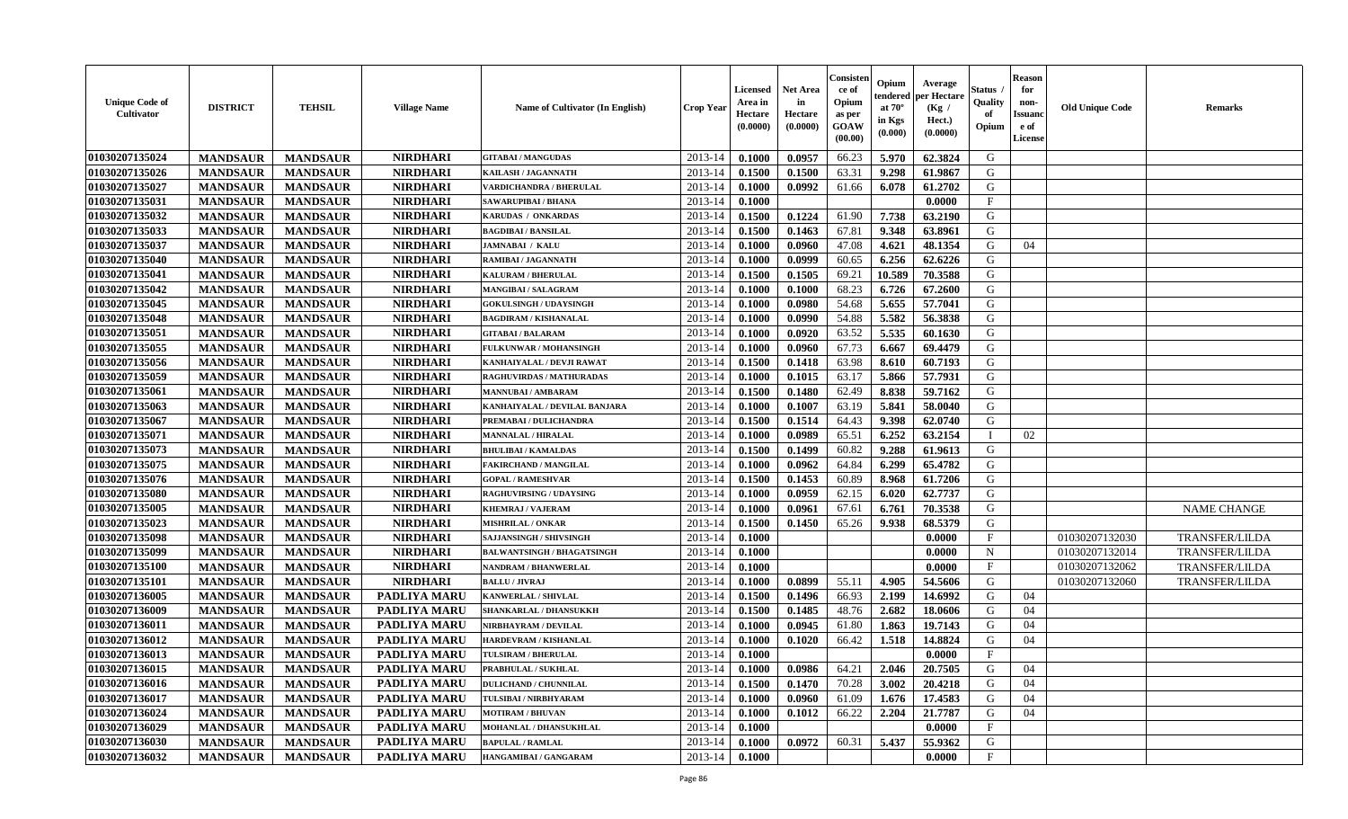| Unique Code of Cultivator | DISTRICT | TEHSIL | Village Name | Name of Cultivator (In English) | Crop Year | Licensed Area in Hectare (0.0000) | Net Area in Hectare (0.0000) | Consistence of Opium as per GOAW (00.00) | Opium tendered at 70° in Kgs (0.000) | Average per Hectare (Kg / Hect.) (0.0000) | Status / Quality of Opium | Reason for non-Issuance of License | Old Unique Code | Remarks |
|---|---|---|---|---|---|---|---|---|---|---|---|---|---|---|
| 01030207135024 | MANDSAUR | MANDSAUR | NIRDHARI | GITABAI / MANGUDAS | 2013-14 | 0.1000 | 0.0957 | 66.23 | 5.970 | 62.3824 | G | | | |
| 01030207135026 | MANDSAUR | MANDSAUR | NIRDHARI | KAILASH / JAGANNATH | 2013-14 | 0.1500 | 0.1500 | 63.31 | 9.298 | 61.9867 | G | | | |
| 01030207135027 | MANDSAUR | MANDSAUR | NIRDHARI | VARDICHANDRA / BHERULAL | 2013-14 | 0.1000 | 0.0992 | 61.66 | 6.078 | 61.2702 | G | | | |
| 01030207135031 | MANDSAUR | MANDSAUR | NIRDHARI | SAWARUPIBAI / BHANA | 2013-14 | 0.1000 | | | | 0.0000 | F | | | |
| 01030207135032 | MANDSAUR | MANDSAUR | NIRDHARI | KARUDAS / ONKARDAS | 2013-14 | 0.1500 | 0.1224 | 61.90 | 7.738 | 63.2190 | G | | | |
| 01030207135033 | MANDSAUR | MANDSAUR | NIRDHARI | BAGDIBAI / BANSILAL | 2013-14 | 0.1500 | 0.1463 | 67.81 | 9.348 | 63.8961 | G | | | |
| 01030207135037 | MANDSAUR | MANDSAUR | NIRDHARI | JAMNABAI / KALU | 2013-14 | 0.1000 | 0.0960 | 47.08 | 4.621 | 48.1354 | G | 04 | | |
| 01030207135040 | MANDSAUR | MANDSAUR | NIRDHARI | RAMIBAI / JAGANNATH | 2013-14 | 0.1000 | 0.0999 | 60.65 | 6.256 | 62.6226 | G | | | |
| 01030207135041 | MANDSAUR | MANDSAUR | NIRDHARI | KALURAM / BHERULAL | 2013-14 | 0.1500 | 0.1505 | 69.21 | 10.589 | 70.3588 | G | | | |
| 01030207135042 | MANDSAUR | MANDSAUR | NIRDHARI | MANGIBAI / SALAGRAM | 2013-14 | 0.1000 | 0.1000 | 68.23 | 6.726 | 67.2600 | G | | | |
| 01030207135045 | MANDSAUR | MANDSAUR | NIRDHARI | GOKULSINGH / UDAYSINGH | 2013-14 | 0.1000 | 0.0980 | 54.68 | 5.655 | 57.7041 | G | | | |
| 01030207135048 | MANDSAUR | MANDSAUR | NIRDHARI | BAGDIRAM / KISHANALAL | 2013-14 | 0.1000 | 0.0990 | 54.88 | 5.582 | 56.3838 | G | | | |
| 01030207135051 | MANDSAUR | MANDSAUR | NIRDHARI | GITABAI / BALARAM | 2013-14 | 0.1000 | 0.0920 | 63.52 | 5.535 | 60.1630 | G | | | |
| 01030207135055 | MANDSAUR | MANDSAUR | NIRDHARI | FULKUNWAR / MOHANSINGH | 2013-14 | 0.1000 | 0.0960 | 67.73 | 6.667 | 69.4479 | G | | | |
| 01030207135056 | MANDSAUR | MANDSAUR | NIRDHARI | KANHAIYALAL / DEVJI RAWAT | 2013-14 | 0.1500 | 0.1418 | 63.98 | 8.610 | 60.7193 | G | | | |
| 01030207135059 | MANDSAUR | MANDSAUR | NIRDHARI | RAGHUVIRDAS / MATHURADAS | 2013-14 | 0.1000 | 0.1015 | 63.17 | 5.866 | 57.7931 | G | | | |
| 01030207135061 | MANDSAUR | MANDSAUR | NIRDHARI | MANNUBAI / AMBARAM | 2013-14 | 0.1500 | 0.1480 | 62.49 | 8.838 | 59.7162 | G | | | |
| 01030207135063 | MANDSAUR | MANDSAUR | NIRDHARI | KANHAIYALAL / DEVILAL BANJARA | 2013-14 | 0.1000 | 0.1007 | 63.19 | 5.841 | 58.0040 | G | | | |
| 01030207135067 | MANDSAUR | MANDSAUR | NIRDHARI | PREMABAI / DULICHANDRA | 2013-14 | 0.1500 | 0.1514 | 64.43 | 9.398 | 62.0740 | G | | | |
| 01030207135071 | MANDSAUR | MANDSAUR | NIRDHARI | MANNALAL / HIRALAL | 2013-14 | 0.1000 | 0.0989 | 65.51 | 6.252 | 63.2154 | I | 02 | | |
| 01030207135073 | MANDSAUR | MANDSAUR | NIRDHARI | BHULIBAI / KAMALDAS | 2013-14 | 0.1500 | 0.1499 | 60.82 | 9.288 | 61.9613 | G | | | |
| 01030207135075 | MANDSAUR | MANDSAUR | NIRDHARI | FAKIRCHAND / MANGILAL | 2013-14 | 0.1000 | 0.0962 | 64.84 | 6.299 | 65.4782 | G | | | |
| 01030207135076 | MANDSAUR | MANDSAUR | NIRDHARI | GOPAL / RAMESHVAR | 2013-14 | 0.1500 | 0.1453 | 60.89 | 8.968 | 61.7206 | G | | | |
| 01030207135080 | MANDSAUR | MANDSAUR | NIRDHARI | RAGHUVIRSING / UDAYSING | 2013-14 | 0.1000 | 0.0959 | 62.15 | 6.020 | 62.7737 | G | | | |
| 01030207135005 | MANDSAUR | MANDSAUR | NIRDHARI | KHEMRAJ / VAJERAM | 2013-14 | 0.1000 | 0.0961 | 67.61 | 6.761 | 70.3538 | G | | | NAME CHANGE |
| 01030207135023 | MANDSAUR | MANDSAUR | NIRDHARI | MISHRILAL / ONKAR | 2013-14 | 0.1500 | 0.1450 | 65.26 | 9.938 | 68.5379 | G | | | |
| 01030207135098 | MANDSAUR | MANDSAUR | NIRDHARI | SAJJANSINGH / SHIVSINGH | 2013-14 | 0.1000 | | | | 0.0000 | F | | 01030207132030 | TRANSFER/LILDA |
| 01030207135099 | MANDSAUR | MANDSAUR | NIRDHARI | BALWANTSINGH / BHAGATSINGH | 2013-14 | 0.1000 | | | | 0.0000 | N | | 01030207132014 | TRANSFER/LILDA |
| 01030207135100 | MANDSAUR | MANDSAUR | NIRDHARI | NANDRAM / BHANWERLAL | 2013-14 | 0.1000 | | | | 0.0000 | F | | 01030207132062 | TRANSFER/LILDA |
| 01030207135101 | MANDSAUR | MANDSAUR | NIRDHARI | BALLU / JIVRAJ | 2013-14 | 0.1000 | 0.0899 | 55.11 | 4.905 | 54.5606 | G | | 01030207132060 | TRANSFER/LILDA |
| 01030207136005 | MANDSAUR | MANDSAUR | PADLIYA MARU | KANWERLAL / SHIVLAL | 2013-14 | 0.1500 | 0.1496 | 66.93 | 2.199 | 14.6992 | G | 04 | | |
| 01030207136009 | MANDSAUR | MANDSAUR | PADLIYA MARU | SHANKARLAL / DHANSUKKH | 2013-14 | 0.1500 | 0.1485 | 48.76 | 2.682 | 18.0606 | G | 04 | | |
| 01030207136011 | MANDSAUR | MANDSAUR | PADLIYA MARU | NIRBHAYRAM / DEVILAL | 2013-14 | 0.1000 | 0.0945 | 61.80 | 1.863 | 19.7143 | G | 04 | | |
| 01030207136012 | MANDSAUR | MANDSAUR | PADLIYA MARU | HARDEVRAM / KISHANLAL | 2013-14 | 0.1000 | 0.1020 | 66.42 | 1.518 | 14.8824 | G | 04 | | |
| 01030207136013 | MANDSAUR | MANDSAUR | PADLIYA MARU | TULSIRAM / BHERULAL | 2013-14 | 0.1000 | | | | 0.0000 | F | | | |
| 01030207136015 | MANDSAUR | MANDSAUR | PADLIYA MARU | PRABHULAL / SUKHLAL | 2013-14 | 0.1000 | 0.0986 | 64.21 | 2.046 | 20.7505 | G | 04 | | |
| 01030207136016 | MANDSAUR | MANDSAUR | PADLIYA MARU | DULICHAND / CHUNNILAL | 2013-14 | 0.1500 | 0.1470 | 70.28 | 3.002 | 20.4218 | G | 04 | | |
| 01030207136017 | MANDSAUR | MANDSAUR | PADLIYA MARU | TULSIBAI / NIRBHYARAM | 2013-14 | 0.1000 | 0.0960 | 61.09 | 1.676 | 17.4583 | G | 04 | | |
| 01030207136024 | MANDSAUR | MANDSAUR | PADLIYA MARU | MOTIRAM / BHUVAN | 2013-14 | 0.1000 | 0.1012 | 66.22 | 2.204 | 21.7787 | G | 04 | | |
| 01030207136029 | MANDSAUR | MANDSAUR | PADLIYA MARU | MOHANLAL / DHANSUKHLAL | 2013-14 | 0.1000 | | | | 0.0000 | F | | | |
| 01030207136030 | MANDSAUR | MANDSAUR | PADLIYA MARU | BAPULAL / RAMLAL | 2013-14 | 0.1000 | 0.0972 | 60.31 | 5.437 | 55.9362 | G | | | |
| 01030207136032 | MANDSAUR | MANDSAUR | PADLIYA MARU | HANGAMIBAI / GANGARAM | 2013-14 | 0.1000 | | | | 0.0000 | F | | | |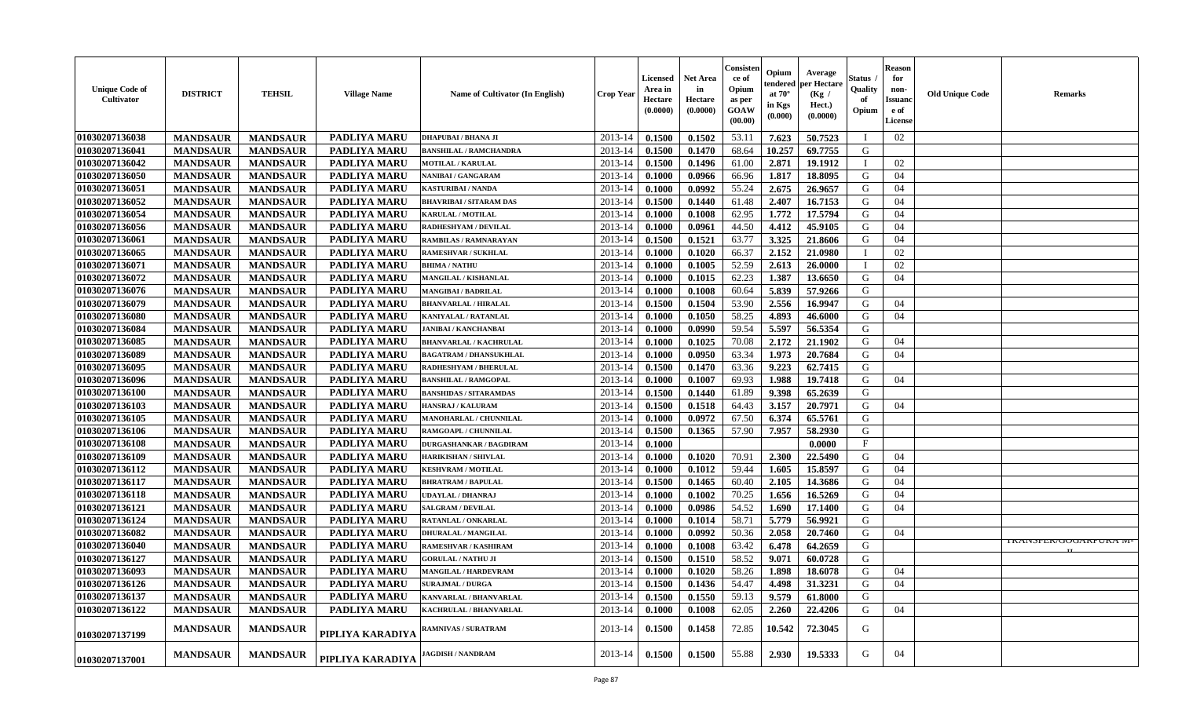| Unique Code of Cultivator | DISTRICT | TEHSIL | Village Name | Name of Cultivator (In English) | Crop Year | Licensed Area in Hectare (0.0000) | Net Area in Hectare (0.0000) | Consistence of Opium as per GOAW (00.00) | Opium tendered at 70° in Kgs (0.000) | Average per Hectare (Kg / Hect.) (0.0000) | Status / Quality of Opium | Reason for non-Issuance of License | Old Unique Code | Remarks |
|---|---|---|---|---|---|---|---|---|---|---|---|---|---|---|
| 01030207136038 | MANDSAUR | MANDSAUR | PADLIYA MARU | DHAPUBAI / BHANA JI | 2013-14 | 0.1500 | 0.1502 | 53.11 | 7.623 | 50.7523 | I | 02 | | |
| 01030207136041 | MANDSAUR | MANDSAUR | PADLIYA MARU | BANSHILAL / RAMCHANDRA | 2013-14 | 0.1500 | 0.1470 | 68.64 | 10.257 | 69.7755 | G | | | |
| 01030207136042 | MANDSAUR | MANDSAUR | PADLIYA MARU | MOTILAL / KARULAL | 2013-14 | 0.1500 | 0.1496 | 61.00 | 2.871 | 19.1912 | I | 02 | | |
| 01030207136050 | MANDSAUR | MANDSAUR | PADLIYA MARU | NANIBAI / GANGARAM | 2013-14 | 0.1000 | 0.0966 | 66.96 | 1.817 | 18.8095 | G | 04 | | |
| 01030207136051 | MANDSAUR | MANDSAUR | PADLIYA MARU | KASTURIBAI / NANDA | 2013-14 | 0.1000 | 0.0992 | 55.24 | 2.675 | 26.9657 | G | 04 | | |
| 01030207136052 | MANDSAUR | MANDSAUR | PADLIYA MARU | BHAVRIBAI / SITARAM DAS | 2013-14 | 0.1500 | 0.1440 | 61.48 | 2.407 | 16.7153 | G | 04 | | |
| 01030207136054 | MANDSAUR | MANDSAUR | PADLIYA MARU | KARULAL / MOTILAL | 2013-14 | 0.1000 | 0.1008 | 62.95 | 1.772 | 17.5794 | G | 04 | | |
| 01030207136056 | MANDSAUR | MANDSAUR | PADLIYA MARU | RADHESHYAM / DEVILAL | 2013-14 | 0.1000 | 0.0961 | 44.50 | 4.412 | 45.9105 | G | 04 | | |
| 01030207136061 | MANDSAUR | MANDSAUR | PADLIYA MARU | RAMBILAS / RAMNARAYAN | 2013-14 | 0.1500 | 0.1521 | 63.77 | 3.325 | 21.8606 | G | 04 | | |
| 01030207136065 | MANDSAUR | MANDSAUR | PADLIYA MARU | RAMESHVAR / SUKHLAL | 2013-14 | 0.1000 | 0.1020 | 66.37 | 2.152 | 21.0980 | I | 02 | | |
| 01030207136071 | MANDSAUR | MANDSAUR | PADLIYA MARU | BHIMA / NATHU | 2013-14 | 0.1000 | 0.1005 | 52.59 | 2.613 | 26.0000 | I | 02 | | |
| 01030207136072 | MANDSAUR | MANDSAUR | PADLIYA MARU | MANGILAL / KISHANLAL | 2013-14 | 0.1000 | 0.1015 | 62.23 | 1.387 | 13.6650 | G | 04 | | |
| 01030207136076 | MANDSAUR | MANDSAUR | PADLIYA MARU | MANGIBAI / BADRILAL | 2013-14 | 0.1000 | 0.1008 | 60.64 | 5.839 | 57.9266 | G | | | |
| 01030207136079 | MANDSAUR | MANDSAUR | PADLIYA MARU | BHANVARLAL / HIRALAL | 2013-14 | 0.1500 | 0.1504 | 53.90 | 2.556 | 16.9947 | G | 04 | | |
| 01030207136080 | MANDSAUR | MANDSAUR | PADLIYA MARU | KANIYALAL / RATANLAL | 2013-14 | 0.1000 | 0.1050 | 58.25 | 4.893 | 46.6000 | G | 04 | | |
| 01030207136084 | MANDSAUR | MANDSAUR | PADLIYA MARU | JANIBAI / KANCHANBAI | 2013-14 | 0.1000 | 0.0990 | 59.54 | 5.597 | 56.5354 | G | | | |
| 01030207136085 | MANDSAUR | MANDSAUR | PADLIYA MARU | BHANVARLAL / KACHRULAL | 2013-14 | 0.1000 | 0.1025 | 70.08 | 2.172 | 21.1902 | G | 04 | | |
| 01030207136089 | MANDSAUR | MANDSAUR | PADLIYA MARU | BAGATRAM / DHANSUKHLAL | 2013-14 | 0.1000 | 0.0950 | 63.34 | 1.973 | 20.7684 | G | 04 | | |
| 01030207136095 | MANDSAUR | MANDSAUR | PADLIYA MARU | RADHESHYAM / BHERULAL | 2013-14 | 0.1500 | 0.1470 | 63.36 | 9.223 | 62.7415 | G | | | |
| 01030207136096 | MANDSAUR | MANDSAUR | PADLIYA MARU | BANSHILAL / RAMGOPAL | 2013-14 | 0.1000 | 0.1007 | 69.93 | 1.988 | 19.7418 | G | 04 | | |
| 01030207136100 | MANDSAUR | MANDSAUR | PADLIYA MARU | BANSHIDAS / SITARAMDAS | 2013-14 | 0.1500 | 0.1440 | 61.89 | 9.398 | 65.2639 | G | | | |
| 01030207136103 | MANDSAUR | MANDSAUR | PADLIYA MARU | HANSRAJ / KALURAM | 2013-14 | 0.1500 | 0.1518 | 64.43 | 3.157 | 20.7971 | G | 04 | | |
| 01030207136105 | MANDSAUR | MANDSAUR | PADLIYA MARU | MANOHARLAL / CHUNNILAL | 2013-14 | 0.1000 | 0.0972 | 67.50 | 6.374 | 65.5761 | G | | | |
| 01030207136106 | MANDSAUR | MANDSAUR | PADLIYA MARU | RAMGOAPL / CHUNNILAL | 2013-14 | 0.1500 | 0.1365 | 57.90 | 7.957 | 58.2930 | G | | | |
| 01030207136108 | MANDSAUR | MANDSAUR | PADLIYA MARU | DURGASHANKAR / BAGDIRAM | 2013-14 | 0.1000 | | | | 0.0000 | F | | | |
| 01030207136109 | MANDSAUR | MANDSAUR | PADLIYA MARU | HARIKISHAN / SHIVLAL | 2013-14 | 0.1000 | 0.1020 | 70.91 | 2.300 | 22.5490 | G | 04 | | |
| 01030207136112 | MANDSAUR | MANDSAUR | PADLIYA MARU | KESHVRAM / MOTILAL | 2013-14 | 0.1000 | 0.1012 | 59.44 | 1.605 | 15.8597 | G | 04 | | |
| 01030207136117 | MANDSAUR | MANDSAUR | PADLIYA MARU | BHRATRAM / BAPULAL | 2013-14 | 0.1500 | 0.1465 | 60.40 | 2.105 | 14.3686 | G | 04 | | |
| 01030207136118 | MANDSAUR | MANDSAUR | PADLIYA MARU | UDAYLAL / DHANRAJ | 2013-14 | 0.1000 | 0.1002 | 70.25 | 1.656 | 16.5269 | G | 04 | | |
| 01030207136121 | MANDSAUR | MANDSAUR | PADLIYA MARU | SALGRAM / DEVILAL | 2013-14 | 0.1000 | 0.0986 | 54.52 | 1.690 | 17.1400 | G | 04 | | |
| 01030207136124 | MANDSAUR | MANDSAUR | PADLIYA MARU | RATANLAL / ONKARLAL | 2013-14 | 0.1000 | 0.1014 | 58.71 | 5.779 | 56.9921 | G | | | |
| 01030207136082 | MANDSAUR | MANDSAUR | PADLIYA MARU | DHURALAL / MANGILAL | 2013-14 | 0.1000 | 0.0992 | 50.36 | 2.058 | 20.7460 | G | 04 | | |
| 01030207136040 | MANDSAUR | MANDSAUR | PADLIYA MARU | RAMESHVAR / KASHIRAM | 2013-14 | 0.1000 | 0.1008 | 63.42 | 6.478 | 64.2659 | G | | | TRANSFER/GOGARPURA M-II |
| 01030207136127 | MANDSAUR | MANDSAUR | PADLIYA MARU | GORULAL / NATHU JI | 2013-14 | 0.1500 | 0.1510 | 58.52 | 9.071 | 60.0728 | G | | | |
| 01030207136093 | MANDSAUR | MANDSAUR | PADLIYA MARU | MANGILAL / HARDEVRAM | 2013-14 | 0.1000 | 0.1020 | 58.26 | 1.898 | 18.6078 | G | 04 | | |
| 01030207136126 | MANDSAUR | MANDSAUR | PADLIYA MARU | SURAJMAL / DURGA | 2013-14 | 0.1500 | 0.1436 | 54.47 | 4.498 | 31.3231 | G | 04 | | |
| 01030207136137 | MANDSAUR | MANDSAUR | PADLIYA MARU | KANVARLAL / BHANVARLAL | 2013-14 | 0.1500 | 0.1550 | 59.13 | 9.579 | 61.8000 | G | | | |
| 01030207136122 | MANDSAUR | MANDSAUR | PADLIYA MARU | KACHRULAL / BHANVARLAL | 2013-14 | 0.1000 | 0.1008 | 62.05 | 2.260 | 22.4206 | G | 04 | | |
| 01030207137199 | MANDSAUR | MANDSAUR | PIPLIYA KARADIYA | RAMNIVAS / SURATRAM | 2013-14 | 0.1500 | 0.1458 | 72.85 | 10.542 | 72.3045 | G | | | |
| 01030207137001 | MANDSAUR | MANDSAUR | PIPLIYA KARADIYA | JAGDISH / NANDRAM | 2013-14 | 0.1500 | 0.1500 | 55.88 | 2.930 | 19.5333 | G | 04 | | |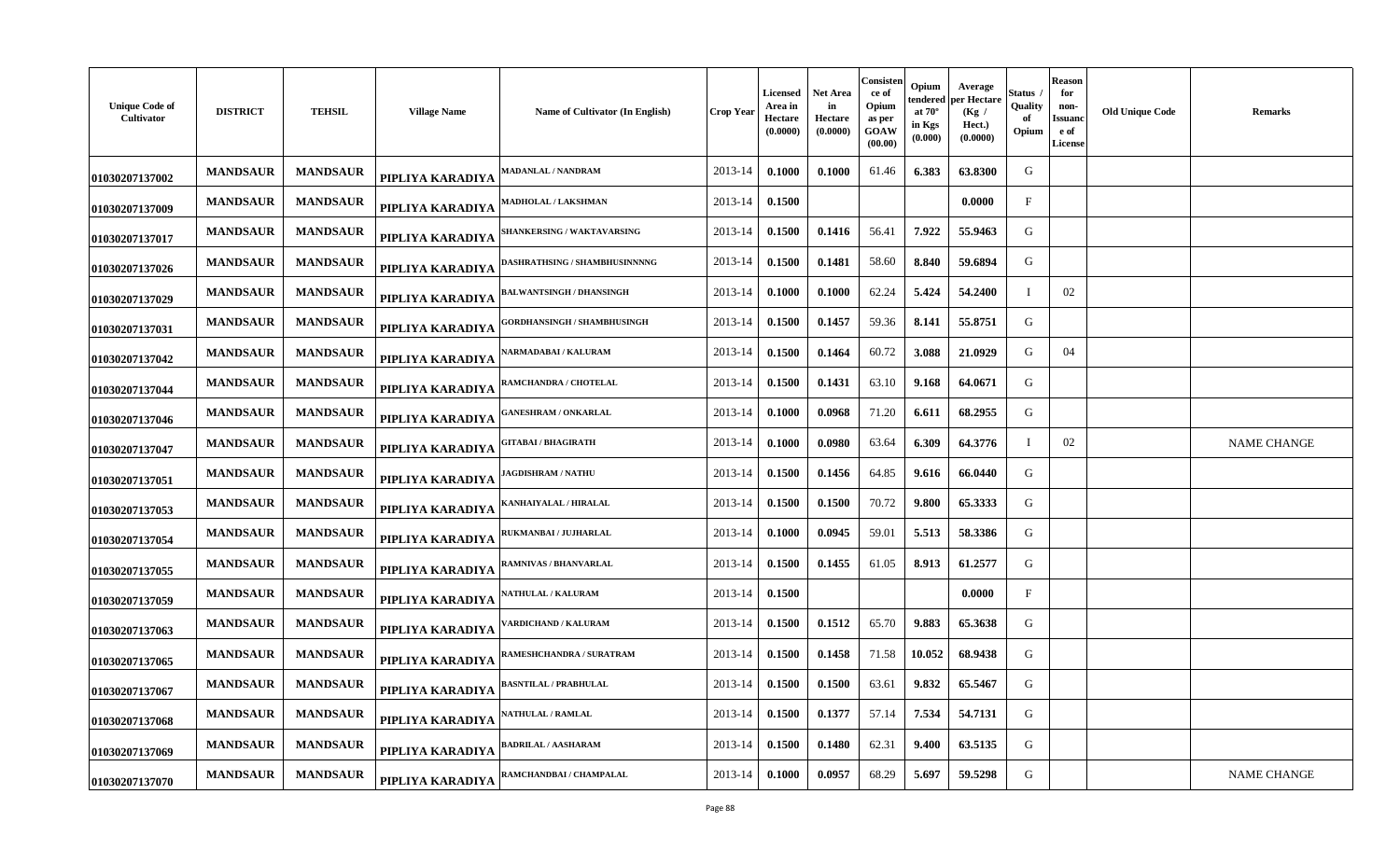| Unique Code of Cultivator | DISTRICT | TEHSIL | Village Name | Name of Cultivator (In English) | Crop Year | Licensed Area in Hectare (0.0000) | Net Area in Hectare (0.0000) | Consistence of Opium as per GOAW (00.00) | Opium tendered at 70° in Kgs (0.000) | Average per Hectare (Kg / Hect.) (0.0000) | Status / Quality of Opium | Reason for non-Issuance of License | Old Unique Code | Remarks |
|---|---|---|---|---|---|---|---|---|---|---|---|---|---|---|
| 01030207137002 | MANDSAUR | MANDSAUR | PIPLIYA KARADIYA | MADANLAL / NANDRAM | 2013-14 | 0.1000 | 0.1000 | 61.46 | 6.383 | 63.8300 | G | | | |
| 01030207137009 | MANDSAUR | MANDSAUR | PIPLIYA KARADIYA | MADHOLAL / LAKSHMAN | 2013-14 | 0.1500 | | | | 0.0000 | F | | | |
| 01030207137017 | MANDSAUR | MANDSAUR | PIPLIYA KARADIYA | SHANKERSING / WAKTAVARSING | 2013-14 | 0.1500 | 0.1416 | 56.41 | 7.922 | 55.9463 | G | | | |
| 01030207137026 | MANDSAUR | MANDSAUR | PIPLIYA KARADIYA | DASHRATHSING / SHAMBHUSINNNNG | 2013-14 | 0.1500 | 0.1481 | 58.60 | 8.840 | 59.6894 | G | | | |
| 01030207137029 | MANDSAUR | MANDSAUR | PIPLIYA KARADIYA | BALWANTSINGH / DHANSINGH | 2013-14 | 0.1000 | 0.1000 | 62.24 | 5.424 | 54.2400 | I | 02 | | |
| 01030207137031 | MANDSAUR | MANDSAUR | PIPLIYA KARADIYA | GORDHANSINGH / SHAMBHUSINGH | 2013-14 | 0.1500 | 0.1457 | 59.36 | 8.141 | 55.8751 | G | | | |
| 01030207137042 | MANDSAUR | MANDSAUR | PIPLIYA KARADIYA | NARMADABAI / KALURAM | 2013-14 | 0.1500 | 0.1464 | 60.72 | 3.088 | 21.0929 | G | 04 | | |
| 01030207137044 | MANDSAUR | MANDSAUR | PIPLIYA KARADIYA | RAMCHANDRA / CHOTELAL | 2013-14 | 0.1500 | 0.1431 | 63.10 | 9.168 | 64.0671 | G | | | |
| 01030207137046 | MANDSAUR | MANDSAUR | PIPLIYA KARADIYA | GANESHRAM / ONKARLAL | 2013-14 | 0.1000 | 0.0968 | 71.20 | 6.611 | 68.2955 | G | | | |
| 01030207137047 | MANDSAUR | MANDSAUR | PIPLIYA KARADIYA | GITABAI / BHAGIRATH | 2013-14 | 0.1000 | 0.0980 | 63.64 | 6.309 | 64.3776 | I | 02 | | NAME CHANGE |
| 01030207137051 | MANDSAUR | MANDSAUR | PIPLIYA KARADIYA | JAGDISHRAM / NATHU | 2013-14 | 0.1500 | 0.1456 | 64.85 | 9.616 | 66.0440 | G | | | |
| 01030207137053 | MANDSAUR | MANDSAUR | PIPLIYA KARADIYA | KANHAIYALAL / HIRALAL | 2013-14 | 0.1500 | 0.1500 | 70.72 | 9.800 | 65.3333 | G | | | |
| 01030207137054 | MANDSAUR | MANDSAUR | PIPLIYA KARADIYA | RUKMANBAI / JUJHARLAL | 2013-14 | 0.1000 | 0.0945 | 59.01 | 5.513 | 58.3386 | G | | | |
| 01030207137055 | MANDSAUR | MANDSAUR | PIPLIYA KARADIYA | RAMNIVAS / BHANVARLAL | 2013-14 | 0.1500 | 0.1455 | 61.05 | 8.913 | 61.2577 | G | | | |
| 01030207137059 | MANDSAUR | MANDSAUR | PIPLIYA KARADIYA | NATHULAL / KALURAM | 2013-14 | 0.1500 | | | | 0.0000 | F | | | |
| 01030207137063 | MANDSAUR | MANDSAUR | PIPLIYA KARADIYA | VARDICHAND / KALURAM | 2013-14 | 0.1500 | 0.1512 | 65.70 | 9.883 | 65.3638 | G | | | |
| 01030207137065 | MANDSAUR | MANDSAUR | PIPLIYA KARADIYA | RAMESHCHANDRA / SURATRAM | 2013-14 | 0.1500 | 0.1458 | 71.58 | 10.052 | 68.9438 | G | | | |
| 01030207137067 | MANDSAUR | MANDSAUR | PIPLIYA KARADIYA | BASNTILAL / PRABHULAL | 2013-14 | 0.1500 | 0.1500 | 63.61 | 9.832 | 65.5467 | G | | | |
| 01030207137068 | MANDSAUR | MANDSAUR | PIPLIYA KARADIYA | NATHULAL / RAMLAL | 2013-14 | 0.1500 | 0.1377 | 57.14 | 7.534 | 54.7131 | G | | | |
| 01030207137069 | MANDSAUR | MANDSAUR | PIPLIYA KARADIYA | BADRILAL / AASHARAM | 2013-14 | 0.1500 | 0.1480 | 62.31 | 9.400 | 63.5135 | G | | | |
| 01030207137070 | MANDSAUR | MANDSAUR | PIPLIYA KARADIYA | RAMCHANDBAI / CHAMPALAL | 2013-14 | 0.1000 | 0.0957 | 68.29 | 5.697 | 59.5298 | G | | | NAME CHANGE |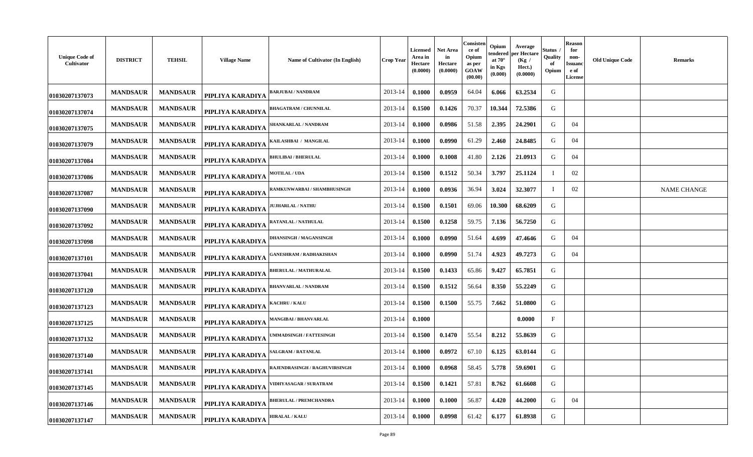| Unique Code of Cultivator | DISTRICT | TEHSIL | Village Name | Name of Cultivator (In English) | Crop Year | Licensed Area in Hectare (0.0000) | Net Area in Hectare (0.0000) | Consistence of Opium as per GOAW (00.00) | Opium tendered at 70° in Kgs (0.000) | Average per Hectare (Kg / Hect.) (0.0000) | Status / Quality of Opium | Reason for non-Issuance of License | Old Unique Code | Remarks |
|---|---|---|---|---|---|---|---|---|---|---|---|---|---|---|
| 01030207137073 | MANDSAUR | MANDSAUR | PIPLIYA KARADIYA | BARJUBAI / NANDRAM | 2013-14 | 0.1000 | 0.0959 | 64.04 | 6.066 | 63.2534 | G | | | |
| 01030207137074 | MANDSAUR | MANDSAUR | PIPLIYA KARADIYA | BHAGATRAM / CHUNNILAL | 2013-14 | 0.1500 | 0.1426 | 70.37 | 10.344 | 72.5386 | G | | | |
| 01030207137075 | MANDSAUR | MANDSAUR | PIPLIYA KARADIYA | SHANKARLAL / NANDRAM | 2013-14 | 0.1000 | 0.0986 | 51.58 | 2.395 | 24.2901 | G | 04 | | |
| 01030207137079 | MANDSAUR | MANDSAUR | PIPLIYA KARADIYA | KAILASHBAI / MANGILAL | 2013-14 | 0.1000 | 0.0990 | 61.29 | 2.460 | 24.8485 | G | 04 | | |
| 01030207137084 | MANDSAUR | MANDSAUR | PIPLIYA KARADIYA | BHULIBAI / BHERULAL | 2013-14 | 0.1000 | 0.1008 | 41.80 | 2.126 | 21.0913 | G | 04 | | |
| 01030207137086 | MANDSAUR | MANDSAUR | PIPLIYA KARADIYA | MOTILAL / UDA | 2013-14 | 0.1500 | 0.1512 | 50.34 | 3.797 | 25.1124 | I | 02 | | |
| 01030207137087 | MANDSAUR | MANDSAUR | PIPLIYA KARADIYA | RAMKUNWARBAI / SHAMBHUSINGH | 2013-14 | 0.1000 | 0.0936 | 36.94 | 3.024 | 32.3077 | I | 02 | | NAME CHANGE |
| 01030207137090 | MANDSAUR | MANDSAUR | PIPLIYA KARADIYA | JUJHARLAL / NATHU | 2013-14 | 0.1500 | 0.1501 | 69.06 | 10.300 | 68.6209 | G | | | |
| 01030207137092 | MANDSAUR | MANDSAUR | PIPLIYA KARADIYA | RATANLAL / NATHULAL | 2013-14 | 0.1500 | 0.1258 | 59.75 | 7.136 | 56.7250 | G | | | |
| 01030207137098 | MANDSAUR | MANDSAUR | PIPLIYA KARADIYA | DHANSINGH / MAGANSINGH | 2013-14 | 0.1000 | 0.0990 | 51.64 | 4.699 | 47.4646 | G | 04 | | |
| 01030207137101 | MANDSAUR | MANDSAUR | PIPLIYA KARADIYA | GANESHRAM / RADHAKISHAN | 2013-14 | 0.1000 | 0.0990 | 51.74 | 4.923 | 49.7273 | G | 04 | | |
| 01030207137041 | MANDSAUR | MANDSAUR | PIPLIYA KARADIYA | BHERULAL / MATHURALAL | 2013-14 | 0.1500 | 0.1433 | 65.86 | 9.427 | 65.7851 | G | | | |
| 01030207137120 | MANDSAUR | MANDSAUR | PIPLIYA KARADIYA | BHANVARLAL / NANDRAM | 2013-14 | 0.1500 | 0.1512 | 56.64 | 8.350 | 55.2249 | G | | | |
| 01030207137123 | MANDSAUR | MANDSAUR | PIPLIYA KARADIYA | KACHRU / KALU | 2013-14 | 0.1500 | 0.1500 | 55.75 | 7.662 | 51.0800 | G | | | |
| 01030207137125 | MANDSAUR | MANDSAUR | PIPLIYA KARADIYA | MANGIBAI / BHANVARLAL | 2013-14 | 0.1000 | | | | 0.0000 | F | | | |
| 01030207137132 | MANDSAUR | MANDSAUR | PIPLIYA KARADIYA | UMMADSINGH / FATTESINGH | 2013-14 | 0.1500 | 0.1470 | 55.54 | 8.212 | 55.8639 | G | | | |
| 01030207137140 | MANDSAUR | MANDSAUR | PIPLIYA KARADIYA | SALGRAM / RATANLAL | 2013-14 | 0.1000 | 0.0972 | 67.10 | 6.125 | 63.0144 | G | | | |
| 01030207137141 | MANDSAUR | MANDSAUR | PIPLIYA KARADIYA | RAJENDRASINGH / RAGHUVIRSINGH | 2013-14 | 0.1000 | 0.0968 | 58.45 | 5.778 | 59.6901 | G | | | |
| 01030207137145 | MANDSAUR | MANDSAUR | PIPLIYA KARADIYA | VIDHYASAGAR / SURATRAM | 2013-14 | 0.1500 | 0.1421 | 57.81 | 8.762 | 61.6608 | G | | | |
| 01030207137146 | MANDSAUR | MANDSAUR | PIPLIYA KARADIYA | BHERULAL / PREMCHANDRA | 2013-14 | 0.1000 | 0.1000 | 56.87 | 4.420 | 44.2000 | G | 04 | | |
| 01030207137147 | MANDSAUR | MANDSAUR | PIPLIYA KARADIYA | HIRALAL / KALU | 2013-14 | 0.1000 | 0.0998 | 61.42 | 6.177 | 61.8938 | G | | | |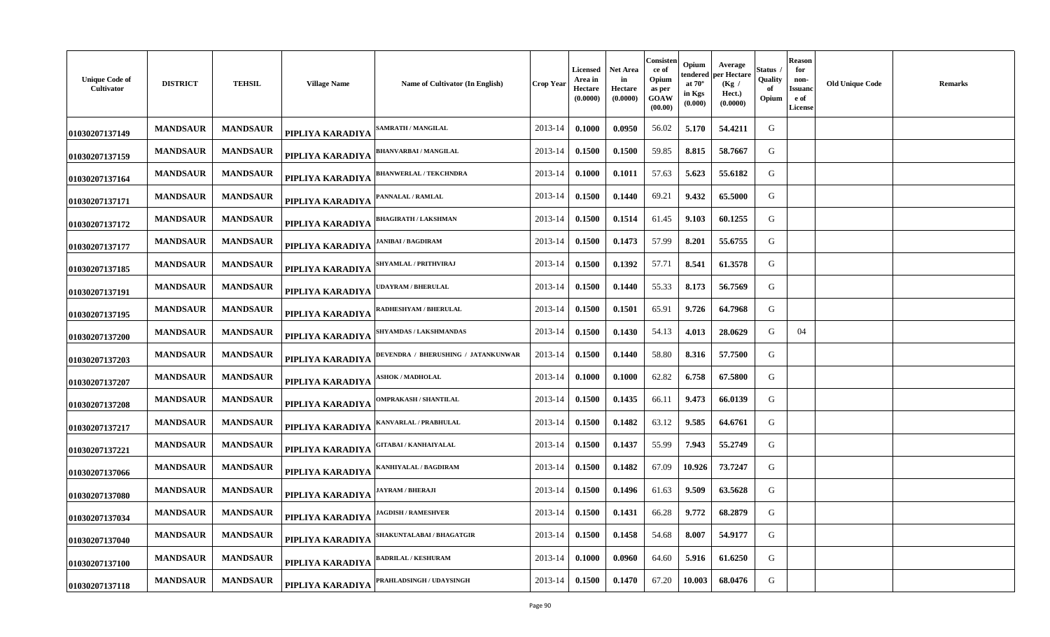| Unique Code of Cultivator | DISTRICT | TEHSIL | Village Name | Name of Cultivator (In English) | Crop Year | Licensed Area in Hectare (0.0000) | Net Area in Hectare (0.0000) | Consistence of Opium as per GOAW (00.00) | Opium tendered at 70° in Kgs (0.000) | Average per Hectare (Kg / Hect.) (0.0000) | Status / Quality of Opium | Reason for non-Issuance of License | Old Unique Code | Remarks |
|---|---|---|---|---|---|---|---|---|---|---|---|---|---|---|
| 01030207137149 | MANDSAUR | MANDSAUR | PIPLIYA KARADIYA | SAMRATH / MANGILAL | 2013-14 | 0.1000 | 0.0950 | 56.02 | 5.170 | 54.4211 | G | | | |
| 01030207137159 | MANDSAUR | MANDSAUR | PIPLIYA KARADIYA | BHANVARBAI / MANGILAL | 2013-14 | 0.1500 | 0.1500 | 59.85 | 8.815 | 58.7667 | G | | | |
| 01030207137164 | MANDSAUR | MANDSAUR | PIPLIYA KARADIYA | BHANWERLAL / TEKCHNDRA | 2013-14 | 0.1000 | 0.1011 | 57.63 | 5.623 | 55.6182 | G | | | |
| 01030207137171 | MANDSAUR | MANDSAUR | PIPLIYA KARADIYA | PANNALAL / RAMLAL | 2013-14 | 0.1500 | 0.1440 | 69.21 | 9.432 | 65.5000 | G | | | |
| 01030207137172 | MANDSAUR | MANDSAUR | PIPLIYA KARADIYA | BHAGIRATH / LAKSHMAN | 2013-14 | 0.1500 | 0.1514 | 61.45 | 9.103 | 60.1255 | G | | | |
| 01030207137177 | MANDSAUR | MANDSAUR | PIPLIYA KARADIYA | JANIBAI / BAGDIRAM | 2013-14 | 0.1500 | 0.1473 | 57.99 | 8.201 | 55.6755 | G | | | |
| 01030207137185 | MANDSAUR | MANDSAUR | PIPLIYA KARADIYA | SHYAMLAL / PRITHVIRAJ | 2013-14 | 0.1500 | 0.1392 | 57.71 | 8.541 | 61.3578 | G | | | |
| 01030207137191 | MANDSAUR | MANDSAUR | PIPLIYA KARADIYA | UDAYRAM / BHERULAL | 2013-14 | 0.1500 | 0.1440 | 55.33 | 8.173 | 56.7569 | G | | | |
| 01030207137195 | MANDSAUR | MANDSAUR | PIPLIYA KARADIYA | RADHESHYAM / BHERULAL | 2013-14 | 0.1500 | 0.1501 | 65.91 | 9.726 | 64.7968 | G | | | |
| 01030207137200 | MANDSAUR | MANDSAUR | PIPLIYA KARADIYA | SHYAMDAS / LAKSHMANDAS | 2013-14 | 0.1500 | 0.1430 | 54.13 | 4.013 | 28.0629 | G | 04 | | |
| 01030207137203 | MANDSAUR | MANDSAUR | PIPLIYA KARADIYA | DEVENDRA / BHERUSHING / JATANKUNWAR | 2013-14 | 0.1500 | 0.1440 | 58.80 | 8.316 | 57.7500 | G | | | |
| 01030207137207 | MANDSAUR | MANDSAUR | PIPLIYA KARADIYA | ASHOK / MADHOLAL | 2013-14 | 0.1000 | 0.1000 | 62.82 | 6.758 | 67.5800 | G | | | |
| 01030207137208 | MANDSAUR | MANDSAUR | PIPLIYA KARADIYA | OMPRAKASH / SHANTILAL | 2013-14 | 0.1500 | 0.1435 | 66.11 | 9.473 | 66.0139 | G | | | |
| 01030207137217 | MANDSAUR | MANDSAUR | PIPLIYA KARADIYA | KANVARLAL / PRABHULAL | 2013-14 | 0.1500 | 0.1482 | 63.12 | 9.585 | 64.6761 | G | | | |
| 01030207137221 | MANDSAUR | MANDSAUR | PIPLIYA KARADIYA | GITABAI / KANHAIYALAL | 2013-14 | 0.1500 | 0.1437 | 55.99 | 7.943 | 55.2749 | G | | | |
| 01030207137066 | MANDSAUR | MANDSAUR | PIPLIYA KARADIYA | KANHIYALAL / BAGDIRAM | 2013-14 | 0.1500 | 0.1482 | 67.09 | 10.926 | 73.7247 | G | | | |
| 01030207137080 | MANDSAUR | MANDSAUR | PIPLIYA KARADIYA | JAYRAM / BHERAJI | 2013-14 | 0.1500 | 0.1496 | 61.63 | 9.509 | 63.5628 | G | | | |
| 01030207137034 | MANDSAUR | MANDSAUR | PIPLIYA KARADIYA | JAGDISH / RAMESHVER | 2013-14 | 0.1500 | 0.1431 | 66.28 | 9.772 | 68.2879 | G | | | |
| 01030207137040 | MANDSAUR | MANDSAUR | PIPLIYA KARADIYA | SHAKUNTALABAI / BHAGATGIR | 2013-14 | 0.1500 | 0.1458 | 54.68 | 8.007 | 54.9177 | G | | | |
| 01030207137100 | MANDSAUR | MANDSAUR | PIPLIYA KARADIYA | BADRILAL / KESHURAM | 2013-14 | 0.1000 | 0.0960 | 64.60 | 5.916 | 61.6250 | G | | | |
| 01030207137118 | MANDSAUR | MANDSAUR | PIPLIYA KARADIYA | PRAHLADSINGH / UDAYSINGH | 2013-14 | 0.1500 | 0.1470 | 67.20 | 10.003 | 68.0476 | G | | | |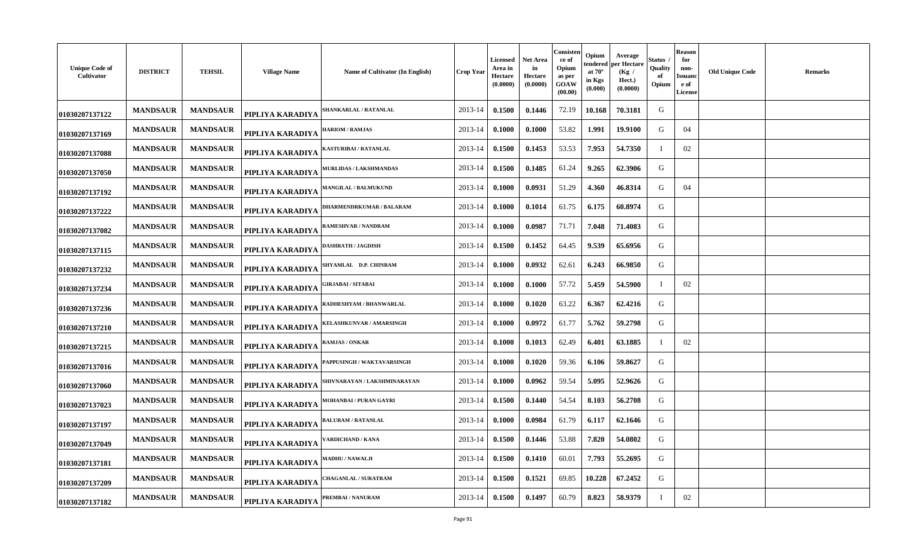| Unique Code of Cultivator | DISTRICT | TEHSIL | Village Name | Name of Cultivator (In English) | Crop Year | Licensed Area in Hectare (0.0000) | Net Area in Hectare (0.0000) | Consistence of Opium as per GOAW (00.00) | Opium tendered at 70° in Kgs (0.000) | Average per Hectare (Kg / Hect.) (0.0000) | Status / Quality of Opium | Reason for non-Issuance of License | Old Unique Code | Remarks |
|---|---|---|---|---|---|---|---|---|---|---|---|---|---|---|
| 01030207137122 | MANDSAUR | MANDSAUR | PIPLIYA KARADIYA | SHANKARLAL / RATANLAL | 2013-14 | 0.1500 | 0.1446 | 72.19 | 10.168 | 70.3181 | G | | | |
| 01030207137169 | MANDSAUR | MANDSAUR | PIPLIYA KARADIYA | HARIOM / RAMJAS | 2013-14 | 0.1000 | 0.1000 | 53.82 | 1.991 | 19.9100 | G | 04 | | |
| 01030207137088 | MANDSAUR | MANDSAUR | PIPLIYA KARADIYA | KASTURIBAI / RATANLAL | 2013-14 | 0.1500 | 0.1453 | 53.53 | 7.953 | 54.7350 | I | 02 | | |
| 01030207137050 | MANDSAUR | MANDSAUR | PIPLIYA KARADIYA | MURLIDAS / LAKSHMANDAS | 2013-14 | 0.1500 | 0.1485 | 61.24 | 9.265 | 62.3906 | G | | | |
| 01030207137192 | MANDSAUR | MANDSAUR | PIPLIYA KARADIYA | MANGILAL / BALMUKUND | 2013-14 | 0.1000 | 0.0931 | 51.29 | 4.360 | 46.8314 | G | 04 | | |
| 01030207137222 | MANDSAUR | MANDSAUR | PIPLIYA KARADIYA | DHARMENDRKUMAR / BALARAM | 2013-14 | 0.1000 | 0.1014 | 61.75 | 6.175 | 60.8974 | G | | | |
| 01030207137082 | MANDSAUR | MANDSAUR | PIPLIYA KARADIYA | RAMESHVAR / NANDRAM | 2013-14 | 0.1000 | 0.0987 | 71.71 | 7.048 | 71.4083 | G | | | |
| 01030207137115 | MANDSAUR | MANDSAUR | PIPLIYA KARADIYA | DASHRATH / JAGDISH | 2013-14 | 0.1500 | 0.1452 | 64.45 | 9.539 | 65.6956 | G | | | |
| 01030207137232 | MANDSAUR | MANDSAUR | PIPLIYA KARADIYA | SHYAMLAL D.P. CHINRAM | 2013-14 | 0.1000 | 0.0932 | 62.61 | 6.243 | 66.9850 | G | | | |
| 01030207137234 | MANDSAUR | MANDSAUR | PIPLIYA KARADIYA | GIRJABAI / SITABAI | 2013-14 | 0.1000 | 0.1000 | 57.72 | 5.459 | 54.5900 | I | 02 | | |
| 01030207137236 | MANDSAUR | MANDSAUR | PIPLIYA KARADIYA | RADHESHYAM / BHANWARLAL | 2013-14 | 0.1000 | 0.1020 | 63.22 | 6.367 | 62.4216 | G | | | |
| 01030207137210 | MANDSAUR | MANDSAUR | PIPLIYA KARADIYA | KELASHKUNVAR / AMARSINGH | 2013-14 | 0.1000 | 0.0972 | 61.77 | 5.762 | 59.2798 | G | | | |
| 01030207137215 | MANDSAUR | MANDSAUR | PIPLIYA KARADIYA | RAMJAS / ONKAR | 2013-14 | 0.1000 | 0.1013 | 62.49 | 6.401 | 63.1885 | I | 02 | | |
| 01030207137016 | MANDSAUR | MANDSAUR | PIPLIYA KARADIYA | PAPPUSINGH / WAKTAVARSINGH | 2013-14 | 0.1000 | 0.1020 | 59.36 | 6.106 | 59.8627 | G | | | |
| 01030207137060 | MANDSAUR | MANDSAUR | PIPLIYA KARADIYA | SHIVNARAYAN / LAKSHMINARAYAN | 2013-14 | 0.1000 | 0.0962 | 59.54 | 5.095 | 52.9626 | G | | | |
| 01030207137023 | MANDSAUR | MANDSAUR | PIPLIYA KARADIYA | MOHANBAI / PURAN GAYRI | 2013-14 | 0.1500 | 0.1440 | 54.54 | 8.103 | 56.2708 | G | | | |
| 01030207137197 | MANDSAUR | MANDSAUR | PIPLIYA KARADIYA | BALURAM / RATANLAL | 2013-14 | 0.1000 | 0.0984 | 61.79 | 6.117 | 62.1646 | G | | | |
| 01030207137049 | MANDSAUR | MANDSAUR | PIPLIYA KARADIYA | VARDICHAND / KANA | 2013-14 | 0.1500 | 0.1446 | 53.88 | 7.820 | 54.0802 | G | | | |
| 01030207137181 | MANDSAUR | MANDSAUR | PIPLIYA KARADIYA | MADHU / NAWALJI | 2013-14 | 0.1500 | 0.1410 | 60.01 | 7.793 | 55.2695 | G | | | |
| 01030207137209 | MANDSAUR | MANDSAUR | PIPLIYA KARADIYA | CHAGANLAL / SURATRAM | 2013-14 | 0.1500 | 0.1521 | 69.85 | 10.228 | 67.2452 | G | | | |
| 01030207137182 | MANDSAUR | MANDSAUR | PIPLIYA KARADIYA | PREMBAI / NANURAM | 2013-14 | 0.1500 | 0.1497 | 60.79 | 8.823 | 58.9379 | I | 02 | | |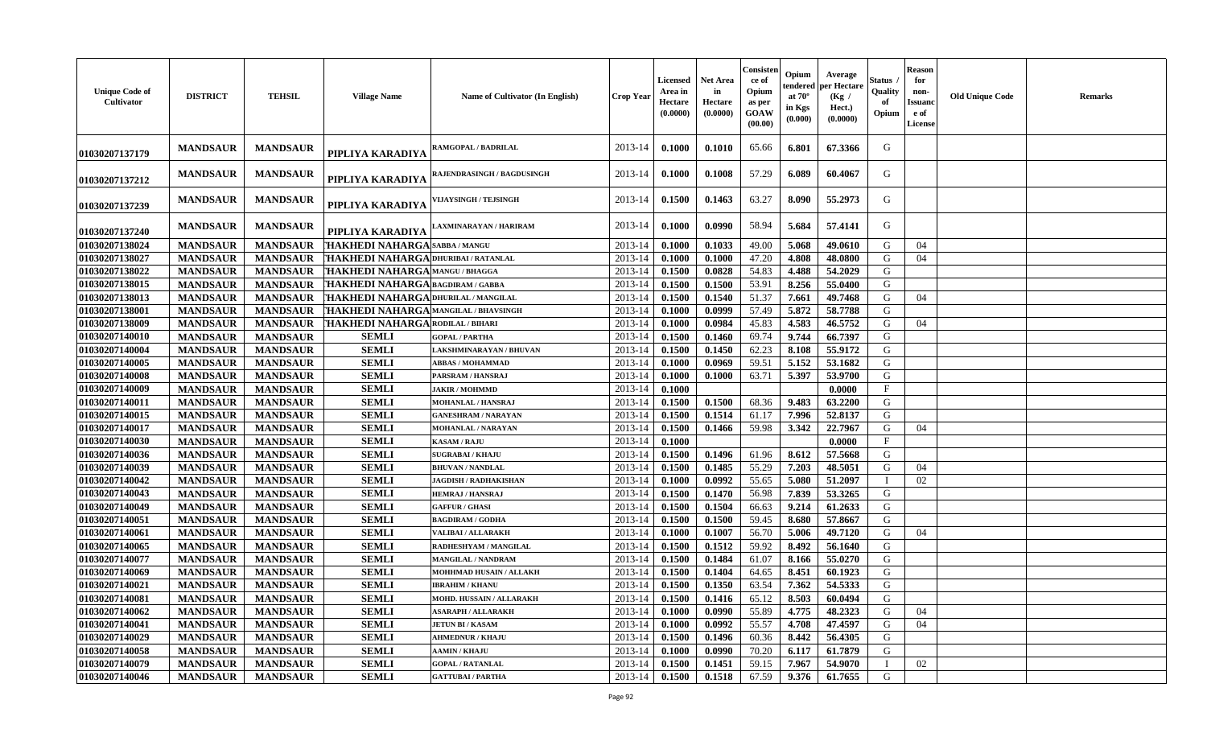| Unique Code of Cultivator | DISTRICT | TEHSIL | Village Name | Name of Cultivator (In English) | Crop Year | Licensed Area in Hectare (0.0000) | Net Area in Hectare (0.0000) | Consistence of Opium as per GOAW (00.00) | Opium tendered at 70° in Kgs (0.000) | Average per Hectare (Kg / Hect.) (0.0000) | Status / Quality of Opium | Reason for non-Issuance of License | Old Unique Code | Remarks |
|---|---|---|---|---|---|---|---|---|---|---|---|---|---|---|
| 01030207137179 | MANDSAUR | MANDSAUR | PIPLIYA KARADIYA | RAMGOPAL / BADRILAL | 2013-14 | 0.1000 | 0.1010 | 65.66 | 6.801 | 67.3366 | G | | | |
| 01030207137212 | MANDSAUR | MANDSAUR | PIPLIYA KARADIYA | RAJENDRASINGH / BAGDUSINGH | 2013-14 | 0.1000 | 0.1008 | 57.29 | 6.089 | 60.4067 | G | | | |
| 01030207137239 | MANDSAUR | MANDSAUR | PIPLIYA KARADIYA | VIJAYSINGH / TEJSINGH | 2013-14 | 0.1500 | 0.1463 | 63.27 | 8.090 | 55.2973 | G | | | |
| 01030207137240 | MANDSAUR | MANDSAUR | PIPLIYA KARADIYA | LAXMINARAYAN / HARIRAM | 2013-14 | 0.1000 | 0.0990 | 58.94 | 5.684 | 57.4141 | G | | | |
| 01030207138024 | MANDSAUR | MANDSAUR | THAKHEDI NAHARGA | SABBA / MANGU | 2013-14 | 0.1000 | 0.1033 | 49.00 | 5.068 | 49.0610 | G | 04 | | |
| 01030207138027 | MANDSAUR | MANDSAUR | THAKHEDI NAHARGA | DHURIBAI / RATANLAL | 2013-14 | 0.1000 | 0.1000 | 47.20 | 4.808 | 48.0800 | G | 04 | | |
| 01030207138022 | MANDSAUR | MANDSAUR | THAKHEDI NAHARGA | MANGU / BHAGGA | 2013-14 | 0.1500 | 0.0828 | 54.83 | 4.488 | 54.2029 | G | | | |
| 01030207138015 | MANDSAUR | MANDSAUR | THAKHEDI NAHARGA | BAGDIRAM / GABBA | 2013-14 | 0.1500 | 0.1500 | 53.91 | 8.256 | 55.0400 | G | | | |
| 01030207138013 | MANDSAUR | MANDSAUR | THAKHEDI NAHARGA | DHURILAL / MANGILAL | 2013-14 | 0.1500 | 0.1540 | 51.37 | 7.661 | 49.7468 | G | 04 | | |
| 01030207138001 | MANDSAUR | MANDSAUR | THAKHEDI NAHARGA | MANGILAL / BHAVSINGH | 2013-14 | 0.1000 | 0.0999 | 57.49 | 5.872 | 58.7788 | G | | | |
| 01030207138009 | MANDSAUR | MANDSAUR | THAKHEDI NAHARGA | RODILAL / BIHARI | 2013-14 | 0.1000 | 0.0984 | 45.83 | 4.583 | 46.5752 | G | 04 | | |
| 01030207140010 | MANDSAUR | MANDSAUR | SEMLI | GOPAL / PARTHA | 2013-14 | 0.1500 | 0.1460 | 69.74 | 9.744 | 66.7397 | G | | | |
| 01030207140004 | MANDSAUR | MANDSAUR | SEMLI | LAKSHMINARAYAN / BHUVAN | 2013-14 | 0.1500 | 0.1450 | 62.23 | 8.108 | 55.9172 | G | | | |
| 01030207140005 | MANDSAUR | MANDSAUR | SEMLI | ABBAS / MOHAMMAD | 2013-14 | 0.1000 | 0.0969 | 59.51 | 5.152 | 53.1682 | G | | | |
| 01030207140008 | MANDSAUR | MANDSAUR | SEMLI | PARSRAM / HANSRAJ | 2013-14 | 0.1000 | 0.1000 | 63.71 | 5.397 | 53.9700 | G | | | |
| 01030207140009 | MANDSAUR | MANDSAUR | SEMLI | JAKIR / MOHMMD | 2013-14 | 0.1000 | | | | 0.0000 | F | | | |
| 01030207140011 | MANDSAUR | MANDSAUR | SEMLI | MOHANLAL / HANSRAJ | 2013-14 | 0.1500 | 0.1500 | 68.36 | 9.483 | 63.2200 | G | | | |
| 01030207140015 | MANDSAUR | MANDSAUR | SEMLI | GANESHRAM / NARAYAN | 2013-14 | 0.1500 | 0.1514 | 61.17 | 7.996 | 52.8137 | G | | | |
| 01030207140017 | MANDSAUR | MANDSAUR | SEMLI | MOHANLAL / NARAYAN | 2013-14 | 0.1500 | 0.1466 | 59.98 | 3.342 | 22.7967 | G | 04 | | |
| 01030207140030 | MANDSAUR | MANDSAUR | SEMLI | KASAM / RAJU | 2013-14 | 0.1000 | | | | 0.0000 | F | | | |
| 01030207140036 | MANDSAUR | MANDSAUR | SEMLI | SUGRABAI / KHAJU | 2013-14 | 0.1500 | 0.1496 | 61.96 | 8.612 | 57.5668 | G | | | |
| 01030207140039 | MANDSAUR | MANDSAUR | SEMLI | BHUVAN / NANDLAL | 2013-14 | 0.1500 | 0.1485 | 55.29 | 7.203 | 48.5051 | G | 04 | | |
| 01030207140042 | MANDSAUR | MANDSAUR | SEMLI | JAGDISH / RADHAKISHAN | 2013-14 | 0.1000 | 0.0992 | 55.65 | 5.080 | 51.2097 | I | 02 | | |
| 01030207140043 | MANDSAUR | MANDSAUR | SEMLI | HEMRAJ / HANSRAJ | 2013-14 | 0.1500 | 0.1470 | 56.98 | 7.839 | 53.3265 | G | | | |
| 01030207140049 | MANDSAUR | MANDSAUR | SEMLI | GAFFUR / GHASI | 2013-14 | 0.1500 | 0.1504 | 66.63 | 9.214 | 61.2633 | G | | | |
| 01030207140051 | MANDSAUR | MANDSAUR | SEMLI | BAGDIRAM / GODHA | 2013-14 | 0.1500 | 0.1500 | 59.45 | 8.680 | 57.8667 | G | | | |
| 01030207140061 | MANDSAUR | MANDSAUR | SEMLI | VALIBAI / ALLARAKH | 2013-14 | 0.1000 | 0.1007 | 56.70 | 5.006 | 49.7120 | G | 04 | | |
| 01030207140065 | MANDSAUR | MANDSAUR | SEMLI | RADHESHYAM / MANGILAL | 2013-14 | 0.1500 | 0.1512 | 59.92 | 8.492 | 56.1640 | G | | | |
| 01030207140077 | MANDSAUR | MANDSAUR | SEMLI | MANGILAL / NANDRAM | 2013-14 | 0.1500 | 0.1484 | 61.07 | 8.166 | 55.0270 | G | | | |
| 01030207140069 | MANDSAUR | MANDSAUR | SEMLI | MOHHMAD HUSAIN / ALLAKH | 2013-14 | 0.1500 | 0.1404 | 64.65 | 8.451 | 60.1923 | G | | | |
| 01030207140021 | MANDSAUR | MANDSAUR | SEMLI | IBRAHIM / KHANU | 2013-14 | 0.1500 | 0.1350 | 63.54 | 7.362 | 54.5333 | G | | | |
| 01030207140081 | MANDSAUR | MANDSAUR | SEMLI | MOHD. HUSSAIN / ALLARAKH | 2013-14 | 0.1500 | 0.1416 | 65.12 | 8.503 | 60.0494 | G | | | |
| 01030207140062 | MANDSAUR | MANDSAUR | SEMLI | ASARAPH / ALLARAKH | 2013-14 | 0.1000 | 0.0990 | 55.89 | 4.775 | 48.2323 | G | 04 | | |
| 01030207140041 | MANDSAUR | MANDSAUR | SEMLI | JETUN BI / KASAM | 2013-14 | 0.1000 | 0.0992 | 55.57 | 4.708 | 47.4597 | G | 04 | | |
| 01030207140029 | MANDSAUR | MANDSAUR | SEMLI | AHMEDNUR / KHAJU | 2013-14 | 0.1500 | 0.1496 | 60.36 | 8.442 | 56.4305 | G | | | |
| 01030207140058 | MANDSAUR | MANDSAUR | SEMLI | AAMIN / KHAJU | 2013-14 | 0.1000 | 0.0990 | 70.20 | 6.117 | 61.7879 | G | | | |
| 01030207140079 | MANDSAUR | MANDSAUR | SEMLI | GOPAL / RATANLAL | 2013-14 | 0.1500 | 0.1451 | 59.15 | 7.967 | 54.9070 | I | 02 | | |
| 01030207140046 | MANDSAUR | MANDSAUR | SEMLI | GATTUBAI / PARTHA | 2013-14 | 0.1500 | 0.1518 | 67.59 | 9.376 | 61.7655 | G | | | |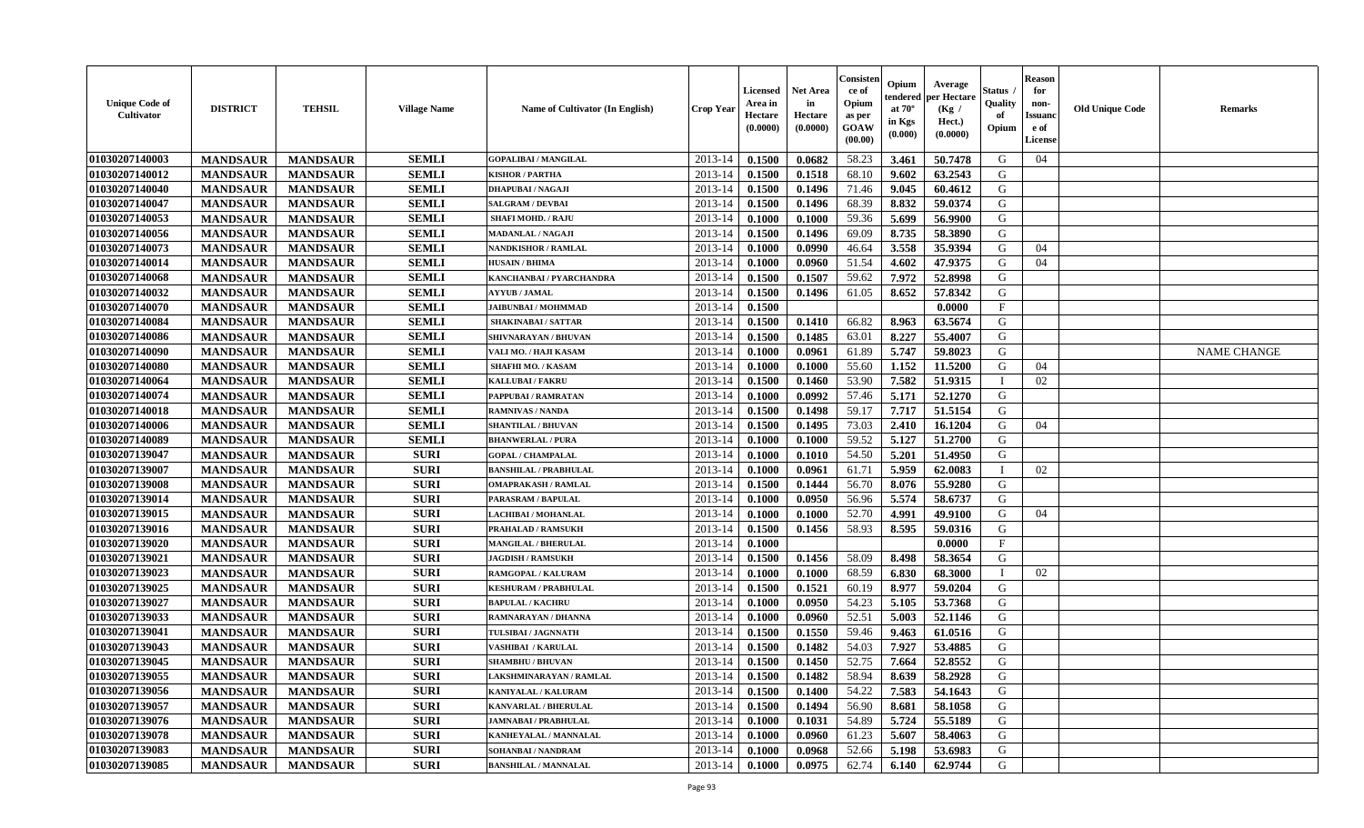| Unique Code of Cultivator | DISTRICT | TEHSIL | Village Name | Name of Cultivator (In English) | Crop Year | Licensed Area in Hectare (0.0000) | Net Area in Hectare (0.0000) | Consistence of Opium as per GOAW (00.00) | Opium tendered at 70° in Kgs (0.000) | Average per Hectare (Kg / Hect.) (0.0000) | Status / Quality of Opium | Reason for non-Issuance of License | Old Unique Code | Remarks |
|---|---|---|---|---|---|---|---|---|---|---|---|---|---|---|
| 01030207140003 | MANDSAUR | MANDSAUR | SEMLI | GOPALIBAI / MANGILAL | 2013-14 | 0.1500 | 0.0682 | 58.23 | 3.461 | 50.7478 | G | 04 | | |
| 01030207140012 | MANDSAUR | MANDSAUR | SEMLI | KISHOR / PARTHA | 2013-14 | 0.1500 | 0.1518 | 68.10 | 9.602 | 63.2543 | G | | | |
| 01030207140040 | MANDSAUR | MANDSAUR | SEMLI | DHAPUBAI / NAGAJI | 2013-14 | 0.1500 | 0.1496 | 71.46 | 9.045 | 60.4612 | G | | | |
| 01030207140047 | MANDSAUR | MANDSAUR | SEMLI | SALGRAM / DEVBAI | 2013-14 | 0.1500 | 0.1496 | 68.39 | 8.832 | 59.0374 | G | | | |
| 01030207140053 | MANDSAUR | MANDSAUR | SEMLI | SHAFI MOHD. / RAJU | 2013-14 | 0.1000 | 0.1000 | 59.36 | 5.699 | 56.9900 | G | | | |
| 01030207140056 | MANDSAUR | MANDSAUR | SEMLI | MADANLAL / NAGAJI | 2013-14 | 0.1500 | 0.1496 | 69.09 | 8.735 | 58.3890 | G | | | |
| 01030207140073 | MANDSAUR | MANDSAUR | SEMLI | NANDKISHOR / RAMLAL | 2013-14 | 0.1000 | 0.0990 | 46.64 | 3.558 | 35.9394 | G | 04 | | |
| 01030207140014 | MANDSAUR | MANDSAUR | SEMLI | HUSAIN / BHIMA | 2013-14 | 0.1000 | 0.0960 | 51.54 | 4.602 | 47.9375 | G | 04 | | |
| 01030207140068 | MANDSAUR | MANDSAUR | SEMLI | KANCHANBAI / PYARCHANDRA | 2013-14 | 0.1500 | 0.1507 | 59.62 | 7.972 | 52.8998 | G | | | |
| 01030207140032 | MANDSAUR | MANDSAUR | SEMLI | AYYUB / JAMAL | 2013-14 | 0.1500 | 0.1496 | 61.05 | 8.652 | 57.8342 | G | | | |
| 01030207140070 | MANDSAUR | MANDSAUR | SEMLI | JAIBUNBAI / MOHMMAD | 2013-14 | 0.1500 | | | | 0.0000 | F | | | |
| 01030207140084 | MANDSAUR | MANDSAUR | SEMLI | SHAKINABAI / SATTAR | 2013-14 | 0.1500 | 0.1410 | 66.82 | 8.963 | 63.5674 | G | | | |
| 01030207140086 | MANDSAUR | MANDSAUR | SEMLI | SHIVNARAYAN / BHUVAN | 2013-14 | 0.1500 | 0.1485 | 63.01 | 8.227 | 55.4007 | G | | | |
| 01030207140090 | MANDSAUR | MANDSAUR | SEMLI | VALI MO. / HAJI KASAM | 2013-14 | 0.1000 | 0.0961 | 61.89 | 5.747 | 59.8023 | G | | | NAME CHANGE |
| 01030207140080 | MANDSAUR | MANDSAUR | SEMLI | SHAFHI MO. / KASAM | 2013-14 | 0.1000 | 0.1000 | 55.60 | 1.152 | 11.5200 | G | 04 | | |
| 01030207140064 | MANDSAUR | MANDSAUR | SEMLI | KALLUBAI / FAKRU | 2013-14 | 0.1500 | 0.1460 | 53.90 | 7.582 | 51.9315 | I | 02 | | |
| 01030207140074 | MANDSAUR | MANDSAUR | SEMLI | PAPPUBAI / RAMRATAN | 2013-14 | 0.1000 | 0.0992 | 57.46 | 5.171 | 52.1270 | G | | | |
| 01030207140018 | MANDSAUR | MANDSAUR | SEMLI | RAMNIVAS / NANDA | 2013-14 | 0.1500 | 0.1498 | 59.17 | 7.717 | 51.5154 | G | | | |
| 01030207140006 | MANDSAUR | MANDSAUR | SEMLI | SHANTILAL / BHUVAN | 2013-14 | 0.1500 | 0.1495 | 73.03 | 2.410 | 16.1204 | G | 04 | | |
| 01030207140089 | MANDSAUR | MANDSAUR | SEMLI | BHANWERLAL / PURA | 2013-14 | 0.1000 | 0.1000 | 59.52 | 5.127 | 51.2700 | G | | | |
| 01030207139047 | MANDSAUR | MANDSAUR | SURI | GOPAL / CHAMPALAL | 2013-14 | 0.1000 | 0.1010 | 54.50 | 5.201 | 51.4950 | G | | | |
| 01030207139007 | MANDSAUR | MANDSAUR | SURI | BANSHILAL / PRABHULAL | 2013-14 | 0.1000 | 0.0961 | 61.71 | 5.959 | 62.0083 | I | 02 | | |
| 01030207139008 | MANDSAUR | MANDSAUR | SURI | OMAPRAKASH / RAMLAL | 2013-14 | 0.1500 | 0.1444 | 56.70 | 8.076 | 55.9280 | G | | | |
| 01030207139014 | MANDSAUR | MANDSAUR | SURI | PARASRAM / BAPULAL | 2013-14 | 0.1000 | 0.0950 | 56.96 | 5.574 | 58.6737 | G | | | |
| 01030207139015 | MANDSAUR | MANDSAUR | SURI | LACHIBAI / MOHANLAL | 2013-14 | 0.1000 | 0.1000 | 52.70 | 4.991 | 49.9100 | G | 04 | | |
| 01030207139016 | MANDSAUR | MANDSAUR | SURI | PRAHALAD / RAMSUKH | 2013-14 | 0.1500 | 0.1456 | 58.93 | 8.595 | 59.0316 | G | | | |
| 01030207139020 | MANDSAUR | MANDSAUR | SURI | MANGILAL / BHERULAL | 2013-14 | 0.1000 | | | | 0.0000 | F | | | |
| 01030207139021 | MANDSAUR | MANDSAUR | SURI | JAGDISH / RAMSUKH | 2013-14 | 0.1500 | 0.1456 | 58.09 | 8.498 | 58.3654 | G | | | |
| 01030207139023 | MANDSAUR | MANDSAUR | SURI | RAMGOPAL / KALURAM | 2013-14 | 0.1000 | 0.1000 | 68.59 | 6.830 | 68.3000 | I | 02 | | |
| 01030207139025 | MANDSAUR | MANDSAUR | SURI | KESHURAM / PRABHULAL | 2013-14 | 0.1500 | 0.1521 | 60.19 | 8.977 | 59.0204 | G | | | |
| 01030207139027 | MANDSAUR | MANDSAUR | SURI | BAPULAL / KACHRU | 2013-14 | 0.1000 | 0.0950 | 54.23 | 5.105 | 53.7368 | G | | | |
| 01030207139033 | MANDSAUR | MANDSAUR | SURI | RAMNARAYAN / DHANNA | 2013-14 | 0.1000 | 0.0960 | 52.51 | 5.003 | 52.1146 | G | | | |
| 01030207139041 | MANDSAUR | MANDSAUR | SURI | TULSIBAI / JAGNNATH | 2013-14 | 0.1500 | 0.1550 | 59.46 | 9.463 | 61.0516 | G | | | |
| 01030207139043 | MANDSAUR | MANDSAUR | SURI | VASHIBAI / KARULAL | 2013-14 | 0.1500 | 0.1482 | 54.03 | 7.927 | 53.4885 | G | | | |
| 01030207139045 | MANDSAUR | MANDSAUR | SURI | SHAMBHU / BHUVAN | 2013-14 | 0.1500 | 0.1450 | 52.75 | 7.664 | 52.8552 | G | | | |
| 01030207139055 | MANDSAUR | MANDSAUR | SURI | LAKSHMINARAYAN / RAMLAL | 2013-14 | 0.1500 | 0.1482 | 58.94 | 8.639 | 58.2928 | G | | | |
| 01030207139056 | MANDSAUR | MANDSAUR | SURI | KANIYALAL / KALURAM | 2013-14 | 0.1500 | 0.1400 | 54.22 | 7.583 | 54.1643 | G | | | |
| 01030207139057 | MANDSAUR | MANDSAUR | SURI | KANVARLAL / BHERULAL | 2013-14 | 0.1500 | 0.1494 | 56.90 | 8.681 | 58.1058 | G | | | |
| 01030207139076 | MANDSAUR | MANDSAUR | SURI | JAMNABAI / PRABHULAL | 2013-14 | 0.1000 | 0.1031 | 54.89 | 5.724 | 55.5189 | G | | | |
| 01030207139078 | MANDSAUR | MANDSAUR | SURI | KANHEYALAL / MANNALAL | 2013-14 | 0.1000 | 0.0960 | 61.23 | 5.607 | 58.4063 | G | | | |
| 01030207139083 | MANDSAUR | MANDSAUR | SURI | SOHANBAI / NANDRAM | 2013-14 | 0.1000 | 0.0968 | 52.66 | 5.198 | 53.6983 | G | | | |
| 01030207139085 | MANDSAUR | MANDSAUR | SURI | BANSHILAL / MANNALAL | 2013-14 | 0.1000 | 0.0975 | 62.74 | 6.140 | 62.9744 | G | | | |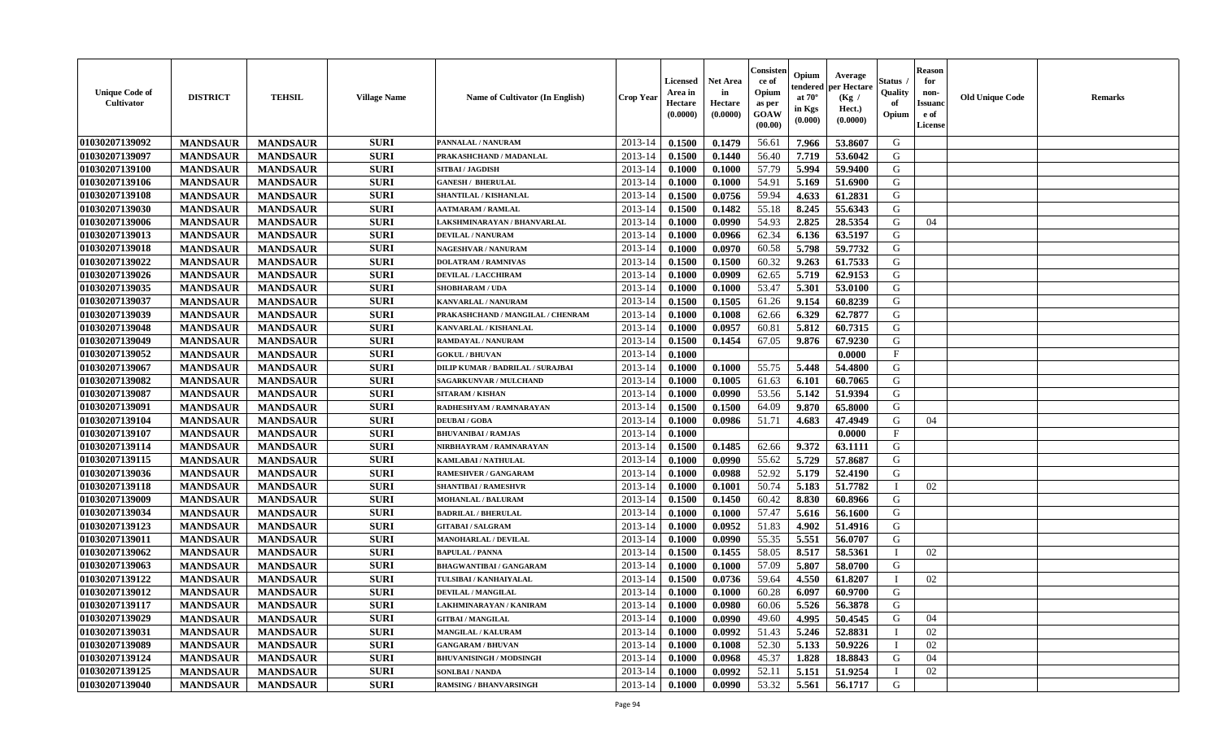| Unique Code of Cultivator | DISTRICT | TEHSIL | Village Name | Name of Cultivator (In English) | Crop Year | Licensed Area in Hectare (0.0000) | Net Area in Hectare (0.0000) | Consistence of Opium as per GOAW (00.00) | Opium tendered at 70° in Kgs (0.000) | Average per Hectare (Kg / Hect.) (0.0000) | Status / Quality of Opium | Reason for non-Issuance of License | Old Unique Code | Remarks |
|---|---|---|---|---|---|---|---|---|---|---|---|---|---|---|
| 01030207139092 | MANDSAUR | MANDSAUR | SURI | PANNALAL / NANURAM | 2013-14 | 0.1500 | 0.1479 | 56.61 | 7.966 | 53.8607 | G | | | |
| 01030207139097 | MANDSAUR | MANDSAUR | SURI | PRAKASHCHAND / MADANLAL | 2013-14 | 0.1500 | 0.1440 | 56.40 | 7.719 | 53.6042 | G | | | |
| 01030207139100 | MANDSAUR | MANDSAUR | SURI | SITBAI / JAGDISH | 2013-14 | 0.1000 | 0.1000 | 57.79 | 5.994 | 59.9400 | G | | | |
| 01030207139106 | MANDSAUR | MANDSAUR | SURI | GANESH / BHERULAL | 2013-14 | 0.1000 | 0.1000 | 54.91 | 5.169 | 51.6900 | G | | | |
| 01030207139108 | MANDSAUR | MANDSAUR | SURI | SHANTILAL / KISHANLAL | 2013-14 | 0.1500 | 0.0756 | 59.94 | 4.633 | 61.2831 | G | | | |
| 01030207139030 | MANDSAUR | MANDSAUR | SURI | AATMARAM / RAMLAL | 2013-14 | 0.1500 | 0.1482 | 55.18 | 8.245 | 55.6343 | G | | | |
| 01030207139006 | MANDSAUR | MANDSAUR | SURI | LAKSHMINARAYAN / BHANVARLAL | 2013-14 | 0.1000 | 0.0990 | 54.93 | 2.825 | 28.5354 | G | 04 | | |
| 01030207139013 | MANDSAUR | MANDSAUR | SURI | DEVILAL / NANURAM | 2013-14 | 0.1000 | 0.0966 | 62.34 | 6.136 | 63.5197 | G | | | |
| 01030207139018 | MANDSAUR | MANDSAUR | SURI | NAGESHVAR / NANURAM | 2013-14 | 0.1000 | 0.0970 | 60.58 | 5.798 | 59.7732 | G | | | |
| 01030207139022 | MANDSAUR | MANDSAUR | SURI | DOLATRAM / RAMNIVAS | 2013-14 | 0.1500 | 0.1500 | 60.32 | 9.263 | 61.7533 | G | | | |
| 01030207139026 | MANDSAUR | MANDSAUR | SURI | DEVILAL / LACCHIRAM | 2013-14 | 0.1000 | 0.0909 | 62.65 | 5.719 | 62.9153 | G | | | |
| 01030207139035 | MANDSAUR | MANDSAUR | SURI | SHOBHARAM / UDA | 2013-14 | 0.1000 | 0.1000 | 53.47 | 5.301 | 53.0100 | G | | | |
| 01030207139037 | MANDSAUR | MANDSAUR | SURI | KANVARLAL / NANURAM | 2013-14 | 0.1500 | 0.1505 | 61.26 | 9.154 | 60.8239 | G | | | |
| 01030207139039 | MANDSAUR | MANDSAUR | SURI | PRAKASHCHAND / MANGILAL / CHENRAM | 2013-14 | 0.1000 | 0.1008 | 62.66 | 6.329 | 62.7877 | G | | | |
| 01030207139048 | MANDSAUR | MANDSAUR | SURI | KANVARLAL / KISHANLAL | 2013-14 | 0.1000 | 0.0957 | 60.81 | 5.812 | 60.7315 | G | | | |
| 01030207139049 | MANDSAUR | MANDSAUR | SURI | RAMDAYAL / NANURAM | 2013-14 | 0.1500 | 0.1454 | 67.05 | 9.876 | 67.9230 | G | | | |
| 01030207139052 | MANDSAUR | MANDSAUR | SURI | GOKUL / BHUVAN | 2013-14 | 0.1000 | | | | 0.0000 | F | | | |
| 01030207139067 | MANDSAUR | MANDSAUR | SURI | DILIP KUMAR / BADRILAL / SURAJBAI | 2013-14 | 0.1000 | 0.1000 | 55.75 | 5.448 | 54.4800 | G | | | |
| 01030207139082 | MANDSAUR | MANDSAUR | SURI | SAGARKUNVAR / MULCHAND | 2013-14 | 0.1000 | 0.1005 | 61.63 | 6.101 | 60.7065 | G | | | |
| 01030207139087 | MANDSAUR | MANDSAUR | SURI | SITARAM / KISHAN | 2013-14 | 0.1000 | 0.0990 | 53.56 | 5.142 | 51.9394 | G | | | |
| 01030207139091 | MANDSAUR | MANDSAUR | SURI | RADHESHYAM / RAMNARAYAN | 2013-14 | 0.1500 | 0.1500 | 64.09 | 9.870 | 65.8000 | G | | | |
| 01030207139104 | MANDSAUR | MANDSAUR | SURI | DEUBAI / GOBA | 2013-14 | 0.1000 | 0.0986 | 51.71 | 4.683 | 47.4949 | G | 04 | | |
| 01030207139107 | MANDSAUR | MANDSAUR | SURI | BHUVANIBAI / RAMJAS | 2013-14 | 0.1000 | | | | 0.0000 | F | | | |
| 01030207139114 | MANDSAUR | MANDSAUR | SURI | NIRBHAYRAM / RAMNARAYAN | 2013-14 | 0.1500 | 0.1485 | 62.66 | 9.372 | 63.1111 | G | | | |
| 01030207139115 | MANDSAUR | MANDSAUR | SURI | KAMLABAI / NATHULAL | 2013-14 | 0.1000 | 0.0990 | 55.62 | 5.729 | 57.8687 | G | | | |
| 01030207139036 | MANDSAUR | MANDSAUR | SURI | RAMESHVER / GANGARAM | 2013-14 | 0.1000 | 0.0988 | 52.92 | 5.179 | 52.4190 | G | | | |
| 01030207139118 | MANDSAUR | MANDSAUR | SURI | SHANTIBAI / RAMESHVR | 2013-14 | 0.1000 | 0.1001 | 50.74 | 5.183 | 51.7782 | I | 02 | | |
| 01030207139009 | MANDSAUR | MANDSAUR | SURI | MOHANLAL / BALURAM | 2013-14 | 0.1500 | 0.1450 | 60.42 | 8.830 | 60.8966 | G | | | |
| 01030207139034 | MANDSAUR | MANDSAUR | SURI | BADRILAL / BHERULAL | 2013-14 | 0.1000 | 0.1000 | 57.47 | 5.616 | 56.1600 | G | | | |
| 01030207139123 | MANDSAUR | MANDSAUR | SURI | GITABAI / SALGRAM | 2013-14 | 0.1000 | 0.0952 | 51.83 | 4.902 | 51.4916 | G | | | |
| 01030207139011 | MANDSAUR | MANDSAUR | SURI | MANOHARLAL / DEVILAL | 2013-14 | 0.1000 | 0.0990 | 55.35 | 5.551 | 56.0707 | G | | | |
| 01030207139062 | MANDSAUR | MANDSAUR | SURI | BAPULAL / PANNA | 2013-14 | 0.1500 | 0.1455 | 58.05 | 8.517 | 58.5361 | I | 02 | | |
| 01030207139063 | MANDSAUR | MANDSAUR | SURI | BHAGWANTIBAI / GANGARAM | 2013-14 | 0.1000 | 0.1000 | 57.09 | 5.807 | 58.0700 | G | | | |
| 01030207139122 | MANDSAUR | MANDSAUR | SURI | TULSIBAI / KANHAIYALAL | 2013-14 | 0.1500 | 0.0736 | 59.64 | 4.550 | 61.8207 | I | 02 | | |
| 01030207139012 | MANDSAUR | MANDSAUR | SURI | DEVILAL / MANGILAL | 2013-14 | 0.1000 | 0.1000 | 60.28 | 6.097 | 60.9700 | G | | | |
| 01030207139117 | MANDSAUR | MANDSAUR | SURI | LAKHMINARAYAN / KANIRAM | 2013-14 | 0.1000 | 0.0980 | 60.06 | 5.526 | 56.3878 | G | | | |
| 01030207139029 | MANDSAUR | MANDSAUR | SURI | GITBAI / MANGILAL | 2013-14 | 0.1000 | 0.0990 | 49.60 | 4.995 | 50.4545 | G | 04 | | |
| 01030207139031 | MANDSAUR | MANDSAUR | SURI | MANGILAL / KALURAM | 2013-14 | 0.1000 | 0.0992 | 51.43 | 5.246 | 52.8831 | I | 02 | | |
| 01030207139089 | MANDSAUR | MANDSAUR | SURI | GANGARAM / BHUVAN | 2013-14 | 0.1000 | 0.1008 | 52.30 | 5.133 | 50.9226 | I | 02 | | |
| 01030207139124 | MANDSAUR | MANDSAUR | SURI | BHUVANISINGH / MODSINGH | 2013-14 | 0.1000 | 0.0968 | 45.37 | 1.828 | 18.8843 | G | 04 | | |
| 01030207139125 | MANDSAUR | MANDSAUR | SURI | SONLBAI / NANDA | 2013-14 | 0.1000 | 0.0992 | 52.11 | 5.151 | 51.9254 | I | 02 | | |
| 01030207139040 | MANDSAUR | MANDSAUR | SURI | RAMSING / BHANVARSINGH | 2013-14 | 0.1000 | 0.0990 | 53.32 | 5.561 | 56.1717 | G | | | |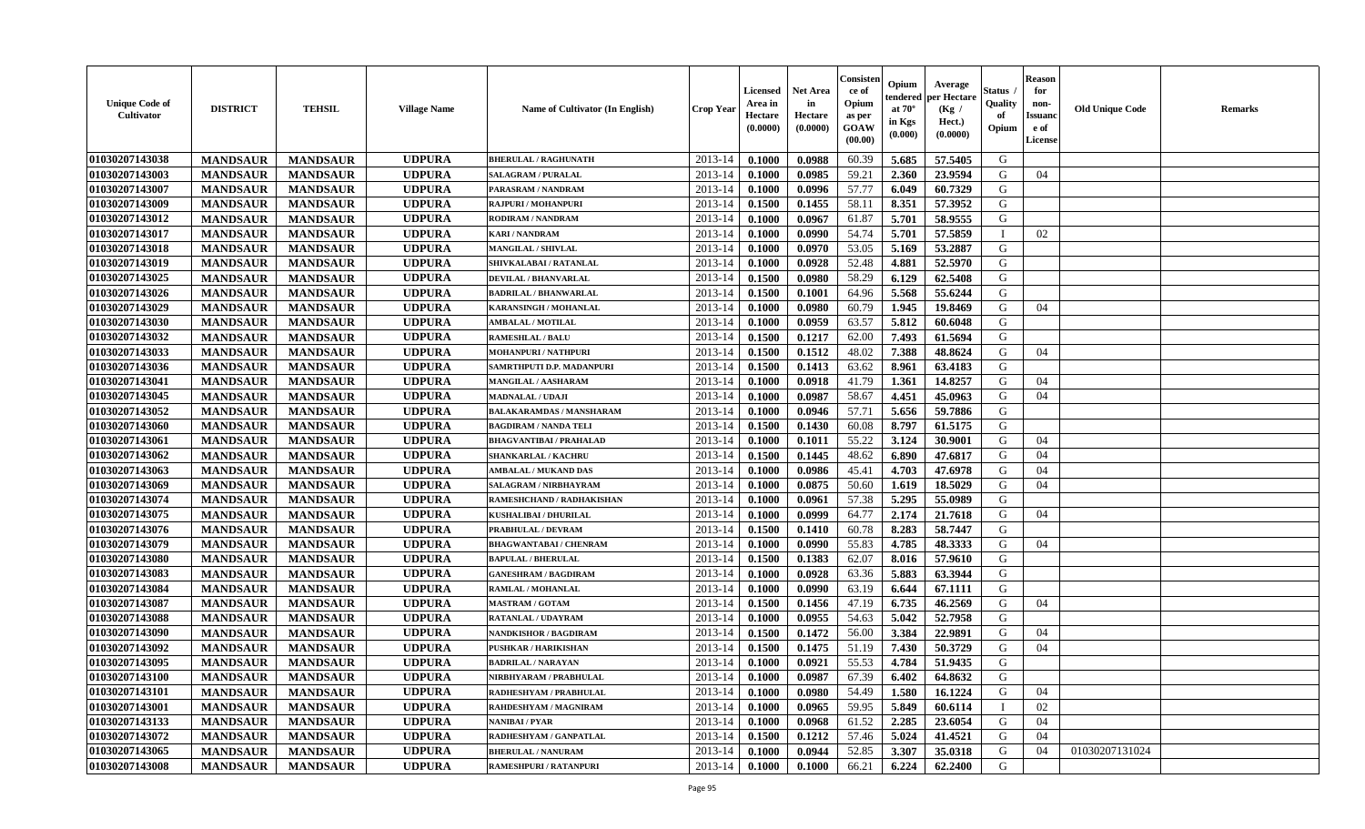| Unique Code of Cultivator | DISTRICT | TEHSIL | Village Name | Name of Cultivator (In English) | Crop Year | Licensed Area in Hectare (0.0000) | Net Area in Hectare (0.0000) | Consistence of Opium as per GOAW (00.00) | Opium tendered at 70° in Kgs (0.000) | Average per Hectare (Kg / Hect.) (0.0000) | Status / Quality of Opium | Reason for non-Issuance of License | Old Unique Code | Remarks |
|---|---|---|---|---|---|---|---|---|---|---|---|---|---|---|
| 01030207143038 | MANDSAUR | MANDSAUR | UDPURA | BHERULAL / RAGHUNATH | 2013-14 | 0.1000 | 0.0988 | 60.39 | 5.685 | 57.5405 | G | | | |
| 01030207143003 | MANDSAUR | MANDSAUR | UDPURA | SALAGRAM / PURALAL | 2013-14 | 0.1000 | 0.0985 | 59.21 | 2.360 | 23.9594 | G | 04 | | |
| 01030207143007 | MANDSAUR | MANDSAUR | UDPURA | PARASRAM / NANDRAM | 2013-14 | 0.1000 | 0.0996 | 57.77 | 6.049 | 60.7329 | G | | | |
| 01030207143009 | MANDSAUR | MANDSAUR | UDPURA | RAJPURI / MOHANPURI | 2013-14 | 0.1500 | 0.1455 | 58.11 | 8.351 | 57.3952 | G | | | |
| 01030207143012 | MANDSAUR | MANDSAUR | UDPURA | RODIRAM / NANDRAM | 2013-14 | 0.1000 | 0.0967 | 61.87 | 5.701 | 58.9555 | G | | | |
| 01030207143017 | MANDSAUR | MANDSAUR | UDPURA | KARI / NANDRAM | 2013-14 | 0.1000 | 0.0990 | 54.74 | 5.701 | 57.5859 | I | 02 | | |
| 01030207143018 | MANDSAUR | MANDSAUR | UDPURA | MANGILAL / SHIVLAL | 2013-14 | 0.1000 | 0.0970 | 53.05 | 5.169 | 53.2887 | G | | | |
| 01030207143019 | MANDSAUR | MANDSAUR | UDPURA | SHIVKALABAI / RATANLAL | 2013-14 | 0.1000 | 0.0928 | 52.48 | 4.881 | 52.5970 | G | | | |
| 01030207143025 | MANDSAUR | MANDSAUR | UDPURA | DEVILAL / BHANVARLAL | 2013-14 | 0.1500 | 0.0980 | 58.29 | 6.129 | 62.5408 | G | | | |
| 01030207143026 | MANDSAUR | MANDSAUR | UDPURA | BADRILAL / BHANWARLAL | 2013-14 | 0.1500 | 0.1001 | 64.96 | 5.568 | 55.6244 | G | | | |
| 01030207143029 | MANDSAUR | MANDSAUR | UDPURA | KARANSINGH / MOHANLAL | 2013-14 | 0.1000 | 0.0980 | 60.79 | 1.945 | 19.8469 | G | 04 | | |
| 01030207143030 | MANDSAUR | MANDSAUR | UDPURA | AMBALAL / MOTILAL | 2013-14 | 0.1000 | 0.0959 | 63.57 | 5.812 | 60.6048 | G | | | |
| 01030207143032 | MANDSAUR | MANDSAUR | UDPURA | RAMESHLAL / BALU | 2013-14 | 0.1500 | 0.1217 | 62.00 | 7.493 | 61.5694 | G | | | |
| 01030207143033 | MANDSAUR | MANDSAUR | UDPURA | MOHANPURI / NATHPURI | 2013-14 | 0.1500 | 0.1512 | 48.02 | 7.388 | 48.8624 | G | 04 | | |
| 01030207143036 | MANDSAUR | MANDSAUR | UDPURA | SAMRTHPUTI D.P. MADANPURI | 2013-14 | 0.1500 | 0.1413 | 63.62 | 8.961 | 63.4183 | G | | | |
| 01030207143041 | MANDSAUR | MANDSAUR | UDPURA | MANGILAL / AASHARAM | 2013-14 | 0.1000 | 0.0918 | 41.79 | 1.361 | 14.8257 | G | 04 | | |
| 01030207143045 | MANDSAUR | MANDSAUR | UDPURA | MADNALAL / UDAJI | 2013-14 | 0.1000 | 0.0987 | 58.67 | 4.451 | 45.0963 | G | 04 | | |
| 01030207143052 | MANDSAUR | MANDSAUR | UDPURA | BALAKARAMDAS / MANSHARAM | 2013-14 | 0.1000 | 0.0946 | 57.71 | 5.656 | 59.7886 | G | | | |
| 01030207143060 | MANDSAUR | MANDSAUR | UDPURA | BAGDIRAM / NANDA TELI | 2013-14 | 0.1500 | 0.1430 | 60.08 | 8.797 | 61.5175 | G | | | |
| 01030207143061 | MANDSAUR | MANDSAUR | UDPURA | BHAGVANTIBAI / PRAHALAD | 2013-14 | 0.1000 | 0.1011 | 55.22 | 3.124 | 30.9001 | G | 04 | | |
| 01030207143062 | MANDSAUR | MANDSAUR | UDPURA | SHANKARLAL / KACHRU | 2013-14 | 0.1500 | 0.1445 | 48.62 | 6.890 | 47.6817 | G | 04 | | |
| 01030207143063 | MANDSAUR | MANDSAUR | UDPURA | AMBALAL / MUKAND DAS | 2013-14 | 0.1000 | 0.0986 | 45.41 | 4.703 | 47.6978 | G | 04 | | |
| 01030207143069 | MANDSAUR | MANDSAUR | UDPURA | SALAGRAM / NIRBHAYRAM | 2013-14 | 0.1000 | 0.0875 | 50.60 | 1.619 | 18.5029 | G | 04 | | |
| 01030207143074 | MANDSAUR | MANDSAUR | UDPURA | RAMESHCHAND / RADHAKISHAN | 2013-14 | 0.1000 | 0.0961 | 57.38 | 5.295 | 55.0989 | G | | | |
| 01030207143075 | MANDSAUR | MANDSAUR | UDPURA | KUSHALIBAI / DHURILAL | 2013-14 | 0.1000 | 0.0999 | 64.77 | 2.174 | 21.7618 | G | 04 | | |
| 01030207143076 | MANDSAUR | MANDSAUR | UDPURA | PRABHULAL / DEVRAM | 2013-14 | 0.1500 | 0.1410 | 60.78 | 8.283 | 58.7447 | G | | | |
| 01030207143079 | MANDSAUR | MANDSAUR | UDPURA | BHAGWANTABAI / CHENRAM | 2013-14 | 0.1000 | 0.0990 | 55.83 | 4.785 | 48.3333 | G | 04 | | |
| 01030207143080 | MANDSAUR | MANDSAUR | UDPURA | BAPULAL / BHERULAL | 2013-14 | 0.1500 | 0.1383 | 62.07 | 8.016 | 57.9610 | G | | | |
| 01030207143083 | MANDSAUR | MANDSAUR | UDPURA | GANESHRAM / BAGDIRAM | 2013-14 | 0.1000 | 0.0928 | 63.36 | 5.883 | 63.3944 | G | | | |
| 01030207143084 | MANDSAUR | MANDSAUR | UDPURA | RAMLAL / MOHANLAL | 2013-14 | 0.1000 | 0.0990 | 63.19 | 6.644 | 67.1111 | G | | | |
| 01030207143087 | MANDSAUR | MANDSAUR | UDPURA | MASTRAM / GOTAM | 2013-14 | 0.1500 | 0.1456 | 47.19 | 6.735 | 46.2569 | G | 04 | | |
| 01030207143088 | MANDSAUR | MANDSAUR | UDPURA | RATANLAL / UDAYRAM | 2013-14 | 0.1000 | 0.0955 | 54.63 | 5.042 | 52.7958 | G | | | |
| 01030207143090 | MANDSAUR | MANDSAUR | UDPURA | NANDKISHOR / BAGDIRAM | 2013-14 | 0.1500 | 0.1472 | 56.00 | 3.384 | 22.9891 | G | 04 | | |
| 01030207143092 | MANDSAUR | MANDSAUR | UDPURA | PUSHKAR / HARIKISHAN | 2013-14 | 0.1500 | 0.1475 | 51.19 | 7.430 | 50.3729 | G | 04 | | |
| 01030207143095 | MANDSAUR | MANDSAUR | UDPURA | BADRILAL / NARAYAN | 2013-14 | 0.1000 | 0.0921 | 55.53 | 4.784 | 51.9435 | G | | | |
| 01030207143100 | MANDSAUR | MANDSAUR | UDPURA | NIRBHYARAM / PRABHULAL | 2013-14 | 0.1000 | 0.0987 | 67.39 | 6.402 | 64.8632 | G | | | |
| 01030207143101 | MANDSAUR | MANDSAUR | UDPURA | RADHESHYAM / PRABHULAL | 2013-14 | 0.1000 | 0.0980 | 54.49 | 1.580 | 16.1224 | G | 04 | | |
| 01030207143001 | MANDSAUR | MANDSAUR | UDPURA | RAHDESHYAM / MAGNIRAM | 2013-14 | 0.1000 | 0.0965 | 59.95 | 5.849 | 60.6114 | I | 02 | | |
| 01030207143133 | MANDSAUR | MANDSAUR | UDPURA | NANIBAI / PYAR | 2013-14 | 0.1000 | 0.0968 | 61.52 | 2.285 | 23.6054 | G | 04 | | |
| 01030207143072 | MANDSAUR | MANDSAUR | UDPURA | RADHESHYAM / GANPATLAL | 2013-14 | 0.1500 | 0.1212 | 57.46 | 5.024 | 41.4521 | G | 04 | | |
| 01030207143065 | MANDSAUR | MANDSAUR | UDPURA | BHERULAL / NANURAM | 2013-14 | 0.1000 | 0.0944 | 52.85 | 3.307 | 35.0318 | G | 04 | 01030207131024 | |
| 01030207143008 | MANDSAUR | MANDSAUR | UDPURA | RAMESHPURI / RATANPURI | 2013-14 | 0.1000 | 0.1000 | 66.21 | 6.224 | 62.2400 | G | | | |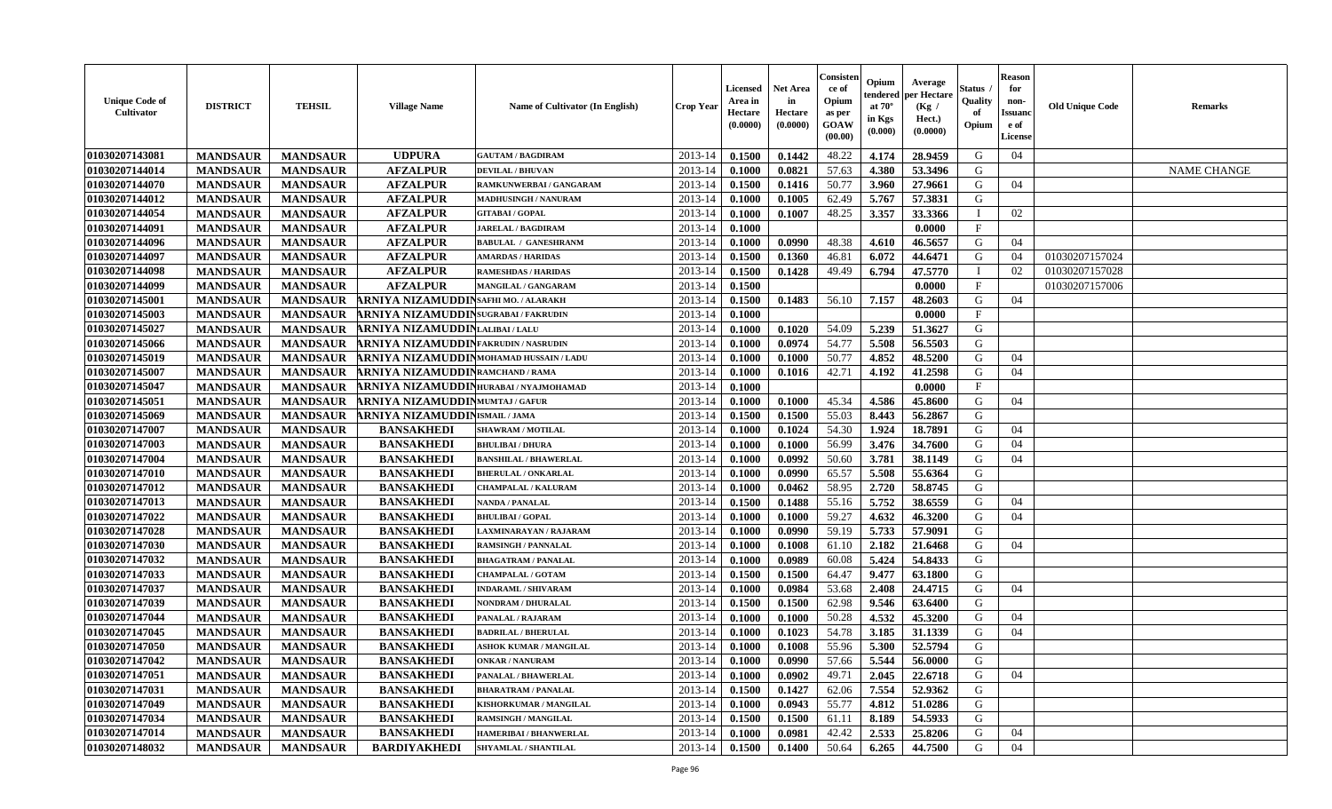| Unique Code of Cultivator | DISTRICT | TEHSIL | Village Name | Name of Cultivator (In English) | Crop Year | Licensed Area in Hectare (0.0000) | Net Area in Hectare (0.0000) | Consistence of Opium as per GOAW (00.00) | Opium tendered at 70° in Kgs (0.000) | Average per Hectare (Kg / Hect.) (0.0000) | Status / Quality of Opium | Reason for non-Issuance of License | Old Unique Code | Remarks |
|---|---|---|---|---|---|---|---|---|---|---|---|---|---|---|
| 01030207143081 | MANDSAUR | MANDSAUR | UDPURA | GAUTAM / BAGDIRAM | 2013-14 | 0.1500 | 0.1442 | 48.22 | 4.174 | 28.9459 | G | 04 | | |
| 01030207144014 | MANDSAUR | MANDSAUR | AFZALPUR | DEVILAL / BHUVAN | 2013-14 | 0.1000 | 0.0821 | 57.63 | 4.380 | 53.3496 | G | | | NAME CHANGE |
| 01030207144070 | MANDSAUR | MANDSAUR | AFZALPUR | RAMKUNWERBAI / GANGARAM | 2013-14 | 0.1500 | 0.1416 | 50.77 | 3.960 | 27.9661 | G | 04 | | |
| 01030207144012 | MANDSAUR | MANDSAUR | AFZALPUR | MADHUSINGH / NANURAM | 2013-14 | 0.1000 | 0.1005 | 62.49 | 5.767 | 57.3831 | G | | | |
| 01030207144054 | MANDSAUR | MANDSAUR | AFZALPUR | GITABAI / GOPAL | 2013-14 | 0.1000 | 0.1007 | 48.25 | 3.357 | 33.3366 | I | 02 | | |
| 01030207144091 | MANDSAUR | MANDSAUR | AFZALPUR | JARELAL / BAGDIRAM | 2013-14 | 0.1000 | | | | 0.0000 | F | | | |
| 01030207144096 | MANDSAUR | MANDSAUR | AFZALPUR | BABULAL / GANESHRANM | 2013-14 | 0.1000 | 0.0990 | 48.38 | 4.610 | 46.5657 | G | 04 | | |
| 01030207144097 | MANDSAUR | MANDSAUR | AFZALPUR | AMARDAS / HARIDAS | 2013-14 | 0.1500 | 0.1360 | 46.81 | 6.072 | 44.6471 | G | 04 | 01030207157024 | |
| 01030207144098 | MANDSAUR | MANDSAUR | AFZALPUR | RAMESHDAS / HARIDAS | 2013-14 | 0.1500 | 0.1428 | 49.49 | 6.794 | 47.5770 | I | 02 | 01030207157028 | |
| 01030207144099 | MANDSAUR | MANDSAUR | AFZALPUR | MANGILAL / GANGARAM | 2013-14 | 0.1500 | | | | 0.0000 | F | | 01030207157006 | |
| 01030207145001 | MANDSAUR | MANDSAUR | ARNIYA NIZAMUDDIN | SAFHI MO. / ALARAKH | 2013-14 | 0.1500 | 0.1483 | 56.10 | 7.157 | 48.2603 | G | 04 | | |
| 01030207145003 | MANDSAUR | MANDSAUR | ARNIYA NIZAMUDDIN | SUGRABAI / FAKRUDIN | 2013-14 | 0.1000 | | | | 0.0000 | F | | | |
| 01030207145027 | MANDSAUR | MANDSAUR | ARNIYA NIZAMUDDIN | LALIBAI / LALU | 2013-14 | 0.1000 | 0.1020 | 54.09 | 5.239 | 51.3627 | G | | | |
| 01030207145066 | MANDSAUR | MANDSAUR | ARNIYA NIZAMUDDIN | FAKRUDIN / NASRUDIN | 2013-14 | 0.1000 | 0.0974 | 54.77 | 5.508 | 56.5503 | G | | | |
| 01030207145019 | MANDSAUR | MANDSAUR | ARNIYA NIZAMUDDIN | MOHAMAD HUSSAIN / LADU | 2013-14 | 0.1000 | 0.1000 | 50.77 | 4.852 | 48.5200 | G | 04 | | |
| 01030207145007 | MANDSAUR | MANDSAUR | ARNIYA NIZAMUDDIN | RAMCHAND / RAMA | 2013-14 | 0.1000 | 0.1016 | 42.71 | 4.192 | 41.2598 | G | 04 | | |
| 01030207145047 | MANDSAUR | MANDSAUR | ARNIYA NIZAMUDDIN | HURABAI / NYAJMOHAMAD | 2013-14 | 0.1000 | | | | 0.0000 | F | | | |
| 01030207145051 | MANDSAUR | MANDSAUR | ARNIYA NIZAMUDDIN | MUMTAJ / GAFUR | 2013-14 | 0.1000 | 0.1000 | 45.34 | 4.586 | 45.8600 | G | 04 | | |
| 01030207145069 | MANDSAUR | MANDSAUR | ARNIYA NIZAMUDDIN | ISMAIL / JAMA | 2013-14 | 0.1500 | 0.1500 | 55.03 | 8.443 | 56.2867 | G | | | |
| 01030207147007 | MANDSAUR | MANDSAUR | BANSAKHEDI | SHAWRAM / MOTILAL | 2013-14 | 0.1000 | 0.1024 | 54.30 | 1.924 | 18.7891 | G | 04 | | |
| 01030207147003 | MANDSAUR | MANDSAUR | BANSAKHEDI | BHULIBAI / DHURA | 2013-14 | 0.1000 | 0.1000 | 56.99 | 3.476 | 34.7600 | G | 04 | | |
| 01030207147004 | MANDSAUR | MANDSAUR | BANSAKHEDI | BANSHILAL / BHAWERLAL | 2013-14 | 0.1000 | 0.0992 | 50.60 | 3.781 | 38.1149 | G | 04 | | |
| 01030207147010 | MANDSAUR | MANDSAUR | BANSAKHEDI | BHERULAL / ONKARLAL | 2013-14 | 0.1000 | 0.0990 | 65.57 | 5.508 | 55.6364 | G | | | |
| 01030207147012 | MANDSAUR | MANDSAUR | BANSAKHEDI | CHAMPALAL / KALURAM | 2013-14 | 0.1000 | 0.0462 | 58.95 | 2.720 | 58.8745 | G | | | |
| 01030207147013 | MANDSAUR | MANDSAUR | BANSAKHEDI | NANDA / PANALAL | 2013-14 | 0.1500 | 0.1488 | 55.16 | 5.752 | 38.6559 | G | 04 | | |
| 01030207147022 | MANDSAUR | MANDSAUR | BANSAKHEDI | BHULIBAI / GOPAL | 2013-14 | 0.1000 | 0.1000 | 59.27 | 4.632 | 46.3200 | G | 04 | | |
| 01030207147028 | MANDSAUR | MANDSAUR | BANSAKHEDI | LAXMINARAYAN / RAJARAM | 2013-14 | 0.1000 | 0.0990 | 59.19 | 5.733 | 57.9091 | G | | | |
| 01030207147030 | MANDSAUR | MANDSAUR | BANSAKHEDI | RAMSINGH / PANNALAL | 2013-14 | 0.1000 | 0.1008 | 61.10 | 2.182 | 21.6468 | G | 04 | | |
| 01030207147032 | MANDSAUR | MANDSAUR | BANSAKHEDI | BHAGATRAM / PANALAL | 2013-14 | 0.1000 | 0.0989 | 60.08 | 5.424 | 54.8433 | G | | | |
| 01030207147033 | MANDSAUR | MANDSAUR | BANSAKHEDI | CHAMPALAL / GOTAM | 2013-14 | 0.1500 | 0.1500 | 64.47 | 9.477 | 63.1800 | G | | | |
| 01030207147037 | MANDSAUR | MANDSAUR | BANSAKHEDI | INDARAML / SHIVARAM | 2013-14 | 0.1000 | 0.0984 | 53.68 | 2.408 | 24.4715 | G | 04 | | |
| 01030207147039 | MANDSAUR | MANDSAUR | BANSAKHEDI | NONDRAM / DHURALAL | 2013-14 | 0.1500 | 0.1500 | 62.98 | 9.546 | 63.6400 | G | | | |
| 01030207147044 | MANDSAUR | MANDSAUR | BANSAKHEDI | PANALAL / RAJARAM | 2013-14 | 0.1000 | 0.1000 | 50.28 | 4.532 | 45.3200 | G | 04 | | |
| 01030207147045 | MANDSAUR | MANDSAUR | BANSAKHEDI | BADRILAL / BHERULAL | 2013-14 | 0.1000 | 0.1023 | 54.78 | 3.185 | 31.1339 | G | 04 | | |
| 01030207147050 | MANDSAUR | MANDSAUR | BANSAKHEDI | ASHOK KUMAR / MANGILAL | 2013-14 | 0.1000 | 0.1008 | 55.96 | 5.300 | 52.5794 | G | | | |
| 01030207147042 | MANDSAUR | MANDSAUR | BANSAKHEDI | ONKAR / NANURAM | 2013-14 | 0.1000 | 0.0990 | 57.66 | 5.544 | 56.0000 | G | | | |
| 01030207147051 | MANDSAUR | MANDSAUR | BANSAKHEDI | PANALAL / BHAWERLAL | 2013-14 | 0.1000 | 0.0902 | 49.71 | 2.045 | 22.6718 | G | 04 | | |
| 01030207147031 | MANDSAUR | MANDSAUR | BANSAKHEDI | BHARATRAM / PANALAL | 2013-14 | 0.1500 | 0.1427 | 62.06 | 7.554 | 52.9362 | G | | | |
| 01030207147049 | MANDSAUR | MANDSAUR | BANSAKHEDI | KISHORKUMAR / MANGILAL | 2013-14 | 0.1000 | 0.0943 | 55.77 | 4.812 | 51.0286 | G | | | |
| 01030207147034 | MANDSAUR | MANDSAUR | BANSAKHEDI | RAMSINGH / MANGILAL | 2013-14 | 0.1500 | 0.1500 | 61.11 | 8.189 | 54.5933 | G | | | |
| 01030207147014 | MANDSAUR | MANDSAUR | BANSAKHEDI | HAMERIBAI / BHANWERLAL | 2013-14 | 0.1000 | 0.0981 | 42.42 | 2.533 | 25.8206 | G | 04 | | |
| 01030207148032 | MANDSAUR | MANDSAUR | BARDIYAKHEDI | SHYAMLAL / SHANTILAL | 2013-14 | 0.1500 | 0.1400 | 50.64 | 6.265 | 44.7500 | G | 04 | | |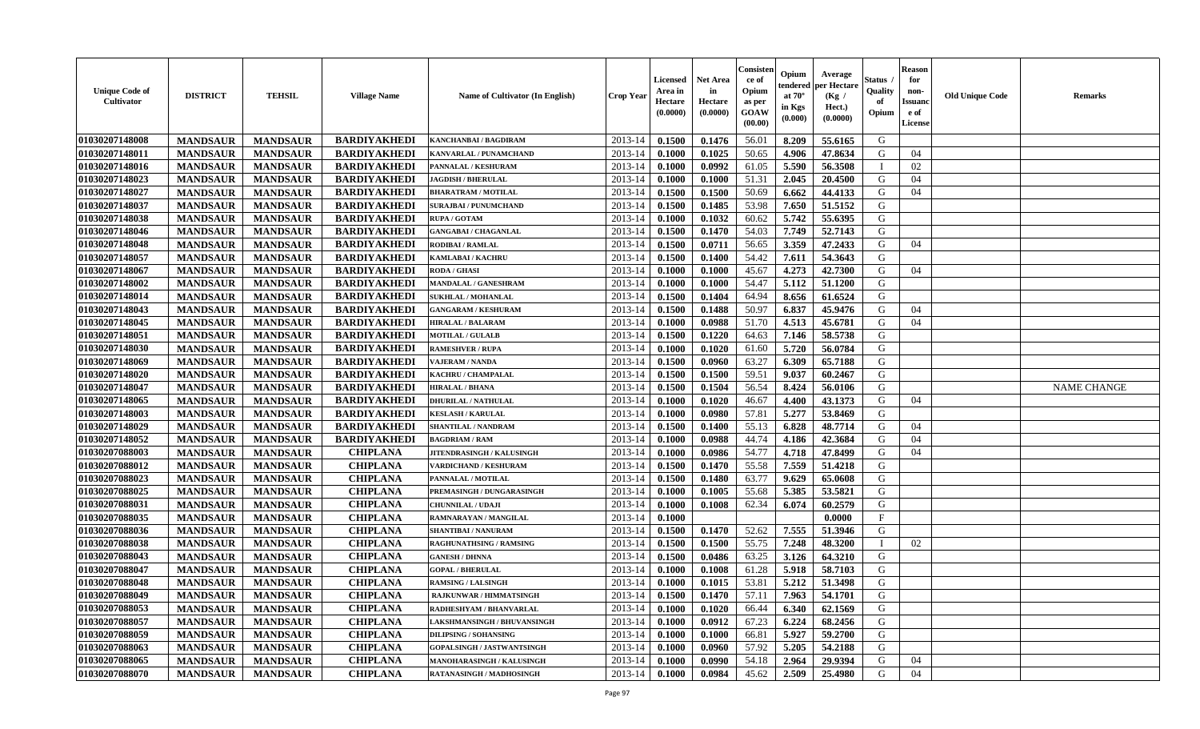| Unique Code of Cultivator | DISTRICT | TEHSIL | Village Name | Name of Cultivator (In English) | Crop Year | Licensed Area in Hectare (0.0000) | Net Area in Hectare (0.0000) | Consistence of Opium as per GOAW (00.00) | Opium tendered at 70° in Kgs (0.000) | Average per Hectare (Kg / Hect.) (0.0000) | Status / Quality of Opium | Reason for non-Issuance of License | Old Unique Code | Remarks |
|---|---|---|---|---|---|---|---|---|---|---|---|---|---|---|
| 01030207148008 | MANDSAUR | MANDSAUR | BARDIYAKHEDI | KANCHANBAI / BAGDIRAM | 2013-14 | 0.1500 | 0.1476 | 56.01 | 8.209 | 55.6165 | G | | | |
| 01030207148011 | MANDSAUR | MANDSAUR | BARDIYAKHEDI | KANVARLAL / PUNAMCHAND | 2013-14 | 0.1000 | 0.1025 | 50.65 | 4.906 | 47.8634 | G | 04 | | |
| 01030207148016 | MANDSAUR | MANDSAUR | BARDIYAKHEDI | PANNALAL / KESHURAM | 2013-14 | 0.1000 | 0.0992 | 61.05 | 5.590 | 56.3508 | I | 02 | | |
| 01030207148023 | MANDSAUR | MANDSAUR | BARDIYAKHEDI | JAGDISH / BHERULAL | 2013-14 | 0.1000 | 0.1000 | 51.31 | 2.045 | 20.4500 | G | 04 | | |
| 01030207148027 | MANDSAUR | MANDSAUR | BARDIYAKHEDI | BHARATRAM / MOTILAL | 2013-14 | 0.1500 | 0.1500 | 50.69 | 6.662 | 44.4133 | G | 04 | | |
| 01030207148037 | MANDSAUR | MANDSAUR | BARDIYAKHEDI | SURAJBAI / PUNUMCHAND | 2013-14 | 0.1500 | 0.1485 | 53.98 | 7.650 | 51.5152 | G | | | |
| 01030207148038 | MANDSAUR | MANDSAUR | BARDIYAKHEDI | RUPA / GOTAM | 2013-14 | 0.1000 | 0.1032 | 60.62 | 5.742 | 55.6395 | G | | | |
| 01030207148046 | MANDSAUR | MANDSAUR | BARDIYAKHEDI | GANGABAI / CHAGANLAL | 2013-14 | 0.1500 | 0.1470 | 54.03 | 7.749 | 52.7143 | G | | | |
| 01030207148048 | MANDSAUR | MANDSAUR | BARDIYAKHEDI | RODIBAI / RAMLAL | 2013-14 | 0.1500 | 0.0711 | 56.65 | 3.359 | 47.2433 | G | 04 | | |
| 01030207148057 | MANDSAUR | MANDSAUR | BARDIYAKHEDI | KAMLABAI / KACHRU | 2013-14 | 0.1500 | 0.1400 | 54.42 | 7.611 | 54.3643 | G | | | |
| 01030207148067 | MANDSAUR | MANDSAUR | BARDIYAKHEDI | RODA / GHASI | 2013-14 | 0.1000 | 0.1000 | 45.67 | 4.273 | 42.7300 | G | 04 | | |
| 01030207148002 | MANDSAUR | MANDSAUR | BARDIYAKHEDI | MANDALAL / GANESHRAM | 2013-14 | 0.1000 | 0.1000 | 54.47 | 5.112 | 51.1200 | G | | | |
| 01030207148014 | MANDSAUR | MANDSAUR | BARDIYAKHEDI | SUKHLAL / MOHANLAL | 2013-14 | 0.1500 | 0.1404 | 64.94 | 8.656 | 61.6524 | G | | | |
| 01030207148043 | MANDSAUR | MANDSAUR | BARDIYAKHEDI | GANGARAM / KESHURAM | 2013-14 | 0.1500 | 0.1488 | 50.97 | 6.837 | 45.9476 | G | 04 | | |
| 01030207148045 | MANDSAUR | MANDSAUR | BARDIYAKHEDI | HIRALAL / BALARAM | 2013-14 | 0.1000 | 0.0988 | 51.70 | 4.513 | 45.6781 | G | 04 | | |
| 01030207148051 | MANDSAUR | MANDSAUR | BARDIYAKHEDI | MOTILAL / GULALB | 2013-14 | 0.1500 | 0.1220 | 64.63 | 7.146 | 58.5738 | G | | | |
| 01030207148030 | MANDSAUR | MANDSAUR | BARDIYAKHEDI | RAMESHVER / RUPA | 2013-14 | 0.1000 | 0.1020 | 61.60 | 5.720 | 56.0784 | G | | | |
| 01030207148069 | MANDSAUR | MANDSAUR | BARDIYAKHEDI | VAJERAM / NANDA | 2013-14 | 0.1500 | 0.0960 | 63.27 | 6.309 | 65.7188 | G | | | |
| 01030207148020 | MANDSAUR | MANDSAUR | BARDIYAKHEDI | KACHRU / CHAMPALAL | 2013-14 | 0.1500 | 0.1500 | 59.51 | 9.037 | 60.2467 | G | | | |
| 01030207148047 | MANDSAUR | MANDSAUR | BARDIYAKHEDI | HIRALAL / BHANA | 2013-14 | 0.1500 | 0.1504 | 56.54 | 8.424 | 56.0106 | G | | | NAME CHANGE |
| 01030207148065 | MANDSAUR | MANDSAUR | BARDIYAKHEDI | DHURILAL / NATHULAL | 2013-14 | 0.1000 | 0.1020 | 46.67 | 4.400 | 43.1373 | G | 04 | | |
| 01030207148003 | MANDSAUR | MANDSAUR | BARDIYAKHEDI | KESLASH / KARULAL | 2013-14 | 0.1000 | 0.0980 | 57.81 | 5.277 | 53.8469 | G | | | |
| 01030207148029 | MANDSAUR | MANDSAUR | BARDIYAKHEDI | SHANTILAL / NANDRAM | 2013-14 | 0.1500 | 0.1400 | 55.13 | 6.828 | 48.7714 | G | 04 | | |
| 01030207148052 | MANDSAUR | MANDSAUR | BARDIYAKHEDI | BAGDRIAM / RAM | 2013-14 | 0.1000 | 0.0988 | 44.74 | 4.186 | 42.3684 | G | 04 | | |
| 01030207088003 | MANDSAUR | MANDSAUR | CHIPLANA | JITENDRASINGH / KALUSINGH | 2013-14 | 0.1000 | 0.0986 | 54.77 | 4.718 | 47.8499 | G | 04 | | |
| 01030207088012 | MANDSAUR | MANDSAUR | CHIPLANA | VARDICHAND / KESHURAM | 2013-14 | 0.1500 | 0.1470 | 55.58 | 7.559 | 51.4218 | G | | | |
| 01030207088023 | MANDSAUR | MANDSAUR | CHIPLANA | PANNALAL / MOTILAL | 2013-14 | 0.1500 | 0.1480 | 63.77 | 9.629 | 65.0608 | G | | | |
| 01030207088025 | MANDSAUR | MANDSAUR | CHIPLANA | PREMASINGH / DUNGARASINGH | 2013-14 | 0.1000 | 0.1005 | 55.68 | 5.385 | 53.5821 | G | | | |
| 01030207088031 | MANDSAUR | MANDSAUR | CHIPLANA | CHUNNILAL / UDAJI | 2013-14 | 0.1000 | 0.1008 | 62.34 | 6.074 | 60.2579 | G | | | |
| 01030207088035 | MANDSAUR | MANDSAUR | CHIPLANA | RAMNARAYAN / MANGILAL | 2013-14 | 0.1000 | | | | 0.0000 | F | | | |
| 01030207088036 | MANDSAUR | MANDSAUR | CHIPLANA | SHANTIBAI / NANURAM | 2013-14 | 0.1500 | 0.1470 | 52.62 | 7.555 | 51.3946 | G | | | |
| 01030207088038 | MANDSAUR | MANDSAUR | CHIPLANA | RAGHUNATHSING / RAMSING | 2013-14 | 0.1500 | 0.1500 | 55.75 | 7.248 | 48.3200 | I | 02 | | |
| 01030207088043 | MANDSAUR | MANDSAUR | CHIPLANA | GANESH / DHNNA | 2013-14 | 0.1500 | 0.0486 | 63.25 | 3.126 | 64.3210 | G | | | |
| 01030207088047 | MANDSAUR | MANDSAUR | CHIPLANA | GOPAL / BHERULAL | 2013-14 | 0.1000 | 0.1008 | 61.28 | 5.918 | 58.7103 | G | | | |
| 01030207088048 | MANDSAUR | MANDSAUR | CHIPLANA | RAMSING / LALSINGH | 2013-14 | 0.1000 | 0.1015 | 53.81 | 5.212 | 51.3498 | G | | | |
| 01030207088049 | MANDSAUR | MANDSAUR | CHIPLANA | RAJKUNWAR / HIMMATSINGH | 2013-14 | 0.1500 | 0.1470 | 57.11 | 7.963 | 54.1701 | G | | | |
| 01030207088053 | MANDSAUR | MANDSAUR | CHIPLANA | RADHESHYAM / BHANVARLAL | 2013-14 | 0.1000 | 0.1020 | 66.44 | 6.340 | 62.1569 | G | | | |
| 01030207088057 | MANDSAUR | MANDSAUR | CHIPLANA | LAKSHMANSINGH / BHUVANSINGH | 2013-14 | 0.1000 | 0.0912 | 67.23 | 6.224 | 68.2456 | G | | | |
| 01030207088059 | MANDSAUR | MANDSAUR | CHIPLANA | DILIPSING / SOHANSING | 2013-14 | 0.1000 | 0.1000 | 66.81 | 5.927 | 59.2700 | G | | | |
| 01030207088063 | MANDSAUR | MANDSAUR | CHIPLANA | GOPALSINGH / JASTWANTSINGH | 2013-14 | 0.1000 | 0.0960 | 57.92 | 5.205 | 54.2188 | G | | | |
| 01030207088065 | MANDSAUR | MANDSAUR | CHIPLANA | MANOHARASINGH / KALUSINGH | 2013-14 | 0.1000 | 0.0990 | 54.18 | 2.964 | 29.9394 | G | 04 | | |
| 01030207088070 | MANDSAUR | MANDSAUR | CHIPLANA | RATANASINGH / MADHOSINGH | 2013-14 | 0.1000 | 0.0984 | 45.62 | 2.509 | 25.4980 | G | 04 | | |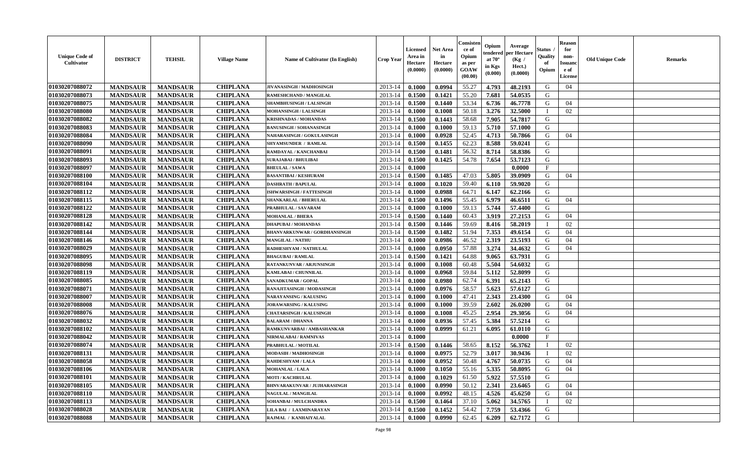| Unique Code of Cultivator | DISTRICT | TEHSIL | Village Name | Name of Cultivator (In English) | Crop Year | Licensed Area in Hectare (0.0000) | Net Area in Hectare (0.0000) | Consistence of Opium as per GOAW (00.00) | Opium tendered at 70° in Kgs (0.000) | Average per Hectare (Kg / Hect.) (0.0000) | Status / Quality of Opium | Reason for non-Issuance of License | Old Unique Code | Remarks |
|---|---|---|---|---|---|---|---|---|---|---|---|---|---|---|
| 01030207088072 | MANDSAUR | MANDSAUR | CHIPLANA | JIVANASINGH / MADHOSINGH | 2013-14 | 0.1000 | 0.0994 | 55.27 | 4.793 | 48.2193 | G | 04 | | |
| 01030207088073 | MANDSAUR | MANDSAUR | CHIPLANA | RAMESHCHAND / MANGILAL | 2013-14 | 0.1500 | 0.1421 | 55.20 | 7.681 | 54.0535 | G | | | |
| 01030207088075 | MANDSAUR | MANDSAUR | CHIPLANA | SHAMBHUSINGH / LALSINGH | 2013-14 | 0.1500 | 0.1440 | 53.34 | 6.736 | 46.7778 | G | 04 | | |
| 01030207088080 | MANDSAUR | MANDSAUR | CHIPLANA | MOHANSINGH / LALSINGH | 2013-14 | 0.1000 | 0.1008 | 50.18 | 3.276 | 32.5000 | I | 02 | | |
| 01030207088082 | MANDSAUR | MANDSAUR | CHIPLANA | KRISHNADAS / MOHANDAS | 2013-14 | 0.1500 | 0.1443 | 58.68 | 7.905 | 54.7817 | G | | | |
| 01030207088083 | MANDSAUR | MANDSAUR | CHIPLANA | BANUSINGH / SOHANASINGH | 2013-14 | 0.1000 | 0.1000 | 59.13 | 5.710 | 57.1000 | G | | | |
| 01030207088084 | MANDSAUR | MANDSAUR | CHIPLANA | NAHARASINGH / GOKULASINGH | 2013-14 | 0.1000 | 0.0928 | 52.45 | 4.713 | 50.7866 | G | 04 | | |
| 01030207088090 | MANDSAUR | MANDSAUR | CHIPLANA | SHYAMSUNDER / RAMLAL | 2013-14 | 0.1500 | 0.1455 | 62.23 | 8.588 | 59.0241 | G | | | |
| 01030207088091 | MANDSAUR | MANDSAUR | CHIPLANA | RAMDAYAL / KANCHANBAI | 2013-14 | 0.1500 | 0.1481 | 56.32 | 8.714 | 58.8386 | G | | | |
| 01030207088093 | MANDSAUR | MANDSAUR | CHIPLANA | SURAJABAI / BHULIBAI | 2013-14 | 0.1500 | 0.1425 | 54.78 | 7.654 | 53.7123 | G | | | |
| 01030207088097 | MANDSAUR | MANDSAUR | CHIPLANA | BHEULAL / SAWA | 2013-14 | 0.1000 | | | | 0.0000 | F | | | |
| 01030207088100 | MANDSAUR | MANDSAUR | CHIPLANA | BASANTIBAI / KESHURAM | 2013-14 | 0.1500 | 0.1485 | 47.03 | 5.805 | 39.0909 | G | 04 | | |
| 01030207088104 | MANDSAUR | MANDSAUR | CHIPLANA | DASHRATH / BAPULAL | 2013-14 | 0.1000 | 0.1020 | 59.40 | 6.110 | 59.9020 | G | | | |
| 01030207088112 | MANDSAUR | MANDSAUR | CHIPLANA | ISHWARSINGH / FATTESINGH | 2013-14 | 0.1000 | 0.0988 | 64.71 | 6.147 | 62.2166 | G | | | |
| 01030207088115 | MANDSAUR | MANDSAUR | CHIPLANA | SHANKARLAL / BHERULAL | 2013-14 | 0.1500 | 0.1496 | 55.45 | 6.979 | 46.6511 | G | 04 | | |
| 01030207088122 | MANDSAUR | MANDSAUR | CHIPLANA | PRABHULAL / SAVARAM | 2013-14 | 0.1000 | 0.1000 | 59.13 | 5.744 | 57.4400 | G | | | |
| 01030207088128 | MANDSAUR | MANDSAUR | CHIPLANA | MOHANLAL / BHERA | 2013-14 | 0.1500 | 0.1440 | 60.43 | 3.919 | 27.2153 | G | 04 | | |
| 01030207088142 | MANDSAUR | MANDSAUR | CHIPLANA | DHAPUBAI / MOHANDAS | 2013-14 | 0.1500 | 0.1446 | 59.69 | 8.416 | 58.2019 | I | 02 | | |
| 01030207088144 | MANDSAUR | MANDSAUR | CHIPLANA | BHANVARKUNWAR / GORDHANSINGH | 2013-14 | 0.1500 | 0.1482 | 51.94 | 7.353 | 49.6154 | G | 04 | | |
| 01030207088146 | MANDSAUR | MANDSAUR | CHIPLANA | MANGILAL / NATHU | 2013-14 | 0.1000 | 0.0986 | 46.52 | 2.319 | 23.5193 | G | 04 | | |
| 01030207088029 | MANDSAUR | MANDSAUR | CHIPLANA | RADHESHYAM / NATHULAL | 2013-14 | 0.1000 | 0.0950 | 57.88 | 3.274 | 34.4632 | G | 04 | | |
| 01030207088095 | MANDSAUR | MANDSAUR | CHIPLANA | BHAGUBAI / RAMLAL | 2013-14 | 0.1500 | 0.1421 | 64.88 | 9.065 | 63.7931 | G | | | |
| 01030207088098 | MANDSAUR | MANDSAUR | CHIPLANA | RATANKUNVAR / ARJUNSINGH | 2013-14 | 0.1000 | 0.1008 | 60.48 | 5.504 | 54.6032 | G | | | |
| 01030207088119 | MANDSAUR | MANDSAUR | CHIPLANA | KAMLABAI / CHUNNILAL | 2013-14 | 0.1000 | 0.0968 | 59.84 | 5.112 | 52.8099 | G | | | |
| 01030207088085 | MANDSAUR | MANDSAUR | CHIPLANA | SANADKUMAR / GOPAL | 2013-14 | 0.1000 | 0.0980 | 62.74 | 6.391 | 65.2143 | G | | | |
| 01030207088071 | MANDSAUR | MANDSAUR | CHIPLANA | RANAJITASINGH / MODASINGH | 2013-14 | 0.1000 | 0.0976 | 58.57 | 5.623 | 57.6127 | G | | | |
| 01030207088007 | MANDSAUR | MANDSAUR | CHIPLANA | NARAYANSING / KALUSING | 2013-14 | 0.1000 | 0.1000 | 47.41 | 2.343 | 23.4300 | G | 04 | | |
| 01030207088008 | MANDSAUR | MANDSAUR | CHIPLANA | JORAWARSING / KALUSING | 2013-14 | 0.1000 | 0.1000 | 39.59 | 2.602 | 26.0200 | G | 04 | | |
| 01030207088076 | MANDSAUR | MANDSAUR | CHIPLANA | CHATARSINGH / KALUSINGH | 2013-14 | 0.1000 | 0.1008 | 45.25 | 2.954 | 29.3056 | G | 04 | | |
| 01030207088032 | MANDSAUR | MANDSAUR | CHIPLANA | BALARAM / DHANNA | 2013-14 | 0.1000 | 0.0936 | 57.45 | 5.384 | 57.5214 | G | | | |
| 01030207088102 | MANDSAUR | MANDSAUR | CHIPLANA | RAMKUNVARBAI / AMBASHANKAR | 2013-14 | 0.1000 | 0.0999 | 61.21 | 6.095 | 61.0110 | G | | | |
| 01030207088042 | MANDSAUR | MANDSAUR | CHIPLANA | NIRMALABAI / RAMNIVAS | 2013-14 | 0.1000 | | | | 0.0000 | F | | | |
| 01030207088074 | MANDSAUR | MANDSAUR | CHIPLANA | PRABHULAL / MOTILAL | 2013-14 | 0.1500 | 0.1446 | 58.65 | 8.152 | 56.3762 | I | 02 | | |
| 01030207088131 | MANDSAUR | MANDSAUR | CHIPLANA | MODASIH / MADHOSINGH | 2013-14 | 0.1000 | 0.0975 | 52.79 | 3.017 | 30.9436 | I | 02 | | |
| 01030207088058 | MANDSAUR | MANDSAUR | CHIPLANA | RAHDESHYAM / LALA | 2013-14 | 0.1000 | 0.0952 | 50.48 | 4.767 | 50.0735 | G | 04 | | |
| 01030207088106 | MANDSAUR | MANDSAUR | CHIPLANA | MOHANLAL / LALA | 2013-14 | 0.1000 | 0.1050 | 55.16 | 5.335 | 50.8095 | G | 04 | | |
| 01030207088101 | MANDSAUR | MANDSAUR | CHIPLANA | MOTI / KACHRULAL | 2013-14 | 0.1000 | 0.1029 | 61.50 | 5.922 | 57.5510 | G | | | |
| 01030207088105 | MANDSAUR | MANDSAUR | CHIPLANA | BHNVARAKUNVAR / JUJHARASINGH | 2013-14 | 0.1000 | 0.0990 | 50.12 | 2.341 | 23.6465 | G | 04 | | |
| 01030207088110 | MANDSAUR | MANDSAUR | CHIPLANA | NAGULAL / MANGILAL | 2013-14 | 0.1000 | 0.0992 | 48.15 | 4.526 | 45.6250 | G | 04 | | |
| 01030207088113 | MANDSAUR | MANDSAUR | CHIPLANA | SOHANBAI / MULCHANDRA | 2013-14 | 0.1500 | 0.1464 | 37.10 | 5.062 | 34.5765 | I | 02 | | |
| 01030207088028 | MANDSAUR | MANDSAUR | CHIPLANA | LILA BAI / LAXMINARAYAN | 2013-14 | 0.1500 | 0.1452 | 54.42 | 7.759 | 53.4366 | G | | | |
| 01030207088088 | MANDSAUR | MANDSAUR | CHIPLANA | RAJMAL / KANHAIYALAL | 2013-14 | 0.1000 | 0.0990 | 62.45 | 6.209 | 62.7172 | G | | | |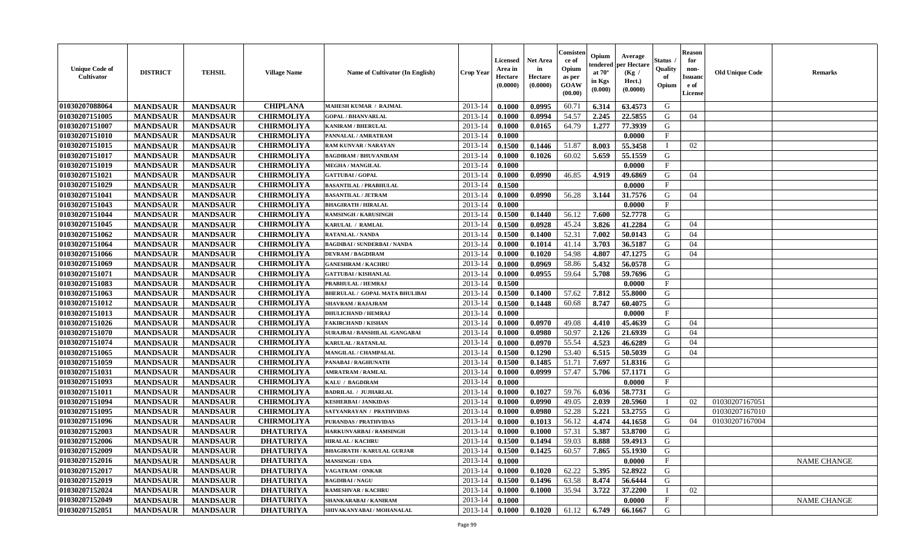| Unique Code of Cultivator | DISTRICT | TEHSIL | Village Name | Name of Cultivator (In English) | Crop Year | Licensed Area in Hectare (0.0000) | Net Area in Hectare (0.0000) | Consistence of Opium as per GOAW (00.00) | Opium tendered at 70° in Kgs (0.000) | Average per Hectare (Kg / Hect.) (0.0000) | Status / Quality of Opium | Reason for non-Issuance of License | Old Unique Code | Remarks |
|---|---|---|---|---|---|---|---|---|---|---|---|---|---|---|
| 01030207088064 | MANDSAUR | MANDSAUR | CHIPLANA | MAHESH KUMAR / RAJMAL | 2013-14 | 0.1000 | 0.0995 | 60.71 | 6.314 | 63.4573 | G | | | |
| 01030207151005 | MANDSAUR | MANDSAUR | CHIRMOLIYA | GOPAL / BHANVARLAL | 2013-14 | 0.1000 | 0.0994 | 54.57 | 2.245 | 22.5855 | G | 04 | | |
| 01030207151007 | MANDSAUR | MANDSAUR | CHIRMOLIYA | KANIRAM / BHERULAL | 2013-14 | 0.1000 | 0.0165 | 64.79 | 1.277 | 77.3939 | G | | | |
| 01030207151010 | MANDSAUR | MANDSAUR | CHIRMOLIYA | PANNALAL / AMRATRAM | 2013-14 | 0.1000 | | | | 0.0000 | F | | | |
| 01030207151015 | MANDSAUR | MANDSAUR | CHIRMOLIYA | RAM KUNVAR / NARAYAN | 2013-14 | 0.1500 | 0.1446 | 51.87 | 8.003 | 55.3458 | I | 02 | | |
| 01030207151017 | MANDSAUR | MANDSAUR | CHIRMOLIYA | BAGDIRAM / BHUVANIRAM | 2013-14 | 0.1000 | 0.1026 | 60.02 | 5.659 | 55.1559 | G | | | |
| 01030207151019 | MANDSAUR | MANDSAUR | CHIRMOLIYA | MEGHA / MANGILAL | 2013-14 | 0.1000 | | | | 0.0000 | F | | | |
| 01030207151021 | MANDSAUR | MANDSAUR | CHIRMOLIYA | GATTUBAI / GOPAL | 2013-14 | 0.1000 | 0.0990 | 46.85 | 4.919 | 49.6869 | G | 04 | | |
| 01030207151029 | MANDSAUR | MANDSAUR | CHIRMOLIYA | BASANTILAL / PRABHULAL | 2013-14 | 0.1500 | | | | 0.0000 | F | | | |
| 01030207151041 | MANDSAUR | MANDSAUR | CHIRMOLIYA | BASANTILAL / JETRAM | 2013-14 | 0.1000 | 0.0990 | 56.28 | 3.144 | 31.7576 | G | 04 | | |
| 01030207151043 | MANDSAUR | MANDSAUR | CHIRMOLIYA | BHAGIRATH / HIRALAL | 2013-14 | 0.1000 | | | | 0.0000 | F | | | |
| 01030207151044 | MANDSAUR | MANDSAUR | CHIRMOLIYA | RAMSINGH / KARUSINGH | 2013-14 | 0.1500 | 0.1440 | 56.12 | 7.600 | 52.7778 | G | | | |
| 01030207151045 | MANDSAUR | MANDSAUR | CHIRMOLIYA | KARULAL / RAMLAL | 2013-14 | 0.1500 | 0.0928 | 45.24 | 3.826 | 41.2284 | G | 04 | | |
| 01030207151062 | MANDSAUR | MANDSAUR | CHIRMOLIYA | RATANLAL / NANDA | 2013-14 | 0.1500 | 0.1400 | 52.31 | 7.002 | 50.0143 | G | 04 | | |
| 01030207151064 | MANDSAUR | MANDSAUR | CHIRMOLIYA | BAGDIBAI / SUNDERBAI / NANDA | 2013-14 | 0.1000 | 0.1014 | 41.14 | 3.703 | 36.5187 | G | 04 | | |
| 01030207151066 | MANDSAUR | MANDSAUR | CHIRMOLIYA | DEVRAM / BAGDIRAM | 2013-14 | 0.1000 | 0.1020 | 54.98 | 4.807 | 47.1275 | G | 04 | | |
| 01030207151069 | MANDSAUR | MANDSAUR | CHIRMOLIYA | GANESHRAM / KACHRU | 2013-14 | 0.1000 | 0.0969 | 58.86 | 5.432 | 56.0578 | G | | | |
| 01030207151071 | MANDSAUR | MANDSAUR | CHIRMOLIYA | GATTUBAI / KISHANLAL | 2013-14 | 0.1000 | 0.0955 | 59.64 | 5.708 | 59.7696 | G | | | |
| 01030207151083 | MANDSAUR | MANDSAUR | CHIRMOLIYA | PRABHULAL / HEMRAJ | 2013-14 | 0.1500 | | | | 0.0000 | F | | | |
| 01030207151063 | MANDSAUR | MANDSAUR | CHIRMOLIYA | BHERULAL / GOPAL MATA BHULIBAI | 2013-14 | 0.1500 | 0.1400 | 57.62 | 7.812 | 55.8000 | G | | | |
| 01030207151012 | MANDSAUR | MANDSAUR | CHIRMOLIYA | SHAVRAM / RAJAJRAM | 2013-14 | 0.1500 | 0.1448 | 60.68 | 8.747 | 60.4075 | G | | | |
| 01030207151013 | MANDSAUR | MANDSAUR | CHIRMOLIYA | DHULICHAND / HEMRAJ | 2013-14 | 0.1000 | | | | 0.0000 | F | | | |
| 01030207151026 | MANDSAUR | MANDSAUR | CHIRMOLIYA | FAKIRCHAND / KISHAN | 2013-14 | 0.1000 | 0.0970 | 49.08 | 4.410 | 45.4639 | G | 04 | | |
| 01030207151070 | MANDSAUR | MANDSAUR | CHIRMOLIYA | SURAJBAI / BANSHILAL /GANGABAI | 2013-14 | 0.1000 | 0.0980 | 50.97 | 2.126 | 21.6939 | G | 04 | | |
| 01030207151074 | MANDSAUR | MANDSAUR | CHIRMOLIYA | KARULAL / RATANLAL | 2013-14 | 0.1000 | 0.0970 | 55.54 | 4.523 | 46.6289 | G | 04 | | |
| 01030207151065 | MANDSAUR | MANDSAUR | CHIRMOLIYA | MANGILAL / CHAMPALAL | 2013-14 | 0.1500 | 0.1290 | 53.40 | 6.515 | 50.5039 | G | 04 | | |
| 01030207151059 | MANDSAUR | MANDSAUR | CHIRMOLIYA | PANABAI / RAGHUNATH | 2013-14 | 0.1500 | 0.1485 | 51.71 | 7.697 | 51.8316 | G | | | |
| 01030207151031 | MANDSAUR | MANDSAUR | CHIRMOLIYA | AMRATRAM / RAMLAL | 2013-14 | 0.1000 | 0.0999 | 57.47 | 5.706 | 57.1171 | G | | | |
| 01030207151093 | MANDSAUR | MANDSAUR | CHIRMOLIYA | KALU / BAGDIRAM | 2013-14 | 0.1000 | | | | 0.0000 | F | | | |
| 01030207151011 | MANDSAUR | MANDSAUR | CHIRMOLIYA | BADRILAL / JUJHARLAL | 2013-14 | 0.1000 | 0.1027 | 59.76 | 6.036 | 58.7731 | G | | | |
| 01030207151094 | MANDSAUR | MANDSAUR | CHIRMOLIYA | KESHERBAI / JANKIDAS | 2013-14 | 0.1000 | 0.0990 | 49.05 | 2.039 | 20.5960 | I | 02 | 01030207167051 | |
| 01030207151095 | MANDSAUR | MANDSAUR | CHIRMOLIYA | SATYANRAYAN / PRATHVIDAS | 2013-14 | 0.1000 | 0.0980 | 52.28 | 5.221 | 53.2755 | G | | 01030207167010 | |
| 01030207151096 | MANDSAUR | MANDSAUR | CHIRMOLIYA | PURANDAS / PRATHVIDAS | 2013-14 | 0.1000 | 0.1013 | 56.12 | 4.474 | 44.1658 | G | 04 | 01030207167004 | |
| 01030207152003 | MANDSAUR | MANDSAUR | DHATURIYA | HARKUNVARBAI / RAMSINGH | 2013-14 | 0.1000 | 0.1000 | 57.31 | 5.387 | 53.8700 | G | | | |
| 01030207152006 | MANDSAUR | MANDSAUR | DHATURIYA | HIRALAL / KACHRU | 2013-14 | 0.1500 | 0.1494 | 59.03 | 8.888 | 59.4913 | G | | | |
| 01030207152009 | MANDSAUR | MANDSAUR | DHATURIYA | BHAGIRATH / KARULAL GURJAR | 2013-14 | 0.1500 | 0.1425 | 60.57 | 7.865 | 55.1930 | G | | | |
| 01030207152016 | MANDSAUR | MANDSAUR | DHATURIYA | MANSINGH / UDA | 2013-14 | 0.1000 | | | | 0.0000 | F | | | NAME CHANGE |
| 01030207152017 | MANDSAUR | MANDSAUR | DHATURIYA | VAGATRAM / ONKAR | 2013-14 | 0.1000 | 0.1020 | 62.22 | 5.395 | 52.8922 | G | | | |
| 01030207152019 | MANDSAUR | MANDSAUR | DHATURIYA | BAGDIBAI / NAGU | 2013-14 | 0.1500 | 0.1496 | 63.58 | 8.474 | 56.6444 | G | | | |
| 01030207152024 | MANDSAUR | MANDSAUR | DHATURIYA | RAMESHVAR / KACHRU | 2013-14 | 0.1000 | 0.1000 | 35.94 | 3.722 | 37.2200 | I | 02 | | |
| 01030207152049 | MANDSAUR | MANDSAUR | DHATURIYA | SHANKARABAI / KANIRAM | 2013-14 | 0.1000 | | | | 0.0000 | F | | | NAME CHANGE |
| 01030207152051 | MANDSAUR | MANDSAUR | DHATURIYA | SHIVAKANYABAI / MOHANALAL | 2013-14 | 0.1000 | 0.1020 | 61.12 | 6.749 | 66.1667 | G | | | |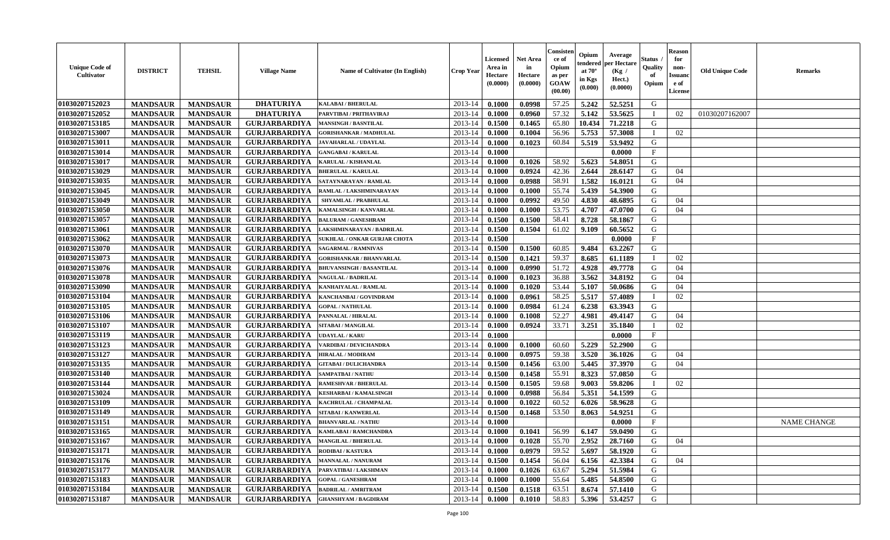| Unique Code of Cultivator | DISTRICT | TEHSIL | Village Name | Name of Cultivator (In English) | Crop Year | Licensed Area in Hectare (0.0000) | Net Area in Hectare (0.0000) | Consistence of Opium as per GOAW (00.00) | Opium tendered at 70° in Kgs (0.000) | Average per Hectare (Kg / Hect.) (0.0000) | Status / Quality of Opium | Reason for non-Issuance of License | Old Unique Code | Remarks |
|---|---|---|---|---|---|---|---|---|---|---|---|---|---|---|
| 01030207152023 | MANDSAUR | MANDSAUR | DHATURIYA | KALABAI / BHERULAL | 2013-14 | 0.1000 | 0.0998 | 57.25 | 5.242 | 52.5251 | G | | | |
| 01030207152052 | MANDSAUR | MANDSAUR | DHATURIYA | PARVTIBAI / PRITHAVIRAJ | 2013-14 | 0.1000 | 0.0960 | 57.32 | 5.142 | 53.5625 | I | 02 | 01030207162007 | |
| 01030207153185 | MANDSAUR | MANDSAUR | GURJARBARDIYA | MANSINGH / BASNTILAL | 2013-14 | 0.1500 | 0.1465 | 65.80 | 10.434 | 71.2218 | G | | | |
| 01030207153007 | MANDSAUR | MANDSAUR | GURJARBARDIYA | GORISHANKAR / MADHULAL | 2013-14 | 0.1000 | 0.1004 | 56.96 | 5.753 | 57.3008 | I | 02 | | |
| 01030207153011 | MANDSAUR | MANDSAUR | GURJARBARDIYA | JAVAHARLAL / UDAYLAL | 2013-14 | 0.1000 | 0.1023 | 60.84 | 5.519 | 53.9492 | G | | | |
| 01030207153014 | MANDSAUR | MANDSAUR | GURJARBARDIYA | GANGABAI / KARULAL | 2013-14 | 0.1000 | | | | 0.0000 | F | | | |
| 01030207153017 | MANDSAUR | MANDSAUR | GURJARBARDIYA | KARULAL / KISHANLAL | 2013-14 | 0.1000 | 0.1026 | 58.92 | 5.623 | 54.8051 | G | | | |
| 01030207153029 | MANDSAUR | MANDSAUR | GURJARBARDIYA | BHERULAL / KARULAL | 2013-14 | 0.1000 | 0.0924 | 42.36 | 2.644 | 28.6147 | G | 04 | | |
| 01030207153035 | MANDSAUR | MANDSAUR | GURJARBARDIYA | SATAYNARAYAN / RAMLAL | 2013-14 | 0.1000 | 0.0988 | 58.91 | 1.582 | 16.0121 | G | 04 | | |
| 01030207153045 | MANDSAUR | MANDSAUR | GURJARBARDIYA | RAMLAL / LAKSHMINARAYAN | 2013-14 | 0.1000 | 0.1000 | 55.74 | 5.439 | 54.3900 | G | | | |
| 01030207153049 | MANDSAUR | MANDSAUR | GURJARBARDIYA | SHYAMLAL / PRABHULAL | 2013-14 | 0.1000 | 0.0992 | 49.50 | 4.830 | 48.6895 | G | 04 | | |
| 01030207153050 | MANDSAUR | MANDSAUR | GURJARBARDIYA | KAMALSINGH / KANVARLAL | 2013-14 | 0.1000 | 0.1000 | 53.75 | 4.707 | 47.0700 | G | 04 | | |
| 01030207153057 | MANDSAUR | MANDSAUR | GURJARBARDIYA | BALURAM / GANESHRAM | 2013-14 | 0.1500 | 0.1500 | 58.41 | 8.728 | 58.1867 | G | | | |
| 01030207153061 | MANDSAUR | MANDSAUR | GURJARBARDIYA | LAKSHMINARAYAN / BADRILAL | 2013-14 | 0.1500 | 0.1504 | 61.02 | 9.109 | 60.5652 | G | | | |
| 01030207153062 | MANDSAUR | MANDSAUR | GURJARBARDIYA | SUKHLAL / ONKAR GURJAR CHOTA | 2013-14 | 0.1500 | | | | 0.0000 | F | | | |
| 01030207153070 | MANDSAUR | MANDSAUR | GURJARBARDIYA | SAGARMAL / RAMNIVAS | 2013-14 | 0.1500 | 0.1500 | 60.85 | 9.484 | 63.2267 | G | | | |
| 01030207153073 | MANDSAUR | MANDSAUR | GURJARBARDIYA | GORISHANKAR / BHANVARLAL | 2013-14 | 0.1500 | 0.1421 | 59.37 | 8.685 | 61.1189 | I | 02 | | |
| 01030207153076 | MANDSAUR | MANDSAUR | GURJARBARDIYA | BHUVANSINGH / BASANTILAL | 2013-14 | 0.1000 | 0.0990 | 51.72 | 4.928 | 49.7778 | G | 04 | | |
| 01030207153078 | MANDSAUR | MANDSAUR | GURJARBARDIYA | NAGULAL / BADRILAL | 2013-14 | 0.1000 | 0.1023 | 36.88 | 3.562 | 34.8192 | G | 04 | | |
| 01030207153090 | MANDSAUR | MANDSAUR | GURJARBARDIYA | KANHAIYALAL / RAMLAL | 2013-14 | 0.1000 | 0.1020 | 53.44 | 5.107 | 50.0686 | G | 04 | | |
| 01030207153104 | MANDSAUR | MANDSAUR | GURJARBARDIYA | KANCHANBAI / GOVINDRAM | 2013-14 | 0.1000 | 0.0961 | 58.25 | 5.517 | 57.4089 | I | 02 | | |
| 01030207153105 | MANDSAUR | MANDSAUR | GURJARBARDIYA | GOPAL / NATHULAL | 2013-14 | 0.1000 | 0.0984 | 61.24 | 6.238 | 63.3943 | G | | | |
| 01030207153106 | MANDSAUR | MANDSAUR | GURJARBARDIYA | PANNALAL / HIRALAL | 2013-14 | 0.1000 | 0.1008 | 52.27 | 4.981 | 49.4147 | G | 04 | | |
| 01030207153107 | MANDSAUR | MANDSAUR | GURJARBARDIYA | SITABAI / MANGILAL | 2013-14 | 0.1000 | 0.0924 | 33.71 | 3.251 | 35.1840 | I | 02 | | |
| 01030207153119 | MANDSAUR | MANDSAUR | GURJARBARDIYA | UDAYLAL / KARU | 2013-14 | 0.1000 | | | | 0.0000 | F | | | |
| 01030207153123 | MANDSAUR | MANDSAUR | GURJARBARDIYA | VARDIBAI / DEVICHANDRA | 2013-14 | 0.1000 | 0.1000 | 60.60 | 5.229 | 52.2900 | G | | | |
| 01030207153127 | MANDSAUR | MANDSAUR | GURJARBARDIYA | HIRALAL / MODIRAM | 2013-14 | 0.1000 | 0.0975 | 59.38 | 3.520 | 36.1026 | G | 04 | | |
| 01030207153135 | MANDSAUR | MANDSAUR | GURJARBARDIYA | GITABAI / DULICHANDRA | 2013-14 | 0.1500 | 0.1456 | 63.00 | 5.445 | 37.3970 | G | 04 | | |
| 01030207153140 | MANDSAUR | MANDSAUR | GURJARBARDIYA | SAMPATBAI / NATHU | 2013-14 | 0.1500 | 0.1458 | 55.91 | 8.323 | 57.0850 | G | | | |
| 01030207153144 | MANDSAUR | MANDSAUR | GURJARBARDIYA | RAMESHVAR / BHERULAL | 2013-14 | 0.1500 | 0.1505 | 59.68 | 9.003 | 59.8206 | I | 02 | | |
| 01030207153024 | MANDSAUR | MANDSAUR | GURJARBARDIYA | KESHARBAI / KAMALSINGH | 2013-14 | 0.1000 | 0.0988 | 56.84 | 5.351 | 54.1599 | G | | | |
| 01030207153109 | MANDSAUR | MANDSAUR | GURJARBARDIYA | KACHRULAL / CHAMPALAL | 2013-14 | 0.1000 | 0.1022 | 60.52 | 6.026 | 58.9628 | G | | | |
| 01030207153149 | MANDSAUR | MANDSAUR | GURJARBARDIYA | SITABAI / KANWERLAL | 2013-14 | 0.1500 | 0.1468 | 53.50 | 8.063 | 54.9251 | G | | | |
| 01030207153151 | MANDSAUR | MANDSAUR | GURJARBARDIYA | BHANVARLAL / NATHU | 2013-14 | 0.1000 | | | | 0.0000 | F | | | NAME CHANGE |
| 01030207153165 | MANDSAUR | MANDSAUR | GURJARBARDIYA | KAMLABAI / RAMCHANDRA | 2013-14 | 0.1000 | 0.1041 | 56.99 | 6.147 | 59.0490 | G | | | |
| 01030207153167 | MANDSAUR | MANDSAUR | GURJARBARDIYA | MANGILAL / BHERULAL | 2013-14 | 0.1000 | 0.1028 | 55.70 | 2.952 | 28.7160 | G | 04 | | |
| 01030207153171 | MANDSAUR | MANDSAUR | GURJARBARDIYA | RODIBAI / KASTURA | 2013-14 | 0.1000 | 0.0979 | 59.52 | 5.697 | 58.1920 | G | | | |
| 01030207153176 | MANDSAUR | MANDSAUR | GURJARBARDIYA | MANNALAL / NANURAM | 2013-14 | 0.1500 | 0.1454 | 56.04 | 6.156 | 42.3384 | G | 04 | | |
| 01030207153177 | MANDSAUR | MANDSAUR | GURJARBARDIYA | PARVATIBAI / LAKSHMAN | 2013-14 | 0.1000 | 0.1026 | 63.67 | 5.294 | 51.5984 | G | | | |
| 01030207153183 | MANDSAUR | MANDSAUR | GURJARBARDIYA | GOPAL / GANESHRAM | 2013-14 | 0.1000 | 0.1000 | 55.64 | 5.485 | 54.8500 | G | | | |
| 01030207153184 | MANDSAUR | MANDSAUR | GURJARBARDIYA | BADRILAL / AMRITRAM | 2013-14 | 0.1500 | 0.1518 | 63.51 | 8.674 | 57.1410 | G | | | |
| 01030207153187 | MANDSAUR | MANDSAUR | GURJARBARDIYA | GHANSHYAM / BAGDIRAM | 2013-14 | 0.1000 | 0.1010 | 58.83 | 5.396 | 53.4257 | G | | | |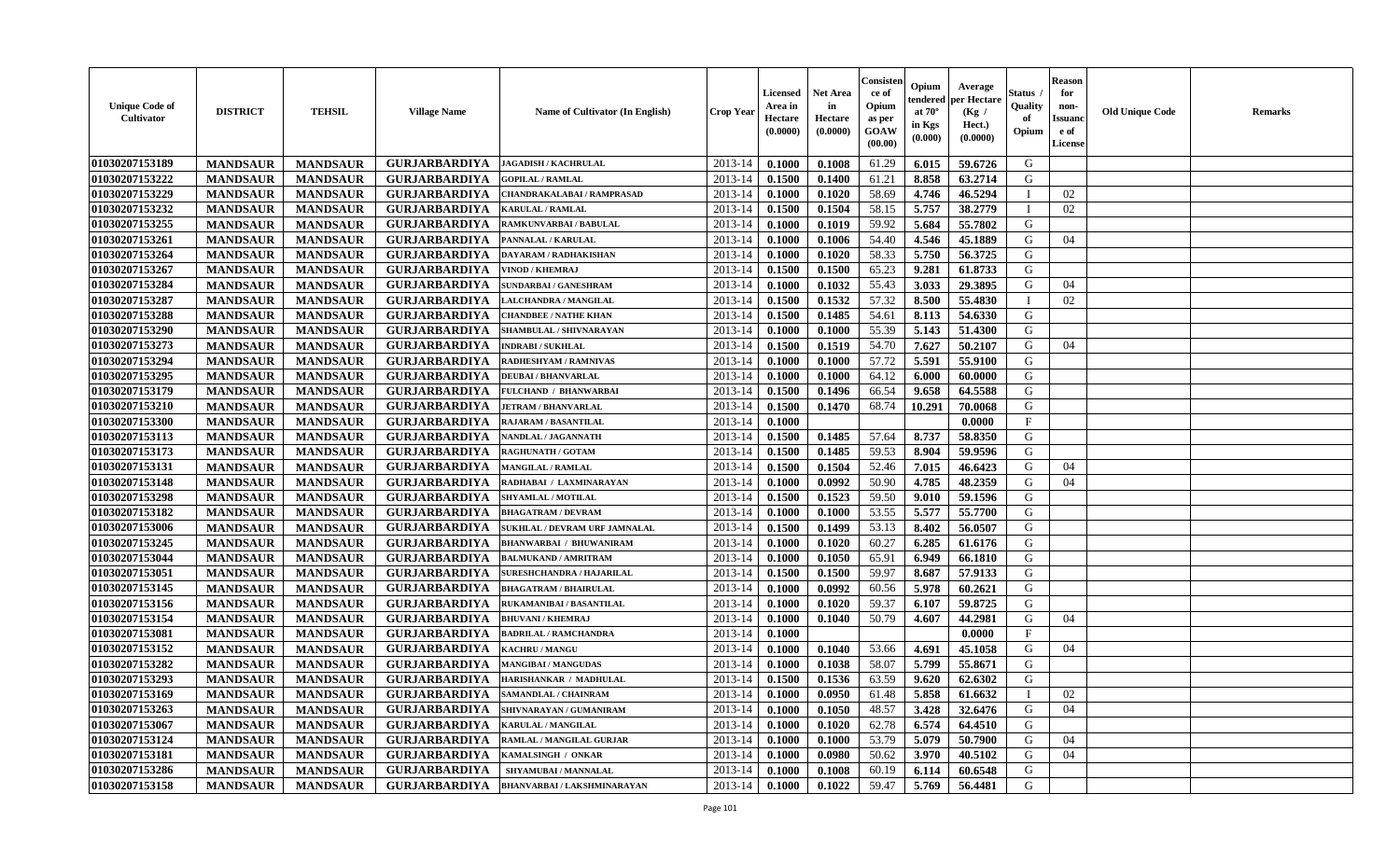| Unique Code of Cultivator | DISTRICT | TEHSIL | Village Name | Name of Cultivator (In English) | Crop Year | Licensed Area in Hectare (0.0000) | Net Area in Hectare (0.0000) | Consistence of Opium as per GOAW (00.00) | Opium tendered at 70° in Kgs (0.000) | Average per Hectare (Kg / Hect.) (0.0000) | Status / Quality of Opium | Reason for non-Issuance of License | Old Unique Code | Remarks |
|---|---|---|---|---|---|---|---|---|---|---|---|---|---|---|
| 01030207153189 | MANDSAUR | MANDSAUR | GURJARBARDIYA | JAGADISH / KACHRULAL | 2013-14 | 0.1000 | 0.1008 | 61.29 | 6.015 | 59.6726 | G | | | |
| 01030207153222 | MANDSAUR | MANDSAUR | GURJARBARDIYA | GOPILAL / RAMLAL | 2013-14 | 0.1500 | 0.1400 | 61.21 | 8.858 | 63.2714 | G | | | |
| 01030207153229 | MANDSAUR | MANDSAUR | GURJARBARDIYA | CHANDRAKALABAI / RAMPRASAD | 2013-14 | 0.1000 | 0.1020 | 58.69 | 4.746 | 46.5294 | I | 02 | | |
| 01030207153232 | MANDSAUR | MANDSAUR | GURJARBARDIYA | KARULAL / RAMLAL | 2013-14 | 0.1500 | 0.1504 | 58.15 | 5.757 | 38.2779 | I | 02 | | |
| 01030207153255 | MANDSAUR | MANDSAUR | GURJARBARDIYA | RAMKUNVARBAI / BABULAL | 2013-14 | 0.1000 | 0.1019 | 59.92 | 5.684 | 55.7802 | G | | | |
| 01030207153261 | MANDSAUR | MANDSAUR | GURJARBARDIYA | PANNALAL / KARULAL | 2013-14 | 0.1000 | 0.1006 | 54.40 | 4.546 | 45.1889 | G | 04 | | |
| 01030207153264 | MANDSAUR | MANDSAUR | GURJARBARDIYA | DAYARAM / RADHAKISHAN | 2013-14 | 0.1000 | 0.1020 | 58.33 | 5.750 | 56.3725 | G | | | |
| 01030207153267 | MANDSAUR | MANDSAUR | GURJARBARDIYA | VINOD / KHEMRAJ | 2013-14 | 0.1500 | 0.1500 | 65.23 | 9.281 | 61.8733 | G | | | |
| 01030207153284 | MANDSAUR | MANDSAUR | GURJARBARDIYA | SUNDARBAI / GANESHRAM | 2013-14 | 0.1000 | 0.1032 | 55.43 | 3.033 | 29.3895 | G | 04 | | |
| 01030207153287 | MANDSAUR | MANDSAUR | GURJARBARDIYA | LALCHANDRA / MANGILAL | 2013-14 | 0.1500 | 0.1532 | 57.32 | 8.500 | 55.4830 | I | 02 | | |
| 01030207153288 | MANDSAUR | MANDSAUR | GURJARBARDIYA | CHANDBEE / NATHE KHAN | 2013-14 | 0.1500 | 0.1485 | 54.61 | 8.113 | 54.6330 | G | | | |
| 01030207153290 | MANDSAUR | MANDSAUR | GURJARBARDIYA | SHAMBULAL / SHIVNARAYAN | 2013-14 | 0.1000 | 0.1000 | 55.39 | 5.143 | 51.4300 | G | | | |
| 01030207153273 | MANDSAUR | MANDSAUR | GURJARBARDIYA | INDRABI / SUKHLAL | 2013-14 | 0.1500 | 0.1519 | 54.70 | 7.627 | 50.2107 | G | 04 | | |
| 01030207153294 | MANDSAUR | MANDSAUR | GURJARBARDIYA | RADHESHYAM / RAMNIVAS | 2013-14 | 0.1000 | 0.1000 | 57.72 | 5.591 | 55.9100 | G | | | |
| 01030207153295 | MANDSAUR | MANDSAUR | GURJARBARDIYA | DEUBAI / BHANVARLAL | 2013-14 | 0.1000 | 0.1000 | 64.12 | 6.000 | 60.0000 | G | | | |
| 01030207153179 | MANDSAUR | MANDSAUR | GURJARBARDIYA | FULCHAND / BHANWARBAI | 2013-14 | 0.1500 | 0.1496 | 66.54 | 9.658 | 64.5588 | G | | | |
| 01030207153210 | MANDSAUR | MANDSAUR | GURJARBARDIYA | JETRAM / BHANVARLAL | 2013-14 | 0.1500 | 0.1470 | 68.74 | 10.291 | 70.0068 | G | | | |
| 01030207153300 | MANDSAUR | MANDSAUR | GURJARBARDIYA | RAJARAM / BASANTILAL | 2013-14 | 0.1000 | | | | 0.0000 | F | | | |
| 01030207153113 | MANDSAUR | MANDSAUR | GURJARBARDIYA | NANDLAL / JAGANNATH | 2013-14 | 0.1500 | 0.1485 | 57.64 | 8.737 | 58.8350 | G | | | |
| 01030207153173 | MANDSAUR | MANDSAUR | GURJARBARDIYA | RAGHUNATH / GOTAM | 2013-14 | 0.1500 | 0.1485 | 59.53 | 8.904 | 59.9596 | G | | | |
| 01030207153131 | MANDSAUR | MANDSAUR | GURJARBARDIYA | MANGILAL / RAMLAL | 2013-14 | 0.1500 | 0.1504 | 52.46 | 7.015 | 46.6423 | G | 04 | | |
| 01030207153148 | MANDSAUR | MANDSAUR | GURJARBARDIYA | RADHABAI / LAXMINARAYAN | 2013-14 | 0.1000 | 0.0992 | 50.90 | 4.785 | 48.2359 | G | 04 | | |
| 01030207153298 | MANDSAUR | MANDSAUR | GURJARBARDIYA | SHYAMLAL / MOTILAL | 2013-14 | 0.1500 | 0.1523 | 59.50 | 9.010 | 59.1596 | G | | | |
| 01030207153182 | MANDSAUR | MANDSAUR | GURJARBARDIYA | BHAGATRAM / DEVRAM | 2013-14 | 0.1000 | 0.1000 | 53.55 | 5.577 | 55.7700 | G | | | |
| 01030207153006 | MANDSAUR | MANDSAUR | GURJARBARDIYA | SUKHLAL / DEVRAM URF JAMNALAL | 2013-14 | 0.1500 | 0.1499 | 53.13 | 8.402 | 56.0507 | G | | | |
| 01030207153245 | MANDSAUR | MANDSAUR | GURJARBARDIYA | BHANWARBAI / BHUWANIRAM | 2013-14 | 0.1000 | 0.1020 | 60.27 | 6.285 | 61.6176 | G | | | |
| 01030207153044 | MANDSAUR | MANDSAUR | GURJARBARDIYA | BALMUKAND / AMRITRAM | 2013-14 | 0.1000 | 0.1050 | 65.91 | 6.949 | 66.1810 | G | | | |
| 01030207153051 | MANDSAUR | MANDSAUR | GURJARBARDIYA | SURESHCHANDRA / HAJARILAL | 2013-14 | 0.1500 | 0.1500 | 59.97 | 8.687 | 57.9133 | G | | | |
| 01030207153145 | MANDSAUR | MANDSAUR | GURJARBARDIYA | BHAGATRAM / BHAIRULAL | 2013-14 | 0.1000 | 0.0992 | 60.56 | 5.978 | 60.2621 | G | | | |
| 01030207153156 | MANDSAUR | MANDSAUR | GURJARBARDIYA | RUKAMANIBAI / BASANTILAL | 2013-14 | 0.1000 | 0.1020 | 59.37 | 6.107 | 59.8725 | G | | | |
| 01030207153154 | MANDSAUR | MANDSAUR | GURJARBARDIYA | BHUVANI / KHEMRAJ | 2013-14 | 0.1000 | 0.1040 | 50.79 | 4.607 | 44.2981 | G | 04 | | |
| 01030207153081 | MANDSAUR | MANDSAUR | GURJARBARDIYA | BADRILAL / RAMCHANDRA | 2013-14 | 0.1000 | | | | 0.0000 | F | | | |
| 01030207153152 | MANDSAUR | MANDSAUR | GURJARBARDIYA | KACHRU / MANGU | 2013-14 | 0.1000 | 0.1040 | 53.66 | 4.691 | 45.1058 | G | 04 | | |
| 01030207153282 | MANDSAUR | MANDSAUR | GURJARBARDIYA | MANGIBAI / MANGUDAS | 2013-14 | 0.1000 | 0.1038 | 58.07 | 5.799 | 55.8671 | G | | | |
| 01030207153293 | MANDSAUR | MANDSAUR | GURJARBARDIYA | HARISHANKAR / MADHULAL | 2013-14 | 0.1500 | 0.1536 | 63.59 | 9.620 | 62.6302 | G | | | |
| 01030207153169 | MANDSAUR | MANDSAUR | GURJARBARDIYA | SAMANDLAL / CHAINRAM | 2013-14 | 0.1000 | 0.0950 | 61.48 | 5.858 | 61.6632 | I | 02 | | |
| 01030207153263 | MANDSAUR | MANDSAUR | GURJARBARDIYA | SHIVNARAYAN / GUMANIRAM | 2013-14 | 0.1000 | 0.1050 | 48.57 | 3.428 | 32.6476 | G | 04 | | |
| 01030207153067 | MANDSAUR | MANDSAUR | GURJARBARDIYA | KARULAL / MANGILAL | 2013-14 | 0.1000 | 0.1020 | 62.78 | 6.574 | 64.4510 | G | | | |
| 01030207153124 | MANDSAUR | MANDSAUR | GURJARBARDIYA | RAMLAL / MANGILAL GURJAR | 2013-14 | 0.1000 | 0.1000 | 53.79 | 5.079 | 50.7900 | G | 04 | | |
| 01030207153181 | MANDSAUR | MANDSAUR | GURJARBARDIYA | KAMALSINGH / ONKAR | 2013-14 | 0.1000 | 0.0980 | 50.62 | 3.970 | 40.5102 | G | 04 | | |
| 01030207153286 | MANDSAUR | MANDSAUR | GURJARBARDIYA | SHYAMUBAI / MANNALAL | 2013-14 | 0.1000 | 0.1008 | 60.19 | 6.114 | 60.6548 | G | | | |
| 01030207153158 | MANDSAUR | MANDSAUR | GURJARBARDIYA | BHANVARBAI / LAKSHMINARAYAN | 2013-14 | 0.1000 | 0.1022 | 59.47 | 5.769 | 56.4481 | G | | | |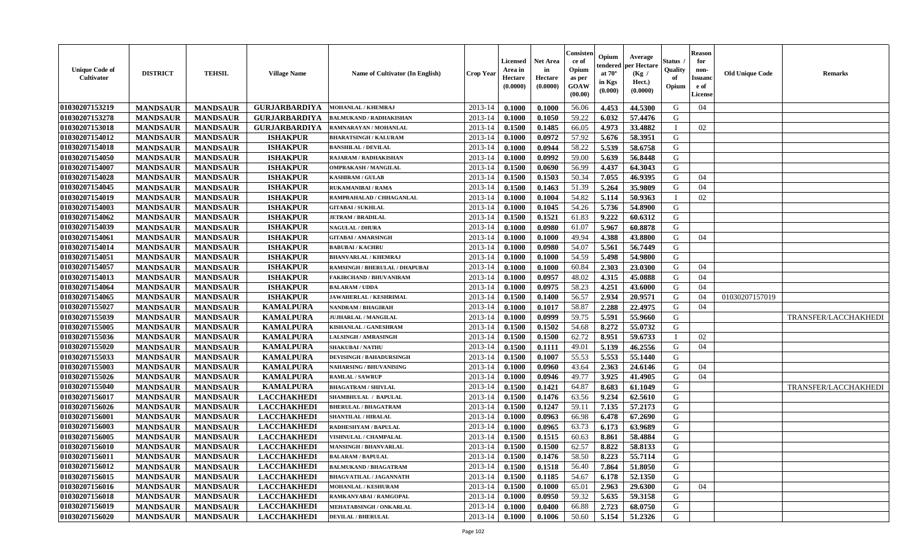| Unique Code of Cultivator | DISTRICT | TEHSIL | Village Name | Name of Cultivator (In English) | Crop Year | Licensed Area in Hectare (0.0000) | Net Area in Hectare (0.0000) | Consistence of Opium as per GOAW (00.00) | Opium tendered at 70° in Kgs (0.000) | Average per Hectare (Kg / Hect.) (0.0000) | Status / Quality of Opium | Reason for non-Issuance of License | Old Unique Code | Remarks |
|---|---|---|---|---|---|---|---|---|---|---|---|---|---|---|
| 01030207153219 | MANDSAUR | MANDSAUR | GURJARBARDIYA | MOHANLAL / KHEMRAJ | 2013-14 | 0.1000 | 0.1000 | 56.06 | 4.453 | 44.5300 | G | 04 | | |
| 01030207153278 | MANDSAUR | MANDSAUR | GURJARBARDIYA | BALMUKAND / RADHAKISHAN | 2013-14 | 0.1000 | 0.1050 | 59.22 | 6.032 | 57.4476 | G | | | |
| 01030207153018 | MANDSAUR | MANDSAUR | GURJARBARDIYA | RAMNARAYAN / MOHANLAL | 2013-14 | 0.1500 | 0.1485 | 66.05 | 4.973 | 33.4882 | I | 02 | | |
| 01030207154012 | MANDSAUR | MANDSAUR | ISHAKPUR | BHARATSINGH / KALURAM | 2013-14 | 0.1000 | 0.0972 | 57.92 | 5.676 | 58.3951 | G | | | |
| 01030207154018 | MANDSAUR | MANDSAUR | ISHAKPUR | BANSHILAL / DEVILAL | 2013-14 | 0.1000 | 0.0944 | 58.22 | 5.539 | 58.6758 | G | | | |
| 01030207154050 | MANDSAUR | MANDSAUR | ISHAKPUR | RAJARAM / RADHAKISHAN | 2013-14 | 0.1000 | 0.0992 | 59.00 | 5.639 | 56.8448 | G | | | |
| 01030207154007 | MANDSAUR | MANDSAUR | ISHAKPUR | OMPRAKASH / MANGILAL | 2013-14 | 0.1500 | 0.0690 | 56.99 | 4.437 | 64.3043 | G | | | |
| 01030207154028 | MANDSAUR | MANDSAUR | ISHAKPUR | KASHIRAM / GULAB | 2013-14 | 0.1500 | 0.1503 | 50.34 | 7.055 | 46.9395 | G | 04 | | |
| 01030207154045 | MANDSAUR | MANDSAUR | ISHAKPUR | RUKAMANIBAI / RAMA | 2013-14 | 0.1500 | 0.1463 | 51.39 | 5.264 | 35.9809 | G | 04 | | |
| 01030207154019 | MANDSAUR | MANDSAUR | ISHAKPUR | RAMPRAHALAD / CHHAGANLAL | 2013-14 | 0.1000 | 0.1004 | 54.82 | 5.114 | 50.9363 | I | 02 | | |
| 01030207154003 | MANDSAUR | MANDSAUR | ISHAKPUR | GITABAI / SUKHLAL | 2013-14 | 0.1000 | 0.1045 | 54.26 | 5.736 | 54.8900 | G | | | |
| 01030207154062 | MANDSAUR | MANDSAUR | ISHAKPUR | JETRAM / BRADILAL | 2013-14 | 0.1500 | 0.1521 | 61.83 | 9.222 | 60.6312 | G | | | |
| 01030207154039 | MANDSAUR | MANDSAUR | ISHAKPUR | NAGULAL / DHURA | 2013-14 | 0.1000 | 0.0980 | 61.07 | 5.967 | 60.8878 | G | | | |
| 01030207154061 | MANDSAUR | MANDSAUR | ISHAKPUR | GITABAI / AMARSINGH | 2013-14 | 0.1000 | 0.1000 | 49.94 | 4.388 | 43.8800 | G | 04 | | |
| 01030207154014 | MANDSAUR | MANDSAUR | ISHAKPUR | BABUBAI / KACHRU | 2013-14 | 0.1000 | 0.0980 | 54.07 | 5.561 | 56.7449 | G | | | |
| 01030207154051 | MANDSAUR | MANDSAUR | ISHAKPUR | BHANVARLAL / KHEMRAJ | 2013-14 | 0.1000 | 0.1000 | 54.59 | 5.498 | 54.9800 | G | | | |
| 01030207154057 | MANDSAUR | MANDSAUR | ISHAKPUR | RAMSINGH / BHERULAL / DHAPUBAI | 2013-14 | 0.1000 | 0.1000 | 60.84 | 2.303 | 23.0300 | G | 04 | | |
| 01030207154013 | MANDSAUR | MANDSAUR | ISHAKPUR | FAKIRCHAND / BHUVANIRAM | 2013-14 | 0.1000 | 0.0957 | 48.02 | 4.315 | 45.0888 | G | 04 | | |
| 01030207154064 | MANDSAUR | MANDSAUR | ISHAKPUR | BALARAM / UDDA | 2013-14 | 0.1000 | 0.0975 | 58.23 | 4.251 | 43.6000 | G | 04 | | |
| 01030207154065 | MANDSAUR | MANDSAUR | ISHAKPUR | JAWAHERLAL / KESHRIMAL | 2013-14 | 0.1500 | 0.1400 | 56.57 | 2.934 | 20.9571 | G | 04 | 01030207157019 | |
| 01030207155027 | MANDSAUR | MANDSAUR | KAMALPURA | NANDRAM / BHAGIRAH | 2013-14 | 0.1000 | 0.1017 | 58.87 | 2.288 | 22.4975 | G | 04 | | |
| 01030207155039 | MANDSAUR | MANDSAUR | KAMALPURA | JUJHARLAL / MANGILAL | 2013-14 | 0.1000 | 0.0999 | 59.75 | 5.591 | 55.9660 | G | | | TRANSFER/LACCHAKHEDI |
| 01030207155005 | MANDSAUR | MANDSAUR | KAMALPURA | KISHANLAL / GANESHRAM | 2013-14 | 0.1500 | 0.1502 | 54.68 | 8.272 | 55.0732 | G | | | |
| 01030207155036 | MANDSAUR | MANDSAUR | KAMALPURA | LALSINGH / AMRASINGH | 2013-14 | 0.1500 | 0.1500 | 62.72 | 8.951 | 59.6733 | I | 02 | | |
| 01030207155020 | MANDSAUR | MANDSAUR | KAMALPURA | SHAKUBAI / NATHU | 2013-14 | 0.1500 | 0.1111 | 49.01 | 5.139 | 46.2556 | G | 04 | | |
| 01030207155033 | MANDSAUR | MANDSAUR | KAMALPURA | DEVISINGH / BAHADURSINGH | 2013-14 | 0.1500 | 0.1007 | 55.53 | 5.553 | 55.1440 | G | | | |
| 01030207155003 | MANDSAUR | MANDSAUR | KAMALPURA | NAHARSING / BHUVANISING | 2013-14 | 0.1000 | 0.0960 | 43.64 | 2.363 | 24.6146 | G | 04 | | |
| 01030207155026 | MANDSAUR | MANDSAUR | KAMALPURA | RAMLAL / SAWRUP | 2013-14 | 0.1000 | 0.0946 | 49.77 | 3.925 | 41.4905 | G | 04 | | |
| 01030207155040 | MANDSAUR | MANDSAUR | KAMALPURA | BHAGATRAM / SHIVLAL | 2013-14 | 0.1500 | 0.1421 | 64.87 | 8.683 | 61.1049 | G | | | TRANSFER/LACCHAKHEDI |
| 01030207156017 | MANDSAUR | MANDSAUR | LACCHAKHEDI | SHAMBHULAL / BAPULAL | 2013-14 | 0.1500 | 0.1476 | 63.56 | 9.234 | 62.5610 | G | | | |
| 01030207156026 | MANDSAUR | MANDSAUR | LACCHAKHEDI | BHERULAL / BHAGATRAM | 2013-14 | 0.1500 | 0.1247 | 59.11 | 7.135 | 57.2173 | G | | | |
| 01030207156001 | MANDSAUR | MANDSAUR | LACCHAKHEDI | SHANTILAL / HIRALAL | 2013-14 | 0.1000 | 0.0963 | 66.98 | 6.478 | 67.2690 | G | | | |
| 01030207156003 | MANDSAUR | MANDSAUR | LACCHAKHEDI | RADHESHYAM / BAPULAL | 2013-14 | 0.1000 | 0.0965 | 63.73 | 6.173 | 63.9689 | G | | | |
| 01030207156005 | MANDSAUR | MANDSAUR | LACCHAKHEDI | VISHNULAL / CHAMPALAL | 2013-14 | 0.1500 | 0.1515 | 60.63 | 8.861 | 58.4884 | G | | | |
| 01030207156010 | MANDSAUR | MANDSAUR | LACCHAKHEDI | MANSINGH / BHANVARLAL | 2013-14 | 0.1500 | 0.1500 | 62.57 | 8.822 | 58.8133 | G | | | |
| 01030207156011 | MANDSAUR | MANDSAUR | LACCHAKHEDI | BALARAM / BAPULAL | 2013-14 | 0.1500 | 0.1476 | 58.50 | 8.223 | 55.7114 | G | | | |
| 01030207156012 | MANDSAUR | MANDSAUR | LACCHAKHEDI | BALMUKAND / BHAGATRAM | 2013-14 | 0.1500 | 0.1518 | 56.40 | 7.864 | 51.8050 | G | | | |
| 01030207156015 | MANDSAUR | MANDSAUR | LACCHAKHEDI | BHAGVATILAL / JAGANNATH | 2013-14 | 0.1500 | 0.1185 | 54.67 | 6.178 | 52.1350 | G | | | |
| 01030207156016 | MANDSAUR | MANDSAUR | LACCHAKHEDI | MOHANLAL / KESHURAM | 2013-14 | 0.1500 | 0.1000 | 65.01 | 2.963 | 29.6300 | G | 04 | | |
| 01030207156018 | MANDSAUR | MANDSAUR | LACCHAKHEDI | RAMKANYABAI / RAMGOPAL | 2013-14 | 0.1000 | 0.0950 | 59.32 | 5.635 | 59.3158 | G | | | |
| 01030207156019 | MANDSAUR | MANDSAUR | LACCHAKHEDI | MEHATABSINGH / ONKARLAL | 2013-14 | 0.1000 | 0.0400 | 66.88 | 2.723 | 68.0750 | G | | | |
| 01030207156020 | MANDSAUR | MANDSAUR | LACCHAKHEDI | DEVILAL / BHERULAL | 2013-14 | 0.1000 | 0.1006 | 50.60 | 5.154 | 51.2326 | G | | | |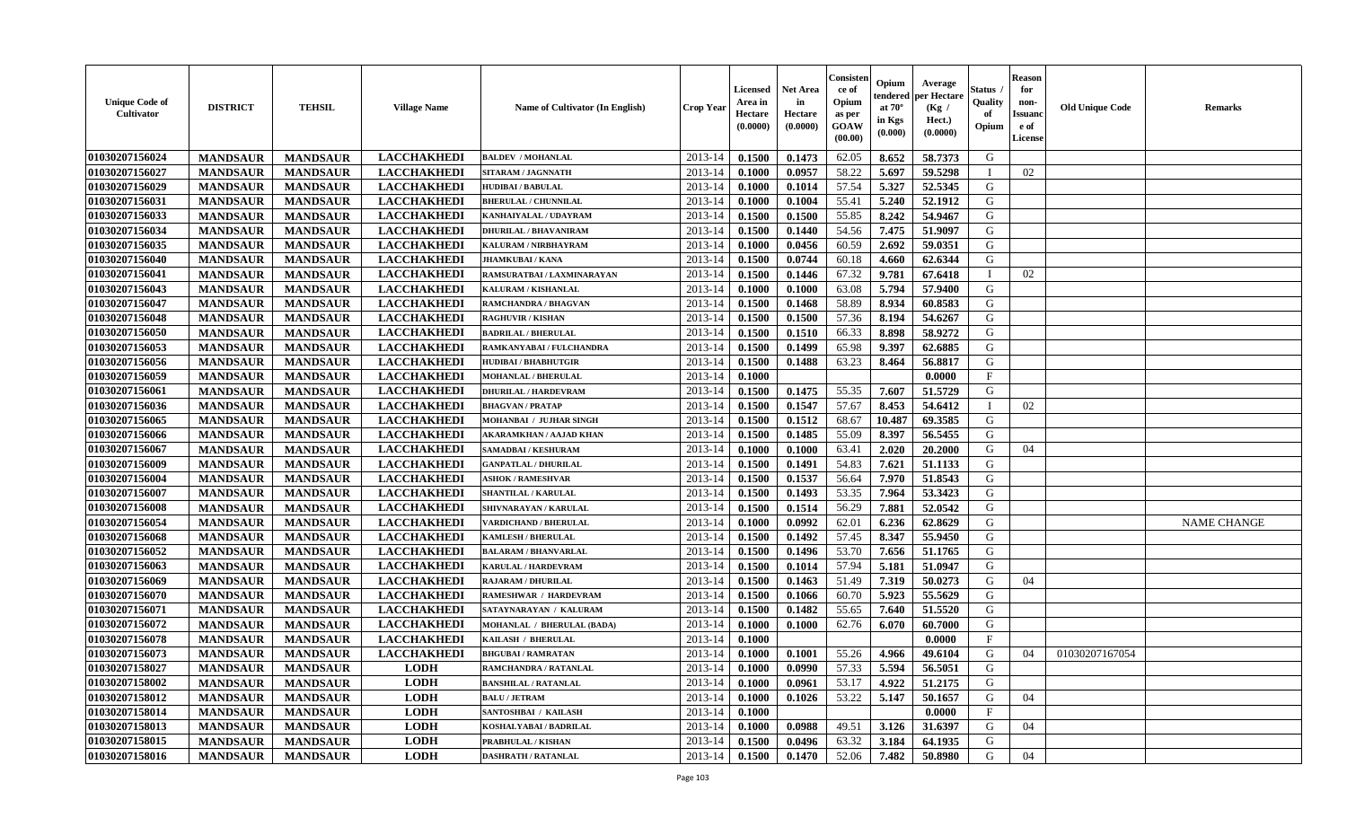| Unique Code of Cultivator | DISTRICT | TEHSIL | Village Name | Name of Cultivator (In English) | Crop Year | Licensed Area in Hectare (0.0000) | Net Area in Hectare (0.0000) | Consistence of Opium as per GOAW (00.00) | Opium tendered at 70° in Kgs (0.000) | Average per Hectare (Kg / Hect.) (0.0000) | Status / Quality of Opium | Reason for non-Issuance of License | Old Unique Code | Remarks |
|---|---|---|---|---|---|---|---|---|---|---|---|---|---|---|
| 01030207156024 | MANDSAUR | MANDSAUR | LACCHAKHEDI | BALDEV / MOHANLAL | 2013-14 | 0.1500 | 0.1473 | 62.05 | 8.652 | 58.7373 | G | | | |
| 01030207156027 | MANDSAUR | MANDSAUR | LACCHAKHEDI | SITARAM / JAGNNATH | 2013-14 | 0.1000 | 0.0957 | 58.22 | 5.697 | 59.5298 | I | 02 | | |
| 01030207156029 | MANDSAUR | MANDSAUR | LACCHAKHEDI | HUDIBAI / BABULAL | 2013-14 | 0.1000 | 0.1014 | 57.54 | 5.327 | 52.5345 | G | | | |
| 01030207156031 | MANDSAUR | MANDSAUR | LACCHAKHEDI | BHERULAL / CHUNNILAL | 2013-14 | 0.1000 | 0.1004 | 55.41 | 5.240 | 52.1912 | G | | | |
| 01030207156033 | MANDSAUR | MANDSAUR | LACCHAKHEDI | KANHAIYALAL / UDAYRAM | 2013-14 | 0.1500 | 0.1500 | 55.85 | 8.242 | 54.9467 | G | | | |
| 01030207156034 | MANDSAUR | MANDSAUR | LACCHAKHEDI | DHURILAL / BHAVANIRAM | 2013-14 | 0.1500 | 0.1440 | 54.56 | 7.475 | 51.9097 | G | | | |
| 01030207156035 | MANDSAUR | MANDSAUR | LACCHAKHEDI | KALURAM / NIRBHAYRAM | 2013-14 | 0.1000 | 0.0456 | 60.59 | 2.692 | 59.0351 | G | | | |
| 01030207156040 | MANDSAUR | MANDSAUR | LACCHAKHEDI | JHAMKUBAI / KANA | 2013-14 | 0.1500 | 0.0744 | 60.18 | 4.660 | 62.6344 | G | | | |
| 01030207156041 | MANDSAUR | MANDSAUR | LACCHAKHEDI | RAMSURATBAI / LAXMINARAYAN | 2013-14 | 0.1500 | 0.1446 | 67.32 | 9.781 | 67.6418 | I | 02 | | |
| 01030207156043 | MANDSAUR | MANDSAUR | LACCHAKHEDI | KALURAM / KISHANLAL | 2013-14 | 0.1000 | 0.1000 | 63.08 | 5.794 | 57.9400 | G | | | |
| 01030207156047 | MANDSAUR | MANDSAUR | LACCHAKHEDI | RAMCHANDRA / BHAGVAN | 2013-14 | 0.1500 | 0.1468 | 58.89 | 8.934 | 60.8583 | G | | | |
| 01030207156048 | MANDSAUR | MANDSAUR | LACCHAKHEDI | RAGHUVIR / KISHAN | 2013-14 | 0.1500 | 0.1500 | 57.36 | 8.194 | 54.6267 | G | | | |
| 01030207156050 | MANDSAUR | MANDSAUR | LACCHAKHEDI | BADRILAL / BHERULAL | 2013-14 | 0.1500 | 0.1510 | 66.33 | 8.898 | 58.9272 | G | | | |
| 01030207156053 | MANDSAUR | MANDSAUR | LACCHAKHEDI | RAMKANYABAI / FULCHANDRA | 2013-14 | 0.1500 | 0.1499 | 65.98 | 9.397 | 62.6885 | G | | | |
| 01030207156056 | MANDSAUR | MANDSAUR | LACCHAKHEDI | HUDIBAI / BHABHUTGIR | 2013-14 | 0.1500 | 0.1488 | 63.23 | 8.464 | 56.8817 | G | | | |
| 01030207156059 | MANDSAUR | MANDSAUR | LACCHAKHEDI | MOHANLAL / BHERULAL | 2013-14 | 0.1000 | | | | 0.0000 | F | | | |
| 01030207156061 | MANDSAUR | MANDSAUR | LACCHAKHEDI | DHURILAL / HARDEVRAM | 2013-14 | 0.1500 | 0.1475 | 55.35 | 7.607 | 51.5729 | G | | | |
| 01030207156036 | MANDSAUR | MANDSAUR | LACCHAKHEDI | BHAGVAN / PRATAP | 2013-14 | 0.1500 | 0.1547 | 57.67 | 8.453 | 54.6412 | I | 02 | | |
| 01030207156065 | MANDSAUR | MANDSAUR | LACCHAKHEDI | MOHANBAI / JUJHAR SINGH | 2013-14 | 0.1500 | 0.1512 | 68.67 | 10.487 | 69.3585 | G | | | |
| 01030207156066 | MANDSAUR | MANDSAUR | LACCHAKHEDI | AKARAMKHAN / AAJAD KHAN | 2013-14 | 0.1500 | 0.1485 | 55.09 | 8.397 | 56.5455 | G | | | |
| 01030207156067 | MANDSAUR | MANDSAUR | LACCHAKHEDI | SAMADBAI / KESHURAM | 2013-14 | 0.1000 | 0.1000 | 63.41 | 2.020 | 20.2000 | G | 04 | | |
| 01030207156009 | MANDSAUR | MANDSAUR | LACCHAKHEDI | GANPATLAL / DHURILAL | 2013-14 | 0.1500 | 0.1491 | 54.83 | 7.621 | 51.1133 | G | | | |
| 01030207156004 | MANDSAUR | MANDSAUR | LACCHAKHEDI | ASHOK / RAMESHVAR | 2013-14 | 0.1500 | 0.1537 | 56.64 | 7.970 | 51.8543 | G | | | |
| 01030207156007 | MANDSAUR | MANDSAUR | LACCHAKHEDI | SHANTILAL / KARULAL | 2013-14 | 0.1500 | 0.1493 | 53.35 | 7.964 | 53.3423 | G | | | |
| 01030207156008 | MANDSAUR | MANDSAUR | LACCHAKHEDI | SHIVNARAYAN / KARULAL | 2013-14 | 0.1500 | 0.1514 | 56.29 | 7.881 | 52.0542 | G | | | |
| 01030207156054 | MANDSAUR | MANDSAUR | LACCHAKHEDI | VARDICHAND / BHERULAL | 2013-14 | 0.1000 | 0.0992 | 62.01 | 6.236 | 62.8629 | G | | | NAME CHANGE |
| 01030207156068 | MANDSAUR | MANDSAUR | LACCHAKHEDI | KAMLESH / BHERULAL | 2013-14 | 0.1500 | 0.1492 | 57.45 | 8.347 | 55.9450 | G | | | |
| 01030207156052 | MANDSAUR | MANDSAUR | LACCHAKHEDI | BALARAM / BHANVARLAL | 2013-14 | 0.1500 | 0.1496 | 53.70 | 7.656 | 51.1765 | G | | | |
| 01030207156063 | MANDSAUR | MANDSAUR | LACCHAKHEDI | KARULAL / HARDEVRAM | 2013-14 | 0.1500 | 0.1014 | 57.94 | 5.181 | 51.0947 | G | | | |
| 01030207156069 | MANDSAUR | MANDSAUR | LACCHAKHEDI | RAJARAM / DHURILAL | 2013-14 | 0.1500 | 0.1463 | 51.49 | 7.319 | 50.0273 | G | 04 | | |
| 01030207156070 | MANDSAUR | MANDSAUR | LACCHAKHEDI | RAMESHWAR / HARDEVRAM | 2013-14 | 0.1500 | 0.1066 | 60.70 | 5.923 | 55.5629 | G | | | |
| 01030207156071 | MANDSAUR | MANDSAUR | LACCHAKHEDI | SATAYNARAYAN / KALURAM | 2013-14 | 0.1500 | 0.1482 | 55.65 | 7.640 | 51.5520 | G | | | |
| 01030207156072 | MANDSAUR | MANDSAUR | LACCHAKHEDI | MOHANLAL / BHERULAL (BADA) | 2013-14 | 0.1000 | 0.1000 | 62.76 | 6.070 | 60.7000 | G | | | |
| 01030207156078 | MANDSAUR | MANDSAUR | LACCHAKHEDI | KAILASH / BHERULAL | 2013-14 | 0.1000 | | | | 0.0000 | F | | | |
| 01030207156073 | MANDSAUR | MANDSAUR | LACCHAKHEDI | BHGUBAI / RAMRATAN | 2013-14 | 0.1000 | 0.1001 | 55.26 | 4.966 | 49.6104 | G | 04 | 01030207167054 | |
| 01030207158027 | MANDSAUR | MANDSAUR | LODH | RAMCHANDRA / RATANLAL | 2013-14 | 0.1000 | 0.0990 | 57.33 | 5.594 | 56.5051 | G | | | |
| 01030207158002 | MANDSAUR | MANDSAUR | LODH | BANSHILAL / RATANLAL | 2013-14 | 0.1000 | 0.0961 | 53.17 | 4.922 | 51.2175 | G | | | |
| 01030207158012 | MANDSAUR | MANDSAUR | LODH | BALU / JETRAM | 2013-14 | 0.1000 | 0.1026 | 53.22 | 5.147 | 50.1657 | G | 04 | | |
| 01030207158014 | MANDSAUR | MANDSAUR | LODH | SANTOSHBAI / KAILASH | 2013-14 | 0.1000 | | | | 0.0000 | F | | | |
| 01030207158013 | MANDSAUR | MANDSAUR | LODH | KOSHALYABAI / BADRILAL | 2013-14 | 0.1000 | 0.0988 | 49.51 | 3.126 | 31.6397 | G | 04 | | |
| 01030207158015 | MANDSAUR | MANDSAUR | LODH | PRABHULAL / KISHAN | 2013-14 | 0.1500 | 0.0496 | 63.32 | 3.184 | 64.1935 | G | | | |
| 01030207158016 | MANDSAUR | MANDSAUR | LODH | DASHRATH / RATANLAL | 2013-14 | 0.1500 | 0.1470 | 52.06 | 7.482 | 50.8980 | G | 04 | | |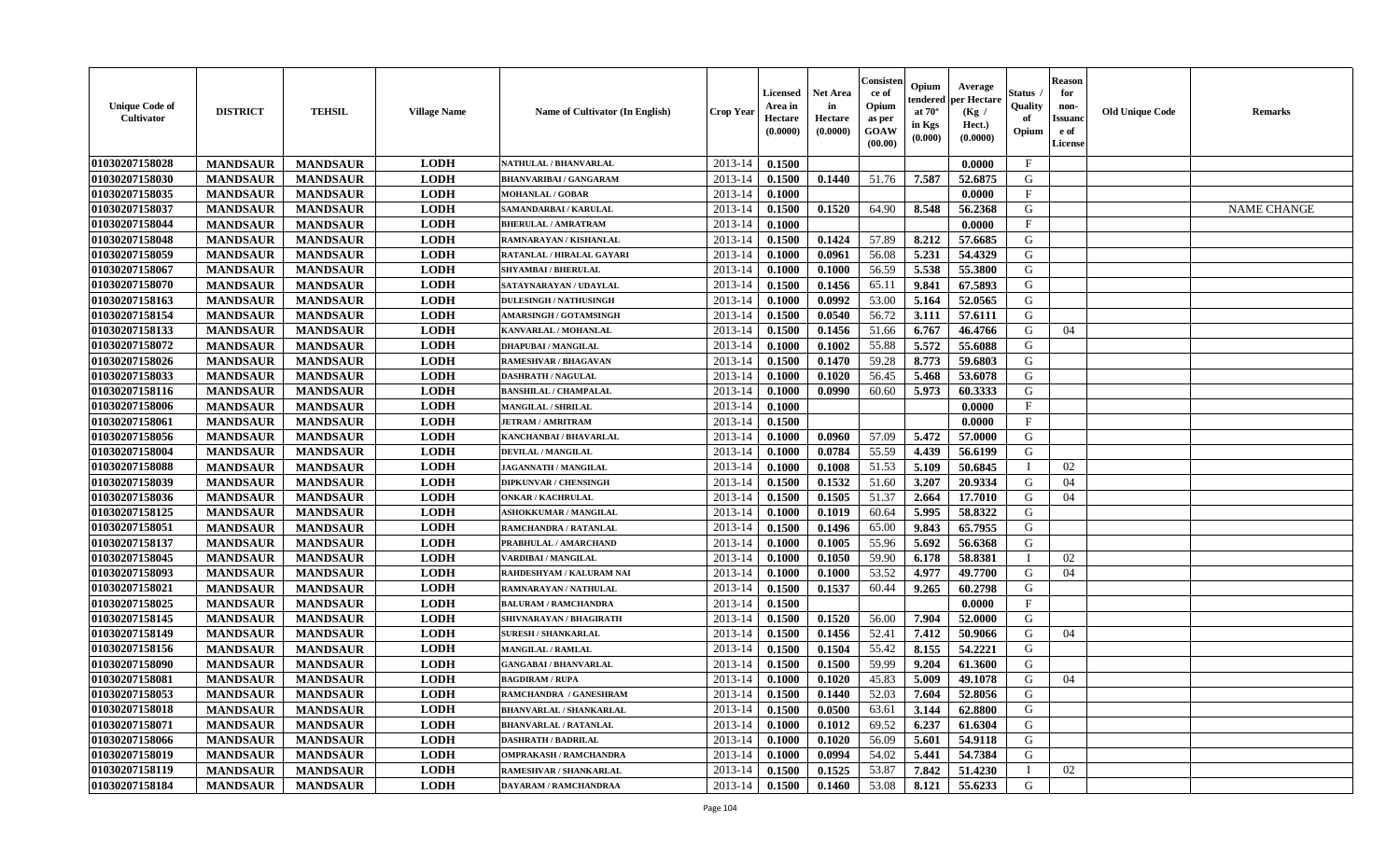| Unique Code of Cultivator | DISTRICT | TEHSIL | Village Name | Name of Cultivator (In English) | Crop Year | Licensed Area in Hectare (0.0000) | Net Area in Hectare (0.0000) | Consistence of Opium as per GOAW (00.00) | Opium tendered at 70° in Kgs (0.000) | Average per Hectare (Kg / Hect.) (0.0000) | Status / Quality of Opium | Reason for non-Issuance of License | Old Unique Code | Remarks |
|---|---|---|---|---|---|---|---|---|---|---|---|---|---|---|
| 01030207158028 | MANDSAUR | MANDSAUR | LODH | NATHULAL / BHANVARLAL | 2013-14 | 0.1500 | | | | 0.0000 | F | | | |
| 01030207158030 | MANDSAUR | MANDSAUR | LODH | BHANVARIBAI / GANGARAM | 2013-14 | 0.1500 | 0.1440 | 51.76 | 7.587 | 52.6875 | G | | | |
| 01030207158035 | MANDSAUR | MANDSAUR | LODH | MOHANLAL / GOBAR | 2013-14 | 0.1000 | | | | 0.0000 | F | | | |
| 01030207158037 | MANDSAUR | MANDSAUR | LODH | SAMANDARBAI / KARULAL | 2013-14 | 0.1500 | 0.1520 | 64.90 | 8.548 | 56.2368 | G | | | NAME CHANGE |
| 01030207158044 | MANDSAUR | MANDSAUR | LODH | BHERULAL / AMRATRAM | 2013-14 | 0.1000 | | | | 0.0000 | F | | | |
| 01030207158048 | MANDSAUR | MANDSAUR | LODH | RAMNARAYAN / KISHANLAL | 2013-14 | 0.1500 | 0.1424 | 57.89 | 8.212 | 57.6685 | G | | | |
| 01030207158059 | MANDSAUR | MANDSAUR | LODH | RATANLAL / HIRALAL GAYARI | 2013-14 | 0.1000 | 0.0961 | 56.08 | 5.231 | 54.4329 | G | | | |
| 01030207158067 | MANDSAUR | MANDSAUR | LODH | SHYAMBAI / BHERULAL | 2013-14 | 0.1000 | 0.1000 | 56.59 | 5.538 | 55.3800 | G | | | |
| 01030207158070 | MANDSAUR | MANDSAUR | LODH | SATAYNARAYAN / UDAYLAL | 2013-14 | 0.1500 | 0.1456 | 65.11 | 9.841 | 67.5893 | G | | | |
| 01030207158163 | MANDSAUR | MANDSAUR | LODH | DULESINGH / NATHUSINGH | 2013-14 | 0.1000 | 0.0992 | 53.00 | 5.164 | 52.0565 | G | | | |
| 01030207158154 | MANDSAUR | MANDSAUR | LODH | AMARSINGH / GOTAMSINGH | 2013-14 | 0.1500 | 0.0540 | 56.72 | 3.111 | 57.6111 | G | | | |
| 01030207158133 | MANDSAUR | MANDSAUR | LODH | KANVARLAL / MOHANLAL | 2013-14 | 0.1500 | 0.1456 | 51.66 | 6.767 | 46.4766 | G | 04 | | |
| 01030207158072 | MANDSAUR | MANDSAUR | LODH | DHAPUBAI / MANGILAL | 2013-14 | 0.1000 | 0.1002 | 55.88 | 5.572 | 55.6088 | G | | | |
| 01030207158026 | MANDSAUR | MANDSAUR | LODH | RAMESHVAR / BHAGAVAN | 2013-14 | 0.1500 | 0.1470 | 59.28 | 8.773 | 59.6803 | G | | | |
| 01030207158033 | MANDSAUR | MANDSAUR | LODH | DASHRATH / NAGULAL | 2013-14 | 0.1000 | 0.1020 | 56.45 | 5.468 | 53.6078 | G | | | |
| 01030207158116 | MANDSAUR | MANDSAUR | LODH | BANSHILAL / CHAMPALAL | 2013-14 | 0.1000 | 0.0990 | 60.60 | 5.973 | 60.3333 | G | | | |
| 01030207158006 | MANDSAUR | MANDSAUR | LODH | MANGILAL / SHRILAL | 2013-14 | 0.1000 | | | | 0.0000 | F | | | |
| 01030207158061 | MANDSAUR | MANDSAUR | LODH | JETRAM / AMRITRAM | 2013-14 | 0.1500 | | | | 0.0000 | F | | | |
| 01030207158056 | MANDSAUR | MANDSAUR | LODH | KANCHANBAI / BHAVARLAL | 2013-14 | 0.1000 | 0.0960 | 57.09 | 5.472 | 57.0000 | G | | | |
| 01030207158004 | MANDSAUR | MANDSAUR | LODH | DEVILAL / MANGILAL | 2013-14 | 0.1000 | 0.0784 | 55.59 | 4.439 | 56.6199 | G | | | |
| 01030207158088 | MANDSAUR | MANDSAUR | LODH | JAGANNATH / MANGILAL | 2013-14 | 0.1000 | 0.1008 | 51.53 | 5.109 | 50.6845 | I | 02 | | |
| 01030207158039 | MANDSAUR | MANDSAUR | LODH | DIPKUNVAR / CHENSINGH | 2013-14 | 0.1500 | 0.1532 | 51.60 | 3.207 | 20.9334 | G | 04 | | |
| 01030207158036 | MANDSAUR | MANDSAUR | LODH | ONKAR / KACHRULAL | 2013-14 | 0.1500 | 0.1505 | 51.37 | 2.664 | 17.7010 | G | 04 | | |
| 01030207158125 | MANDSAUR | MANDSAUR | LODH | ASHOKKUMAR / MANGILAL | 2013-14 | 0.1000 | 0.1019 | 60.64 | 5.995 | 58.8322 | G | | | |
| 01030207158051 | MANDSAUR | MANDSAUR | LODH | RAMCHANDRA / RATANLAL | 2013-14 | 0.1500 | 0.1496 | 65.00 | 9.843 | 65.7955 | G | | | |
| 01030207158137 | MANDSAUR | MANDSAUR | LODH | PRABHULAL / AMARCHAND | 2013-14 | 0.1000 | 0.1005 | 55.96 | 5.692 | 56.6368 | G | | | |
| 01030207158045 | MANDSAUR | MANDSAUR | LODH | VARDIBAI / MANGILAL | 2013-14 | 0.1000 | 0.1050 | 59.90 | 6.178 | 58.8381 | I | 02 | | |
| 01030207158093 | MANDSAUR | MANDSAUR | LODH | RAHDESHYAM / KALURAM NAI | 2013-14 | 0.1000 | 0.1000 | 53.52 | 4.977 | 49.7700 | G | 04 | | |
| 01030207158021 | MANDSAUR | MANDSAUR | LODH | RAMNARAYAN / NATHULAL | 2013-14 | 0.1500 | 0.1537 | 60.44 | 9.265 | 60.2798 | G | | | |
| 01030207158025 | MANDSAUR | MANDSAUR | LODH | BALURAM / RAMCHANDRA | 2013-14 | 0.1500 | | | | 0.0000 | F | | | |
| 01030207158145 | MANDSAUR | MANDSAUR | LODH | SHIVNARAYAN / BHAGIRATH | 2013-14 | 0.1500 | 0.1520 | 56.00 | 7.904 | 52.0000 | G | | | |
| 01030207158149 | MANDSAUR | MANDSAUR | LODH | SURESH / SHANKARLAL | 2013-14 | 0.1500 | 0.1456 | 52.41 | 7.412 | 50.9066 | G | 04 | | |
| 01030207158156 | MANDSAUR | MANDSAUR | LODH | MANGILAL / RAMLAL | 2013-14 | 0.1500 | 0.1504 | 55.42 | 8.155 | 54.2221 | G | | | |
| 01030207158090 | MANDSAUR | MANDSAUR | LODH | GANGABAI / BHANVARLAL | 2013-14 | 0.1500 | 0.1500 | 59.99 | 9.204 | 61.3600 | G | | | |
| 01030207158081 | MANDSAUR | MANDSAUR | LODH | BAGDIRAM / RUPA | 2013-14 | 0.1000 | 0.1020 | 45.83 | 5.009 | 49.1078 | G | 04 | | |
| 01030207158053 | MANDSAUR | MANDSAUR | LODH | RAMCHANDRA / GANESHRAM | 2013-14 | 0.1500 | 0.1440 | 52.03 | 7.604 | 52.8056 | G | | | |
| 01030207158018 | MANDSAUR | MANDSAUR | LODH | BHANVARLAL / SHANKARLAL | 2013-14 | 0.1500 | 0.0500 | 63.61 | 3.144 | 62.8800 | G | | | |
| 01030207158071 | MANDSAUR | MANDSAUR | LODH | BHANVARLAL / RATANLAL | 2013-14 | 0.1000 | 0.1012 | 69.52 | 6.237 | 61.6304 | G | | | |
| 01030207158066 | MANDSAUR | MANDSAUR | LODH | DASHRATH / BADRILAL | 2013-14 | 0.1000 | 0.1020 | 56.09 | 5.601 | 54.9118 | G | | | |
| 01030207158019 | MANDSAUR | MANDSAUR | LODH | OMPRAKASH / RAMCHANDRA | 2013-14 | 0.1000 | 0.0994 | 54.02 | 5.441 | 54.7384 | G | | | |
| 01030207158119 | MANDSAUR | MANDSAUR | LODH | RAMESHVAR / SHANKARLAL | 2013-14 | 0.1500 | 0.1525 | 53.87 | 7.842 | 51.4230 | I | 02 | | |
| 01030207158184 | MANDSAUR | MANDSAUR | LODH | DAYARAM / RAMCHANDRAA | 2013-14 | 0.1500 | 0.1460 | 53.08 | 8.121 | 55.6233 | G | | | |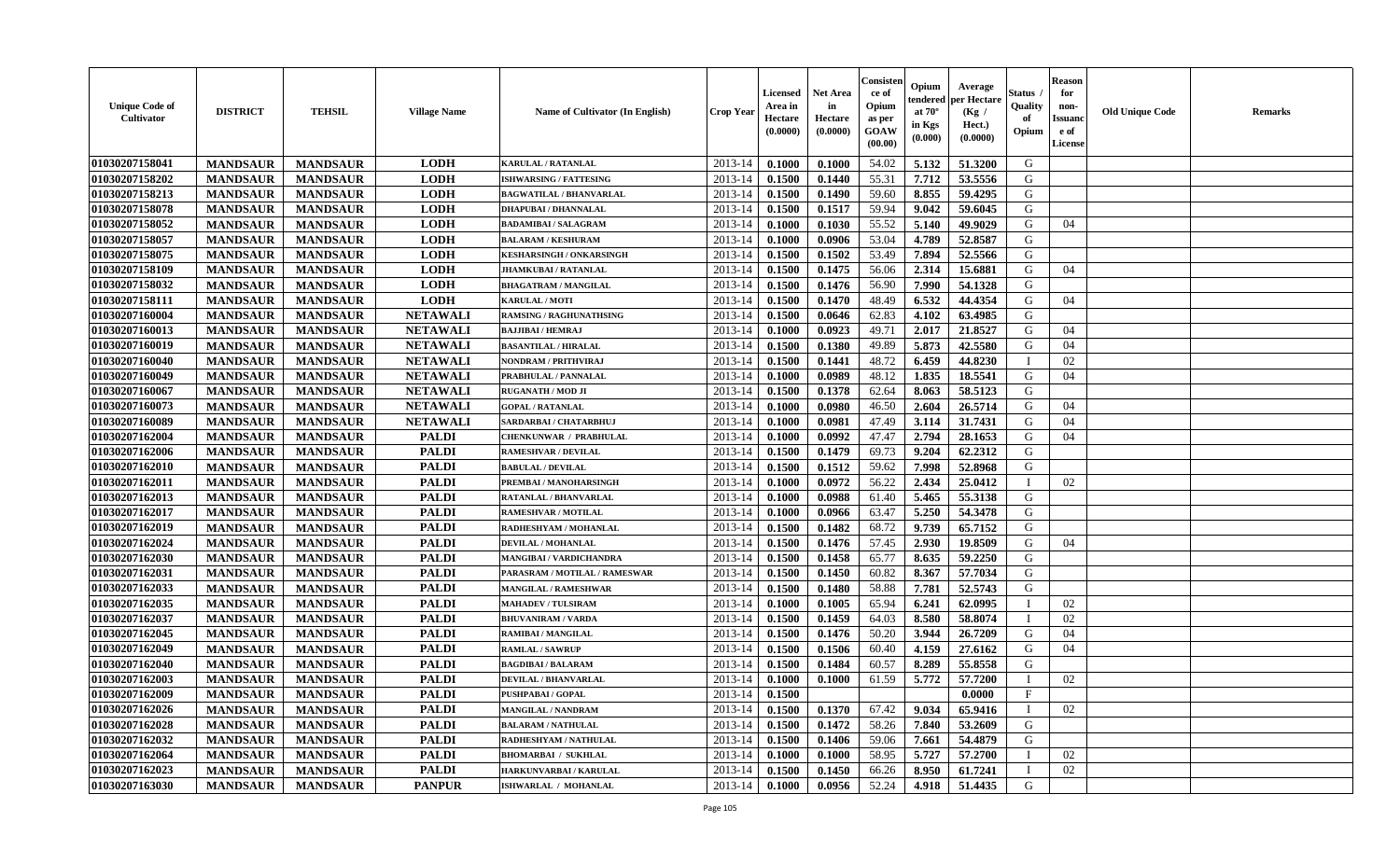| Unique Code of Cultivator | DISTRICT | TEHSIL | Village Name | Name of Cultivator (In English) | Crop Year | Licensed Area in Hectare (0.0000) | Net Area in Hectare (0.0000) | Consistence of Opium as per GOAW (00.00) | Opium tendered at 70° in Kgs (0.000) | Average per Hectare (Kg / Hect.) (0.0000) | Status / Quality of Opium | Reason for non-Issuance of License | Old Unique Code | Remarks |
|---|---|---|---|---|---|---|---|---|---|---|---|---|---|---|
| 01030207158041 | MANDSAUR | MANDSAUR | LODH | KARULAL / RATANLAL | 2013-14 | 0.1000 | 0.1000 | 54.02 | 5.132 | 51.3200 | G | | | |
| 01030207158202 | MANDSAUR | MANDSAUR | LODH | ISHWARSING / FATTESING | 2013-14 | 0.1500 | 0.1440 | 55.31 | 7.712 | 53.5556 | G | | | |
| 01030207158213 | MANDSAUR | MANDSAUR | LODH | BAGWATILAL / BHANVARLAL | 2013-14 | 0.1500 | 0.1490 | 59.60 | 8.855 | 59.4295 | G | | | |
| 01030207158078 | MANDSAUR | MANDSAUR | LODH | DHAPUBAI / DHANNALAL | 2013-14 | 0.1500 | 0.1517 | 59.94 | 9.042 | 59.6045 | G | | | |
| 01030207158052 | MANDSAUR | MANDSAUR | LODH | BADAMIBAI / SALAGRAM | 2013-14 | 0.1000 | 0.1030 | 55.52 | 5.140 | 49.9029 | G | 04 | | |
| 01030207158057 | MANDSAUR | MANDSAUR | LODH | BALARAM / KESHURAM | 2013-14 | 0.1000 | 0.0906 | 53.04 | 4.789 | 52.8587 | G | | | |
| 01030207158075 | MANDSAUR | MANDSAUR | LODH | KESHARSINGH / ONKARSINGH | 2013-14 | 0.1500 | 0.1502 | 53.49 | 7.894 | 52.5566 | G | | | |
| 01030207158109 | MANDSAUR | MANDSAUR | LODH | JHAMKUBAI / RATANLAL | 2013-14 | 0.1500 | 0.1475 | 56.06 | 2.314 | 15.6881 | G | 04 | | |
| 01030207158032 | MANDSAUR | MANDSAUR | LODH | BHAGATRAM / MANGILAL | 2013-14 | 0.1500 | 0.1476 | 56.90 | 7.990 | 54.1328 | G | | | |
| 01030207158111 | MANDSAUR | MANDSAUR | LODH | KARULAL / MOTI | 2013-14 | 0.1500 | 0.1470 | 48.49 | 6.532 | 44.4354 | G | 04 | | |
| 01030207160004 | MANDSAUR | MANDSAUR | NETAWALI | RAMSING / RAGHUNATHSING | 2013-14 | 0.1500 | 0.0646 | 62.83 | 4.102 | 63.4985 | G | | | |
| 01030207160013 | MANDSAUR | MANDSAUR | NETAWALI | BAJJIBAI / HEMRAJ | 2013-14 | 0.1000 | 0.0923 | 49.71 | 2.017 | 21.8527 | G | 04 | | |
| 01030207160019 | MANDSAUR | MANDSAUR | NETAWALI | BASANTILAL / HIRALAL | 2013-14 | 0.1500 | 0.1380 | 49.89 | 5.873 | 42.5580 | G | 04 | | |
| 01030207160040 | MANDSAUR | MANDSAUR | NETAWALI | NONDRAM / PRITHVIRAJ | 2013-14 | 0.1500 | 0.1441 | 48.72 | 6.459 | 44.8230 | I | 02 | | |
| 01030207160049 | MANDSAUR | MANDSAUR | NETAWALI | PRABHULAL / PANNALAL | 2013-14 | 0.1000 | 0.0989 | 48.12 | 1.835 | 18.5541 | G | 04 | | |
| 01030207160067 | MANDSAUR | MANDSAUR | NETAWALI | RUGANATH / MOD JI | 2013-14 | 0.1500 | 0.1378 | 62.64 | 8.063 | 58.5123 | G | | | |
| 01030207160073 | MANDSAUR | MANDSAUR | NETAWALI | GOPAL / RATANLAL | 2013-14 | 0.1000 | 0.0980 | 46.50 | 2.604 | 26.5714 | G | 04 | | |
| 01030207160089 | MANDSAUR | MANDSAUR | NETAWALI | SARDARBAI / CHATARBHUJ | 2013-14 | 0.1000 | 0.0981 | 47.49 | 3.114 | 31.7431 | G | 04 | | |
| 01030207162004 | MANDSAUR | MANDSAUR | PALDI | CHENKUNWAR / PRABHULAL | 2013-14 | 0.1000 | 0.0992 | 47.47 | 2.794 | 28.1653 | G | 04 | | |
| 01030207162006 | MANDSAUR | MANDSAUR | PALDI | RAMESHVAR / DEVILAL | 2013-14 | 0.1500 | 0.1479 | 69.73 | 9.204 | 62.2312 | G | | | |
| 01030207162010 | MANDSAUR | MANDSAUR | PALDI | BABULAL / DEVILAL | 2013-14 | 0.1500 | 0.1512 | 59.62 | 7.998 | 52.8968 | G | | | |
| 01030207162011 | MANDSAUR | MANDSAUR | PALDI | PREMBAI / MANOHARSINGH | 2013-14 | 0.1000 | 0.0972 | 56.22 | 2.434 | 25.0412 | I | 02 | | |
| 01030207162013 | MANDSAUR | MANDSAUR | PALDI | RATANLAL / BHANVARLAL | 2013-14 | 0.1000 | 0.0988 | 61.40 | 5.465 | 55.3138 | G | | | |
| 01030207162017 | MANDSAUR | MANDSAUR | PALDI | RAMESHVAR / MOTILAL | 2013-14 | 0.1000 | 0.0966 | 63.47 | 5.250 | 54.3478 | G | | | |
| 01030207162019 | MANDSAUR | MANDSAUR | PALDI | RADHESHYAM / MOHANLAL | 2013-14 | 0.1500 | 0.1482 | 68.72 | 9.739 | 65.7152 | G | | | |
| 01030207162024 | MANDSAUR | MANDSAUR | PALDI | DEVILAL / MOHANLAL | 2013-14 | 0.1500 | 0.1476 | 57.45 | 2.930 | 19.8509 | G | 04 | | |
| 01030207162030 | MANDSAUR | MANDSAUR | PALDI | MANGIBAI / VARDICHANDRA | 2013-14 | 0.1500 | 0.1458 | 65.77 | 8.635 | 59.2250 | G | | | |
| 01030207162031 | MANDSAUR | MANDSAUR | PALDI | PARASRAM / MOTILAL / RAMESWAR | 2013-14 | 0.1500 | 0.1450 | 60.82 | 8.367 | 57.7034 | G | | | |
| 01030207162033 | MANDSAUR | MANDSAUR | PALDI | MANGILAL / RAMESHWAR | 2013-14 | 0.1500 | 0.1480 | 58.88 | 7.781 | 52.5743 | G | | | |
| 01030207162035 | MANDSAUR | MANDSAUR | PALDI | MAHADEV / TULSIRAM | 2013-14 | 0.1000 | 0.1005 | 65.94 | 6.241 | 62.0995 | I | 02 | | |
| 01030207162037 | MANDSAUR | MANDSAUR | PALDI | BHUVANIRAM / VARDA | 2013-14 | 0.1500 | 0.1459 | 64.03 | 8.580 | 58.8074 | I | 02 | | |
| 01030207162045 | MANDSAUR | MANDSAUR | PALDI | RAMIBAI / MANGILAL | 2013-14 | 0.1500 | 0.1476 | 50.20 | 3.944 | 26.7209 | G | 04 | | |
| 01030207162049 | MANDSAUR | MANDSAUR | PALDI | RAMLAL / SAWRUP | 2013-14 | 0.1500 | 0.1506 | 60.40 | 4.159 | 27.6162 | G | 04 | | |
| 01030207162040 | MANDSAUR | MANDSAUR | PALDI | BAGDIBAI / BALARAM | 2013-14 | 0.1500 | 0.1484 | 60.57 | 8.289 | 55.8558 | G | | | |
| 01030207162003 | MANDSAUR | MANDSAUR | PALDI | DEVILAL / BHANVARLAL | 2013-14 | 0.1000 | 0.1000 | 61.59 | 5.772 | 57.7200 | I | 02 | | |
| 01030207162009 | MANDSAUR | MANDSAUR | PALDI | PUSHPABAI / GOPAL | 2013-14 | 0.1500 | | | | 0.0000 | F | | | |
| 01030207162026 | MANDSAUR | MANDSAUR | PALDI | MANGILAL / NANDRAM | 2013-14 | 0.1500 | 0.1370 | 67.42 | 9.034 | 65.9416 | I | 02 | | |
| 01030207162028 | MANDSAUR | MANDSAUR | PALDI | BALARAM / NATHULAL | 2013-14 | 0.1500 | 0.1472 | 58.26 | 7.840 | 53.2609 | G | | | |
| 01030207162032 | MANDSAUR | MANDSAUR | PALDI | RADHESHYAM / NATHULAL | 2013-14 | 0.1500 | 0.1406 | 59.06 | 7.661 | 54.4879 | G | | | |
| 01030207162064 | MANDSAUR | MANDSAUR | PALDI | BHOMARBAI / SUKHLAL | 2013-14 | 0.1000 | 0.1000 | 58.95 | 5.727 | 57.2700 | I | 02 | | |
| 01030207162023 | MANDSAUR | MANDSAUR | PALDI | HARKUNVARBAI / KARULAL | 2013-14 | 0.1500 | 0.1450 | 66.26 | 8.950 | 61.7241 | I | 02 | | |
| 01030207163030 | MANDSAUR | MANDSAUR | PANPUR | ISHWARLAL / MOHANLAL | 2013-14 | 0.1000 | 0.0956 | 52.24 | 4.918 | 51.4435 | G | | | |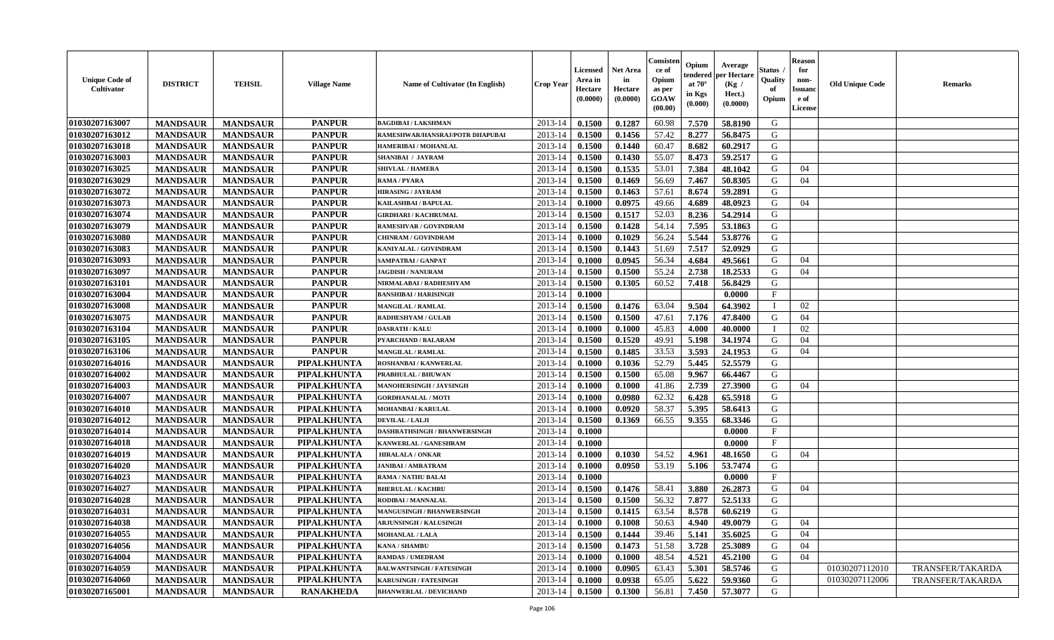| Unique Code of Cultivator | DISTRICT | TEHSIL | Village Name | Name of Cultivator (In English) | Crop Year | Licensed Area in Hectare (0.0000) | Net Area in Hectare (0.0000) | Consistence of Opium as per GOAW (00.00) | Opium tendered at 70° in Kgs (0.000) | Average per Hectare (Kg / Hect.) (0.0000) | Status / Quality of Opium | Reason for non-Issuance of License | Old Unique Code | Remarks |
|---|---|---|---|---|---|---|---|---|---|---|---|---|---|---|
| 01030207163007 | MANDSAUR | MANDSAUR | PANPUR | BAGDIBAI / LAKSHMAN | 2013-14 | 0.1500 | 0.1287 | 60.98 | 7.570 | 58.8190 | G | | | |
| 01030207163012 | MANDSAUR | MANDSAUR | PANPUR | RAMESHWAR/HANSRAJ/POTR DHAPUBAI | 2013-14 | 0.1500 | 0.1456 | 57.42 | 8.277 | 56.8475 | G | | | |
| 01030207163018 | MANDSAUR | MANDSAUR | PANPUR | HAMERIBAI / MOHANLAL | 2013-14 | 0.1500 | 0.1440 | 60.47 | 8.682 | 60.2917 | G | | | |
| 01030207163003 | MANDSAUR | MANDSAUR | PANPUR | SHANIBAI / JAYRAM | 2013-14 | 0.1500 | 0.1430 | 55.07 | 8.473 | 59.2517 | G | | | |
| 01030207163025 | MANDSAUR | MANDSAUR | PANPUR | SHIVLAL / HAMERA | 2013-14 | 0.1500 | 0.1535 | 53.01 | 7.384 | 48.1042 | G | 04 | | |
| 01030207163029 | MANDSAUR | MANDSAUR | PANPUR | RAMA / PYARA | 2013-14 | 0.1500 | 0.1469 | 56.69 | 7.467 | 50.8305 | G | 04 | | |
| 01030207163072 | MANDSAUR | MANDSAUR | PANPUR | HIRASING / JAYRAM | 2013-14 | 0.1500 | 0.1463 | 57.61 | 8.674 | 59.2891 | G | | | |
| 01030207163073 | MANDSAUR | MANDSAUR | PANPUR | KAILASHBAI / BAPULAL | 2013-14 | 0.1000 | 0.0975 | 49.66 | 4.689 | 48.0923 | G | 04 | | |
| 01030207163074 | MANDSAUR | MANDSAUR | PANPUR | GIRDHARI / KACHRUMAL | 2013-14 | 0.1500 | 0.1517 | 52.03 | 8.236 | 54.2914 | G | | | |
| 01030207163079 | MANDSAUR | MANDSAUR | PANPUR | RAMESHVAR / GOVINDRAM | 2013-14 | 0.1500 | 0.1428 | 54.14 | 7.595 | 53.1863 | G | | | |
| 01030207163080 | MANDSAUR | MANDSAUR | PANPUR | CHINRAM / GOVINDRAM | 2013-14 | 0.1000 | 0.1029 | 56.24 | 5.544 | 53.8776 | G | | | |
| 01030207163083 | MANDSAUR | MANDSAUR | PANPUR | KANIYALAL / GOVINDRAM | 2013-14 | 0.1500 | 0.1443 | 51.69 | 7.517 | 52.0929 | G | | | |
| 01030207163093 | MANDSAUR | MANDSAUR | PANPUR | SAMPATBAI / GANPAT | 2013-14 | 0.1000 | 0.0945 | 56.34 | 4.684 | 49.5661 | G | 04 | | |
| 01030207163097 | MANDSAUR | MANDSAUR | PANPUR | JAGDISH / NANURAM | 2013-14 | 0.1500 | 0.1500 | 55.24 | 2.738 | 18.2533 | G | 04 | | |
| 01030207163101 | MANDSAUR | MANDSAUR | PANPUR | NIRMALABAI / RADHESHYAM | 2013-14 | 0.1500 | 0.1305 | 60.52 | 7.418 | 56.8429 | G | | | |
| 01030207163004 | MANDSAUR | MANDSAUR | PANPUR | BANSHIBAI / HARISINGH | 2013-14 | 0.1000 | | | | 0.0000 | F | | | |
| 01030207163008 | MANDSAUR | MANDSAUR | PANPUR | MANGILAL / RAMLAL | 2013-14 | 0.1500 | 0.1476 | 63.04 | 9.504 | 64.3902 | I | 02 | | |
| 01030207163075 | MANDSAUR | MANDSAUR | PANPUR | RADHESHYAM / GULAB | 2013-14 | 0.1500 | 0.1500 | 47.61 | 7.176 | 47.8400 | G | 04 | | |
| 01030207163104 | MANDSAUR | MANDSAUR | PANPUR | DASRATH / KALU | 2013-14 | 0.1000 | 0.1000 | 45.83 | 4.000 | 40.0000 | I | 02 | | |
| 01030207163105 | MANDSAUR | MANDSAUR | PANPUR | PYARCHAND / BALARAM | 2013-14 | 0.1500 | 0.1520 | 49.91 | 5.198 | 34.1974 | G | 04 | | |
| 01030207163106 | MANDSAUR | MANDSAUR | PANPUR | MANGILAL / RAMLAL | 2013-14 | 0.1500 | 0.1485 | 33.53 | 3.593 | 24.1953 | G | 04 | | |
| 01030207164016 | MANDSAUR | MANDSAUR | PIPALKHUNTA | ROSHANBAI / KANWERLAL | 2013-14 | 0.1000 | 0.1036 | 52.79 | 5.445 | 52.5579 | G | | | |
| 01030207164002 | MANDSAUR | MANDSAUR | PIPALKHUNTA | PRABHULAL / BHUWAN | 2013-14 | 0.1500 | 0.1500 | 65.08 | 9.967 | 66.4467 | G | | | |
| 01030207164003 | MANDSAUR | MANDSAUR | PIPALKHUNTA | MANOHERSINGH / JAYSINGH | 2013-14 | 0.1000 | 0.1000 | 41.86 | 2.739 | 27.3900 | G | 04 | | |
| 01030207164007 | MANDSAUR | MANDSAUR | PIPALKHUNTA | GORDHANALAL / MOTI | 2013-14 | 0.1000 | 0.0980 | 62.32 | 6.428 | 65.5918 | G | | | |
| 01030207164010 | MANDSAUR | MANDSAUR | PIPALKHUNTA | MOHANBAI / KARULAL | 2013-14 | 0.1000 | 0.0920 | 58.37 | 5.395 | 58.6413 | G | | | |
| 01030207164012 | MANDSAUR | MANDSAUR | PIPALKHUNTA | DEVILAL / LALJI | 2013-14 | 0.1500 | 0.1369 | 66.55 | 9.355 | 68.3346 | G | | | |
| 01030207164014 | MANDSAUR | MANDSAUR | PIPALKHUNTA | DASHRATHSINGH / BHANWERSINGH | 2013-14 | 0.1000 | | | | 0.0000 | F | | | |
| 01030207164018 | MANDSAUR | MANDSAUR | PIPALKHUNTA | KANWERLAL / GANESHRAM | 2013-14 | 0.1000 | | | | 0.0000 | F | | | |
| 01030207164019 | MANDSAUR | MANDSAUR | PIPALKHUNTA | HIRALALA / ONKAR | 2013-14 | 0.1000 | 0.1030 | 54.52 | 4.961 | 48.1650 | G | 04 | | |
| 01030207164020 | MANDSAUR | MANDSAUR | PIPALKHUNTA | JANIBAI / AMRATRAM | 2013-14 | 0.1000 | 0.0950 | 53.19 | 5.106 | 53.7474 | G | | | |
| 01030207164023 | MANDSAUR | MANDSAUR | PIPALKHUNTA | RAMA / NATHU BALAI | 2013-14 | 0.1000 | | | | 0.0000 | F | | | |
| 01030207164027 | MANDSAUR | MANDSAUR | PIPALKHUNTA | BHERULAL / KACHRU | 2013-14 | 0.1500 | 0.1476 | 58.41 | 3.880 | 26.2873 | G | 04 | | |
| 01030207164028 | MANDSAUR | MANDSAUR | PIPALKHUNTA | RODIBAI / MANNALAL | 2013-14 | 0.1500 | 0.1500 | 56.32 | 7.877 | 52.5133 | G | | | |
| 01030207164031 | MANDSAUR | MANDSAUR | PIPALKHUNTA | MANGUSINGH / BHANWERSINGH | 2013-14 | 0.1500 | 0.1415 | 63.54 | 8.578 | 60.6219 | G | | | |
| 01030207164038 | MANDSAUR | MANDSAUR | PIPALKHUNTA | ARJUNSINGH / KALUSINGH | 2013-14 | 0.1000 | 0.1008 | 50.63 | 4.940 | 49.0079 | G | 04 | | |
| 01030207164055 | MANDSAUR | MANDSAUR | PIPALKHUNTA | MOHANLAL / LALA | 2013-14 | 0.1500 | 0.1444 | 39.46 | 5.141 | 35.6025 | G | 04 | | |
| 01030207164056 | MANDSAUR | MANDSAUR | PIPALKHUNTA | KANA / SHAMBU | 2013-14 | 0.1500 | 0.1473 | 51.58 | 3.728 | 25.3089 | G | 04 | | |
| 01030207164004 | MANDSAUR | MANDSAUR | PIPALKHUNTA | RAMDAS / UMEDRAM | 2013-14 | 0.1000 | 0.1000 | 48.54 | 4.521 | 45.2100 | G | 04 | | |
| 01030207164059 | MANDSAUR | MANDSAUR | PIPALKHUNTA | BALWANTSINGH / FATESINGH | 2013-14 | 0.1000 | 0.0905 | 63.43 | 5.301 | 58.5746 | G | | 01030207112010 | TRANSFER/TAKARDA |
| 01030207164060 | MANDSAUR | MANDSAUR | PIPALKHUNTA | KARUSINGH / FATESINGH | 2013-14 | 0.1000 | 0.0938 | 65.05 | 5.622 | 59.9360 | G | | 01030207112006 | TRANSFER/TAKARDA |
| 01030207165001 | MANDSAUR | MANDSAUR | RANAKHEDA | BHANWERLAL / DEVICHAND | 2013-14 | 0.1500 | 0.1300 | 56.81 | 7.450 | 57.3077 | G | | | |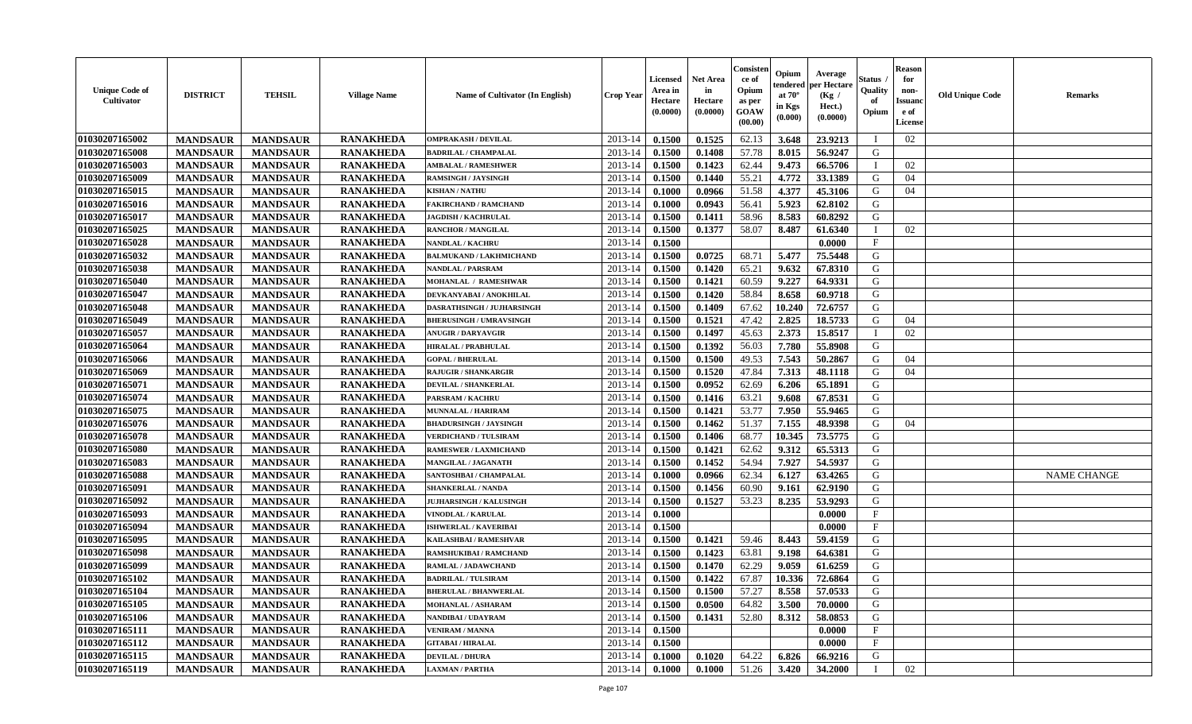| Unique Code of Cultivator | DISTRICT | TEHSIL | Village Name | Name of Cultivator (In English) | Crop Year | Licensed Area in Hectare (0.0000) | Net Area in Hectare (0.0000) | Consistence of Opium as per GOAW (00.00) | Opium tendered at 70° in Kgs (0.000) | Average per Hectare (Kg / Hect.) (0.0000) | Status / Quality of Opium | Reason for non-Issuance of License | Old Unique Code | Remarks |
|---|---|---|---|---|---|---|---|---|---|---|---|---|---|---|
| 01030207165002 | MANDSAUR | MANDSAUR | RANAKHEDA | OMPRAKASH / DEVILAL | 2013-14 | 0.1500 | 0.1525 | 62.13 | 3.648 | 23.9213 | I | 02 | | |
| 01030207165008 | MANDSAUR | MANDSAUR | RANAKHEDA | BADRILAL / CHAMPALAL | 2013-14 | 0.1500 | 0.1408 | 57.78 | 8.015 | 56.9247 | G | | | |
| 01030207165003 | MANDSAUR | MANDSAUR | RANAKHEDA | AMBALAL / RAMESHWER | 2013-14 | 0.1500 | 0.1423 | 62.44 | 9.473 | 66.5706 | I | 02 | | |
| 01030207165009 | MANDSAUR | MANDSAUR | RANAKHEDA | RAMSINGH / JAYSINGH | 2013-14 | 0.1500 | 0.1440 | 55.21 | 4.772 | 33.1389 | G | 04 | | |
| 01030207165015 | MANDSAUR | MANDSAUR | RANAKHEDA | KISHAN / NATHU | 2013-14 | 0.1000 | 0.0966 | 51.58 | 4.377 | 45.3106 | G | 04 | | |
| 01030207165016 | MANDSAUR | MANDSAUR | RANAKHEDA | FAKIRCHAND / RAMCHAND | 2013-14 | 0.1000 | 0.0943 | 56.41 | 5.923 | 62.8102 | G | | | |
| 01030207165017 | MANDSAUR | MANDSAUR | RANAKHEDA | JAGDISH / KACHRULAL | 2013-14 | 0.1500 | 0.1411 | 58.96 | 8.583 | 60.8292 | G | | | |
| 01030207165025 | MANDSAUR | MANDSAUR | RANAKHEDA | RANCHOR / MANGILAL | 2013-14 | 0.1500 | 0.1377 | 58.07 | 8.487 | 61.6340 | I | 02 | | |
| 01030207165028 | MANDSAUR | MANDSAUR | RANAKHEDA | NANDLAL / KACHRU | 2013-14 | 0.1500 | | | | 0.0000 | F | | | |
| 01030207165032 | MANDSAUR | MANDSAUR | RANAKHEDA | BALMUKAND / LAKHMICHAND | 2013-14 | 0.1500 | 0.0725 | 68.71 | 5.477 | 75.5448 | G | | | |
| 01030207165038 | MANDSAUR | MANDSAUR | RANAKHEDA | NANDLAL / PARSRAM | 2013-14 | 0.1500 | 0.1420 | 65.21 | 9.632 | 67.8310 | G | | | |
| 01030207165040 | MANDSAUR | MANDSAUR | RANAKHEDA | MOHANLAL / RAMESHWAR | 2013-14 | 0.1500 | 0.1421 | 60.59 | 9.227 | 64.9331 | G | | | |
| 01030207165047 | MANDSAUR | MANDSAUR | RANAKHEDA | DEVKANYABAI / ANOKHILAL | 2013-14 | 0.1500 | 0.1420 | 58.84 | 8.658 | 60.9718 | G | | | |
| 01030207165048 | MANDSAUR | MANDSAUR | RANAKHEDA | DASRATHSINGH / JUJHARSINGH | 2013-14 | 0.1500 | 0.1409 | 67.62 | 10.240 | 72.6757 | G | | | |
| 01030207165049 | MANDSAUR | MANDSAUR | RANAKHEDA | BHERUSINGH / UMRAVSINGH | 2013-14 | 0.1500 | 0.1521 | 47.42 | 2.825 | 18.5733 | G | 04 | | |
| 01030207165057 | MANDSAUR | MANDSAUR | RANAKHEDA | ANUGIR / DARYAVGIR | 2013-14 | 0.1500 | 0.1497 | 45.63 | 2.373 | 15.8517 | I | 02 | | |
| 01030207165064 | MANDSAUR | MANDSAUR | RANAKHEDA | HIRALAL / PRABHULAL | 2013-14 | 0.1500 | 0.1392 | 56.03 | 7.780 | 55.8908 | G | | | |
| 01030207165066 | MANDSAUR | MANDSAUR | RANAKHEDA | GOPAL / BHERULAL | 2013-14 | 0.1500 | 0.1500 | 49.53 | 7.543 | 50.2867 | G | 04 | | |
| 01030207165069 | MANDSAUR | MANDSAUR | RANAKHEDA | RAJUGIR / SHANKARGIR | 2013-14 | 0.1500 | 0.1520 | 47.84 | 7.313 | 48.1118 | G | 04 | | |
| 01030207165071 | MANDSAUR | MANDSAUR | RANAKHEDA | DEVILAL / SHANKERLAL | 2013-14 | 0.1000 | 0.0952 | 62.69 | 6.206 | 65.1891 | G | | | |
| 01030207165074 | MANDSAUR | MANDSAUR | RANAKHEDA | PARSRAM / KACHRU | 2013-14 | 0.1500 | 0.1416 | 63.21 | 9.608 | 67.8531 | G | | | |
| 01030207165075 | MANDSAUR | MANDSAUR | RANAKHEDA | MUNNALAL / HARIRAM | 2013-14 | 0.1500 | 0.1421 | 53.77 | 7.950 | 55.9465 | G | | | |
| 01030207165076 | MANDSAUR | MANDSAUR | RANAKHEDA | BHADURSINGH / JAYSINGH | 2013-14 | 0.1500 | 0.1462 | 51.37 | 7.155 | 48.9398 | G | 04 | | |
| 01030207165078 | MANDSAUR | MANDSAUR | RANAKHEDA | VERDICHAND / TULSIRAM | 2013-14 | 0.1500 | 0.1406 | 68.77 | 10.345 | 73.5775 | G | | | |
| 01030207165080 | MANDSAUR | MANDSAUR | RANAKHEDA | RAMESWER / LAXMICHAND | 2013-14 | 0.1500 | 0.1421 | 62.62 | 9.312 | 65.5313 | G | | | |
| 01030207165083 | MANDSAUR | MANDSAUR | RANAKHEDA | MANGILAL / JAGANATH | 2013-14 | 0.1500 | 0.1452 | 54.94 | 7.927 | 54.5937 | G | | | |
| 01030207165088 | MANDSAUR | MANDSAUR | RANAKHEDA | SANTOSHBAI / CHAMPALAL | 2013-14 | 0.1000 | 0.0966 | 62.34 | 6.127 | 63.4265 | G | | | NAME CHANGE |
| 01030207165091 | MANDSAUR | MANDSAUR | RANAKHEDA | SHANKERLAL / NANDA | 2013-14 | 0.1500 | 0.1456 | 60.90 | 9.161 | 62.9190 | G | | | |
| 01030207165092 | MANDSAUR | MANDSAUR | RANAKHEDA | JUJHARSINGH / KALUSINGH | 2013-14 | 0.1500 | 0.1527 | 53.23 | 8.235 | 53.9293 | G | | | |
| 01030207165093 | MANDSAUR | MANDSAUR | RANAKHEDA | VINODLAL / KARULAL | 2013-14 | 0.1000 | | | | 0.0000 | F | | | |
| 01030207165094 | MANDSAUR | MANDSAUR | RANAKHEDA | ISHWERLAL / KAVERIBAI | 2013-14 | 0.1500 | | | | 0.0000 | F | | | |
| 01030207165095 | MANDSAUR | MANDSAUR | RANAKHEDA | KAILASHBAI / RAMESHVAR | 2013-14 | 0.1500 | 0.1421 | 59.46 | 8.443 | 59.4159 | G | | | |
| 01030207165098 | MANDSAUR | MANDSAUR | RANAKHEDA | RAMSHUKIBAI / RAMCHAND | 2013-14 | 0.1500 | 0.1423 | 63.81 | 9.198 | 64.6381 | G | | | |
| 01030207165099 | MANDSAUR | MANDSAUR | RANAKHEDA | RAMLAL / JADAWCHAND | 2013-14 | 0.1500 | 0.1470 | 62.29 | 9.059 | 61.6259 | G | | | |
| 01030207165102 | MANDSAUR | MANDSAUR | RANAKHEDA | BADRILAL / TULSIRAM | 2013-14 | 0.1500 | 0.1422 | 67.87 | 10.336 | 72.6864 | G | | | |
| 01030207165104 | MANDSAUR | MANDSAUR | RANAKHEDA | BHERULAL / BHANWERLAL | 2013-14 | 0.1500 | 0.1500 | 57.27 | 8.558 | 57.0533 | G | | | |
| 01030207165105 | MANDSAUR | MANDSAUR | RANAKHEDA | MOHANLAL / ASHARAM | 2013-14 | 0.1500 | 0.0500 | 64.82 | 3.500 | 70.0000 | G | | | |
| 01030207165106 | MANDSAUR | MANDSAUR | RANAKHEDA | NANDIBAI / UDAYRAM | 2013-14 | 0.1500 | 0.1431 | 52.80 | 8.312 | 58.0853 | G | | | |
| 01030207165111 | MANDSAUR | MANDSAUR | RANAKHEDA | VENIRAM / MANNA | 2013-14 | 0.1500 | | | | 0.0000 | F | | | |
| 01030207165112 | MANDSAUR | MANDSAUR | RANAKHEDA | GITABAI / HIRALAL | 2013-14 | 0.1500 | | | | 0.0000 | F | | | |
| 01030207165115 | MANDSAUR | MANDSAUR | RANAKHEDA | DEVILAL / DHURA | 2013-14 | 0.1000 | 0.1020 | 64.22 | 6.826 | 66.9216 | G | | | |
| 01030207165119 | MANDSAUR | MANDSAUR | RANAKHEDA | LAXMAN / PARTHA | 2013-14 | 0.1000 | 0.1000 | 51.26 | 3.420 | 34.2000 | I | 02 | | |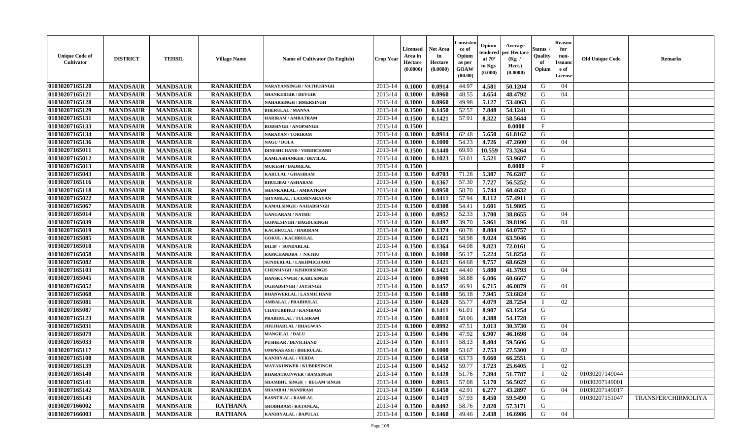| Unique Code of Cultivator | DISTRICT | TEHSIL | Village Name | Name of Cultivator (In English) | Crop Year | Licensed Area in Hectare (0.0000) | Net Area in Hectare (0.0000) | Consistence of Opium as per GOAW (00.00) | Opium tendered at 70° in Kgs (0.000) | Average per Hectare (Kg / Hect.) (0.0000) | Status / Quality of Opium | Reason for non-Issuance of License | Old Unique Code | Remarks |
|---|---|---|---|---|---|---|---|---|---|---|---|---|---|---|
| 01030207165120 | MANDSAUR | MANDSAUR | RANAKHEDA | NARAYANSINGH / NATHUSINGH | 2013-14 | 0.1000 | 0.0914 | 44.97 | 4.581 | 50.1204 | G | 04 | | |
| 01030207165121 | MANDSAUR | MANDSAUR | RANAKHEDA | SHANKERGIR / DEVGIR | 2013-14 | 0.1000 | 0.0960 | 48.55 | 4.654 | 48.4792 | G | 04 | | |
| 01030207165128 | MANDSAUR | MANDSAUR | RANAKHEDA | NAHARSINGH / HMERSINGH | 2013-14 | 0.1000 | 0.0960 | 49.98 | 5.127 | 53.4063 | G | | | |
| 01030207165129 | MANDSAUR | MANDSAUR | RANAKHEDA | BHERULAL / MANNA | 2013-14 | 0.1500 | 0.1450 | 52.57 | 7.848 | 54.1241 | G | | | |
| 01030207165131 | MANDSAUR | MANDSAUR | RANAKHEDA | HARIRAM / AMRATRAM | 2013-14 | 0.1500 | 0.1421 | 57.91 | 8.322 | 58.5644 | G | | | |
| 01030207165133 | MANDSAUR | MANDSAUR | RANAKHEDA | RODSINGH / ANOPSINGH | 2013-14 | 0.1500 | | | | 0.0000 | F | | | |
| 01030207165134 | MANDSAUR | MANDSAUR | RANAKHEDA | NARAYAN / TORIRAM | 2013-14 | 0.1000 | 0.0914 | 62.48 | 5.650 | 61.8162 | G | | | |
| 01030207165136 | MANDSAUR | MANDSAUR | RANAKHEDA | NAGU / DOLA | 2013-14 | 0.1000 | 0.1000 | 54.23 | 4.726 | 47.2600 | G | 04 | | |
| 01030207165011 | MANDSAUR | MANDSAUR | RANAKHEDA | DINESHCHAND / VERDICHAND | 2013-14 | 0.1500 | 0.1440 | 69.93 | 10.559 | 73.3264 | G | | | |
| 01030207165012 | MANDSAUR | MANDSAUR | RANAKHEDA | KAMLASHANKER / DEVILAL | 2013-14 | 0.1000 | 0.1023 | 53.01 | 5.521 | 53.9687 | G | | | |
| 01030207165013 | MANDSAUR | MANDSAUR | RANAKHEDA | MUKESH / BADRILAL | 2013-14 | 0.1500 | | | | 0.0000 | F | | | |
| 01030207165043 | MANDSAUR | MANDSAUR | RANAKHEDA | KARULAL / GHASIRAM | 2013-14 | 0.1500 | 0.0703 | 71.28 | 5.387 | 76.6287 | G | | | |
| 01030207165116 | MANDSAUR | MANDSAUR | RANAKHEDA | BHULIBAI / ASHARAM | 2013-14 | 0.1500 | 0.1367 | 57.30 | 7.727 | 56.5252 | G | | | |
| 01030207165118 | MANDSAUR | MANDSAUR | RANAKHEDA | SHANKARLAL / AMRATRAM | 2013-14 | 0.1000 | 0.0950 | 58.70 | 5.744 | 60.4632 | G | | | |
| 01030207165022 | MANDSAUR | MANDSAUR | RANAKHEDA | SHYAMLAL / LAXMINARAYAN | 2013-14 | 0.1500 | 0.1411 | 57.94 | 8.112 | 57.4911 | G | | | |
| 01030207165067 | MANDSAUR | MANDSAUR | RANAKHEDA | KAMALSINGH / NAHARSINGH | 2013-14 | 0.1500 | 0.0308 | 54.41 | 1.601 | 51.9805 | G | | | |
| 01030207165014 | MANDSAUR | MANDSAUR | RANAKHEDA | GANGARAM / NATHU | 2013-14 | 0.1000 | 0.0952 | 52.33 | 3.700 | 38.8655 | G | 04 | | |
| 01030207165039 | MANDSAUR | MANDSAUR | RANAKHEDA | GOPALSINGH / BAGDUSINGH | 2013-14 | 0.1500 | 0.1497 | 39.70 | 5.961 | 39.8196 | G | 04 | | |
| 01030207165019 | MANDSAUR | MANDSAUR | RANAKHEDA | KACHRULAL / HARIRAM | 2013-14 | 0.1500 | 0.1374 | 60.78 | 8.804 | 64.0757 | G | | | |
| 01030207165085 | MANDSAUR | MANDSAUR | RANAKHEDA | GOKUL / KACHRULAL | 2013-14 | 0.1500 | 0.1421 | 58.98 | 9.024 | 63.5046 | G | | | |
| 01030207165010 | MANDSAUR | MANDSAUR | RANAKHEDA | DILIP / SUNDARLAL | 2013-14 | 0.1500 | 0.1364 | 64.08 | 9.823 | 72.0161 | G | | | |
| 01030207165058 | MANDSAUR | MANDSAUR | RANAKHEDA | RAMCHANDRA / NATHU | 2013-14 | 0.1000 | 0.1008 | 56.17 | 5.224 | 51.8254 | G | | | |
| 01030207165082 | MANDSAUR | MANDSAUR | RANAKHEDA | SUNDERLAL / LAKHMICHAND | 2013-14 | 0.1500 | 0.1421 | 64.68 | 9.757 | 68.6629 | G | | | |
| 01030207165103 | MANDSAUR | MANDSAUR | RANAKHEDA | CHENSINGH / KISHORSINGH | 2013-14 | 0.1500 | 0.1421 | 44.40 | 5.880 | 41.3793 | G | 04 | | |
| 01030207165045 | MANDSAUR | MANDSAUR | RANAKHEDA | HANSKUNWER / KARUSINGH | 2013-14 | 0.1000 | 0.0990 | 58.88 | 6.006 | 60.6667 | G | | | |
| 01030207165052 | MANDSAUR | MANDSAUR | RANAKHEDA | OGHADSINGH / JAYSINGH | 2013-14 | 0.1500 | 0.1457 | 46.91 | 6.715 | 46.0879 | G | 04 | | |
| 01030207165068 | MANDSAUR | MANDSAUR | RANAKHEDA | BHANWERLAL / LAXMICHAND | 2013-14 | 0.1500 | 0.1480 | 56.18 | 7.945 | 53.6824 | G | | | |
| 01030207165081 | MANDSAUR | MANDSAUR | RANAKHEDA | AMBALAL / PRABHULAL | 2013-14 | 0.1500 | 0.1420 | 55.77 | 4.079 | 28.7254 | I | 02 | | |
| 01030207165087 | MANDSAUR | MANDSAUR | RANAKHEDA | CHATURBHUJ / KANIRAM | 2013-14 | 0.1500 | 0.1411 | 61.01 | 8.907 | 63.1254 | G | | | |
| 01030207165123 | MANDSAUR | MANDSAUR | RANAKHEDA | PRABHULAL / TULSIRAM | 2013-14 | 0.1500 | 0.0810 | 58.06 | 4.388 | 54.1728 | G | | | |
| 01030207165031 | MANDSAUR | MANDSAUR | RANAKHEDA | JHUJHARLAL / BHAGWAN | 2013-14 | 0.1000 | 0.0992 | 47.51 | 3.013 | 30.3730 | G | 04 | | |
| 01030207165079 | MANDSAUR | MANDSAUR | RANAKHEDA | MANGILAL / DALU | 2013-14 | 0.1500 | 0.1496 | 47.92 | 6.907 | 46.1698 | G | 04 | | |
| 01030207165033 | MANDSAUR | MANDSAUR | RANAKHEDA | PUSHKAR / DEVICHAND | 2013-14 | 0.1500 | 0.1411 | 58.13 | 8.404 | 59.5606 | G | | | |
| 01030207165117 | MANDSAUR | MANDSAUR | RANAKHEDA | OMPRAKASH / BHERULAL | 2013-14 | 0.1500 | 0.1000 | 53.67 | 2.753 | 27.5300 | I | 02 | | |
| 01030207165100 | MANDSAUR | MANDSAUR | RANAKHEDA | KANHIYALAL / VERDA | 2013-14 | 0.1500 | 0.1458 | 63.73 | 9.660 | 66.2551 | G | | | |
| 01030207165139 | MANDSAUR | MANDSAUR | RANAKHEDA | MAYAKUNWER / KUBERSINGH | 2013-14 | 0.1500 | 0.1452 | 59.77 | 3.723 | 25.6405 | I | 02 | | |
| 01030207165140 | MANDSAUR | MANDSAUR | RANAKHEDA | BHARATKUNWER / RAMSINGH | 2013-14 | 0.1500 | 0.1428 | 51.76 | 7.394 | 51.7787 | I | 02 | 01030207149044 | |
| 01030207165141 | MANDSAUR | MANDSAUR | RANAKHEDA | SHAMBHU SINGH / BEGAM SINGH | 2013-14 | 0.1000 | 0.0915 | 57.08 | 5.170 | 56.5027 | G | | 01030207149001 | |
| 01030207165142 | MANDSAUR | MANDSAUR | RANAKHEDA | SHANIBAI / NANDRAM | 2013-14 | 0.1500 | 0.1450 | 42.91 | 6.277 | 43.2897 | G | 04 | 01030207149017 | |
| 01030207165143 | MANDSAUR | MANDSAUR | RANAKHEDA | BASNTILAL / RAMLAL | 2013-14 | 0.1500 | 0.1419 | 57.93 | 8.450 | 59.5490 | G | | 01030207151047 | TRANSFER/CHIRMOLIYA |
| 01030207166002 | MANDSAUR | MANDSAUR | RATHANA | SHOBHRAM / RATANLAL | 2013-14 | 0.1500 | 0.0492 | 58.76 | 2.820 | 57.3171 | G | | | |
| 01030207166003 | MANDSAUR | MANDSAUR | RATHANA | KANHIYALAL / BAPULAL | 2013-14 | 0.1500 | 0.1460 | 49.46 | 2.438 | 16.6986 | G | 04 | | |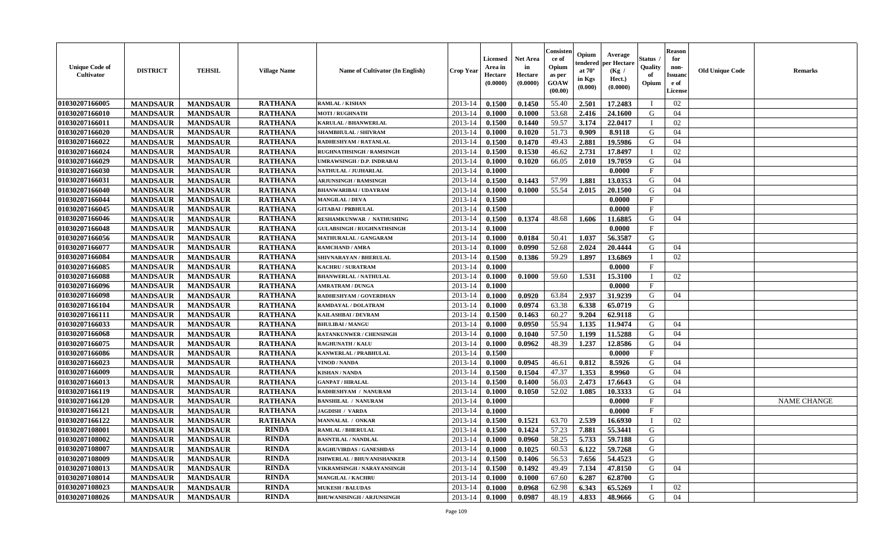| Unique Code of Cultivator | DISTRICT | TEHSIL | Village Name | Name of Cultivator (In English) | Crop Year | Licensed Area in Hectare (0.0000) | Net Area in Hectare (0.0000) | Consistence of Opium as per GOAW (00.00) | Opium tendered at 70° in Kgs (0.000) | Average per Hectare (Kg / Hect.) (0.0000) | Status / Quality of Opium | Reason for non-Issuance of License | Old Unique Code | Remarks |
|---|---|---|---|---|---|---|---|---|---|---|---|---|---|---|
| 01030207166005 | MANDSAUR | MANDSAUR | RATHANA | RAMLAL / KISHAN | 2013-14 | 0.1500 | 0.1450 | 55.40 | 2.501 | 17.2483 | I | 02 | | |
| 01030207166010 | MANDSAUR | MANDSAUR | RATHANA | MOTI / RUGHNATH | 2013-14 | 0.1000 | 0.1000 | 53.68 | 2.416 | 24.1600 | G | 04 | | |
| 01030207166011 | MANDSAUR | MANDSAUR | RATHANA | KARULAL / BHANWERLAL | 2013-14 | 0.1500 | 0.1440 | 59.57 | 3.174 | 22.0417 | I | 02 | | |
| 01030207166020 | MANDSAUR | MANDSAUR | RATHANA | SHAMBHULAL / SHIVRAM | 2013-14 | 0.1000 | 0.1020 | 51.73 | 0.909 | 8.9118 | G | 04 | | |
| 01030207166022 | MANDSAUR | MANDSAUR | RATHANA | RADHESHYAM / RATANLAL | 2013-14 | 0.1500 | 0.1470 | 49.43 | 2.881 | 19.5986 | G | 04 | | |
| 01030207166024 | MANDSAUR | MANDSAUR | RATHANA | RUGHNATHSINGH / RAMSINGH | 2013-14 | 0.1500 | 0.1530 | 46.62 | 2.731 | 17.8497 | I | 02 | | |
| 01030207166029 | MANDSAUR | MANDSAUR | RATHANA | UMRAWSINGH / D.P. INDRABAI | 2013-14 | 0.1000 | 0.1020 | 66.05 | 2.010 | 19.7059 | G | 04 | | |
| 01030207166030 | MANDSAUR | MANDSAUR | RATHANA | NATHULAL / JUJHARLAL | 2013-14 | 0.1000 | | | | 0.0000 | F | | | |
| 01030207166031 | MANDSAUR | MANDSAUR | RATHANA | ARJUNSINGH / RAMSINGH | 2013-14 | 0.1500 | 0.1443 | 57.99 | 1.881 | 13.0353 | G | 04 | | |
| 01030207166040 | MANDSAUR | MANDSAUR | RATHANA | BHANWARIBAI / UDAYRAM | 2013-14 | 0.1000 | 0.1000 | 55.54 | 2.015 | 20.1500 | G | 04 | | |
| 01030207166044 | MANDSAUR | MANDSAUR | RATHANA | MANGILAL / DEVA | 2013-14 | 0.1500 | | | | 0.0000 | F | | | |
| 01030207166045 | MANDSAUR | MANDSAUR | RATHANA | GITABAI / PRBHULAL | 2013-14 | 0.1500 | | | | 0.0000 | F | | | |
| 01030207166046 | MANDSAUR | MANDSAUR | RATHANA | RESHAMKUNWAR / NATHUSHING | 2013-14 | 0.1500 | 0.1374 | 48.68 | 1.606 | 11.6885 | G | 04 | | |
| 01030207166048 | MANDSAUR | MANDSAUR | RATHANA | GULABSINGH / RUGHNATHSINGH | 2013-14 | 0.1000 | | | | 0.0000 | F | | | |
| 01030207166056 | MANDSAUR | MANDSAUR | RATHANA | MATHURALAL / GANGARAM | 2013-14 | 0.1000 | 0.0184 | 50.41 | 1.037 | 56.3587 | G | | | |
| 01030207166077 | MANDSAUR | MANDSAUR | RATHANA | RAMCHAND / AMRA | 2013-14 | 0.1000 | 0.0990 | 52.68 | 2.024 | 20.4444 | G | 04 | | |
| 01030207166084 | MANDSAUR | MANDSAUR | RATHANA | SHIVNARAYAN / BHERULAL | 2013-14 | 0.1500 | 0.1386 | 59.29 | 1.897 | 13.6869 | I | 02 | | |
| 01030207166085 | MANDSAUR | MANDSAUR | RATHANA | KACHRU / SURATRAM | 2013-14 | 0.1000 | | | | 0.0000 | F | | | |
| 01030207166088 | MANDSAUR | MANDSAUR | RATHANA | BHANWERLAL / NATHULAL | 2013-14 | 0.1000 | 0.1000 | 59.60 | 1.531 | 15.3100 | I | 02 | | |
| 01030207166096 | MANDSAUR | MANDSAUR | RATHANA | AMRATRAM / DUNGA | 2013-14 | 0.1000 | | | | 0.0000 | F | | | |
| 01030207166098 | MANDSAUR | MANDSAUR | RATHANA | RADHESHYAM / GOVERDHAN | 2013-14 | 0.1000 | 0.0920 | 63.84 | 2.937 | 31.9239 | G | 04 | | |
| 01030207166104 | MANDSAUR | MANDSAUR | RATHANA | RAMDAYAL / DOLATRAM | 2013-14 | 0.1000 | 0.0974 | 63.38 | 6.338 | 65.0719 | G | | | |
| 01030207166111 | MANDSAUR | MANDSAUR | RATHANA | KAILASHBAI / DEVRAM | 2013-14 | 0.1500 | 0.1463 | 60.27 | 9.204 | 62.9118 | G | | | |
| 01030207166033 | MANDSAUR | MANDSAUR | RATHANA | BHULIBAI / MANGU | 2013-14 | 0.1000 | 0.0950 | 55.94 | 1.135 | 11.9474 | G | 04 | | |
| 01030207166068 | MANDSAUR | MANDSAUR | RATHANA | RATANKUNWER / CHENSINGH | 2013-14 | 0.1000 | 0.1040 | 57.50 | 1.199 | 11.5288 | G | 04 | | |
| 01030207166075 | MANDSAUR | MANDSAUR | RATHANA | RAGHUNATH / KALU | 2013-14 | 0.1000 | 0.0962 | 48.39 | 1.237 | 12.8586 | G | 04 | | |
| 01030207166086 | MANDSAUR | MANDSAUR | RATHANA | KANWERLAL / PRABHULAL | 2013-14 | 0.1500 | | | | 0.0000 | F | | | |
| 01030207166023 | MANDSAUR | MANDSAUR | RATHANA | VINOD / NANDA | 2013-14 | 0.1000 | 0.0945 | 46.61 | 0.812 | 8.5926 | G | 04 | | |
| 01030207166009 | MANDSAUR | MANDSAUR | RATHANA | KISHAN / NANDA | 2013-14 | 0.1500 | 0.1504 | 47.37 | 1.353 | 8.9960 | G | 04 | | |
| 01030207166013 | MANDSAUR | MANDSAUR | RATHANA | GANPAT / HIRALAL | 2013-14 | 0.1500 | 0.1400 | 56.03 | 2.473 | 17.6643 | G | 04 | | |
| 01030207166119 | MANDSAUR | MANDSAUR | RATHANA | RADHESHYAM / NANURAM | 2013-14 | 0.1000 | 0.1050 | 52.02 | 1.085 | 10.3333 | G | 04 | | |
| 01030207166120 | MANDSAUR | MANDSAUR | RATHANA | BANSHILAL / NANURAM | 2013-14 | 0.1000 | | | | 0.0000 | F | | | NAME CHANGE |
| 01030207166121 | MANDSAUR | MANDSAUR | RATHANA | JAGDISH / VARDA | 2013-14 | 0.1000 | | | | 0.0000 | F | | | |
| 01030207166122 | MANDSAUR | MANDSAUR | RATHANA | MANNALAL / ONKAR | 2013-14 | 0.1500 | 0.1521 | 63.70 | 2.539 | 16.6930 | I | 02 | | |
| 01030207108001 | MANDSAUR | MANDSAUR | RINDA | RAMLAL / BHERULAL | 2013-14 | 0.1500 | 0.1424 | 57.23 | 7.881 | 55.3441 | G | | | |
| 01030207108002 | MANDSAUR | MANDSAUR | RINDA | BASNTILAL / NANDLAL | 2013-14 | 0.1000 | 0.0960 | 58.25 | 5.733 | 59.7188 | G | | | |
| 01030207108007 | MANDSAUR | MANDSAUR | RINDA | RAGHUVIRDAS / GANESHDAS | 2013-14 | 0.1000 | 0.1025 | 60.53 | 6.122 | 59.7268 | G | | | |
| 01030207108009 | MANDSAUR | MANDSAUR | RINDA | ISHWERLAL / BHUVANISHANKER | 2013-14 | 0.1500 | 0.1406 | 56.53 | 7.656 | 54.4523 | G | | | |
| 01030207108013 | MANDSAUR | MANDSAUR | RINDA | VIKRAMSINGH / NARAYANSINGH | 2013-14 | 0.1500 | 0.1492 | 49.49 | 7.134 | 47.8150 | G | 04 | | |
| 01030207108014 | MANDSAUR | MANDSAUR | RINDA | MANGILAL / KACHRU | 2013-14 | 0.1000 | 0.1000 | 67.60 | 6.287 | 62.8700 | G | | | |
| 01030207108023 | MANDSAUR | MANDSAUR | RINDA | MUKESH / BALUDAS | 2013-14 | 0.1000 | 0.0968 | 62.98 | 6.343 | 65.5269 | I | 02 | | |
| 01030207108026 | MANDSAUR | MANDSAUR | RINDA | BHUWANISINGH / ARJUNSINGH | 2013-14 | 0.1000 | 0.0987 | 48.19 | 4.833 | 48.9666 | G | 04 | | |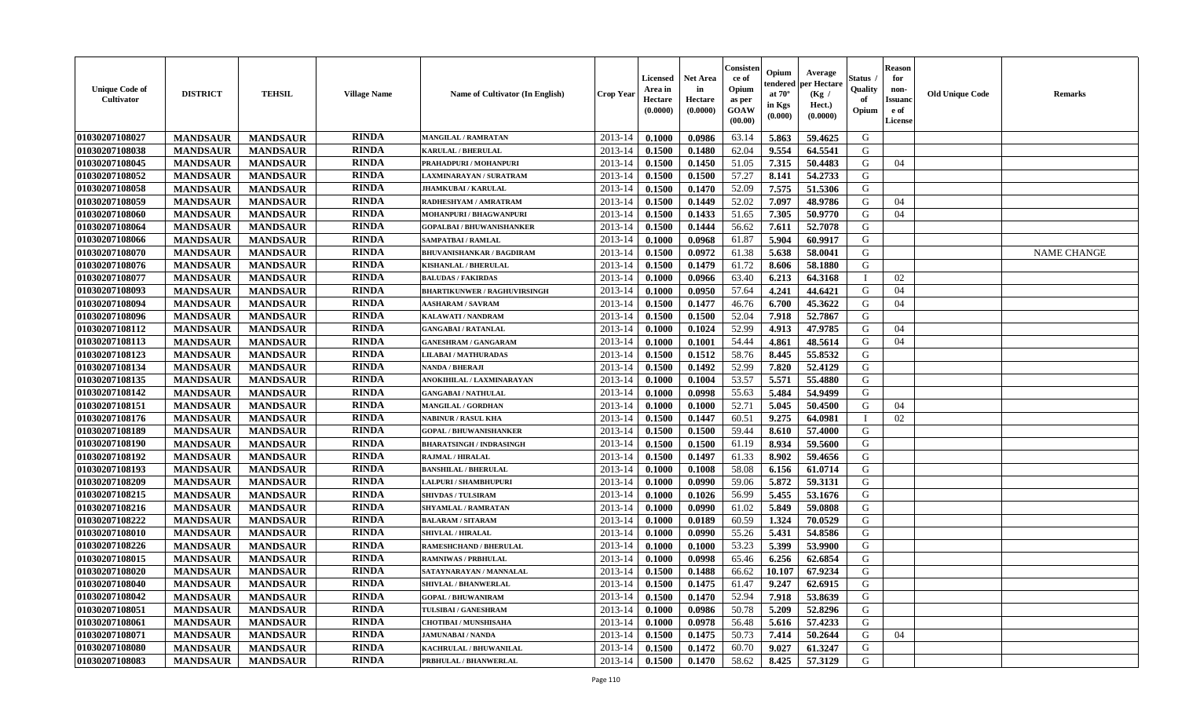| Unique Code of Cultivator | DISTRICT | TEHSIL | Village Name | Name of Cultivator (In English) | Crop Year | Licensed Area in Hectare (0.0000) | Net Area in Hectare (0.0000) | Consistence of Opium as per GOAW (00.00) | Opium tendered at 70° in Kgs (0.000) | Average per Hectare (Kg / Hect.) (0.0000) | Status / Quality of Opium | Reason for non-Issuance of License | Old Unique Code | Remarks |
|---|---|---|---|---|---|---|---|---|---|---|---|---|---|---|
| 01030207108027 | MANDSAUR | MANDSAUR | RINDA | MANGILAL / RAMRATAN | 2013-14 | 0.1000 | 0.0986 | 63.14 | 5.863 | 59.4625 | G | | | |
| 01030207108038 | MANDSAUR | MANDSAUR | RINDA | KARULAL / BHERULAL | 2013-14 | 0.1500 | 0.1480 | 62.04 | 9.554 | 64.5541 | G | | | |
| 01030207108045 | MANDSAUR | MANDSAUR | RINDA | PRAHADPURI / MOHANPURI | 2013-14 | 0.1500 | 0.1450 | 51.05 | 7.315 | 50.4483 | G | 04 | | |
| 01030207108052 | MANDSAUR | MANDSAUR | RINDA | LAXMINARAYAN / SURATRAM | 2013-14 | 0.1500 | 0.1500 | 57.27 | 8.141 | 54.2733 | G | | | |
| 01030207108058 | MANDSAUR | MANDSAUR | RINDA | JHAMKUBAI / KARULAL | 2013-14 | 0.1500 | 0.1470 | 52.09 | 7.575 | 51.5306 | G | | | |
| 01030207108059 | MANDSAUR | MANDSAUR | RINDA | RADHESHYAM / AMRATRAM | 2013-14 | 0.1500 | 0.1449 | 52.02 | 7.097 | 48.9786 | G | 04 | | |
| 01030207108060 | MANDSAUR | MANDSAUR | RINDA | MOHANPURI / BHAGWANPURI | 2013-14 | 0.1500 | 0.1433 | 51.65 | 7.305 | 50.9770 | G | 04 | | |
| 01030207108064 | MANDSAUR | MANDSAUR | RINDA | GOPALBAI / BHUWANISHANKER | 2013-14 | 0.1500 | 0.1444 | 56.62 | 7.611 | 52.7078 | G | | | |
| 01030207108066 | MANDSAUR | MANDSAUR | RINDA | SAMPATBAI / RAMLAL | 2013-14 | 0.1000 | 0.0968 | 61.87 | 5.904 | 60.9917 | G | | | |
| 01030207108070 | MANDSAUR | MANDSAUR | RINDA | BHUVANISHANKAR / BAGDIRAM | 2013-14 | 0.1500 | 0.0972 | 61.38 | 5.638 | 58.0041 | G | | | NAME CHANGE |
| 01030207108076 | MANDSAUR | MANDSAUR | RINDA | KISHANLAL / BHERULAL | 2013-14 | 0.1500 | 0.1479 | 61.72 | 8.606 | 58.1880 | G | | | |
| 01030207108077 | MANDSAUR | MANDSAUR | RINDA | BALUDAS / FAKIRDAS | 2013-14 | 0.1000 | 0.0966 | 63.40 | 6.213 | 64.3168 | I | 02 | | |
| 01030207108093 | MANDSAUR | MANDSAUR | RINDA | BHARTIKUNWER / RAGHUVIRSINGH | 2013-14 | 0.1000 | 0.0950 | 57.64 | 4.241 | 44.6421 | G | 04 | | |
| 01030207108094 | MANDSAUR | MANDSAUR | RINDA | AASHARAM / SAVRAM | 2013-14 | 0.1500 | 0.1477 | 46.76 | 6.700 | 45.3622 | G | 04 | | |
| 01030207108096 | MANDSAUR | MANDSAUR | RINDA | KALAWATI / NANDRAM | 2013-14 | 0.1500 | 0.1500 | 52.04 | 7.918 | 52.7867 | G | | | |
| 01030207108112 | MANDSAUR | MANDSAUR | RINDA | GANGABAI / RATANLAL | 2013-14 | 0.1000 | 0.1024 | 52.99 | 4.913 | 47.9785 | G | 04 | | |
| 01030207108113 | MANDSAUR | MANDSAUR | RINDA | GANESHRAM / GANGARAM | 2013-14 | 0.1000 | 0.1001 | 54.44 | 4.861 | 48.5614 | G | 04 | | |
| 01030207108123 | MANDSAUR | MANDSAUR | RINDA | LILABAI / MATHURADAS | 2013-14 | 0.1500 | 0.1512 | 58.76 | 8.445 | 55.8532 | G | | | |
| 01030207108134 | MANDSAUR | MANDSAUR | RINDA | NANDA / BHERAJI | 2013-14 | 0.1500 | 0.1492 | 52.99 | 7.820 | 52.4129 | G | | | |
| 01030207108135 | MANDSAUR | MANDSAUR | RINDA | ANOKHILAL / LAXMINARAYAN | 2013-14 | 0.1000 | 0.1004 | 53.57 | 5.571 | 55.4880 | G | | | |
| 01030207108142 | MANDSAUR | MANDSAUR | RINDA | GANGABAI / NATHULAL | 2013-14 | 0.1000 | 0.0998 | 55.63 | 5.484 | 54.9499 | G | | | |
| 01030207108151 | MANDSAUR | MANDSAUR | RINDA | MANGILAL / GORDHAN | 2013-14 | 0.1000 | 0.1000 | 52.71 | 5.045 | 50.4500 | G | 04 | | |
| 01030207108176 | MANDSAUR | MANDSAUR | RINDA | NABINUR / RASUL KHA | 2013-14 | 0.1500 | 0.1447 | 60.51 | 9.275 | 64.0981 | I | 02 | | |
| 01030207108189 | MANDSAUR | MANDSAUR | RINDA | GOPAL / BHUWANISHANKER | 2013-14 | 0.1500 | 0.1500 | 59.44 | 8.610 | 57.4000 | G | | | |
| 01030207108190 | MANDSAUR | MANDSAUR | RINDA | BHARATSINGH / INDRASINGH | 2013-14 | 0.1500 | 0.1500 | 61.19 | 8.934 | 59.5600 | G | | | |
| 01030207108192 | MANDSAUR | MANDSAUR | RINDA | RAJMAL / HIRALAL | 2013-14 | 0.1500 | 0.1497 | 61.33 | 8.902 | 59.4656 | G | | | |
| 01030207108193 | MANDSAUR | MANDSAUR | RINDA | BANSHILAL / BHERULAL | 2013-14 | 0.1000 | 0.1008 | 58.08 | 6.156 | 61.0714 | G | | | |
| 01030207108209 | MANDSAUR | MANDSAUR | RINDA | LALPURI / SHAMBHUPURI | 2013-14 | 0.1000 | 0.0990 | 59.06 | 5.872 | 59.3131 | G | | | |
| 01030207108215 | MANDSAUR | MANDSAUR | RINDA | SHIVDAS / TULSIRAM | 2013-14 | 0.1000 | 0.1026 | 56.99 | 5.455 | 53.1676 | G | | | |
| 01030207108216 | MANDSAUR | MANDSAUR | RINDA | SHYAMLAL / RAMRATAN | 2013-14 | 0.1000 | 0.0990 | 61.02 | 5.849 | 59.0808 | G | | | |
| 01030207108222 | MANDSAUR | MANDSAUR | RINDA | BALARAM / SITARAM | 2013-14 | 0.1000 | 0.0189 | 60.59 | 1.324 | 70.0529 | G | | | |
| 01030207108010 | MANDSAUR | MANDSAUR | RINDA | SHIVLAL / HIRALAL | 2013-14 | 0.1000 | 0.0990 | 55.26 | 5.431 | 54.8586 | G | | | |
| 01030207108226 | MANDSAUR | MANDSAUR | RINDA | RAMESHCHAND / BHERULAL | 2013-14 | 0.1000 | 0.1000 | 53.23 | 5.399 | 53.9900 | G | | | |
| 01030207108015 | MANDSAUR | MANDSAUR | RINDA | RAMNIWAS / PRBHULAL | 2013-14 | 0.1000 | 0.0998 | 65.46 | 6.256 | 62.6854 | G | | | |
| 01030207108020 | MANDSAUR | MANDSAUR | RINDA | SATAYNARAYAN / MANNALAL | 2013-14 | 0.1500 | 0.1488 | 66.62 | 10.107 | 67.9234 | G | | | |
| 01030207108040 | MANDSAUR | MANDSAUR | RINDA | SHIVLAL / BHANWERLAL | 2013-14 | 0.1500 | 0.1475 | 61.47 | 9.247 | 62.6915 | G | | | |
| 01030207108042 | MANDSAUR | MANDSAUR | RINDA | GOPAL / BHUWANIRAM | 2013-14 | 0.1500 | 0.1470 | 52.94 | 7.918 | 53.8639 | G | | | |
| 01030207108051 | MANDSAUR | MANDSAUR | RINDA | TULSIBAI / GANESHRAM | 2013-14 | 0.1000 | 0.0986 | 50.78 | 5.209 | 52.8296 | G | | | |
| 01030207108061 | MANDSAUR | MANDSAUR | RINDA | CHOTIBAI / MUNSHISAHA | 2013-14 | 0.1000 | 0.0978 | 56.48 | 5.616 | 57.4233 | G | | | |
| 01030207108071 | MANDSAUR | MANDSAUR | RINDA | JAMUNABAI / NANDA | 2013-14 | 0.1500 | 0.1475 | 50.73 | 7.414 | 50.2644 | G | 04 | | |
| 01030207108080 | MANDSAUR | MANDSAUR | RINDA | KACHRULAL / BHUWANILAL | 2013-14 | 0.1500 | 0.1472 | 60.70 | 9.027 | 61.3247 | G | | | |
| 01030207108083 | MANDSAUR | MANDSAUR | RINDA | PRBHULAL / BHANWERLAL | 2013-14 | 0.1500 | 0.1470 | 58.62 | 8.425 | 57.3129 | G | | | |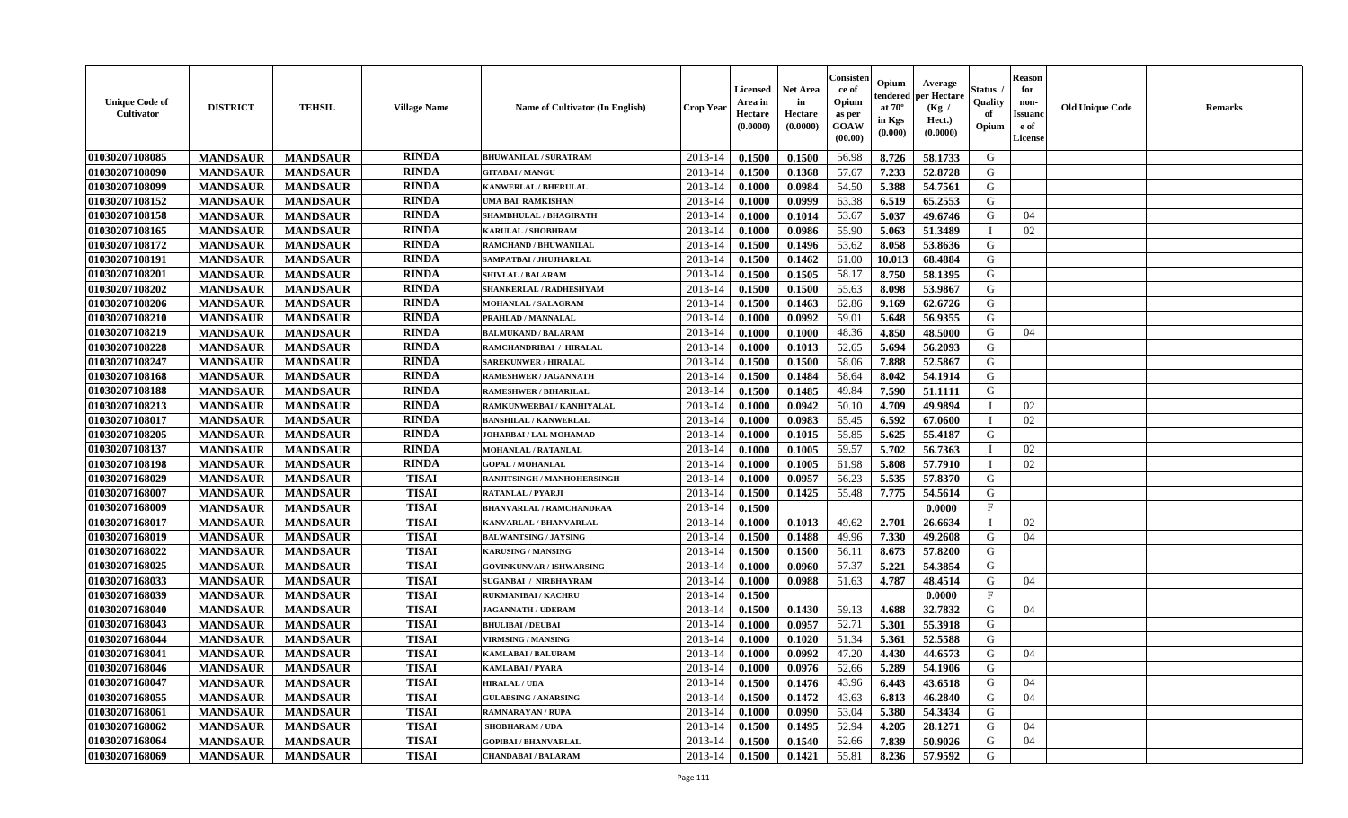| Unique Code of Cultivator | DISTRICT | TEHSIL | Village Name | Name of Cultivator (In English) | Crop Year | Licensed Area in Hectare (0.0000) | Net Area in Hectare (0.0000) | Consistence of Opium as per GOAW (00.00) | Opium tendered at 70° in Kgs (0.000) | Average per Hectare (Kg / Hect.) (0.0000) | Status / Quality of Opium | Reason for non-Issuance of License | Old Unique Code | Remarks |
|---|---|---|---|---|---|---|---|---|---|---|---|---|---|---|
| 01030207108085 | MANDSAUR | MANDSAUR | RINDA | BHUWANILAL / SURATRAM | 2013-14 | 0.1500 | 0.1500 | 56.98 | 8.726 | 58.1733 | G | | | |
| 01030207108090 | MANDSAUR | MANDSAUR | RINDA | GITABAI / MANGU | 2013-14 | 0.1500 | 0.1368 | 57.67 | 7.233 | 52.8728 | G | | | |
| 01030207108099 | MANDSAUR | MANDSAUR | RINDA | KANWERLAL / BHERULAL | 2013-14 | 0.1000 | 0.0984 | 54.50 | 5.388 | 54.7561 | G | | | |
| 01030207108152 | MANDSAUR | MANDSAUR | RINDA | UMA BAI RAMKISHAN | 2013-14 | 0.1000 | 0.0999 | 63.38 | 6.519 | 65.2553 | G | | | |
| 01030207108158 | MANDSAUR | MANDSAUR | RINDA | SHAMBHULAL / BHAGIRATH | 2013-14 | 0.1000 | 0.1014 | 53.67 | 5.037 | 49.6746 | G | 04 | | |
| 01030207108165 | MANDSAUR | MANDSAUR | RINDA | KARULAL / SHOBHRAM | 2013-14 | 0.1000 | 0.0986 | 55.90 | 5.063 | 51.3489 | I | 02 | | |
| 01030207108172 | MANDSAUR | MANDSAUR | RINDA | RAMCHAND / BHUWANILAL | 2013-14 | 0.1500 | 0.1496 | 53.62 | 8.058 | 53.8636 | G | | | |
| 01030207108191 | MANDSAUR | MANDSAUR | RINDA | SAMPATBAI / JHUJHARLAL | 2013-14 | 0.1500 | 0.1462 | 61.00 | 10.013 | 68.4884 | G | | | |
| 01030207108201 | MANDSAUR | MANDSAUR | RINDA | SHIVLAL / BALARAM | 2013-14 | 0.1500 | 0.1505 | 58.17 | 8.750 | 58.1395 | G | | | |
| 01030207108202 | MANDSAUR | MANDSAUR | RINDA | SHANKERLAL / RADHESHYAM | 2013-14 | 0.1500 | 0.1500 | 55.63 | 8.098 | 53.9867 | G | | | |
| 01030207108206 | MANDSAUR | MANDSAUR | RINDA | MOHANLAL / SALAGRAM | 2013-14 | 0.1500 | 0.1463 | 62.86 | 9.169 | 62.6726 | G | | | |
| 01030207108210 | MANDSAUR | MANDSAUR | RINDA | PRAHLAD / MANNALAL | 2013-14 | 0.1000 | 0.0992 | 59.01 | 5.648 | 56.9355 | G | | | |
| 01030207108219 | MANDSAUR | MANDSAUR | RINDA | BALMUKAND / BALARAM | 2013-14 | 0.1000 | 0.1000 | 48.36 | 4.850 | 48.5000 | G | 04 | | |
| 01030207108228 | MANDSAUR | MANDSAUR | RINDA | RAMCHANDRIBAI / HIRALAL | 2013-14 | 0.1000 | 0.1013 | 52.65 | 5.694 | 56.2093 | G | | | |
| 01030207108247 | MANDSAUR | MANDSAUR | RINDA | SAREKUNWER / HIRALAL | 2013-14 | 0.1500 | 0.1500 | 58.06 | 7.888 | 52.5867 | G | | | |
| 01030207108168 | MANDSAUR | MANDSAUR | RINDA | RAMESHWER / JAGANNATH | 2013-14 | 0.1500 | 0.1484 | 58.64 | 8.042 | 54.1914 | G | | | |
| 01030207108188 | MANDSAUR | MANDSAUR | RINDA | RAMESHWER / BIHARILAL | 2013-14 | 0.1500 | 0.1485 | 49.84 | 7.590 | 51.1111 | G | | | |
| 01030207108213 | MANDSAUR | MANDSAUR | RINDA | RAMKUNWERBAI / KANHIYALAL | 2013-14 | 0.1000 | 0.0942 | 50.10 | 4.709 | 49.9894 | I | 02 | | |
| 01030207108017 | MANDSAUR | MANDSAUR | RINDA | BANSHILAL / KANWERLAL | 2013-14 | 0.1000 | 0.0983 | 65.45 | 6.592 | 67.0600 | I | 02 | | |
| 01030207108205 | MANDSAUR | MANDSAUR | RINDA | JOHARBAI / LAL MOHAMAD | 2013-14 | 0.1000 | 0.1015 | 55.85 | 5.625 | 55.4187 | G | | | |
| 01030207108137 | MANDSAUR | MANDSAUR | RINDA | MOHANLAL / RATANLAL | 2013-14 | 0.1000 | 0.1005 | 59.57 | 5.702 | 56.7363 | I | 02 | | |
| 01030207108198 | MANDSAUR | MANDSAUR | RINDA | GOPAL / MOHANLAL | 2013-14 | 0.1000 | 0.1005 | 61.98 | 5.808 | 57.7910 | I | 02 | | |
| 01030207168029 | MANDSAUR | MANDSAUR | TISAI | RANJITSINGH / MANHOHERSINGH | 2013-14 | 0.1000 | 0.0957 | 56.23 | 5.535 | 57.8370 | G | | | |
| 01030207168007 | MANDSAUR | MANDSAUR | TISAI | RATANLAL / PYARJI | 2013-14 | 0.1500 | 0.1425 | 55.48 | 7.775 | 54.5614 | G | | | |
| 01030207168009 | MANDSAUR | MANDSAUR | TISAI | BHANVARLAL / RAMCHANDRAA | 2013-14 | 0.1500 | | | | 0.0000 | F | | | |
| 01030207168017 | MANDSAUR | MANDSAUR | TISAI | KANVARLAL / BHANVARLAL | 2013-14 | 0.1000 | 0.1013 | 49.62 | 2.701 | 26.6634 | I | 02 | | |
| 01030207168019 | MANDSAUR | MANDSAUR | TISAI | BALWANTSING / JAYSING | 2013-14 | 0.1500 | 0.1488 | 49.96 | 7.330 | 49.2608 | G | 04 | | |
| 01030207168022 | MANDSAUR | MANDSAUR | TISAI | KARUSING / MANSING | 2013-14 | 0.1500 | 0.1500 | 56.11 | 8.673 | 57.8200 | G | | | |
| 01030207168025 | MANDSAUR | MANDSAUR | TISAI | GOVINKUNVAR / ISHWARSING | 2013-14 | 0.1000 | 0.0960 | 57.37 | 5.221 | 54.3854 | G | | | |
| 01030207168033 | MANDSAUR | MANDSAUR | TISAI | SUGANBAI / NIRBHAYRAM | 2013-14 | 0.1000 | 0.0988 | 51.63 | 4.787 | 48.4514 | G | 04 | | |
| 01030207168039 | MANDSAUR | MANDSAUR | TISAI | RUKMANIBAI / KACHRU | 2013-14 | 0.1500 | | | | 0.0000 | F | | | |
| 01030207168040 | MANDSAUR | MANDSAUR | TISAI | JAGANNATH / UDERAM | 2013-14 | 0.1500 | 0.1430 | 59.13 | 4.688 | 32.7832 | G | 04 | | |
| 01030207168043 | MANDSAUR | MANDSAUR | TISAI | BHULIBAI / DEUBAI | 2013-14 | 0.1000 | 0.0957 | 52.71 | 5.301 | 55.3918 | G | | | |
| 01030207168044 | MANDSAUR | MANDSAUR | TISAI | VIRMSING / MANSING | 2013-14 | 0.1000 | 0.1020 | 51.34 | 5.361 | 52.5588 | G | | | |
| 01030207168041 | MANDSAUR | MANDSAUR | TISAI | KAMLABAI / BALURAM | 2013-14 | 0.1000 | 0.0992 | 47.20 | 4.430 | 44.6573 | G | 04 | | |
| 01030207168046 | MANDSAUR | MANDSAUR | TISAI | KAMLABAI / PYARA | 2013-14 | 0.1000 | 0.0976 | 52.66 | 5.289 | 54.1906 | G | | | |
| 01030207168047 | MANDSAUR | MANDSAUR | TISAI | HIRALAL / UDA | 2013-14 | 0.1500 | 0.1476 | 43.96 | 6.443 | 43.6518 | G | 04 | | |
| 01030207168055 | MANDSAUR | MANDSAUR | TISAI | GULABSING / ANARSING | 2013-14 | 0.1500 | 0.1472 | 43.63 | 6.813 | 46.2840 | G | 04 | | |
| 01030207168061 | MANDSAUR | MANDSAUR | TISAI | RAMNARAYAN / RUPA | 2013-14 | 0.1000 | 0.0990 | 53.04 | 5.380 | 54.3434 | G | | | |
| 01030207168062 | MANDSAUR | MANDSAUR | TISAI | SHOBHARAM / UDA | 2013-14 | 0.1500 | 0.1495 | 52.94 | 4.205 | 28.1271 | G | 04 | | |
| 01030207168064 | MANDSAUR | MANDSAUR | TISAI | GOPIBAI / BHANVARLAL | 2013-14 | 0.1500 | 0.1540 | 52.66 | 7.839 | 50.9026 | G | 04 | | |
| 01030207168069 | MANDSAUR | MANDSAUR | TISAI | CHANDABAI / BALARAM | 2013-14 | 0.1500 | 0.1421 | 55.81 | 8.236 | 57.9592 | G | | | |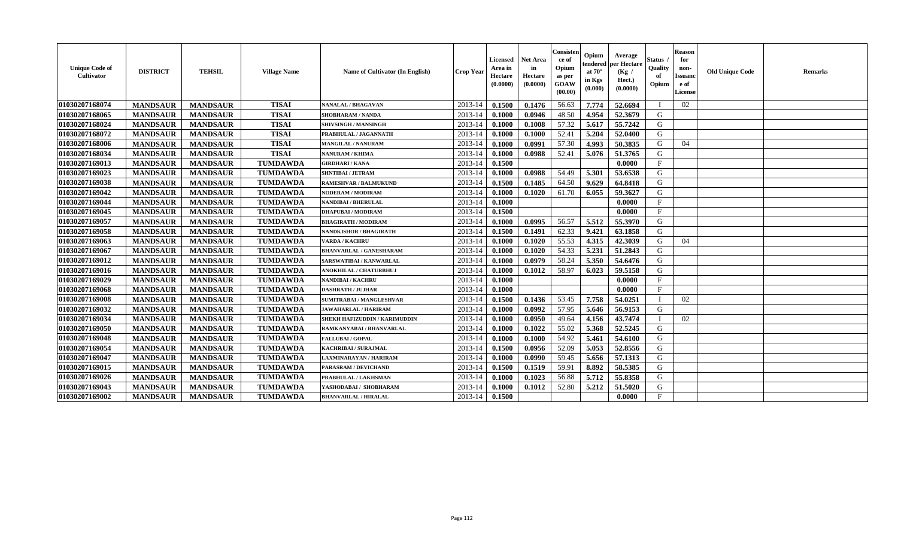| Unique Code of Cultivator | DISTRICT | TEHSIL | Village Name | Name of Cultivator (In English) | Crop Year | Licensed Area in Hectare (0.0000) | Net Area in Hectare (0.0000) | Consistence of Opium as per GOAW (00.00) | Opium tendered at 70° in Kgs (0.000) | Average per Hectare (Kg / Hect.) (0.0000) | Status / Quality of Opium | Reason for non-Issuance of License | Old Unique Code | Remarks |
|---|---|---|---|---|---|---|---|---|---|---|---|---|---|---|
| 01030207168074 | MANDSAUR | MANDSAUR | TISAI | NANALAL / BHAGAVAN | 2013-14 | 0.1500 | 0.1476 | 56.63 | 7.774 | 52.6694 | I | 02 | | |
| 01030207168065 | MANDSAUR | MANDSAUR | TISAI | SHOBHARAM / NANDA | 2013-14 | 0.1000 | 0.0946 | 48.50 | 4.954 | 52.3679 | G | | | |
| 01030207168024 | MANDSAUR | MANDSAUR | TISAI | SHIVSINGH / MANSINGH | 2013-14 | 0.1000 | 0.1008 | 57.32 | 5.617 | 55.7242 | G | | | |
| 01030207168072 | MANDSAUR | MANDSAUR | TISAI | PRABHULAL / JAGANNATH | 2013-14 | 0.1000 | 0.1000 | 52.41 | 5.204 | 52.0400 | G | | | |
| 01030207168006 | MANDSAUR | MANDSAUR | TISAI | MANGILAL / NANURAM | 2013-14 | 0.1000 | 0.0991 | 57.30 | 4.993 | 50.3835 | G | 04 | | |
| 01030207168034 | MANDSAUR | MANDSAUR | TISAI | NANURAM / KHIMA | 2013-14 | 0.1000 | 0.0988 | 52.41 | 5.076 | 51.3765 | G | | | |
| 01030207169013 | MANDSAUR | MANDSAUR | TUMDAWDA | GIRDHARI / KANA | 2013-14 | 0.1500 | | | | 0.0000 | F | | | |
| 01030207169023 | MANDSAUR | MANDSAUR | TUMDAWDA | SHNTIBAI / JETRAM | 2013-14 | 0.1000 | 0.0988 | 54.49 | 5.301 | 53.6538 | G | | | |
| 01030207169038 | MANDSAUR | MANDSAUR | TUMDAWDA | RAMESHVAR / BALMUKUND | 2013-14 | 0.1500 | 0.1485 | 64.50 | 9.629 | 64.8418 | G | | | |
| 01030207169042 | MANDSAUR | MANDSAUR | TUMDAWDA | NODERAM / MODIRAM | 2013-14 | 0.1000 | 0.1020 | 61.70 | 6.055 | 59.3627 | G | | | |
| 01030207169044 | MANDSAUR | MANDSAUR | TUMDAWDA | NANDIBAI / BHERULAL | 2013-14 | 0.1000 | | | | 0.0000 | F | | | |
| 01030207169045 | MANDSAUR | MANDSAUR | TUMDAWDA | DHAPUBAI / MODIRAM | 2013-14 | 0.1500 | | | | 0.0000 | F | | | |
| 01030207169057 | MANDSAUR | MANDSAUR | TUMDAWDA | BHAGIRATH / MODIRAM | 2013-14 | 0.1000 | 0.0995 | 56.57 | 5.512 | 55.3970 | G | | | |
| 01030207169058 | MANDSAUR | MANDSAUR | TUMDAWDA | NANDKISHOR / BHAGIRATH | 2013-14 | 0.1500 | 0.1491 | 62.33 | 9.421 | 63.1858 | G | | | |
| 01030207169063 | MANDSAUR | MANDSAUR | TUMDAWDA | VARDA / KACHRU | 2013-14 | 0.1000 | 0.1020 | 55.53 | 4.315 | 42.3039 | G | 04 | | |
| 01030207169067 | MANDSAUR | MANDSAUR | TUMDAWDA | BHANVARLAL / GANESHARAM | 2013-14 | 0.1000 | 0.1020 | 54.33 | 5.231 | 51.2843 | G | | | |
| 01030207169012 | MANDSAUR | MANDSAUR | TUMDAWDA | SARSWATIBAI / KANWARLAL | 2013-14 | 0.1000 | 0.0979 | 58.24 | 5.350 | 54.6476 | G | | | |
| 01030207169016 | MANDSAUR | MANDSAUR | TUMDAWDA | ANOKHILAL / CHATURBHUJ | 2013-14 | 0.1000 | 0.1012 | 58.97 | 6.023 | 59.5158 | G | | | |
| 01030207169029 | MANDSAUR | MANDSAUR | TUMDAWDA | NANDIBAI / KACHRU | 2013-14 | 0.1000 | | | | 0.0000 | F | | | |
| 01030207169068 | MANDSAUR | MANDSAUR | TUMDAWDA | DASHRATH / JUJHAR | 2013-14 | 0.1000 | | | | 0.0000 | F | | | |
| 01030207169008 | MANDSAUR | MANDSAUR | TUMDAWDA | SUMITRABAI / MANGLESHVAR | 2013-14 | 0.1500 | 0.1436 | 53.45 | 7.758 | 54.0251 | I | 02 | | |
| 01030207169032 | MANDSAUR | MANDSAUR | TUMDAWDA | JAWAHARLAL / HARIRAM | 2013-14 | 0.1000 | 0.0992 | 57.95 | 5.646 | 56.9153 | G | | | |
| 01030207169034 | MANDSAUR | MANDSAUR | TUMDAWDA | SHEKH HAFIZUDDIN / KARIMUDDIN | 2013-14 | 0.1000 | 0.0950 | 49.64 | 4.156 | 43.7474 | I | 02 | | |
| 01030207169050 | MANDSAUR | MANDSAUR | TUMDAWDA | RAMKANYABAI / BHANVARLAL | 2013-14 | 0.1000 | 0.1022 | 55.02 | 5.368 | 52.5245 | G | | | |
| 01030207169048 | MANDSAUR | MANDSAUR | TUMDAWDA | FALLUBAI / GOPAL | 2013-14 | 0.1000 | 0.1000 | 54.92 | 5.461 | 54.6100 | G | | | |
| 01030207169054 | MANDSAUR | MANDSAUR | TUMDAWDA | KACHRIBAI / SURAJMAL | 2013-14 | 0.1500 | 0.0956 | 52.09 | 5.053 | 52.8556 | G | | | |
| 01030207169047 | MANDSAUR | MANDSAUR | TUMDAWDA | LAXMINARAYAN / HARIRAM | 2013-14 | 0.1000 | 0.0990 | 59.45 | 5.656 | 57.1313 | G | | | |
| 01030207169015 | MANDSAUR | MANDSAUR | TUMDAWDA | PARASRAM / DEVICHAND | 2013-14 | 0.1500 | 0.1519 | 59.91 | 8.892 | 58.5385 | G | | | |
| 01030207169026 | MANDSAUR | MANDSAUR | TUMDAWDA | PRABHULAL / LAKHSMAN | 2013-14 | 0.1000 | 0.1023 | 56.88 | 5.712 | 55.8358 | G | | | |
| 01030207169043 | MANDSAUR | MANDSAUR | TUMDAWDA | YASHODABAI / SHOBHARAM | 2013-14 | 0.1000 | 0.1012 | 52.80 | 5.212 | 51.5020 | G | | | |
| 01030207169002 | MANDSAUR | MANDSAUR | TUMDAWDA | BHANVARLAL / HIRALAL | 2013-14 | 0.1500 | | | | 0.0000 | F | | | |